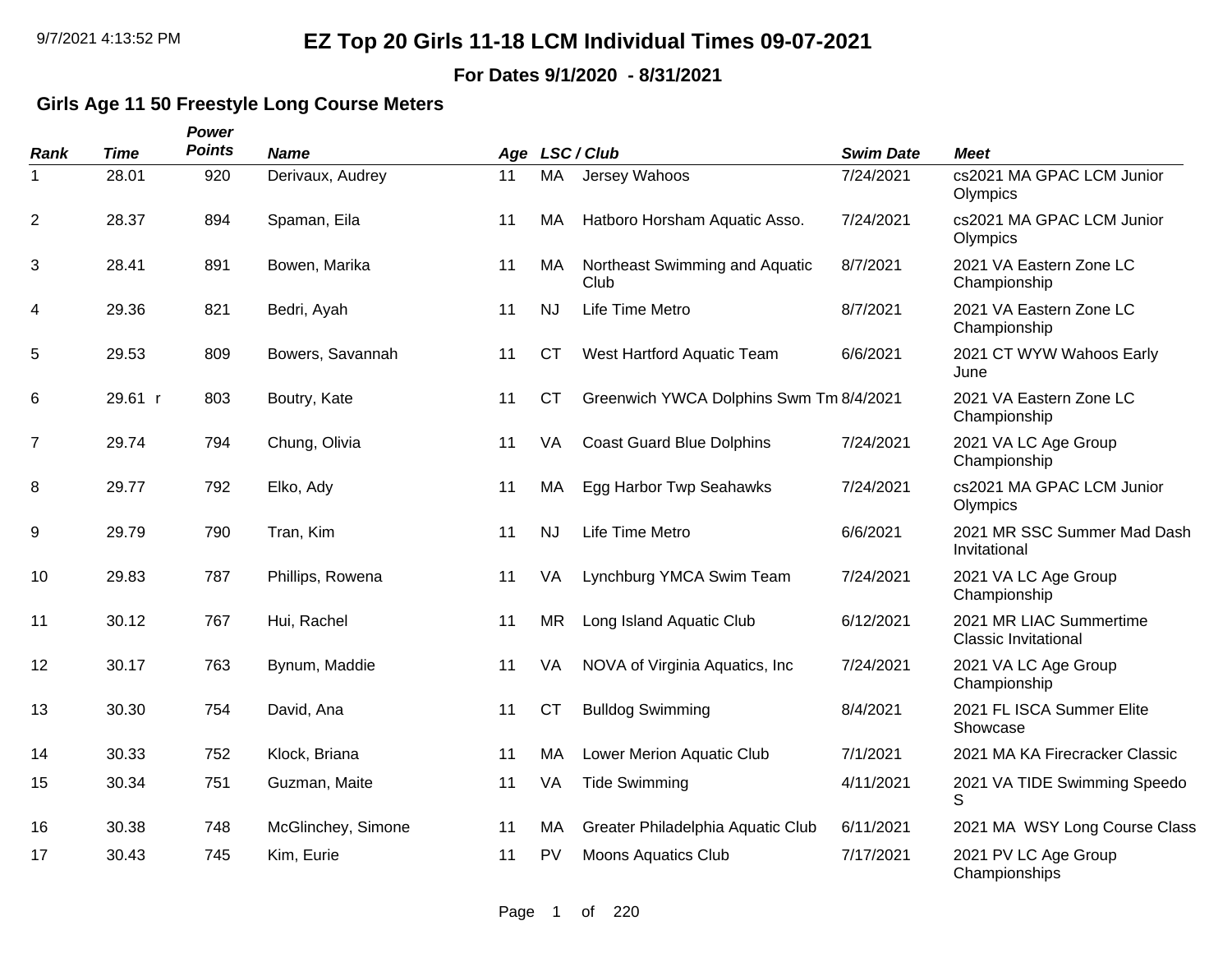# EZ Top 20 Girls 11-18 LCM Individual Times 09-07-2021

**For Dates 9/1/2020 - 8/31/2021**

### Girls Age 11 50 Freestyle Long Course Meters

| Rank | Time | Power Points | Name | Age | LSC | Club | Swim Date | Meet |
|---|---|---|---|---|---|---|---|---|
| 1 | 28.01 | 920 | Derivaux, Audrey | 11 | MA | Jersey Wahoos | 7/24/2021 | cs2021 MA GPAC LCM Junior Olympics |
| 2 | 28.37 | 894 | Spaman, Eila | 11 | MA | Hatboro Horsham Aquatic Asso. | 7/24/2021 | cs2021 MA GPAC LCM Junior Olympics |
| 3 | 28.41 | 891 | Bowen, Marika | 11 | MA | Northeast Swimming and Aquatic Club | 8/7/2021 | 2021 VA Eastern Zone LC Championship |
| 4 | 29.36 | 821 | Bedri, Ayah | 11 | NJ | Life Time Metro | 8/7/2021 | 2021 VA Eastern Zone LC Championship |
| 5 | 29.53 | 809 | Bowers, Savannah | 11 | CT | West Hartford Aquatic Team | 6/6/2021 | 2021 CT WYW Wahoos Early June |
| 6 | 29.61 r | 803 | Boutry, Kate | 11 | CT | Greenwich YWCA Dolphins Swm Tm | 8/4/2021 | 2021 VA Eastern Zone LC Championship |
| 7 | 29.74 | 794 | Chung, Olivia | 11 | VA | Coast Guard Blue Dolphins | 7/24/2021 | 2021 VA LC Age Group Championship |
| 8 | 29.77 | 792 | Elko, Ady | 11 | MA | Egg Harbor Twp Seahawks | 7/24/2021 | cs2021 MA GPAC LCM Junior Olympics |
| 9 | 29.79 | 790 | Tran, Kim | 11 | NJ | Life Time Metro | 6/6/2021 | 2021 MR SSC Summer Mad Dash Invitational |
| 10 | 29.83 | 787 | Phillips, Rowena | 11 | VA | Lynchburg YMCA Swim Team | 7/24/2021 | 2021 VA LC Age Group Championship |
| 11 | 30.12 | 767 | Hui, Rachel | 11 | MR | Long Island Aquatic Club | 6/12/2021 | 2021 MR LIAC Summertime Classic Invitational |
| 12 | 30.17 | 763 | Bynum, Maddie | 11 | VA | NOVA of Virginia Aquatics, Inc | 7/24/2021 | 2021 VA LC Age Group Championship |
| 13 | 30.30 | 754 | David, Ana | 11 | CT | Bulldog Swimming | 8/4/2021 | 2021 FL ISCA Summer Elite Showcase |
| 14 | 30.33 | 752 | Klock, Briana | 11 | MA | Lower Merion Aquatic Club | 7/1/2021 | 2021 MA KA Firecracker Classic |
| 15 | 30.34 | 751 | Guzman, Maite | 11 | VA | Tide Swimming | 4/11/2021 | 2021 VA TIDE Swimming Speedo S |
| 16 | 30.38 | 748 | McGlinchey, Simone | 11 | MA | Greater Philadelphia Aquatic Club | 6/11/2021 | 2021 MA WSY Long Course Class |
| 17 | 30.43 | 745 | Kim, Eurie | 11 | PV | Moons Aquatics Club | 7/17/2021 | 2021 PV LC Age Group Championships |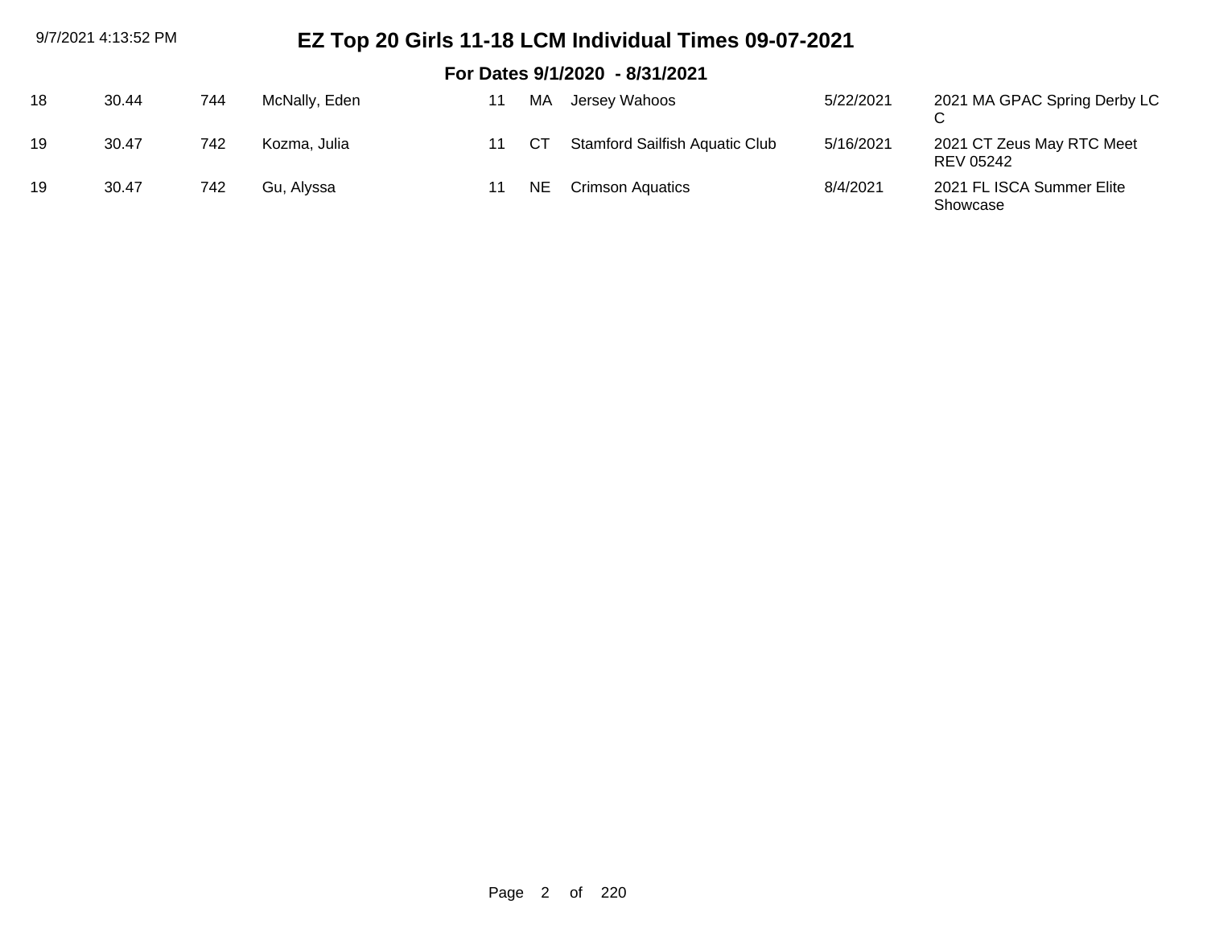# EZ Top 20 Girls 11-18 LCM Individual Times 09-07-2021

## For Dates 9/1/2020 - 8/31/2021

| | | | | | | | | |
|---|---|---|---|---|---|---|---|---|
| 18 | 30.44 | 744 | McNally, Eden | 11 | MA | Jersey Wahoos | 5/22/2021 | 2021 MA GPAC Spring Derby LC C |
| 19 | 30.47 | 742 | Kozma, Julia | 11 | CT | Stamford Sailfish Aquatic Club | 5/16/2021 | 2021 CT Zeus May RTC Meet REV 05242 |
| 19 | 30.47 | 742 | Gu, Alyssa | 11 | NE | Crimson Aquatics | 8/4/2021 | 2021 FL ISCA Summer Elite Showcase |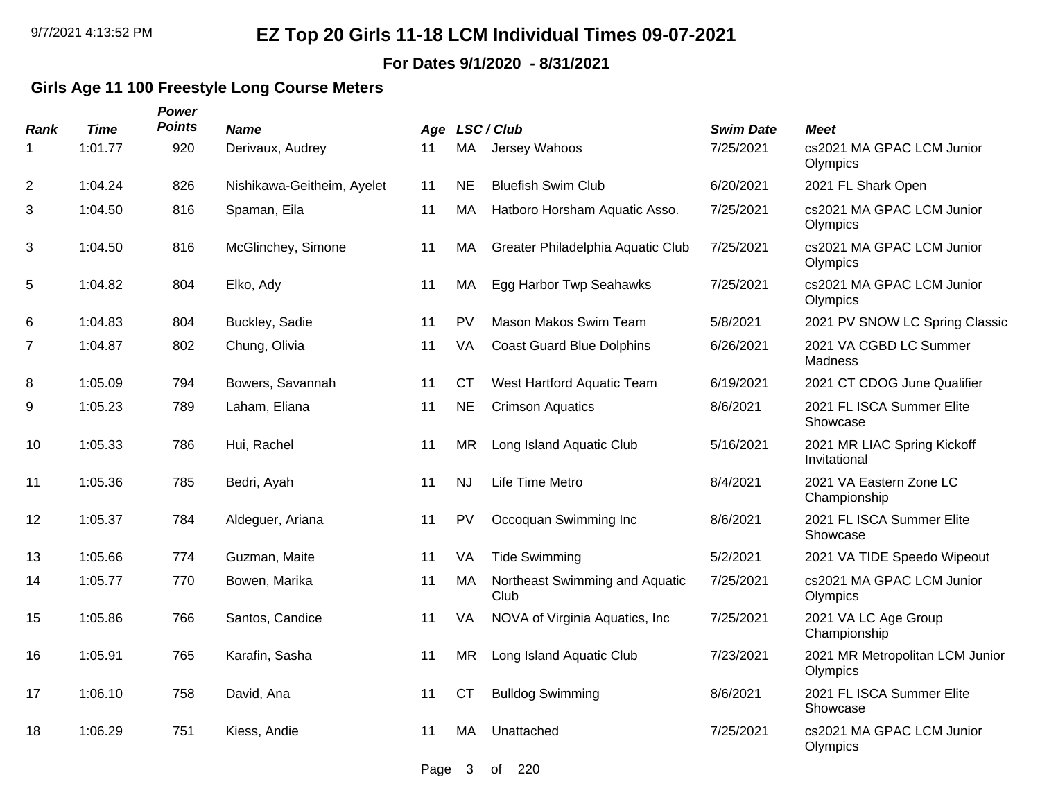# EZ Top 20 Girls 11-18 LCM Individual Times 09-07-2021

**For Dates 9/1/2020 - 8/31/2021**

### Girls Age 11 100 Freestyle Long Course Meters

| Rank | Time | Power Points | Name | Age | LSC | Club | Swim Date | Meet |
|---|---|---|---|---|---|---|---|---|
| 1 | 1:01.77 | 920 | Derivaux, Audrey | 11 | MA | Jersey Wahoos | 7/25/2021 | cs2021 MA GPAC LCM Junior Olympics |
| 2 | 1:04.24 | 826 | Nishikawa-Geitheim, Ayelet | 11 | NE | Bluefish Swim Club | 6/20/2021 | 2021 FL Shark Open |
| 3 | 1:04.50 | 816 | Spaman, Eila | 11 | MA | Hatboro Horsham Aquatic Asso. | 7/25/2021 | cs2021 MA GPAC LCM Junior Olympics |
| 3 | 1:04.50 | 816 | McGlinchey, Simone | 11 | MA | Greater Philadelphia Aquatic Club | 7/25/2021 | cs2021 MA GPAC LCM Junior Olympics |
| 5 | 1:04.82 | 804 | Elko, Ady | 11 | MA | Egg Harbor Twp Seahawks | 7/25/2021 | cs2021 MA GPAC LCM Junior Olympics |
| 6 | 1:04.83 | 804 | Buckley, Sadie | 11 | PV | Mason Makos Swim Team | 5/8/2021 | 2021 PV SNOW LC Spring Classic |
| 7 | 1:04.87 | 802 | Chung, Olivia | 11 | VA | Coast Guard Blue Dolphins | 6/26/2021 | 2021 VA CGBD LC Summer Madness |
| 8 | 1:05.09 | 794 | Bowers, Savannah | 11 | CT | West Hartford Aquatic Team | 6/19/2021 | 2021 CT CDOG June Qualifier |
| 9 | 1:05.23 | 789 | Laham, Eliana | 11 | NE | Crimson Aquatics | 8/6/2021 | 2021 FL ISCA Summer Elite Showcase |
| 10 | 1:05.33 | 786 | Hui, Rachel | 11 | MR | Long Island Aquatic Club | 5/16/2021 | 2021 MR LIAC Spring Kickoff Invitational |
| 11 | 1:05.36 | 785 | Bedri, Ayah | 11 | NJ | Life Time Metro | 8/4/2021 | 2021 VA Eastern Zone LC Championship |
| 12 | 1:05.37 | 784 | Aldeguer, Ariana | 11 | PV | Occoquan Swimming Inc | 8/6/2021 | 2021 FL ISCA Summer Elite Showcase |
| 13 | 1:05.66 | 774 | Guzman, Maite | 11 | VA | Tide Swimming | 5/2/2021 | 2021 VA TIDE Speedo Wipeout |
| 14 | 1:05.77 | 770 | Bowen, Marika | 11 | MA | Northeast Swimming and Aquatic Club | 7/25/2021 | cs2021 MA GPAC LCM Junior Olympics |
| 15 | 1:05.86 | 766 | Santos, Candice | 11 | VA | NOVA of Virginia Aquatics, Inc | 7/25/2021 | 2021 VA LC Age Group Championship |
| 16 | 1:05.91 | 765 | Karafin, Sasha | 11 | MR | Long Island Aquatic Club | 7/23/2021 | 2021 MR Metropolitan LCM Junior Olympics |
| 17 | 1:06.10 | 758 | David, Ana | 11 | CT | Bulldog Swimming | 8/6/2021 | 2021 FL ISCA Summer Elite Showcase |
| 18 | 1:06.29 | 751 | Kiess, Andie | 11 | MA | Unattached | 7/25/2021 | cs2021 MA GPAC LCM Junior Olympics |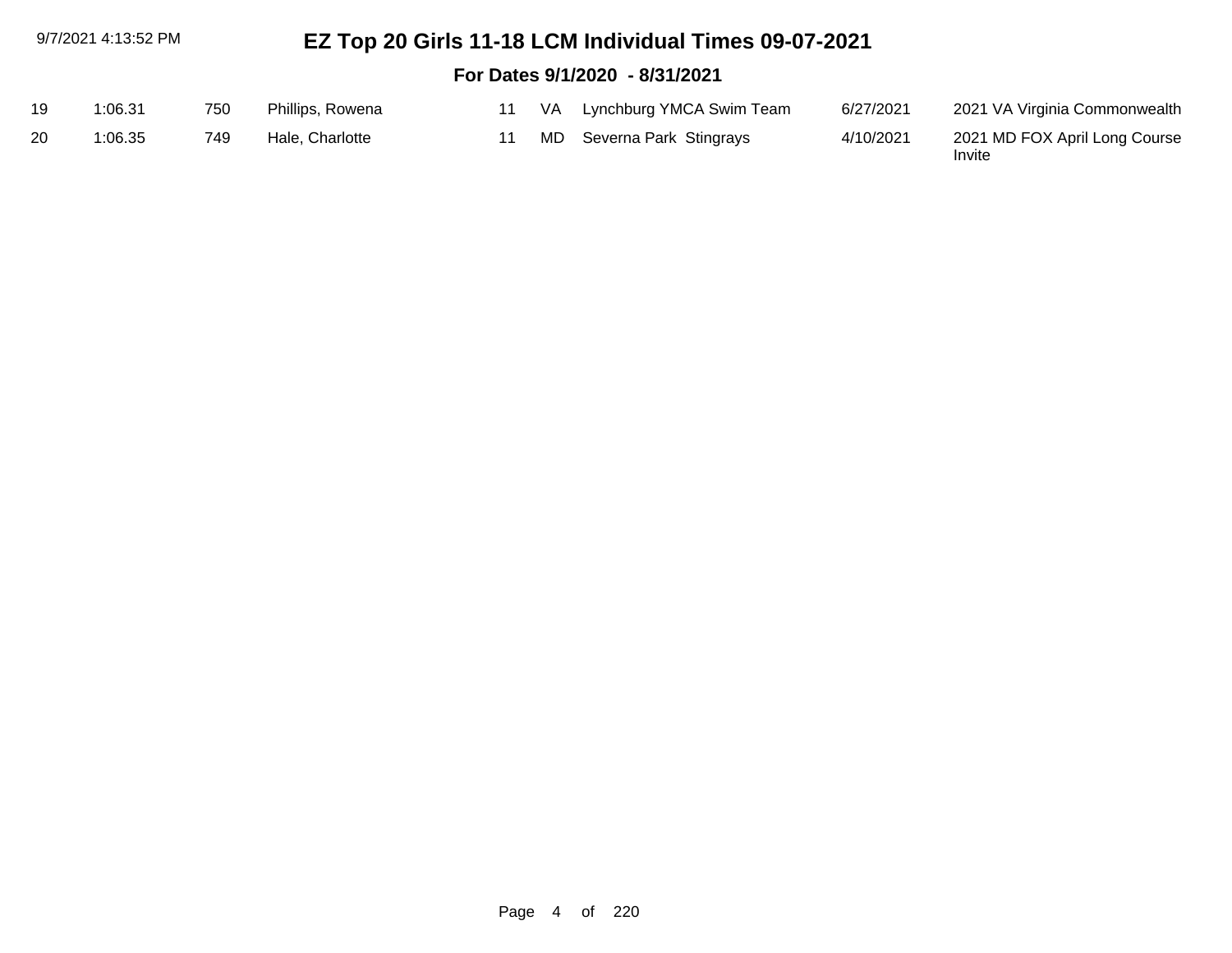| | | | | | | | | |
|---|---|---|---|---|---|---|---|---|
| 19 | 1:06.31 | 750 | Phillips, Rowena | 11 | VA | Lynchburg YMCA Swim Team | 6/27/2021 | 2021 VA Virginia Commonwealth |
| 20 | 1:06.35 | 749 | Hale, Charlotte | 11 | MD | Severna Park Stingrays | 4/10/2021 | 2021 MD FOX April Long Course Invite |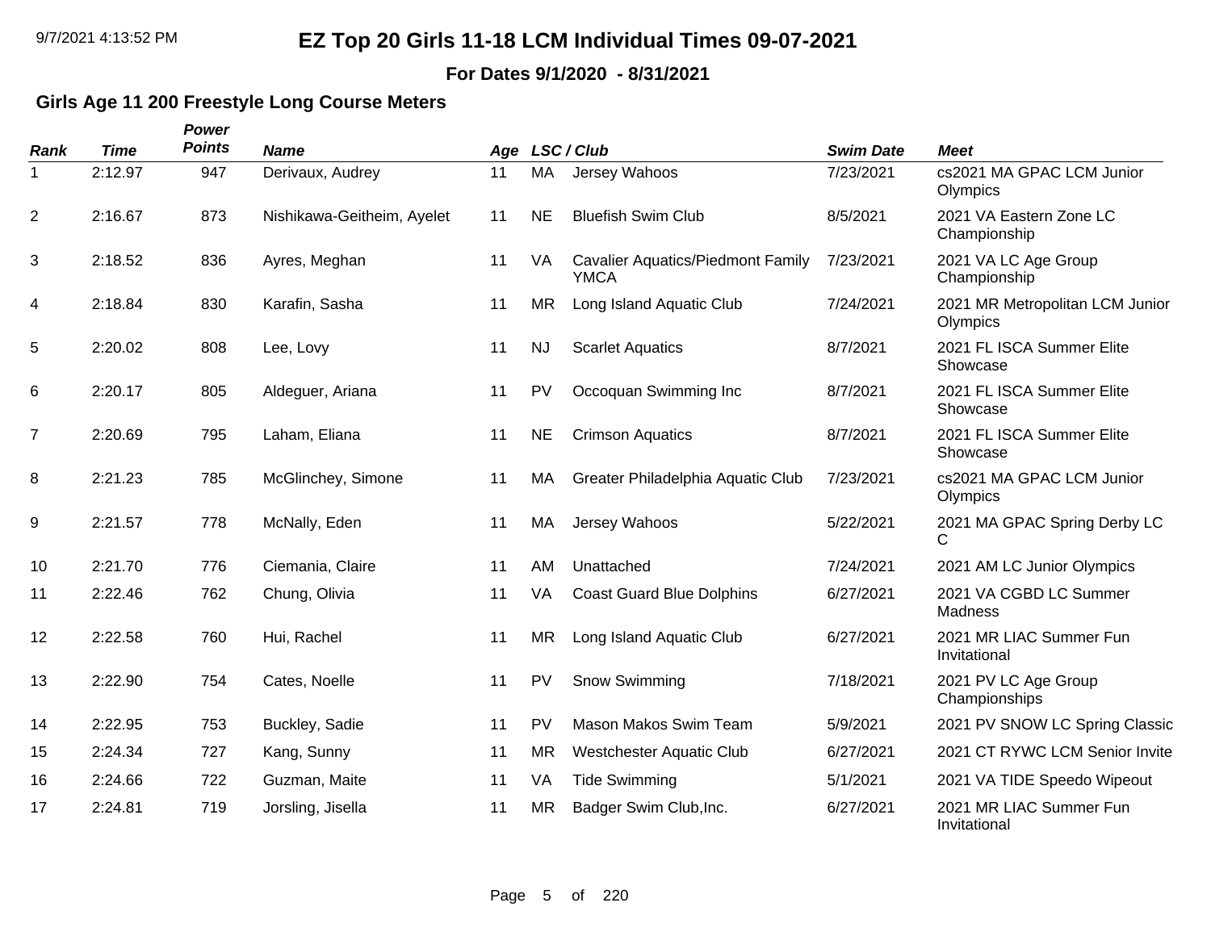# EZ Top 20 Girls 11-18 LCM Individual Times 09-07-2021

**For Dates 9/1/2020 - 8/31/2021**

## Girls Age 11 200 Freestyle Long Course Meters

| Rank | Time | Power Points | Name | Age | LSC | Club | Swim Date | Meet |
|---|---|---|---|---|---|---|---|---|
| 1 | 2:12.97 | 947 | Derivaux, Audrey | 11 | MA | Jersey Wahoos | 7/23/2021 | cs2021 MA GPAC LCM Junior Olympics |
| 2 | 2:16.67 | 873 | Nishikawa-Geitheim, Ayelet | 11 | NE | Bluefish Swim Club | 8/5/2021 | 2021 VA Eastern Zone LC Championship |
| 3 | 2:18.52 | 836 | Ayres, Meghan | 11 | VA | Cavalier Aquatics/Piedmont Family YMCA | 7/23/2021 | 2021 VA LC Age Group Championship |
| 4 | 2:18.84 | 830 | Karafin, Sasha | 11 | MR | Long Island Aquatic Club | 7/24/2021 | 2021 MR Metropolitan LCM Junior Olympics |
| 5 | 2:20.02 | 808 | Lee, Lovy | 11 | NJ | Scarlet Aquatics | 8/7/2021 | 2021 FL ISCA Summer Elite Showcase |
| 6 | 2:20.17 | 805 | Aldeguer, Ariana | 11 | PV | Occoquan Swimming Inc | 8/7/2021 | 2021 FL ISCA Summer Elite Showcase |
| 7 | 2:20.69 | 795 | Laham, Eliana | 11 | NE | Crimson Aquatics | 8/7/2021 | 2021 FL ISCA Summer Elite Showcase |
| 8 | 2:21.23 | 785 | McGlinchey, Simone | 11 | MA | Greater Philadelphia Aquatic Club | 7/23/2021 | cs2021 MA GPAC LCM Junior Olympics |
| 9 | 2:21.57 | 778 | McNally, Eden | 11 | MA | Jersey Wahoos | 5/22/2021 | 2021 MA GPAC Spring Derby LC C |
| 10 | 2:21.70 | 776 | Ciemania, Claire | 11 | AM | Unattached | 7/24/2021 | 2021 AM LC Junior Olympics |
| 11 | 2:22.46 | 762 | Chung, Olivia | 11 | VA | Coast Guard Blue Dolphins | 6/27/2021 | 2021 VA CGBD LC Summer Madness |
| 12 | 2:22.58 | 760 | Hui, Rachel | 11 | MR | Long Island Aquatic Club | 6/27/2021 | 2021 MR LIAC Summer Fun Invitational |
| 13 | 2:22.90 | 754 | Cates, Noelle | 11 | PV | Snow Swimming | 7/18/2021 | 2021 PV LC Age Group Championships |
| 14 | 2:22.95 | 753 | Buckley, Sadie | 11 | PV | Mason Makos Swim Team | 5/9/2021 | 2021 PV SNOW LC Spring Classic |
| 15 | 2:24.34 | 727 | Kang, Sunny | 11 | MR | Westchester Aquatic Club | 6/27/2021 | 2021 CT RYWC LCM Senior Invite |
| 16 | 2:24.66 | 722 | Guzman, Maite | 11 | VA | Tide Swimming | 5/1/2021 | 2021 VA TIDE Speedo Wipeout |
| 17 | 2:24.81 | 719 | Jorsling, Jisella | 11 | MR | Badger Swim Club,Inc. | 6/27/2021 | 2021 MR LIAC Summer Fun Invitational |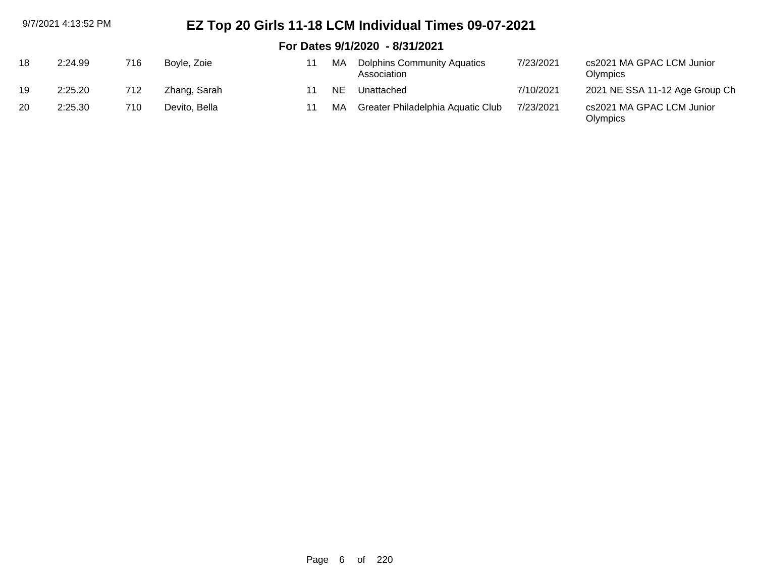| | | | | | | | | |
|---|---|---|---|---|---|---|---|---|
| 18 | 2:24.99 | 716 | Boyle, Zoie | 11 | MA | Dolphins Community Aquatics Association | 7/23/2021 | cs2021 MA GPAC LCM Junior Olympics |
| 19 | 2:25.20 | 712 | Zhang, Sarah | 11 | NE | Unattached | 7/10/2021 | 2021 NE SSA 11-12 Age Group Ch |
| 20 | 2:25.30 | 710 | Devito, Bella | 11 | MA | Greater Philadelphia Aquatic Club | 7/23/2021 | cs2021 MA GPAC LCM Junior Olympics |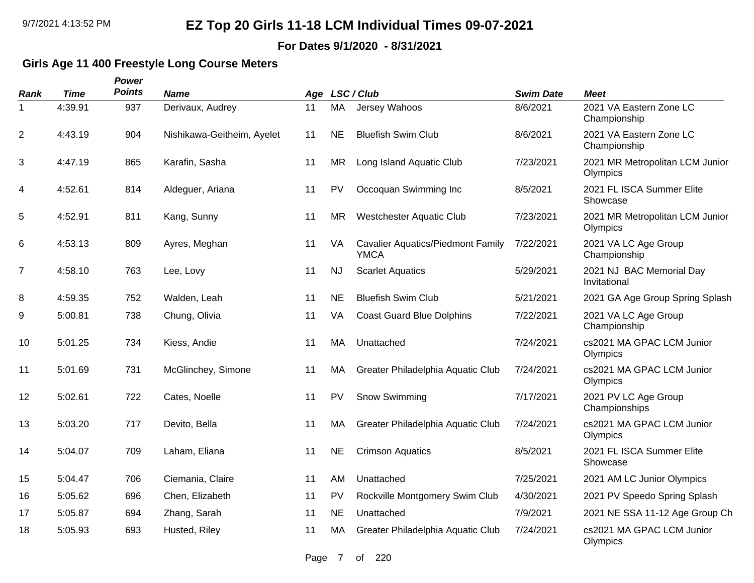# EZ Top 20 Girls 11-18 LCM Individual Times 09-07-2021

**For Dates 9/1/2020 - 8/31/2021**

## Girls Age 11 400 Freestyle Long Course Meters

| Rank | Time | Power Points | Name | Age | LSC | Club | Swim Date | Meet |
|---|---|---|---|---|---|---|---|---|
| 1 | 4:39.91 | 937 | Derivaux, Audrey | 11 | MA | Jersey Wahoos | 8/6/2021 | 2021 VA Eastern Zone LC Championship |
| 2 | 4:43.19 | 904 | Nishikawa-Geitheim, Ayelet | 11 | NE | Bluefish Swim Club | 8/6/2021 | 2021 VA Eastern Zone LC Championship |
| 3 | 4:47.19 | 865 | Karafin, Sasha | 11 | MR | Long Island Aquatic Club | 7/23/2021 | 2021 MR Metropolitan LCM Junior Olympics |
| 4 | 4:52.61 | 814 | Aldeguer, Ariana | 11 | PV | Occoquan Swimming Inc | 8/5/2021 | 2021 FL ISCA Summer Elite Showcase |
| 5 | 4:52.91 | 811 | Kang, Sunny | 11 | MR | Westchester Aquatic Club | 7/23/2021 | 2021 MR Metropolitan LCM Junior Olympics |
| 6 | 4:53.13 | 809 | Ayres, Meghan | 11 | VA | Cavalier Aquatics/Piedmont Family YMCA | 7/22/2021 | 2021 VA LC Age Group Championship |
| 7 | 4:58.10 | 763 | Lee, Lovy | 11 | NJ | Scarlet Aquatics | 5/29/2021 | 2021 NJ BAC Memorial Day Invitational |
| 8 | 4:59.35 | 752 | Walden, Leah | 11 | NE | Bluefish Swim Club | 5/21/2021 | 2021 GA Age Group Spring Splash |
| 9 | 5:00.81 | 738 | Chung, Olivia | 11 | VA | Coast Guard Blue Dolphins | 7/22/2021 | 2021 VA LC Age Group Championship |
| 10 | 5:01.25 | 734 | Kiess, Andie | 11 | MA | Unattached | 7/24/2021 | cs2021 MA GPAC LCM Junior Olympics |
| 11 | 5:01.69 | 731 | McGlinchey, Simone | 11 | MA | Greater Philadelphia Aquatic Club | 7/24/2021 | cs2021 MA GPAC LCM Junior Olympics |
| 12 | 5:02.61 | 722 | Cates, Noelle | 11 | PV | Snow Swimming | 7/17/2021 | 2021 PV LC Age Group Championships |
| 13 | 5:03.20 | 717 | Devito, Bella | 11 | MA | Greater Philadelphia Aquatic Club | 7/24/2021 | cs2021 MA GPAC LCM Junior Olympics |
| 14 | 5:04.07 | 709 | Laham, Eliana | 11 | NE | Crimson Aquatics | 8/5/2021 | 2021 FL ISCA Summer Elite Showcase |
| 15 | 5:04.47 | 706 | Ciemania, Claire | 11 | AM | Unattached | 7/25/2021 | 2021 AM LC Junior Olympics |
| 16 | 5:05.62 | 696 | Chen, Elizabeth | 11 | PV | Rockville Montgomery Swim Club | 4/30/2021 | 2021 PV Speedo Spring Splash |
| 17 | 5:05.87 | 694 | Zhang, Sarah | 11 | NE | Unattached | 7/9/2021 | 2021 NE SSA 11-12 Age Group Ch |
| 18 | 5:05.93 | 693 | Husted, Riley | 11 | MA | Greater Philadelphia Aquatic Club | 7/24/2021 | cs2021 MA GPAC LCM Junior Olympics |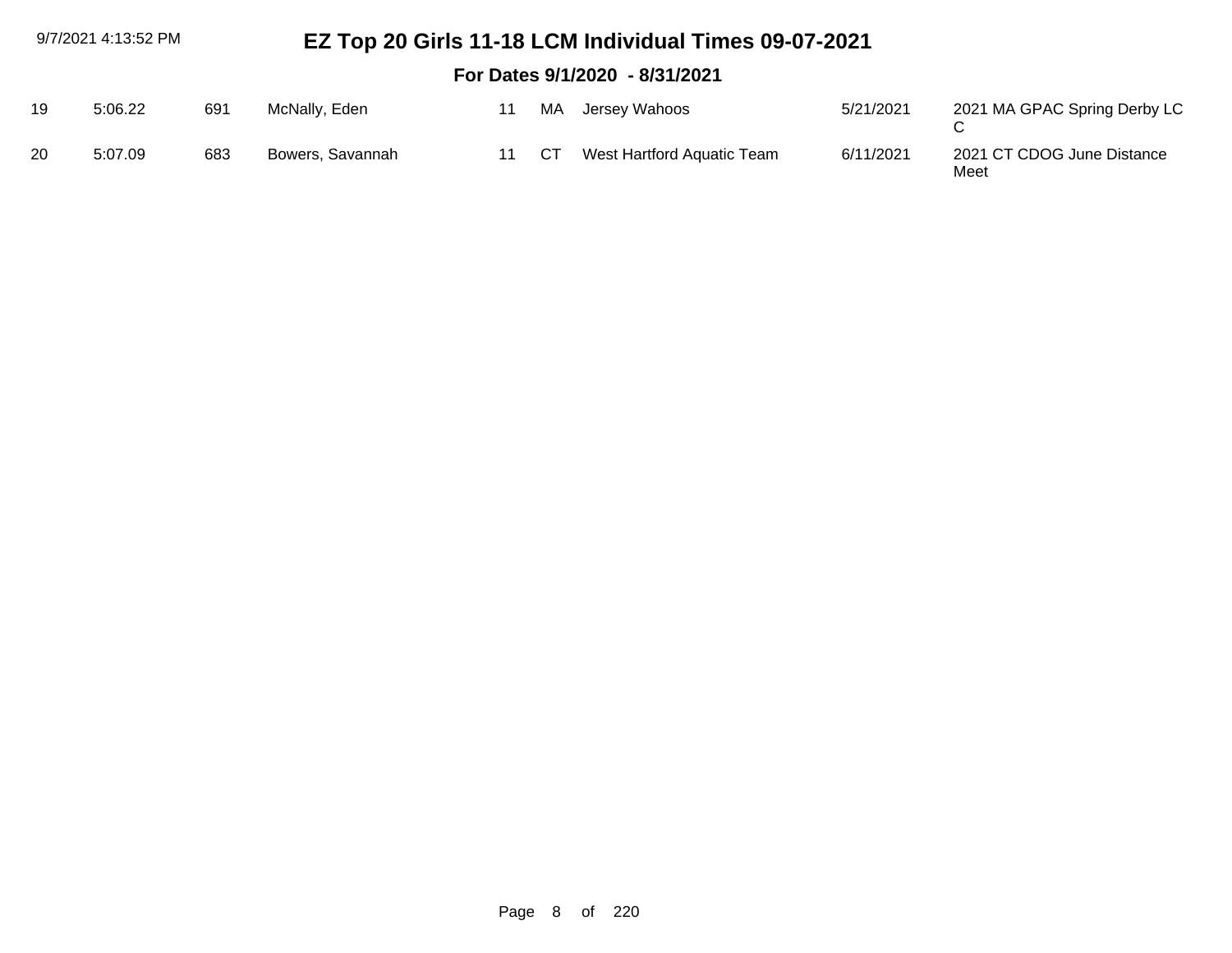| | | | | | | | | |
|---|---|---|---|---|---|---|---|---|
| 19 | 5:06.22 | 691 | McNally, Eden | 11 | MA | Jersey Wahoos | 5/21/2021 | 2021 MA GPAC Spring Derby LC C |
| 20 | 5:07.09 | 683 | Bowers, Savannah | 11 | CT | West Hartford Aquatic Team | 6/11/2021 | 2021 CT CDOG June Distance Meet |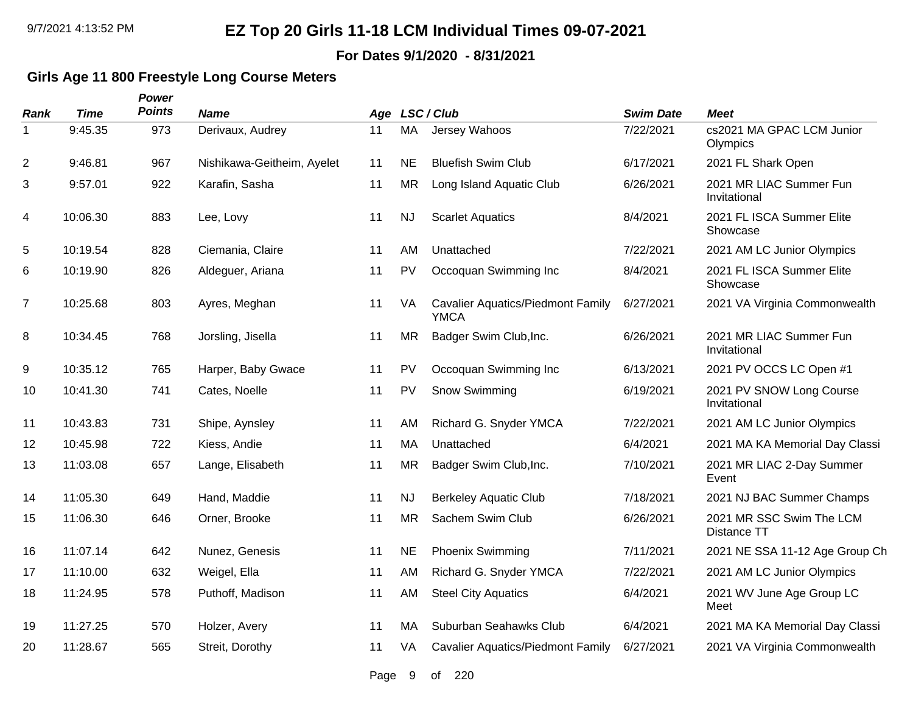# EZ Top 20 Girls 11-18 LCM Individual Times 09-07-2021

**For Dates 9/1/2020 - 8/31/2021**

## Girls Age 11 800 Freestyle Long Course Meters

| Rank | Time | Power Points | Name | Age | LSC | Club | Swim Date | Meet |
|---|---|---|---|---|---|---|---|---|
| 1 | 9:45.35 | 973 | Derivaux, Audrey | 11 | MA | Jersey Wahoos | 7/22/2021 | cs2021 MA GPAC LCM Junior Olympics |
| 2 | 9:46.81 | 967 | Nishikawa-Geitheim, Ayelet | 11 | NE | Bluefish Swim Club | 6/17/2021 | 2021 FL Shark Open |
| 3 | 9:57.01 | 922 | Karafin, Sasha | 11 | MR | Long Island Aquatic Club | 6/26/2021 | 2021 MR LIAC Summer Fun Invitational |
| 4 | 10:06.30 | 883 | Lee, Lovy | 11 | NJ | Scarlet Aquatics | 8/4/2021 | 2021 FL ISCA Summer Elite Showcase |
| 5 | 10:19.54 | 828 | Ciemania, Claire | 11 | AM | Unattached | 7/22/2021 | 2021 AM LC Junior Olympics |
| 6 | 10:19.90 | 826 | Aldeguer, Ariana | 11 | PV | Occoquan Swimming Inc | 8/4/2021 | 2021 FL ISCA Summer Elite Showcase |
| 7 | 10:25.68 | 803 | Ayres, Meghan | 11 | VA | Cavalier Aquatics/Piedmont Family YMCA | 6/27/2021 | 2021 VA Virginia Commonwealth |
| 8 | 10:34.45 | 768 | Jorsling, Jisella | 11 | MR | Badger Swim Club,Inc. | 6/26/2021 | 2021 MR LIAC Summer Fun Invitational |
| 9 | 10:35.12 | 765 | Harper, Baby Gwace | 11 | PV | Occoquan Swimming Inc | 6/13/2021 | 2021 PV OCCS LC Open #1 |
| 10 | 10:41.30 | 741 | Cates, Noelle | 11 | PV | Snow Swimming | 6/19/2021 | 2021 PV SNOW Long Course Invitational |
| 11 | 10:43.83 | 731 | Shipe, Aynsley | 11 | AM | Richard G. Snyder YMCA | 7/22/2021 | 2021 AM LC Junior Olympics |
| 12 | 10:45.98 | 722 | Kiess, Andie | 11 | MA | Unattached | 6/4/2021 | 2021 MA KA Memorial Day Classi |
| 13 | 11:03.08 | 657 | Lange, Elisabeth | 11 | MR | Badger Swim Club,Inc. | 7/10/2021 | 2021 MR LIAC 2-Day Summer Event |
| 14 | 11:05.30 | 649 | Hand, Maddie | 11 | NJ | Berkeley Aquatic Club | 7/18/2021 | 2021 NJ BAC Summer Champs |
| 15 | 11:06.30 | 646 | Orner, Brooke | 11 | MR | Sachem Swim Club | 6/26/2021 | 2021 MR SSC Swim The LCM Distance TT |
| 16 | 11:07.14 | 642 | Nunez, Genesis | 11 | NE | Phoenix Swimming | 7/11/2021 | 2021 NE SSA 11-12 Age Group Ch |
| 17 | 11:10.00 | 632 | Weigel, Ella | 11 | AM | Richard G. Snyder YMCA | 7/22/2021 | 2021 AM LC Junior Olympics |
| 18 | 11:24.95 | 578 | Puthoff, Madison | 11 | AM | Steel City Aquatics | 6/4/2021 | 2021 WV June Age Group LC Meet |
| 19 | 11:27.25 | 570 | Holzer, Avery | 11 | MA | Suburban Seahawks Club | 6/4/2021 | 2021 MA KA Memorial Day Classi |
| 20 | 11:28.67 | 565 | Streit, Dorothy | 11 | VA | Cavalier Aquatics/Piedmont Family | 6/27/2021 | 2021 VA Virginia Commonwealth |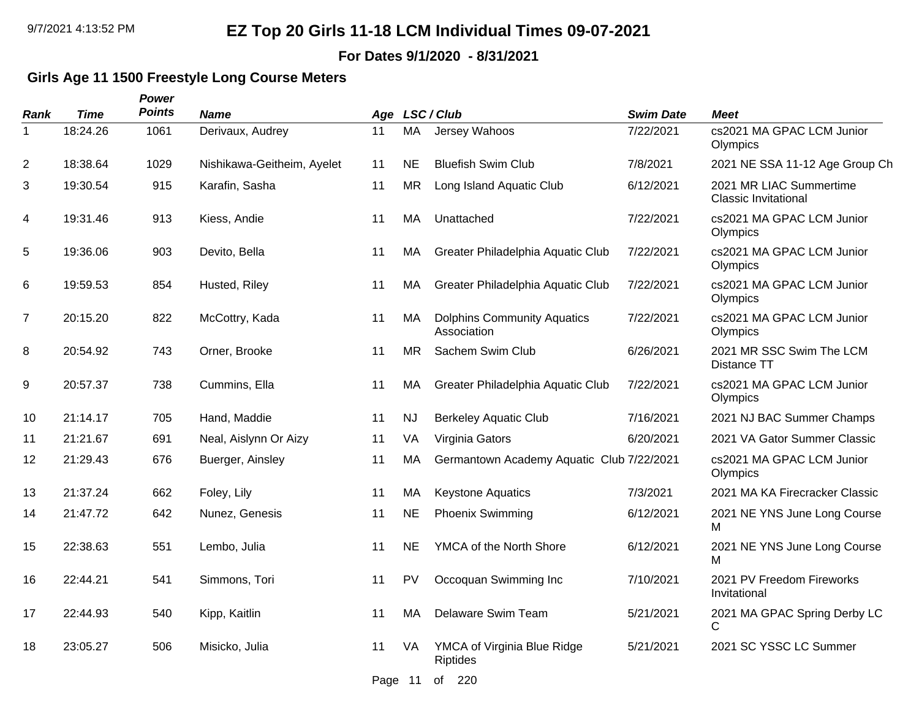# EZ Top 20 Girls 11-18 LCM Individual Times 09-07-2021

**For Dates 9/1/2020 - 8/31/2021**

### Girls Age 11 1500 Freestyle Long Course Meters

| Rank | Time | Power Points | Name | Age | LSC | Club | Swim Date | Meet |
|---|---|---|---|---|---|---|---|---|
| 1 | 18:24.26 | 1061 | Derivaux, Audrey | 11 | MA | Jersey Wahoos | 7/22/2021 | cs2021 MA GPAC LCM Junior Olympics |
| 2 | 18:38.64 | 1029 | Nishikawa-Geitheim, Ayelet | 11 | NE | Bluefish Swim Club | 7/8/2021 | 2021 NE SSA 11-12 Age Group Ch |
| 3 | 19:30.54 | 915 | Karafin, Sasha | 11 | MR | Long Island Aquatic Club | 6/12/2021 | 2021 MR LIAC Summertime Classic Invitational |
| 4 | 19:31.46 | 913 | Kiess, Andie | 11 | MA | Unattached | 7/22/2021 | cs2021 MA GPAC LCM Junior Olympics |
| 5 | 19:36.06 | 903 | Devito, Bella | 11 | MA | Greater Philadelphia Aquatic Club | 7/22/2021 | cs2021 MA GPAC LCM Junior Olympics |
| 6 | 19:59.53 | 854 | Husted, Riley | 11 | MA | Greater Philadelphia Aquatic Club | 7/22/2021 | cs2021 MA GPAC LCM Junior Olympics |
| 7 | 20:15.20 | 822 | McCottry, Kada | 11 | MA | Dolphins Community Aquatics Association | 7/22/2021 | cs2021 MA GPAC LCM Junior Olympics |
| 8 | 20:54.92 | 743 | Orner, Brooke | 11 | MR | Sachem Swim Club | 6/26/2021 | 2021 MR SSC Swim The LCM Distance TT |
| 9 | 20:57.37 | 738 | Cummins, Ella | 11 | MA | Greater Philadelphia Aquatic Club | 7/22/2021 | cs2021 MA GPAC LCM Junior Olympics |
| 10 | 21:14.17 | 705 | Hand, Maddie | 11 | NJ | Berkeley Aquatic Club | 7/16/2021 | 2021 NJ BAC Summer Champs |
| 11 | 21:21.67 | 691 | Neal, Aislynn Or Aizy | 11 | VA | Virginia Gators | 6/20/2021 | 2021 VA Gator Summer Classic |
| 12 | 21:29.43 | 676 | Buerger, Ainsley | 11 | MA | Germantown Academy Aquatic Club | 7/22/2021 | cs2021 MA GPAC LCM Junior Olympics |
| 13 | 21:37.24 | 662 | Foley, Lily | 11 | MA | Keystone Aquatics | 7/3/2021 | 2021 MA KA Firecracker Classic |
| 14 | 21:47.72 | 642 | Nunez, Genesis | 11 | NE | Phoenix Swimming | 6/12/2021 | 2021 NE YNS June Long Course M |
| 15 | 22:38.63 | 551 | Lembo, Julia | 11 | NE | YMCA of the North Shore | 6/12/2021 | 2021 NE YNS June Long Course M |
| 16 | 22:44.21 | 541 | Simmons, Tori | 11 | PV | Occoquan Swimming Inc | 7/10/2021 | 2021 PV Freedom Fireworks Invitational |
| 17 | 22:44.93 | 540 | Kipp, Kaitlin | 11 | MA | Delaware Swim Team | 5/21/2021 | 2021 MA GPAC Spring Derby LC C |
| 18 | 23:05.27 | 506 | Misicko, Julia | 11 | VA | YMCA of Virginia Blue Ridge Riptides | 5/21/2021 | 2021 SC YSSC LC Summer |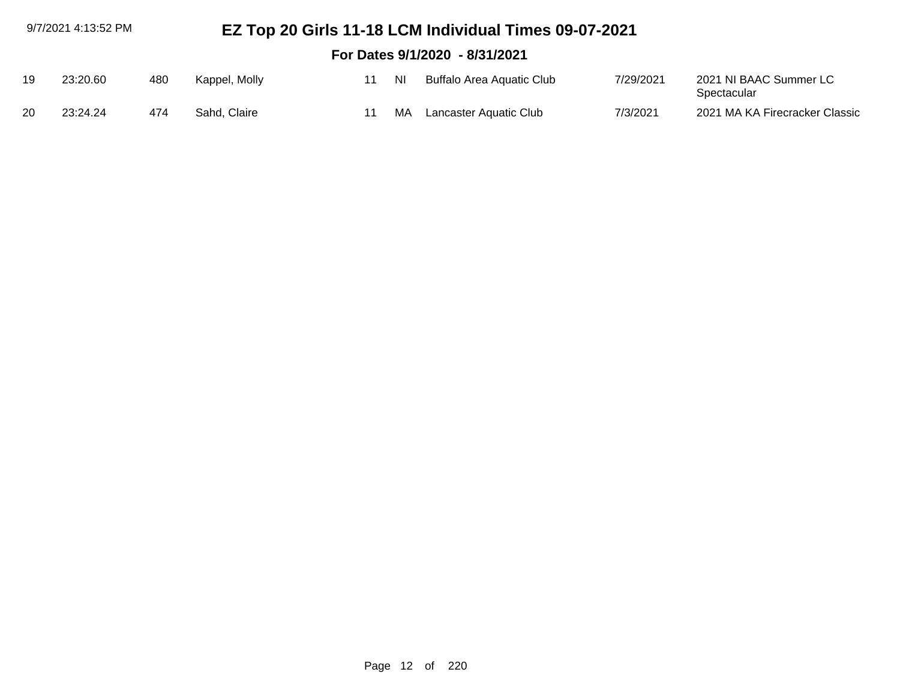# EZ Top 20 Girls 11-18 LCM Individual Times 09-07-2021

## For Dates 9/1/2020 - 8/31/2021

| | | | | | | | | |
|---|---|---|---|---|---|---|---|---|
| 19 | 23:20.60 | 480 | Kappel, Molly | 11 | NI | Buffalo Area Aquatic Club | 7/29/2021 | 2021 NI BAAC Summer LC Spectacular |
| 20 | 23:24.24 | 474 | Sahd, Claire | 11 | MA | Lancaster Aquatic Club | 7/3/2021 | 2021 MA KA Firecracker Classic |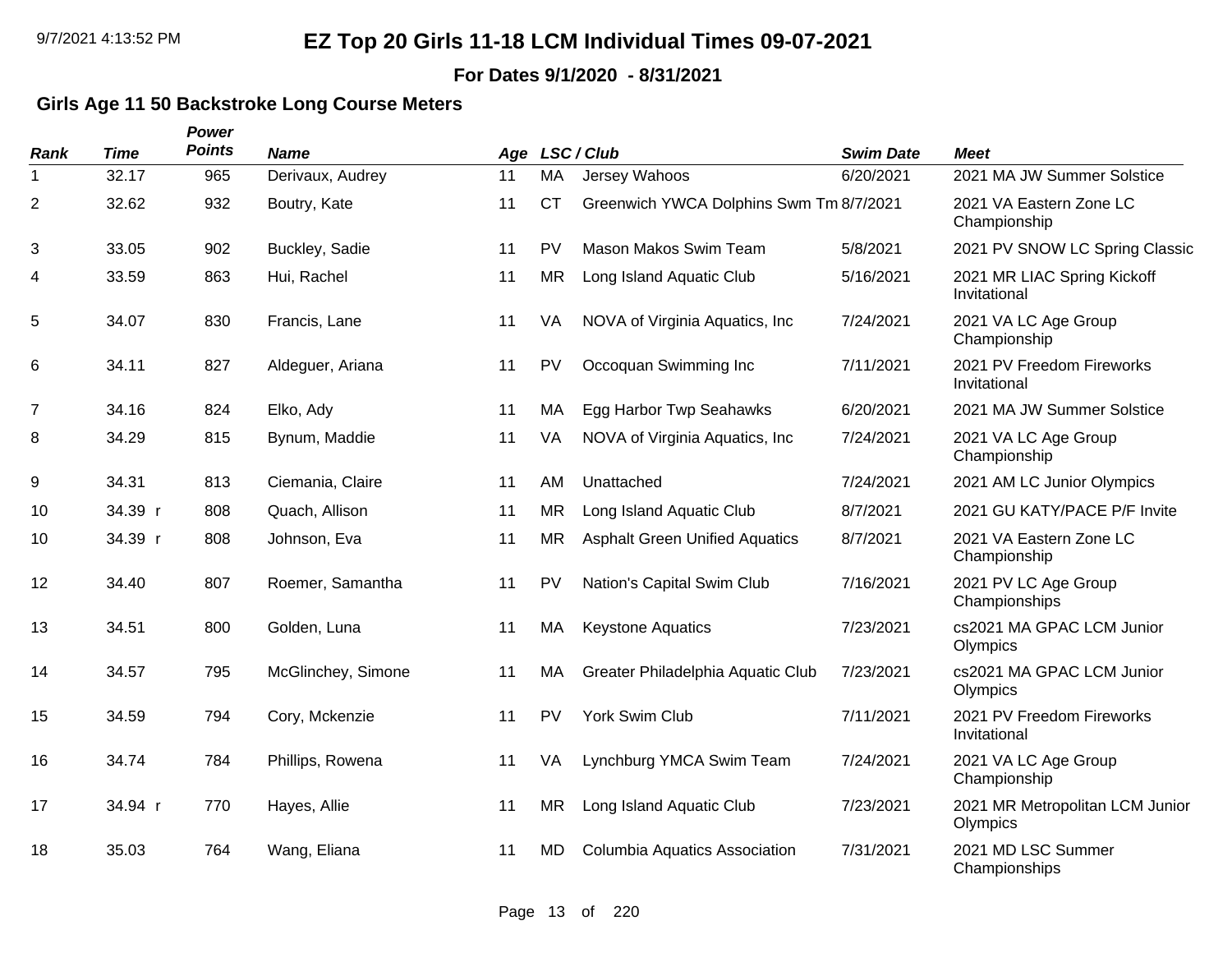# EZ Top 20 Girls 11-18 LCM Individual Times 09-07-2021

**For Dates 9/1/2020 - 8/31/2021**

### Girls Age 11 50 Backstroke Long Course Meters

| Rank | Time | Power Points | Name | Age | LSC / Club | | Swim Date | Meet |
|---|---|---|---|---|---|---|---|---|
| 1 | 32.17 | 965 | Derivaux, Audrey | 11 | MA | Jersey Wahoos | 6/20/2021 | 2021 MA JW Summer Solstice |
| 2 | 32.62 | 932 | Boutry, Kate | 11 | CT | Greenwich YWCA Dolphins Swm Tm | 8/7/2021 | 2021 VA Eastern Zone LC Championship |
| 3 | 33.05 | 902 | Buckley, Sadie | 11 | PV | Mason Makos Swim Team | 5/8/2021 | 2021 PV SNOW LC Spring Classic |
| 4 | 33.59 | 863 | Hui, Rachel | 11 | MR | Long Island Aquatic Club | 5/16/2021 | 2021 MR LIAC Spring Kickoff Invitational |
| 5 | 34.07 | 830 | Francis, Lane | 11 | VA | NOVA of Virginia Aquatics, Inc | 7/24/2021 | 2021 VA LC Age Group Championship |
| 6 | 34.11 | 827 | Aldeguer, Ariana | 11 | PV | Occoquan Swimming Inc | 7/11/2021 | 2021 PV Freedom Fireworks Invitational |
| 7 | 34.16 | 824 | Elko, Ady | 11 | MA | Egg Harbor Twp Seahawks | 6/20/2021 | 2021 MA JW Summer Solstice |
| 8 | 34.29 | 815 | Bynum, Maddie | 11 | VA | NOVA of Virginia Aquatics, Inc | 7/24/2021 | 2021 VA LC Age Group Championship |
| 9 | 34.31 | 813 | Ciemania, Claire | 11 | AM | Unattached | 7/24/2021 | 2021 AM LC Junior Olympics |
| 10 | 34.39 r | 808 | Quach, Allison | 11 | MR | Long Island Aquatic Club | 8/7/2021 | 2021 GU KATY/PACE P/F Invite |
| 10 | 34.39 r | 808 | Johnson, Eva | 11 | MR | Asphalt Green Unified Aquatics | 8/7/2021 | 2021 VA Eastern Zone LC Championship |
| 12 | 34.40 | 807 | Roemer, Samantha | 11 | PV | Nation's Capital Swim Club | 7/16/2021 | 2021 PV LC Age Group Championships |
| 13 | 34.51 | 800 | Golden, Luna | 11 | MA | Keystone Aquatics | 7/23/2021 | cs2021 MA GPAC LCM Junior Olympics |
| 14 | 34.57 | 795 | McGlinchey, Simone | 11 | MA | Greater Philadelphia Aquatic Club | 7/23/2021 | cs2021 MA GPAC LCM Junior Olympics |
| 15 | 34.59 | 794 | Cory, Mckenzie | 11 | PV | York Swim Club | 7/11/2021 | 2021 PV Freedom Fireworks Invitational |
| 16 | 34.74 | 784 | Phillips, Rowena | 11 | VA | Lynchburg YMCA Swim Team | 7/24/2021 | 2021 VA LC Age Group Championship |
| 17 | 34.94 r | 770 | Hayes, Allie | 11 | MR | Long Island Aquatic Club | 7/23/2021 | 2021 MR Metropolitan LCM Junior Olympics |
| 18 | 35.03 | 764 | Wang, Eliana | 11 | MD | Columbia Aquatics Association | 7/31/2021 | 2021 MD LSC Summer Championships |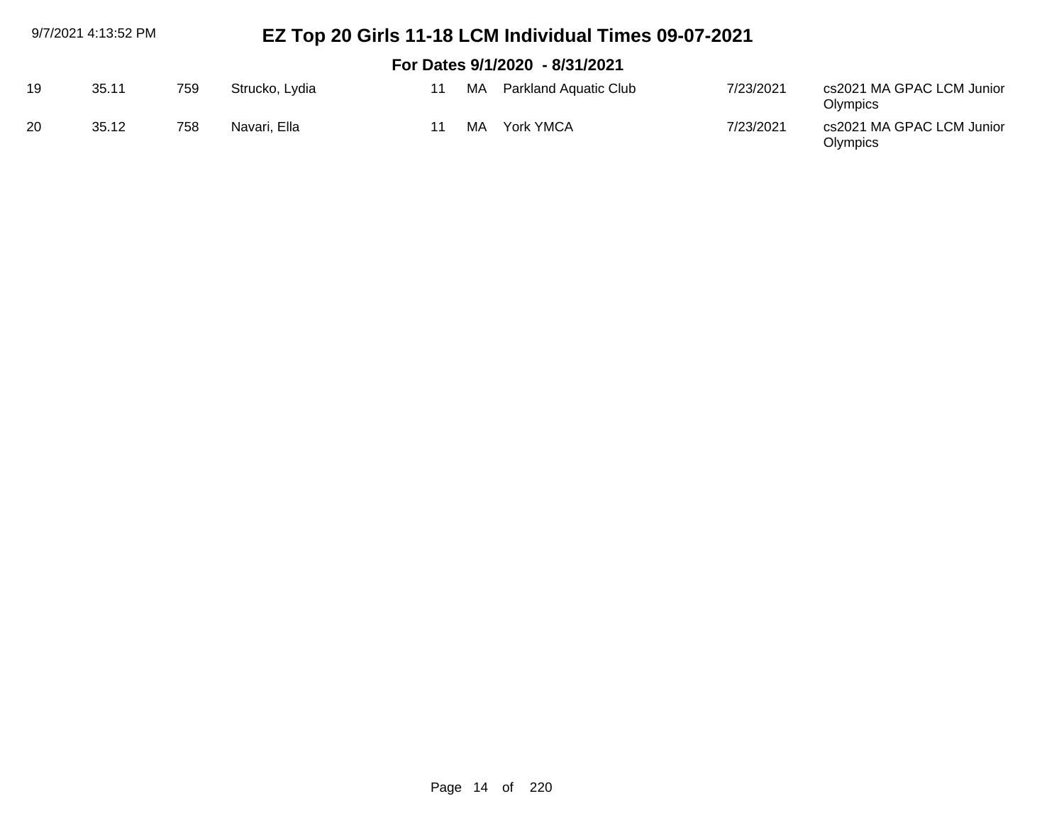# EZ Top 20 Girls 11-18 LCM Individual Times 09-07-2021

## For Dates 9/1/2020 - 8/31/2021

| | | | | | | | | |
|---|---|---|---|---|---|---|---|---|
| 19 | 35.11 | 759 | Strucko, Lydia | 11 | MA | Parkland Aquatic Club | 7/23/2021 | cs2021 MA GPAC LCM Junior Olympics |
| 20 | 35.12 | 758 | Navari, Ella | 11 | MA | York YMCA | 7/23/2021 | cs2021 MA GPAC LCM Junior Olympics |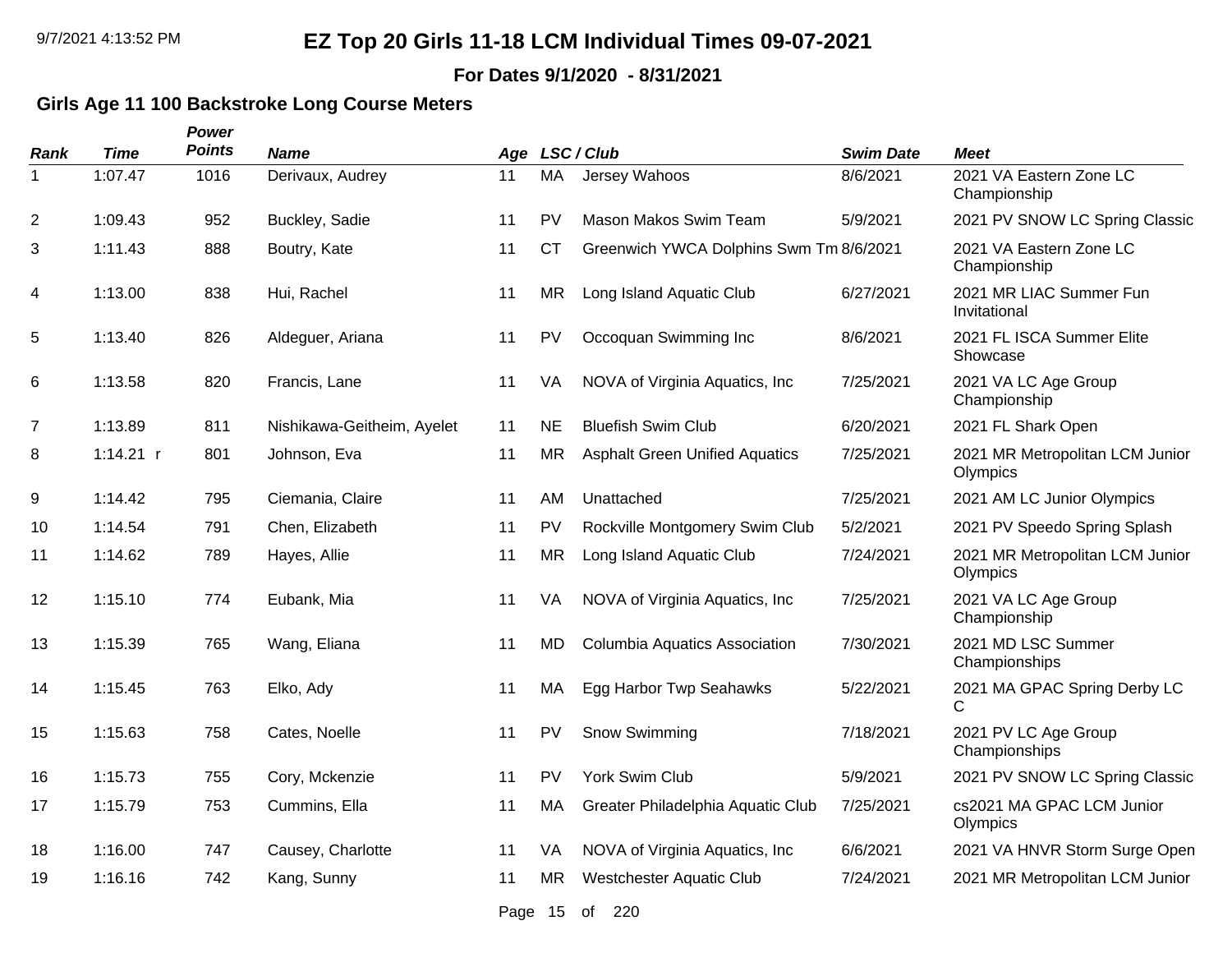# EZ Top 20 Girls 11-18 LCM Individual Times 09-07-2021

**For Dates 9/1/2020 - 8/31/2021**

### Girls Age 11 100 Backstroke Long Course Meters

| Rank | Time | Power Points | Name | Age | LSC | Club | Swim Date | Meet |
|---|---|---|---|---|---|---|---|---|
| 1 | 1:07.47 | 1016 | Derivaux, Audrey | 11 | MA | Jersey Wahoos | 8/6/2021 | 2021 VA Eastern Zone LC Championship |
| 2 | 1:09.43 | 952 | Buckley, Sadie | 11 | PV | Mason Makos Swim Team | 5/9/2021 | 2021 PV SNOW LC Spring Classic |
| 3 | 1:11.43 | 888 | Boutry, Kate | 11 | CT | Greenwich YWCA Dolphins Swm Tm | 8/6/2021 | 2021 VA Eastern Zone LC Championship |
| 4 | 1:13.00 | 838 | Hui, Rachel | 11 | MR | Long Island Aquatic Club | 6/27/2021 | 2021 MR LIAC Summer Fun Invitational |
| 5 | 1:13.40 | 826 | Aldeguer, Ariana | 11 | PV | Occoquan Swimming Inc | 8/6/2021 | 2021 FL ISCA Summer Elite Showcase |
| 6 | 1:13.58 | 820 | Francis, Lane | 11 | VA | NOVA of Virginia Aquatics, Inc | 7/25/2021 | 2021 VA LC Age Group Championship |
| 7 | 1:13.89 | 811 | Nishikawa-Geitheim, Ayelet | 11 | NE | Bluefish Swim Club | 6/20/2021 | 2021 FL Shark Open |
| 8 | 1:14.21 r | 801 | Johnson, Eva | 11 | MR | Asphalt Green Unified Aquatics | 7/25/2021 | 2021 MR Metropolitan LCM Junior Olympics |
| 9 | 1:14.42 | 795 | Ciemania, Claire | 11 | AM | Unattached | 7/25/2021 | 2021 AM LC Junior Olympics |
| 10 | 1:14.54 | 791 | Chen, Elizabeth | 11 | PV | Rockville Montgomery Swim Club | 5/2/2021 | 2021 PV Speedo Spring Splash |
| 11 | 1:14.62 | 789 | Hayes, Allie | 11 | MR | Long Island Aquatic Club | 7/24/2021 | 2021 MR Metropolitan LCM Junior Olympics |
| 12 | 1:15.10 | 774 | Eubank, Mia | 11 | VA | NOVA of Virginia Aquatics, Inc | 7/25/2021 | 2021 VA LC Age Group Championship |
| 13 | 1:15.39 | 765 | Wang, Eliana | 11 | MD | Columbia Aquatics Association | 7/30/2021 | 2021 MD LSC Summer Championships |
| 14 | 1:15.45 | 763 | Elko, Ady | 11 | MA | Egg Harbor Twp Seahawks | 5/22/2021 | 2021 MA GPAC Spring Derby LC C |
| 15 | 1:15.63 | 758 | Cates, Noelle | 11 | PV | Snow Swimming | 7/18/2021 | 2021 PV LC Age Group Championships |
| 16 | 1:15.73 | 755 | Cory, Mckenzie | 11 | PV | York Swim Club | 5/9/2021 | 2021 PV SNOW LC Spring Classic |
| 17 | 1:15.79 | 753 | Cummins, Ella | 11 | MA | Greater Philadelphia Aquatic Club | 7/25/2021 | cs2021 MA GPAC LCM Junior Olympics |
| 18 | 1:16.00 | 747 | Causey, Charlotte | 11 | VA | NOVA of Virginia Aquatics, Inc | 6/6/2021 | 2021 VA HNVR Storm Surge Open |
| 19 | 1:16.16 | 742 | Kang, Sunny | 11 | MR | Westchester Aquatic Club | 7/24/2021 | 2021 MR Metropolitan LCM Junior |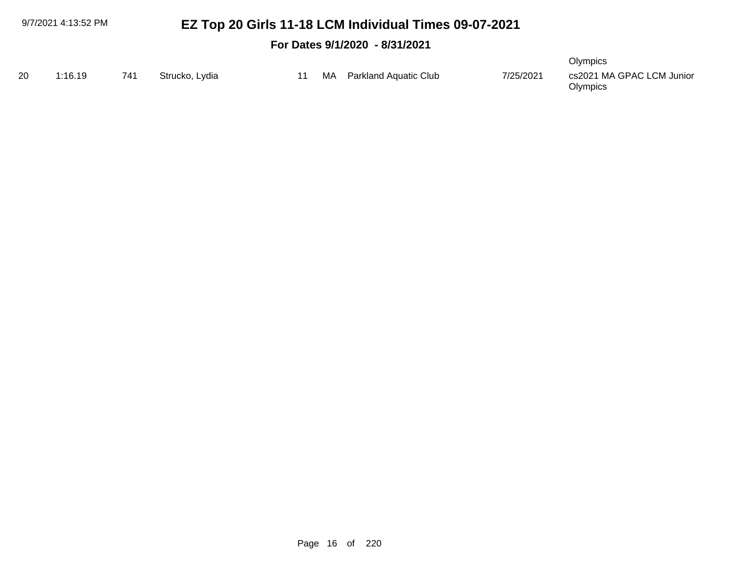# EZ Top 20 Girls 11-18 LCM Individual Times 09-07-2021

## For Dates 9/1/2020 - 8/31/2021

Olympics

| 20 | 1:16.19 | 741 | Strucko, Lydia | 11 | MA | Parkland Aquatic Club | 7/25/2021 | cs2021 MA GPAC LCM Junior Olympics |
|---|---|---|---|---|---|---|---|---|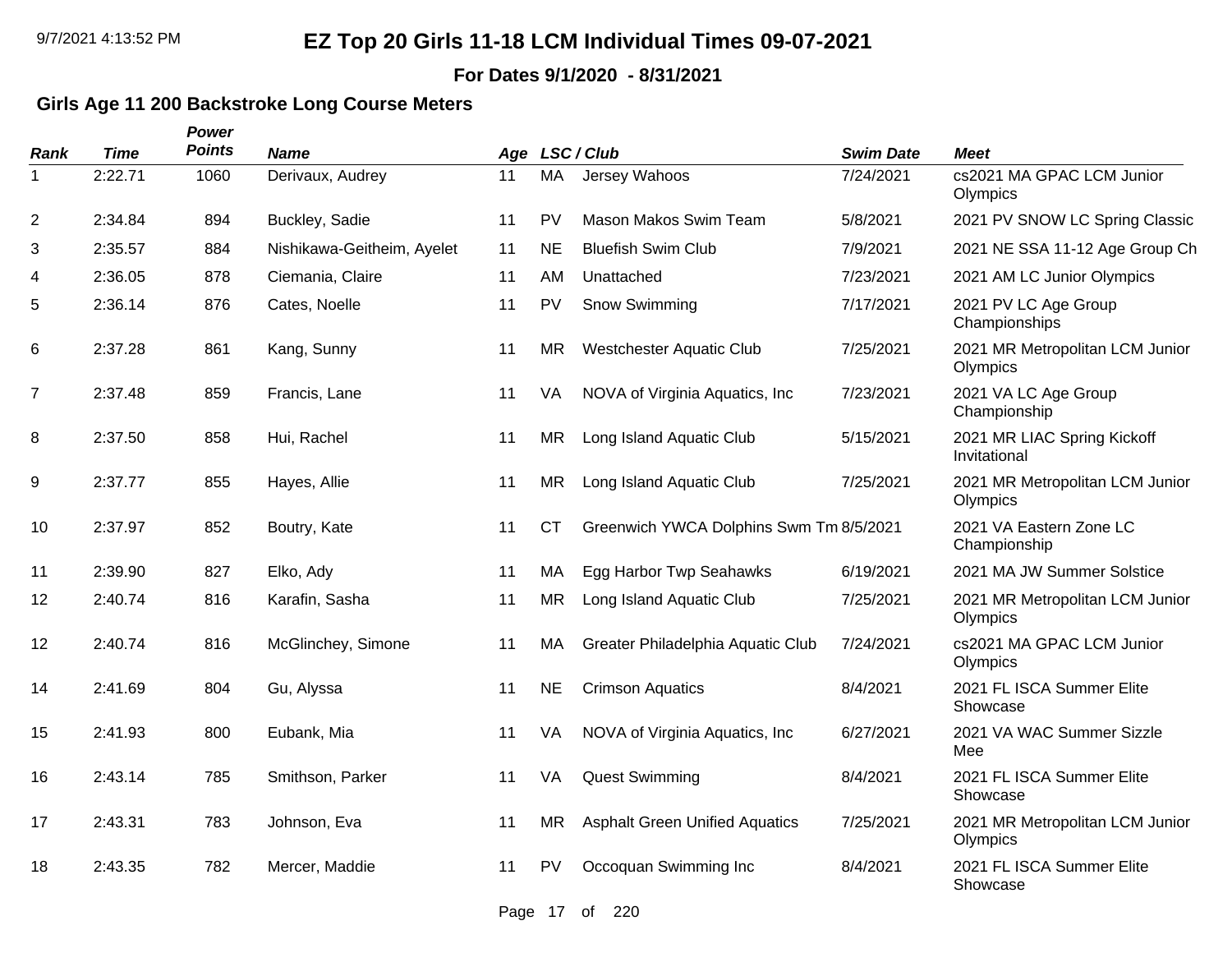# EZ Top 20 Girls 11-18 LCM Individual Times 09-07-2021

**For Dates 9/1/2020 - 8/31/2021**

### Girls Age 11 200 Backstroke Long Course Meters

| Rank | Time | Power Points | Name | Age | LSC | Club | Swim Date | Meet |
|---|---|---|---|---|---|---|---|---|
| 1 | 2:22.71 | 1060 | Derivaux, Audrey | 11 | MA | Jersey Wahoos | 7/24/2021 | cs2021 MA GPAC LCM Junior Olympics |
| 2 | 2:34.84 | 894 | Buckley, Sadie | 11 | PV | Mason Makos Swim Team | 5/8/2021 | 2021 PV SNOW LC Spring Classic |
| 3 | 2:35.57 | 884 | Nishikawa-Geitheim, Ayelet | 11 | NE | Bluefish Swim Club | 7/9/2021 | 2021 NE SSA 11-12 Age Group Ch |
| 4 | 2:36.05 | 878 | Ciemania, Claire | 11 | AM | Unattached | 7/23/2021 | 2021 AM LC Junior Olympics |
| 5 | 2:36.14 | 876 | Cates, Noelle | 11 | PV | Snow Swimming | 7/17/2021 | 2021 PV LC Age Group Championships |
| 6 | 2:37.28 | 861 | Kang, Sunny | 11 | MR | Westchester Aquatic Club | 7/25/2021 | 2021 MR Metropolitan LCM Junior Olympics |
| 7 | 2:37.48 | 859 | Francis, Lane | 11 | VA | NOVA of Virginia Aquatics, Inc | 7/23/2021 | 2021 VA LC Age Group Championship |
| 8 | 2:37.50 | 858 | Hui, Rachel | 11 | MR | Long Island Aquatic Club | 5/15/2021 | 2021 MR LIAC Spring Kickoff Invitational |
| 9 | 2:37.77 | 855 | Hayes, Allie | 11 | MR | Long Island Aquatic Club | 7/25/2021 | 2021 MR Metropolitan LCM Junior Olympics |
| 10 | 2:37.97 | 852 | Boutry, Kate | 11 | CT | Greenwich YWCA Dolphins Swm Tm | 8/5/2021 | 2021 VA Eastern Zone LC Championship |
| 11 | 2:39.90 | 827 | Elko, Ady | 11 | MA | Egg Harbor Twp Seahawks | 6/19/2021 | 2021 MA JW Summer Solstice |
| 12 | 2:40.74 | 816 | Karafin, Sasha | 11 | MR | Long Island Aquatic Club | 7/25/2021 | 2021 MR Metropolitan LCM Junior Olympics |
| 12 | 2:40.74 | 816 | McGlinchey, Simone | 11 | MA | Greater Philadelphia Aquatic Club | 7/24/2021 | cs2021 MA GPAC LCM Junior Olympics |
| 14 | 2:41.69 | 804 | Gu, Alyssa | 11 | NE | Crimson Aquatics | 8/4/2021 | 2021 FL ISCA Summer Elite Showcase |
| 15 | 2:41.93 | 800 | Eubank, Mia | 11 | VA | NOVA of Virginia Aquatics, Inc | 6/27/2021 | 2021 VA WAC Summer Sizzle Mee |
| 16 | 2:43.14 | 785 | Smithson, Parker | 11 | VA | Quest Swimming | 8/4/2021 | 2021 FL ISCA Summer Elite Showcase |
| 17 | 2:43.31 | 783 | Johnson, Eva | 11 | MR | Asphalt Green Unified Aquatics | 7/25/2021 | 2021 MR Metropolitan LCM Junior Olympics |
| 18 | 2:43.35 | 782 | Mercer, Maddie | 11 | PV | Occoquan Swimming Inc | 8/4/2021 | 2021 FL ISCA Summer Elite Showcase |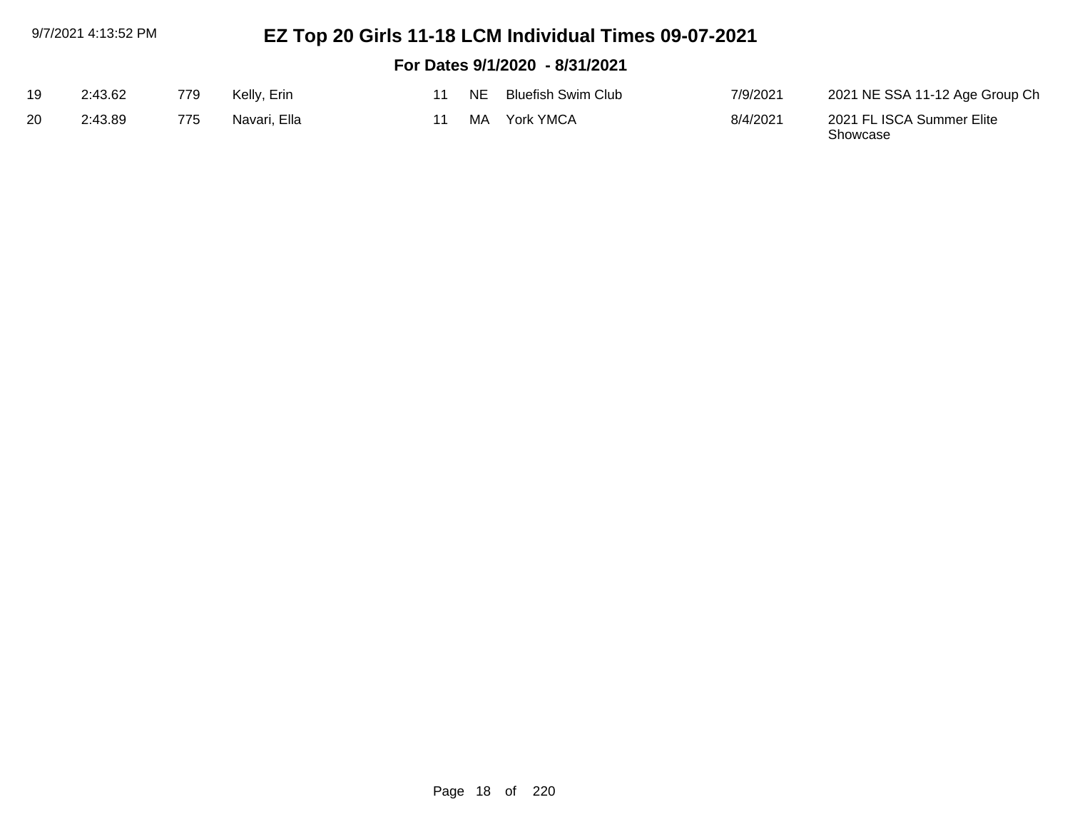# EZ Top 20 Girls 11-18 LCM Individual Times 09-07-2021

## For Dates 9/1/2020 - 8/31/2021

| | | | | | | | | |
|---|---|---|---|---|---|---|---|---|
| 19 | 2:43.62 | 779 | Kelly, Erin | 11 | NE | Bluefish Swim Club | 7/9/2021 | 2021 NE SSA 11-12 Age Group Ch |
| 20 | 2:43.89 | 775 | Navari, Ella | 11 | MA | York YMCA | 8/4/2021 | 2021 FL ISCA Summer Elite Showcase |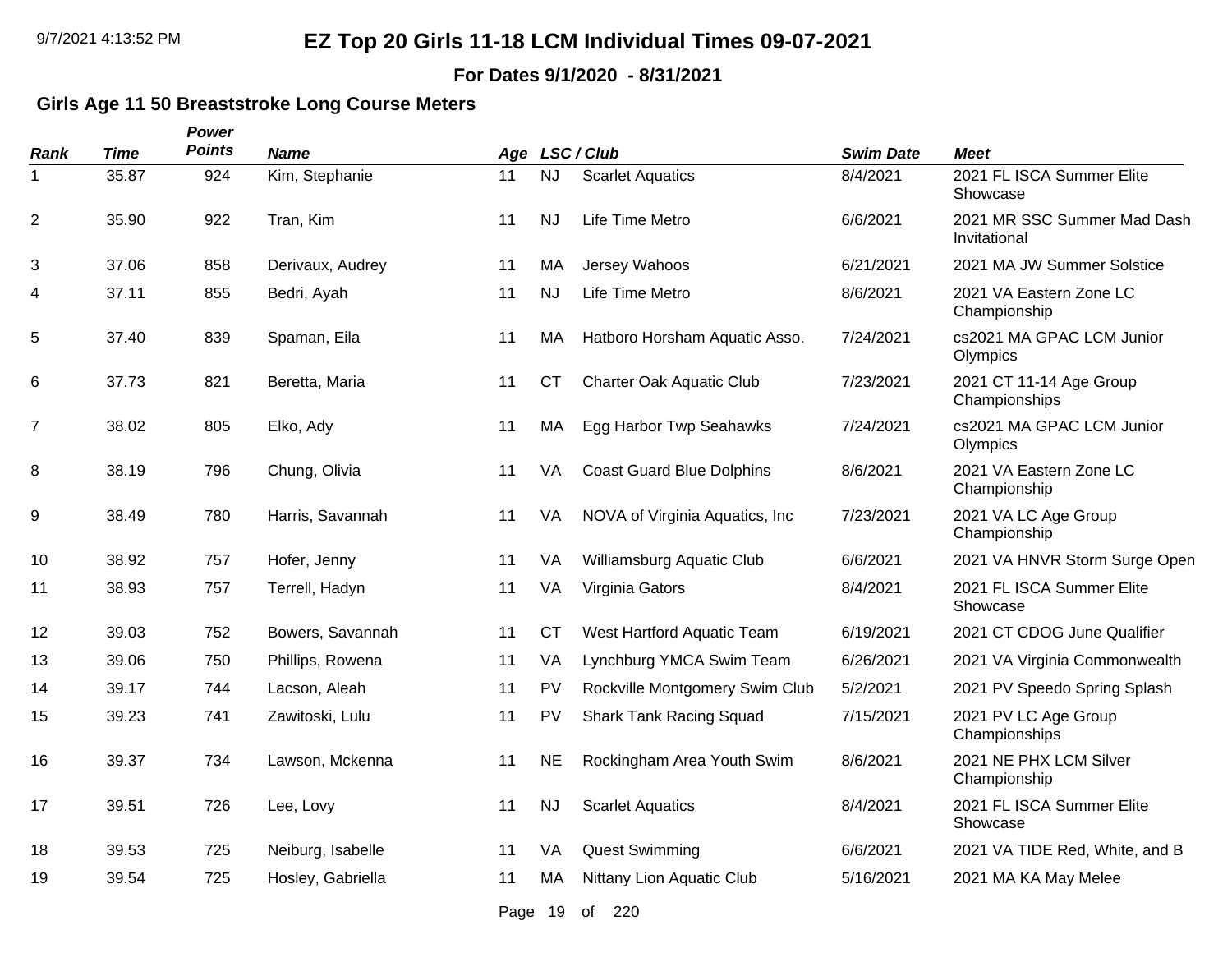# EZ Top 20 Girls 11-18 LCM Individual Times 09-07-2021

**For Dates 9/1/2020 - 8/31/2021**

### Girls Age 11 50 Breaststroke Long Course Meters

| Rank | Time | Power Points | Name | Age | LSC | Club | Swim Date | Meet |
|---|---|---|---|---|---|---|---|---|
| 1 | 35.87 | 924 | Kim, Stephanie | 11 | NJ | Scarlet Aquatics | 8/4/2021 | 2021 FL ISCA Summer Elite Showcase |
| 2 | 35.90 | 922 | Tran, Kim | 11 | NJ | Life Time Metro | 6/6/2021 | 2021 MR SSC Summer Mad Dash Invitational |
| 3 | 37.06 | 858 | Derivaux, Audrey | 11 | MA | Jersey Wahoos | 6/21/2021 | 2021 MA JW Summer Solstice |
| 4 | 37.11 | 855 | Bedri, Ayah | 11 | NJ | Life Time Metro | 8/6/2021 | 2021 VA Eastern Zone LC Championship |
| 5 | 37.40 | 839 | Spaman, Eila | 11 | MA | Hatboro Horsham Aquatic Asso. | 7/24/2021 | cs2021 MA GPAC LCM Junior Olympics |
| 6 | 37.73 | 821 | Beretta, Maria | 11 | CT | Charter Oak Aquatic Club | 7/23/2021 | 2021 CT 11-14 Age Group Championships |
| 7 | 38.02 | 805 | Elko, Ady | 11 | MA | Egg Harbor Twp Seahawks | 7/24/2021 | cs2021 MA GPAC LCM Junior Olympics |
| 8 | 38.19 | 796 | Chung, Olivia | 11 | VA | Coast Guard Blue Dolphins | 8/6/2021 | 2021 VA Eastern Zone LC Championship |
| 9 | 38.49 | 780 | Harris, Savannah | 11 | VA | NOVA of Virginia Aquatics, Inc | 7/23/2021 | 2021 VA LC Age Group Championship |
| 10 | 38.92 | 757 | Hofer, Jenny | 11 | VA | Williamsburg Aquatic Club | 6/6/2021 | 2021 VA HNVR Storm Surge Open |
| 11 | 38.93 | 757 | Terrell, Hadyn | 11 | VA | Virginia Gators | 8/4/2021 | 2021 FL ISCA Summer Elite Showcase |
| 12 | 39.03 | 752 | Bowers, Savannah | 11 | CT | West Hartford Aquatic Team | 6/19/2021 | 2021 CT CDOG June Qualifier |
| 13 | 39.06 | 750 | Phillips, Rowena | 11 | VA | Lynchburg YMCA Swim Team | 6/26/2021 | 2021 VA Virginia Commonwealth |
| 14 | 39.17 | 744 | Lacson, Aleah | 11 | PV | Rockville Montgomery Swim Club | 5/2/2021 | 2021 PV Speedo Spring Splash |
| 15 | 39.23 | 741 | Zawitoski, Lulu | 11 | PV | Shark Tank Racing Squad | 7/15/2021 | 2021 PV LC Age Group Championships |
| 16 | 39.37 | 734 | Lawson, Mckenna | 11 | NE | Rockingham Area Youth Swim | 8/6/2021 | 2021 NE PHX LCM Silver Championship |
| 17 | 39.51 | 726 | Lee, Lovy | 11 | NJ | Scarlet Aquatics | 8/4/2021 | 2021 FL ISCA Summer Elite Showcase |
| 18 | 39.53 | 725 | Neiburg, Isabelle | 11 | VA | Quest Swimming | 6/6/2021 | 2021 VA TIDE Red, White, and B |
| 19 | 39.54 | 725 | Hosley, Gabriella | 11 | MA | Nittany Lion Aquatic Club | 5/16/2021 | 2021 MA KA May Melee |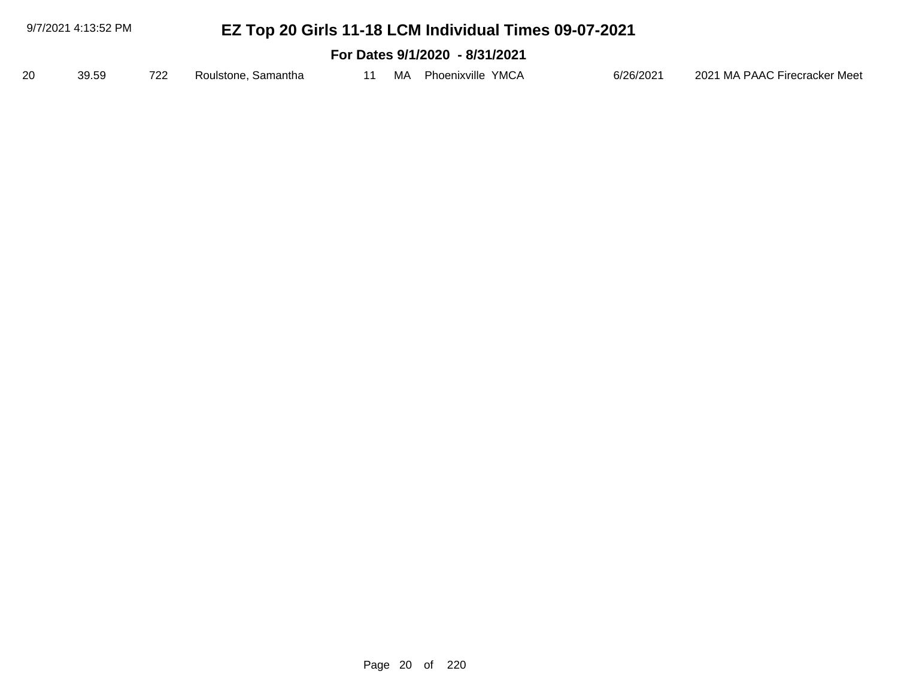# EZ Top 20 Girls 11-18 LCM Individual Times 09-07-2021

**For Dates 9/1/2020 - 8/31/2021**

| | | | | | | | | |
|---|---|---|---|---|---|---|---|---|
| 20 | 39.59 | 722 | Roulstone, Samantha | 11 | MA | Phoenixville YMCA | 6/26/2021 | 2021 MA PAAC Firecracker Meet |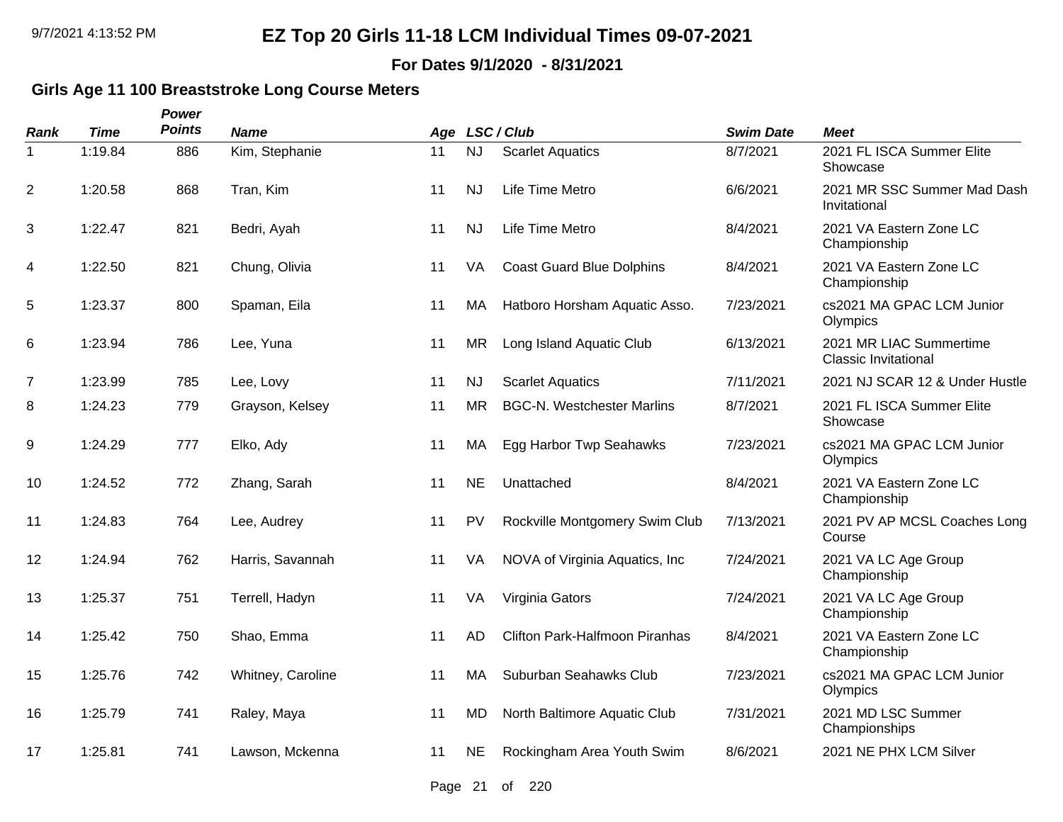# EZ Top 20 Girls 11-18 LCM Individual Times 09-07-2021

**For Dates 9/1/2020 - 8/31/2021**

### Girls Age 11 100 Breaststroke Long Course Meters

| Rank | Time | Power Points | Name | Age | LSC / Club | | Swim Date | Meet |
|---|---|---|---|---|---|---|---|---|
| 1 | 1:19.84 | 886 | Kim, Stephanie | 11 | NJ | Scarlet Aquatics | 8/7/2021 | 2021 FL ISCA Summer Elite Showcase |
| 2 | 1:20.58 | 868 | Tran, Kim | 11 | NJ | Life Time Metro | 6/6/2021 | 2021 MR SSC Summer Mad Dash Invitational |
| 3 | 1:22.47 | 821 | Bedri, Ayah | 11 | NJ | Life Time Metro | 8/4/2021 | 2021 VA Eastern Zone LC Championship |
| 4 | 1:22.50 | 821 | Chung, Olivia | 11 | VA | Coast Guard Blue Dolphins | 8/4/2021 | 2021 VA Eastern Zone LC Championship |
| 5 | 1:23.37 | 800 | Spaman, Eila | 11 | MA | Hatboro Horsham Aquatic Asso. | 7/23/2021 | cs2021 MA GPAC LCM Junior Olympics |
| 6 | 1:23.94 | 786 | Lee, Yuna | 11 | MR | Long Island Aquatic Club | 6/13/2021 | 2021 MR LIAC Summertime Classic Invitational |
| 7 | 1:23.99 | 785 | Lee, Lovy | 11 | NJ | Scarlet Aquatics | 7/11/2021 | 2021 NJ SCAR 12 & Under Hustle |
| 8 | 1:24.23 | 779 | Grayson, Kelsey | 11 | MR | BGC-N. Westchester Marlins | 8/7/2021 | 2021 FL ISCA Summer Elite Showcase |
| 9 | 1:24.29 | 777 | Elko, Ady | 11 | MA | Egg Harbor Twp Seahawks | 7/23/2021 | cs2021 MA GPAC LCM Junior Olympics |
| 10 | 1:24.52 | 772 | Zhang, Sarah | 11 | NE | Unattached | 8/4/2021 | 2021 VA Eastern Zone LC Championship |
| 11 | 1:24.83 | 764 | Lee, Audrey | 11 | PV | Rockville Montgomery Swim Club | 7/13/2021 | 2021 PV AP MCSL Coaches Long Course |
| 12 | 1:24.94 | 762 | Harris, Savannah | 11 | VA | NOVA of Virginia Aquatics, Inc | 7/24/2021 | 2021 VA LC Age Group Championship |
| 13 | 1:25.37 | 751 | Terrell, Hadyn | 11 | VA | Virginia Gators | 7/24/2021 | 2021 VA LC Age Group Championship |
| 14 | 1:25.42 | 750 | Shao, Emma | 11 | AD | Clifton Park-Halfmoon Piranhas | 8/4/2021 | 2021 VA Eastern Zone LC Championship |
| 15 | 1:25.76 | 742 | Whitney, Caroline | 11 | MA | Suburban Seahawks Club | 7/23/2021 | cs2021 MA GPAC LCM Junior Olympics |
| 16 | 1:25.79 | 741 | Raley, Maya | 11 | MD | North Baltimore Aquatic Club | 7/31/2021 | 2021 MD LSC Summer Championships |
| 17 | 1:25.81 | 741 | Lawson, Mckenna | 11 | NE | Rockingham Area Youth Swim | 8/6/2021 | 2021 NE PHX LCM Silver |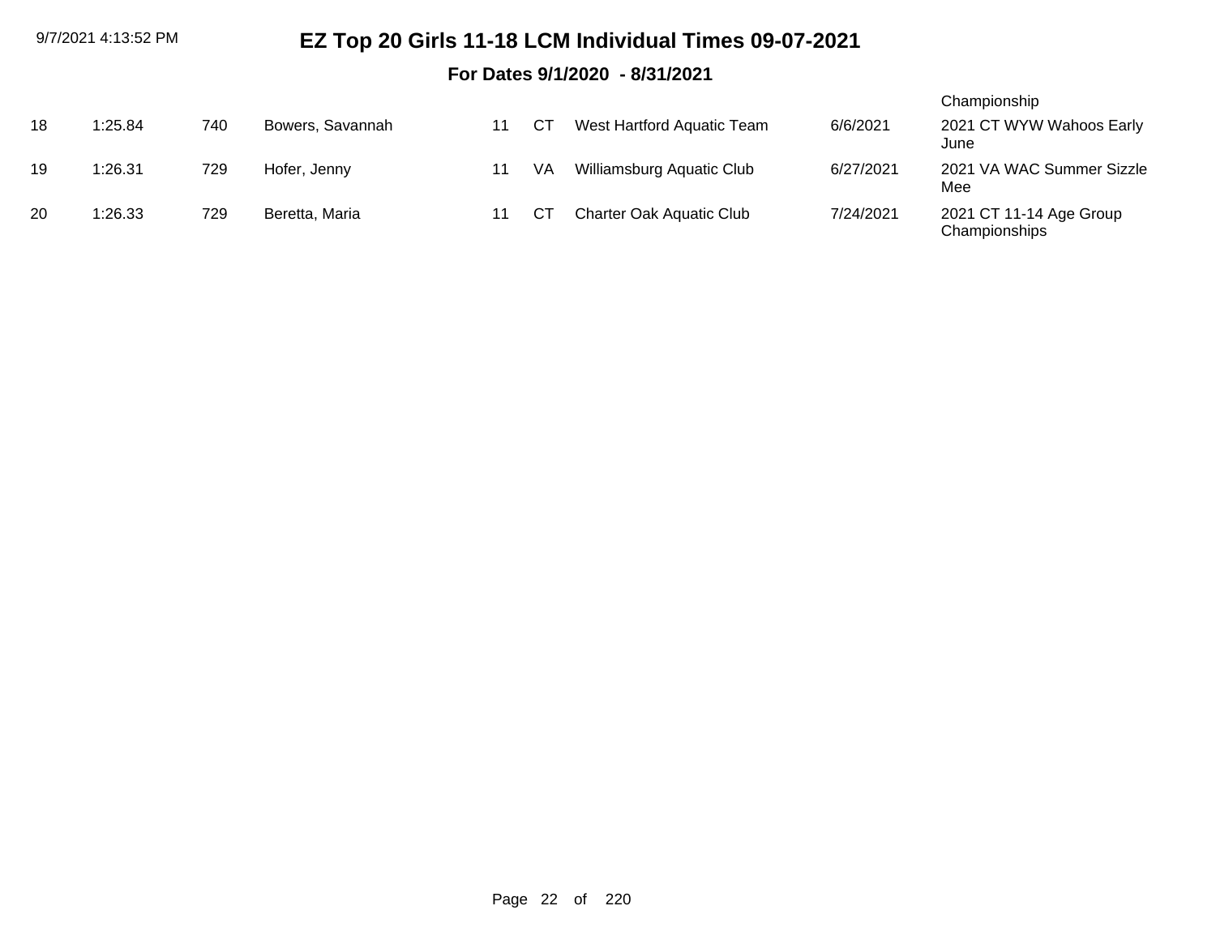# EZ Top 20 Girls 11-18 LCM Individual Times 09-07-2021

**For Dates 9/1/2020 - 8/31/2021**

| | | | | | | | | |
|---|---|---|---|---|---|---|---|---|
| | | | | | | | | Championship |
| 18 | 1:25.84 | 740 | Bowers, Savannah | 11 | CT | West Hartford Aquatic Team | 6/6/2021 | 2021 CT WYW Wahoos Early June |
| 19 | 1:26.31 | 729 | Hofer, Jenny | 11 | VA | Williamsburg Aquatic Club | 6/27/2021 | 2021 VA WAC Summer Sizzle Mee |
| 20 | 1:26.33 | 729 | Beretta, Maria | 11 | CT | Charter Oak Aquatic Club | 7/24/2021 | 2021 CT 11-14 Age Group Championships |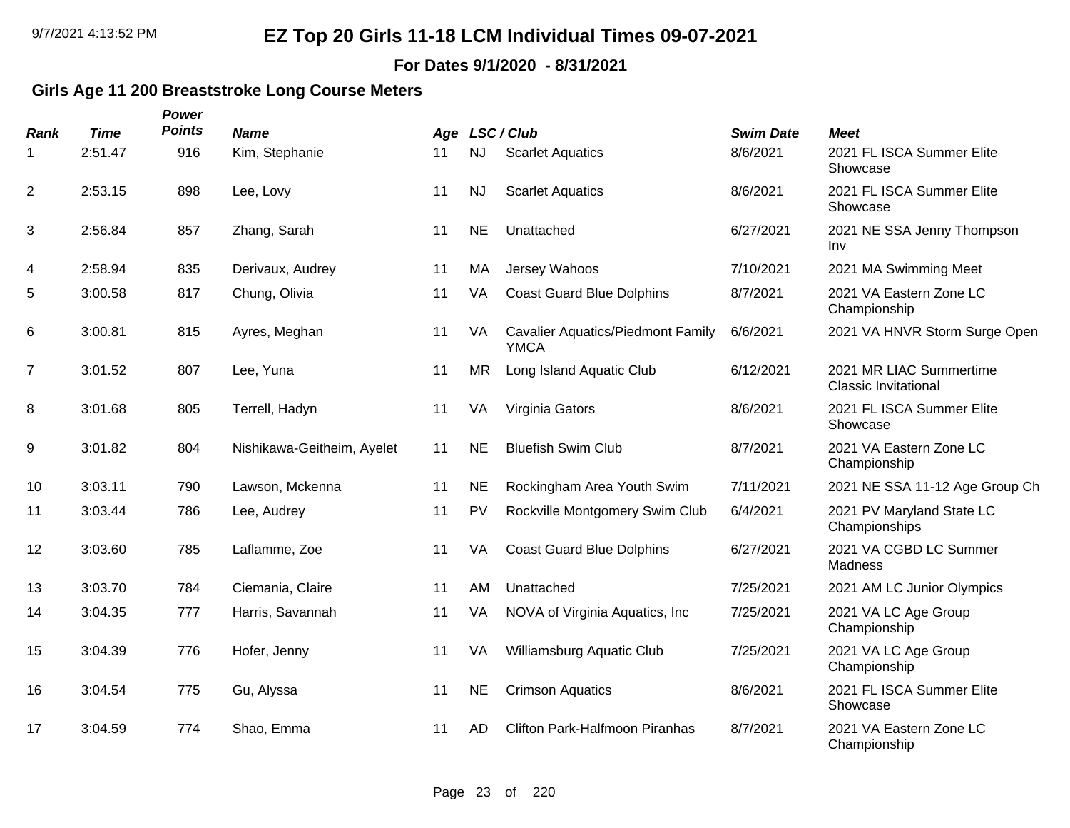# EZ Top 20 Girls 11-18 LCM Individual Times 09-07-2021

**For Dates 9/1/2020 - 8/31/2021**

## Girls Age 11 200 Breaststroke Long Course Meters

| Rank | Time | Power Points | Name | Age | LSC | Club | Swim Date | Meet |
|---|---|---|---|---|---|---|---|---|
| 1 | 2:51.47 | 916 | Kim, Stephanie | 11 | NJ | Scarlet Aquatics | 8/6/2021 | 2021 FL ISCA Summer Elite Showcase |
| 2 | 2:53.15 | 898 | Lee, Lovy | 11 | NJ | Scarlet Aquatics | 8/6/2021 | 2021 FL ISCA Summer Elite Showcase |
| 3 | 2:56.84 | 857 | Zhang, Sarah | 11 | NE | Unattached | 6/27/2021 | 2021 NE SSA Jenny Thompson Inv |
| 4 | 2:58.94 | 835 | Derivaux, Audrey | 11 | MA | Jersey Wahoos | 7/10/2021 | 2021 MA Swimming Meet |
| 5 | 3:00.58 | 817 | Chung, Olivia | 11 | VA | Coast Guard Blue Dolphins | 8/7/2021 | 2021 VA Eastern Zone LC Championship |
| 6 | 3:00.81 | 815 | Ayres, Meghan | 11 | VA | Cavalier Aquatics/Piedmont Family YMCA | 6/6/2021 | 2021 VA HNVR Storm Surge Open |
| 7 | 3:01.52 | 807 | Lee, Yuna | 11 | MR | Long Island Aquatic Club | 6/12/2021 | 2021 MR LIAC Summertime Classic Invitational |
| 8 | 3:01.68 | 805 | Terrell, Hadyn | 11 | VA | Virginia Gators | 8/6/2021 | 2021 FL ISCA Summer Elite Showcase |
| 9 | 3:01.82 | 804 | Nishikawa-Geitheim, Ayelet | 11 | NE | Bluefish Swim Club | 8/7/2021 | 2021 VA Eastern Zone LC Championship |
| 10 | 3:03.11 | 790 | Lawson, Mckenna | 11 | NE | Rockingham Area Youth Swim | 7/11/2021 | 2021 NE SSA 11-12 Age Group Ch |
| 11 | 3:03.44 | 786 | Lee, Audrey | 11 | PV | Rockville Montgomery Swim Club | 6/4/2021 | 2021 PV Maryland State LC Championships |
| 12 | 3:03.60 | 785 | Laflamme, Zoe | 11 | VA | Coast Guard Blue Dolphins | 6/27/2021 | 2021 VA CGBD LC Summer Madness |
| 13 | 3:03.70 | 784 | Ciemania, Claire | 11 | AM | Unattached | 7/25/2021 | 2021 AM LC Junior Olympics |
| 14 | 3:04.35 | 777 | Harris, Savannah | 11 | VA | NOVA of Virginia Aquatics, Inc | 7/25/2021 | 2021 VA LC Age Group Championship |
| 15 | 3:04.39 | 776 | Hofer, Jenny | 11 | VA | Williamsburg Aquatic Club | 7/25/2021 | 2021 VA LC Age Group Championship |
| 16 | 3:04.54 | 775 | Gu, Alyssa | 11 | NE | Crimson Aquatics | 8/6/2021 | 2021 FL ISCA Summer Elite Showcase |
| 17 | 3:04.59 | 774 | Shao, Emma | 11 | AD | Clifton Park-Halfmoon Piranhas | 8/7/2021 | 2021 VA Eastern Zone LC Championship |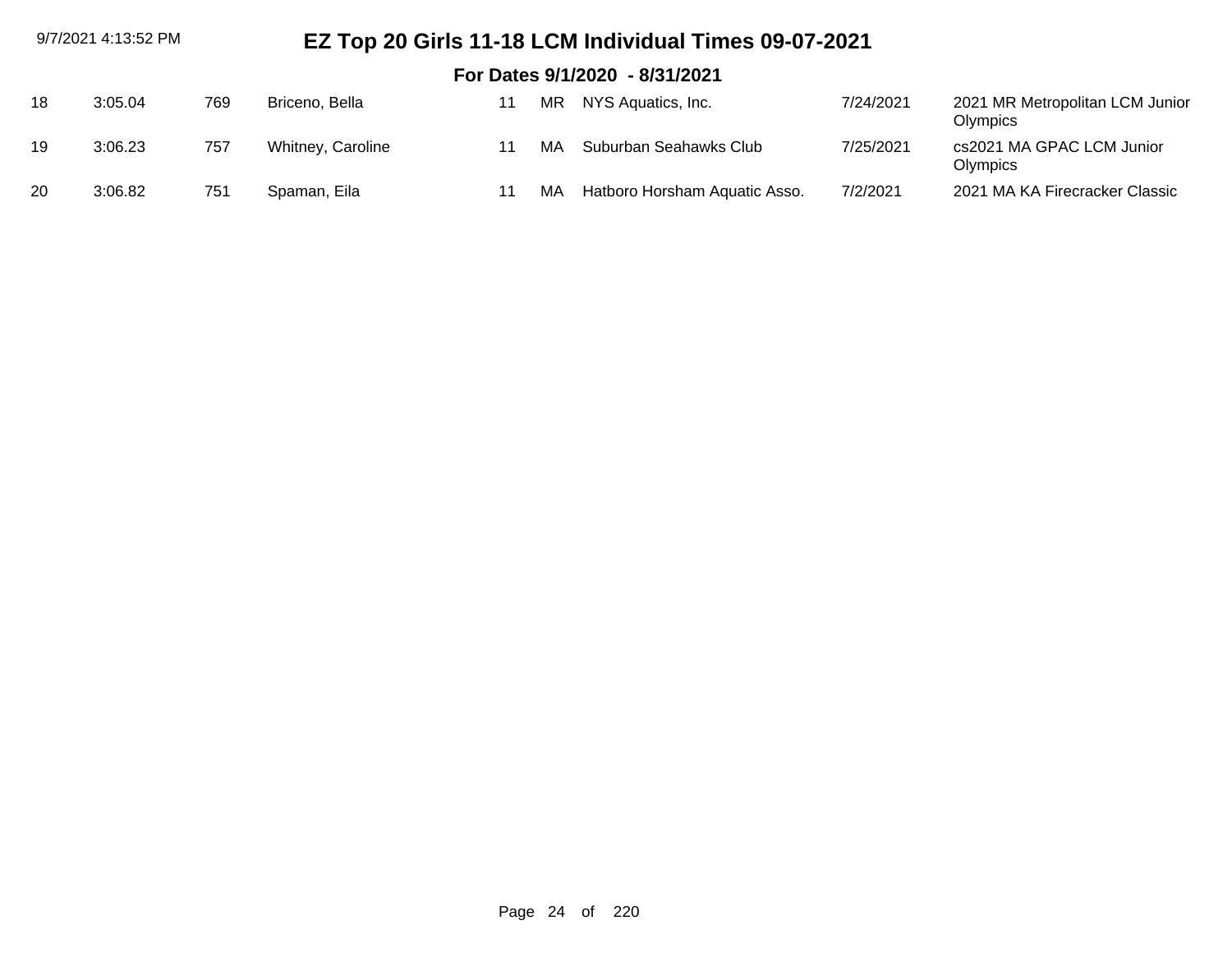# EZ Top 20 Girls 11-18 LCM Individual Times 09-07-2021

## For Dates 9/1/2020 - 8/31/2021

| | | | | | | | | |
|---|---|---|---|---|---|---|---|---|
| 18 | 3:05.04 | 769 | Briceno, Bella | 11 | MR | NYS Aquatics, Inc. | 7/24/2021 | 2021 MR Metropolitan LCM Junior Olympics |
| 19 | 3:06.23 | 757 | Whitney, Caroline | 11 | MA | Suburban Seahawks Club | 7/25/2021 | cs2021 MA GPAC LCM Junior Olympics |
| 20 | 3:06.82 | 751 | Spaman, Eila | 11 | MA | Hatboro Horsham Aquatic Asso. | 7/2/2021 | 2021 MA KA Firecracker Classic |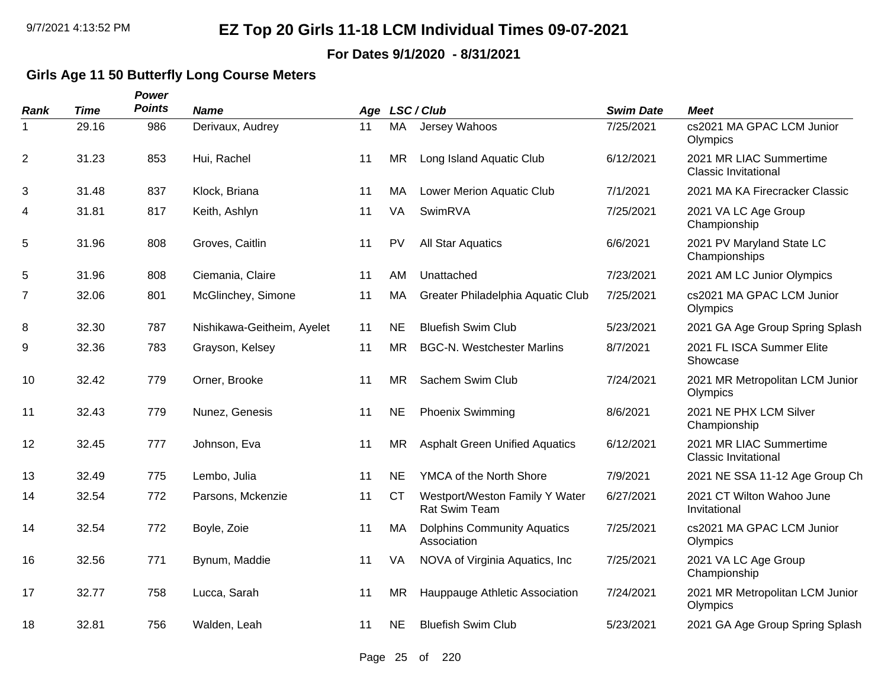# EZ Top 20 Girls 11-18 LCM Individual Times 09-07-2021

**For Dates 9/1/2020 - 8/31/2021**

### Girls Age 11 50 Butterfly Long Course Meters

| Rank | Time | Power Points | Name | Age | LSC | Club | Swim Date | Meet |
|---|---|---|---|---|---|---|---|---|
| 1 | 29.16 | 986 | Derivaux, Audrey | 11 | MA | Jersey Wahoos | 7/25/2021 | cs2021 MA GPAC LCM Junior Olympics |
| 2 | 31.23 | 853 | Hui, Rachel | 11 | MR | Long Island Aquatic Club | 6/12/2021 | 2021 MR LIAC Summertime Classic Invitational |
| 3 | 31.48 | 837 | Klock, Briana | 11 | MA | Lower Merion Aquatic Club | 7/1/2021 | 2021 MA KA Firecracker Classic |
| 4 | 31.81 | 817 | Keith, Ashlyn | 11 | VA | SwimRVA | 7/25/2021 | 2021 VA LC Age Group Championship |
| 5 | 31.96 | 808 | Groves, Caitlin | 11 | PV | All Star Aquatics | 6/6/2021 | 2021 PV Maryland State LC Championships |
| 5 | 31.96 | 808 | Ciemania, Claire | 11 | AM | Unattached | 7/23/2021 | 2021 AM LC Junior Olympics |
| 7 | 32.06 | 801 | McGlinchey, Simone | 11 | MA | Greater Philadelphia Aquatic Club | 7/25/2021 | cs2021 MA GPAC LCM Junior Olympics |
| 8 | 32.30 | 787 | Nishikawa-Geitheim, Ayelet | 11 | NE | Bluefish Swim Club | 5/23/2021 | 2021 GA Age Group Spring Splash |
| 9 | 32.36 | 783 | Grayson, Kelsey | 11 | MR | BGC-N. Westchester Marlins | 8/7/2021 | 2021 FL ISCA Summer Elite Showcase |
| 10 | 32.42 | 779 | Orner, Brooke | 11 | MR | Sachem Swim Club | 7/24/2021 | 2021 MR Metropolitan LCM Junior Olympics |
| 11 | 32.43 | 779 | Nunez, Genesis | 11 | NE | Phoenix Swimming | 8/6/2021 | 2021 NE PHX LCM Silver Championship |
| 12 | 32.45 | 777 | Johnson, Eva | 11 | MR | Asphalt Green Unified Aquatics | 6/12/2021 | 2021 MR LIAC Summertime Classic Invitational |
| 13 | 32.49 | 775 | Lembo, Julia | 11 | NE | YMCA of the North Shore | 7/9/2021 | 2021 NE SSA 11-12 Age Group Ch |
| 14 | 32.54 | 772 | Parsons, Mckenzie | 11 | CT | Westport/Weston Family Y Water Rat Swim Team | 6/27/2021 | 2021 CT Wilton Wahoo June Invitational |
| 14 | 32.54 | 772 | Boyle, Zoie | 11 | MA | Dolphins Community Aquatics Association | 7/25/2021 | cs2021 MA GPAC LCM Junior Olympics |
| 16 | 32.56 | 771 | Bynum, Maddie | 11 | VA | NOVA of Virginia Aquatics, Inc | 7/25/2021 | 2021 VA LC Age Group Championship |
| 17 | 32.77 | 758 | Lucca, Sarah | 11 | MR | Hauppauge Athletic Association | 7/24/2021 | 2021 MR Metropolitan LCM Junior Olympics |
| 18 | 32.81 | 756 | Walden, Leah | 11 | NE | Bluefish Swim Club | 5/23/2021 | 2021 GA Age Group Spring Splash |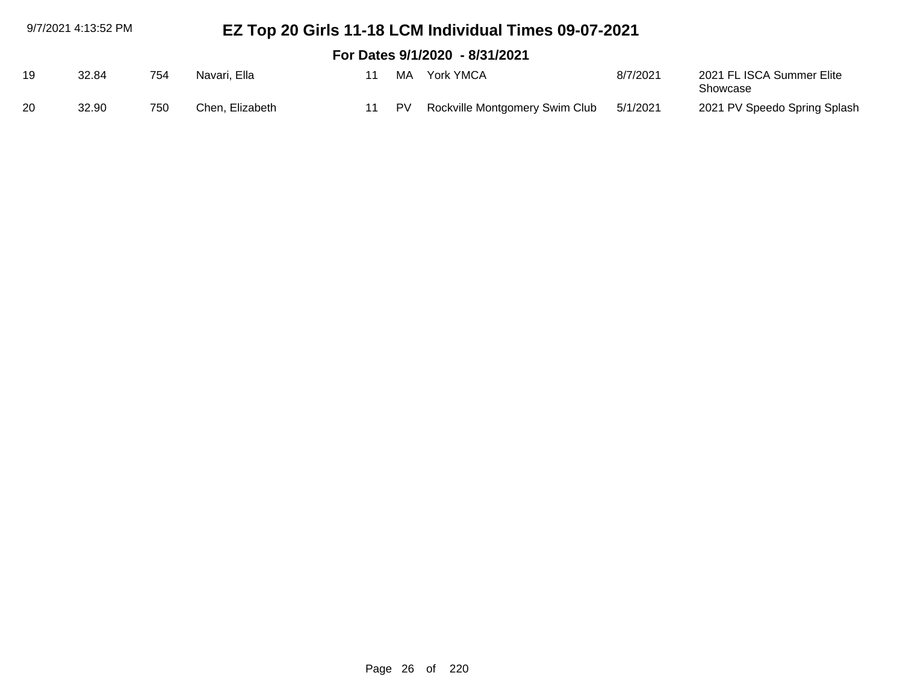# EZ Top 20 Girls 11-18 LCM Individual Times 09-07-2021

## For Dates 9/1/2020 - 8/31/2021

| | | | | | | | | |
|---|---|---|---|---|---|---|---|---|
| 19 | 32.84 | 754 | Navari, Ella | 11 | MA | York YMCA | 8/7/2021 | 2021 FL ISCA Summer Elite Showcase |
| 20 | 32.90 | 750 | Chen, Elizabeth | 11 | PV | Rockville Montgomery Swim Club | 5/1/2021 | 2021 PV Speedo Spring Splash |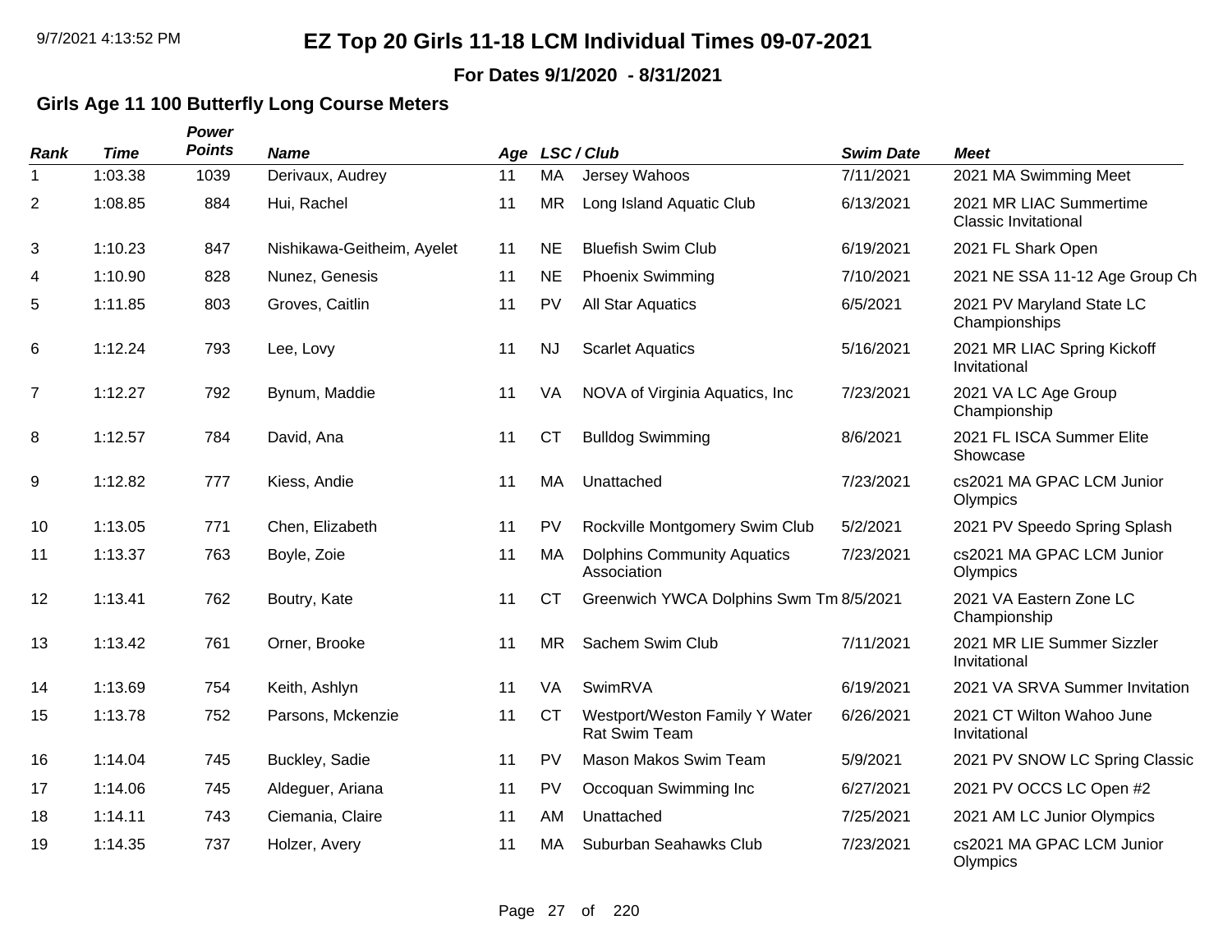# EZ Top 20 Girls 11-18 LCM Individual Times 09-07-2021

**For Dates 9/1/2020 - 8/31/2021**

### Girls Age 11 100 Butterfly Long Course Meters

| Rank | Time | Power Points | Name | Age | LSC | Club | Swim Date | Meet |
|---|---|---|---|---|---|---|---|---|
| 1 | 1:03.38 | 1039 | Derivaux, Audrey | 11 | MA | Jersey Wahoos | 7/11/2021 | 2021 MA Swimming Meet |
| 2 | 1:08.85 | 884 | Hui, Rachel | 11 | MR | Long Island Aquatic Club | 6/13/2021 | 2021 MR LIAC Summertime Classic Invitational |
| 3 | 1:10.23 | 847 | Nishikawa-Geitheim, Ayelet | 11 | NE | Bluefish Swim Club | 6/19/2021 | 2021 FL Shark Open |
| 4 | 1:10.90 | 828 | Nunez, Genesis | 11 | NE | Phoenix Swimming | 7/10/2021 | 2021 NE SSA 11-12 Age Group Ch |
| 5 | 1:11.85 | 803 | Groves, Caitlin | 11 | PV | All Star Aquatics | 6/5/2021 | 2021 PV Maryland State LC Championships |
| 6 | 1:12.24 | 793 | Lee, Lovy | 11 | NJ | Scarlet Aquatics | 5/16/2021 | 2021 MR LIAC Spring Kickoff Invitational |
| 7 | 1:12.27 | 792 | Bynum, Maddie | 11 | VA | NOVA of Virginia Aquatics, Inc | 7/23/2021 | 2021 VA LC Age Group Championship |
| 8 | 1:12.57 | 784 | David, Ana | 11 | CT | Bulldog Swimming | 8/6/2021 | 2021 FL ISCA Summer Elite Showcase |
| 9 | 1:12.82 | 777 | Kiess, Andie | 11 | MA | Unattached | 7/23/2021 | cs2021 MA GPAC LCM Junior Olympics |
| 10 | 1:13.05 | 771 | Chen, Elizabeth | 11 | PV | Rockville Montgomery Swim Club | 5/2/2021 | 2021 PV Speedo Spring Splash |
| 11 | 1:13.37 | 763 | Boyle, Zoie | 11 | MA | Dolphins Community Aquatics Association | 7/23/2021 | cs2021 MA GPAC LCM Junior Olympics |
| 12 | 1:13.41 | 762 | Boutry, Kate | 11 | CT | Greenwich YWCA Dolphins Swm Tm | 8/5/2021 | 2021 VA Eastern Zone LC Championship |
| 13 | 1:13.42 | 761 | Orner, Brooke | 11 | MR | Sachem Swim Club | 7/11/2021 | 2021 MR LIE Summer Sizzler Invitational |
| 14 | 1:13.69 | 754 | Keith, Ashlyn | 11 | VA | SwimRVA | 6/19/2021 | 2021 VA SRVA Summer Invitation |
| 15 | 1:13.78 | 752 | Parsons, Mckenzie | 11 | CT | Westport/Weston Family Y Water Rat Swim Team | 6/26/2021 | 2021 CT Wilton Wahoo June Invitational |
| 16 | 1:14.04 | 745 | Buckley, Sadie | 11 | PV | Mason Makos Swim Team | 5/9/2021 | 2021 PV SNOW LC Spring Classic |
| 17 | 1:14.06 | 745 | Aldeguer, Ariana | 11 | PV | Occoquan Swimming Inc | 6/27/2021 | 2021 PV OCCS LC Open #2 |
| 18 | 1:14.11 | 743 | Ciemania, Claire | 11 | AM | Unattached | 7/25/2021 | 2021 AM LC Junior Olympics |
| 19 | 1:14.35 | 737 | Holzer, Avery | 11 | MA | Suburban Seahawks Club | 7/23/2021 | cs2021 MA GPAC LCM Junior Olympics |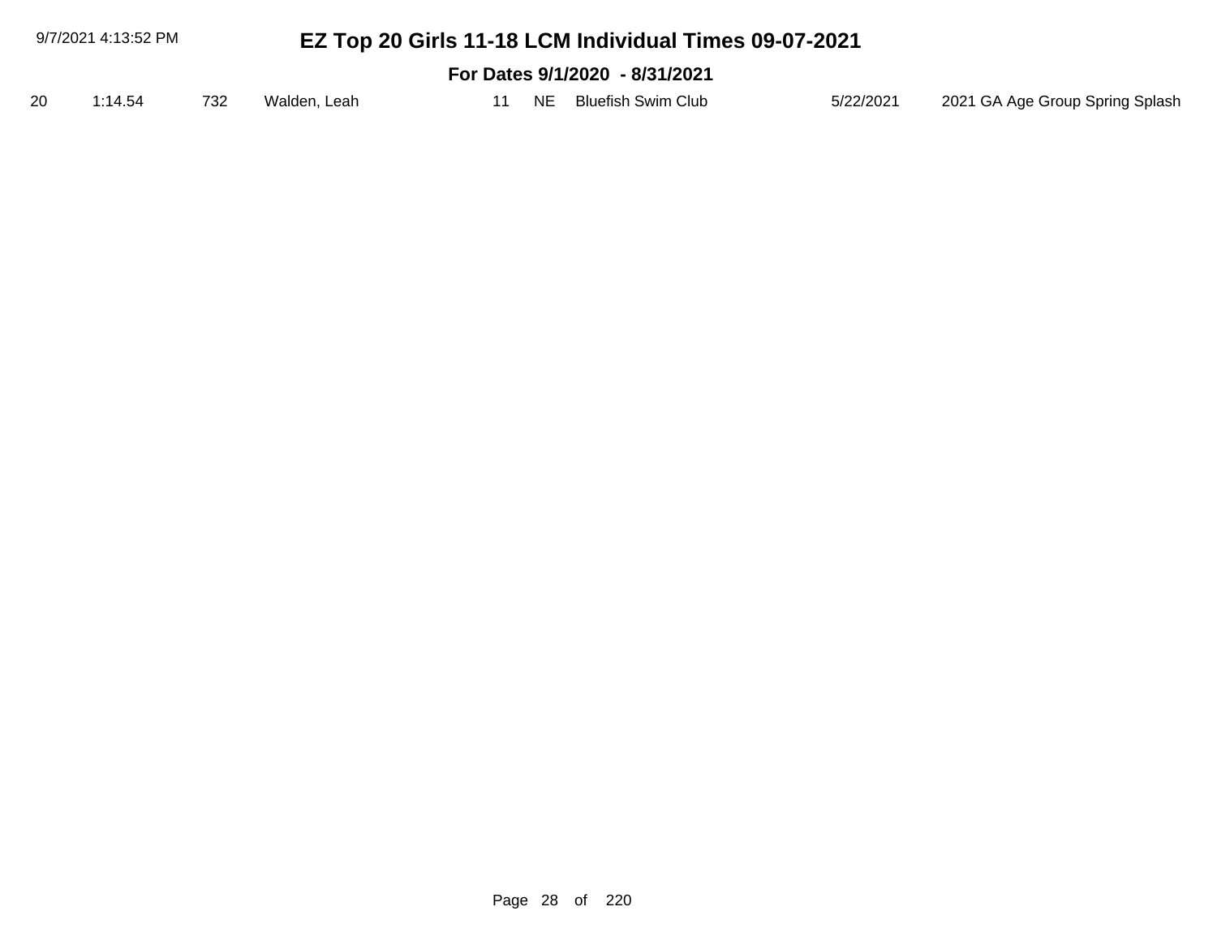| 20 | 1:14.54 | 732 | Walden, Leah | 11 | NE | Bluefish Swim Club | 5/22/2021 | 2021 GA Age Group Spring Splash |
|---|---|---|---|---|---|---|---|---|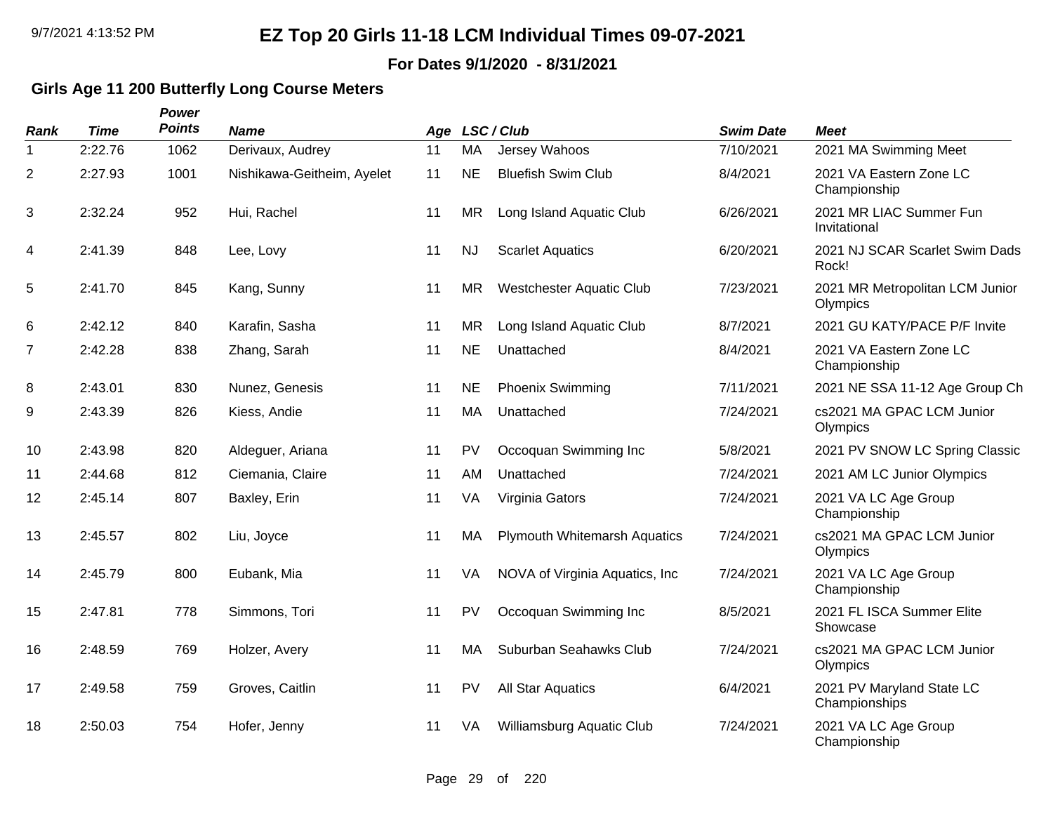# EZ Top 20 Girls 11-18 LCM Individual Times 09-07-2021

**For Dates 9/1/2020 - 8/31/2021**

## Girls Age 11 200 Butterfly Long Course Meters

| Rank | Time | Power Points | Name | Age | LSC | Club | Swim Date | Meet |
|---|---|---|---|---|---|---|---|---|
| 1 | 2:22.76 | 1062 | Derivaux, Audrey | 11 | MA | Jersey Wahoos | 7/10/2021 | 2021 MA Swimming Meet |
| 2 | 2:27.93 | 1001 | Nishikawa-Geitheim, Ayelet | 11 | NE | Bluefish Swim Club | 8/4/2021 | 2021 VA Eastern Zone LC Championship |
| 3 | 2:32.24 | 952 | Hui, Rachel | 11 | MR | Long Island Aquatic Club | 6/26/2021 | 2021 MR LIAC Summer Fun Invitational |
| 4 | 2:41.39 | 848 | Lee, Lovy | 11 | NJ | Scarlet Aquatics | 6/20/2021 | 2021 NJ SCAR Scarlet Swim Dads Rock! |
| 5 | 2:41.70 | 845 | Kang, Sunny | 11 | MR | Westchester Aquatic Club | 7/23/2021 | 2021 MR Metropolitan LCM Junior Olympics |
| 6 | 2:42.12 | 840 | Karafin, Sasha | 11 | MR | Long Island Aquatic Club | 8/7/2021 | 2021 GU KATY/PACE P/F Invite |
| 7 | 2:42.28 | 838 | Zhang, Sarah | 11 | NE | Unattached | 8/4/2021 | 2021 VA Eastern Zone LC Championship |
| 8 | 2:43.01 | 830 | Nunez, Genesis | 11 | NE | Phoenix Swimming | 7/11/2021 | 2021 NE SSA 11-12 Age Group Ch |
| 9 | 2:43.39 | 826 | Kiess, Andie | 11 | MA | Unattached | 7/24/2021 | cs2021 MA GPAC LCM Junior Olympics |
| 10 | 2:43.98 | 820 | Aldeguer, Ariana | 11 | PV | Occoquan Swimming Inc | 5/8/2021 | 2021 PV SNOW LC Spring Classic |
| 11 | 2:44.68 | 812 | Ciemania, Claire | 11 | AM | Unattached | 7/24/2021 | 2021 AM LC Junior Olympics |
| 12 | 2:45.14 | 807 | Baxley, Erin | 11 | VA | Virginia Gators | 7/24/2021 | 2021 VA LC Age Group Championship |
| 13 | 2:45.57 | 802 | Liu, Joyce | 11 | MA | Plymouth Whitemarsh Aquatics | 7/24/2021 | cs2021 MA GPAC LCM Junior Olympics |
| 14 | 2:45.79 | 800 | Eubank, Mia | 11 | VA | NOVA of Virginia Aquatics, Inc | 7/24/2021 | 2021 VA LC Age Group Championship |
| 15 | 2:47.81 | 778 | Simmons, Tori | 11 | PV | Occoquan Swimming Inc | 8/5/2021 | 2021 FL ISCA Summer Elite Showcase |
| 16 | 2:48.59 | 769 | Holzer, Avery | 11 | MA | Suburban Seahawks Club | 7/24/2021 | cs2021 MA GPAC LCM Junior Olympics |
| 17 | 2:49.58 | 759 | Groves, Caitlin | 11 | PV | All Star Aquatics | 6/4/2021 | 2021 PV Maryland State LC Championships |
| 18 | 2:50.03 | 754 | Hofer, Jenny | 11 | VA | Williamsburg Aquatic Club | 7/24/2021 | 2021 VA LC Age Group Championship |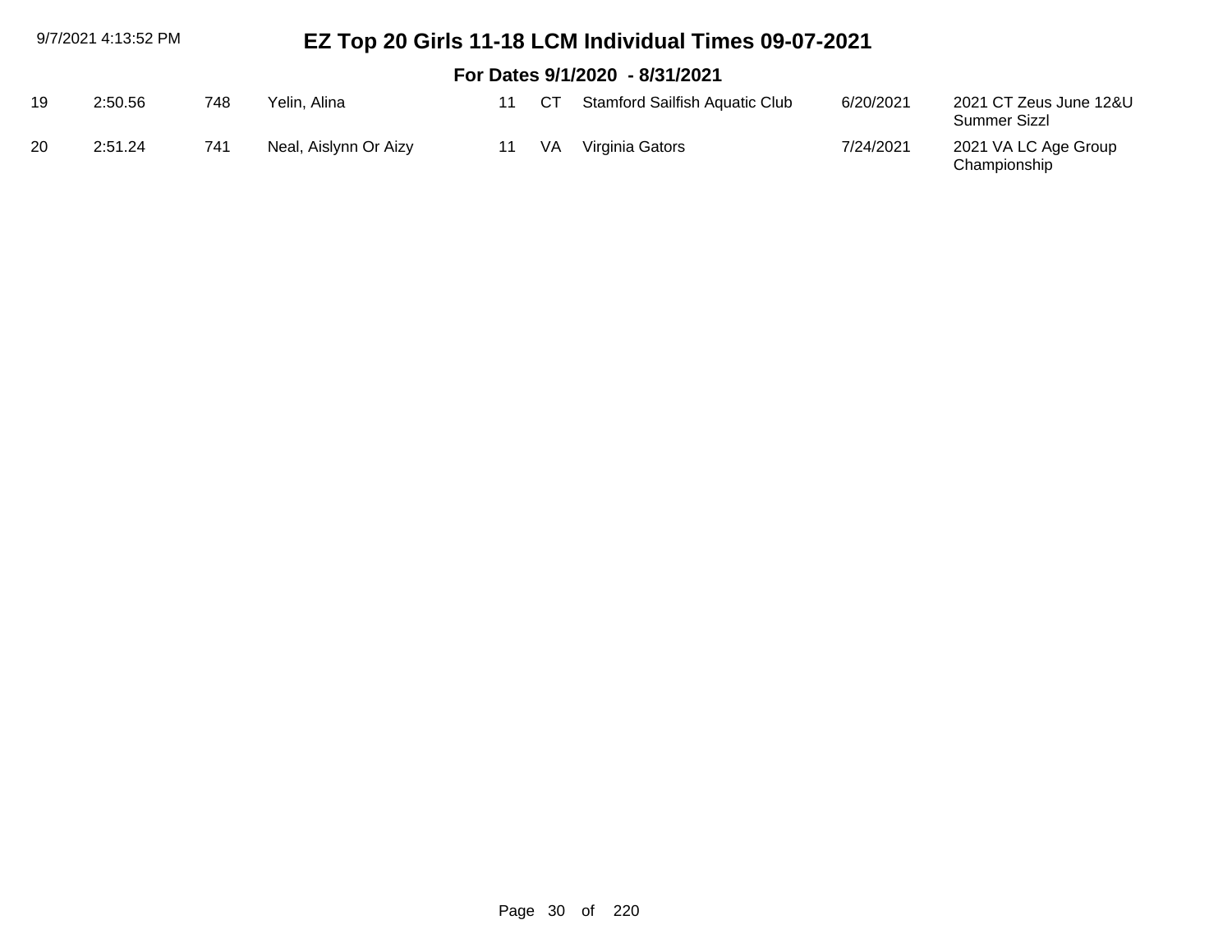# EZ Top 20 Girls 11-18 LCM Individual Times 09-07-2021

## For Dates 9/1/2020 - 8/31/2021

| | | | | | | | | |
|---|---|---|---|---|---|---|---|---|
| 19 | 2:50.56 | 748 | Yelin, Alina | 11 | CT | Stamford Sailfish Aquatic Club | 6/20/2021 | 2021 CT Zeus June 12&U Summer Sizzl |
| 20 | 2:51.24 | 741 | Neal, Aislynn Or Aizy | 11 | VA | Virginia Gators | 7/24/2021 | 2021 VA LC Age Group Championship |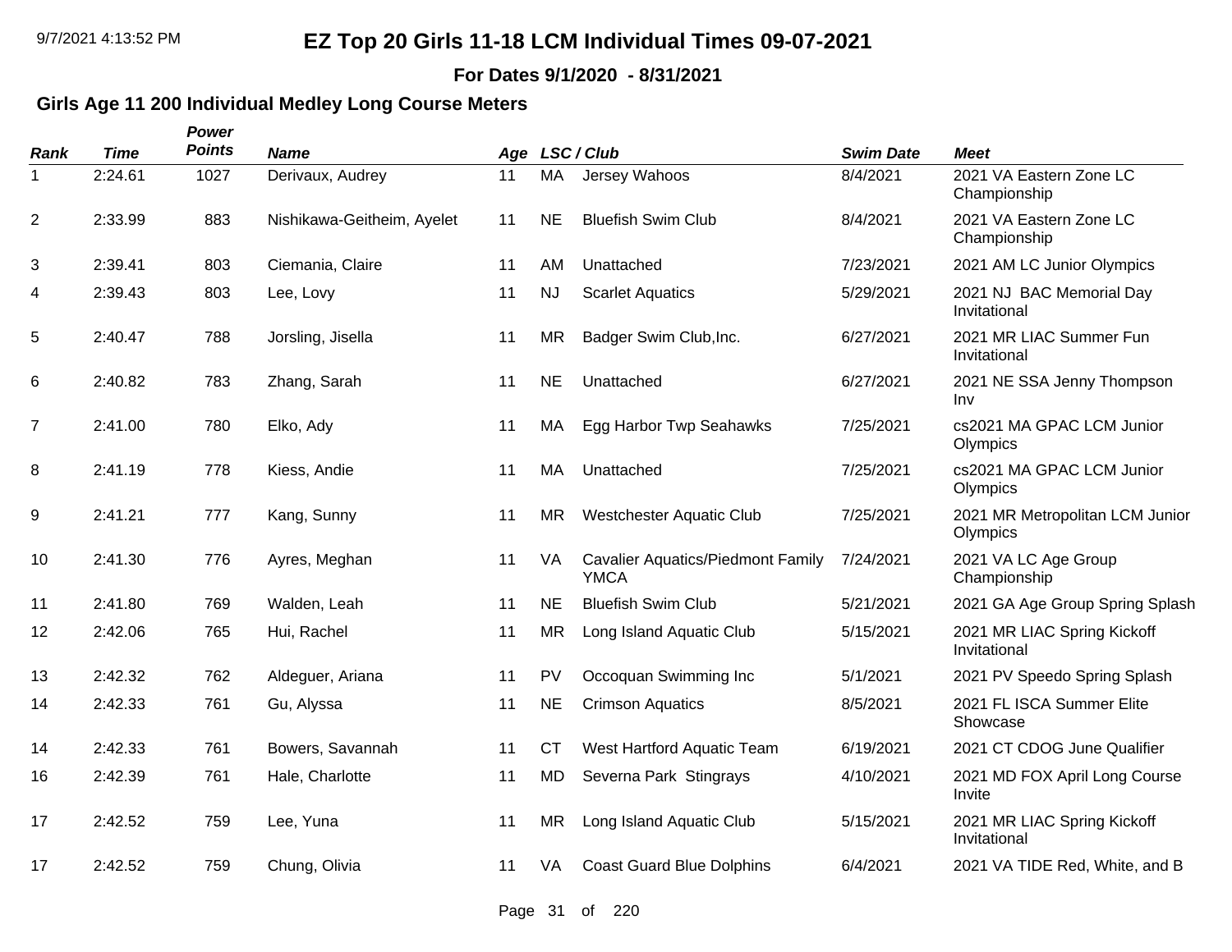# EZ Top 20 Girls 11-18 LCM Individual Times 09-07-2021

**For Dates 9/1/2020 - 8/31/2021**

## Girls Age 11 200 Individual Medley Long Course Meters

| Rank | Time | Power Points | Name | Age | LSC | Club | Swim Date | Meet |
|---|---|---|---|---|---|---|---|---|
| 1 | 2:24.61 | 1027 | Derivaux, Audrey | 11 | MA | Jersey Wahoos | 8/4/2021 | 2021 VA Eastern Zone LC Championship |
| 2 | 2:33.99 | 883 | Nishikawa-Geitheim, Ayelet | 11 | NE | Bluefish Swim Club | 8/4/2021 | 2021 VA Eastern Zone LC Championship |
| 3 | 2:39.41 | 803 | Ciemania, Claire | 11 | AM | Unattached | 7/23/2021 | 2021 AM LC Junior Olympics |
| 4 | 2:39.43 | 803 | Lee, Lovy | 11 | NJ | Scarlet Aquatics | 5/29/2021 | 2021 NJ BAC Memorial Day Invitational |
| 5 | 2:40.47 | 788 | Jorsling, Jisella | 11 | MR | Badger Swim Club,Inc. | 6/27/2021 | 2021 MR LIAC Summer Fun Invitational |
| 6 | 2:40.82 | 783 | Zhang, Sarah | 11 | NE | Unattached | 6/27/2021 | 2021 NE SSA Jenny Thompson Inv |
| 7 | 2:41.00 | 780 | Elko, Ady | 11 | MA | Egg Harbor Twp Seahawks | 7/25/2021 | cs2021 MA GPAC LCM Junior Olympics |
| 8 | 2:41.19 | 778 | Kiess, Andie | 11 | MA | Unattached | 7/25/2021 | cs2021 MA GPAC LCM Junior Olympics |
| 9 | 2:41.21 | 777 | Kang, Sunny | 11 | MR | Westchester Aquatic Club | 7/25/2021 | 2021 MR Metropolitan LCM Junior Olympics |
| 10 | 2:41.30 | 776 | Ayres, Meghan | 11 | VA | Cavalier Aquatics/Piedmont Family YMCA | 7/24/2021 | 2021 VA LC Age Group Championship |
| 11 | 2:41.80 | 769 | Walden, Leah | 11 | NE | Bluefish Swim Club | 5/21/2021 | 2021 GA Age Group Spring Splash |
| 12 | 2:42.06 | 765 | Hui, Rachel | 11 | MR | Long Island Aquatic Club | 5/15/2021 | 2021 MR LIAC Spring Kickoff Invitational |
| 13 | 2:42.32 | 762 | Aldeguer, Ariana | 11 | PV | Occoquan Swimming Inc | 5/1/2021 | 2021 PV Speedo Spring Splash |
| 14 | 2:42.33 | 761 | Gu, Alyssa | 11 | NE | Crimson Aquatics | 8/5/2021 | 2021 FL ISCA Summer Elite Showcase |
| 14 | 2:42.33 | 761 | Bowers, Savannah | 11 | CT | West Hartford Aquatic Team | 6/19/2021 | 2021 CT CDOG June Qualifier |
| 16 | 2:42.39 | 761 | Hale, Charlotte | 11 | MD | Severna Park Stingrays | 4/10/2021 | 2021 MD FOX April Long Course Invite |
| 17 | 2:42.52 | 759 | Lee, Yuna | 11 | MR | Long Island Aquatic Club | 5/15/2021 | 2021 MR LIAC Spring Kickoff Invitational |
| 17 | 2:42.52 | 759 | Chung, Olivia | 11 | VA | Coast Guard Blue Dolphins | 6/4/2021 | 2021 VA TIDE Red, White, and B |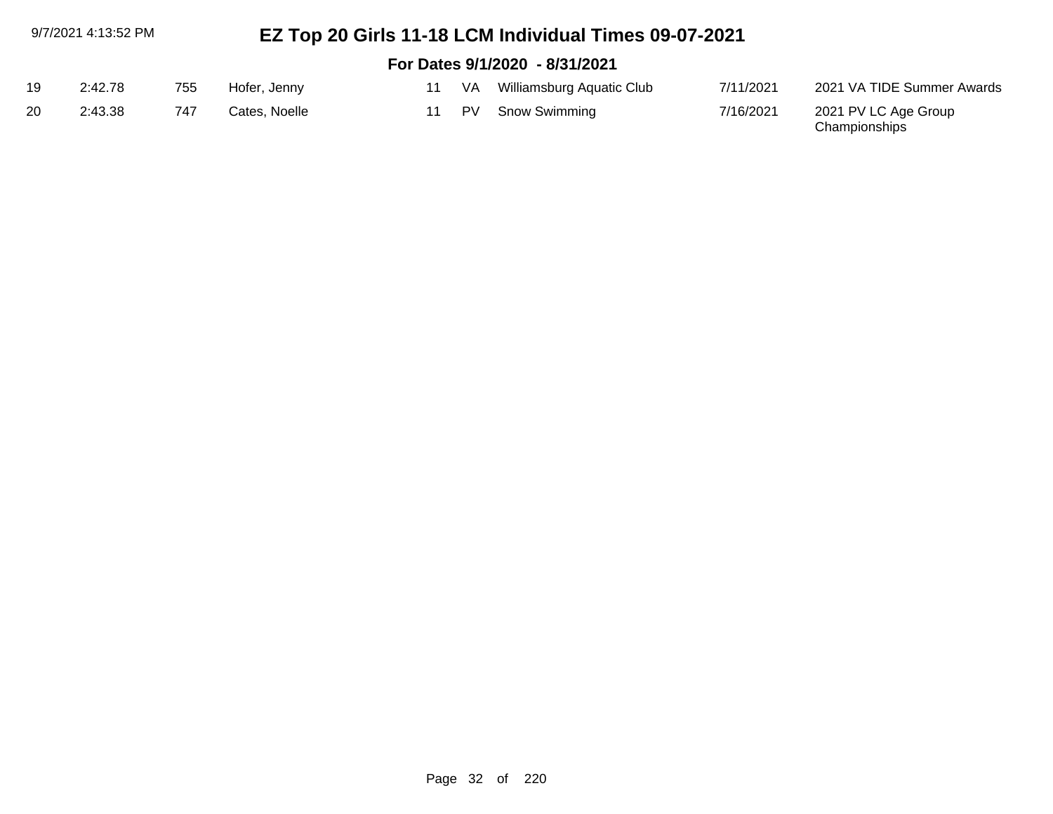# EZ Top 20 Girls 11-18 LCM Individual Times 09-07-2021

## For Dates 9/1/2020 - 8/31/2021

| | | | | | | | | |
|---|---|---|---|---|---|---|---|---|
| 19 | 2:42.78 | 755 | Hofer, Jenny | 11 | VA | Williamsburg Aquatic Club | 7/11/2021 | 2021 VA TIDE Summer Awards |
| 20 | 2:43.38 | 747 | Cates, Noelle | 11 | PV | Snow Swimming | 7/16/2021 | 2021 PV LC Age Group Championships |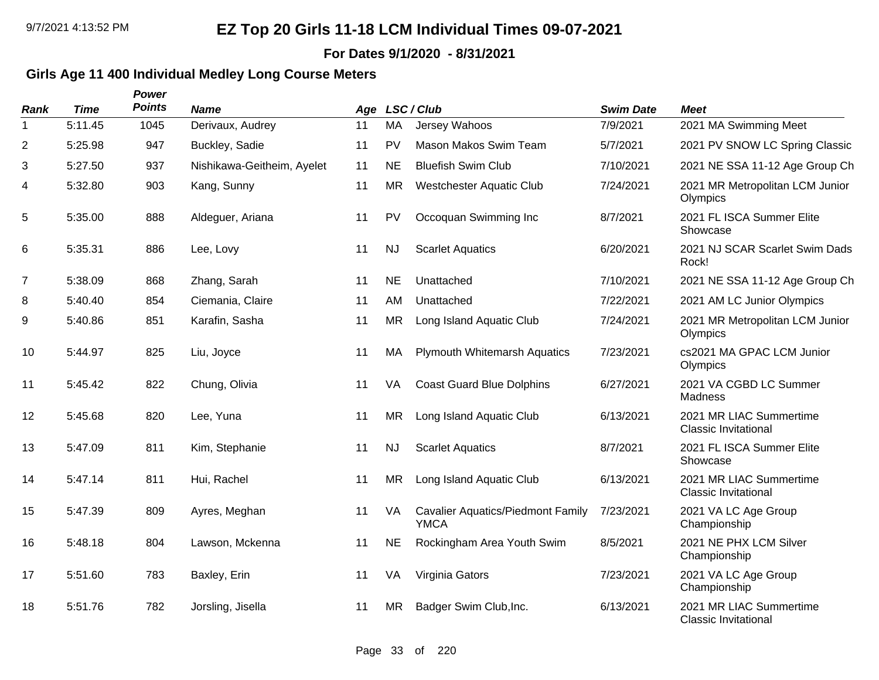# EZ Top 20 Girls 11-18 LCM Individual Times 09-07-2021

**For Dates 9/1/2020 - 8/31/2021**

## Girls Age 11 400 Individual Medley Long Course Meters

| Rank | Time | Power Points | Name | Age | LSC / Club | | Swim Date | Meet |
|---|---|---|---|---|---|---|---|---|
| 1 | 5:11.45 | 1045 | Derivaux, Audrey | 11 | MA | Jersey Wahoos | 7/9/2021 | 2021 MA Swimming Meet |
| 2 | 5:25.98 | 947 | Buckley, Sadie | 11 | PV | Mason Makos Swim Team | 5/7/2021 | 2021 PV SNOW LC Spring Classic |
| 3 | 5:27.50 | 937 | Nishikawa-Geitheim, Ayelet | 11 | NE | Bluefish Swim Club | 7/10/2021 | 2021 NE SSA 11-12 Age Group Ch |
| 4 | 5:32.80 | 903 | Kang, Sunny | 11 | MR | Westchester Aquatic Club | 7/24/2021 | 2021 MR Metropolitan LCM Junior Olympics |
| 5 | 5:35.00 | 888 | Aldeguer, Ariana | 11 | PV | Occoquan Swimming Inc | 8/7/2021 | 2021 FL ISCA Summer Elite Showcase |
| 6 | 5:35.31 | 886 | Lee, Lovy | 11 | NJ | Scarlet Aquatics | 6/20/2021 | 2021 NJ SCAR Scarlet Swim Dads Rock! |
| 7 | 5:38.09 | 868 | Zhang, Sarah | 11 | NE | Unattached | 7/10/2021 | 2021 NE SSA 11-12 Age Group Ch |
| 8 | 5:40.40 | 854 | Ciemania, Claire | 11 | AM | Unattached | 7/22/2021 | 2021 AM LC Junior Olympics |
| 9 | 5:40.86 | 851 | Karafin, Sasha | 11 | MR | Long Island Aquatic Club | 7/24/2021 | 2021 MR Metropolitan LCM Junior Olympics |
| 10 | 5:44.97 | 825 | Liu, Joyce | 11 | MA | Plymouth Whitemarsh Aquatics | 7/23/2021 | cs2021 MA GPAC LCM Junior Olympics |
| 11 | 5:45.42 | 822 | Chung, Olivia | 11 | VA | Coast Guard Blue Dolphins | 6/27/2021 | 2021 VA CGBD LC Summer Madness |
| 12 | 5:45.68 | 820 | Lee, Yuna | 11 | MR | Long Island Aquatic Club | 6/13/2021 | 2021 MR LIAC Summertime Classic Invitational |
| 13 | 5:47.09 | 811 | Kim, Stephanie | 11 | NJ | Scarlet Aquatics | 8/7/2021 | 2021 FL ISCA Summer Elite Showcase |
| 14 | 5:47.14 | 811 | Hui, Rachel | 11 | MR | Long Island Aquatic Club | 6/13/2021 | 2021 MR LIAC Summertime Classic Invitational |
| 15 | 5:47.39 | 809 | Ayres, Meghan | 11 | VA | Cavalier Aquatics/Piedmont Family YMCA | 7/23/2021 | 2021 VA LC Age Group Championship |
| 16 | 5:48.18 | 804 | Lawson, Mckenna | 11 | NE | Rockingham Area Youth Swim | 8/5/2021 | 2021 NE PHX LCM Silver Championship |
| 17 | 5:51.60 | 783 | Baxley, Erin | 11 | VA | Virginia Gators | 7/23/2021 | 2021 VA LC Age Group Championship |
| 18 | 5:51.76 | 782 | Jorsling, Jisella | 11 | MR | Badger Swim Club,Inc. | 6/13/2021 | 2021 MR LIAC Summertime Classic Invitational |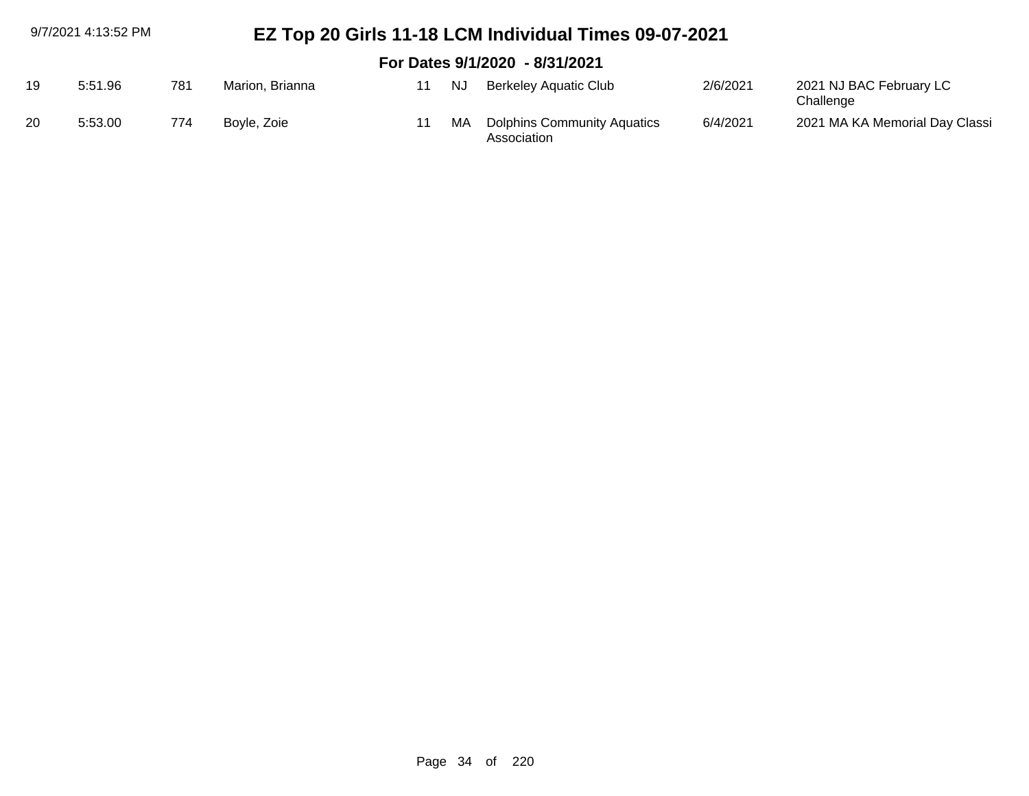# EZ Top 20 Girls 11-18 LCM Individual Times 09-07-2021

## For Dates 9/1/2020 - 8/31/2021

| | | | | | | | | |
|---|---|---|---|---|---|---|---|---|
| 19 | 5:51.96 | 781 | Marion, Brianna | 11 | NJ | Berkeley Aquatic Club | 2/6/2021 | 2021 NJ BAC February LC Challenge |
| 20 | 5:53.00 | 774 | Boyle, Zoie | 11 | MA | Dolphins Community Aquatics Association | 6/4/2021 | 2021 MA KA Memorial Day Classi |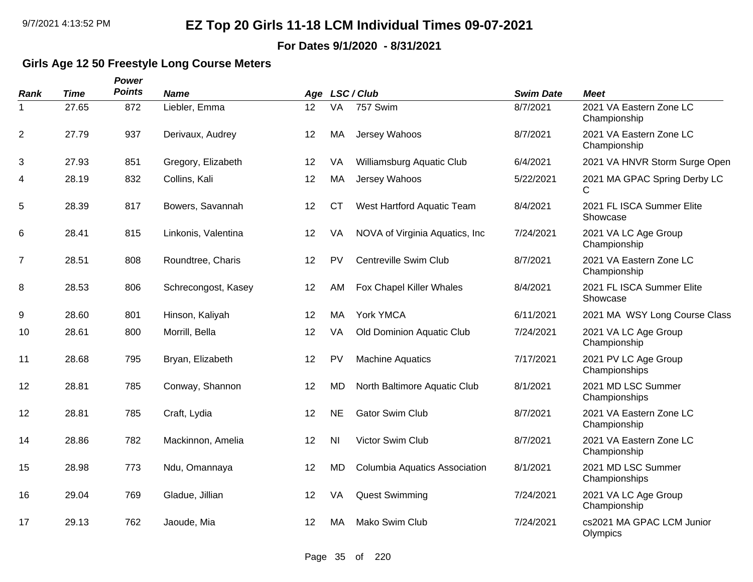# EZ Top 20 Girls 11-18 LCM Individual Times 09-07-2021

**For Dates 9/1/2020 - 8/31/2021**

## Girls Age 12 50 Freestyle Long Course Meters

| Rank | Time | Power Points | Name | Age | LSC | Club | Swim Date | Meet |
|---|---|---|---|---|---|---|---|---|
| 1 | 27.65 | 872 | Liebler, Emma | 12 | VA | 757 Swim | 8/7/2021 | 2021 VA Eastern Zone LC Championship |
| 2 | 27.79 | 937 | Derivaux, Audrey | 12 | MA | Jersey Wahoos | 8/7/2021 | 2021 VA Eastern Zone LC Championship |
| 3 | 27.93 | 851 | Gregory, Elizabeth | 12 | VA | Williamsburg Aquatic Club | 6/4/2021 | 2021 VA HNVR Storm Surge Open |
| 4 | 28.19 | 832 | Collins, Kali | 12 | MA | Jersey Wahoos | 5/22/2021 | 2021 MA GPAC Spring Derby LC C |
| 5 | 28.39 | 817 | Bowers, Savannah | 12 | CT | West Hartford Aquatic Team | 8/4/2021 | 2021 FL ISCA Summer Elite Showcase |
| 6 | 28.41 | 815 | Linkonis, Valentina | 12 | VA | NOVA of Virginia Aquatics, Inc | 7/24/2021 | 2021 VA LC Age Group Championship |
| 7 | 28.51 | 808 | Roundtree, Charis | 12 | PV | Centreville Swim Club | 8/7/2021 | 2021 VA Eastern Zone LC Championship |
| 8 | 28.53 | 806 | Schrecongost, Kasey | 12 | AM | Fox Chapel Killer Whales | 8/4/2021 | 2021 FL ISCA Summer Elite Showcase |
| 9 | 28.60 | 801 | Hinson, Kaliyah | 12 | MA | York YMCA | 6/11/2021 | 2021 MA WSY Long Course Class |
| 10 | 28.61 | 800 | Morrill, Bella | 12 | VA | Old Dominion Aquatic Club | 7/24/2021 | 2021 VA LC Age Group Championship |
| 11 | 28.68 | 795 | Bryan, Elizabeth | 12 | PV | Machine Aquatics | 7/17/2021 | 2021 PV LC Age Group Championships |
| 12 | 28.81 | 785 | Conway, Shannon | 12 | MD | North Baltimore Aquatic Club | 8/1/2021 | 2021 MD LSC Summer Championships |
| 12 | 28.81 | 785 | Craft, Lydia | 12 | NE | Gator Swim Club | 8/7/2021 | 2021 VA Eastern Zone LC Championship |
| 14 | 28.86 | 782 | Mackinnon, Amelia | 12 | NI | Victor Swim Club | 8/7/2021 | 2021 VA Eastern Zone LC Championship |
| 15 | 28.98 | 773 | Ndu, Omannaya | 12 | MD | Columbia Aquatics Association | 8/1/2021 | 2021 MD LSC Summer Championships |
| 16 | 29.04 | 769 | Gladue, Jillian | 12 | VA | Quest Swimming | 7/24/2021 | 2021 VA LC Age Group Championship |
| 17 | 29.13 | 762 | Jaoude, Mia | 12 | MA | Mako Swim Club | 7/24/2021 | cs2021 MA GPAC LCM Junior Olympics |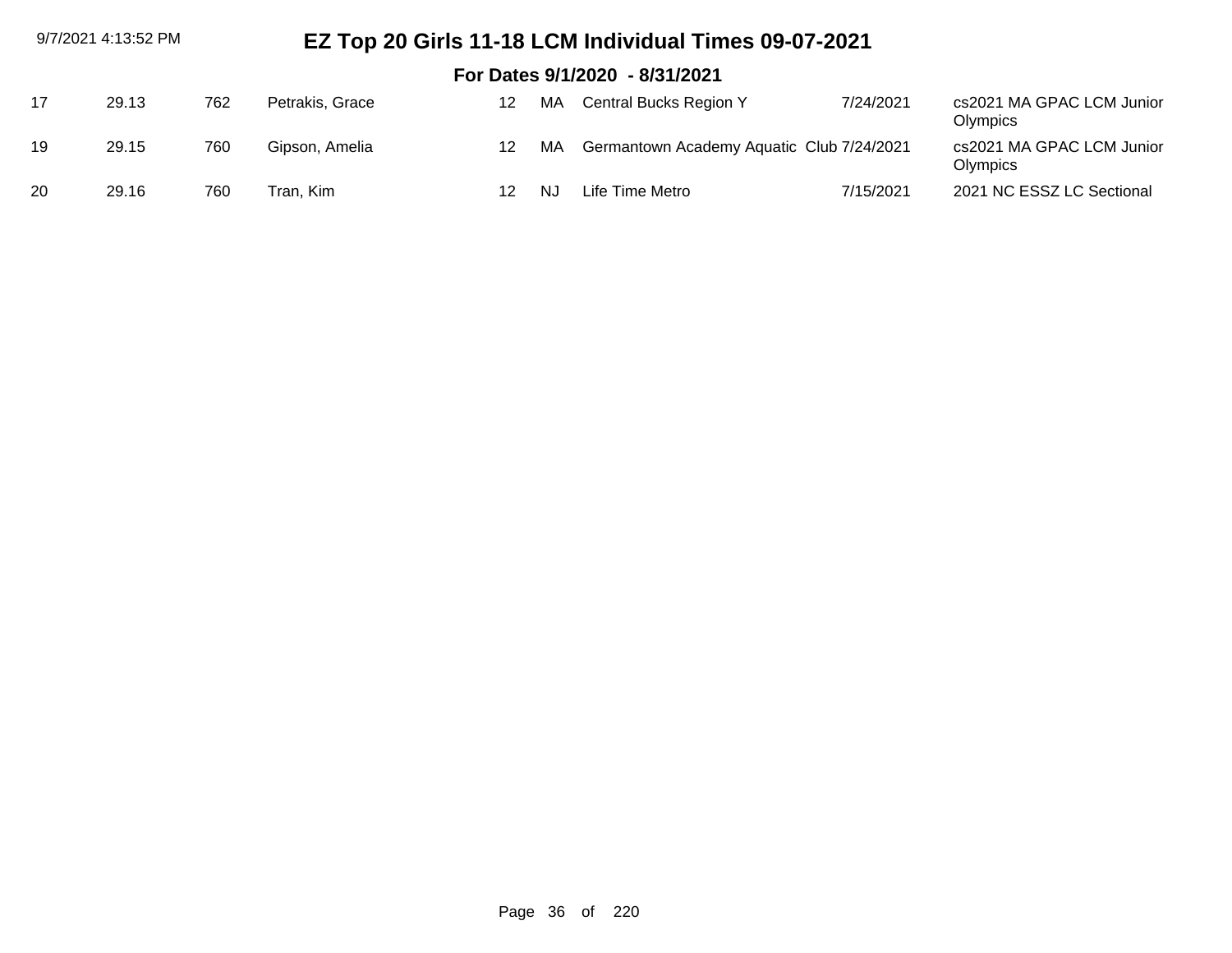# EZ Top 20 Girls 11-18 LCM Individual Times 09-07-2021

## For Dates 9/1/2020 - 8/31/2021

| | | | | | | | | |
|---|---|---|---|---|---|---|---|---|
| 17 | 29.13 | 762 | Petrakis, Grace | 12 | MA | Central Bucks Region Y | 7/24/2021 | cs2021 MA GPAC LCM Junior Olympics |
| 19 | 29.15 | 760 | Gipson, Amelia | 12 | MA | Germantown Academy Aquatic Club | 7/24/2021 | cs2021 MA GPAC LCM Junior Olympics |
| 20 | 29.16 | 760 | Tran, Kim | 12 | NJ | Life Time Metro | 7/15/2021 | 2021 NC ESSZ LC Sectional |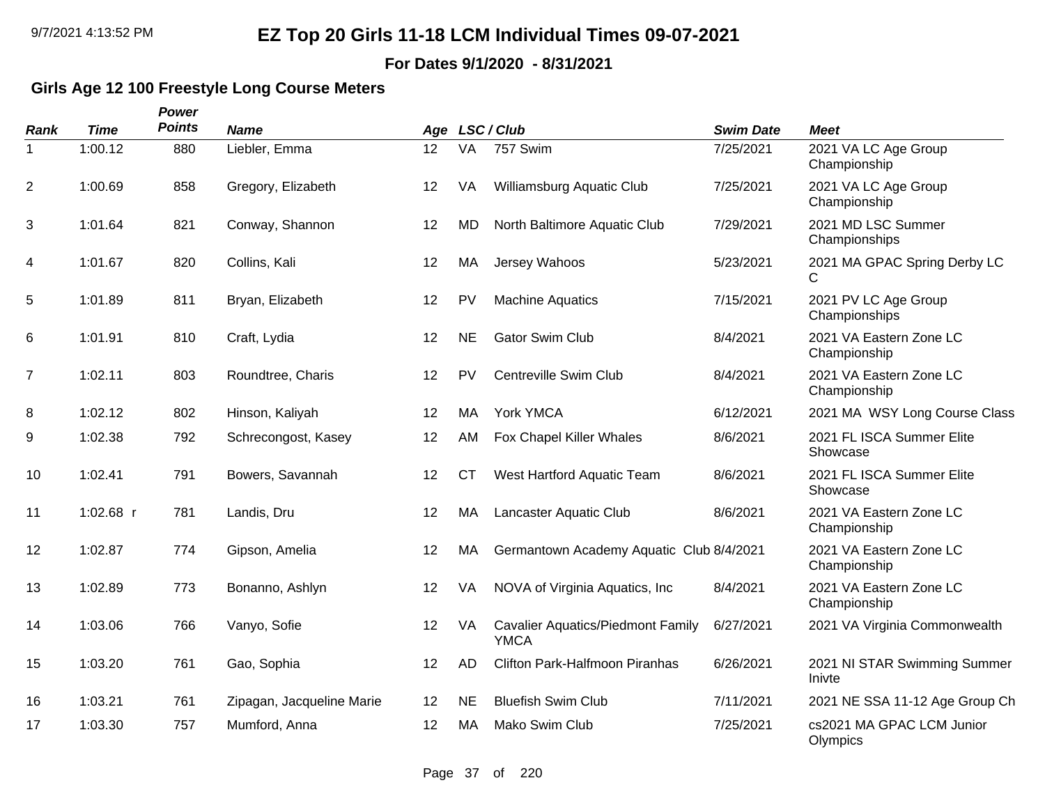# EZ Top 20 Girls 11-18 LCM Individual Times 09-07-2021

**For Dates 9/1/2020 - 8/31/2021**

## Girls Age 12 100 Freestyle Long Course Meters

| Rank | Time | Power Points | Name | Age | LSC | Club | Swim Date | Meet |
|---|---|---|---|---|---|---|---|---|
| 1 | 1:00.12 | 880 | Liebler, Emma | 12 | VA | 757 Swim | 7/25/2021 | 2021 VA LC Age Group Championship |
| 2 | 1:00.69 | 858 | Gregory, Elizabeth | 12 | VA | Williamsburg Aquatic Club | 7/25/2021 | 2021 VA LC Age Group Championship |
| 3 | 1:01.64 | 821 | Conway, Shannon | 12 | MD | North Baltimore Aquatic Club | 7/29/2021 | 2021 MD LSC Summer Championships |
| 4 | 1:01.67 | 820 | Collins, Kali | 12 | MA | Jersey Wahoos | 5/23/2021 | 2021 MA GPAC Spring Derby LC C |
| 5 | 1:01.89 | 811 | Bryan, Elizabeth | 12 | PV | Machine Aquatics | 7/15/2021 | 2021 PV LC Age Group Championships |
| 6 | 1:01.91 | 810 | Craft, Lydia | 12 | NE | Gator Swim Club | 8/4/2021 | 2021 VA Eastern Zone LC Championship |
| 7 | 1:02.11 | 803 | Roundtree, Charis | 12 | PV | Centreville Swim Club | 8/4/2021 | 2021 VA Eastern Zone LC Championship |
| 8 | 1:02.12 | 802 | Hinson, Kaliyah | 12 | MA | York YMCA | 6/12/2021 | 2021 MA WSY Long Course Class |
| 9 | 1:02.38 | 792 | Schrecongost, Kasey | 12 | AM | Fox Chapel Killer Whales | 8/6/2021 | 2021 FL ISCA Summer Elite Showcase |
| 10 | 1:02.41 | 791 | Bowers, Savannah | 12 | CT | West Hartford Aquatic Team | 8/6/2021 | 2021 FL ISCA Summer Elite Showcase |
| 11 | 1:02.68 r | 781 | Landis, Dru | 12 | MA | Lancaster Aquatic Club | 8/6/2021 | 2021 VA Eastern Zone LC Championship |
| 12 | 1:02.87 | 774 | Gipson, Amelia | 12 | MA | Germantown Academy Aquatic Club | 8/4/2021 | 2021 VA Eastern Zone LC Championship |
| 13 | 1:02.89 | 773 | Bonanno, Ashlyn | 12 | VA | NOVA of Virginia Aquatics, Inc | 8/4/2021 | 2021 VA Eastern Zone LC Championship |
| 14 | 1:03.06 | 766 | Vanyo, Sofie | 12 | VA | Cavalier Aquatics/Piedmont Family YMCA | 6/27/2021 | 2021 VA Virginia Commonwealth |
| 15 | 1:03.20 | 761 | Gao, Sophia | 12 | AD | Clifton Park-Halfmoon Piranhas | 6/26/2021 | 2021 NI STAR Swimming Summer Inivte |
| 16 | 1:03.21 | 761 | Zipagan, Jacqueline Marie | 12 | NE | Bluefish Swim Club | 7/11/2021 | 2021 NE SSA 11-12 Age Group Ch |
| 17 | 1:03.30 | 757 | Mumford, Anna | 12 | MA | Mako Swim Club | 7/25/2021 | cs2021 MA GPAC LCM Junior Olympics |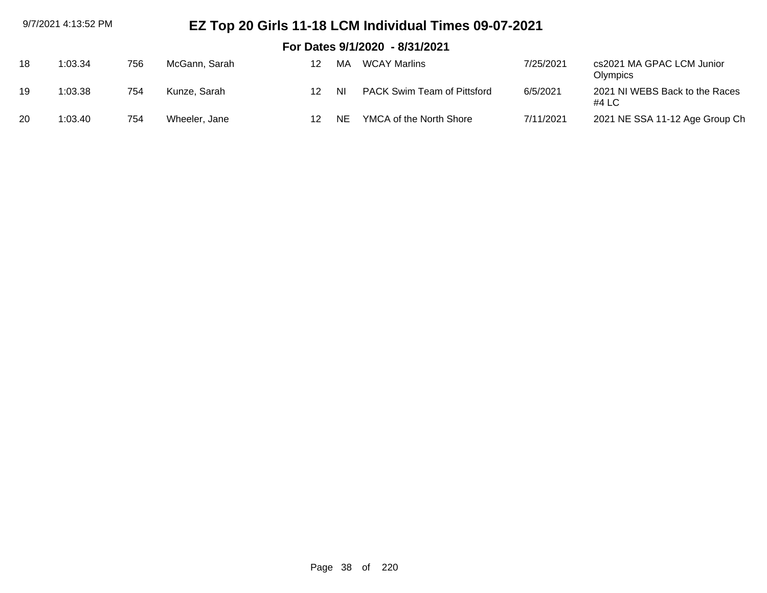# EZ Top 20 Girls 11-18 LCM Individual Times 09-07-2021

## For Dates 9/1/2020 - 8/31/2021

| | | | | | | | | |
|---|---|---|---|---|---|---|---|---|
| 18 | 1:03.34 | 756 | McGann, Sarah | 12 | MA | WCAY Marlins | 7/25/2021 | cs2021 MA GPAC LCM Junior Olympics |
| 19 | 1:03.38 | 754 | Kunze, Sarah | 12 | NI | PACK Swim Team of Pittsford | 6/5/2021 | 2021 NI WEBS Back to the Races #4 LC |
| 20 | 1:03.40 | 754 | Wheeler, Jane | 12 | NE | YMCA of the North Shore | 7/11/2021 | 2021 NE SSA 11-12 Age Group Ch |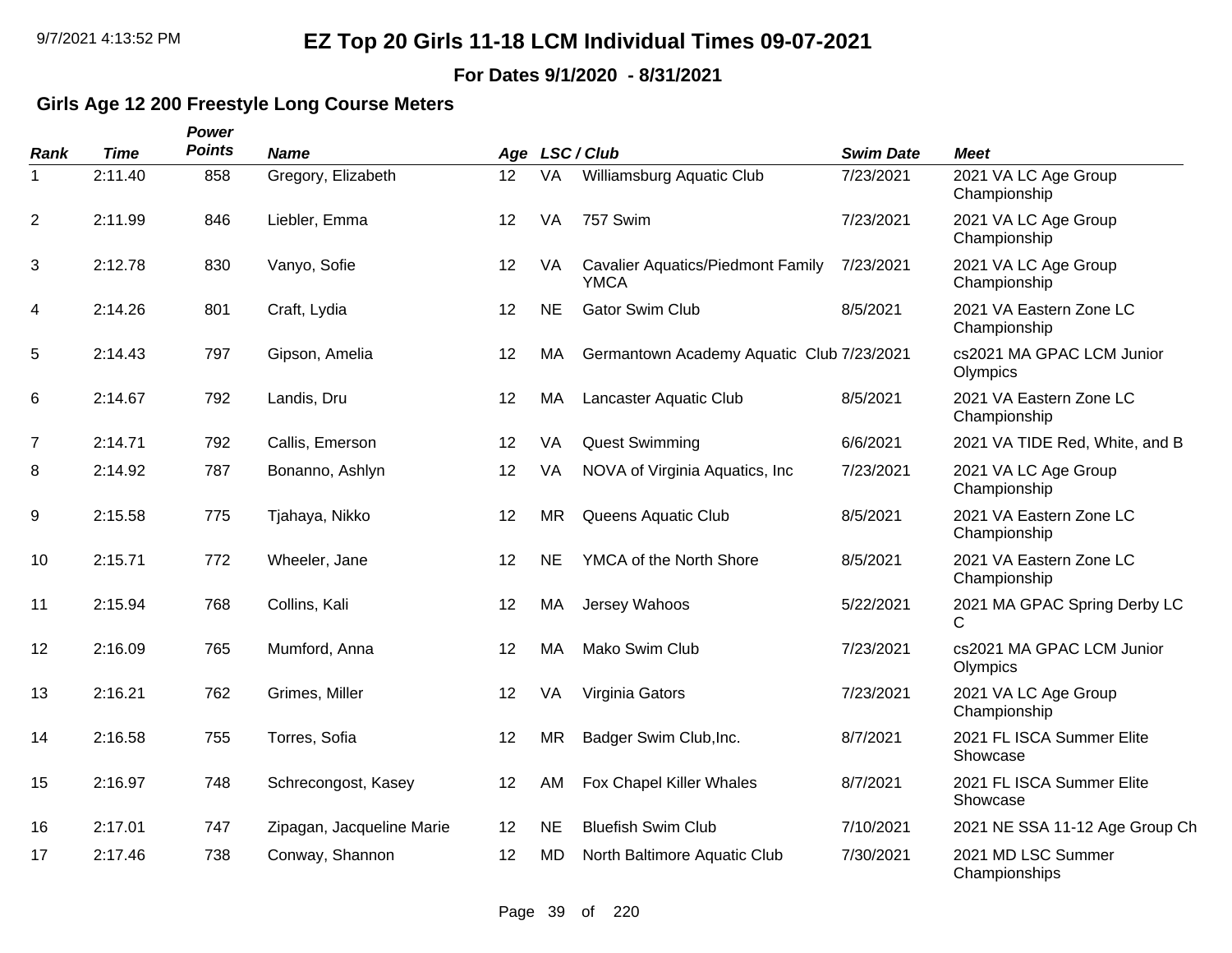# EZ Top 20 Girls 11-18 LCM Individual Times 09-07-2021

**For Dates 9/1/2020 - 8/31/2021**

## Girls Age 12 200 Freestyle Long Course Meters

| Rank | Time | Power Points | Name | Age | LSC / Club | | Swim Date | Meet |
|---|---|---|---|---|---|---|---|---|
| 1 | 2:11.40 | 858 | Gregory, Elizabeth | 12 | VA | Williamsburg Aquatic Club | 7/23/2021 | 2021 VA LC Age Group Championship |
| 2 | 2:11.99 | 846 | Liebler, Emma | 12 | VA | 757 Swim | 7/23/2021 | 2021 VA LC Age Group Championship |
| 3 | 2:12.78 | 830 | Vanyo, Sofie | 12 | VA | Cavalier Aquatics/Piedmont Family YMCA | 7/23/2021 | 2021 VA LC Age Group Championship |
| 4 | 2:14.26 | 801 | Craft, Lydia | 12 | NE | Gator Swim Club | 8/5/2021 | 2021 VA Eastern Zone LC Championship |
| 5 | 2:14.43 | 797 | Gipson, Amelia | 12 | MA | Germantown Academy Aquatic Club | 7/23/2021 | cs2021 MA GPAC LCM Junior Olympics |
| 6 | 2:14.67 | 792 | Landis, Dru | 12 | MA | Lancaster Aquatic Club | 8/5/2021 | 2021 VA Eastern Zone LC Championship |
| 7 | 2:14.71 | 792 | Callis, Emerson | 12 | VA | Quest Swimming | 6/6/2021 | 2021 VA TIDE Red, White, and B |
| 8 | 2:14.92 | 787 | Bonanno, Ashlyn | 12 | VA | NOVA of Virginia Aquatics, Inc | 7/23/2021 | 2021 VA LC Age Group Championship |
| 9 | 2:15.58 | 775 | Tjahaya, Nikko | 12 | MR | Queens Aquatic Club | 8/5/2021 | 2021 VA Eastern Zone LC Championship |
| 10 | 2:15.71 | 772 | Wheeler, Jane | 12 | NE | YMCA of the North Shore | 8/5/2021 | 2021 VA Eastern Zone LC Championship |
| 11 | 2:15.94 | 768 | Collins, Kali | 12 | MA | Jersey Wahoos | 5/22/2021 | 2021 MA GPAC Spring Derby LC C |
| 12 | 2:16.09 | 765 | Mumford, Anna | 12 | MA | Mako Swim Club | 7/23/2021 | cs2021 MA GPAC LCM Junior Olympics |
| 13 | 2:16.21 | 762 | Grimes, Miller | 12 | VA | Virginia Gators | 7/23/2021 | 2021 VA LC Age Group Championship |
| 14 | 2:16.58 | 755 | Torres, Sofia | 12 | MR | Badger Swim Club,Inc. | 8/7/2021 | 2021 FL ISCA Summer Elite Showcase |
| 15 | 2:16.97 | 748 | Schrecongost, Kasey | 12 | AM | Fox Chapel Killer Whales | 8/7/2021 | 2021 FL ISCA Summer Elite Showcase |
| 16 | 2:17.01 | 747 | Zipagan, Jacqueline Marie | 12 | NE | Bluefish Swim Club | 7/10/2021 | 2021 NE SSA 11-12 Age Group Ch |
| 17 | 2:17.46 | 738 | Conway, Shannon | 12 | MD | North Baltimore Aquatic Club | 7/30/2021 | 2021 MD LSC Summer Championships |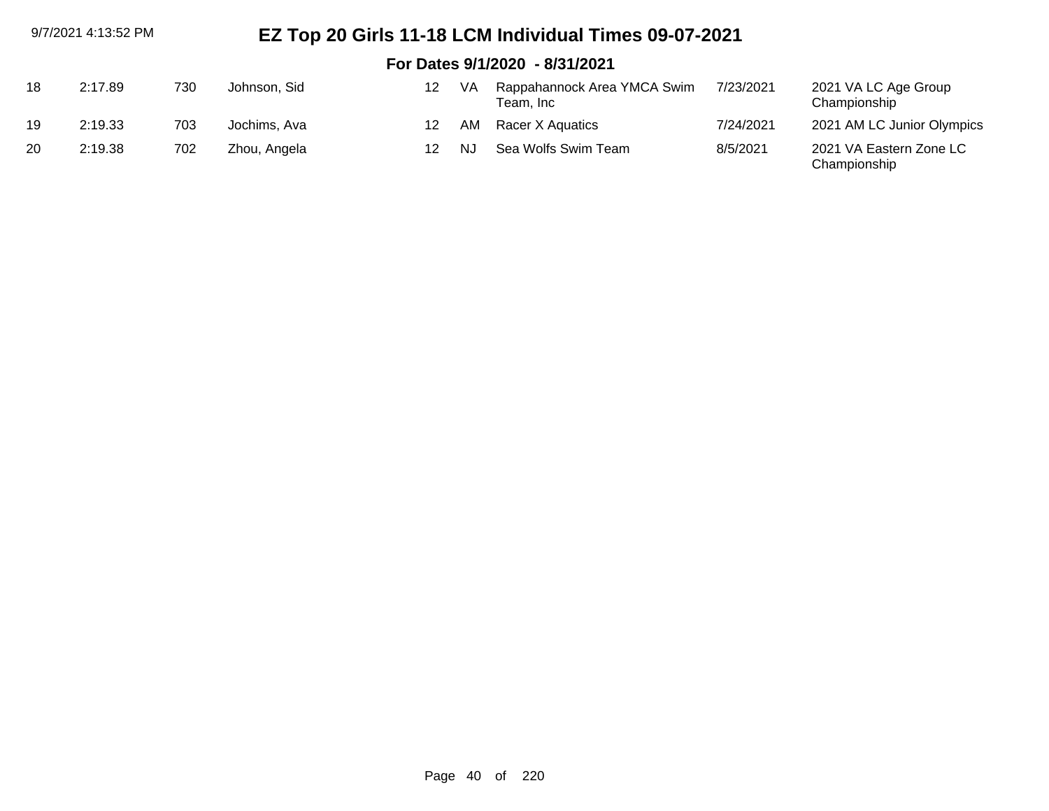# EZ Top 20 Girls 11-18 LCM Individual Times 09-07-2021

## For Dates 9/1/2020 - 8/31/2021

| | | | | | | | | |
|---|---|---|---|---|---|---|---|---|
| 18 | 2:17.89 | 730 | Johnson, Sid | 12 | VA | Rappahannock Area YMCA Swim Team, Inc | 7/23/2021 | 2021 VA LC Age Group Championship |
| 19 | 2:19.33 | 703 | Jochims, Ava | 12 | AM | Racer X Aquatics | 7/24/2021 | 2021 AM LC Junior Olympics |
| 20 | 2:19.38 | 702 | Zhou, Angela | 12 | NJ | Sea Wolfs Swim Team | 8/5/2021 | 2021 VA Eastern Zone LC Championship |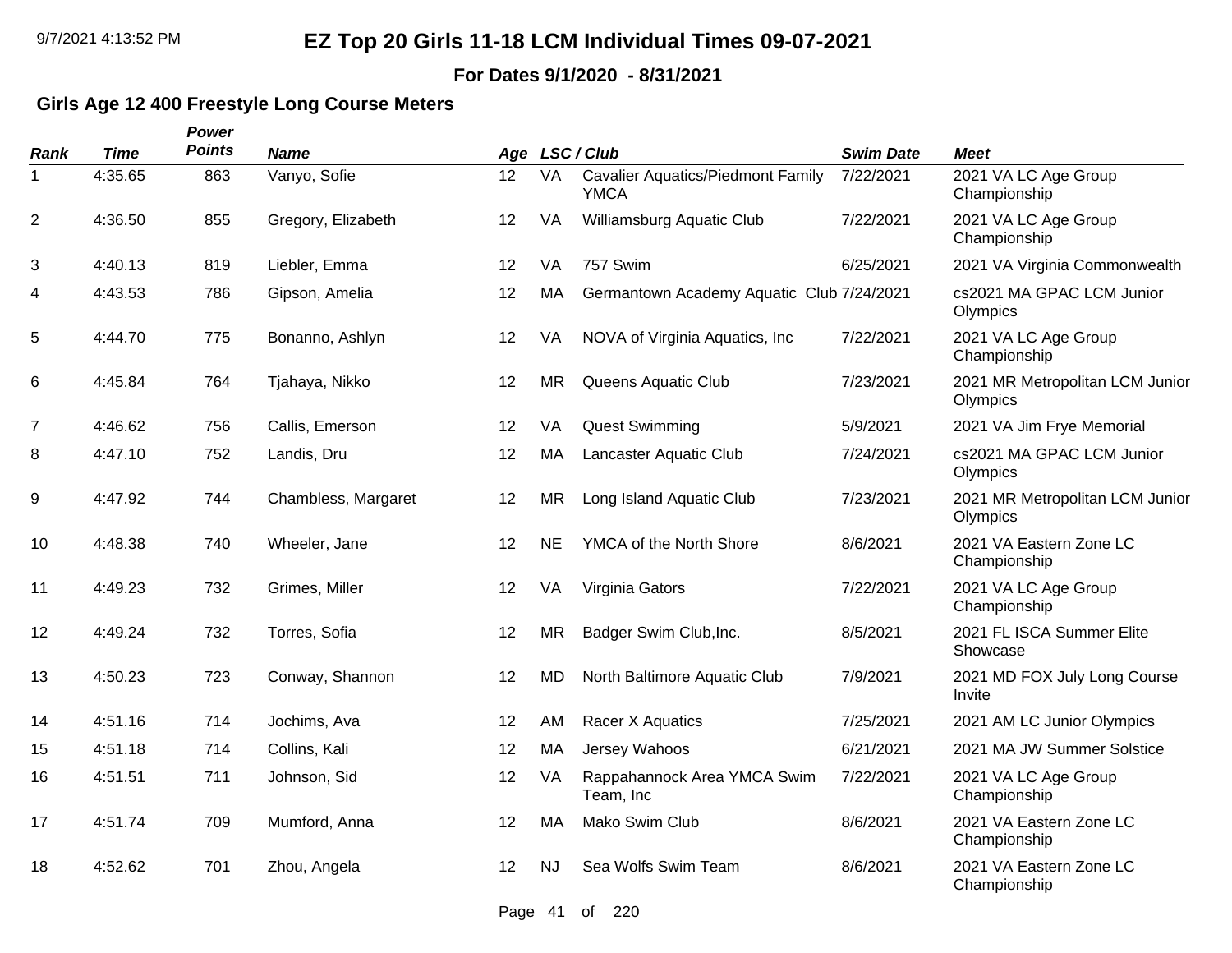# EZ Top 20 Girls 11-18 LCM Individual Times 09-07-2021

**For Dates 9/1/2020 - 8/31/2021**

### Girls Age 12 400 Freestyle Long Course Meters

| Rank | Time | Power Points | Name | Age | LSC / Club | | Swim Date | Meet |
|---|---|---|---|---|---|---|---|---|
| 1 | 4:35.65 | 863 | Vanyo, Sofie | 12 | VA | Cavalier Aquatics/Piedmont Family YMCA | 7/22/2021 | 2021 VA LC Age Group Championship |
| 2 | 4:36.50 | 855 | Gregory, Elizabeth | 12 | VA | Williamsburg Aquatic Club | 7/22/2021 | 2021 VA LC Age Group Championship |
| 3 | 4:40.13 | 819 | Liebler, Emma | 12 | VA | 757 Swim | 6/25/2021 | 2021 VA Virginia Commonwealth |
| 4 | 4:43.53 | 786 | Gipson, Amelia | 12 | MA | Germantown Academy Aquatic Club | 7/24/2021 | cs2021 MA GPAC LCM Junior Olympics |
| 5 | 4:44.70 | 775 | Bonanno, Ashlyn | 12 | VA | NOVA of Virginia Aquatics, Inc | 7/22/2021 | 2021 VA LC Age Group Championship |
| 6 | 4:45.84 | 764 | Tjahaya, Nikko | 12 | MR | Queens Aquatic Club | 7/23/2021 | 2021 MR Metropolitan LCM Junior Olympics |
| 7 | 4:46.62 | 756 | Callis, Emerson | 12 | VA | Quest Swimming | 5/9/2021 | 2021 VA Jim Frye Memorial |
| 8 | 4:47.10 | 752 | Landis, Dru | 12 | MA | Lancaster Aquatic Club | 7/24/2021 | cs2021 MA GPAC LCM Junior Olympics |
| 9 | 4:47.92 | 744 | Chambless, Margaret | 12 | MR | Long Island Aquatic Club | 7/23/2021 | 2021 MR Metropolitan LCM Junior Olympics |
| 10 | 4:48.38 | 740 | Wheeler, Jane | 12 | NE | YMCA of the North Shore | 8/6/2021 | 2021 VA Eastern Zone LC Championship |
| 11 | 4:49.23 | 732 | Grimes, Miller | 12 | VA | Virginia Gators | 7/22/2021 | 2021 VA LC Age Group Championship |
| 12 | 4:49.24 | 732 | Torres, Sofia | 12 | MR | Badger Swim Club,Inc. | 8/5/2021 | 2021 FL ISCA Summer Elite Showcase |
| 13 | 4:50.23 | 723 | Conway, Shannon | 12 | MD | North Baltimore Aquatic Club | 7/9/2021 | 2021 MD FOX July Long Course Invite |
| 14 | 4:51.16 | 714 | Jochims, Ava | 12 | AM | Racer X Aquatics | 7/25/2021 | 2021 AM LC Junior Olympics |
| 15 | 4:51.18 | 714 | Collins, Kali | 12 | MA | Jersey Wahoos | 6/21/2021 | 2021 MA JW Summer Solstice |
| 16 | 4:51.51 | 711 | Johnson, Sid | 12 | VA | Rappahannock Area YMCA Swim Team, Inc | 7/22/2021 | 2021 VA LC Age Group Championship |
| 17 | 4:51.74 | 709 | Mumford, Anna | 12 | MA | Mako Swim Club | 8/6/2021 | 2021 VA Eastern Zone LC Championship |
| 18 | 4:52.62 | 701 | Zhou, Angela | 12 | NJ | Sea Wolfs Swim Team | 8/6/2021 | 2021 VA Eastern Zone LC Championship |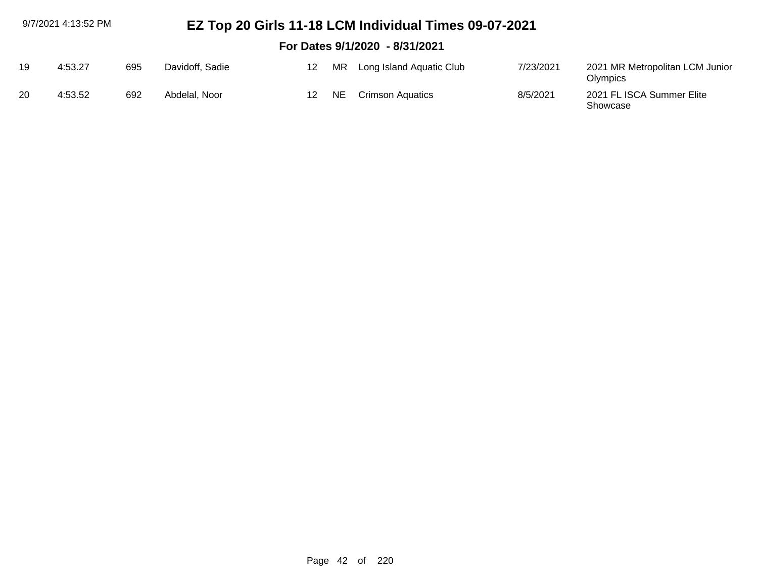# EZ Top 20 Girls 11-18 LCM Individual Times 09-07-2021

## For Dates 9/1/2020 - 8/31/2021

| | | | | | | | | |
|---|---|---|---|---|---|---|---|---|
| 19 | 4:53.27 | 695 | Davidoff, Sadie | 12 | MR | Long Island Aquatic Club | 7/23/2021 | 2021 MR Metropolitan LCM Junior Olympics |
| 20 | 4:53.52 | 692 | Abdelal, Noor | 12 | NE | Crimson Aquatics | 8/5/2021 | 2021 FL ISCA Summer Elite Showcase |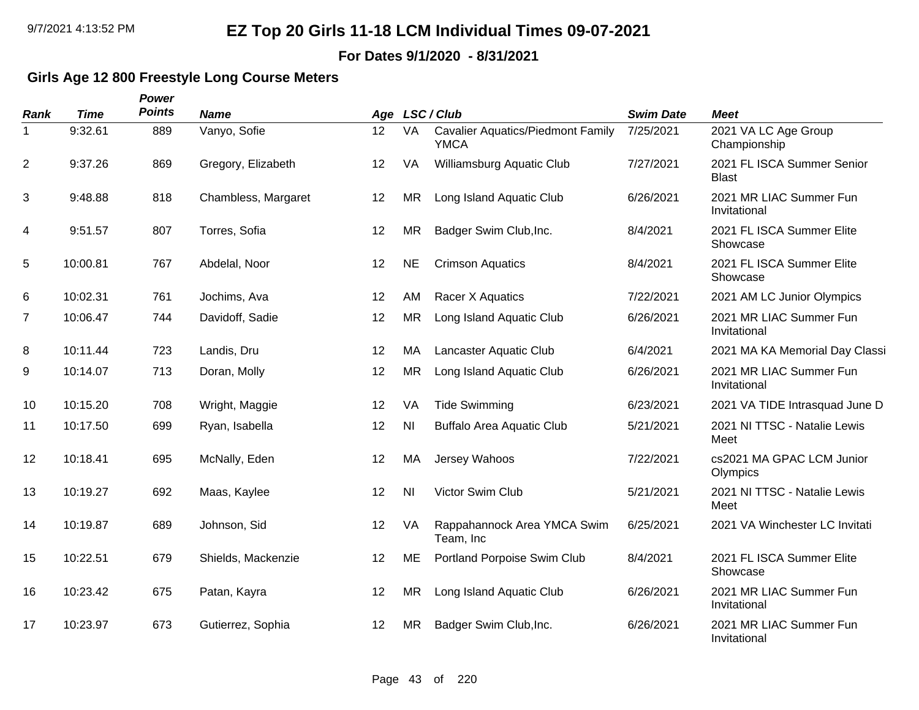# EZ Top 20 Girls 11-18 LCM Individual Times 09-07-2021

**For Dates 9/1/2020 - 8/31/2021**

### Girls Age 12 800 Freestyle Long Course Meters

| *Rank* | *Time* | *Power Points* | *Name* | *Age* | *LSC / Club* | | *Swim Date* | *Meet* |
|---|---|---|---|---|---|---|---|---|
| 1 | 9:32.61 | 889 | Vanyo, Sofie | 12 | VA | Cavalier Aquatics/Piedmont Family YMCA | 7/25/2021 | 2021 VA LC Age Group Championship |
| 2 | 9:37.26 | 869 | Gregory, Elizabeth | 12 | VA | Williamsburg Aquatic Club | 7/27/2021 | 2021 FL ISCA Summer Senior Blast |
| 3 | 9:48.88 | 818 | Chambless, Margaret | 12 | MR | Long Island Aquatic Club | 6/26/2021 | 2021 MR LIAC Summer Fun Invitational |
| 4 | 9:51.57 | 807 | Torres, Sofia | 12 | MR | Badger Swim Club,Inc. | 8/4/2021 | 2021 FL ISCA Summer Elite Showcase |
| 5 | 10:00.81 | 767 | Abdelal, Noor | 12 | NE | Crimson Aquatics | 8/4/2021 | 2021 FL ISCA Summer Elite Showcase |
| 6 | 10:02.31 | 761 | Jochims, Ava | 12 | AM | Racer X Aquatics | 7/22/2021 | 2021 AM LC Junior Olympics |
| 7 | 10:06.47 | 744 | Davidoff, Sadie | 12 | MR | Long Island Aquatic Club | 6/26/2021 | 2021 MR LIAC Summer Fun Invitational |
| 8 | 10:11.44 | 723 | Landis, Dru | 12 | MA | Lancaster Aquatic Club | 6/4/2021 | 2021 MA KA Memorial Day Classi |
| 9 | 10:14.07 | 713 | Doran, Molly | 12 | MR | Long Island Aquatic Club | 6/26/2021 | 2021 MR LIAC Summer Fun Invitational |
| 10 | 10:15.20 | 708 | Wright, Maggie | 12 | VA | Tide Swimming | 6/23/2021 | 2021 VA TIDE Intrasquad June D |
| 11 | 10:17.50 | 699 | Ryan, Isabella | 12 | NI | Buffalo Area Aquatic Club | 5/21/2021 | 2021 NI TTSC - Natalie Lewis Meet |
| 12 | 10:18.41 | 695 | McNally, Eden | 12 | MA | Jersey Wahoos | 7/22/2021 | cs2021 MA GPAC LCM Junior Olympics |
| 13 | 10:19.27 | 692 | Maas, Kaylee | 12 | NI | Victor Swim Club | 5/21/2021 | 2021 NI TTSC - Natalie Lewis Meet |
| 14 | 10:19.87 | 689 | Johnson, Sid | 12 | VA | Rappahannock Area YMCA Swim Team, Inc | 6/25/2021 | 2021 VA Winchester LC Invitati |
| 15 | 10:22.51 | 679 | Shields, Mackenzie | 12 | ME | Portland Porpoise Swim Club | 8/4/2021 | 2021 FL ISCA Summer Elite Showcase |
| 16 | 10:23.42 | 675 | Patan, Kayra | 12 | MR | Long Island Aquatic Club | 6/26/2021 | 2021 MR LIAC Summer Fun Invitational |
| 17 | 10:23.97 | 673 | Gutierrez, Sophia | 12 | MR | Badger Swim Club,Inc. | 6/26/2021 | 2021 MR LIAC Summer Fun Invitational |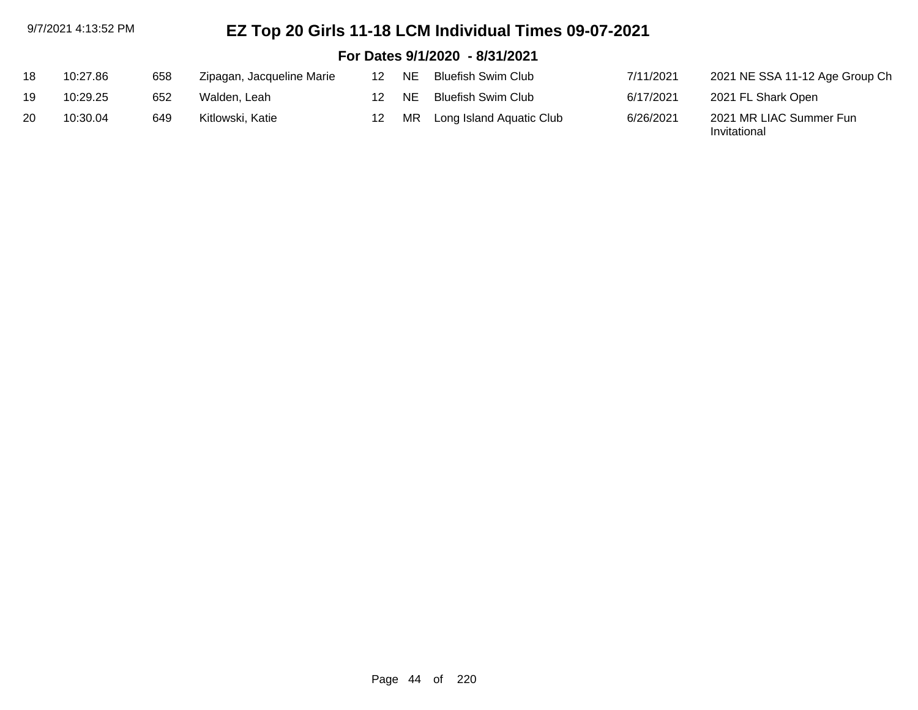# EZ Top 20 Girls 11-18 LCM Individual Times 09-07-2021

## For Dates 9/1/2020 - 8/31/2021

| | | | | | | | | |
|---|---|---|---|---|---|---|---|---|
| 18 | 10:27.86 | 658 | Zipagan, Jacqueline Marie | 12 | NE | Bluefish Swim Club | 7/11/2021 | 2021 NE SSA 11-12 Age Group Ch |
| 19 | 10:29.25 | 652 | Walden, Leah | 12 | NE | Bluefish Swim Club | 6/17/2021 | 2021 FL Shark Open |
| 20 | 10:30.04 | 649 | Kitlowski, Katie | 12 | MR | Long Island Aquatic Club | 6/26/2021 | 2021 MR LIAC Summer Fun Invitational |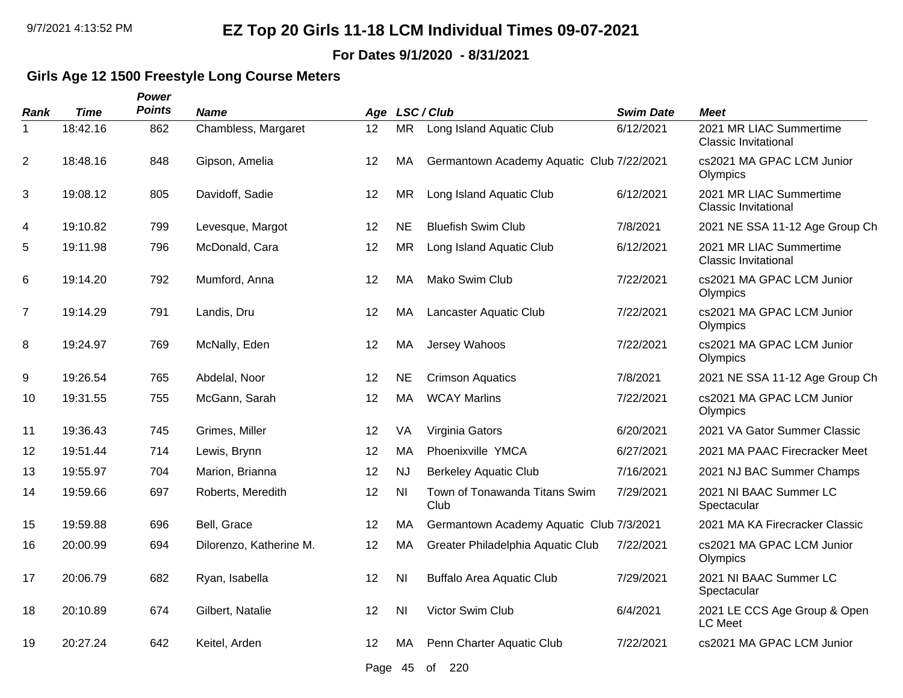# EZ Top 20 Girls 11-18 LCM Individual Times 09-07-2021

**For Dates 9/1/2020 - 8/31/2021**

## Girls Age 12 1500 Freestyle Long Course Meters

| Rank | Time | Power Points | Name | Age | LSC / Club | | Swim Date | Meet |
|---|---|---|---|---|---|---|---|---|
| 1 | 18:42.16 | 862 | Chambless, Margaret | 12 | MR | Long Island Aquatic Club | 6/12/2021 | 2021 MR LIAC Summertime Classic Invitational |
| 2 | 18:48.16 | 848 | Gipson, Amelia | 12 | MA | Germantown Academy Aquatic Club | 7/22/2021 | cs2021 MA GPAC LCM Junior Olympics |
| 3 | 19:08.12 | 805 | Davidoff, Sadie | 12 | MR | Long Island Aquatic Club | 6/12/2021 | 2021 MR LIAC Summertime Classic Invitational |
| 4 | 19:10.82 | 799 | Levesque, Margot | 12 | NE | Bluefish Swim Club | 7/8/2021 | 2021 NE SSA 11-12 Age Group Ch |
| 5 | 19:11.98 | 796 | McDonald, Cara | 12 | MR | Long Island Aquatic Club | 6/12/2021 | 2021 MR LIAC Summertime Classic Invitational |
| 6 | 19:14.20 | 792 | Mumford, Anna | 12 | MA | Mako Swim Club | 7/22/2021 | cs2021 MA GPAC LCM Junior Olympics |
| 7 | 19:14.29 | 791 | Landis, Dru | 12 | MA | Lancaster Aquatic Club | 7/22/2021 | cs2021 MA GPAC LCM Junior Olympics |
| 8 | 19:24.97 | 769 | McNally, Eden | 12 | MA | Jersey Wahoos | 7/22/2021 | cs2021 MA GPAC LCM Junior Olympics |
| 9 | 19:26.54 | 765 | Abdelal, Noor | 12 | NE | Crimson Aquatics | 7/8/2021 | 2021 NE SSA 11-12 Age Group Ch |
| 10 | 19:31.55 | 755 | McGann, Sarah | 12 | MA | WCAY Marlins | 7/22/2021 | cs2021 MA GPAC LCM Junior Olympics |
| 11 | 19:36.43 | 745 | Grimes, Miller | 12 | VA | Virginia Gators | 6/20/2021 | 2021 VA Gator Summer Classic |
| 12 | 19:51.44 | 714 | Lewis, Brynn | 12 | MA | Phoenixville YMCA | 6/27/2021 | 2021 MA PAAC Firecracker Meet |
| 13 | 19:55.97 | 704 | Marion, Brianna | 12 | NJ | Berkeley Aquatic Club | 7/16/2021 | 2021 NJ BAC Summer Champs |
| 14 | 19:59.66 | 697 | Roberts, Meredith | 12 | NI | Town of Tonawanda Titans Swim Club | 7/29/2021 | 2021 NI BAAC Summer LC Spectacular |
| 15 | 19:59.88 | 696 | Bell, Grace | 12 | MA | Germantown Academy Aquatic Club | 7/3/2021 | 2021 MA KA Firecracker Classic |
| 16 | 20:00.99 | 694 | Dilorenzo, Katherine M. | 12 | MA | Greater Philadelphia Aquatic Club | 7/22/2021 | cs2021 MA GPAC LCM Junior Olympics |
| 17 | 20:06.79 | 682 | Ryan, Isabella | 12 | NI | Buffalo Area Aquatic Club | 7/29/2021 | 2021 NI BAAC Summer LC Spectacular |
| 18 | 20:10.89 | 674 | Gilbert, Natalie | 12 | NI | Victor Swim Club | 6/4/2021 | 2021 LE CCS Age Group & Open LC Meet |
| 19 | 20:27.24 | 642 | Keitel, Arden | 12 | MA | Penn Charter Aquatic Club | 7/22/2021 | cs2021 MA GPAC LCM Junior |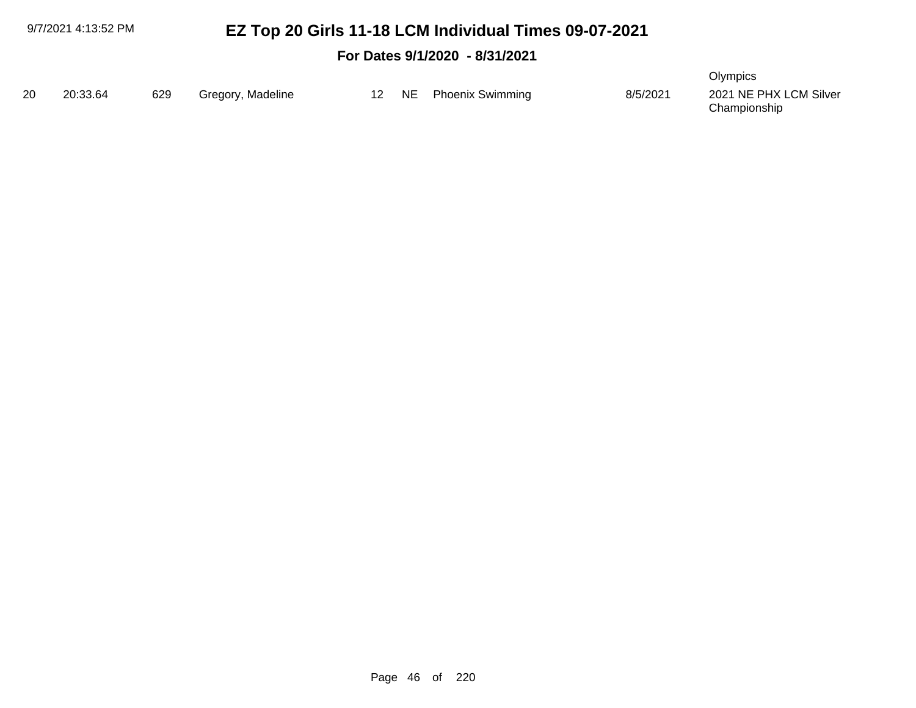# EZ Top 20 Girls 11-18 LCM Individual Times 09-07-2021

**For Dates 9/1/2020 - 8/31/2021**

| | | | | | | | | |
|---|---|---|---|---|---|---|---|---|
| | | | | | | | | Olympics |
| 20 | 20:33.64 | 629 | Gregory, Madeline | 12 | NE | Phoenix Swimming | 8/5/2021 | 2021 NE PHX LCM Silver Championship |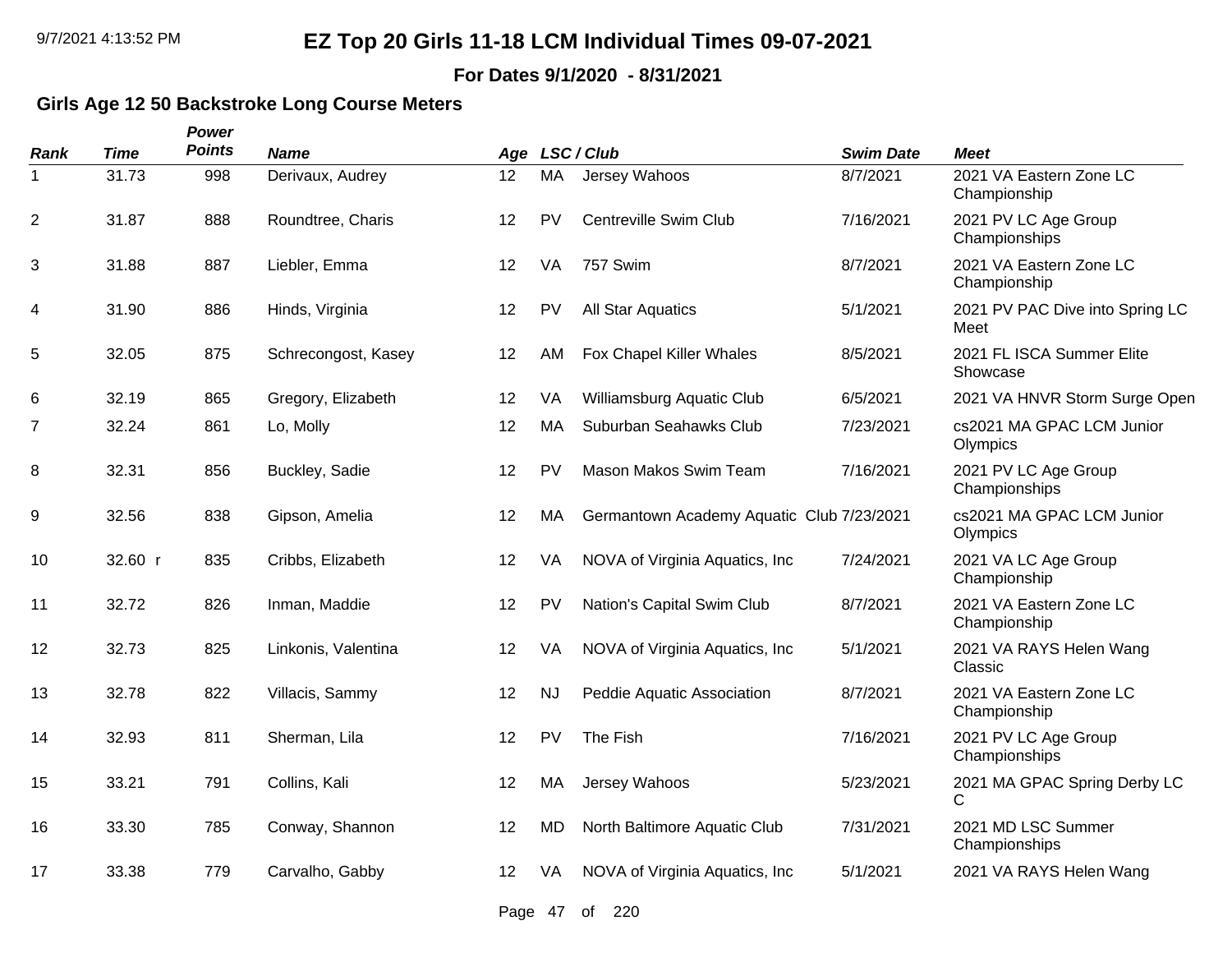# EZ Top 20 Girls 11-18 LCM Individual Times 09-07-2021

**For Dates 9/1/2020 - 8/31/2021**

## Girls Age 12 50 Backstroke Long Course Meters

| Rank | Time | Power Points | Name | Age | LSC / Club | | Swim Date | Meet |
|---|---|---|---|---|---|---|---|---|
| 1 | 31.73 | 998 | Derivaux, Audrey | 12 | MA | Jersey Wahoos | 8/7/2021 | 2021 VA Eastern Zone LC Championship |
| 2 | 31.87 | 888 | Roundtree, Charis | 12 | PV | Centreville Swim Club | 7/16/2021 | 2021 PV LC Age Group Championships |
| 3 | 31.88 | 887 | Liebler, Emma | 12 | VA | 757 Swim | 8/7/2021 | 2021 VA Eastern Zone LC Championship |
| 4 | 31.90 | 886 | Hinds, Virginia | 12 | PV | All Star Aquatics | 5/1/2021 | 2021 PV PAC Dive into Spring LC Meet |
| 5 | 32.05 | 875 | Schrecongost, Kasey | 12 | AM | Fox Chapel Killer Whales | 8/5/2021 | 2021 FL ISCA Summer Elite Showcase |
| 6 | 32.19 | 865 | Gregory, Elizabeth | 12 | VA | Williamsburg Aquatic Club | 6/5/2021 | 2021 VA HNVR Storm Surge Open |
| 7 | 32.24 | 861 | Lo, Molly | 12 | MA | Suburban Seahawks Club | 7/23/2021 | cs2021 MA GPAC LCM Junior Olympics |
| 8 | 32.31 | 856 | Buckley, Sadie | 12 | PV | Mason Makos Swim Team | 7/16/2021 | 2021 PV LC Age Group Championships |
| 9 | 32.56 | 838 | Gipson, Amelia | 12 | MA | Germantown Academy Aquatic Club | 7/23/2021 | cs2021 MA GPAC LCM Junior Olympics |
| 10 | 32.60 r | 835 | Cribbs, Elizabeth | 12 | VA | NOVA of Virginia Aquatics, Inc | 7/24/2021 | 2021 VA LC Age Group Championship |
| 11 | 32.72 | 826 | Inman, Maddie | 12 | PV | Nation's Capital Swim Club | 8/7/2021 | 2021 VA Eastern Zone LC Championship |
| 12 | 32.73 | 825 | Linkonis, Valentina | 12 | VA | NOVA of Virginia Aquatics, Inc | 5/1/2021 | 2021 VA RAYS Helen Wang Classic |
| 13 | 32.78 | 822 | Villacis, Sammy | 12 | NJ | Peddie Aquatic Association | 8/7/2021 | 2021 VA Eastern Zone LC Championship |
| 14 | 32.93 | 811 | Sherman, Lila | 12 | PV | The Fish | 7/16/2021 | 2021 PV LC Age Group Championships |
| 15 | 33.21 | 791 | Collins, Kali | 12 | MA | Jersey Wahoos | 5/23/2021 | 2021 MA GPAC Spring Derby LC C |
| 16 | 33.30 | 785 | Conway, Shannon | 12 | MD | North Baltimore Aquatic Club | 7/31/2021 | 2021 MD LSC Summer Championships |
| 17 | 33.38 | 779 | Carvalho, Gabby | 12 | VA | NOVA of Virginia Aquatics, Inc | 5/1/2021 | 2021 VA RAYS Helen Wang |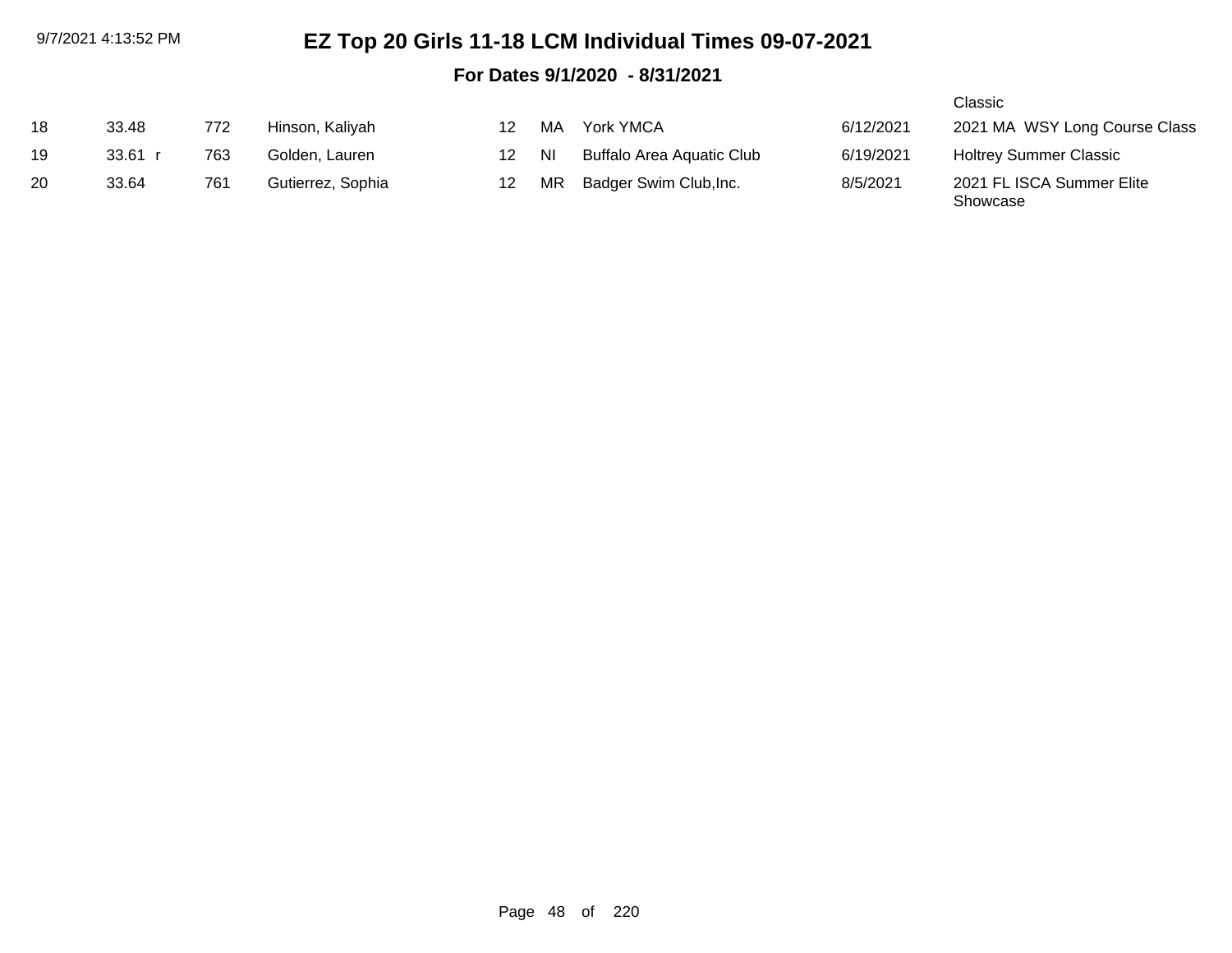| | | | | | | | | |
|---|---|---|---|---|---|---|---|---|
| | | | | | | | | Classic |
| 18 | 33.48 | 772 | Hinson, Kaliyah | 12 | MA | York YMCA | 6/12/2021 | 2021 MA WSY Long Course Class |
| 19 | 33.61 r | 763 | Golden, Lauren | 12 | NI | Buffalo Area Aquatic Club | 6/19/2021 | Holtrey Summer Classic |
| 20 | 33.64 | 761 | Gutierrez, Sophia | 12 | MR | Badger Swim Club,Inc. | 8/5/2021 | 2021 FL ISCA Summer Elite Showcase |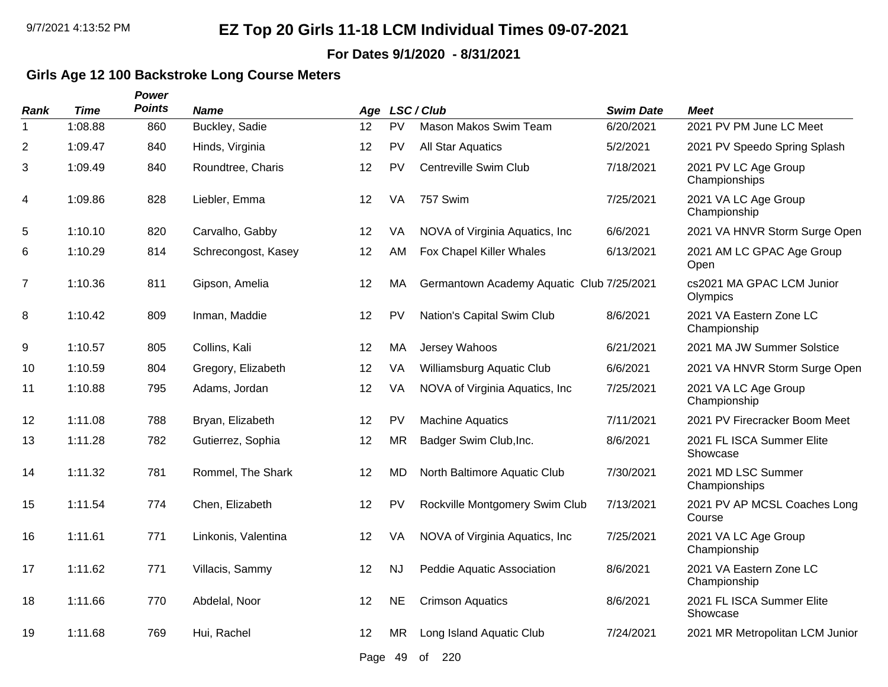# EZ Top 20 Girls 11-18 LCM Individual Times 09-07-2021

**For Dates 9/1/2020 - 8/31/2021**

### Girls Age 12 100 Backstroke Long Course Meters

| Rank | Time | Power Points | Name | Age | LSC | Club | Swim Date | Meet |
|---|---|---|---|---|---|---|---|---|
| 1 | 1:08.88 | 860 | Buckley, Sadie | 12 | PV | Mason Makos Swim Team | 6/20/2021 | 2021 PV PM June LC Meet |
| 2 | 1:09.47 | 840 | Hinds, Virginia | 12 | PV | All Star Aquatics | 5/2/2021 | 2021 PV Speedo Spring Splash |
| 3 | 1:09.49 | 840 | Roundtree, Charis | 12 | PV | Centreville Swim Club | 7/18/2021 | 2021 PV LC Age Group Championships |
| 4 | 1:09.86 | 828 | Liebler, Emma | 12 | VA | 757 Swim | 7/25/2021 | 2021 VA LC Age Group Championship |
| 5 | 1:10.10 | 820 | Carvalho, Gabby | 12 | VA | NOVA of Virginia Aquatics, Inc | 6/6/2021 | 2021 VA HNVR Storm Surge Open |
| 6 | 1:10.29 | 814 | Schrecongost, Kasey | 12 | AM | Fox Chapel Killer Whales | 6/13/2021 | 2021 AM LC GPAC Age Group Open |
| 7 | 1:10.36 | 811 | Gipson, Amelia | 12 | MA | Germantown Academy Aquatic Club | 7/25/2021 | cs2021 MA GPAC LCM Junior Olympics |
| 8 | 1:10.42 | 809 | Inman, Maddie | 12 | PV | Nation's Capital Swim Club | 8/6/2021 | 2021 VA Eastern Zone LC Championship |
| 9 | 1:10.57 | 805 | Collins, Kali | 12 | MA | Jersey Wahoos | 6/21/2021 | 2021 MA JW Summer Solstice |
| 10 | 1:10.59 | 804 | Gregory, Elizabeth | 12 | VA | Williamsburg Aquatic Club | 6/6/2021 | 2021 VA HNVR Storm Surge Open |
| 11 | 1:10.88 | 795 | Adams, Jordan | 12 | VA | NOVA of Virginia Aquatics, Inc | 7/25/2021 | 2021 VA LC Age Group Championship |
| 12 | 1:11.08 | 788 | Bryan, Elizabeth | 12 | PV | Machine Aquatics | 7/11/2021 | 2021 PV Firecracker Boom Meet |
| 13 | 1:11.28 | 782 | Gutierrez, Sophia | 12 | MR | Badger Swim Club,Inc. | 8/6/2021 | 2021 FL ISCA Summer Elite Showcase |
| 14 | 1:11.32 | 781 | Rommel, The Shark | 12 | MD | North Baltimore Aquatic Club | 7/30/2021 | 2021 MD LSC Summer Championships |
| 15 | 1:11.54 | 774 | Chen, Elizabeth | 12 | PV | Rockville Montgomery Swim Club | 7/13/2021 | 2021 PV AP MCSL Coaches Long Course |
| 16 | 1:11.61 | 771 | Linkonis, Valentina | 12 | VA | NOVA of Virginia Aquatics, Inc | 7/25/2021 | 2021 VA LC Age Group Championship |
| 17 | 1:11.62 | 771 | Villacis, Sammy | 12 | NJ | Peddie Aquatic Association | 8/6/2021 | 2021 VA Eastern Zone LC Championship |
| 18 | 1:11.66 | 770 | Abdelal, Noor | 12 | NE | Crimson Aquatics | 8/6/2021 | 2021 FL ISCA Summer Elite Showcase |
| 19 | 1:11.68 | 769 | Hui, Rachel | 12 | MR | Long Island Aquatic Club | 7/24/2021 | 2021 MR Metropolitan LCM Junior |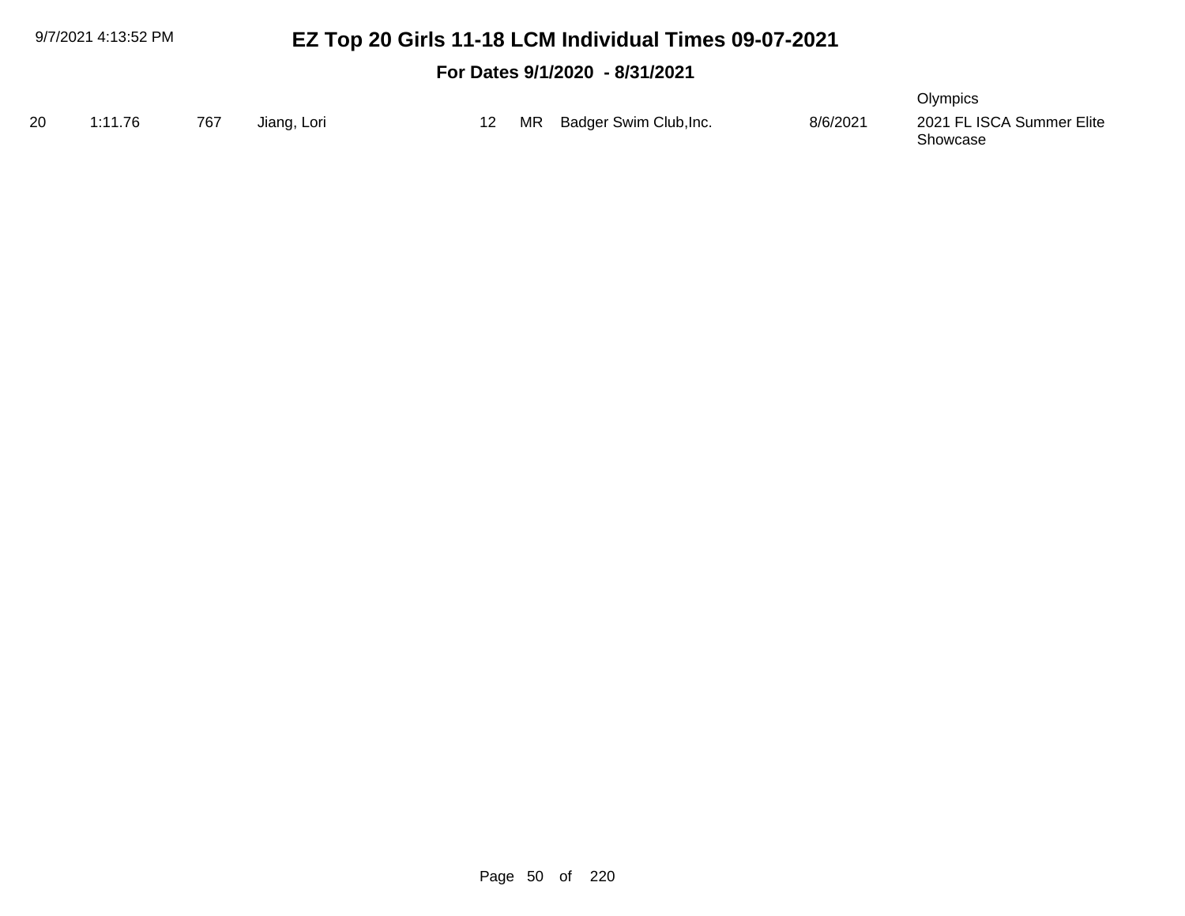# EZ Top 20 Girls 11-18 LCM Individual Times 09-07-2021

**For Dates 9/1/2020 - 8/31/2021**

| | | | | | | | | |
|---|---|---|---|---|---|---|---|---|
| | | | | | | | | Olympics |
| 20 | 1:11.76 | 767 | Jiang, Lori | 12 | MR | Badger Swim Club,Inc. | 8/6/2021 | 2021 FL ISCA Summer Elite Showcase |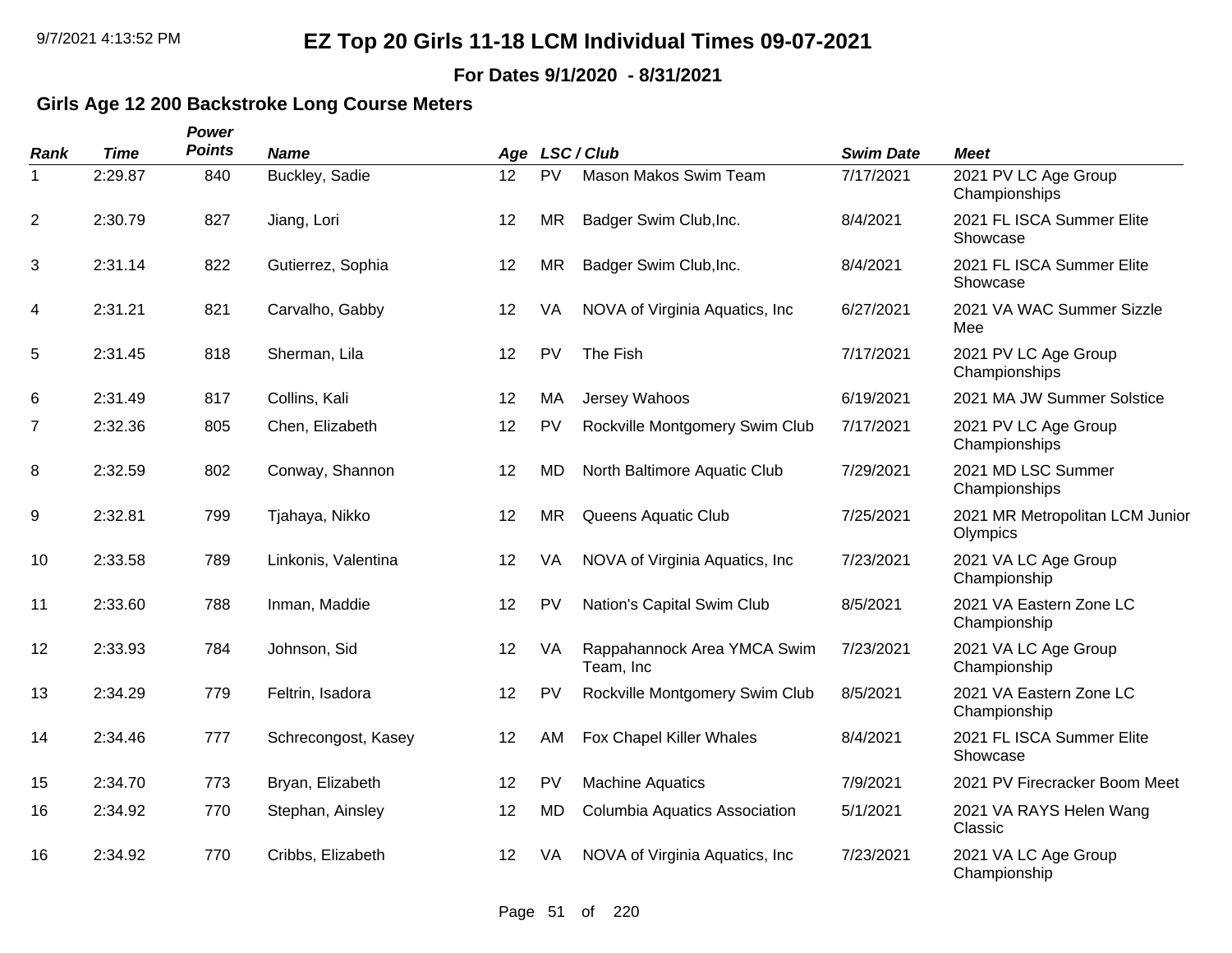# EZ Top 20 Girls 11-18 LCM Individual Times 09-07-2021

**For Dates 9/1/2020 - 8/31/2021**

## Girls Age 12 200 Backstroke Long Course Meters

| Rank | Time | Power Points | Name | Age | LSC | Club | Swim Date | Meet |
|---|---|---|---|---|---|---|---|---|
| 1 | 2:29.87 | 840 | Buckley, Sadie | 12 | PV | Mason Makos Swim Team | 7/17/2021 | 2021 PV LC Age Group Championships |
| 2 | 2:30.79 | 827 | Jiang, Lori | 12 | MR | Badger Swim Club,Inc. | 8/4/2021 | 2021 FL ISCA Summer Elite Showcase |
| 3 | 2:31.14 | 822 | Gutierrez, Sophia | 12 | MR | Badger Swim Club,Inc. | 8/4/2021 | 2021 FL ISCA Summer Elite Showcase |
| 4 | 2:31.21 | 821 | Carvalho, Gabby | 12 | VA | NOVA of Virginia Aquatics, Inc | 6/27/2021 | 2021 VA WAC Summer Sizzle Mee |
| 5 | 2:31.45 | 818 | Sherman, Lila | 12 | PV | The Fish | 7/17/2021 | 2021 PV LC Age Group Championships |
| 6 | 2:31.49 | 817 | Collins, Kali | 12 | MA | Jersey Wahoos | 6/19/2021 | 2021 MA JW Summer Solstice |
| 7 | 2:32.36 | 805 | Chen, Elizabeth | 12 | PV | Rockville Montgomery Swim Club | 7/17/2021 | 2021 PV LC Age Group Championships |
| 8 | 2:32.59 | 802 | Conway, Shannon | 12 | MD | North Baltimore Aquatic Club | 7/29/2021 | 2021 MD LSC Summer Championships |
| 9 | 2:32.81 | 799 | Tjahaya, Nikko | 12 | MR | Queens Aquatic Club | 7/25/2021 | 2021 MR Metropolitan LCM Junior Olympics |
| 10 | 2:33.58 | 789 | Linkonis, Valentina | 12 | VA | NOVA of Virginia Aquatics, Inc | 7/23/2021 | 2021 VA LC Age Group Championship |
| 11 | 2:33.60 | 788 | Inman, Maddie | 12 | PV | Nation's Capital Swim Club | 8/5/2021 | 2021 VA Eastern Zone LC Championship |
| 12 | 2:33.93 | 784 | Johnson, Sid | 12 | VA | Rappahannock Area YMCA Swim Team, Inc | 7/23/2021 | 2021 VA LC Age Group Championship |
| 13 | 2:34.29 | 779 | Feltrin, Isadora | 12 | PV | Rockville Montgomery Swim Club | 8/5/2021 | 2021 VA Eastern Zone LC Championship |
| 14 | 2:34.46 | 777 | Schrecongost, Kasey | 12 | AM | Fox Chapel Killer Whales | 8/4/2021 | 2021 FL ISCA Summer Elite Showcase |
| 15 | 2:34.70 | 773 | Bryan, Elizabeth | 12 | PV | Machine Aquatics | 7/9/2021 | 2021 PV Firecracker Boom Meet |
| 16 | 2:34.92 | 770 | Stephan, Ainsley | 12 | MD | Columbia Aquatics Association | 5/1/2021 | 2021 VA RAYS Helen Wang Classic |
| 16 | 2:34.92 | 770 | Cribbs, Elizabeth | 12 | VA | NOVA of Virginia Aquatics, Inc | 7/23/2021 | 2021 VA LC Age Group Championship |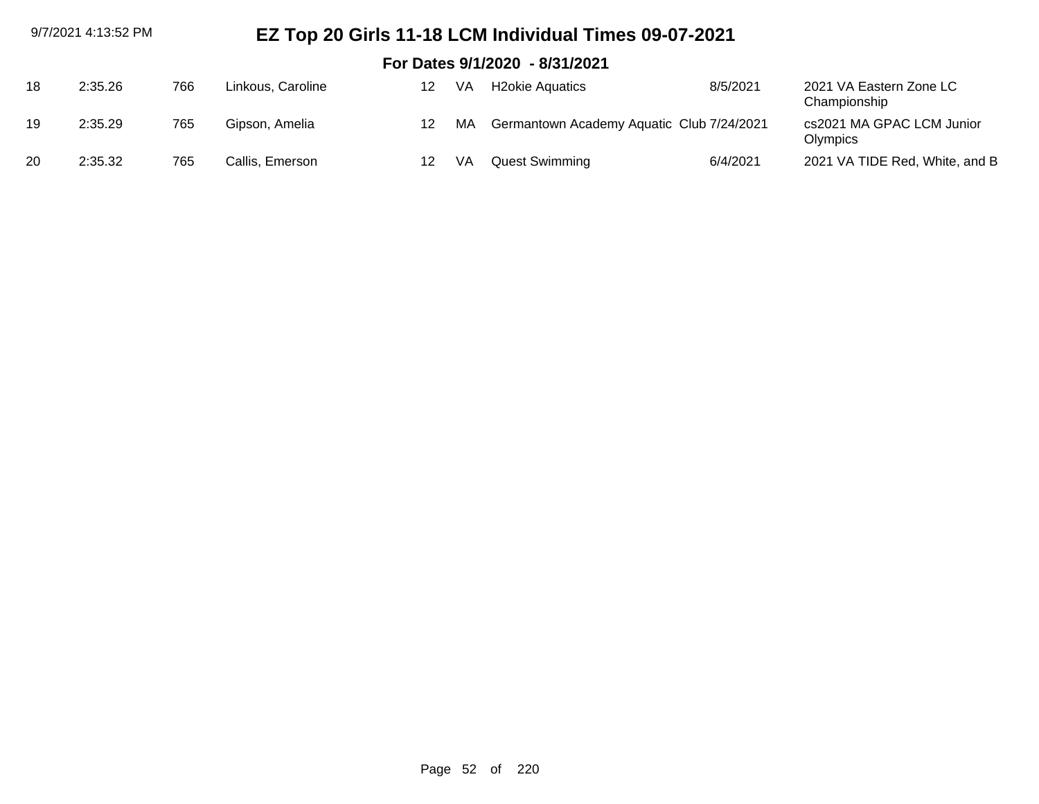# EZ Top 20 Girls 11-18 LCM Individual Times 09-07-2021

## For Dates 9/1/2020 - 8/31/2021

| | | | | | | | | |
|---|---|---|---|---|---|---|---|---|
| 18 | 2:35.26 | 766 | Linkous, Caroline | 12 | VA | H2okie Aquatics | 8/5/2021 | 2021 VA Eastern Zone LC Championship |
| 19 | 2:35.29 | 765 | Gipson, Amelia | 12 | MA | Germantown Academy Aquatic Club | 7/24/2021 | cs2021 MA GPAC LCM Junior Olympics |
| 20 | 2:35.32 | 765 | Callis, Emerson | 12 | VA | Quest Swimming | 6/4/2021 | 2021 VA TIDE Red, White, and B |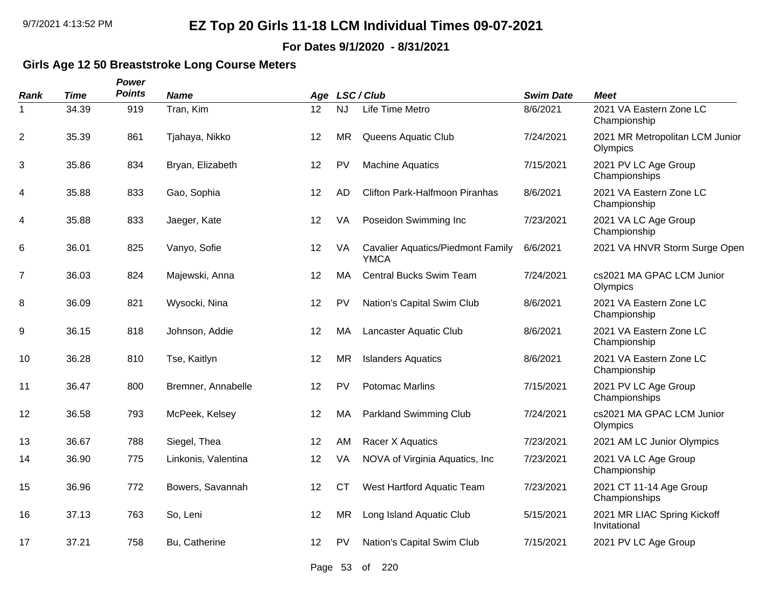# EZ Top 20 Girls 11-18 LCM Individual Times 09-07-2021

**For Dates 9/1/2020 - 8/31/2021**

### Girls Age 12 50 Breaststroke Long Course Meters

| Rank | Time | Power Points | Name | Age | LSC | Club | Swim Date | Meet |
|---|---|---|---|---|---|---|---|---|
| 1 | 34.39 | 919 | Tran, Kim | 12 | NJ | Life Time Metro | 8/6/2021 | 2021 VA Eastern Zone LC Championship |
| 2 | 35.39 | 861 | Tjahaya, Nikko | 12 | MR | Queens Aquatic Club | 7/24/2021 | 2021 MR Metropolitan LCM Junior Olympics |
| 3 | 35.86 | 834 | Bryan, Elizabeth | 12 | PV | Machine Aquatics | 7/15/2021 | 2021 PV LC Age Group Championships |
| 4 | 35.88 | 833 | Gao, Sophia | 12 | AD | Clifton Park-Halfmoon Piranhas | 8/6/2021 | 2021 VA Eastern Zone LC Championship |
| 4 | 35.88 | 833 | Jaeger, Kate | 12 | VA | Poseidon Swimming Inc | 7/23/2021 | 2021 VA LC Age Group Championship |
| 6 | 36.01 | 825 | Vanyo, Sofie | 12 | VA | Cavalier Aquatics/Piedmont Family YMCA | 6/6/2021 | 2021 VA HNVR Storm Surge Open |
| 7 | 36.03 | 824 | Majewski, Anna | 12 | MA | Central Bucks Swim Team | 7/24/2021 | cs2021 MA GPAC LCM Junior Olympics |
| 8 | 36.09 | 821 | Wysocki, Nina | 12 | PV | Nation's Capital Swim Club | 8/6/2021 | 2021 VA Eastern Zone LC Championship |
| 9 | 36.15 | 818 | Johnson, Addie | 12 | MA | Lancaster Aquatic Club | 8/6/2021 | 2021 VA Eastern Zone LC Championship |
| 10 | 36.28 | 810 | Tse, Kaitlyn | 12 | MR | Islanders Aquatics | 8/6/2021 | 2021 VA Eastern Zone LC Championship |
| 11 | 36.47 | 800 | Bremner, Annabelle | 12 | PV | Potomac Marlins | 7/15/2021 | 2021 PV LC Age Group Championships |
| 12 | 36.58 | 793 | McPeek, Kelsey | 12 | MA | Parkland Swimming Club | 7/24/2021 | cs2021 MA GPAC LCM Junior Olympics |
| 13 | 36.67 | 788 | Siegel, Thea | 12 | AM | Racer X Aquatics | 7/23/2021 | 2021 AM LC Junior Olympics |
| 14 | 36.90 | 775 | Linkonis, Valentina | 12 | VA | NOVA of Virginia Aquatics, Inc | 7/23/2021 | 2021 VA LC Age Group Championship |
| 15 | 36.96 | 772 | Bowers, Savannah | 12 | CT | West Hartford Aquatic Team | 7/23/2021 | 2021 CT 11-14 Age Group Championships |
| 16 | 37.13 | 763 | So, Leni | 12 | MR | Long Island Aquatic Club | 5/15/2021 | 2021 MR LIAC Spring Kickoff Invitational |
| 17 | 37.21 | 758 | Bu, Catherine | 12 | PV | Nation's Capital Swim Club | 7/15/2021 | 2021 PV LC Age Group |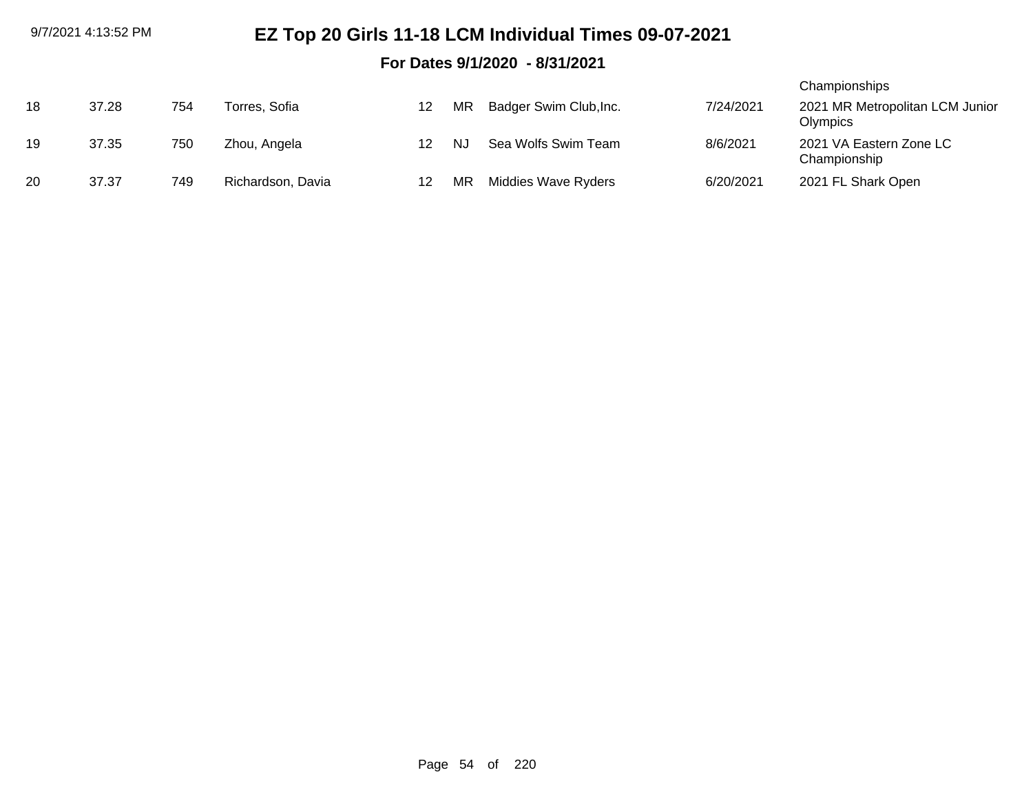# EZ Top 20 Girls 11-18 LCM Individual Times 09-07-2021

**For Dates 9/1/2020 - 8/31/2021**

| | | | | | | | | |
|---|---|---|---|---|---|---|---|---|
| | | | | | | | | Championships |
| 18 | 37.28 | 754 | Torres, Sofia | 12 | MR | Badger Swim Club,Inc. | 7/24/2021 | 2021 MR Metropolitan LCM Junior Olympics |
| 19 | 37.35 | 750 | Zhou, Angela | 12 | NJ | Sea Wolfs Swim Team | 8/6/2021 | 2021 VA Eastern Zone LC Championship |
| 20 | 37.37 | 749 | Richardson, Davia | 12 | MR | Middies Wave Ryders | 6/20/2021 | 2021 FL Shark Open |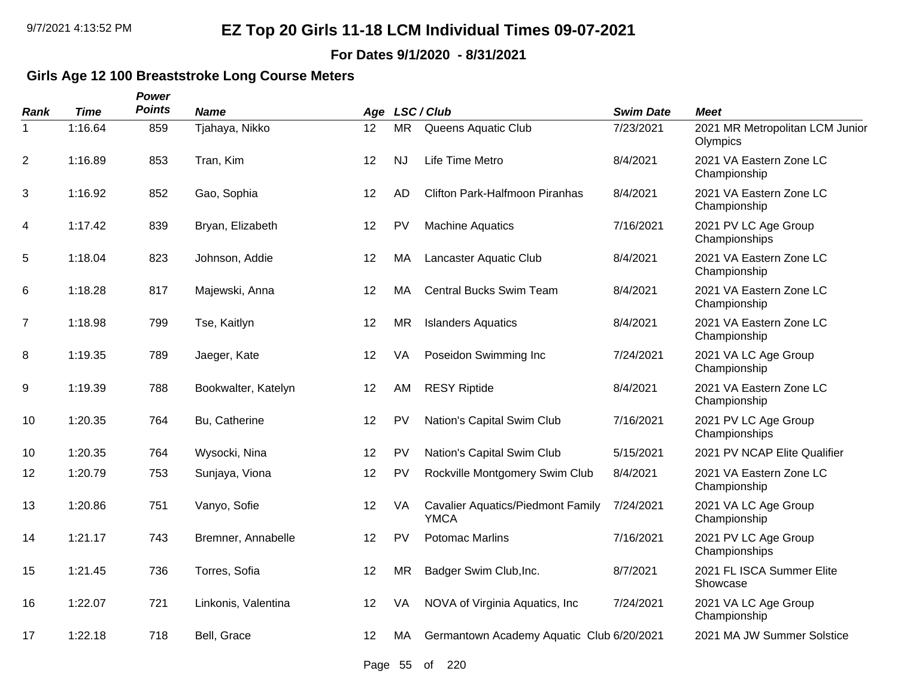# EZ Top 20 Girls 11-18 LCM Individual Times 09-07-2021

**For Dates 9/1/2020 - 8/31/2021**

## Girls Age 12 100 Breaststroke Long Course Meters

| Rank | Time | Power Points | Name | Age | LSC | Club | Swim Date | Meet |
|---|---|---|---|---|---|---|---|---|
| 1 | 1:16.64 | 859 | Tjahaya, Nikko | 12 | MR | Queens Aquatic Club | 7/23/2021 | 2021 MR Metropolitan LCM Junior Olympics |
| 2 | 1:16.89 | 853 | Tran, Kim | 12 | NJ | Life Time Metro | 8/4/2021 | 2021 VA Eastern Zone LC Championship |
| 3 | 1:16.92 | 852 | Gao, Sophia | 12 | AD | Clifton Park-Halfmoon Piranhas | 8/4/2021 | 2021 VA Eastern Zone LC Championship |
| 4 | 1:17.42 | 839 | Bryan, Elizabeth | 12 | PV | Machine Aquatics | 7/16/2021 | 2021 PV LC Age Group Championships |
| 5 | 1:18.04 | 823 | Johnson, Addie | 12 | MA | Lancaster Aquatic Club | 8/4/2021 | 2021 VA Eastern Zone LC Championship |
| 6 | 1:18.28 | 817 | Majewski, Anna | 12 | MA | Central Bucks Swim Team | 8/4/2021 | 2021 VA Eastern Zone LC Championship |
| 7 | 1:18.98 | 799 | Tse, Kaitlyn | 12 | MR | Islanders Aquatics | 8/4/2021 | 2021 VA Eastern Zone LC Championship |
| 8 | 1:19.35 | 789 | Jaeger, Kate | 12 | VA | Poseidon Swimming Inc | 7/24/2021 | 2021 VA LC Age Group Championship |
| 9 | 1:19.39 | 788 | Bookwalter, Katelyn | 12 | AM | RESY Riptide | 8/4/2021 | 2021 VA Eastern Zone LC Championship |
| 10 | 1:20.35 | 764 | Bu, Catherine | 12 | PV | Nation's Capital Swim Club | 7/16/2021 | 2021 PV LC Age Group Championships |
| 10 | 1:20.35 | 764 | Wysocki, Nina | 12 | PV | Nation's Capital Swim Club | 5/15/2021 | 2021 PV NCAP Elite Qualifier |
| 12 | 1:20.79 | 753 | Sunjaya, Viona | 12 | PV | Rockville Montgomery Swim Club | 8/4/2021 | 2021 VA Eastern Zone LC Championship |
| 13 | 1:20.86 | 751 | Vanyo, Sofie | 12 | VA | Cavalier Aquatics/Piedmont Family YMCA | 7/24/2021 | 2021 VA LC Age Group Championship |
| 14 | 1:21.17 | 743 | Bremner, Annabelle | 12 | PV | Potomac Marlins | 7/16/2021 | 2021 PV LC Age Group Championships |
| 15 | 1:21.45 | 736 | Torres, Sofia | 12 | MR | Badger Swim Club,Inc. | 8/7/2021 | 2021 FL ISCA Summer Elite Showcase |
| 16 | 1:22.07 | 721 | Linkonis, Valentina | 12 | VA | NOVA of Virginia Aquatics, Inc | 7/24/2021 | 2021 VA LC Age Group Championship |
| 17 | 1:22.18 | 718 | Bell, Grace | 12 | MA | Germantown Academy Aquatic Club | 6/20/2021 | 2021 MA JW Summer Solstice |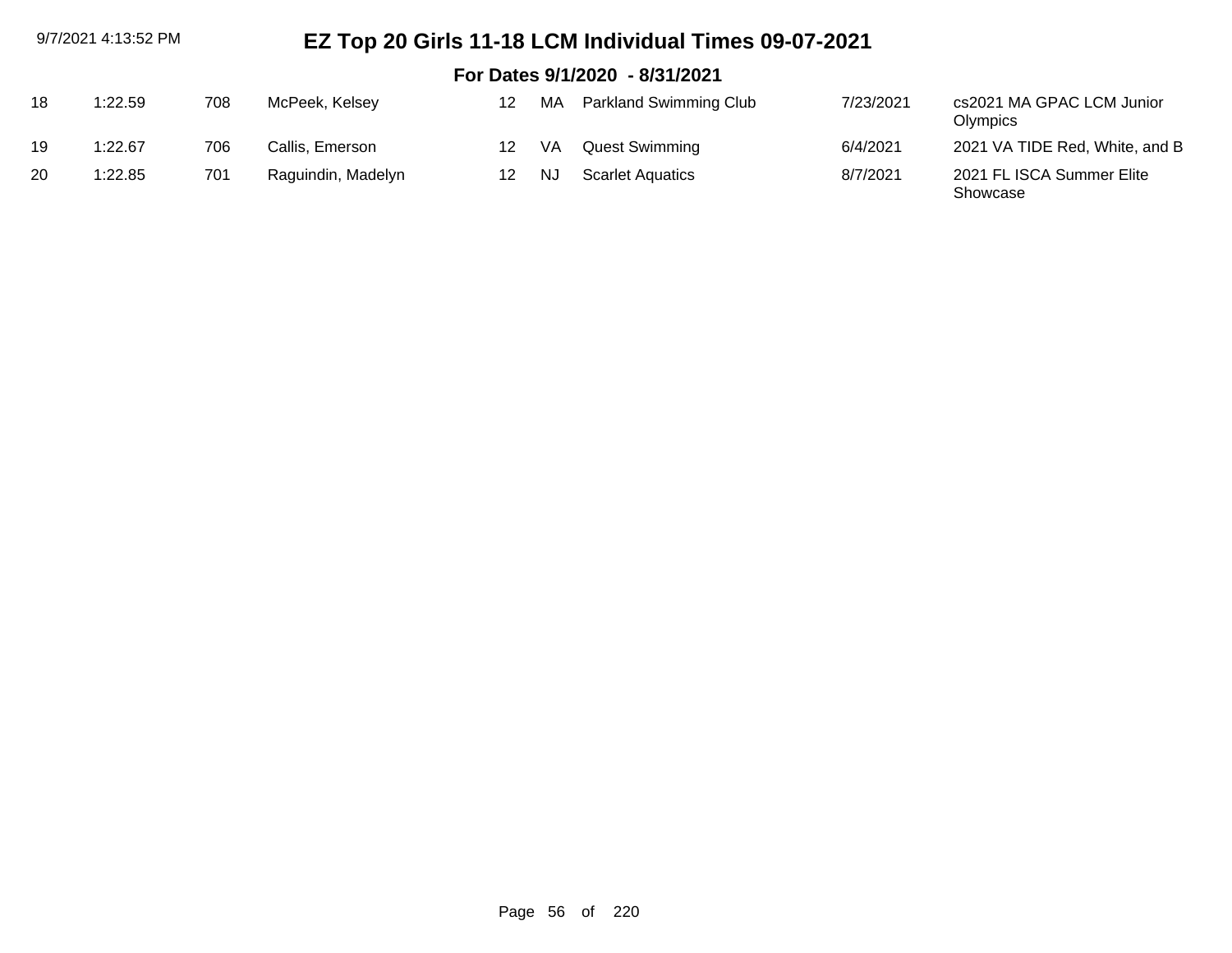# EZ Top 20 Girls 11-18 LCM Individual Times 09-07-2021

## For Dates 9/1/2020 - 8/31/2021

| | | | | | | | | |
|---|---|---|---|---|---|---|---|---|
| 18 | 1:22.59 | 708 | McPeek, Kelsey | 12 | MA | Parkland Swimming Club | 7/23/2021 | cs2021 MA GPAC LCM Junior Olympics |
| 19 | 1:22.67 | 706 | Callis, Emerson | 12 | VA | Quest Swimming | 6/4/2021 | 2021 VA TIDE Red, White, and B |
| 20 | 1:22.85 | 701 | Raguindin, Madelyn | 12 | NJ | Scarlet Aquatics | 8/7/2021 | 2021 FL ISCA Summer Elite Showcase |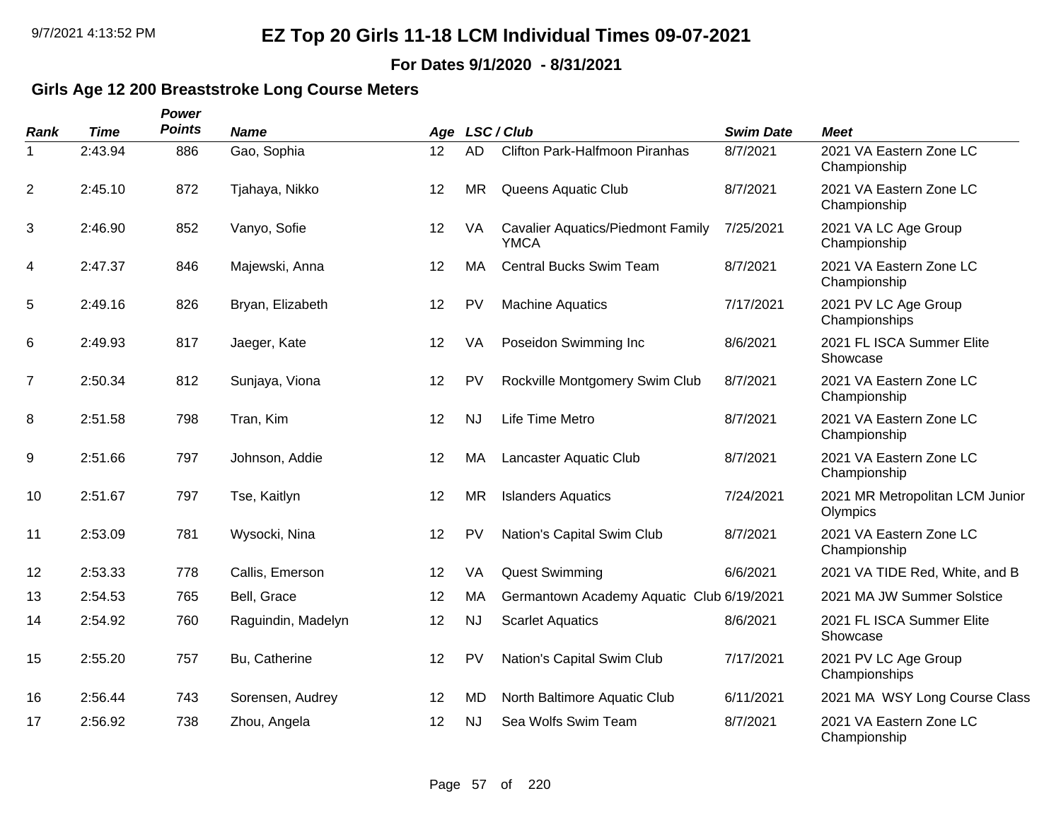# EZ Top 20 Girls 11-18 LCM Individual Times 09-07-2021

**For Dates 9/1/2020 - 8/31/2021**

### Girls Age 12 200 Breaststroke Long Course Meters

| Rank | Time | Power Points | Name | Age | LSC / Club | | Swim Date | Meet |
|---|---|---|---|---|---|---|---|---|
| 1 | 2:43.94 | 886 | Gao, Sophia | 12 | AD | Clifton Park-Halfmoon Piranhas | 8/7/2021 | 2021 VA Eastern Zone LC Championship |
| 2 | 2:45.10 | 872 | Tjahaya, Nikko | 12 | MR | Queens Aquatic Club | 8/7/2021 | 2021 VA Eastern Zone LC Championship |
| 3 | 2:46.90 | 852 | Vanyo, Sofie | 12 | VA | Cavalier Aquatics/Piedmont Family YMCA | 7/25/2021 | 2021 VA LC Age Group Championship |
| 4 | 2:47.37 | 846 | Majewski, Anna | 12 | MA | Central Bucks Swim Team | 8/7/2021 | 2021 VA Eastern Zone LC Championship |
| 5 | 2:49.16 | 826 | Bryan, Elizabeth | 12 | PV | Machine Aquatics | 7/17/2021 | 2021 PV LC Age Group Championships |
| 6 | 2:49.93 | 817 | Jaeger, Kate | 12 | VA | Poseidon Swimming Inc | 8/6/2021 | 2021 FL ISCA Summer Elite Showcase |
| 7 | 2:50.34 | 812 | Sunjaya, Viona | 12 | PV | Rockville Montgomery Swim Club | 8/7/2021 | 2021 VA Eastern Zone LC Championship |
| 8 | 2:51.58 | 798 | Tran, Kim | 12 | NJ | Life Time Metro | 8/7/2021 | 2021 VA Eastern Zone LC Championship |
| 9 | 2:51.66 | 797 | Johnson, Addie | 12 | MA | Lancaster Aquatic Club | 8/7/2021 | 2021 VA Eastern Zone LC Championship |
| 10 | 2:51.67 | 797 | Tse, Kaitlyn | 12 | MR | Islanders Aquatics | 7/24/2021 | 2021 MR Metropolitan LCM Junior Olympics |
| 11 | 2:53.09 | 781 | Wysocki, Nina | 12 | PV | Nation's Capital Swim Club | 8/7/2021 | 2021 VA Eastern Zone LC Championship |
| 12 | 2:53.33 | 778 | Callis, Emerson | 12 | VA | Quest Swimming | 6/6/2021 | 2021 VA TIDE Red, White, and B |
| 13 | 2:54.53 | 765 | Bell, Grace | 12 | MA | Germantown Academy Aquatic Club | 6/19/2021 | 2021 MA JW Summer Solstice |
| 14 | 2:54.92 | 760 | Raguindin, Madelyn | 12 | NJ | Scarlet Aquatics | 8/6/2021 | 2021 FL ISCA Summer Elite Showcase |
| 15 | 2:55.20 | 757 | Bu, Catherine | 12 | PV | Nation's Capital Swim Club | 7/17/2021 | 2021 PV LC Age Group Championships |
| 16 | 2:56.44 | 743 | Sorensen, Audrey | 12 | MD | North Baltimore Aquatic Club | 6/11/2021 | 2021 MA WSY Long Course Class |
| 17 | 2:56.92 | 738 | Zhou, Angela | 12 | NJ | Sea Wolfs Swim Team | 8/7/2021 | 2021 VA Eastern Zone LC Championship |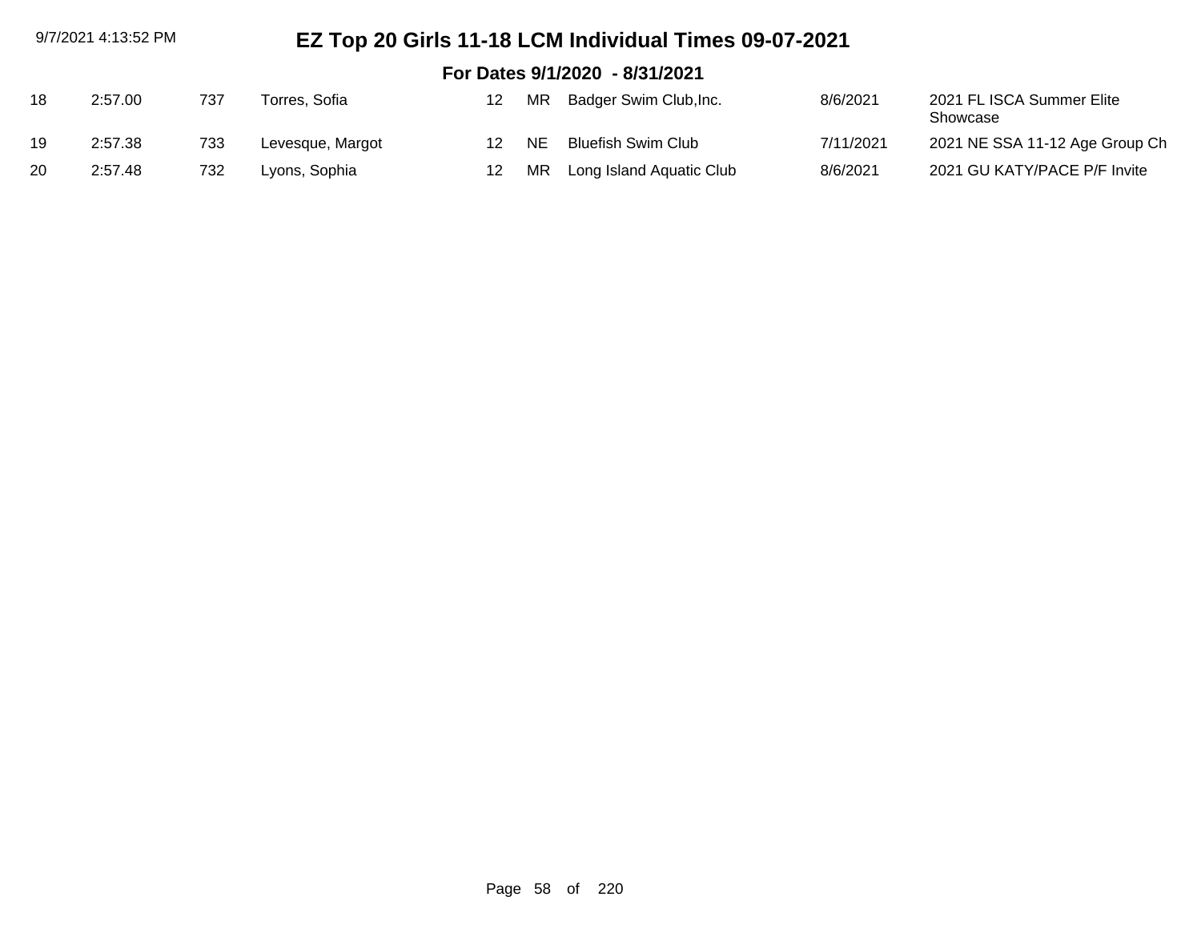# EZ Top 20 Girls 11-18 LCM Individual Times 09-07-2021

## For Dates 9/1/2020 - 8/31/2021

| | | | | | | | | |
|---|---|---|---|---|---|---|---|---|
| 18 | 2:57.00 | 737 | Torres, Sofia | 12 | MR | Badger Swim Club,Inc. | 8/6/2021 | 2021 FL ISCA Summer Elite Showcase |
| 19 | 2:57.38 | 733 | Levesque, Margot | 12 | NE | Bluefish Swim Club | 7/11/2021 | 2021 NE SSA 11-12 Age Group Ch |
| 20 | 2:57.48 | 732 | Lyons, Sophia | 12 | MR | Long Island Aquatic Club | 8/6/2021 | 2021 GU KATY/PACE P/F Invite |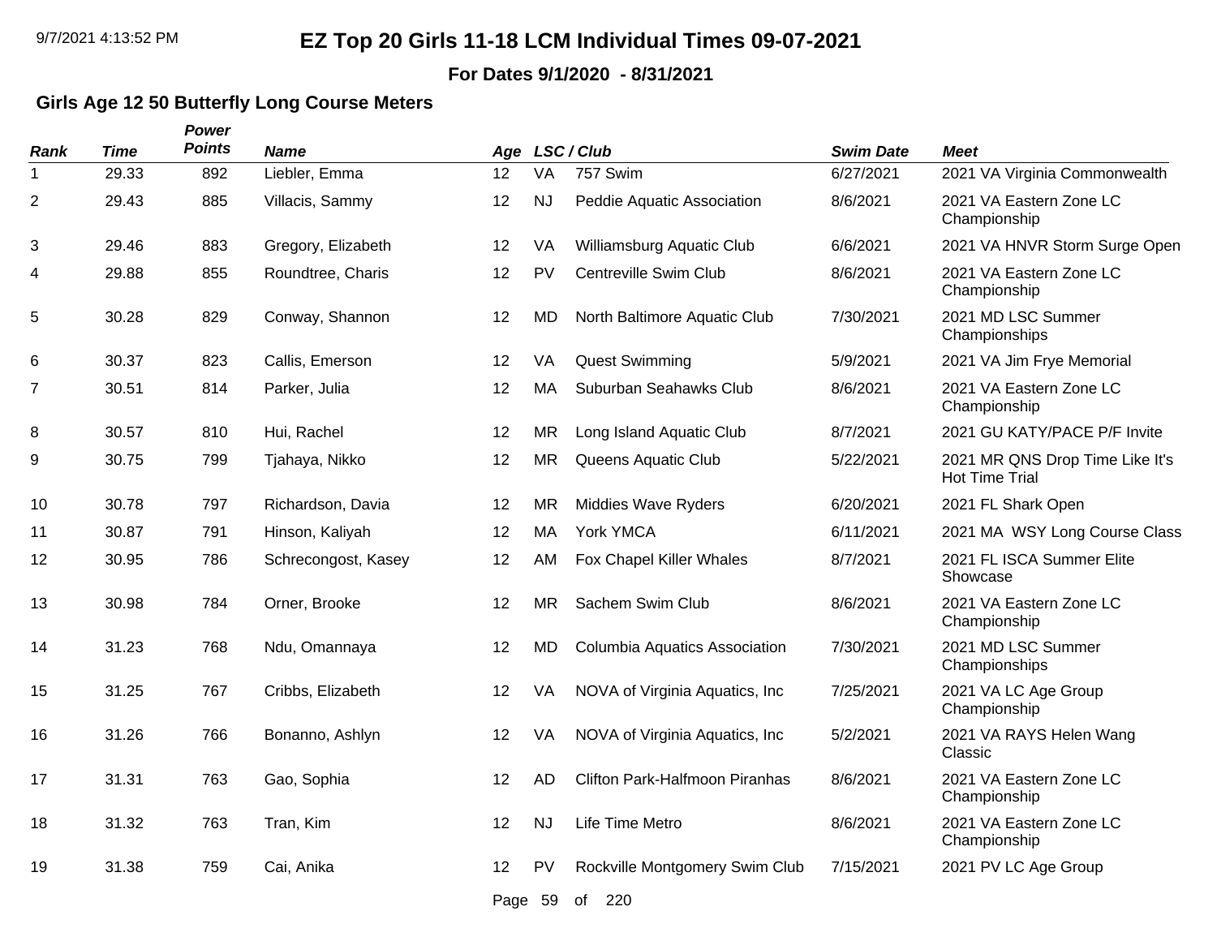# EZ Top 20 Girls 11-18 LCM Individual Times 09-07-2021

**For Dates 9/1/2020 - 8/31/2021**

### Girls Age 12 50 Butterfly Long Course Meters

| Rank | Time | Power Points | Name | Age | LSC | Club | Swim Date | Meet |
|---|---|---|---|---|---|---|---|---|
| 1 | 29.33 | 892 | Liebler, Emma | 12 | VA | 757 Swim | 6/27/2021 | 2021 VA Virginia Commonwealth |
| 2 | 29.43 | 885 | Villacis, Sammy | 12 | NJ | Peddie Aquatic Association | 8/6/2021 | 2021 VA Eastern Zone LC Championship |
| 3 | 29.46 | 883 | Gregory, Elizabeth | 12 | VA | Williamsburg Aquatic Club | 6/6/2021 | 2021 VA HNVR Storm Surge Open |
| 4 | 29.88 | 855 | Roundtree, Charis | 12 | PV | Centreville Swim Club | 8/6/2021 | 2021 VA Eastern Zone LC Championship |
| 5 | 30.28 | 829 | Conway, Shannon | 12 | MD | North Baltimore Aquatic Club | 7/30/2021 | 2021 MD LSC Summer Championships |
| 6 | 30.37 | 823 | Callis, Emerson | 12 | VA | Quest Swimming | 5/9/2021 | 2021 VA Jim Frye Memorial |
| 7 | 30.51 | 814 | Parker, Julia | 12 | MA | Suburban Seahawks Club | 8/6/2021 | 2021 VA Eastern Zone LC Championship |
| 8 | 30.57 | 810 | Hui, Rachel | 12 | MR | Long Island Aquatic Club | 8/7/2021 | 2021 GU KATY/PACE P/F Invite |
| 9 | 30.75 | 799 | Tjahaya, Nikko | 12 | MR | Queens Aquatic Club | 5/22/2021 | 2021 MR QNS Drop Time Like It's Hot Time Trial |
| 10 | 30.78 | 797 | Richardson, Davia | 12 | MR | Middies Wave Ryders | 6/20/2021 | 2021 FL Shark Open |
| 11 | 30.87 | 791 | Hinson, Kaliyah | 12 | MA | York YMCA | 6/11/2021 | 2021 MA WSY Long Course Class |
| 12 | 30.95 | 786 | Schrecongost, Kasey | 12 | AM | Fox Chapel Killer Whales | 8/7/2021 | 2021 FL ISCA Summer Elite Showcase |
| 13 | 30.98 | 784 | Orner, Brooke | 12 | MR | Sachem Swim Club | 8/6/2021 | 2021 VA Eastern Zone LC Championship |
| 14 | 31.23 | 768 | Ndu, Omannaya | 12 | MD | Columbia Aquatics Association | 7/30/2021 | 2021 MD LSC Summer Championships |
| 15 | 31.25 | 767 | Cribbs, Elizabeth | 12 | VA | NOVA of Virginia Aquatics, Inc | 7/25/2021 | 2021 VA LC Age Group Championship |
| 16 | 31.26 | 766 | Bonanno, Ashlyn | 12 | VA | NOVA of Virginia Aquatics, Inc | 5/2/2021 | 2021 VA RAYS Helen Wang Classic |
| 17 | 31.31 | 763 | Gao, Sophia | 12 | AD | Clifton Park-Halfmoon Piranhas | 8/6/2021 | 2021 VA Eastern Zone LC Championship |
| 18 | 31.32 | 763 | Tran, Kim | 12 | NJ | Life Time Metro | 8/6/2021 | 2021 VA Eastern Zone LC Championship |
| 19 | 31.38 | 759 | Cai, Anika | 12 | PV | Rockville Montgomery Swim Club | 7/15/2021 | 2021 PV LC Age Group |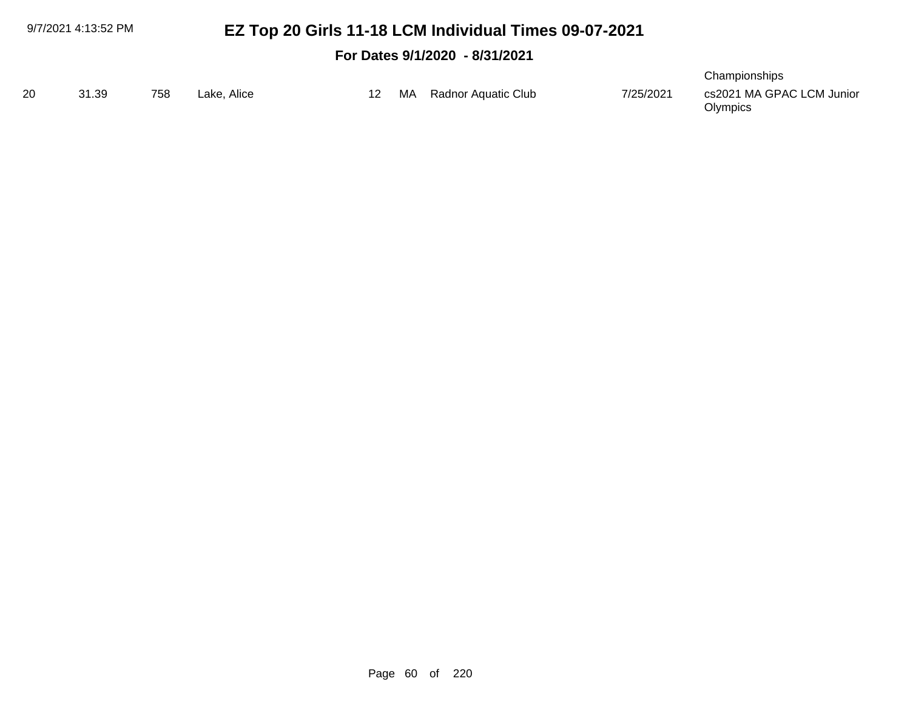| | | | | | | | | |
|---|---|---|---|---|---|---|---|---|
| | | | | | | | | Championships |
| 20 | 31.39 | 758 | Lake, Alice | 12 | MA | Radnor Aquatic Club | 7/25/2021 | cs2021 MA GPAC LCM Junior Olympics |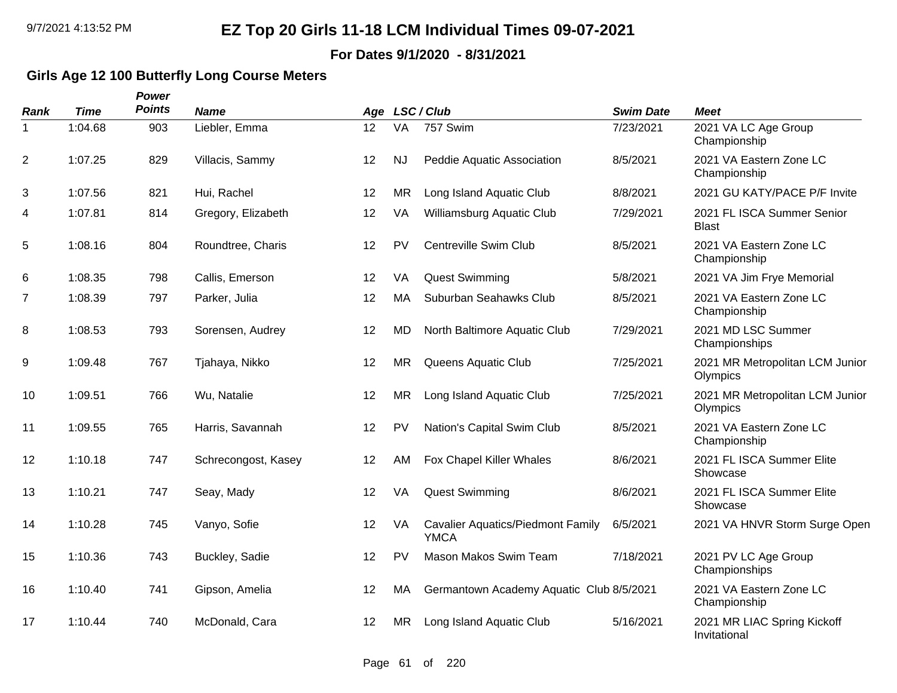# EZ Top 20 Girls 11-18 LCM Individual Times 09-07-2021

**For Dates 9/1/2020 - 8/31/2021**

## Girls Age 12 100 Butterfly Long Course Meters

| Rank | Time | Power Points | Name | Age | LSC / Club | | Swim Date | Meet |
|---|---|---|---|---|---|---|---|---|
| 1 | 1:04.68 | 903 | Liebler, Emma | 12 | VA | 757 Swim | 7/23/2021 | 2021 VA LC Age Group Championship |
| 2 | 1:07.25 | 829 | Villacis, Sammy | 12 | NJ | Peddie Aquatic Association | 8/5/2021 | 2021 VA Eastern Zone LC Championship |
| 3 | 1:07.56 | 821 | Hui, Rachel | 12 | MR | Long Island Aquatic Club | 8/8/2021 | 2021 GU KATY/PACE P/F Invite |
| 4 | 1:07.81 | 814 | Gregory, Elizabeth | 12 | VA | Williamsburg Aquatic Club | 7/29/2021 | 2021 FL ISCA Summer Senior Blast |
| 5 | 1:08.16 | 804 | Roundtree, Charis | 12 | PV | Centreville Swim Club | 8/5/2021 | 2021 VA Eastern Zone LC Championship |
| 6 | 1:08.35 | 798 | Callis, Emerson | 12 | VA | Quest Swimming | 5/8/2021 | 2021 VA Jim Frye Memorial |
| 7 | 1:08.39 | 797 | Parker, Julia | 12 | MA | Suburban Seahawks Club | 8/5/2021 | 2021 VA Eastern Zone LC Championship |
| 8 | 1:08.53 | 793 | Sorensen, Audrey | 12 | MD | North Baltimore Aquatic Club | 7/29/2021 | 2021 MD LSC Summer Championships |
| 9 | 1:09.48 | 767 | Tjahaya, Nikko | 12 | MR | Queens Aquatic Club | 7/25/2021 | 2021 MR Metropolitan LCM Junior Olympics |
| 10 | 1:09.51 | 766 | Wu, Natalie | 12 | MR | Long Island Aquatic Club | 7/25/2021 | 2021 MR Metropolitan LCM Junior Olympics |
| 11 | 1:09.55 | 765 | Harris, Savannah | 12 | PV | Nation's Capital Swim Club | 8/5/2021 | 2021 VA Eastern Zone LC Championship |
| 12 | 1:10.18 | 747 | Schrecongost, Kasey | 12 | AM | Fox Chapel Killer Whales | 8/6/2021 | 2021 FL ISCA Summer Elite Showcase |
| 13 | 1:10.21 | 747 | Seay, Mady | 12 | VA | Quest Swimming | 8/6/2021 | 2021 FL ISCA Summer Elite Showcase |
| 14 | 1:10.28 | 745 | Vanyo, Sofie | 12 | VA | Cavalier Aquatics/Piedmont Family YMCA | 6/5/2021 | 2021 VA HNVR Storm Surge Open |
| 15 | 1:10.36 | 743 | Buckley, Sadie | 12 | PV | Mason Makos Swim Team | 7/18/2021 | 2021 PV LC Age Group Championships |
| 16 | 1:10.40 | 741 | Gipson, Amelia | 12 | MA | Germantown Academy Aquatic Club | 8/5/2021 | 2021 VA Eastern Zone LC Championship |
| 17 | 1:10.44 | 740 | McDonald, Cara | 12 | MR | Long Island Aquatic Club | 5/16/2021 | 2021 MR LIAC Spring Kickoff Invitational |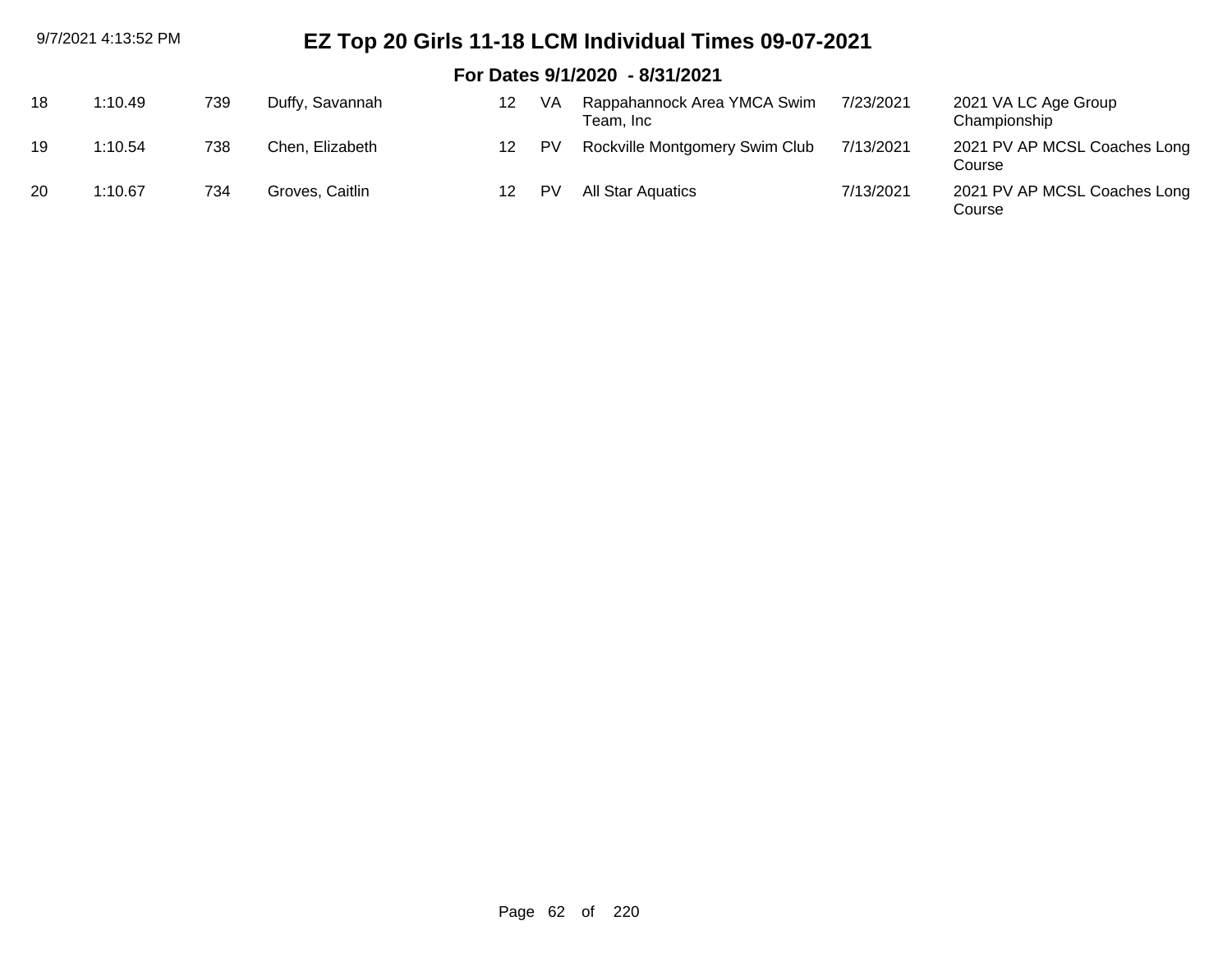# EZ Top 20 Girls 11-18 LCM Individual Times 09-07-2021

## For Dates 9/1/2020 - 8/31/2021

| | | | | | | | | |
|---|---|---|---|---|---|---|---|---|
| 18 | 1:10.49 | 739 | Duffy, Savannah | 12 | VA | Rappahannock Area YMCA Swim Team, Inc | 7/23/2021 | 2021 VA LC Age Group Championship |
| 19 | 1:10.54 | 738 | Chen, Elizabeth | 12 | PV | Rockville Montgomery Swim Club | 7/13/2021 | 2021 PV AP MCSL Coaches Long Course |
| 20 | 1:10.67 | 734 | Groves, Caitlin | 12 | PV | All Star Aquatics | 7/13/2021 | 2021 PV AP MCSL Coaches Long Course |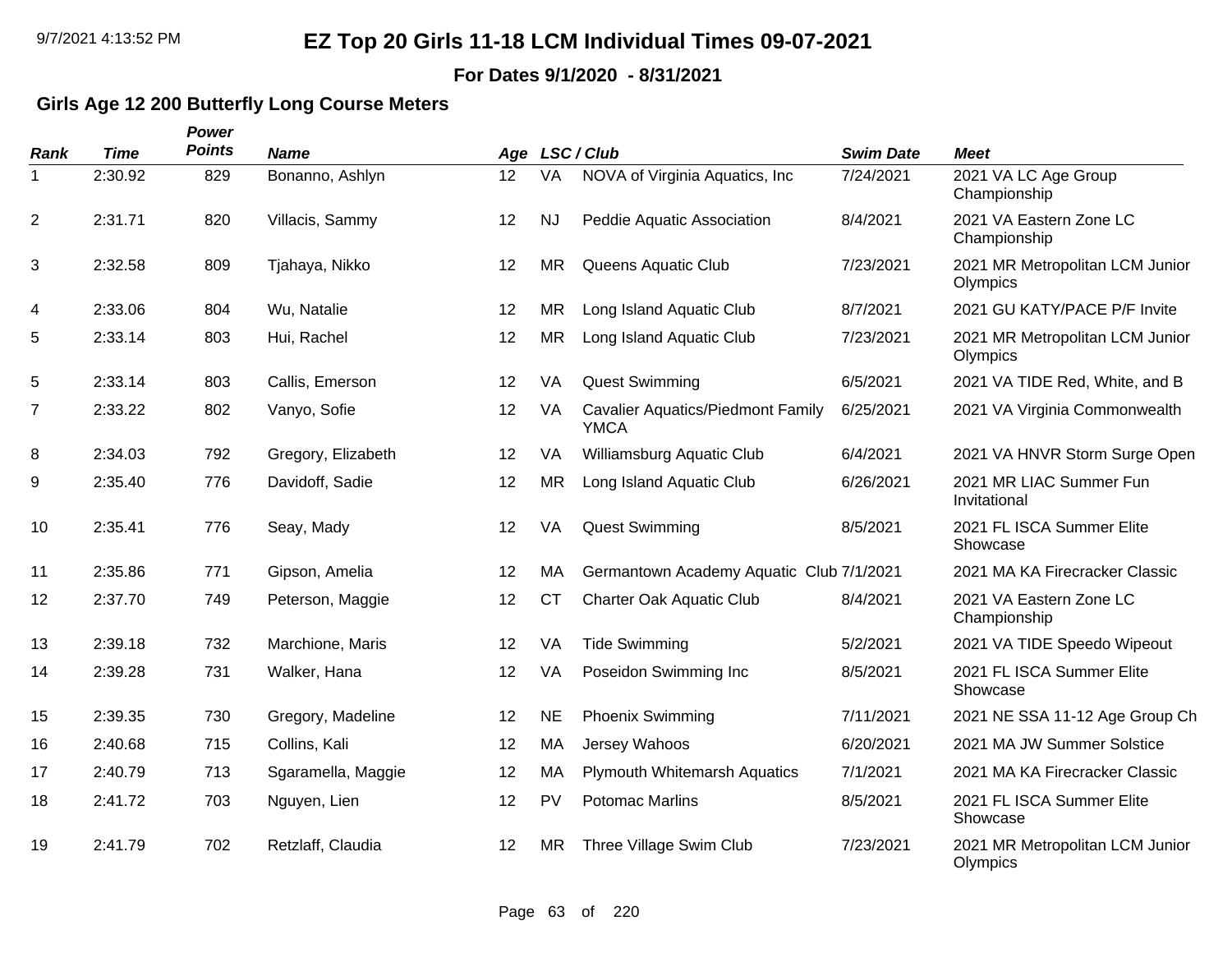# EZ Top 20 Girls 11-18 LCM Individual Times 09-07-2021

**For Dates 9/1/2020 - 8/31/2021**

## Girls Age 12 200 Butterfly Long Course Meters

| Rank | Time | Power Points | Name | Age | LSC / Club | | Swim Date | Meet |
|---|---|---|---|---|---|---|---|---|
| 1 | 2:30.92 | 829 | Bonanno, Ashlyn | 12 | VA | NOVA of Virginia Aquatics, Inc | 7/24/2021 | 2021 VA LC Age Group Championship |
| 2 | 2:31.71 | 820 | Villacis, Sammy | 12 | NJ | Peddie Aquatic Association | 8/4/2021 | 2021 VA Eastern Zone LC Championship |
| 3 | 2:32.58 | 809 | Tjahaya, Nikko | 12 | MR | Queens Aquatic Club | 7/23/2021 | 2021 MR Metropolitan LCM Junior Olympics |
| 4 | 2:33.06 | 804 | Wu, Natalie | 12 | MR | Long Island Aquatic Club | 8/7/2021 | 2021 GU KATY/PACE P/F Invite |
| 5 | 2:33.14 | 803 | Hui, Rachel | 12 | MR | Long Island Aquatic Club | 7/23/2021 | 2021 MR Metropolitan LCM Junior Olympics |
| 5 | 2:33.14 | 803 | Callis, Emerson | 12 | VA | Quest Swimming | 6/5/2021 | 2021 VA TIDE Red, White, and B |
| 7 | 2:33.22 | 802 | Vanyo, Sofie | 12 | VA | Cavalier Aquatics/Piedmont Family YMCA | 6/25/2021 | 2021 VA Virginia Commonwealth |
| 8 | 2:34.03 | 792 | Gregory, Elizabeth | 12 | VA | Williamsburg Aquatic Club | 6/4/2021 | 2021 VA HNVR Storm Surge Open |
| 9 | 2:35.40 | 776 | Davidoff, Sadie | 12 | MR | Long Island Aquatic Club | 6/26/2021 | 2021 MR LIAC Summer Fun Invitational |
| 10 | 2:35.41 | 776 | Seay, Mady | 12 | VA | Quest Swimming | 8/5/2021 | 2021 FL ISCA Summer Elite Showcase |
| 11 | 2:35.86 | 771 | Gipson, Amelia | 12 | MA | Germantown Academy Aquatic Club | 7/1/2021 | 2021 MA KA Firecracker Classic |
| 12 | 2:37.70 | 749 | Peterson, Maggie | 12 | CT | Charter Oak Aquatic Club | 8/4/2021 | 2021 VA Eastern Zone LC Championship |
| 13 | 2:39.18 | 732 | Marchione, Maris | 12 | VA | Tide Swimming | 5/2/2021 | 2021 VA TIDE Speedo Wipeout |
| 14 | 2:39.28 | 731 | Walker, Hana | 12 | VA | Poseidon Swimming Inc | 8/5/2021 | 2021 FL ISCA Summer Elite Showcase |
| 15 | 2:39.35 | 730 | Gregory, Madeline | 12 | NE | Phoenix Swimming | 7/11/2021 | 2021 NE SSA 11-12 Age Group Ch |
| 16 | 2:40.68 | 715 | Collins, Kali | 12 | MA | Jersey Wahoos | 6/20/2021 | 2021 MA JW Summer Solstice |
| 17 | 2:40.79 | 713 | Sgaramella, Maggie | 12 | MA | Plymouth Whitemarsh Aquatics | 7/1/2021 | 2021 MA KA Firecracker Classic |
| 18 | 2:41.72 | 703 | Nguyen, Lien | 12 | PV | Potomac Marlins | 8/5/2021 | 2021 FL ISCA Summer Elite Showcase |
| 19 | 2:41.79 | 702 | Retzlaff, Claudia | 12 | MR | Three Village Swim Club | 7/23/2021 | 2021 MR Metropolitan LCM Junior Olympics |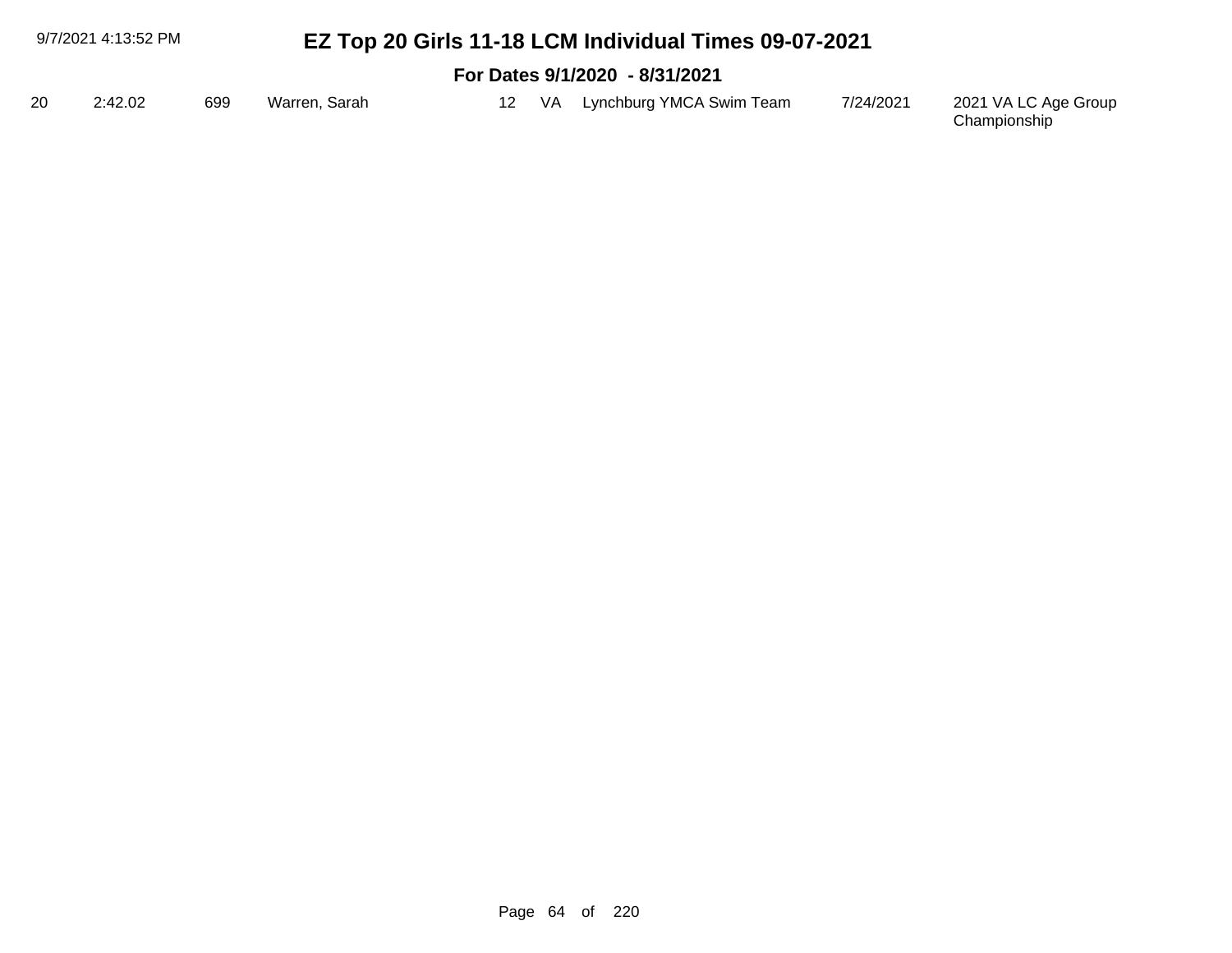# EZ Top 20 Girls 11-18 LCM Individual Times 09-07-2021

## For Dates 9/1/2020 - 8/31/2021

| | | | | | | | | |
|---|---|---|---|---|---|---|---|---|
| 20 | 2:42.02 | 699 | Warren, Sarah | 12 | VA | Lynchburg YMCA Swim Team | 7/24/2021 | 2021 VA LC Age Group Championship |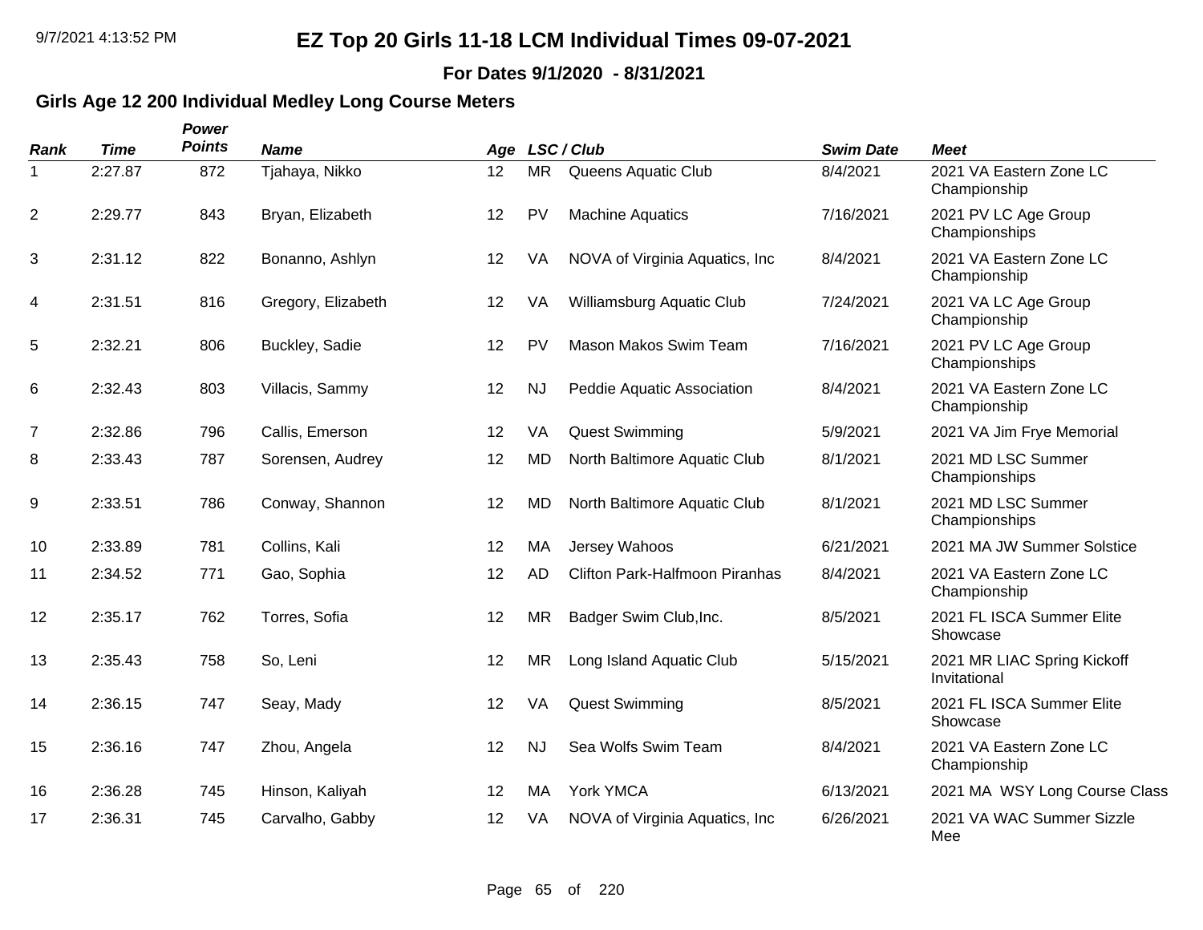# EZ Top 20 Girls 11-18 LCM Individual Times 09-07-2021

**For Dates 9/1/2020 - 8/31/2021**

## Girls Age 12 200 Individual Medley Long Course Meters

| Rank | Time | Power Points | Name | Age | LSC | Club | Swim Date | Meet |
|---|---|---|---|---|---|---|---|---|
| 1 | 2:27.87 | 872 | Tjahaya, Nikko | 12 | MR | Queens Aquatic Club | 8/4/2021 | 2021 VA Eastern Zone LC Championship |
| 2 | 2:29.77 | 843 | Bryan, Elizabeth | 12 | PV | Machine Aquatics | 7/16/2021 | 2021 PV LC Age Group Championships |
| 3 | 2:31.12 | 822 | Bonanno, Ashlyn | 12 | VA | NOVA of Virginia Aquatics, Inc | 8/4/2021 | 2021 VA Eastern Zone LC Championship |
| 4 | 2:31.51 | 816 | Gregory, Elizabeth | 12 | VA | Williamsburg Aquatic Club | 7/24/2021 | 2021 VA LC Age Group Championship |
| 5 | 2:32.21 | 806 | Buckley, Sadie | 12 | PV | Mason Makos Swim Team | 7/16/2021 | 2021 PV LC Age Group Championships |
| 6 | 2:32.43 | 803 | Villacis, Sammy | 12 | NJ | Peddie Aquatic Association | 8/4/2021 | 2021 VA Eastern Zone LC Championship |
| 7 | 2:32.86 | 796 | Callis, Emerson | 12 | VA | Quest Swimming | 5/9/2021 | 2021 VA Jim Frye Memorial |
| 8 | 2:33.43 | 787 | Sorensen, Audrey | 12 | MD | North Baltimore Aquatic Club | 8/1/2021 | 2021 MD LSC Summer Championships |
| 9 | 2:33.51 | 786 | Conway, Shannon | 12 | MD | North Baltimore Aquatic Club | 8/1/2021 | 2021 MD LSC Summer Championships |
| 10 | 2:33.89 | 781 | Collins, Kali | 12 | MA | Jersey Wahoos | 6/21/2021 | 2021 MA JW Summer Solstice |
| 11 | 2:34.52 | 771 | Gao, Sophia | 12 | AD | Clifton Park-Halfmoon Piranhas | 8/4/2021 | 2021 VA Eastern Zone LC Championship |
| 12 | 2:35.17 | 762 | Torres, Sofia | 12 | MR | Badger Swim Club,Inc. | 8/5/2021 | 2021 FL ISCA Summer Elite Showcase |
| 13 | 2:35.43 | 758 | So, Leni | 12 | MR | Long Island Aquatic Club | 5/15/2021 | 2021 MR LIAC Spring Kickoff Invitational |
| 14 | 2:36.15 | 747 | Seay, Mady | 12 | VA | Quest Swimming | 8/5/2021 | 2021 FL ISCA Summer Elite Showcase |
| 15 | 2:36.16 | 747 | Zhou, Angela | 12 | NJ | Sea Wolfs Swim Team | 8/4/2021 | 2021 VA Eastern Zone LC Championship |
| 16 | 2:36.28 | 745 | Hinson, Kaliyah | 12 | MA | York YMCA | 6/13/2021 | 2021 MA WSY Long Course Class |
| 17 | 2:36.31 | 745 | Carvalho, Gabby | 12 | VA | NOVA of Virginia Aquatics, Inc | 6/26/2021 | 2021 VA WAC Summer Sizzle Mee |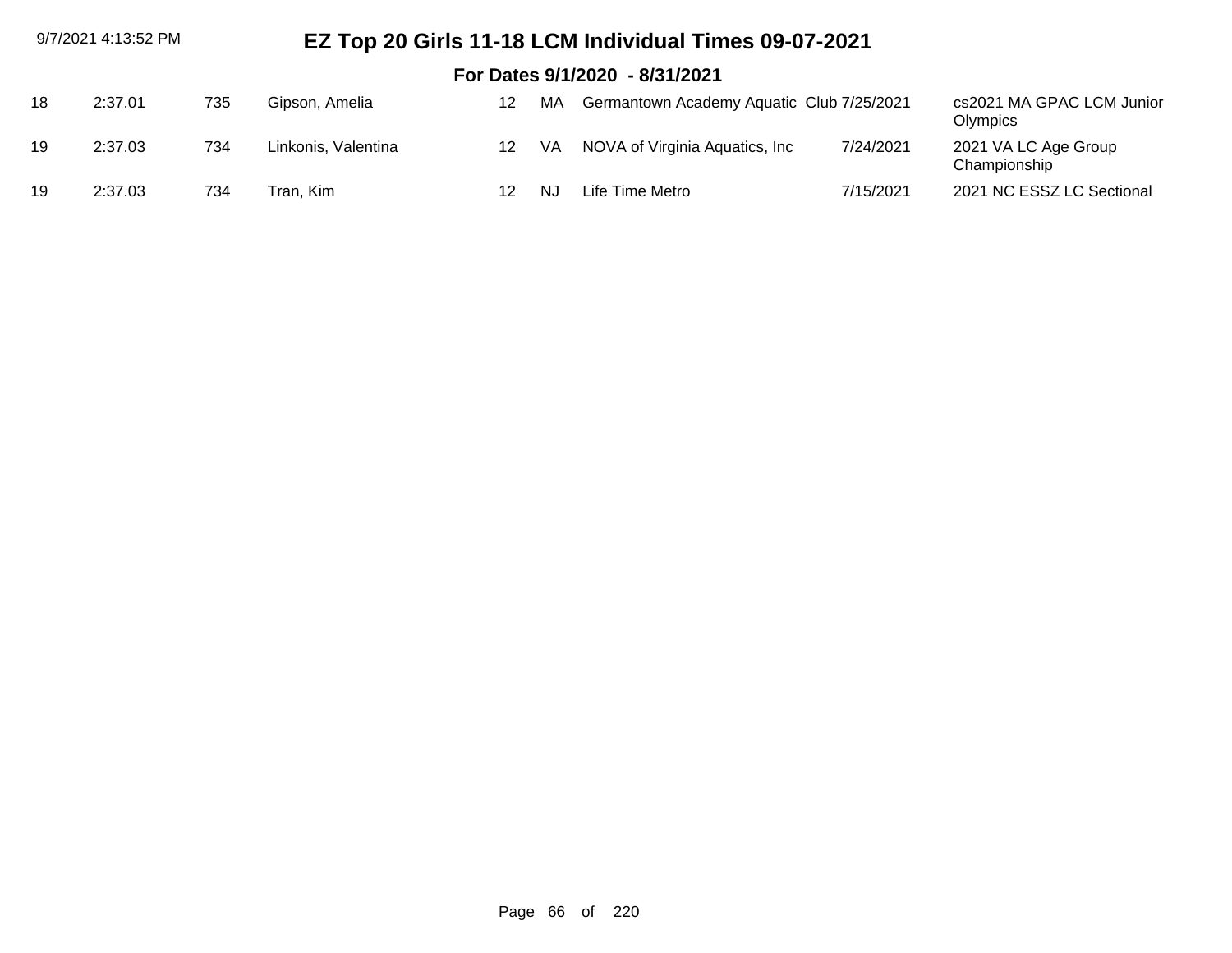# EZ Top 20 Girls 11-18 LCM Individual Times 09-07-2021

## For Dates 9/1/2020 - 8/31/2021

| | | | | | | | | |
|---|---|---|---|---|---|---|---|---|
| 18 | 2:37.01 | 735 | Gipson, Amelia | 12 | MA | Germantown Academy Aquatic Club | 7/25/2021 | cs2021 MA GPAC LCM Junior Olympics |
| 19 | 2:37.03 | 734 | Linkonis, Valentina | 12 | VA | NOVA of Virginia Aquatics, Inc | 7/24/2021 | 2021 VA LC Age Group Championship |
| 19 | 2:37.03 | 734 | Tran, Kim | 12 | NJ | Life Time Metro | 7/15/2021 | 2021 NC ESSZ LC Sectional |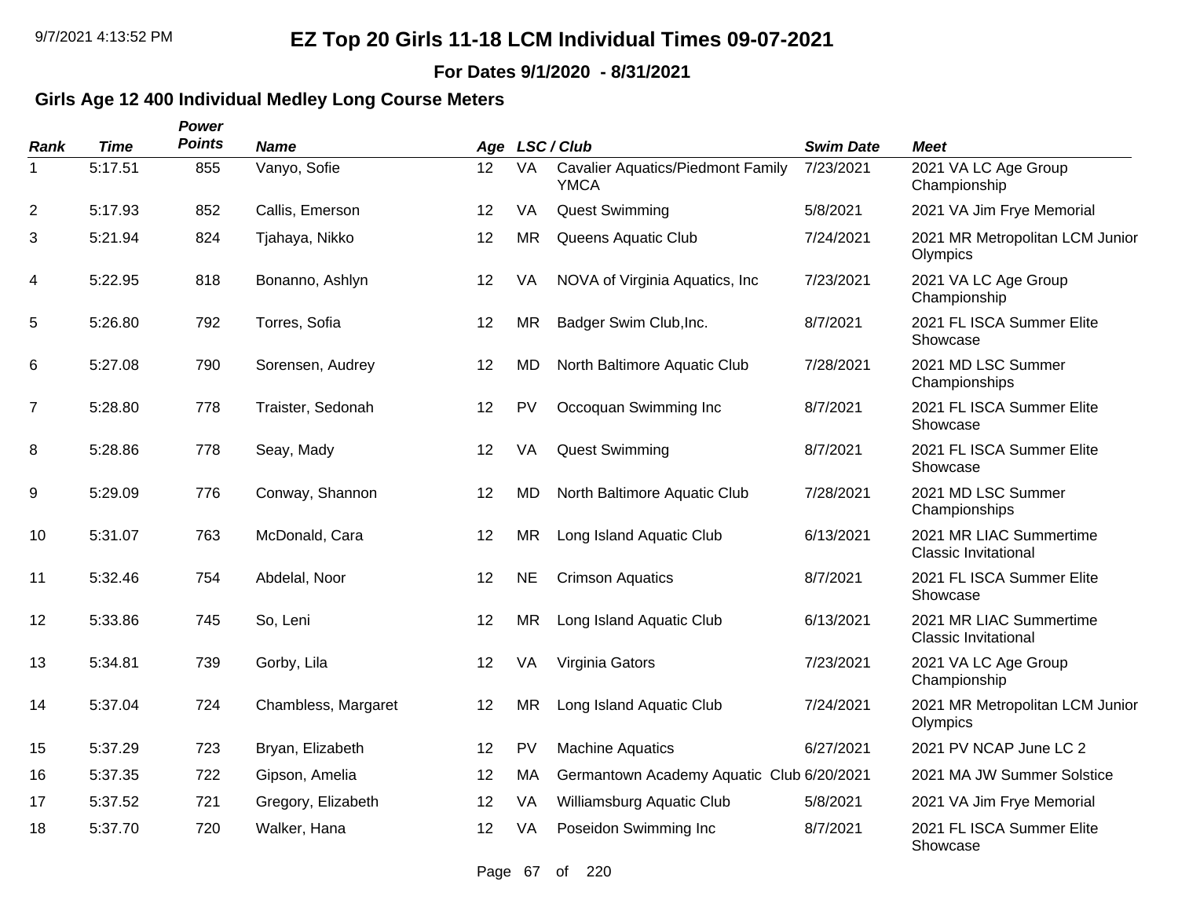# EZ Top 20 Girls 11-18 LCM Individual Times 09-07-2021

**For Dates 9/1/2020 - 8/31/2021**

### Girls Age 12 400 Individual Medley Long Course Meters

| Rank | Time | Power Points | Name | Age | LSC | Club | Swim Date | Meet |
|---|---|---|---|---|---|---|---|---|
| 1 | 5:17.51 | 855 | Vanyo, Sofie | 12 | VA | Cavalier Aquatics/Piedmont Family YMCA | 7/23/2021 | 2021 VA LC Age Group Championship |
| 2 | 5:17.93 | 852 | Callis, Emerson | 12 | VA | Quest Swimming | 5/8/2021 | 2021 VA Jim Frye Memorial |
| 3 | 5:21.94 | 824 | Tjahaya, Nikko | 12 | MR | Queens Aquatic Club | 7/24/2021 | 2021 MR Metropolitan LCM Junior Olympics |
| 4 | 5:22.95 | 818 | Bonanno, Ashlyn | 12 | VA | NOVA of Virginia Aquatics, Inc | 7/23/2021 | 2021 VA LC Age Group Championship |
| 5 | 5:26.80 | 792 | Torres, Sofia | 12 | MR | Badger Swim Club,Inc. | 8/7/2021 | 2021 FL ISCA Summer Elite Showcase |
| 6 | 5:27.08 | 790 | Sorensen, Audrey | 12 | MD | North Baltimore Aquatic Club | 7/28/2021 | 2021 MD LSC Summer Championships |
| 7 | 5:28.80 | 778 | Traister, Sedonah | 12 | PV | Occoquan Swimming Inc | 8/7/2021 | 2021 FL ISCA Summer Elite Showcase |
| 8 | 5:28.86 | 778 | Seay, Mady | 12 | VA | Quest Swimming | 8/7/2021 | 2021 FL ISCA Summer Elite Showcase |
| 9 | 5:29.09 | 776 | Conway, Shannon | 12 | MD | North Baltimore Aquatic Club | 7/28/2021 | 2021 MD LSC Summer Championships |
| 10 | 5:31.07 | 763 | McDonald, Cara | 12 | MR | Long Island Aquatic Club | 6/13/2021 | 2021 MR LIAC Summertime Classic Invitational |
| 11 | 5:32.46 | 754 | Abdelal, Noor | 12 | NE | Crimson Aquatics | 8/7/2021 | 2021 FL ISCA Summer Elite Showcase |
| 12 | 5:33.86 | 745 | So, Leni | 12 | MR | Long Island Aquatic Club | 6/13/2021 | 2021 MR LIAC Summertime Classic Invitational |
| 13 | 5:34.81 | 739 | Gorby, Lila | 12 | VA | Virginia Gators | 7/23/2021 | 2021 VA LC Age Group Championship |
| 14 | 5:37.04 | 724 | Chambless, Margaret | 12 | MR | Long Island Aquatic Club | 7/24/2021 | 2021 MR Metropolitan LCM Junior Olympics |
| 15 | 5:37.29 | 723 | Bryan, Elizabeth | 12 | PV | Machine Aquatics | 6/27/2021 | 2021 PV NCAP June LC 2 |
| 16 | 5:37.35 | 722 | Gipson, Amelia | 12 | MA | Germantown Academy Aquatic Club | 6/20/2021 | 2021 MA JW Summer Solstice |
| 17 | 5:37.52 | 721 | Gregory, Elizabeth | 12 | VA | Williamsburg Aquatic Club | 5/8/2021 | 2021 VA Jim Frye Memorial |
| 18 | 5:37.70 | 720 | Walker, Hana | 12 | VA | Poseidon Swimming Inc | 8/7/2021 | 2021 FL ISCA Summer Elite Showcase |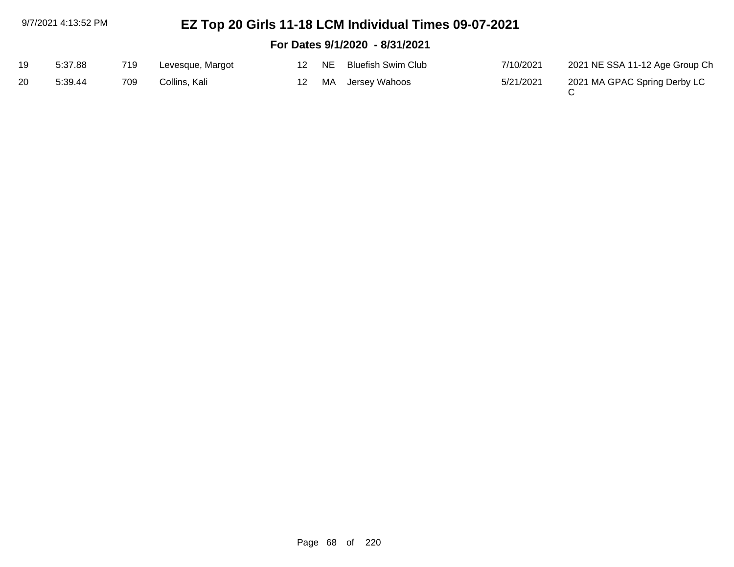# EZ Top 20 Girls 11-18 LCM Individual Times 09-07-2021

## For Dates 9/1/2020 - 8/31/2021

| | | | | | | | | |
|---|---|---|---|---|---|---|---|---|
| 19 | 5:37.88 | 719 | Levesque, Margot | 12 | NE | Bluefish Swim Club | 7/10/2021 | 2021 NE SSA 11-12 Age Group Ch |
| 20 | 5:39.44 | 709 | Collins, Kali | 12 | MA | Jersey Wahoos | 5/21/2021 | 2021 MA GPAC Spring Derby LC C |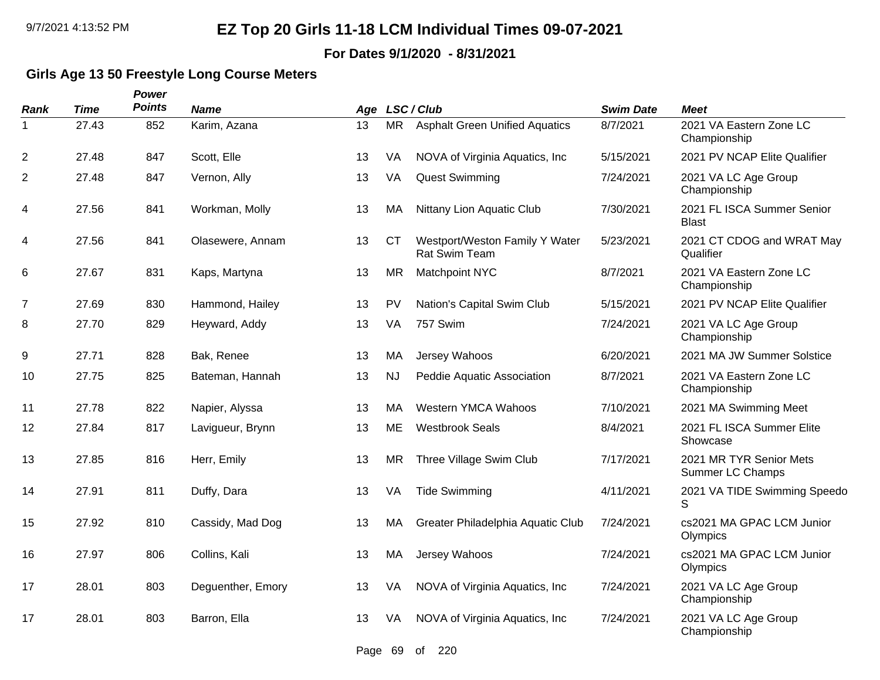# EZ Top 20 Girls 11-18 LCM Individual Times 09-07-2021

**For Dates 9/1/2020 - 8/31/2021**

### Girls Age 13 50 Freestyle Long Course Meters

| Rank | Time | Power Points | Name | Age | LSC / Club | | Swim Date | Meet |
|---|---|---|---|---|---|---|---|---|
| 1 | 27.43 | 852 | Karim, Azana | 13 | MR | Asphalt Green Unified Aquatics | 8/7/2021 | 2021 VA Eastern Zone LC Championship |
| 2 | 27.48 | 847 | Scott, Elle | 13 | VA | NOVA of Virginia Aquatics, Inc | 5/15/2021 | 2021 PV NCAP Elite Qualifier |
| 2 | 27.48 | 847 | Vernon, Ally | 13 | VA | Quest Swimming | 7/24/2021 | 2021 VA LC Age Group Championship |
| 4 | 27.56 | 841 | Workman, Molly | 13 | MA | Nittany Lion Aquatic Club | 7/30/2021 | 2021 FL ISCA Summer Senior Blast |
| 4 | 27.56 | 841 | Olasewere, Annam | 13 | CT | Westport/Weston Family Y Water Rat Swim Team | 5/23/2021 | 2021 CT CDOG and WRAT May Qualifier |
| 6 | 27.67 | 831 | Kaps, Martyna | 13 | MR | Matchpoint NYC | 8/7/2021 | 2021 VA Eastern Zone LC Championship |
| 7 | 27.69 | 830 | Hammond, Hailey | 13 | PV | Nation's Capital Swim Club | 5/15/2021 | 2021 PV NCAP Elite Qualifier |
| 8 | 27.70 | 829 | Heyward, Addy | 13 | VA | 757 Swim | 7/24/2021 | 2021 VA LC Age Group Championship |
| 9 | 27.71 | 828 | Bak, Renee | 13 | MA | Jersey Wahoos | 6/20/2021 | 2021 MA JW Summer Solstice |
| 10 | 27.75 | 825 | Bateman, Hannah | 13 | NJ | Peddie Aquatic Association | 8/7/2021 | 2021 VA Eastern Zone LC Championship |
| 11 | 27.78 | 822 | Napier, Alyssa | 13 | MA | Western YMCA Wahoos | 7/10/2021 | 2021 MA Swimming Meet |
| 12 | 27.84 | 817 | Lavigueur, Brynn | 13 | ME | Westbrook Seals | 8/4/2021 | 2021 FL ISCA Summer Elite Showcase |
| 13 | 27.85 | 816 | Herr, Emily | 13 | MR | Three Village Swim Club | 7/17/2021 | 2021 MR TYR Senior Mets Summer LC Champs |
| 14 | 27.91 | 811 | Duffy, Dara | 13 | VA | Tide Swimming | 4/11/2021 | 2021 VA TIDE Swimming Speedo S |
| 15 | 27.92 | 810 | Cassidy, Mad Dog | 13 | MA | Greater Philadelphia Aquatic Club | 7/24/2021 | cs2021 MA GPAC LCM Junior Olympics |
| 16 | 27.97 | 806 | Collins, Kali | 13 | MA | Jersey Wahoos | 7/24/2021 | cs2021 MA GPAC LCM Junior Olympics |
| 17 | 28.01 | 803 | Deguenther, Emory | 13 | VA | NOVA of Virginia Aquatics, Inc | 7/24/2021 | 2021 VA LC Age Group Championship |
| 17 | 28.01 | 803 | Barron, Ella | 13 | VA | NOVA of Virginia Aquatics, Inc | 7/24/2021 | 2021 VA LC Age Group Championship |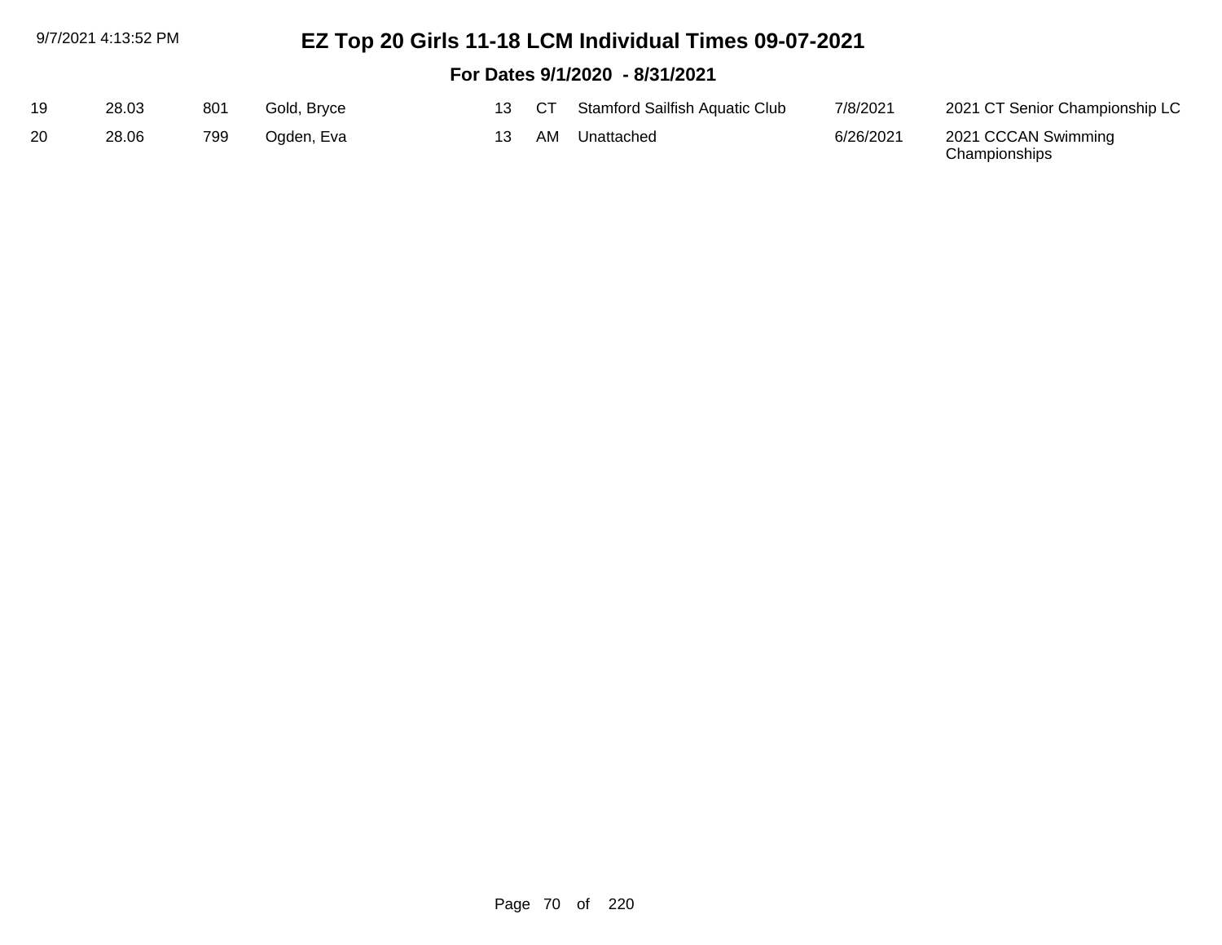# EZ Top 20 Girls 11-18 LCM Individual Times 09-07-2021

## For Dates 9/1/2020 - 8/31/2021

| | | | | | | | | |
|---|---|---|---|---|---|---|---|---|
| 19 | 28.03 | 801 | Gold, Bryce | 13 | CT | Stamford Sailfish Aquatic Club | 7/8/2021 | 2021 CT Senior Championship LC |
| 20 | 28.06 | 799 | Ogden, Eva | 13 | AM | Unattached | 6/26/2021 | 2021 CCCAN Swimming Championships |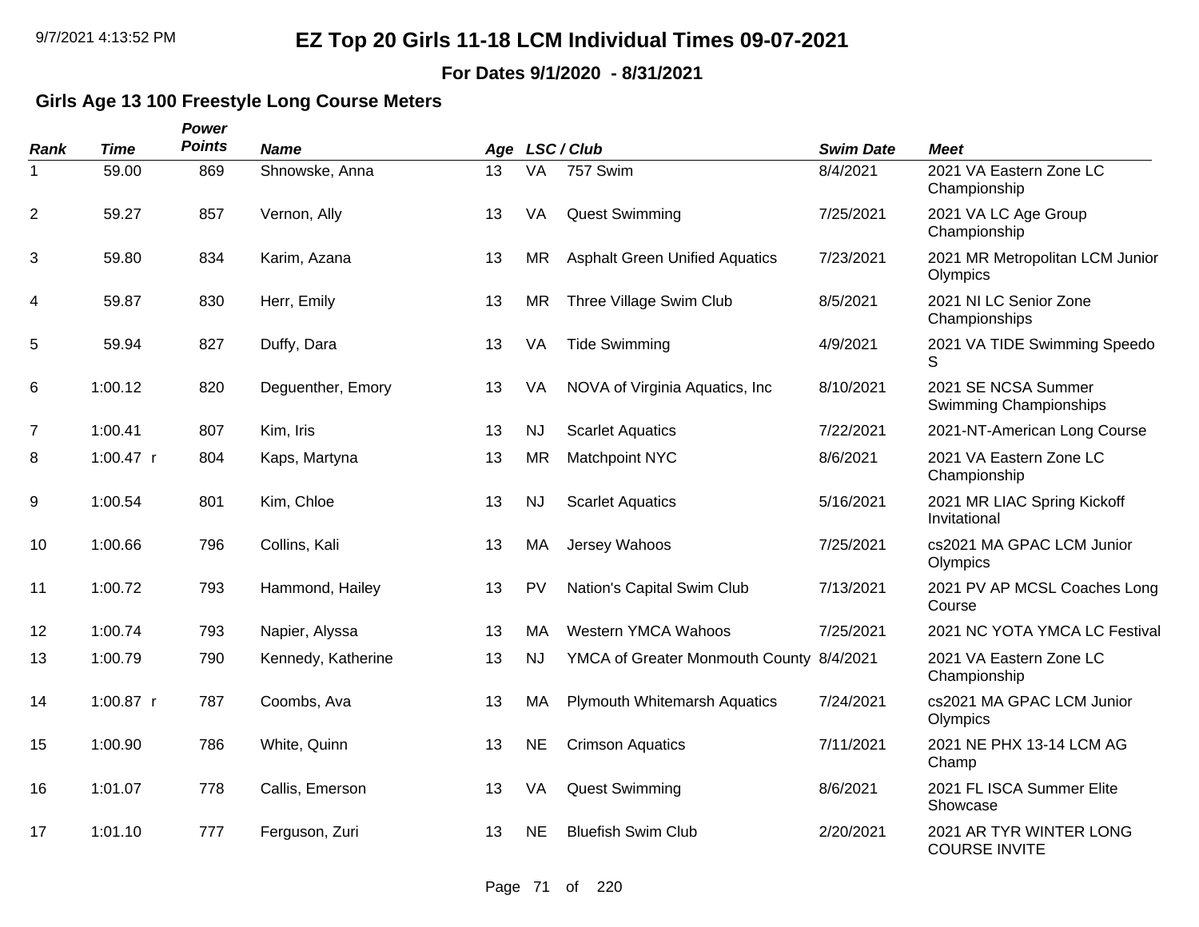# EZ Top 20 Girls 11-18 LCM Individual Times 09-07-2021

**For Dates 9/1/2020 - 8/31/2021**

## Girls Age 13 100 Freestyle Long Course Meters

| Rank | Time | Power Points | Name | Age | LSC | Club | Swim Date | Meet |
|---|---|---|---|---|---|---|---|---|
| 1 | 59.00 | 869 | Shnowske, Anna | 13 | VA | 757 Swim | 8/4/2021 | 2021 VA Eastern Zone LC Championship |
| 2 | 59.27 | 857 | Vernon, Ally | 13 | VA | Quest Swimming | 7/25/2021 | 2021 VA LC Age Group Championship |
| 3 | 59.80 | 834 | Karim, Azana | 13 | MR | Asphalt Green Unified Aquatics | 7/23/2021 | 2021 MR Metropolitan LCM Junior Olympics |
| 4 | 59.87 | 830 | Herr, Emily | 13 | MR | Three Village Swim Club | 8/5/2021 | 2021 NI LC Senior Zone Championships |
| 5 | 59.94 | 827 | Duffy, Dara | 13 | VA | Tide Swimming | 4/9/2021 | 2021 VA TIDE Swimming Speedo S |
| 6 | 1:00.12 | 820 | Deguenther, Emory | 13 | VA | NOVA of Virginia Aquatics, Inc | 8/10/2021 | 2021 SE NCSA Summer Swimming Championships |
| 7 | 1:00.41 | 807 | Kim, Iris | 13 | NJ | Scarlet Aquatics | 7/22/2021 | 2021-NT-American Long Course |
| 8 | 1:00.47 r | 804 | Kaps, Martyna | 13 | MR | Matchpoint NYC | 8/6/2021 | 2021 VA Eastern Zone LC Championship |
| 9 | 1:00.54 | 801 | Kim, Chloe | 13 | NJ | Scarlet Aquatics | 5/16/2021 | 2021 MR LIAC Spring Kickoff Invitational |
| 10 | 1:00.66 | 796 | Collins, Kali | 13 | MA | Jersey Wahoos | 7/25/2021 | cs2021 MA GPAC LCM Junior Olympics |
| 11 | 1:00.72 | 793 | Hammond, Hailey | 13 | PV | Nation's Capital Swim Club | 7/13/2021 | 2021 PV AP MCSL Coaches Long Course |
| 12 | 1:00.74 | 793 | Napier, Alyssa | 13 | MA | Western YMCA Wahoos | 7/25/2021 | 2021 NC YOTA YMCA LC Festival |
| 13 | 1:00.79 | 790 | Kennedy, Katherine | 13 | NJ | YMCA of Greater Monmouth County | 8/4/2021 | 2021 VA Eastern Zone LC Championship |
| 14 | 1:00.87 r | 787 | Coombs, Ava | 13 | MA | Plymouth Whitemarsh Aquatics | 7/24/2021 | cs2021 MA GPAC LCM Junior Olympics |
| 15 | 1:00.90 | 786 | White, Quinn | 13 | NE | Crimson Aquatics | 7/11/2021 | 2021 NE PHX 13-14 LCM AG Champ |
| 16 | 1:01.07 | 778 | Callis, Emerson | 13 | VA | Quest Swimming | 8/6/2021 | 2021 FL ISCA Summer Elite Showcase |
| 17 | 1:01.10 | 777 | Ferguson, Zuri | 13 | NE | Bluefish Swim Club | 2/20/2021 | 2021 AR TYR WINTER LONG COURSE INVITE |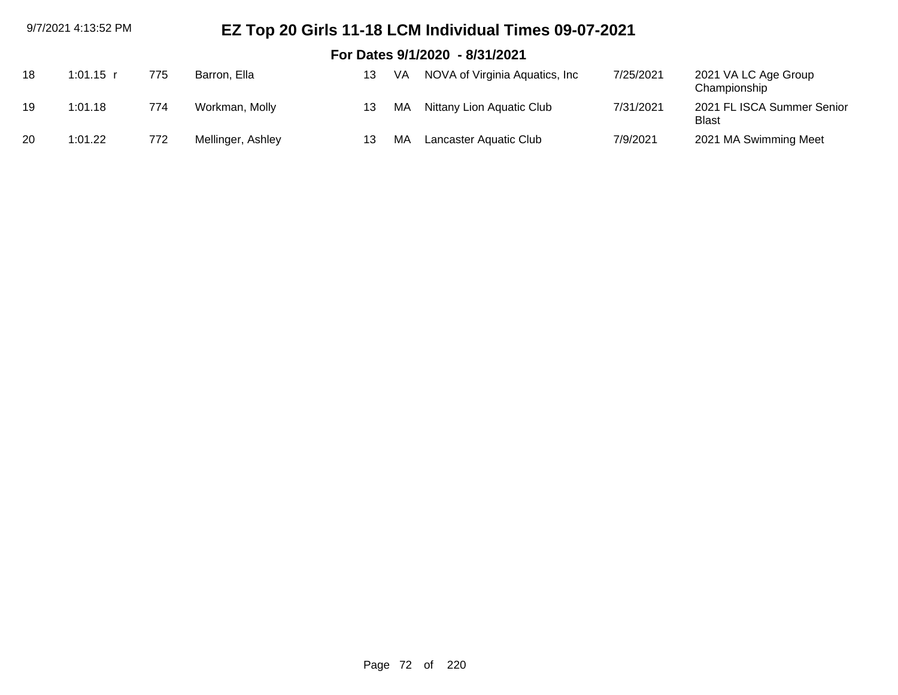# EZ Top 20 Girls 11-18 LCM Individual Times 09-07-2021

## For Dates 9/1/2020 - 8/31/2021

| | | | | | | | | |
|---|---|---|---|---|---|---|---|---|
| 18 | 1:01.15 r | 775 | Barron, Ella | 13 | VA | NOVA of Virginia Aquatics, Inc | 7/25/2021 | 2021 VA LC Age Group Championship |
| 19 | 1:01.18 | 774 | Workman, Molly | 13 | MA | Nittany Lion Aquatic Club | 7/31/2021 | 2021 FL ISCA Summer Senior Blast |
| 20 | 1:01.22 | 772 | Mellinger, Ashley | 13 | MA | Lancaster Aquatic Club | 7/9/2021 | 2021 MA Swimming Meet |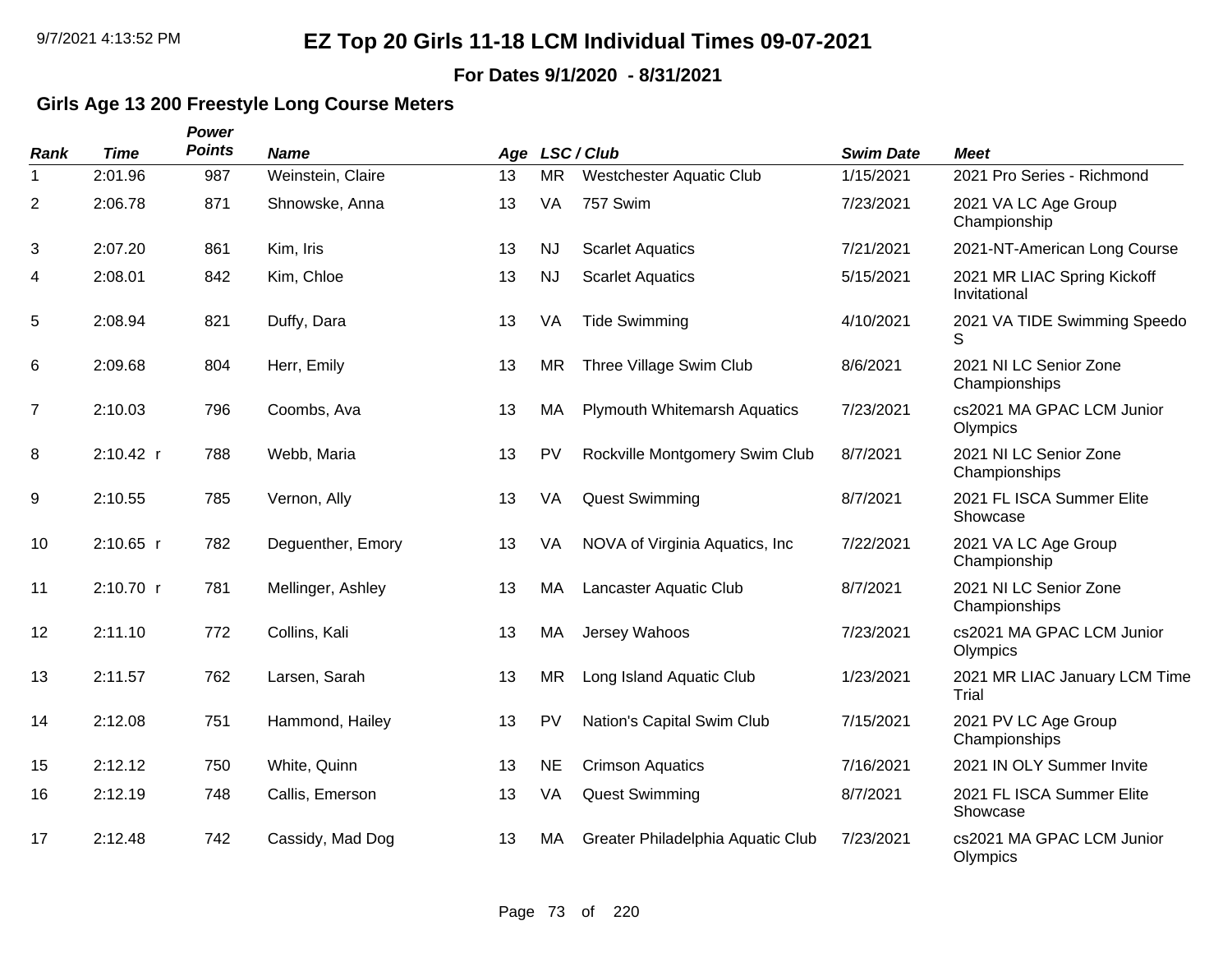# EZ Top 20 Girls 11-18 LCM Individual Times 09-07-2021

**For Dates 9/1/2020 - 8/31/2021**

### Girls Age 13 200 Freestyle Long Course Meters

| Rank | Time | Power Points | Name | Age | LSC | Club | Swim Date | Meet |
|---|---|---|---|---|---|---|---|---|
| 1 | 2:01.96 | 987 | Weinstein, Claire | 13 | MR | Westchester Aquatic Club | 1/15/2021 | 2021 Pro Series - Richmond |
| 2 | 2:06.78 | 871 | Shnowske, Anna | 13 | VA | 757 Swim | 7/23/2021 | 2021 VA LC Age Group Championship |
| 3 | 2:07.20 | 861 | Kim, Iris | 13 | NJ | Scarlet Aquatics | 7/21/2021 | 2021-NT-American Long Course |
| 4 | 2:08.01 | 842 | Kim, Chloe | 13 | NJ | Scarlet Aquatics | 5/15/2021 | 2021 MR LIAC Spring Kickoff Invitational |
| 5 | 2:08.94 | 821 | Duffy, Dara | 13 | VA | Tide Swimming | 4/10/2021 | 2021 VA TIDE Swimming Speedo S |
| 6 | 2:09.68 | 804 | Herr, Emily | 13 | MR | Three Village Swim Club | 8/6/2021 | 2021 NI LC Senior Zone Championships |
| 7 | 2:10.03 | 796 | Coombs, Ava | 13 | MA | Plymouth Whitemarsh Aquatics | 7/23/2021 | cs2021 MA GPAC LCM Junior Olympics |
| 8 | 2:10.42 r | 788 | Webb, Maria | 13 | PV | Rockville Montgomery Swim Club | 8/7/2021 | 2021 NI LC Senior Zone Championships |
| 9 | 2:10.55 | 785 | Vernon, Ally | 13 | VA | Quest Swimming | 8/7/2021 | 2021 FL ISCA Summer Elite Showcase |
| 10 | 2:10.65 r | 782 | Deguenther, Emory | 13 | VA | NOVA of Virginia Aquatics, Inc | 7/22/2021 | 2021 VA LC Age Group Championship |
| 11 | 2:10.70 r | 781 | Mellinger, Ashley | 13 | MA | Lancaster Aquatic Club | 8/7/2021 | 2021 NI LC Senior Zone Championships |
| 12 | 2:11.10 | 772 | Collins, Kali | 13 | MA | Jersey Wahoos | 7/23/2021 | cs2021 MA GPAC LCM Junior Olympics |
| 13 | 2:11.57 | 762 | Larsen, Sarah | 13 | MR | Long Island Aquatic Club | 1/23/2021 | 2021 MR LIAC January LCM Time Trial |
| 14 | 2:12.08 | 751 | Hammond, Hailey | 13 | PV | Nation's Capital Swim Club | 7/15/2021 | 2021 PV LC Age Group Championships |
| 15 | 2:12.12 | 750 | White, Quinn | 13 | NE | Crimson Aquatics | 7/16/2021 | 2021 IN OLY Summer Invite |
| 16 | 2:12.19 | 748 | Callis, Emerson | 13 | VA | Quest Swimming | 8/7/2021 | 2021 FL ISCA Summer Elite Showcase |
| 17 | 2:12.48 | 742 | Cassidy, Mad Dog | 13 | MA | Greater Philadelphia Aquatic Club | 7/23/2021 | cs2021 MA GPAC LCM Junior Olympics |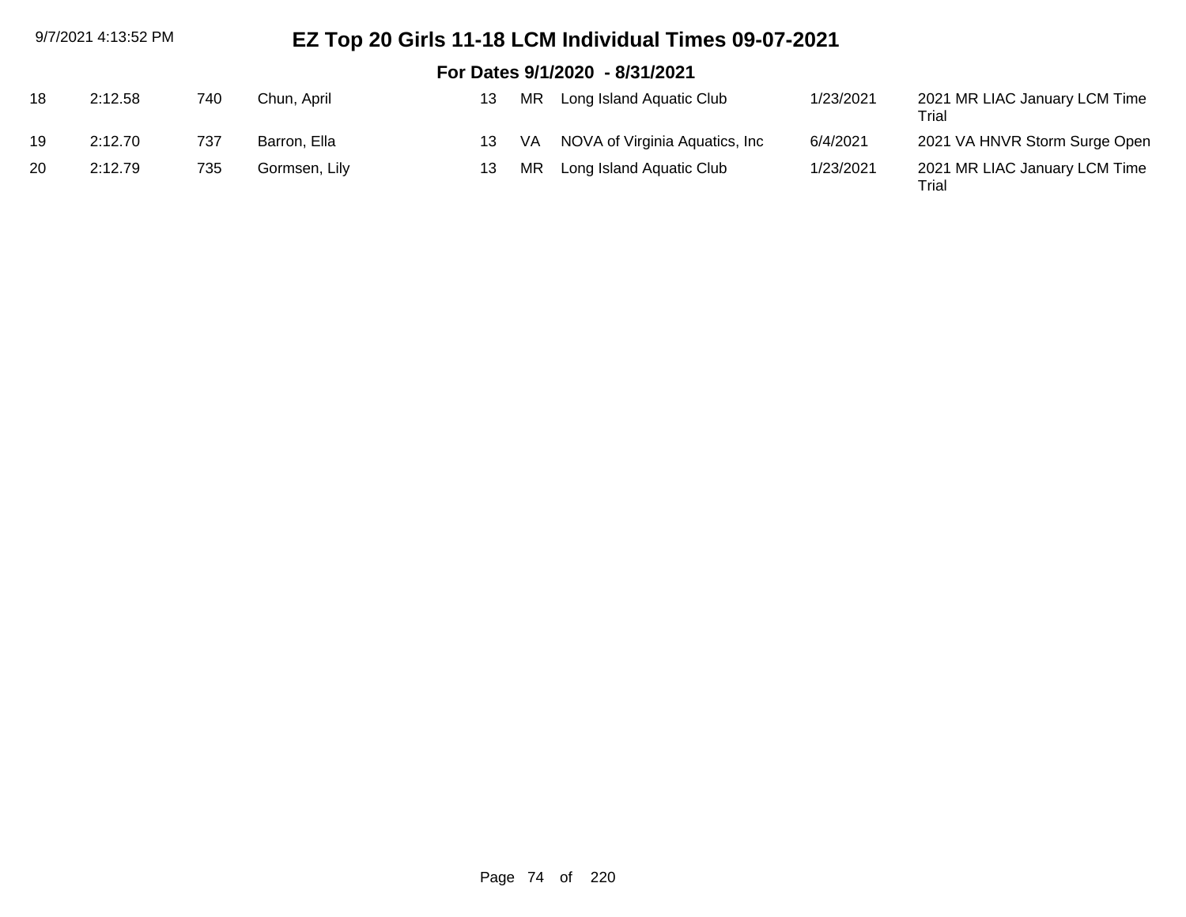# EZ Top 20 Girls 11-18 LCM Individual Times 09-07-2021

## For Dates 9/1/2020 - 8/31/2021

| | | | | | | | | |
|---|---|---|---|---|---|---|---|---|
| 18 | 2:12.58 | 740 | Chun, April | 13 | MR | Long Island Aquatic Club | 1/23/2021 | 2021 MR LIAC January LCM Time Trial |
| 19 | 2:12.70 | 737 | Barron, Ella | 13 | VA | NOVA of Virginia Aquatics, Inc | 6/4/2021 | 2021 VA HNVR Storm Surge Open |
| 20 | 2:12.79 | 735 | Gormsen, Lily | 13 | MR | Long Island Aquatic Club | 1/23/2021 | 2021 MR LIAC January LCM Time Trial |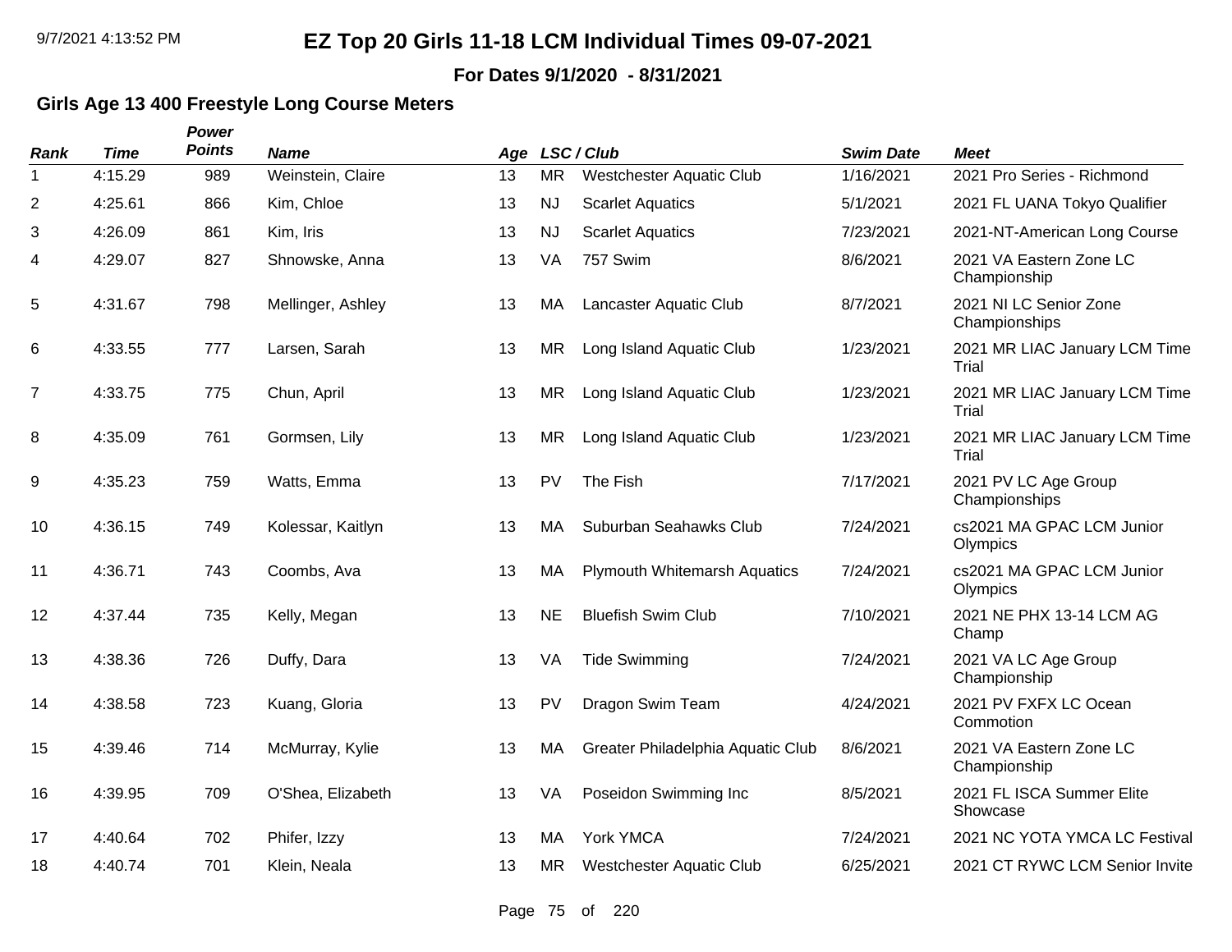# EZ Top 20 Girls 11-18 LCM Individual Times 09-07-2021

**For Dates 9/1/2020 - 8/31/2021**

## Girls Age 13 400 Freestyle Long Course Meters

| Rank | Time | Power Points | Name | Age | LSC | Club | Swim Date | Meet |
|---|---|---|---|---|---|---|---|---|
| 1 | 4:15.29 | 989 | Weinstein, Claire | 13 | MR | Westchester Aquatic Club | 1/16/2021 | 2021 Pro Series - Richmond |
| 2 | 4:25.61 | 866 | Kim, Chloe | 13 | NJ | Scarlet Aquatics | 5/1/2021 | 2021 FL UANA Tokyo Qualifier |
| 3 | 4:26.09 | 861 | Kim, Iris | 13 | NJ | Scarlet Aquatics | 7/23/2021 | 2021-NT-American Long Course |
| 4 | 4:29.07 | 827 | Shnowske, Anna | 13 | VA | 757 Swim | 8/6/2021 | 2021 VA Eastern Zone LC Championship |
| 5 | 4:31.67 | 798 | Mellinger, Ashley | 13 | MA | Lancaster Aquatic Club | 8/7/2021 | 2021 NI LC Senior Zone Championships |
| 6 | 4:33.55 | 777 | Larsen, Sarah | 13 | MR | Long Island Aquatic Club | 1/23/2021 | 2021 MR LIAC January LCM Time Trial |
| 7 | 4:33.75 | 775 | Chun, April | 13 | MR | Long Island Aquatic Club | 1/23/2021 | 2021 MR LIAC January LCM Time Trial |
| 8 | 4:35.09 | 761 | Gormsen, Lily | 13 | MR | Long Island Aquatic Club | 1/23/2021 | 2021 MR LIAC January LCM Time Trial |
| 9 | 4:35.23 | 759 | Watts, Emma | 13 | PV | The Fish | 7/17/2021 | 2021 PV LC Age Group Championships |
| 10 | 4:36.15 | 749 | Kolessar, Kaitlyn | 13 | MA | Suburban Seahawks Club | 7/24/2021 | cs2021 MA GPAC LCM Junior Olympics |
| 11 | 4:36.71 | 743 | Coombs, Ava | 13 | MA | Plymouth Whitemarsh Aquatics | 7/24/2021 | cs2021 MA GPAC LCM Junior Olympics |
| 12 | 4:37.44 | 735 | Kelly, Megan | 13 | NE | Bluefish Swim Club | 7/10/2021 | 2021 NE PHX 13-14 LCM AG Champ |
| 13 | 4:38.36 | 726 | Duffy, Dara | 13 | VA | Tide Swimming | 7/24/2021 | 2021 VA LC Age Group Championship |
| 14 | 4:38.58 | 723 | Kuang, Gloria | 13 | PV | Dragon Swim Team | 4/24/2021 | 2021 PV FXFX LC Ocean Commotion |
| 15 | 4:39.46 | 714 | McMurray, Kylie | 13 | MA | Greater Philadelphia Aquatic Club | 8/6/2021 | 2021 VA Eastern Zone LC Championship |
| 16 | 4:39.95 | 709 | O'Shea, Elizabeth | 13 | VA | Poseidon Swimming Inc | 8/5/2021 | 2021 FL ISCA Summer Elite Showcase |
| 17 | 4:40.64 | 702 | Phifer, Izzy | 13 | MA | York YMCA | 7/24/2021 | 2021 NC YOTA YMCA LC Festival |
| 18 | 4:40.74 | 701 | Klein, Neala | 13 | MR | Westchester Aquatic Club | 6/25/2021 | 2021 CT RYWC LCM Senior Invite |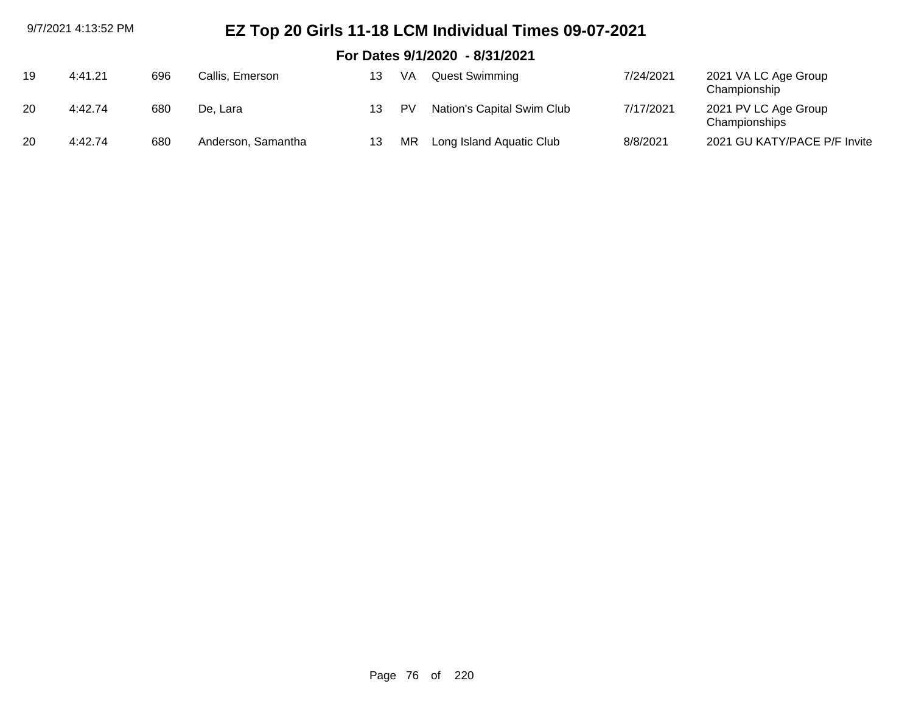# EZ Top 20 Girls 11-18 LCM Individual Times 09-07-2021

## For Dates 9/1/2020 - 8/31/2021

| | | | | | | | | |
|---|---|---|---|---|---|---|---|---|
| 19 | 4:41.21 | 696 | Callis, Emerson | 13 | VA | Quest Swimming | 7/24/2021 | 2021 VA LC Age Group Championship |
| 20 | 4:42.74 | 680 | De, Lara | 13 | PV | Nation's Capital Swim Club | 7/17/2021 | 2021 PV LC Age Group Championships |
| 20 | 4:42.74 | 680 | Anderson, Samantha | 13 | MR | Long Island Aquatic Club | 8/8/2021 | 2021 GU KATY/PACE P/F Invite |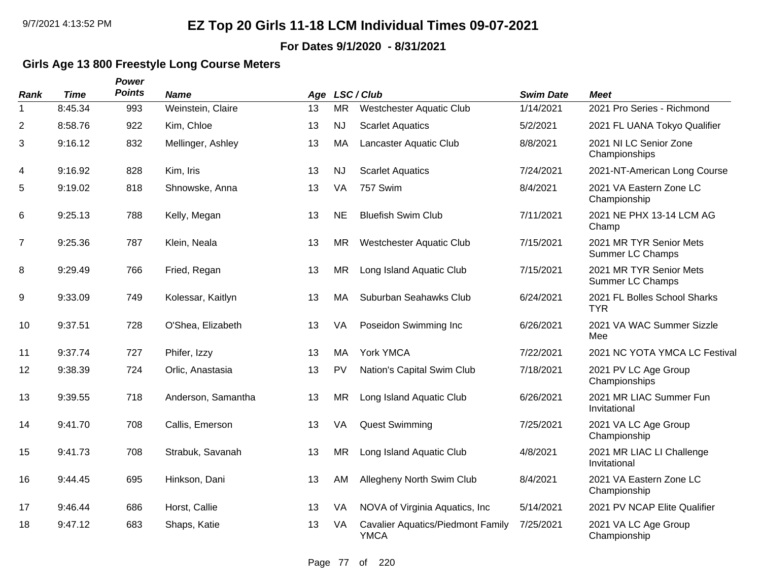# EZ Top 20 Girls 11-18 LCM Individual Times 09-07-2021

**For Dates 9/1/2020 - 8/31/2021**

### Girls Age 13 800 Freestyle Long Course Meters

| Rank | Time | Power Points | Name | Age | LSC / Club | | Swim Date | Meet |
|---|---|---|---|---|---|---|---|---|
| 1 | 8:45.34 | 993 | Weinstein, Claire | 13 | MR | Westchester Aquatic Club | 1/14/2021 | 2021 Pro Series - Richmond |
| 2 | 8:58.76 | 922 | Kim, Chloe | 13 | NJ | Scarlet Aquatics | 5/2/2021 | 2021 FL UANA Tokyo Qualifier |
| 3 | 9:16.12 | 832 | Mellinger, Ashley | 13 | MA | Lancaster Aquatic Club | 8/8/2021 | 2021 NI LC Senior Zone Championships |
| 4 | 9:16.92 | 828 | Kim, Iris | 13 | NJ | Scarlet Aquatics | 7/24/2021 | 2021-NT-American Long Course |
| 5 | 9:19.02 | 818 | Shnowske, Anna | 13 | VA | 757 Swim | 8/4/2021 | 2021 VA Eastern Zone LC Championship |
| 6 | 9:25.13 | 788 | Kelly, Megan | 13 | NE | Bluefish Swim Club | 7/11/2021 | 2021 NE PHX 13-14 LCM AG Champ |
| 7 | 9:25.36 | 787 | Klein, Neala | 13 | MR | Westchester Aquatic Club | 7/15/2021 | 2021 MR TYR Senior Mets Summer LC Champs |
| 8 | 9:29.49 | 766 | Fried, Regan | 13 | MR | Long Island Aquatic Club | 7/15/2021 | 2021 MR TYR Senior Mets Summer LC Champs |
| 9 | 9:33.09 | 749 | Kolessar, Kaitlyn | 13 | MA | Suburban Seahawks Club | 6/24/2021 | 2021 FL Bolles School Sharks TYR |
| 10 | 9:37.51 | 728 | O'Shea, Elizabeth | 13 | VA | Poseidon Swimming Inc | 6/26/2021 | 2021 VA WAC Summer Sizzle Mee |
| 11 | 9:37.74 | 727 | Phifer, Izzy | 13 | MA | York YMCA | 7/22/2021 | 2021 NC YOTA YMCA LC Festival |
| 12 | 9:38.39 | 724 | Orlic, Anastasia | 13 | PV | Nation's Capital Swim Club | 7/18/2021 | 2021 PV LC Age Group Championships |
| 13 | 9:39.55 | 718 | Anderson, Samantha | 13 | MR | Long Island Aquatic Club | 6/26/2021 | 2021 MR LIAC Summer Fun Invitational |
| 14 | 9:41.70 | 708 | Callis, Emerson | 13 | VA | Quest Swimming | 7/25/2021 | 2021 VA LC Age Group Championship |
| 15 | 9:41.73 | 708 | Strabuk, Savanah | 13 | MR | Long Island Aquatic Club | 4/8/2021 | 2021 MR LIAC LI Challenge Invitational |
| 16 | 9:44.45 | 695 | Hinkson, Dani | 13 | AM | Allegheny North Swim Club | 8/4/2021 | 2021 VA Eastern Zone LC Championship |
| 17 | 9:46.44 | 686 | Horst, Callie | 13 | VA | NOVA of Virginia Aquatics, Inc | 5/14/2021 | 2021 PV NCAP Elite Qualifier |
| 18 | 9:47.12 | 683 | Shaps, Katie | 13 | VA | Cavalier Aquatics/Piedmont Family YMCA | 7/25/2021 | 2021 VA LC Age Group Championship |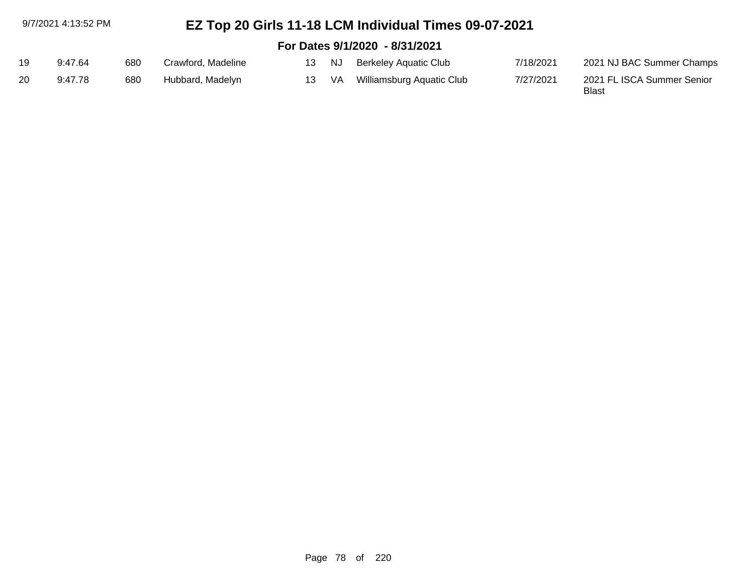# EZ Top 20 Girls 11-18 LCM Individual Times 09-07-2021

## For Dates 9/1/2020 - 8/31/2021

| | | | | | | | | |
|---|---|---|---|---|---|---|---|---|
| 19 | 9:47.64 | 680 | Crawford, Madeline | 13 | NJ | Berkeley Aquatic Club | 7/18/2021 | 2021 NJ BAC Summer Champs |
| 20 | 9:47.78 | 680 | Hubbard, Madelyn | 13 | VA | Williamsburg Aquatic Club | 7/27/2021 | 2021 FL ISCA Summer Senior Blast |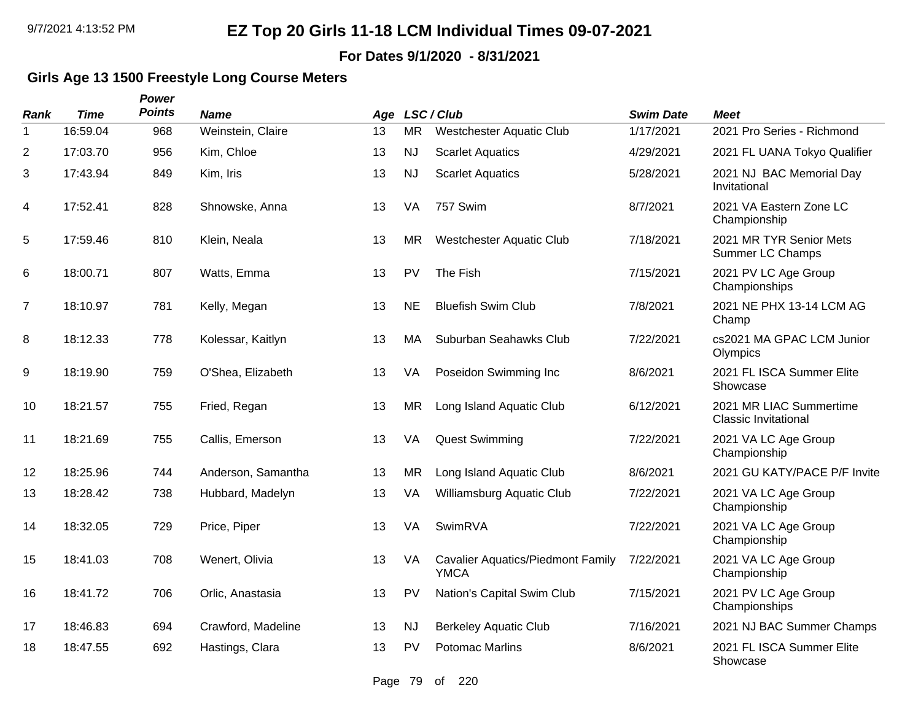# EZ Top 20 Girls 11-18 LCM Individual Times 09-07-2021

**For Dates 9/1/2020 - 8/31/2021**

## Girls Age 13 1500 Freestyle Long Course Meters

| Rank | Time | Power Points | Name | Age | LSC | Club | Swim Date | Meet |
|---|---|---|---|---|---|---|---|---|
| 1 | 16:59.04 | 968 | Weinstein, Claire | 13 | MR | Westchester Aquatic Club | 1/17/2021 | 2021 Pro Series - Richmond |
| 2 | 17:03.70 | 956 | Kim, Chloe | 13 | NJ | Scarlet Aquatics | 4/29/2021 | 2021 FL UANA Tokyo Qualifier |
| 3 | 17:43.94 | 849 | Kim, Iris | 13 | NJ | Scarlet Aquatics | 5/28/2021 | 2021 NJ BAC Memorial Day Invitational |
| 4 | 17:52.41 | 828 | Shnowske, Anna | 13 | VA | 757 Swim | 8/7/2021 | 2021 VA Eastern Zone LC Championship |
| 5 | 17:59.46 | 810 | Klein, Neala | 13 | MR | Westchester Aquatic Club | 7/18/2021 | 2021 MR TYR Senior Mets Summer LC Champs |
| 6 | 18:00.71 | 807 | Watts, Emma | 13 | PV | The Fish | 7/15/2021 | 2021 PV LC Age Group Championships |
| 7 | 18:10.97 | 781 | Kelly, Megan | 13 | NE | Bluefish Swim Club | 7/8/2021 | 2021 NE PHX 13-14 LCM AG Champ |
| 8 | 18:12.33 | 778 | Kolessar, Kaitlyn | 13 | MA | Suburban Seahawks Club | 7/22/2021 | cs2021 MA GPAC LCM Junior Olympics |
| 9 | 18:19.90 | 759 | O'Shea, Elizabeth | 13 | VA | Poseidon Swimming Inc | 8/6/2021 | 2021 FL ISCA Summer Elite Showcase |
| 10 | 18:21.57 | 755 | Fried, Regan | 13 | MR | Long Island Aquatic Club | 6/12/2021 | 2021 MR LIAC Summertime Classic Invitational |
| 11 | 18:21.69 | 755 | Callis, Emerson | 13 | VA | Quest Swimming | 7/22/2021 | 2021 VA LC Age Group Championship |
| 12 | 18:25.96 | 744 | Anderson, Samantha | 13 | MR | Long Island Aquatic Club | 8/6/2021 | 2021 GU KATY/PACE P/F Invite |
| 13 | 18:28.42 | 738 | Hubbard, Madelyn | 13 | VA | Williamsburg Aquatic Club | 7/22/2021 | 2021 VA LC Age Group Championship |
| 14 | 18:32.05 | 729 | Price, Piper | 13 | VA | SwimRVA | 7/22/2021 | 2021 VA LC Age Group Championship |
| 15 | 18:41.03 | 708 | Wenert, Olivia | 13 | VA | Cavalier Aquatics/Piedmont Family YMCA | 7/22/2021 | 2021 VA LC Age Group Championship |
| 16 | 18:41.72 | 706 | Orlic, Anastasia | 13 | PV | Nation's Capital Swim Club | 7/15/2021 | 2021 PV LC Age Group Championships |
| 17 | 18:46.83 | 694 | Crawford, Madeline | 13 | NJ | Berkeley Aquatic Club | 7/16/2021 | 2021 NJ BAC Summer Champs |
| 18 | 18:47.55 | 692 | Hastings, Clara | 13 | PV | Potomac Marlins | 8/6/2021 | 2021 FL ISCA Summer Elite Showcase |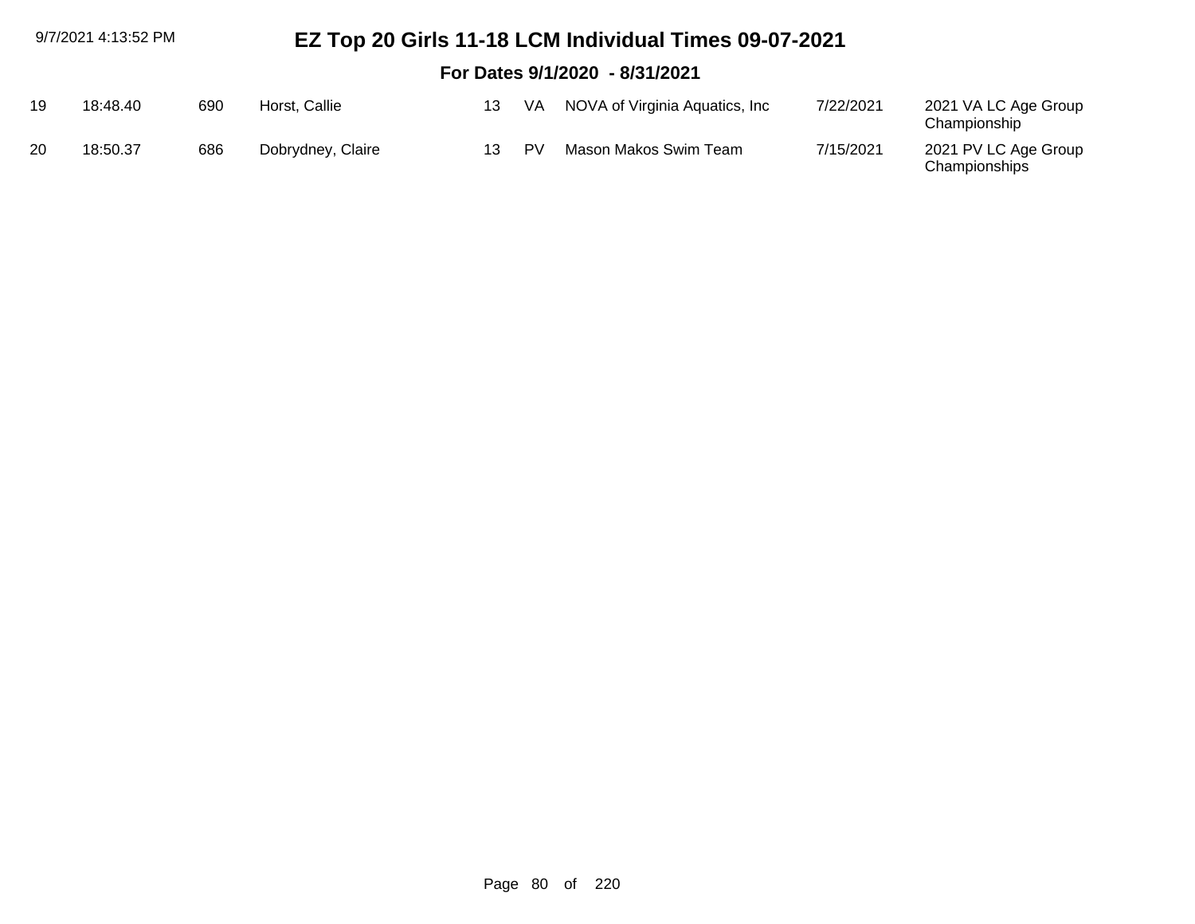# EZ Top 20 Girls 11-18 LCM Individual Times 09-07-2021

## For Dates 9/1/2020 - 8/31/2021

| | | | | | | | | |
|---|---|---|---|---|---|---|---|---|
| 19 | 18:48.40 | 690 | Horst, Callie | 13 | VA | NOVA of Virginia Aquatics, Inc | 7/22/2021 | 2021 VA LC Age Group Championship |
| 20 | 18:50.37 | 686 | Dobrydney, Claire | 13 | PV | Mason Makos Swim Team | 7/15/2021 | 2021 PV LC Age Group Championships |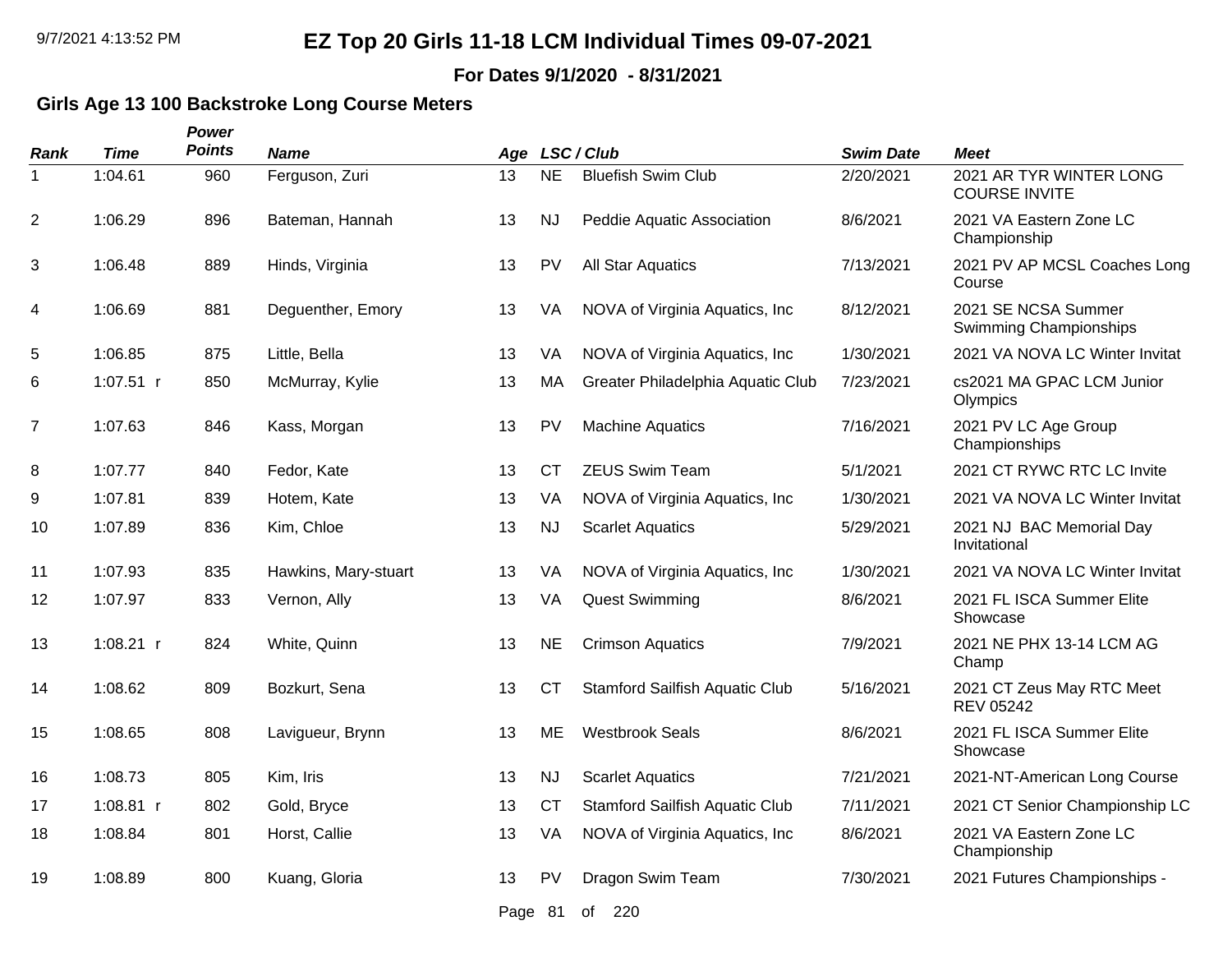# EZ Top 20 Girls 11-18 LCM Individual Times 09-07-2021

**For Dates 9/1/2020 - 8/31/2021**

### Girls Age 13 100 Backstroke Long Course Meters

| Rank | Time | Power Points | Name | Age | LSC | Club | Swim Date | Meet |
|---|---|---|---|---|---|---|---|---|
| 1 | 1:04.61 | 960 | Ferguson, Zuri | 13 | NE | Bluefish Swim Club | 2/20/2021 | 2021 AR TYR WINTER LONG COURSE INVITE |
| 2 | 1:06.29 | 896 | Bateman, Hannah | 13 | NJ | Peddie Aquatic Association | 8/6/2021 | 2021 VA Eastern Zone LC Championship |
| 3 | 1:06.48 | 889 | Hinds, Virginia | 13 | PV | All Star Aquatics | 7/13/2021 | 2021 PV AP MCSL Coaches Long Course |
| 4 | 1:06.69 | 881 | Deguenther, Emory | 13 | VA | NOVA of Virginia Aquatics, Inc | 8/12/2021 | 2021 SE NCSA Summer Swimming Championships |
| 5 | 1:06.85 | 875 | Little, Bella | 13 | VA | NOVA of Virginia Aquatics, Inc | 1/30/2021 | 2021 VA NOVA LC Winter Invitat |
| 6 | 1:07.51 r | 850 | McMurray, Kylie | 13 | MA | Greater Philadelphia Aquatic Club | 7/23/2021 | cs2021 MA GPAC LCM Junior Olympics |
| 7 | 1:07.63 | 846 | Kass, Morgan | 13 | PV | Machine Aquatics | 7/16/2021 | 2021 PV LC Age Group Championships |
| 8 | 1:07.77 | 840 | Fedor, Kate | 13 | CT | ZEUS Swim Team | 5/1/2021 | 2021 CT RYWC RTC LC Invite |
| 9 | 1:07.81 | 839 | Hotem, Kate | 13 | VA | NOVA of Virginia Aquatics, Inc | 1/30/2021 | 2021 VA NOVA LC Winter Invitat |
| 10 | 1:07.89 | 836 | Kim, Chloe | 13 | NJ | Scarlet Aquatics | 5/29/2021 | 2021 NJ BAC Memorial Day Invitational |
| 11 | 1:07.93 | 835 | Hawkins, Mary-stuart | 13 | VA | NOVA of Virginia Aquatics, Inc | 1/30/2021 | 2021 VA NOVA LC Winter Invitat |
| 12 | 1:07.97 | 833 | Vernon, Ally | 13 | VA | Quest Swimming | 8/6/2021 | 2021 FL ISCA Summer Elite Showcase |
| 13 | 1:08.21 r | 824 | White, Quinn | 13 | NE | Crimson Aquatics | 7/9/2021 | 2021 NE PHX 13-14 LCM AG Champ |
| 14 | 1:08.62 | 809 | Bozkurt, Sena | 13 | CT | Stamford Sailfish Aquatic Club | 5/16/2021 | 2021 CT Zeus May RTC Meet REV 05242 |
| 15 | 1:08.65 | 808 | Lavigueur, Brynn | 13 | ME | Westbrook Seals | 8/6/2021 | 2021 FL ISCA Summer Elite Showcase |
| 16 | 1:08.73 | 805 | Kim, Iris | 13 | NJ | Scarlet Aquatics | 7/21/2021 | 2021-NT-American Long Course |
| 17 | 1:08.81 r | 802 | Gold, Bryce | 13 | CT | Stamford Sailfish Aquatic Club | 7/11/2021 | 2021 CT Senior Championship LC |
| 18 | 1:08.84 | 801 | Horst, Callie | 13 | VA | NOVA of Virginia Aquatics, Inc | 8/6/2021 | 2021 VA Eastern Zone LC Championship |
| 19 | 1:08.89 | 800 | Kuang, Gloria | 13 | PV | Dragon Swim Team | 7/30/2021 | 2021 Futures Championships - |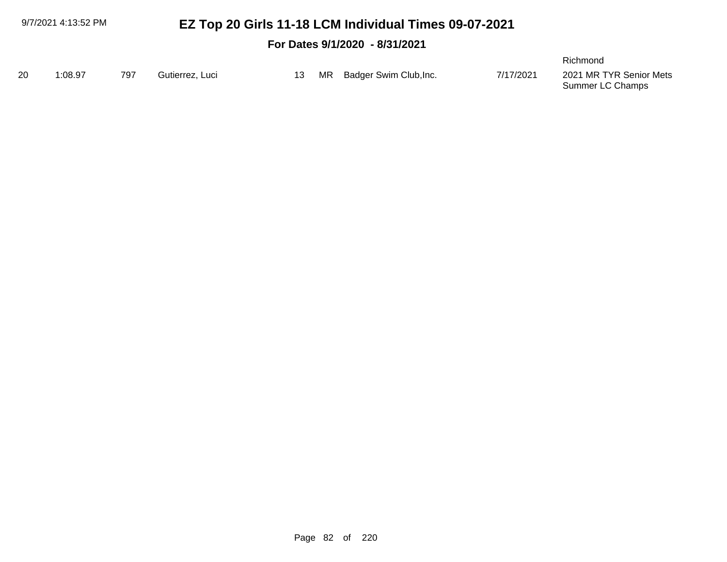# EZ Top 20 Girls 11-18 LCM Individual Times 09-07-2021

## For Dates 9/1/2020 - 8/31/2021

| | | | | | | | | |
|---|---|---|---|---|---|---|---|---|
| | | | | | | | | Richmond |
| 20 | 1:08.97 | 797 | Gutierrez, Luci | 13 | MR | Badger Swim Club,Inc. | 7/17/2021 | 2021 MR TYR Senior Mets Summer LC Champs |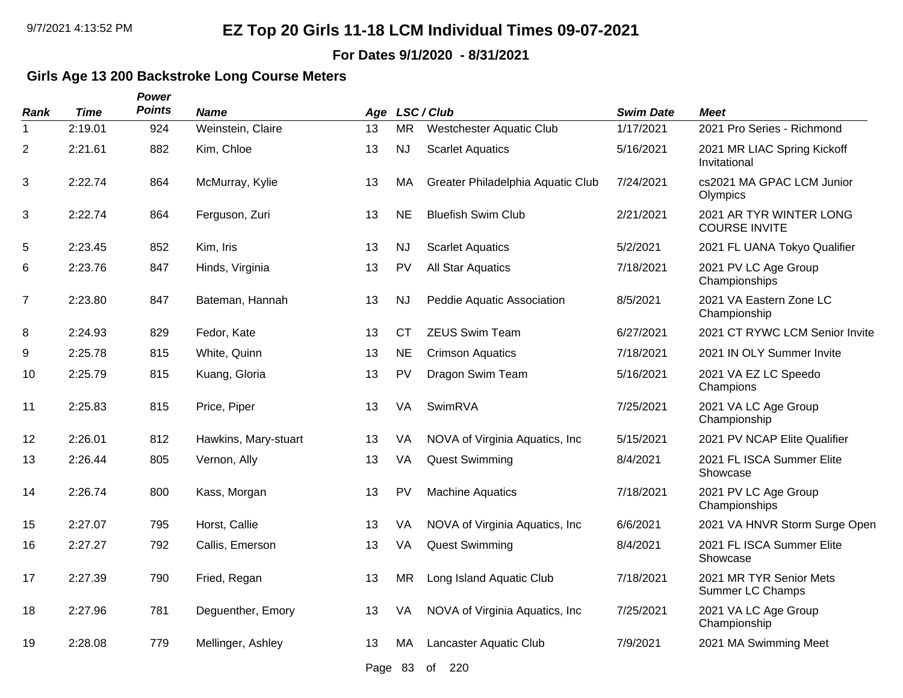# EZ Top 20 Girls 11-18 LCM Individual Times 09-07-2021

**For Dates 9/1/2020 - 8/31/2021**

### Girls Age 13 200 Backstroke Long Course Meters

| Rank | Time | Power Points | Name | Age | LSC | Club | Swim Date | Meet |
|---|---|---|---|---|---|---|---|---|
| 1 | 2:19.01 | 924 | Weinstein, Claire | 13 | MR | Westchester Aquatic Club | 1/17/2021 | 2021 Pro Series - Richmond |
| 2 | 2:21.61 | 882 | Kim, Chloe | 13 | NJ | Scarlet Aquatics | 5/16/2021 | 2021 MR LIAC Spring Kickoff Invitational |
| 3 | 2:22.74 | 864 | McMurray, Kylie | 13 | MA | Greater Philadelphia Aquatic Club | 7/24/2021 | cs2021 MA GPAC LCM Junior Olympics |
| 3 | 2:22.74 | 864 | Ferguson, Zuri | 13 | NE | Bluefish Swim Club | 2/21/2021 | 2021 AR TYR WINTER LONG COURSE INVITE |
| 5 | 2:23.45 | 852 | Kim, Iris | 13 | NJ | Scarlet Aquatics | 5/2/2021 | 2021 FL UANA Tokyo Qualifier |
| 6 | 2:23.76 | 847 | Hinds, Virginia | 13 | PV | All Star Aquatics | 7/18/2021 | 2021 PV LC Age Group Championships |
| 7 | 2:23.80 | 847 | Bateman, Hannah | 13 | NJ | Peddie Aquatic Association | 8/5/2021 | 2021 VA Eastern Zone LC Championship |
| 8 | 2:24.93 | 829 | Fedor, Kate | 13 | CT | ZEUS Swim Team | 6/27/2021 | 2021 CT RYWC LCM Senior Invite |
| 9 | 2:25.78 | 815 | White, Quinn | 13 | NE | Crimson Aquatics | 7/18/2021 | 2021 IN OLY Summer Invite |
| 10 | 2:25.79 | 815 | Kuang, Gloria | 13 | PV | Dragon Swim Team | 5/16/2021 | 2021 VA EZ LC Speedo Champions |
| 11 | 2:25.83 | 815 | Price, Piper | 13 | VA | SwimRVA | 7/25/2021 | 2021 VA LC Age Group Championship |
| 12 | 2:26.01 | 812 | Hawkins, Mary-stuart | 13 | VA | NOVA of Virginia Aquatics, Inc | 5/15/2021 | 2021 PV NCAP Elite Qualifier |
| 13 | 2:26.44 | 805 | Vernon, Ally | 13 | VA | Quest Swimming | 8/4/2021 | 2021 FL ISCA Summer Elite Showcase |
| 14 | 2:26.74 | 800 | Kass, Morgan | 13 | PV | Machine Aquatics | 7/18/2021 | 2021 PV LC Age Group Championships |
| 15 | 2:27.07 | 795 | Horst, Callie | 13 | VA | NOVA of Virginia Aquatics, Inc | 6/6/2021 | 2021 VA HNVR Storm Surge Open |
| 16 | 2:27.27 | 792 | Callis, Emerson | 13 | VA | Quest Swimming | 8/4/2021 | 2021 FL ISCA Summer Elite Showcase |
| 17 | 2:27.39 | 790 | Fried, Regan | 13 | MR | Long Island Aquatic Club | 7/18/2021 | 2021 MR TYR Senior Mets Summer LC Champs |
| 18 | 2:27.96 | 781 | Deguenther, Emory | 13 | VA | NOVA of Virginia Aquatics, Inc | 7/25/2021 | 2021 VA LC Age Group Championship |
| 19 | 2:28.08 | 779 | Mellinger, Ashley | 13 | MA | Lancaster Aquatic Club | 7/9/2021 | 2021 MA Swimming Meet |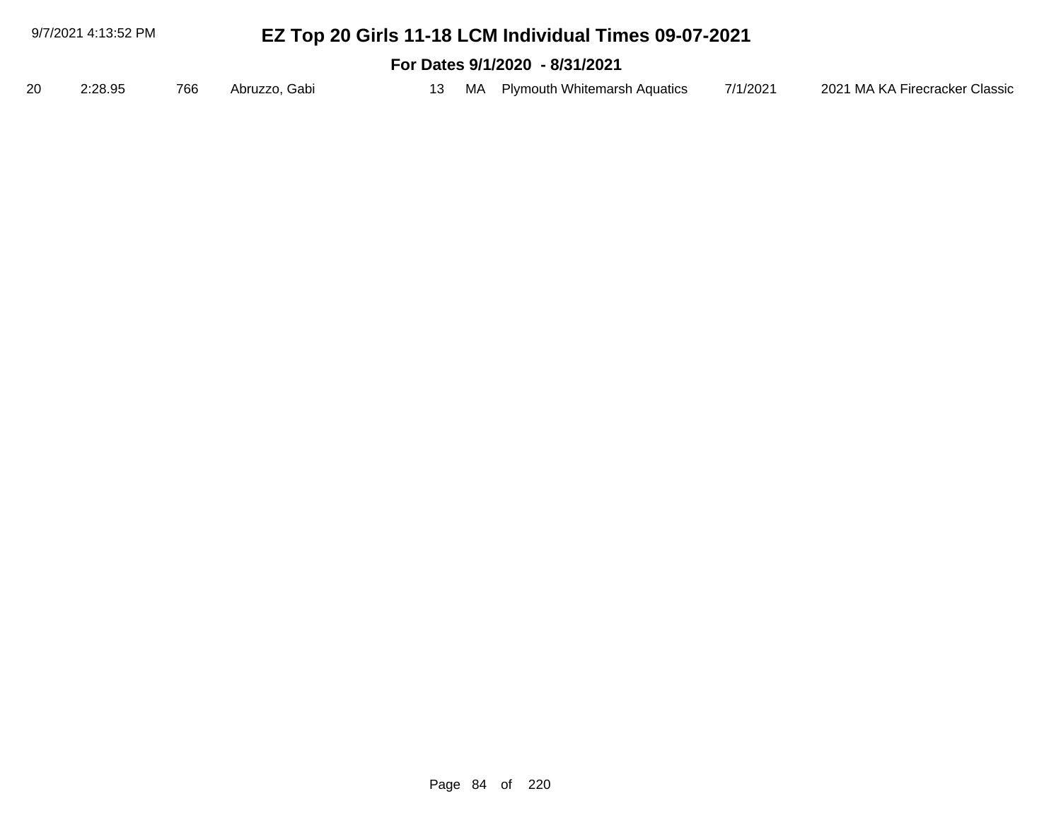# EZ Top 20 Girls 11-18 LCM Individual Times 09-07-2021

## For Dates 9/1/2020 - 8/31/2021

| | | | | | | | | |
|---|---|---|---|---|---|---|---|---|
| 20 | 2:28.95 | 766 | Abruzzo, Gabi | 13 | MA | Plymouth Whitemarsh Aquatics | 7/1/2021 | 2021 MA KA Firecracker Classic |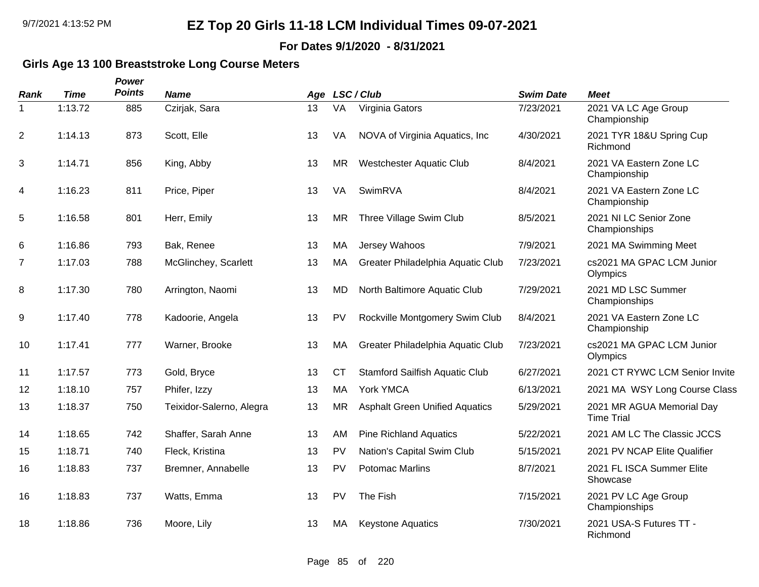# EZ Top 20 Girls 11-18 LCM Individual Times 09-07-2021

**For Dates 9/1/2020 - 8/31/2021**

## Girls Age 13 100 Breaststroke Long Course Meters

| Rank | Time | Power Points | Name | Age | LSC | Club | Swim Date | Meet |
|---|---|---|---|---|---|---|---|---|
| 1 | 1:13.72 | 885 | Czirjak, Sara | 13 | VA | Virginia Gators | 7/23/2021 | 2021 VA LC Age Group Championship |
| 2 | 1:14.13 | 873 | Scott, Elle | 13 | VA | NOVA of Virginia Aquatics, Inc | 4/30/2021 | 2021 TYR 18&U Spring Cup Richmond |
| 3 | 1:14.71 | 856 | King, Abby | 13 | MR | Westchester Aquatic Club | 8/4/2021 | 2021 VA Eastern Zone LC Championship |
| 4 | 1:16.23 | 811 | Price, Piper | 13 | VA | SwimRVA | 8/4/2021 | 2021 VA Eastern Zone LC Championship |
| 5 | 1:16.58 | 801 | Herr, Emily | 13 | MR | Three Village Swim Club | 8/5/2021 | 2021 NI LC Senior Zone Championships |
| 6 | 1:16.86 | 793 | Bak, Renee | 13 | MA | Jersey Wahoos | 7/9/2021 | 2021 MA Swimming Meet |
| 7 | 1:17.03 | 788 | McGlinchey, Scarlett | 13 | MA | Greater Philadelphia Aquatic Club | 7/23/2021 | cs2021 MA GPAC LCM Junior Olympics |
| 8 | 1:17.30 | 780 | Arrington, Naomi | 13 | MD | North Baltimore Aquatic Club | 7/29/2021 | 2021 MD LSC Summer Championships |
| 9 | 1:17.40 | 778 | Kadoorie, Angela | 13 | PV | Rockville Montgomery Swim Club | 8/4/2021 | 2021 VA Eastern Zone LC Championship |
| 10 | 1:17.41 | 777 | Warner, Brooke | 13 | MA | Greater Philadelphia Aquatic Club | 7/23/2021 | cs2021 MA GPAC LCM Junior Olympics |
| 11 | 1:17.57 | 773 | Gold, Bryce | 13 | CT | Stamford Sailfish Aquatic Club | 6/27/2021 | 2021 CT RYWC LCM Senior Invite |
| 12 | 1:18.10 | 757 | Phifer, Izzy | 13 | MA | York YMCA | 6/13/2021 | 2021 MA WSY Long Course Class |
| 13 | 1:18.37 | 750 | Teixidor-Salerno, Alegra | 13 | MR | Asphalt Green Unified Aquatics | 5/29/2021 | 2021 MR AGUA Memorial Day Time Trial |
| 14 | 1:18.65 | 742 | Shaffer, Sarah Anne | 13 | AM | Pine Richland Aquatics | 5/22/2021 | 2021 AM LC The Classic JCCS |
| 15 | 1:18.71 | 740 | Fleck, Kristina | 13 | PV | Nation's Capital Swim Club | 5/15/2021 | 2021 PV NCAP Elite Qualifier |
| 16 | 1:18.83 | 737 | Bremner, Annabelle | 13 | PV | Potomac Marlins | 8/7/2021 | 2021 FL ISCA Summer Elite Showcase |
| 16 | 1:18.83 | 737 | Watts, Emma | 13 | PV | The Fish | 7/15/2021 | 2021 PV LC Age Group Championships |
| 18 | 1:18.86 | 736 | Moore, Lily | 13 | MA | Keystone Aquatics | 7/30/2021 | 2021 USA-S Futures TT - Richmond |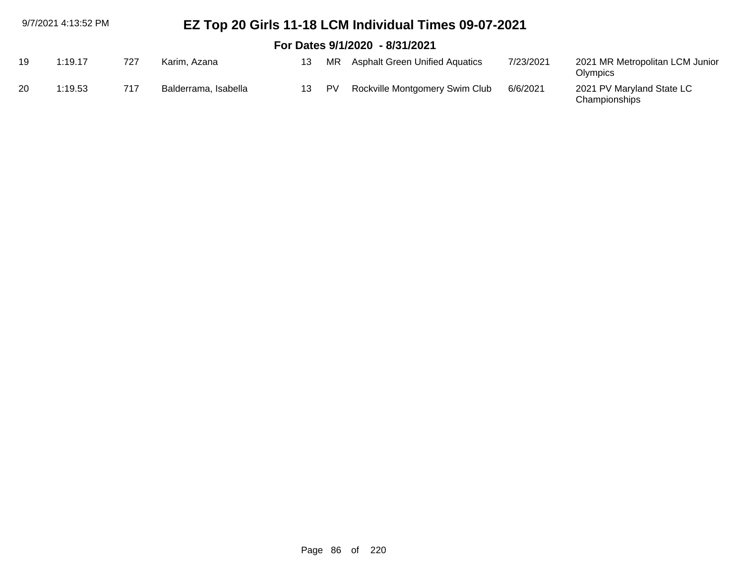# EZ Top 20 Girls 11-18 LCM Individual Times 09-07-2021

## For Dates 9/1/2020 - 8/31/2021

| | | | | | | | | |
|---|---|---|---|---|---|---|---|---|
| 19 | 1:19.17 | 727 | Karim, Azana | 13 | MR | Asphalt Green Unified Aquatics | 7/23/2021 | 2021 MR Metropolitan LCM Junior Olympics |
| 20 | 1:19.53 | 717 | Balderrama, Isabella | 13 | PV | Rockville Montgomery Swim Club | 6/6/2021 | 2021 PV Maryland State LC Championships |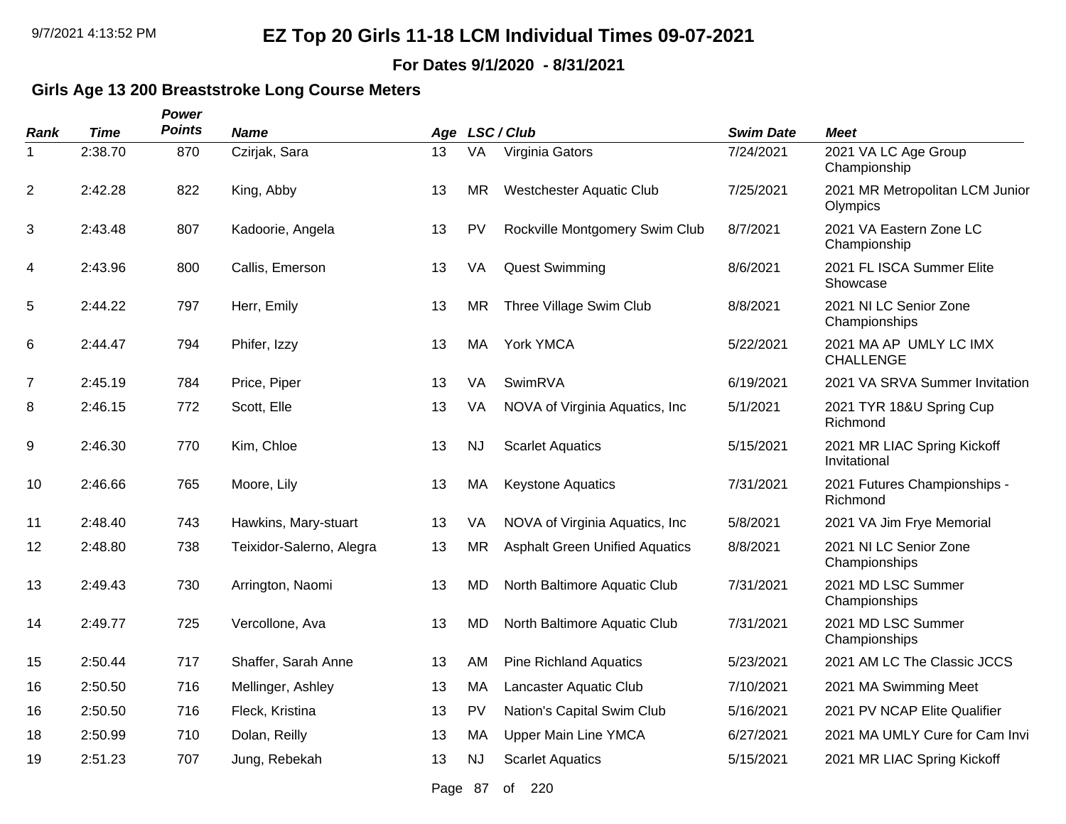# EZ Top 20 Girls 11-18 LCM Individual Times 09-07-2021

**For Dates 9/1/2020 - 8/31/2021**

## Girls Age 13 200 Breaststroke Long Course Meters

| *Rank* | *Time* | *Power Points* | *Name* | *Age* | *LSC / Club* | | *Swim Date* | *Meet* |
|---|---|---|---|---|---|---|---|---|
| 1 | 2:38.70 | 870 | Czirjak, Sara | 13 | VA | Virginia Gators | 7/24/2021 | 2021 VA LC Age Group Championship |
| 2 | 2:42.28 | 822 | King, Abby | 13 | MR | Westchester Aquatic Club | 7/25/2021 | 2021 MR Metropolitan LCM Junior Olympics |
| 3 | 2:43.48 | 807 | Kadoorie, Angela | 13 | PV | Rockville Montgomery Swim Club | 8/7/2021 | 2021 VA Eastern Zone LC Championship |
| 4 | 2:43.96 | 800 | Callis, Emerson | 13 | VA | Quest Swimming | 8/6/2021 | 2021 FL ISCA Summer Elite Showcase |
| 5 | 2:44.22 | 797 | Herr, Emily | 13 | MR | Three Village Swim Club | 8/8/2021 | 2021 NI LC Senior Zone Championships |
| 6 | 2:44.47 | 794 | Phifer, Izzy | 13 | MA | York YMCA | 5/22/2021 | 2021 MA AP UMLY LC IMX CHALLENGE |
| 7 | 2:45.19 | 784 | Price, Piper | 13 | VA | SwimRVA | 6/19/2021 | 2021 VA SRVA Summer Invitation |
| 8 | 2:46.15 | 772 | Scott, Elle | 13 | VA | NOVA of Virginia Aquatics, Inc | 5/1/2021 | 2021 TYR 18&U Spring Cup Richmond |
| 9 | 2:46.30 | 770 | Kim, Chloe | 13 | NJ | Scarlet Aquatics | 5/15/2021 | 2021 MR LIAC Spring Kickoff Invitational |
| 10 | 2:46.66 | 765 | Moore, Lily | 13 | MA | Keystone Aquatics | 7/31/2021 | 2021 Futures Championships - Richmond |
| 11 | 2:48.40 | 743 | Hawkins, Mary-stuart | 13 | VA | NOVA of Virginia Aquatics, Inc | 5/8/2021 | 2021 VA Jim Frye Memorial |
| 12 | 2:48.80 | 738 | Teixidor-Salerno, Alegra | 13 | MR | Asphalt Green Unified Aquatics | 8/8/2021 | 2021 NI LC Senior Zone Championships |
| 13 | 2:49.43 | 730 | Arrington, Naomi | 13 | MD | North Baltimore Aquatic Club | 7/31/2021 | 2021 MD LSC Summer Championships |
| 14 | 2:49.77 | 725 | Vercollone, Ava | 13 | MD | North Baltimore Aquatic Club | 7/31/2021 | 2021 MD LSC Summer Championships |
| 15 | 2:50.44 | 717 | Shaffer, Sarah Anne | 13 | AM | Pine Richland Aquatics | 5/23/2021 | 2021 AM LC The Classic JCCS |
| 16 | 2:50.50 | 716 | Mellinger, Ashley | 13 | MA | Lancaster Aquatic Club | 7/10/2021 | 2021 MA Swimming Meet |
| 16 | 2:50.50 | 716 | Fleck, Kristina | 13 | PV | Nation's Capital Swim Club | 5/16/2021 | 2021 PV NCAP Elite Qualifier |
| 18 | 2:50.99 | 710 | Dolan, Reilly | 13 | MA | Upper Main Line YMCA | 6/27/2021 | 2021 MA UMLY Cure for Cam Invi |
| 19 | 2:51.23 | 707 | Jung, Rebekah | 13 | NJ | Scarlet Aquatics | 5/15/2021 | 2021 MR LIAC Spring Kickoff |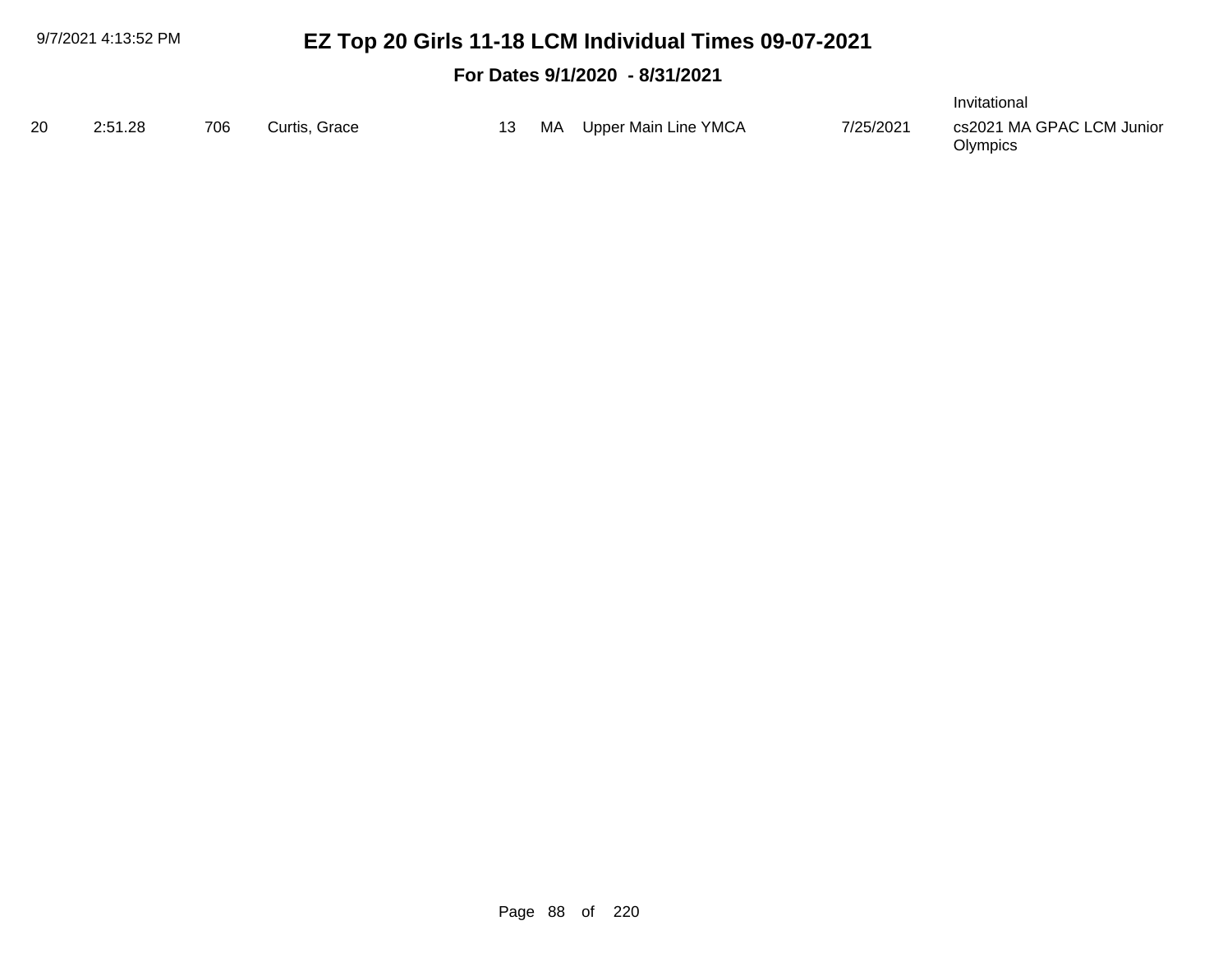# EZ Top 20 Girls 11-18 LCM Individual Times 09-07-2021

## For Dates 9/1/2020 - 8/31/2021

Invitational

| | | | | | | | | |
|---|---|---|---|---|---|---|---|---|
| 20 | 2:51.28 | 706 | Curtis, Grace | 13 | MA | Upper Main Line YMCA | 7/25/2021 | cs2021 MA GPAC LCM Junior Olympics |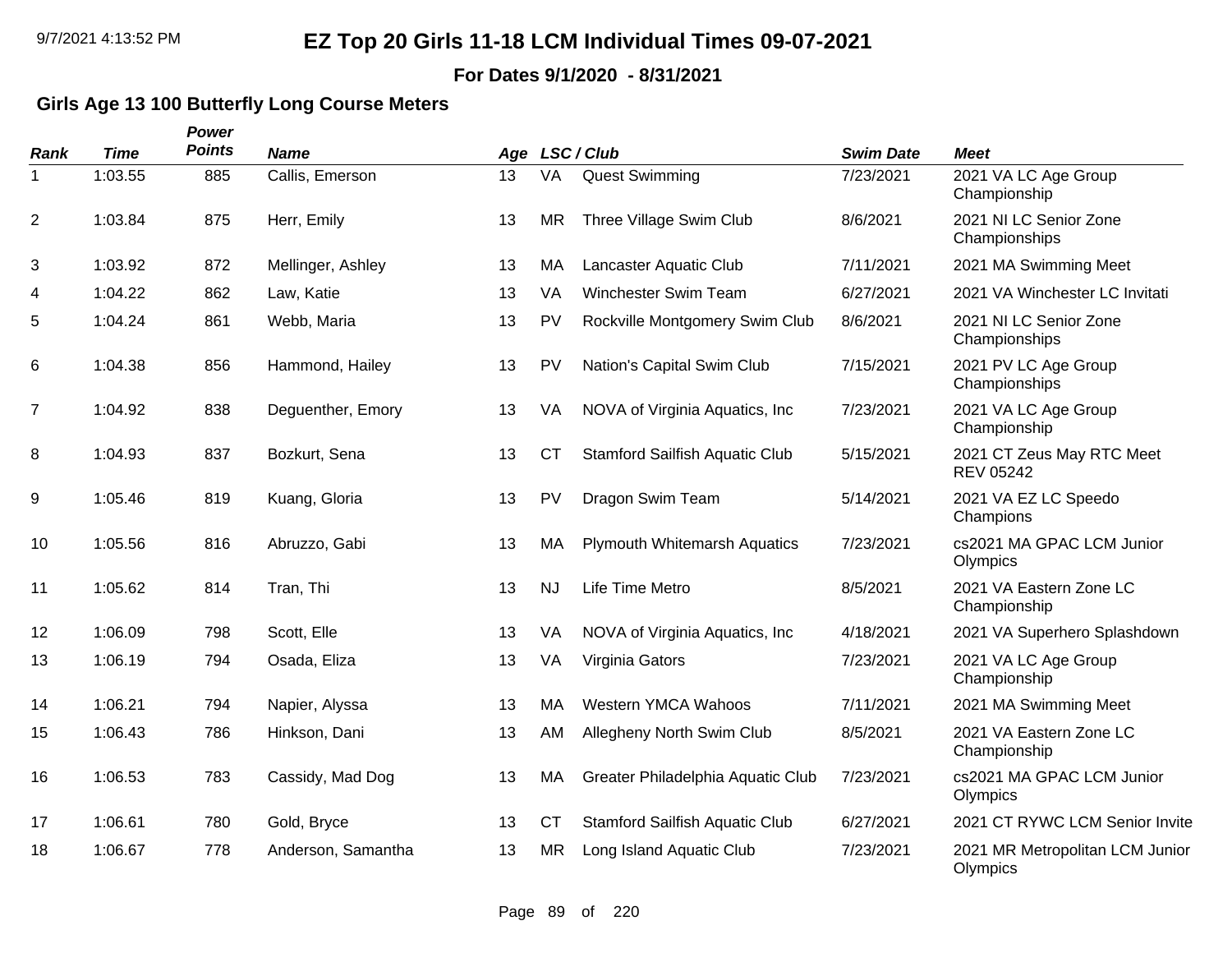# EZ Top 20 Girls 11-18 LCM Individual Times 09-07-2021

**For Dates 9/1/2020 - 8/31/2021**

### Girls Age 13 100 Butterfly Long Course Meters

| Rank | Time | Power Points | Name | Age | LSC | Club | Swim Date | Meet |
|---|---|---|---|---|---|---|---|---|
| 1 | 1:03.55 | 885 | Callis, Emerson | 13 | VA | Quest Swimming | 7/23/2021 | 2021 VA LC Age Group Championship |
| 2 | 1:03.84 | 875 | Herr, Emily | 13 | MR | Three Village Swim Club | 8/6/2021 | 2021 NI LC Senior Zone Championships |
| 3 | 1:03.92 | 872 | Mellinger, Ashley | 13 | MA | Lancaster Aquatic Club | 7/11/2021 | 2021 MA Swimming Meet |
| 4 | 1:04.22 | 862 | Law, Katie | 13 | VA | Winchester Swim Team | 6/27/2021 | 2021 VA Winchester LC Invitati |
| 5 | 1:04.24 | 861 | Webb, Maria | 13 | PV | Rockville Montgomery Swim Club | 8/6/2021 | 2021 NI LC Senior Zone Championships |
| 6 | 1:04.38 | 856 | Hammond, Hailey | 13 | PV | Nation's Capital Swim Club | 7/15/2021 | 2021 PV LC Age Group Championships |
| 7 | 1:04.92 | 838 | Deguenther, Emory | 13 | VA | NOVA of Virginia Aquatics, Inc | 7/23/2021 | 2021 VA LC Age Group Championship |
| 8 | 1:04.93 | 837 | Bozkurt, Sena | 13 | CT | Stamford Sailfish Aquatic Club | 5/15/2021 | 2021 CT Zeus May RTC Meet REV 05242 |
| 9 | 1:05.46 | 819 | Kuang, Gloria | 13 | PV | Dragon Swim Team | 5/14/2021 | 2021 VA EZ LC Speedo Champions |
| 10 | 1:05.56 | 816 | Abruzzo, Gabi | 13 | MA | Plymouth Whitemarsh Aquatics | 7/23/2021 | cs2021 MA GPAC LCM Junior Olympics |
| 11 | 1:05.62 | 814 | Tran, Thi | 13 | NJ | Life Time Metro | 8/5/2021 | 2021 VA Eastern Zone LC Championship |
| 12 | 1:06.09 | 798 | Scott, Elle | 13 | VA | NOVA of Virginia Aquatics, Inc | 4/18/2021 | 2021 VA Superhero Splashdown |
| 13 | 1:06.19 | 794 | Osada, Eliza | 13 | VA | Virginia Gators | 7/23/2021 | 2021 VA LC Age Group Championship |
| 14 | 1:06.21 | 794 | Napier, Alyssa | 13 | MA | Western YMCA Wahoos | 7/11/2021 | 2021 MA Swimming Meet |
| 15 | 1:06.43 | 786 | Hinkson, Dani | 13 | AM | Allegheny North Swim Club | 8/5/2021 | 2021 VA Eastern Zone LC Championship |
| 16 | 1:06.53 | 783 | Cassidy, Mad Dog | 13 | MA | Greater Philadelphia Aquatic Club | 7/23/2021 | cs2021 MA GPAC LCM Junior Olympics |
| 17 | 1:06.61 | 780 | Gold, Bryce | 13 | CT | Stamford Sailfish Aquatic Club | 6/27/2021 | 2021 CT RYWC LCM Senior Invite |
| 18 | 1:06.67 | 778 | Anderson, Samantha | 13 | MR | Long Island Aquatic Club | 7/23/2021 | 2021 MR Metropolitan LCM Junior Olympics |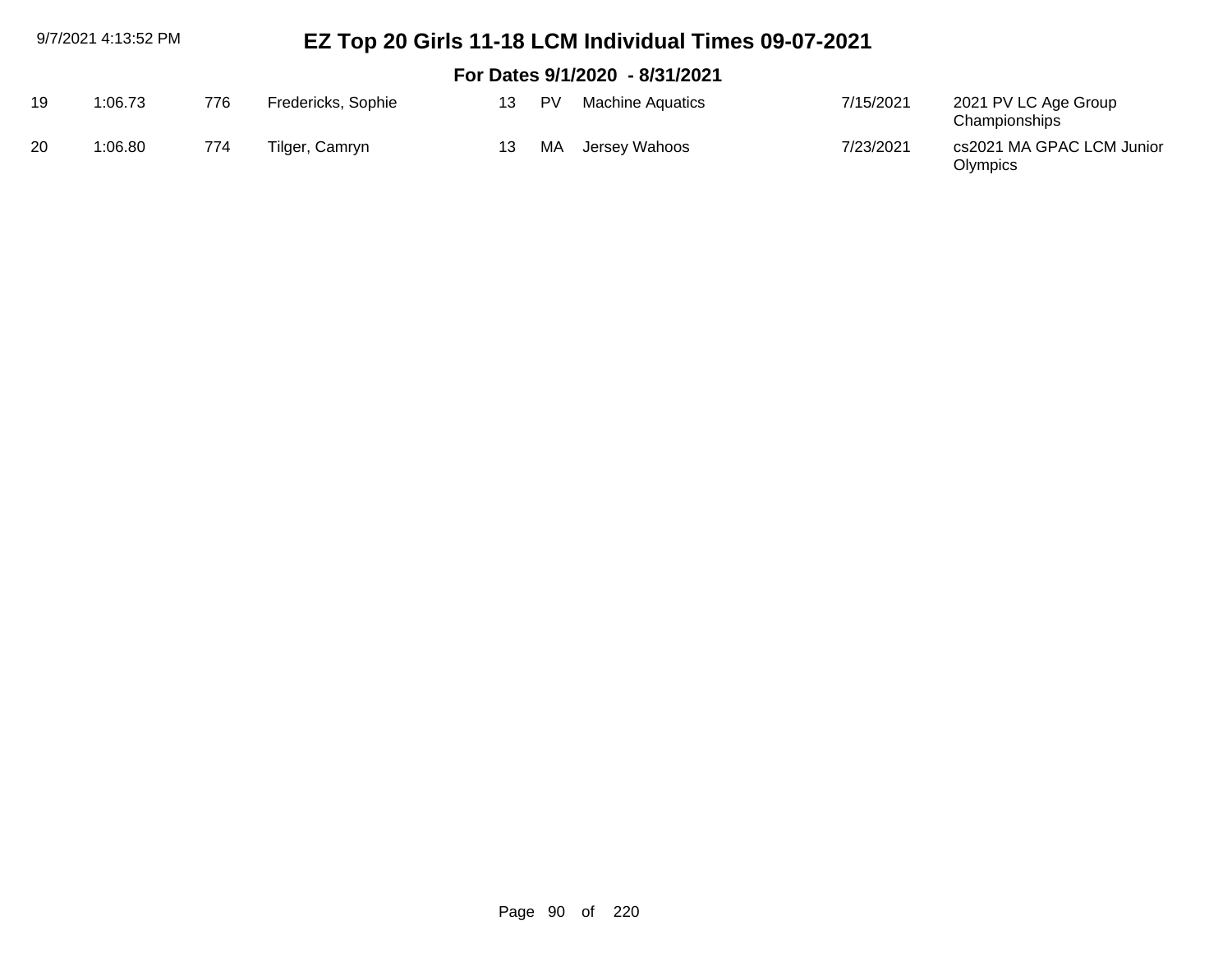# EZ Top 20 Girls 11-18 LCM Individual Times 09-07-2021

## For Dates 9/1/2020 - 8/31/2021

| | | | | | | | | |
|---|---|---|---|---|---|---|---|---|
| 19 | 1:06.73 | 776 | Fredericks, Sophie | 13 | PV | Machine Aquatics | 7/15/2021 | 2021 PV LC Age Group Championships |
| 20 | 1:06.80 | 774 | Tilger, Camryn | 13 | MA | Jersey Wahoos | 7/23/2021 | cs2021 MA GPAC LCM Junior Olympics |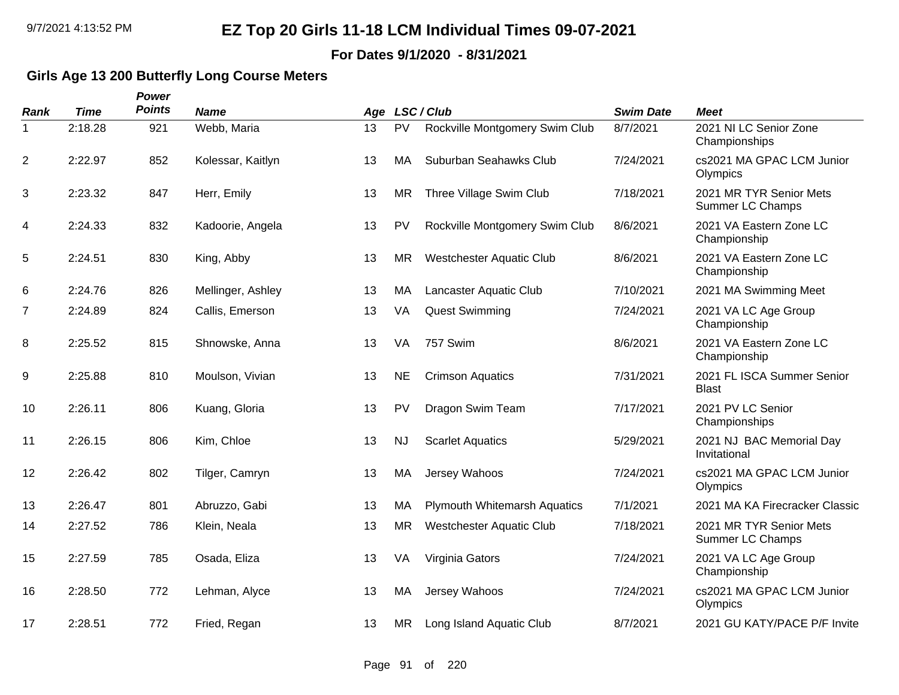# EZ Top 20 Girls 11-18 LCM Individual Times 09-07-2021

**For Dates 9/1/2020 - 8/31/2021**

### Girls Age 13 200 Butterfly Long Course Meters

| Rank | Time | Power Points | Name | Age | LSC | Club | Swim Date | Meet |
|---|---|---|---|---|---|---|---|---|
| 1 | 2:18.28 | 921 | Webb, Maria | 13 | PV | Rockville Montgomery Swim Club | 8/7/2021 | 2021 NI LC Senior Zone Championships |
| 2 | 2:22.97 | 852 | Kolessar, Kaitlyn | 13 | MA | Suburban Seahawks Club | 7/24/2021 | cs2021 MA GPAC LCM Junior Olympics |
| 3 | 2:23.32 | 847 | Herr, Emily | 13 | MR | Three Village Swim Club | 7/18/2021 | 2021 MR TYR Senior Mets Summer LC Champs |
| 4 | 2:24.33 | 832 | Kadoorie, Angela | 13 | PV | Rockville Montgomery Swim Club | 8/6/2021 | 2021 VA Eastern Zone LC Championship |
| 5 | 2:24.51 | 830 | King, Abby | 13 | MR | Westchester Aquatic Club | 8/6/2021 | 2021 VA Eastern Zone LC Championship |
| 6 | 2:24.76 | 826 | Mellinger, Ashley | 13 | MA | Lancaster Aquatic Club | 7/10/2021 | 2021 MA Swimming Meet |
| 7 | 2:24.89 | 824 | Callis, Emerson | 13 | VA | Quest Swimming | 7/24/2021 | 2021 VA LC Age Group Championship |
| 8 | 2:25.52 | 815 | Shnowske, Anna | 13 | VA | 757 Swim | 8/6/2021 | 2021 VA Eastern Zone LC Championship |
| 9 | 2:25.88 | 810 | Moulson, Vivian | 13 | NE | Crimson Aquatics | 7/31/2021 | 2021 FL ISCA Summer Senior Blast |
| 10 | 2:26.11 | 806 | Kuang, Gloria | 13 | PV | Dragon Swim Team | 7/17/2021 | 2021 PV LC Senior Championships |
| 11 | 2:26.15 | 806 | Kim, Chloe | 13 | NJ | Scarlet Aquatics | 5/29/2021 | 2021 NJ BAC Memorial Day Invitational |
| 12 | 2:26.42 | 802 | Tilger, Camryn | 13 | MA | Jersey Wahoos | 7/24/2021 | cs2021 MA GPAC LCM Junior Olympics |
| 13 | 2:26.47 | 801 | Abruzzo, Gabi | 13 | MA | Plymouth Whitemarsh Aquatics | 7/1/2021 | 2021 MA KA Firecracker Classic |
| 14 | 2:27.52 | 786 | Klein, Neala | 13 | MR | Westchester Aquatic Club | 7/18/2021 | 2021 MR TYR Senior Mets Summer LC Champs |
| 15 | 2:27.59 | 785 | Osada, Eliza | 13 | VA | Virginia Gators | 7/24/2021 | 2021 VA LC Age Group Championship |
| 16 | 2:28.50 | 772 | Lehman, Alyce | 13 | MA | Jersey Wahoos | 7/24/2021 | cs2021 MA GPAC LCM Junior Olympics |
| 17 | 2:28.51 | 772 | Fried, Regan | 13 | MR | Long Island Aquatic Club | 8/7/2021 | 2021 GU KATY/PACE P/F Invite |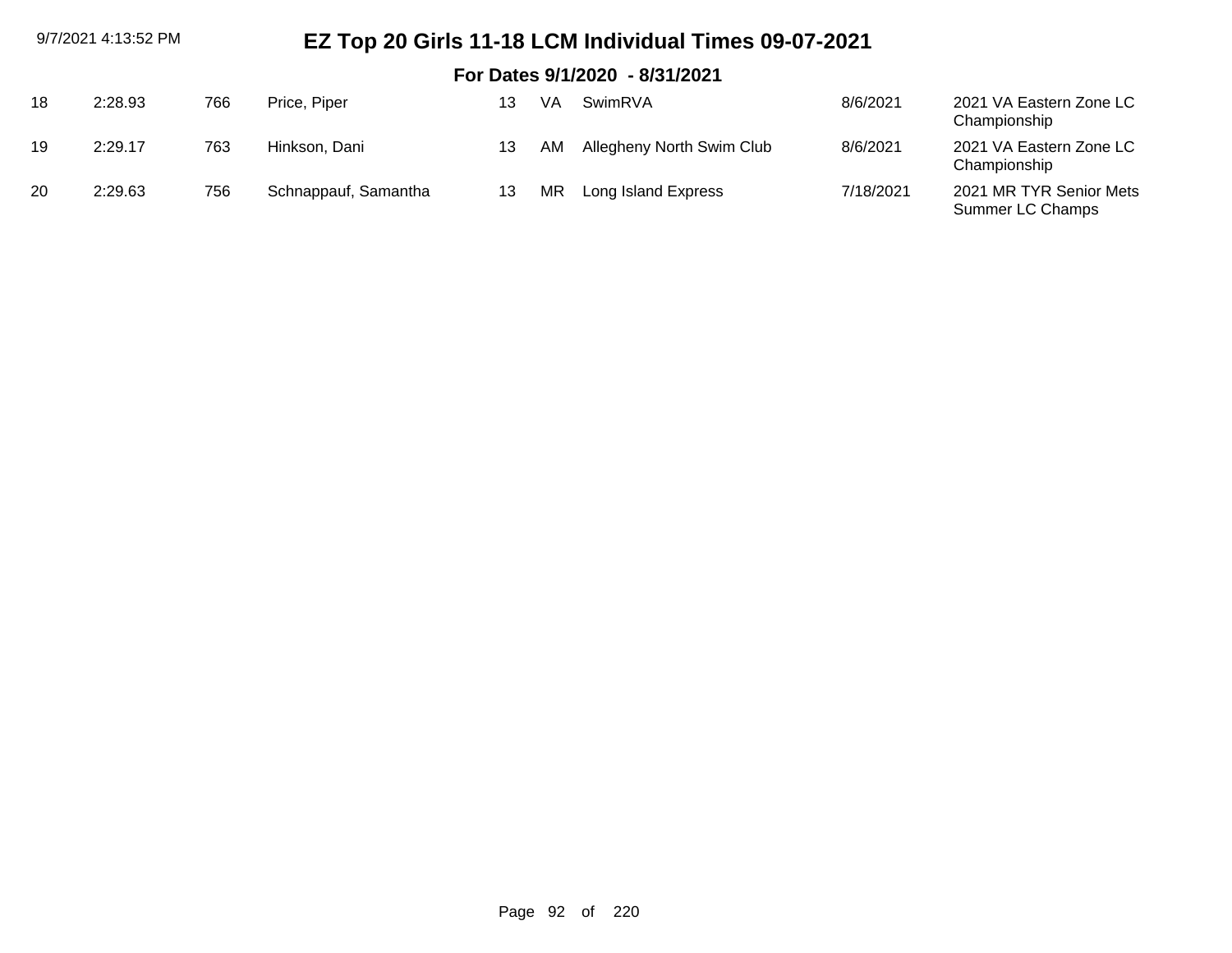# EZ Top 20 Girls 11-18 LCM Individual Times 09-07-2021

## For Dates 9/1/2020 - 8/31/2021

| | | | | | | | | |
|---|---|---|---|---|---|---|---|---|
| 18 | 2:28.93 | 766 | Price, Piper | 13 | VA | SwimRVA | 8/6/2021 | 2021 VA Eastern Zone LC Championship |
| 19 | 2:29.17 | 763 | Hinkson, Dani | 13 | AM | Allegheny North Swim Club | 8/6/2021 | 2021 VA Eastern Zone LC Championship |
| 20 | 2:29.63 | 756 | Schnappauf, Samantha | 13 | MR | Long Island Express | 7/18/2021 | 2021 MR TYR Senior Mets Summer LC Champs |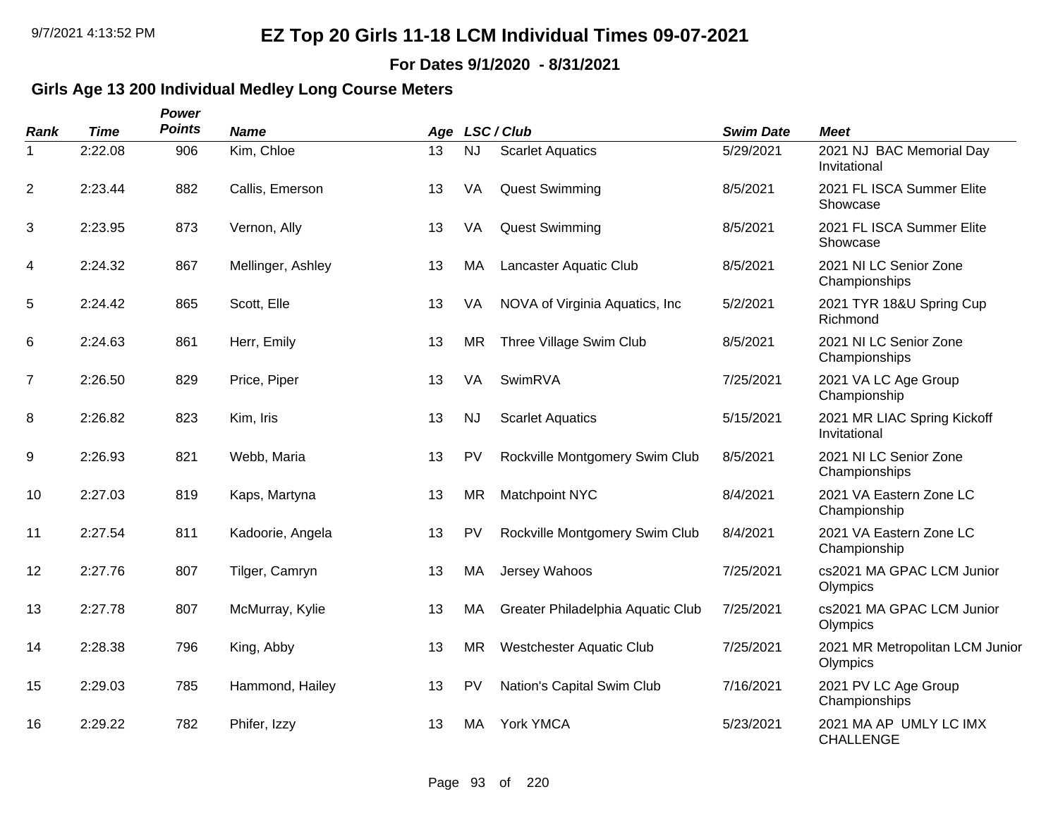# EZ Top 20 Girls 11-18 LCM Individual Times 09-07-2021

**For Dates 9/1/2020 - 8/31/2021**

### Girls Age 13 200 Individual Medley Long Course Meters

| Rank | Time | Power Points | Name | Age | LSC / Club | | Swim Date | Meet |
|---|---|---|---|---|---|---|---|---|
| 1 | 2:22.08 | 906 | Kim, Chloe | 13 | NJ | Scarlet Aquatics | 5/29/2021 | 2021 NJ BAC Memorial Day Invitational |
| 2 | 2:23.44 | 882 | Callis, Emerson | 13 | VA | Quest Swimming | 8/5/2021 | 2021 FL ISCA Summer Elite Showcase |
| 3 | 2:23.95 | 873 | Vernon, Ally | 13 | VA | Quest Swimming | 8/5/2021 | 2021 FL ISCA Summer Elite Showcase |
| 4 | 2:24.32 | 867 | Mellinger, Ashley | 13 | MA | Lancaster Aquatic Club | 8/5/2021 | 2021 NI LC Senior Zone Championships |
| 5 | 2:24.42 | 865 | Scott, Elle | 13 | VA | NOVA of Virginia Aquatics, Inc | 5/2/2021 | 2021 TYR 18&U Spring Cup Richmond |
| 6 | 2:24.63 | 861 | Herr, Emily | 13 | MR | Three Village Swim Club | 8/5/2021 | 2021 NI LC Senior Zone Championships |
| 7 | 2:26.50 | 829 | Price, Piper | 13 | VA | SwimRVA | 7/25/2021 | 2021 VA LC Age Group Championship |
| 8 | 2:26.82 | 823 | Kim, Iris | 13 | NJ | Scarlet Aquatics | 5/15/2021 | 2021 MR LIAC Spring Kickoff Invitational |
| 9 | 2:26.93 | 821 | Webb, Maria | 13 | PV | Rockville Montgomery Swim Club | 8/5/2021 | 2021 NI LC Senior Zone Championships |
| 10 | 2:27.03 | 819 | Kaps, Martyna | 13 | MR | Matchpoint NYC | 8/4/2021 | 2021 VA Eastern Zone LC Championship |
| 11 | 2:27.54 | 811 | Kadoorie, Angela | 13 | PV | Rockville Montgomery Swim Club | 8/4/2021 | 2021 VA Eastern Zone LC Championship |
| 12 | 2:27.76 | 807 | Tilger, Camryn | 13 | MA | Jersey Wahoos | 7/25/2021 | cs2021 MA GPAC LCM Junior Olympics |
| 13 | 2:27.78 | 807 | McMurray, Kylie | 13 | MA | Greater Philadelphia Aquatic Club | 7/25/2021 | cs2021 MA GPAC LCM Junior Olympics |
| 14 | 2:28.38 | 796 | King, Abby | 13 | MR | Westchester Aquatic Club | 7/25/2021 | 2021 MR Metropolitan LCM Junior Olympics |
| 15 | 2:29.03 | 785 | Hammond, Hailey | 13 | PV | Nation's Capital Swim Club | 7/16/2021 | 2021 PV LC Age Group Championships |
| 16 | 2:29.22 | 782 | Phifer, Izzy | 13 | MA | York YMCA | 5/23/2021 | 2021 MA AP UMLY LC IMX CHALLENGE |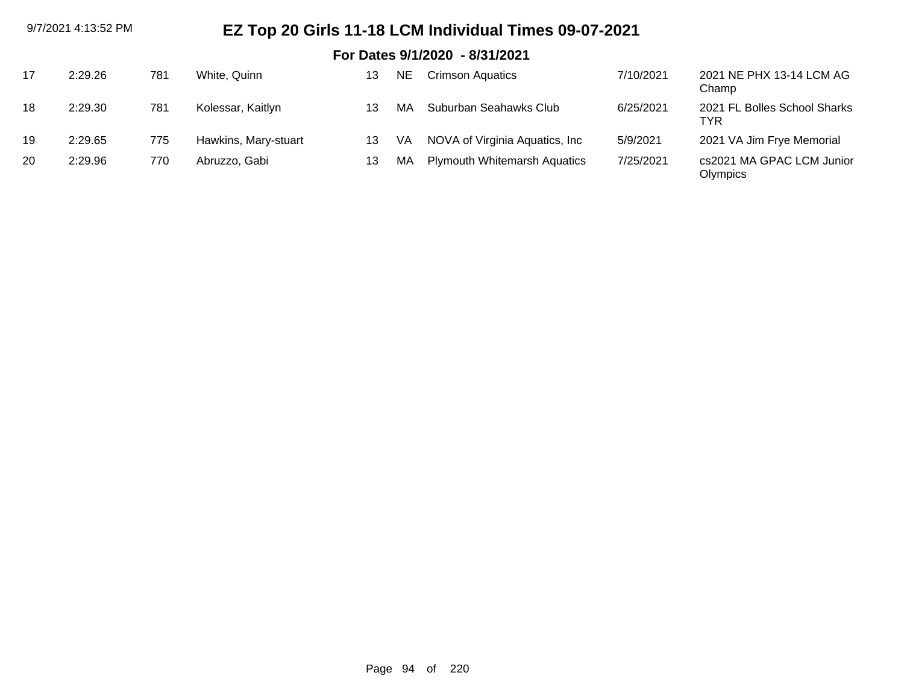# EZ Top 20 Girls 11-18 LCM Individual Times 09-07-2021

## For Dates 9/1/2020 - 8/31/2021

| | | | | | | | | |
|---|---|---|---|---|---|---|---|---|
| 17 | 2:29.26 | 781 | White, Quinn | 13 | NE | Crimson Aquatics | 7/10/2021 | 2021 NE PHX 13-14 LCM AG Champ |
| 18 | 2:29.30 | 781 | Kolessar, Kaitlyn | 13 | MA | Suburban Seahawks Club | 6/25/2021 | 2021 FL Bolles School Sharks TYR |
| 19 | 2:29.65 | 775 | Hawkins, Mary-stuart | 13 | VA | NOVA of Virginia Aquatics, Inc | 5/9/2021 | 2021 VA Jim Frye Memorial |
| 20 | 2:29.96 | 770 | Abruzzo, Gabi | 13 | MA | Plymouth Whitemarsh Aquatics | 7/25/2021 | cs2021 MA GPAC LCM Junior Olympics |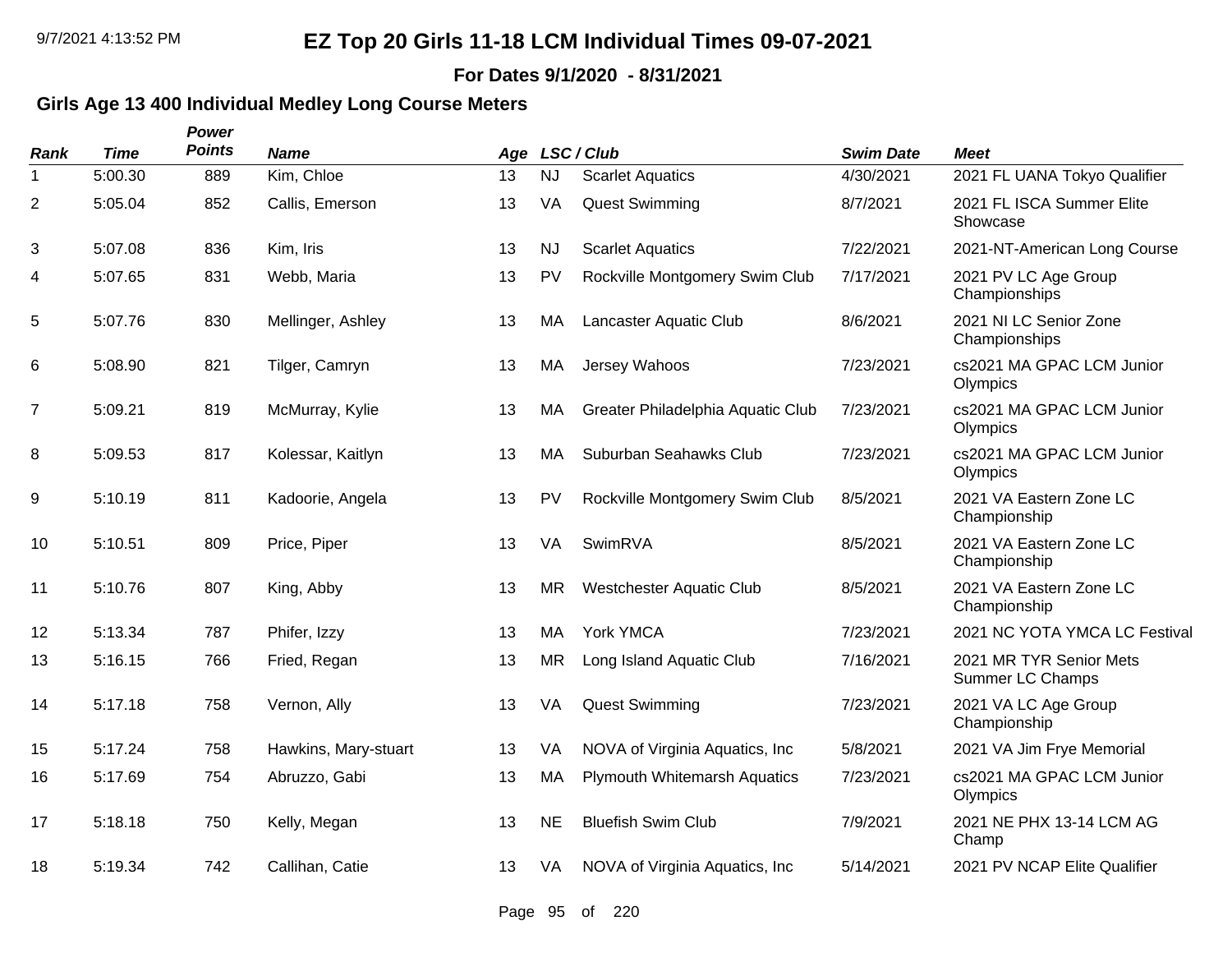# EZ Top 20 Girls 11-18 LCM Individual Times 09-07-2021

**For Dates 9/1/2020 - 8/31/2021**

## Girls Age 13 400 Individual Medley Long Course Meters

| Rank | Time | Power Points | Name | Age | LSC / Club | | Swim Date | Meet |
|---|---|---|---|---|---|---|---|---|
| 1 | 5:00.30 | 889 | Kim, Chloe | 13 | NJ | Scarlet Aquatics | 4/30/2021 | 2021 FL UANA Tokyo Qualifier |
| 2 | 5:05.04 | 852 | Callis, Emerson | 13 | VA | Quest Swimming | 8/7/2021 | 2021 FL ISCA Summer Elite Showcase |
| 3 | 5:07.08 | 836 | Kim, Iris | 13 | NJ | Scarlet Aquatics | 7/22/2021 | 2021-NT-American Long Course |
| 4 | 5:07.65 | 831 | Webb, Maria | 13 | PV | Rockville Montgomery Swim Club | 7/17/2021 | 2021 PV LC Age Group Championships |
| 5 | 5:07.76 | 830 | Mellinger, Ashley | 13 | MA | Lancaster Aquatic Club | 8/6/2021 | 2021 NI LC Senior Zone Championships |
| 6 | 5:08.90 | 821 | Tilger, Camryn | 13 | MA | Jersey Wahoos | 7/23/2021 | cs2021 MA GPAC LCM Junior Olympics |
| 7 | 5:09.21 | 819 | McMurray, Kylie | 13 | MA | Greater Philadelphia Aquatic Club | 7/23/2021 | cs2021 MA GPAC LCM Junior Olympics |
| 8 | 5:09.53 | 817 | Kolessar, Kaitlyn | 13 | MA | Suburban Seahawks Club | 7/23/2021 | cs2021 MA GPAC LCM Junior Olympics |
| 9 | 5:10.19 | 811 | Kadoorie, Angela | 13 | PV | Rockville Montgomery Swim Club | 8/5/2021 | 2021 VA Eastern Zone LC Championship |
| 10 | 5:10.51 | 809 | Price, Piper | 13 | VA | SwimRVA | 8/5/2021 | 2021 VA Eastern Zone LC Championship |
| 11 | 5:10.76 | 807 | King, Abby | 13 | MR | Westchester Aquatic Club | 8/5/2021 | 2021 VA Eastern Zone LC Championship |
| 12 | 5:13.34 | 787 | Phifer, Izzy | 13 | MA | York YMCA | 7/23/2021 | 2021 NC YOTA YMCA LC Festival |
| 13 | 5:16.15 | 766 | Fried, Regan | 13 | MR | Long Island Aquatic Club | 7/16/2021 | 2021 MR TYR Senior Mets Summer LC Champs |
| 14 | 5:17.18 | 758 | Vernon, Ally | 13 | VA | Quest Swimming | 7/23/2021 | 2021 VA LC Age Group Championship |
| 15 | 5:17.24 | 758 | Hawkins, Mary-stuart | 13 | VA | NOVA of Virginia Aquatics, Inc | 5/8/2021 | 2021 VA Jim Frye Memorial |
| 16 | 5:17.69 | 754 | Abruzzo, Gabi | 13 | MA | Plymouth Whitemarsh Aquatics | 7/23/2021 | cs2021 MA GPAC LCM Junior Olympics |
| 17 | 5:18.18 | 750 | Kelly, Megan | 13 | NE | Bluefish Swim Club | 7/9/2021 | 2021 NE PHX 13-14 LCM AG Champ |
| 18 | 5:19.34 | 742 | Callihan, Catie | 13 | VA | NOVA of Virginia Aquatics, Inc | 5/14/2021 | 2021 PV NCAP Elite Qualifier |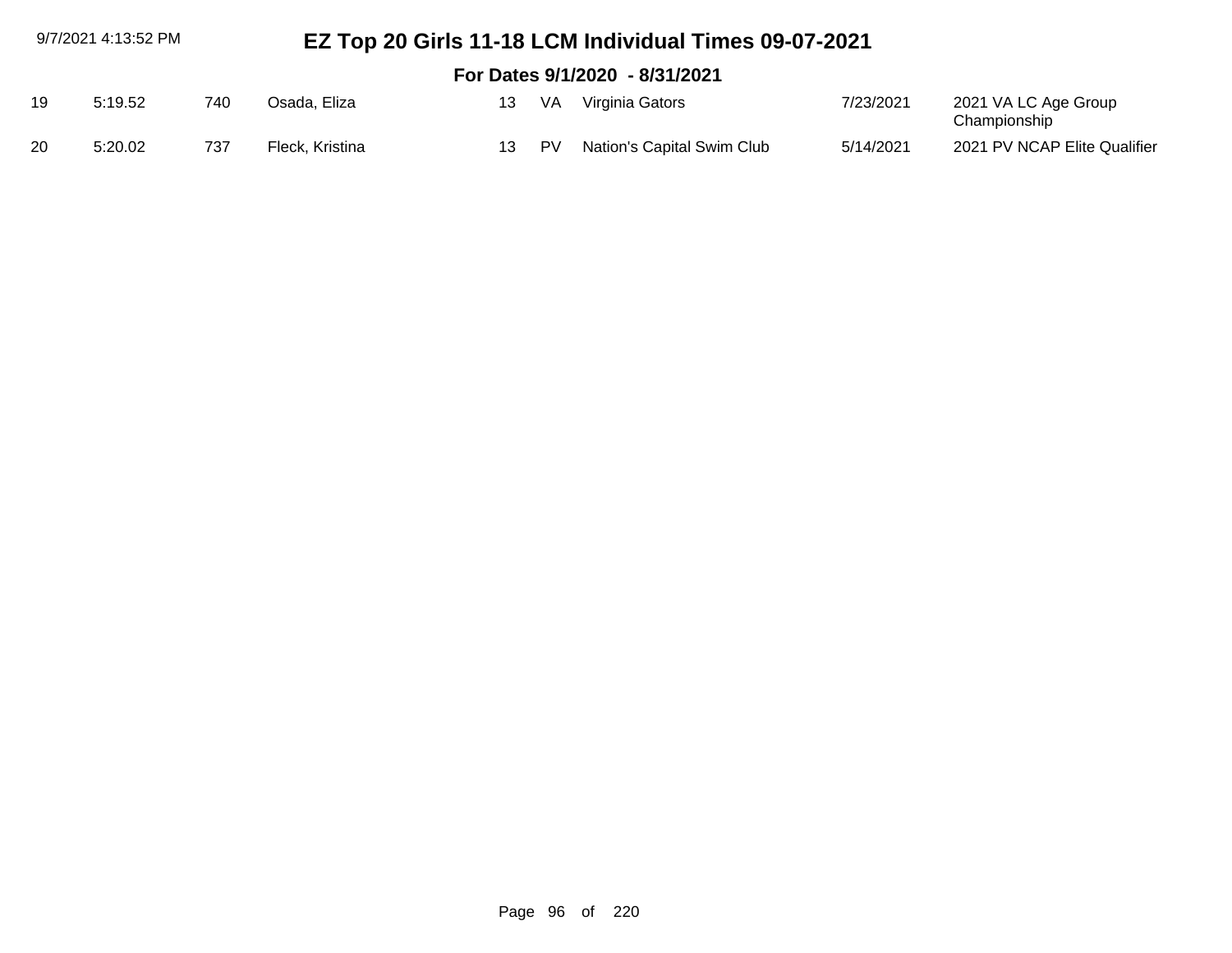# EZ Top 20 Girls 11-18 LCM Individual Times 09-07-2021

## For Dates 9/1/2020 - 8/31/2021

| | | | | | | | | |
|---|---|---|---|---|---|---|---|---|
| 19 | 5:19.52 | 740 | Osada, Eliza | 13 | VA | Virginia Gators | 7/23/2021 | 2021 VA LC Age Group Championship |
| 20 | 5:20.02 | 737 | Fleck, Kristina | 13 | PV | Nation's Capital Swim Club | 5/14/2021 | 2021 PV NCAP Elite Qualifier |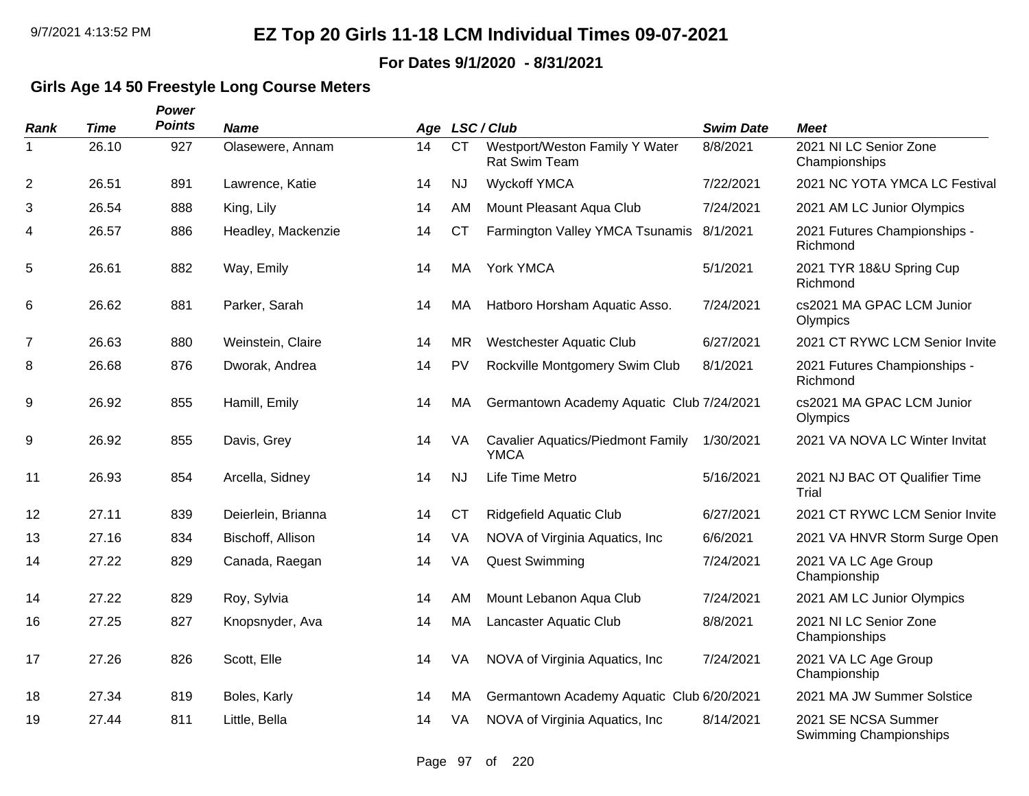# EZ Top 20 Girls 11-18 LCM Individual Times 09-07-2021

**For Dates 9/1/2020 - 8/31/2021**

### Girls Age 14 50 Freestyle Long Course Meters

| Rank | Time | Power Points | Name | Age | LSC / Club | | Swim Date | Meet |
|---|---|---|---|---|---|---|---|---|
| 1 | 26.10 | 927 | Olasewere, Annam | 14 | CT | Westport/Weston Family Y Water Rat Swim Team | 8/8/2021 | 2021 NI LC Senior Zone Championships |
| 2 | 26.51 | 891 | Lawrence, Katie | 14 | NJ | Wyckoff YMCA | 7/22/2021 | 2021 NC YOTA YMCA LC Festival |
| 3 | 26.54 | 888 | King, Lily | 14 | AM | Mount Pleasant Aqua Club | 7/24/2021 | 2021 AM LC Junior Olympics |
| 4 | 26.57 | 886 | Headley, Mackenzie | 14 | CT | Farmington Valley YMCA Tsunamis | 8/1/2021 | 2021 Futures Championships - Richmond |
| 5 | 26.61 | 882 | Way, Emily | 14 | MA | York YMCA | 5/1/2021 | 2021 TYR 18&U Spring Cup Richmond |
| 6 | 26.62 | 881 | Parker, Sarah | 14 | MA | Hatboro Horsham Aquatic Asso. | 7/24/2021 | cs2021 MA GPAC LCM Junior Olympics |
| 7 | 26.63 | 880 | Weinstein, Claire | 14 | MR | Westchester Aquatic Club | 6/27/2021 | 2021 CT RYWC LCM Senior Invite |
| 8 | 26.68 | 876 | Dworak, Andrea | 14 | PV | Rockville Montgomery Swim Club | 8/1/2021 | 2021 Futures Championships - Richmond |
| 9 | 26.92 | 855 | Hamill, Emily | 14 | MA | Germantown Academy Aquatic Club | 7/24/2021 | cs2021 MA GPAC LCM Junior Olympics |
| 9 | 26.92 | 855 | Davis, Grey | 14 | VA | Cavalier Aquatics/Piedmont Family YMCA | 1/30/2021 | 2021 VA NOVA LC Winter Invitat |
| 11 | 26.93 | 854 | Arcella, Sidney | 14 | NJ | Life Time Metro | 5/16/2021 | 2021 NJ BAC OT Qualifier Time Trial |
| 12 | 27.11 | 839 | Deierlein, Brianna | 14 | CT | Ridgefield Aquatic Club | 6/27/2021 | 2021 CT RYWC LCM Senior Invite |
| 13 | 27.16 | 834 | Bischoff, Allison | 14 | VA | NOVA of Virginia Aquatics, Inc | 6/6/2021 | 2021 VA HNVR Storm Surge Open |
| 14 | 27.22 | 829 | Canada, Raegan | 14 | VA | Quest Swimming | 7/24/2021 | 2021 VA LC Age Group Championship |
| 14 | 27.22 | 829 | Roy, Sylvia | 14 | AM | Mount Lebanon Aqua Club | 7/24/2021 | 2021 AM LC Junior Olympics |
| 16 | 27.25 | 827 | Knopsnyder, Ava | 14 | MA | Lancaster Aquatic Club | 8/8/2021 | 2021 NI LC Senior Zone Championships |
| 17 | 27.26 | 826 | Scott, Elle | 14 | VA | NOVA of Virginia Aquatics, Inc | 7/24/2021 | 2021 VA LC Age Group Championship |
| 18 | 27.34 | 819 | Boles, Karly | 14 | MA | Germantown Academy Aquatic Club | 6/20/2021 | 2021 MA JW Summer Solstice |
| 19 | 27.44 | 811 | Little, Bella | 14 | VA | NOVA of Virginia Aquatics, Inc | 8/14/2021 | 2021 SE NCSA Summer Swimming Championships |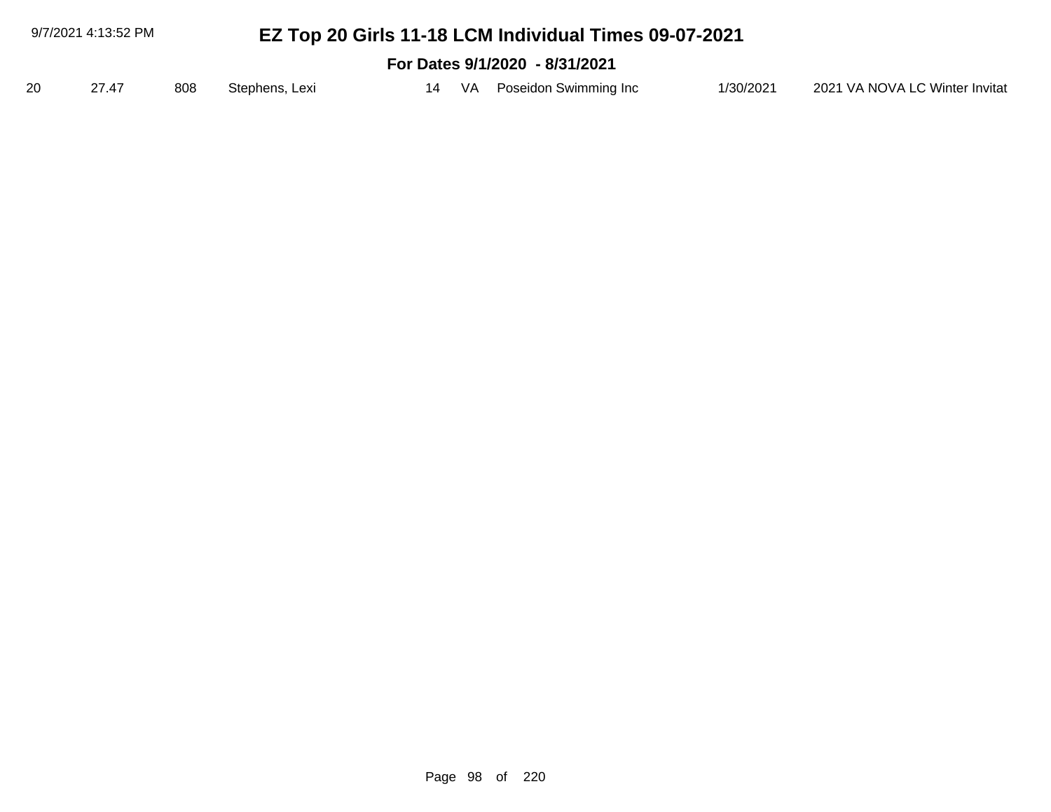| 20 | 27.47 | 808 | Stephens, Lexi | 14 | VA | Poseidon Swimming Inc | 1/30/2021 | 2021 VA NOVA LC Winter Invitat |
|---|---|---|---|---|---|---|---|---|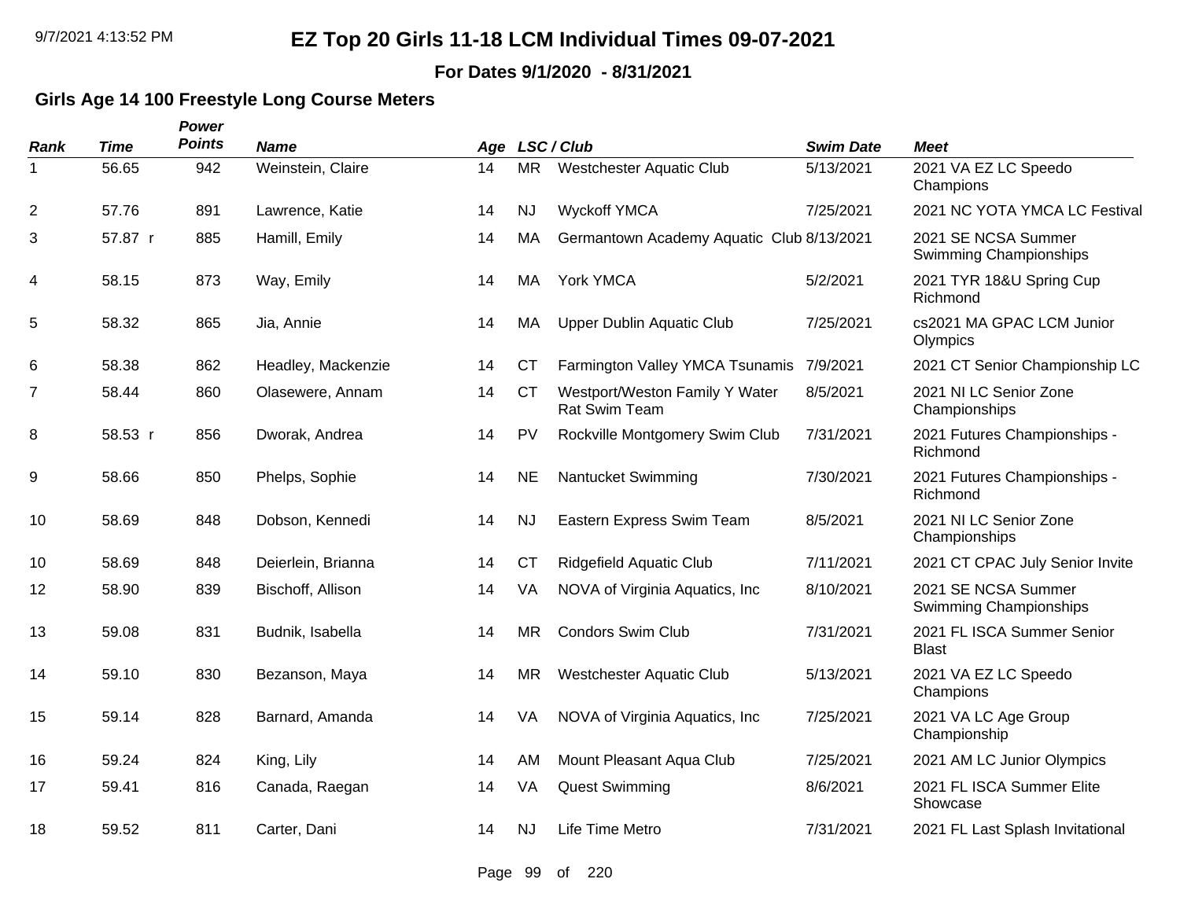# EZ Top 20 Girls 11-18 LCM Individual Times 09-07-2021

**For Dates 9/1/2020 - 8/31/2021**

## Girls Age 14 100 Freestyle Long Course Meters

| Rank | Time | Power Points | Name | Age | LSC / Club | | Swim Date | Meet |
|---|---|---|---|---|---|---|---|---|
| 1 | 56.65 | 942 | Weinstein, Claire | 14 | MR | Westchester Aquatic Club | 5/13/2021 | 2021 VA EZ LC Speedo Champions |
| 2 | 57.76 | 891 | Lawrence, Katie | 14 | NJ | Wyckoff YMCA | 7/25/2021 | 2021 NC YOTA YMCA LC Festival |
| 3 | 57.87 r | 885 | Hamill, Emily | 14 | MA | Germantown Academy Aquatic Club | 8/13/2021 | 2021 SE NCSA Summer Swimming Championships |
| 4 | 58.15 | 873 | Way, Emily | 14 | MA | York YMCA | 5/2/2021 | 2021 TYR 18&U Spring Cup Richmond |
| 5 | 58.32 | 865 | Jia, Annie | 14 | MA | Upper Dublin Aquatic Club | 7/25/2021 | cs2021 MA GPAC LCM Junior Olympics |
| 6 | 58.38 | 862 | Headley, Mackenzie | 14 | CT | Farmington Valley YMCA Tsunamis | 7/9/2021 | 2021 CT Senior Championship LC |
| 7 | 58.44 | 860 | Olasewere, Annam | 14 | CT | Westport/Weston Family Y Water Rat Swim Team | 8/5/2021 | 2021 NI LC Senior Zone Championships |
| 8 | 58.53 r | 856 | Dworak, Andrea | 14 | PV | Rockville Montgomery Swim Club | 7/31/2021 | 2021 Futures Championships - Richmond |
| 9 | 58.66 | 850 | Phelps, Sophie | 14 | NE | Nantucket Swimming | 7/30/2021 | 2021 Futures Championships - Richmond |
| 10 | 58.69 | 848 | Dobson, Kennedi | 14 | NJ | Eastern Express Swim Team | 8/5/2021 | 2021 NI LC Senior Zone Championships |
| 10 | 58.69 | 848 | Deierlein, Brianna | 14 | CT | Ridgefield Aquatic Club | 7/11/2021 | 2021 CT CPAC July Senior Invite |
| 12 | 58.90 | 839 | Bischoff, Allison | 14 | VA | NOVA of Virginia Aquatics, Inc | 8/10/2021 | 2021 SE NCSA Summer Swimming Championships |
| 13 | 59.08 | 831 | Budnik, Isabella | 14 | MR | Condors Swim Club | 7/31/2021 | 2021 FL ISCA Summer Senior Blast |
| 14 | 59.10 | 830 | Bezanson, Maya | 14 | MR | Westchester Aquatic Club | 5/13/2021 | 2021 VA EZ LC Speedo Champions |
| 15 | 59.14 | 828 | Barnard, Amanda | 14 | VA | NOVA of Virginia Aquatics, Inc | 7/25/2021 | 2021 VA LC Age Group Championship |
| 16 | 59.24 | 824 | King, Lily | 14 | AM | Mount Pleasant Aqua Club | 7/25/2021 | 2021 AM LC Junior Olympics |
| 17 | 59.41 | 816 | Canada, Raegan | 14 | VA | Quest Swimming | 8/6/2021 | 2021 FL ISCA Summer Elite Showcase |
| 18 | 59.52 | 811 | Carter, Dani | 14 | NJ | Life Time Metro | 7/31/2021 | 2021 FL Last Splash Invitational |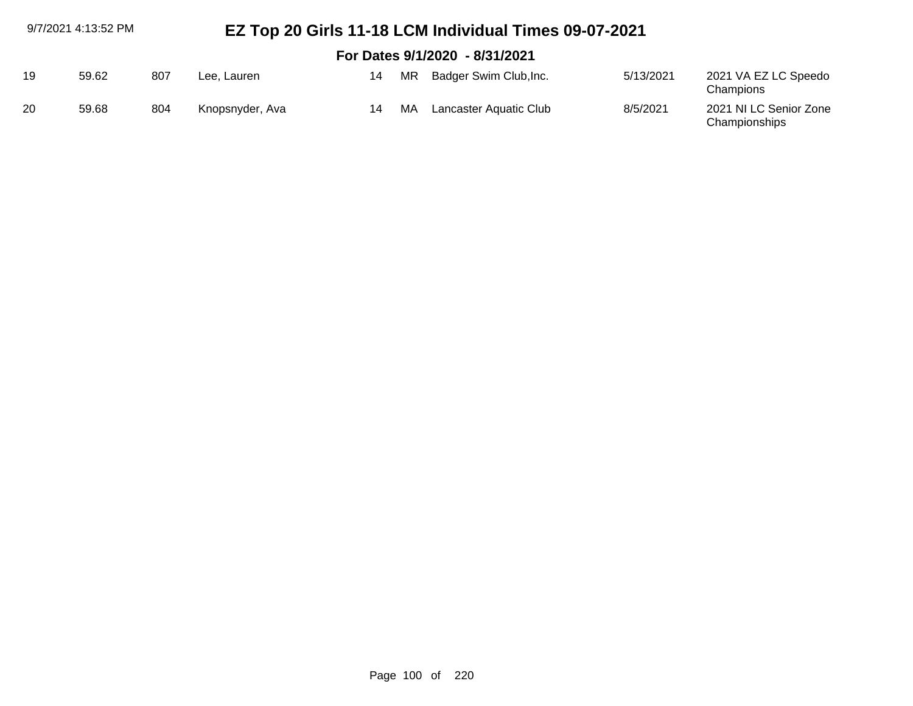# EZ Top 20 Girls 11-18 LCM Individual Times 09-07-2021

**For Dates 9/1/2020 - 8/31/2021**

| | | | | | | | | |
|---|---|---|---|---|---|---|---|---|
| 19 | 59.62 | 807 | Lee, Lauren | 14 | MR | Badger Swim Club,Inc. | 5/13/2021 | 2021 VA EZ LC Speedo Champions |
| 20 | 59.68 | 804 | Knopsnyder, Ava | 14 | MA | Lancaster Aquatic Club | 8/5/2021 | 2021 NI LC Senior Zone Championships |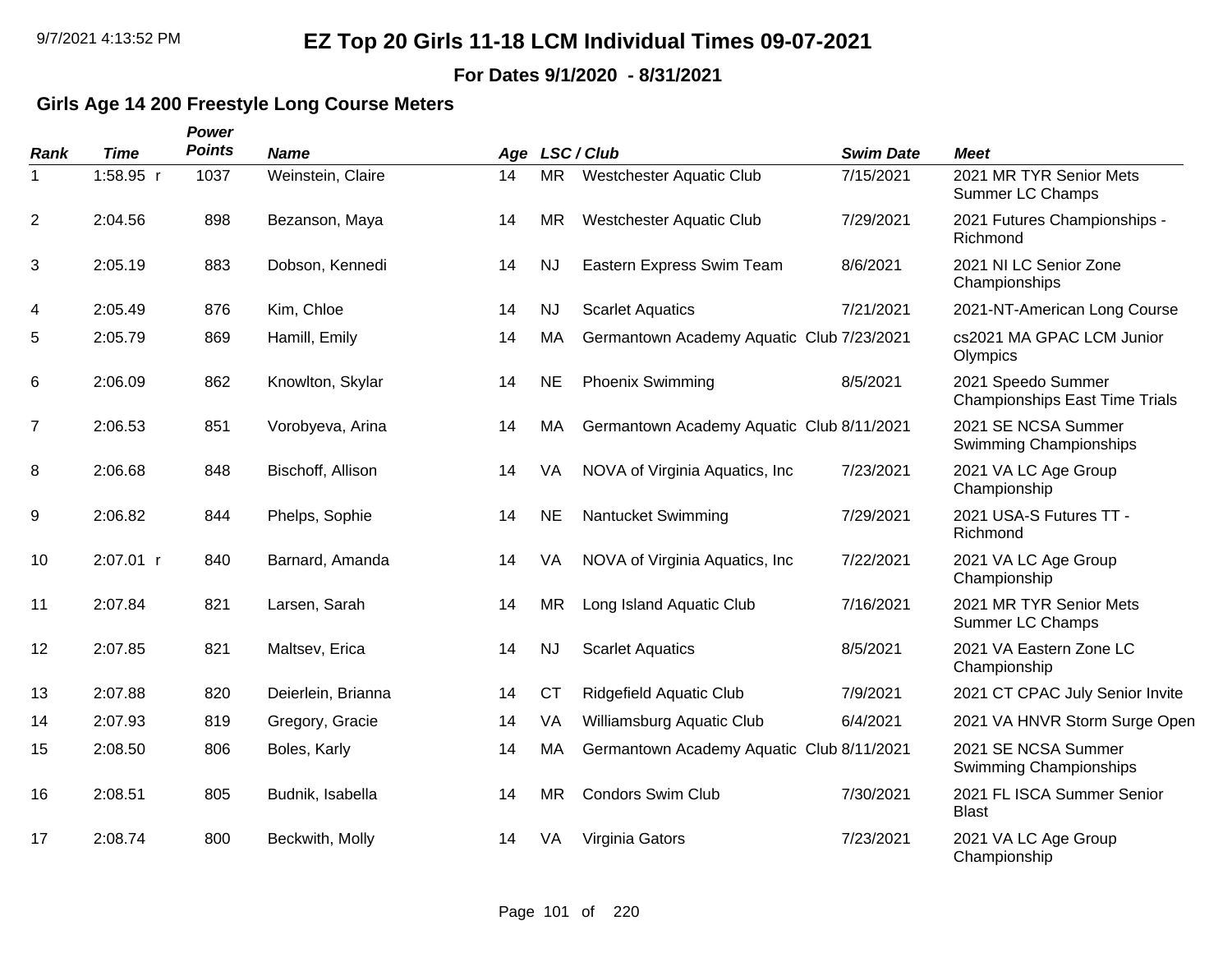# EZ Top 20 Girls 11-18 LCM Individual Times 09-07-2021

**For Dates 9/1/2020 - 8/31/2021**

## Girls Age 14 200 Freestyle Long Course Meters

| Rank | Time | Power Points | Name | Age | LSC / Club | | Swim Date | Meet |
|---|---|---|---|---|---|---|---|---|
| 1 | 1:58.95 r | 1037 | Weinstein, Claire | 14 | MR | Westchester Aquatic Club | 7/15/2021 | 2021 MR TYR Senior Mets Summer LC Champs |
| 2 | 2:04.56 | 898 | Bezanson, Maya | 14 | MR | Westchester Aquatic Club | 7/29/2021 | 2021 Futures Championships - Richmond |
| 3 | 2:05.19 | 883 | Dobson, Kennedi | 14 | NJ | Eastern Express Swim Team | 8/6/2021 | 2021 NI LC Senior Zone Championships |
| 4 | 2:05.49 | 876 | Kim, Chloe | 14 | NJ | Scarlet Aquatics | 7/21/2021 | 2021-NT-American Long Course |
| 5 | 2:05.79 | 869 | Hamill, Emily | 14 | MA | Germantown Academy Aquatic Club | 7/23/2021 | cs2021 MA GPAC LCM Junior Olympics |
| 6 | 2:06.09 | 862 | Knowlton, Skylar | 14 | NE | Phoenix Swimming | 8/5/2021 | 2021 Speedo Summer Championships East Time Trials |
| 7 | 2:06.53 | 851 | Vorobyeva, Arina | 14 | MA | Germantown Academy Aquatic Club | 8/11/2021 | 2021 SE NCSA Summer Swimming Championships |
| 8 | 2:06.68 | 848 | Bischoff, Allison | 14 | VA | NOVA of Virginia Aquatics, Inc | 7/23/2021 | 2021 VA LC Age Group Championship |
| 9 | 2:06.82 | 844 | Phelps, Sophie | 14 | NE | Nantucket Swimming | 7/29/2021 | 2021 USA-S Futures TT - Richmond |
| 10 | 2:07.01 r | 840 | Barnard, Amanda | 14 | VA | NOVA of Virginia Aquatics, Inc | 7/22/2021 | 2021 VA LC Age Group Championship |
| 11 | 2:07.84 | 821 | Larsen, Sarah | 14 | MR | Long Island Aquatic Club | 7/16/2021 | 2021 MR TYR Senior Mets Summer LC Champs |
| 12 | 2:07.85 | 821 | Maltsev, Erica | 14 | NJ | Scarlet Aquatics | 8/5/2021 | 2021 VA Eastern Zone LC Championship |
| 13 | 2:07.88 | 820 | Deierlein, Brianna | 14 | CT | Ridgefield Aquatic Club | 7/9/2021 | 2021 CT CPAC July Senior Invite |
| 14 | 2:07.93 | 819 | Gregory, Gracie | 14 | VA | Williamsburg Aquatic Club | 6/4/2021 | 2021 VA HNVR Storm Surge Open |
| 15 | 2:08.50 | 806 | Boles, Karly | 14 | MA | Germantown Academy Aquatic Club | 8/11/2021 | 2021 SE NCSA Summer Swimming Championships |
| 16 | 2:08.51 | 805 | Budnik, Isabella | 14 | MR | Condors Swim Club | 7/30/2021 | 2021 FL ISCA Summer Senior Blast |
| 17 | 2:08.74 | 800 | Beckwith, Molly | 14 | VA | Virginia Gators | 7/23/2021 | 2021 VA LC Age Group Championship |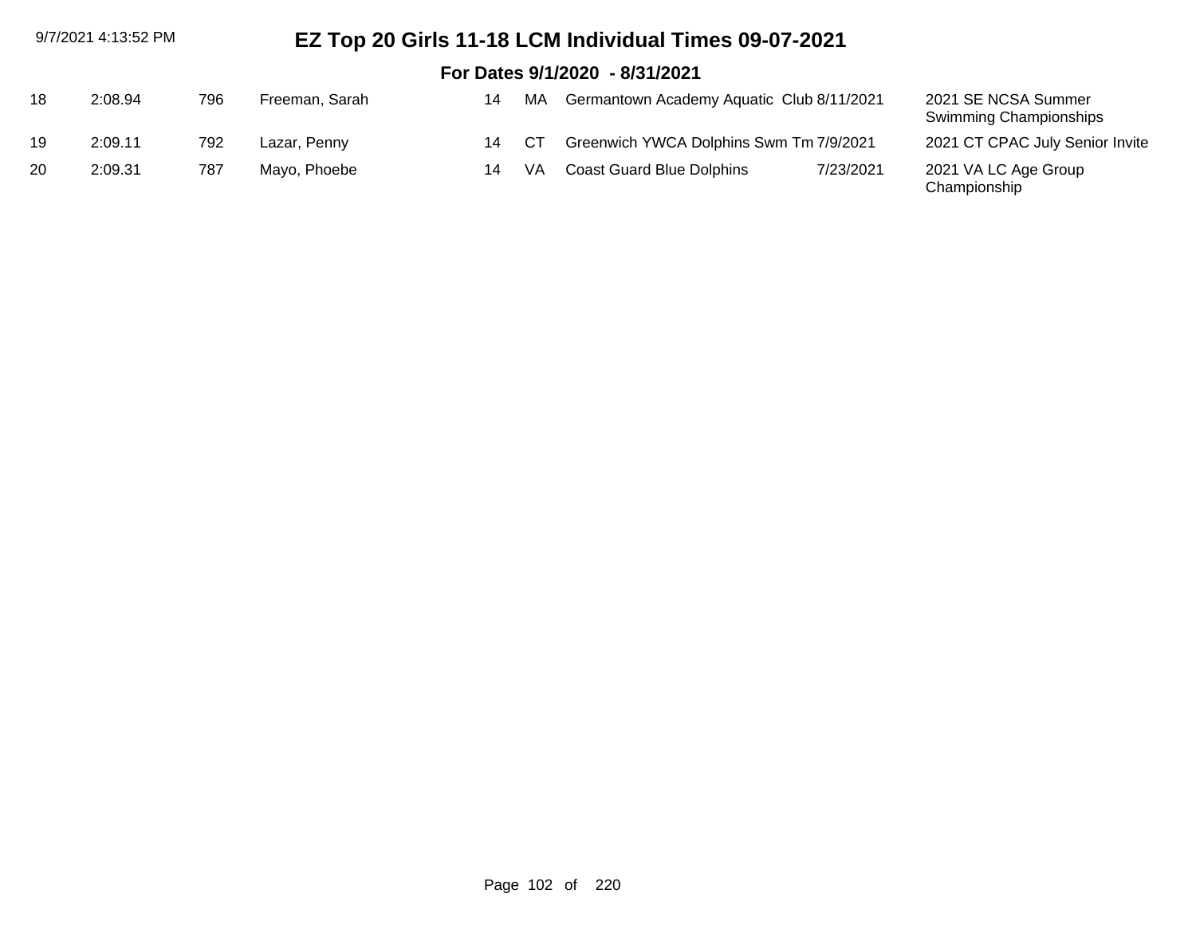# EZ Top 20 Girls 11-18 LCM Individual Times 09-07-2021

## For Dates 9/1/2020 - 8/31/2021

| | | | | | | | | |
|---|---|---|---|---|---|---|---|---|
| 18 | 2:08.94 | 796 | Freeman, Sarah | 14 | MA | Germantown Academy Aquatic Club | 8/11/2021 | 2021 SE NCSA Summer Swimming Championships |
| 19 | 2:09.11 | 792 | Lazar, Penny | 14 | CT | Greenwich YWCA Dolphins Swm Tm | 7/9/2021 | 2021 CT CPAC July Senior Invite |
| 20 | 2:09.31 | 787 | Mayo, Phoebe | 14 | VA | Coast Guard Blue Dolphins | 7/23/2021 | 2021 VA LC Age Group Championship |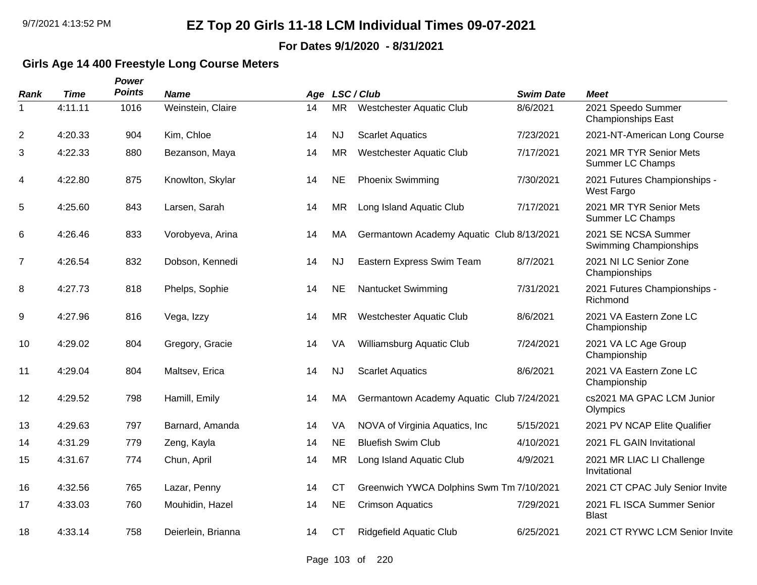# EZ Top 20 Girls 11-18 LCM Individual Times 09-07-2021

**For Dates 9/1/2020 - 8/31/2021**

### Girls Age 14 400 Freestyle Long Course Meters

| Rank | Time | Power Points | Name | Age | LSC / Club | | Swim Date | Meet |
|---|---|---|---|---|---|---|---|---|
| 1 | 4:11.11 | 1016 | Weinstein, Claire | 14 | MR | Westchester Aquatic Club | 8/6/2021 | 2021 Speedo Summer Championships East |
| 2 | 4:20.33 | 904 | Kim, Chloe | 14 | NJ | Scarlet Aquatics | 7/23/2021 | 2021-NT-American Long Course |
| 3 | 4:22.33 | 880 | Bezanson, Maya | 14 | MR | Westchester Aquatic Club | 7/17/2021 | 2021 MR TYR Senior Mets Summer LC Champs |
| 4 | 4:22.80 | 875 | Knowlton, Skylar | 14 | NE | Phoenix Swimming | 7/30/2021 | 2021 Futures Championships - West Fargo |
| 5 | 4:25.60 | 843 | Larsen, Sarah | 14 | MR | Long Island Aquatic Club | 7/17/2021 | 2021 MR TYR Senior Mets Summer LC Champs |
| 6 | 4:26.46 | 833 | Vorobyeva, Arina | 14 | MA | Germantown Academy Aquatic Club | 8/13/2021 | 2021 SE NCSA Summer Swimming Championships |
| 7 | 4:26.54 | 832 | Dobson, Kennedi | 14 | NJ | Eastern Express Swim Team | 8/7/2021 | 2021 NI LC Senior Zone Championships |
| 8 | 4:27.73 | 818 | Phelps, Sophie | 14 | NE | Nantucket Swimming | 7/31/2021 | 2021 Futures Championships - Richmond |
| 9 | 4:27.96 | 816 | Vega, Izzy | 14 | MR | Westchester Aquatic Club | 8/6/2021 | 2021 VA Eastern Zone LC Championship |
| 10 | 4:29.02 | 804 | Gregory, Gracie | 14 | VA | Williamsburg Aquatic Club | 7/24/2021 | 2021 VA LC Age Group Championship |
| 11 | 4:29.04 | 804 | Maltsev, Erica | 14 | NJ | Scarlet Aquatics | 8/6/2021 | 2021 VA Eastern Zone LC Championship |
| 12 | 4:29.52 | 798 | Hamill, Emily | 14 | MA | Germantown Academy Aquatic Club | 7/24/2021 | cs2021 MA GPAC LCM Junior Olympics |
| 13 | 4:29.63 | 797 | Barnard, Amanda | 14 | VA | NOVA of Virginia Aquatics, Inc | 5/15/2021 | 2021 PV NCAP Elite Qualifier |
| 14 | 4:31.29 | 779 | Zeng, Kayla | 14 | NE | Bluefish Swim Club | 4/10/2021 | 2021 FL GAIN Invitational |
| 15 | 4:31.67 | 774 | Chun, April | 14 | MR | Long Island Aquatic Club | 4/9/2021 | 2021 MR LIAC LI Challenge Invitational |
| 16 | 4:32.56 | 765 | Lazar, Penny | 14 | CT | Greenwich YWCA Dolphins Swm Tm | 7/10/2021 | 2021 CT CPAC July Senior Invite |
| 17 | 4:33.03 | 760 | Mouhidin, Hazel | 14 | NE | Crimson Aquatics | 7/29/2021 | 2021 FL ISCA Summer Senior Blast |
| 18 | 4:33.14 | 758 | Deierlein, Brianna | 14 | CT | Ridgefield Aquatic Club | 6/25/2021 | 2021 CT RYWC LCM Senior Invite |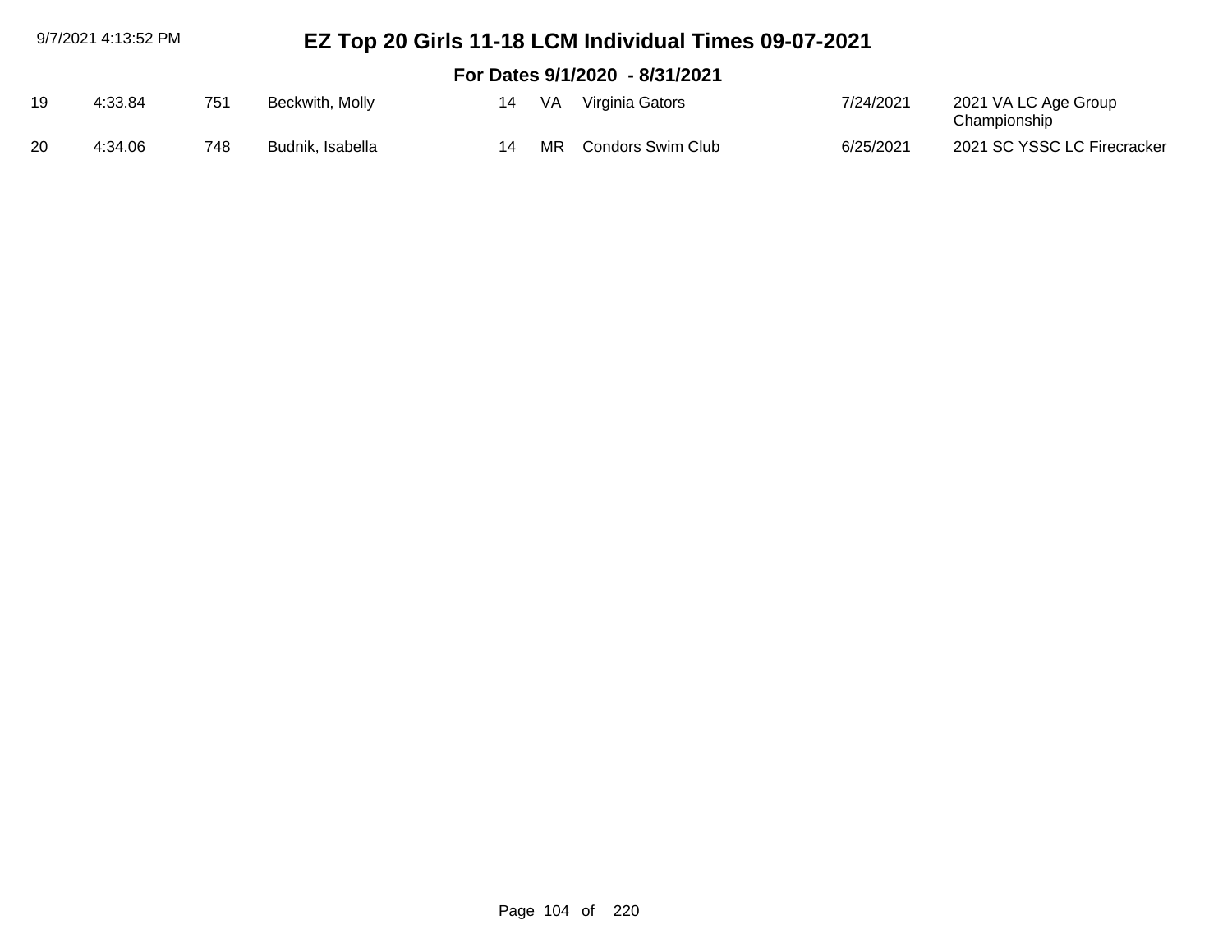# EZ Top 20 Girls 11-18 LCM Individual Times 09-07-2021

## For Dates 9/1/2020 - 8/31/2021

| | | | | | | | | |
|---|---|---|---|---|---|---|---|---|
| 19 | 4:33.84 | 751 | Beckwith, Molly | 14 | VA | Virginia Gators | 7/24/2021 | 2021 VA LC Age Group Championship |
| 20 | 4:34.06 | 748 | Budnik, Isabella | 14 | MR | Condors Swim Club | 6/25/2021 | 2021 SC YSSC LC Firecracker |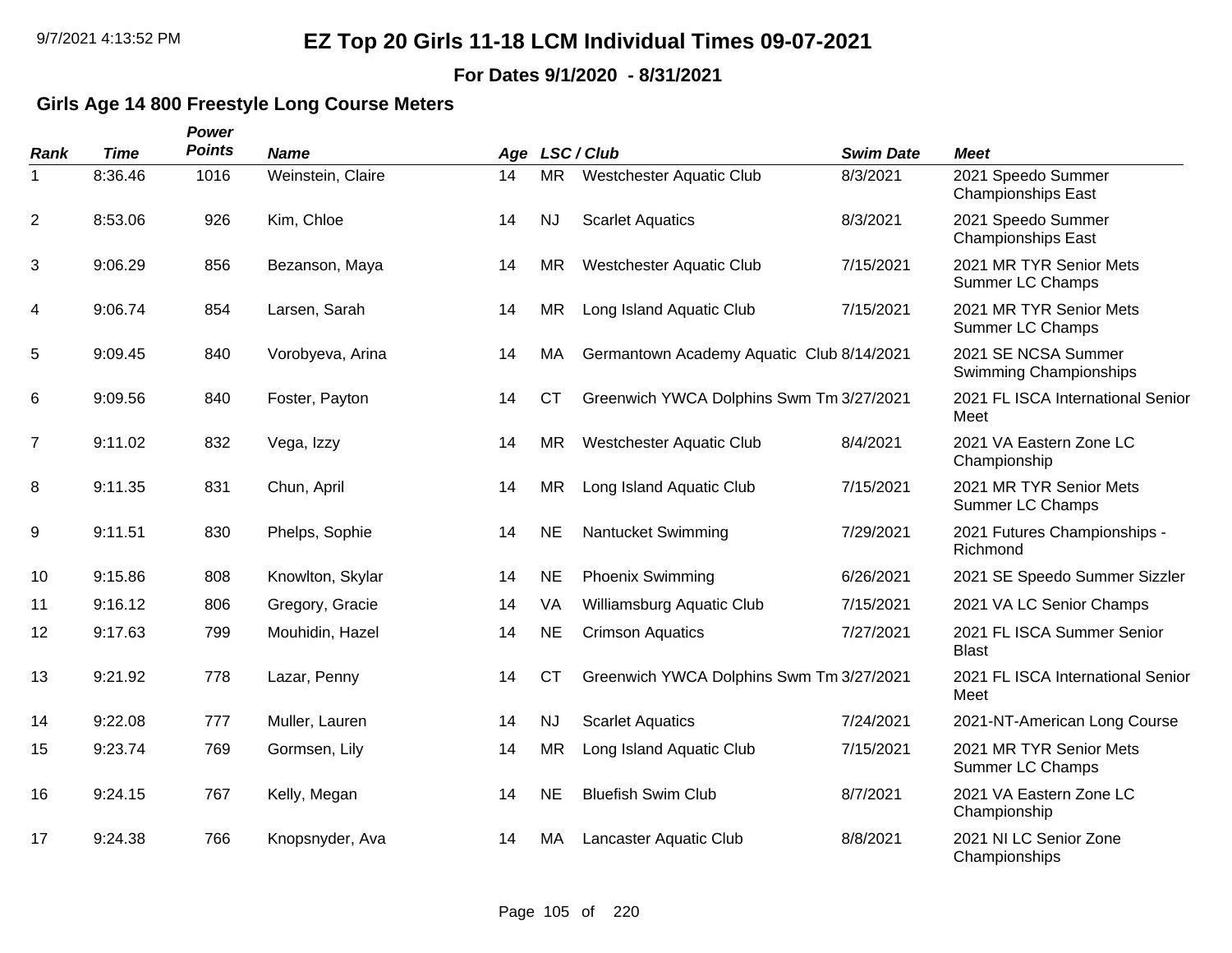# EZ Top 20 Girls 11-18 LCM Individual Times 09-07-2021

**For Dates 9/1/2020 - 8/31/2021**

## Girls Age 14 800 Freestyle Long Course Meters

| Rank | Time | Power Points | Name | Age | LSC / Club | | Swim Date | Meet |
|---|---|---|---|---|---|---|---|---|
| 1 | 8:36.46 | 1016 | Weinstein, Claire | 14 | MR | Westchester Aquatic Club | 8/3/2021 | 2021 Speedo Summer Championships East |
| 2 | 8:53.06 | 926 | Kim, Chloe | 14 | NJ | Scarlet Aquatics | 8/3/2021 | 2021 Speedo Summer Championships East |
| 3 | 9:06.29 | 856 | Bezanson, Maya | 14 | MR | Westchester Aquatic Club | 7/15/2021 | 2021 MR TYR Senior Mets Summer LC Champs |
| 4 | 9:06.74 | 854 | Larsen, Sarah | 14 | MR | Long Island Aquatic Club | 7/15/2021 | 2021 MR TYR Senior Mets Summer LC Champs |
| 5 | 9:09.45 | 840 | Vorobyeva, Arina | 14 | MA | Germantown Academy Aquatic Club | 8/14/2021 | 2021 SE NCSA Summer Swimming Championships |
| 6 | 9:09.56 | 840 | Foster, Payton | 14 | CT | Greenwich YWCA Dolphins Swm Tm | 3/27/2021 | 2021 FL ISCA International Senior Meet |
| 7 | 9:11.02 | 832 | Vega, Izzy | 14 | MR | Westchester Aquatic Club | 8/4/2021 | 2021 VA Eastern Zone LC Championship |
| 8 | 9:11.35 | 831 | Chun, April | 14 | MR | Long Island Aquatic Club | 7/15/2021 | 2021 MR TYR Senior Mets Summer LC Champs |
| 9 | 9:11.51 | 830 | Phelps, Sophie | 14 | NE | Nantucket Swimming | 7/29/2021 | 2021 Futures Championships - Richmond |
| 10 | 9:15.86 | 808 | Knowlton, Skylar | 14 | NE | Phoenix Swimming | 6/26/2021 | 2021 SE Speedo Summer Sizzler |
| 11 | 9:16.12 | 806 | Gregory, Gracie | 14 | VA | Williamsburg Aquatic Club | 7/15/2021 | 2021 VA LC Senior Champs |
| 12 | 9:17.63 | 799 | Mouhidin, Hazel | 14 | NE | Crimson Aquatics | 7/27/2021 | 2021 FL ISCA Summer Senior Blast |
| 13 | 9:21.92 | 778 | Lazar, Penny | 14 | CT | Greenwich YWCA Dolphins Swm Tm | 3/27/2021 | 2021 FL ISCA International Senior Meet |
| 14 | 9:22.08 | 777 | Muller, Lauren | 14 | NJ | Scarlet Aquatics | 7/24/2021 | 2021-NT-American Long Course |
| 15 | 9:23.74 | 769 | Gormsen, Lily | 14 | MR | Long Island Aquatic Club | 7/15/2021 | 2021 MR TYR Senior Mets Summer LC Champs |
| 16 | 9:24.15 | 767 | Kelly, Megan | 14 | NE | Bluefish Swim Club | 8/7/2021 | 2021 VA Eastern Zone LC Championship |
| 17 | 9:24.38 | 766 | Knopsnyder, Ava | 14 | MA | Lancaster Aquatic Club | 8/8/2021 | 2021 NI LC Senior Zone Championships |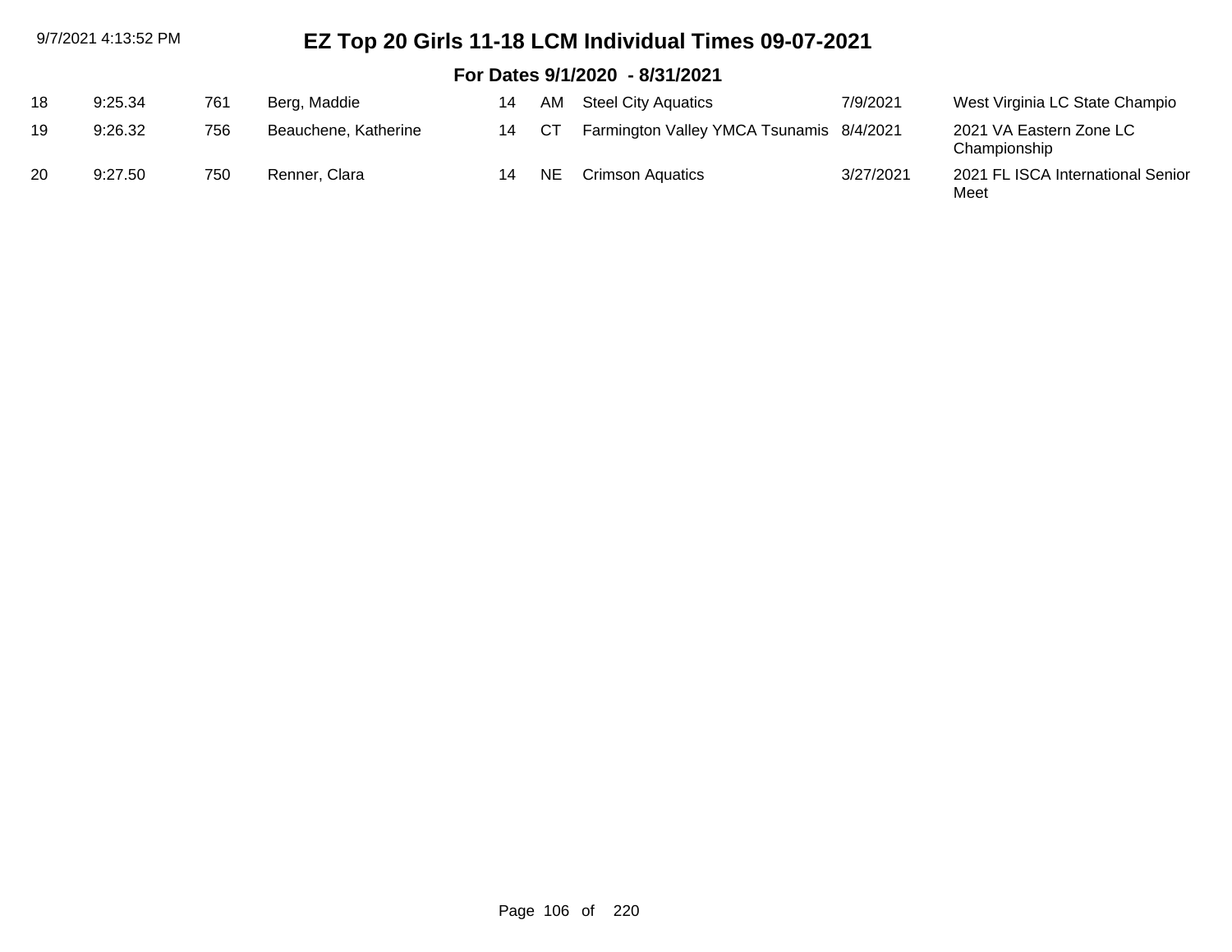# EZ Top 20 Girls 11-18 LCM Individual Times 09-07-2021

## For Dates 9/1/2020 - 8/31/2021

| | | | | | | | | |
|---|---|---|---|---|---|---|---|---|
| 18 | 9:25.34 | 761 | Berg, Maddie | 14 | AM | Steel City Aquatics | 7/9/2021 | West Virginia LC State Champio |
| 19 | 9:26.32 | 756 | Beauchene, Katherine | 14 | CT | Farmington Valley YMCA Tsunamis | 8/4/2021 | 2021 VA Eastern Zone LC Championship |
| 20 | 9:27.50 | 750 | Renner, Clara | 14 | NE | Crimson Aquatics | 3/27/2021 | 2021 FL ISCA International Senior Meet |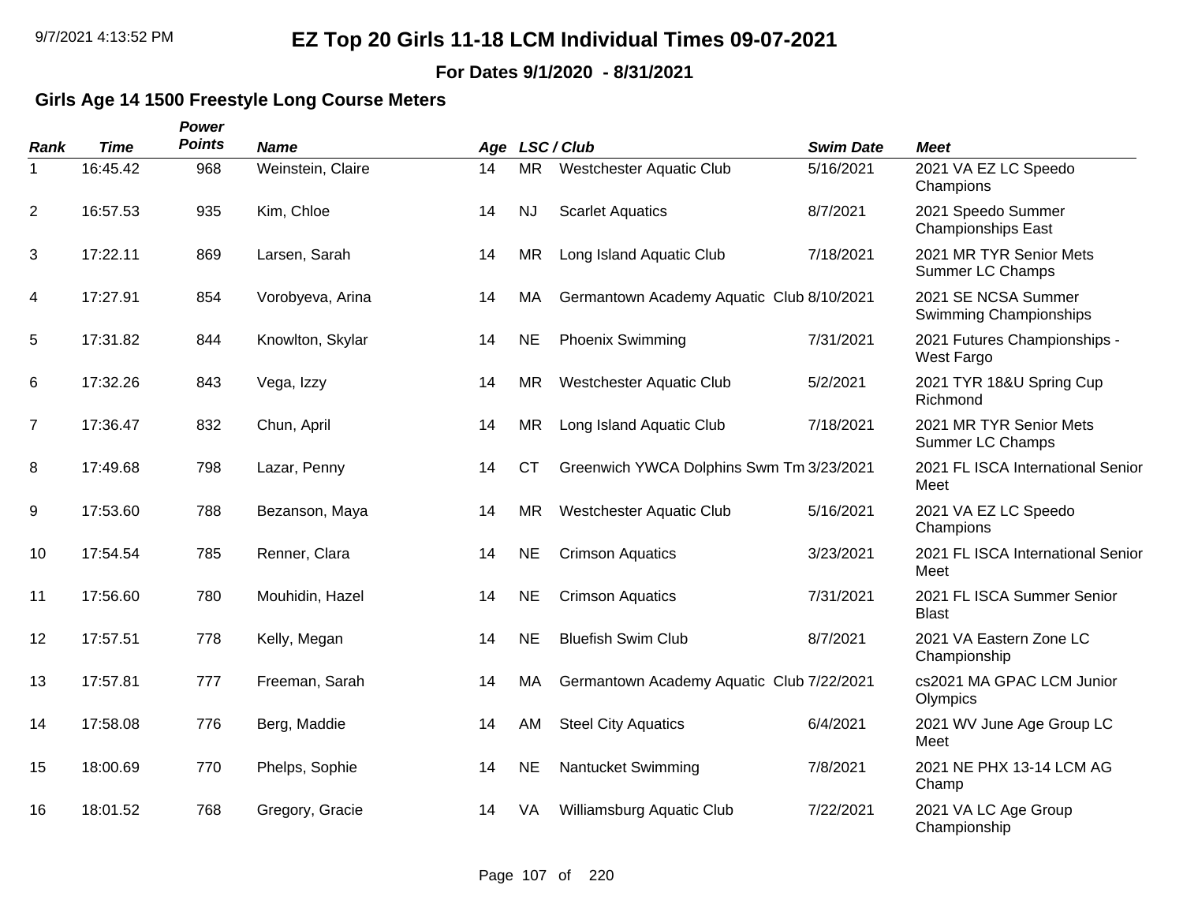# EZ Top 20 Girls 11-18 LCM Individual Times 09-07-2021

**For Dates 9/1/2020 - 8/31/2021**

### Girls Age 14 1500 Freestyle Long Course Meters

| Rank | Time | Power Points | Name | Age | LSC | Club | Swim Date | Meet |
|---|---|---|---|---|---|---|---|---|
| 1 | 16:45.42 | 968 | Weinstein, Claire | 14 | MR | Westchester Aquatic Club | 5/16/2021 | 2021 VA EZ LC Speedo Champions |
| 2 | 16:57.53 | 935 | Kim, Chloe | 14 | NJ | Scarlet Aquatics | 8/7/2021 | 2021 Speedo Summer Championships East |
| 3 | 17:22.11 | 869 | Larsen, Sarah | 14 | MR | Long Island Aquatic Club | 7/18/2021 | 2021 MR TYR Senior Mets Summer LC Champs |
| 4 | 17:27.91 | 854 | Vorobyeva, Arina | 14 | MA | Germantown Academy Aquatic Club | 8/10/2021 | 2021 SE NCSA Summer Swimming Championships |
| 5 | 17:31.82 | 844 | Knowlton, Skylar | 14 | NE | Phoenix Swimming | 7/31/2021 | 2021 Futures Championships - West Fargo |
| 6 | 17:32.26 | 843 | Vega, Izzy | 14 | MR | Westchester Aquatic Club | 5/2/2021 | 2021 TYR 18&U Spring Cup Richmond |
| 7 | 17:36.47 | 832 | Chun, April | 14 | MR | Long Island Aquatic Club | 7/18/2021 | 2021 MR TYR Senior Mets Summer LC Champs |
| 8 | 17:49.68 | 798 | Lazar, Penny | 14 | CT | Greenwich YWCA Dolphins Swm Tm | 3/23/2021 | 2021 FL ISCA International Senior Meet |
| 9 | 17:53.60 | 788 | Bezanson, Maya | 14 | MR | Westchester Aquatic Club | 5/16/2021 | 2021 VA EZ LC Speedo Champions |
| 10 | 17:54.54 | 785 | Renner, Clara | 14 | NE | Crimson Aquatics | 3/23/2021 | 2021 FL ISCA International Senior Meet |
| 11 | 17:56.60 | 780 | Mouhidin, Hazel | 14 | NE | Crimson Aquatics | 7/31/2021 | 2021 FL ISCA Summer Senior Blast |
| 12 | 17:57.51 | 778 | Kelly, Megan | 14 | NE | Bluefish Swim Club | 8/7/2021 | 2021 VA Eastern Zone LC Championship |
| 13 | 17:57.81 | 777 | Freeman, Sarah | 14 | MA | Germantown Academy Aquatic Club | 7/22/2021 | cs2021 MA GPAC LCM Junior Olympics |
| 14 | 17:58.08 | 776 | Berg, Maddie | 14 | AM | Steel City Aquatics | 6/4/2021 | 2021 WV June Age Group LC Meet |
| 15 | 18:00.69 | 770 | Phelps, Sophie | 14 | NE | Nantucket Swimming | 7/8/2021 | 2021 NE PHX 13-14 LCM AG Champ |
| 16 | 18:01.52 | 768 | Gregory, Gracie | 14 | VA | Williamsburg Aquatic Club | 7/22/2021 | 2021 VA LC Age Group Championship |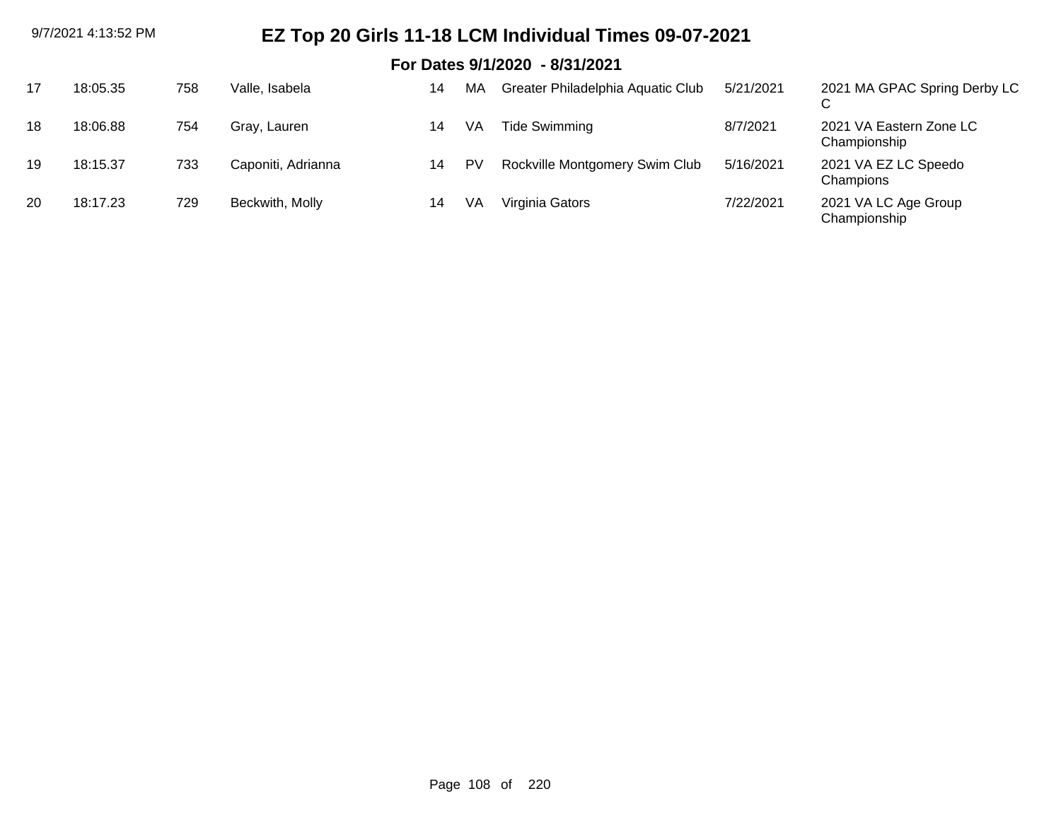# EZ Top 20 Girls 11-18 LCM Individual Times 09-07-2021

## For Dates 9/1/2020 - 8/31/2021

| | | | | | | | | |
|---|---|---|---|---|---|---|---|---|
| 17 | 18:05.35 | 758 | Valle, Isabela | 14 | MA | Greater Philadelphia Aquatic Club | 5/21/2021 | 2021 MA GPAC Spring Derby LC C |
| 18 | 18:06.88 | 754 | Gray, Lauren | 14 | VA | Tide Swimming | 8/7/2021 | 2021 VA Eastern Zone LC Championship |
| 19 | 18:15.37 | 733 | Caponiti, Adrianna | 14 | PV | Rockville Montgomery Swim Club | 5/16/2021 | 2021 VA EZ LC Speedo Champions |
| 20 | 18:17.23 | 729 | Beckwith, Molly | 14 | VA | Virginia Gators | 7/22/2021 | 2021 VA LC Age Group Championship |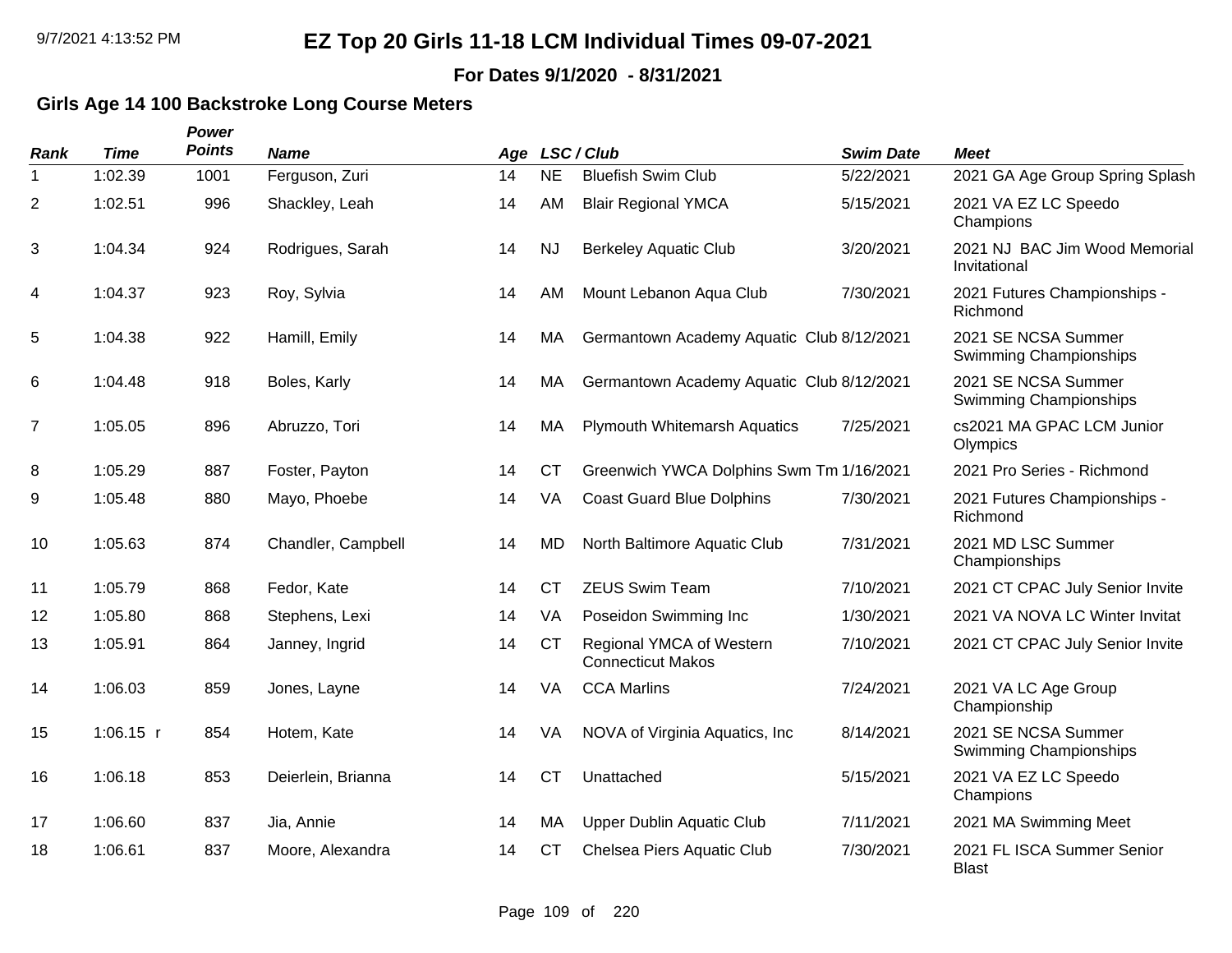# EZ Top 20 Girls 11-18 LCM Individual Times 09-07-2021

**For Dates 9/1/2020 - 8/31/2021**

## Girls Age 14 100 Backstroke Long Course Meters

| Rank | Time | Power Points | Name | Age | LSC | Club | Swim Date | Meet |
|---|---|---|---|---|---|---|---|---|
| 1 | 1:02.39 | 1001 | Ferguson, Zuri | 14 | NE | Bluefish Swim Club | 5/22/2021 | 2021 GA Age Group Spring Splash |
| 2 | 1:02.51 | 996 | Shackley, Leah | 14 | AM | Blair Regional YMCA | 5/15/2021 | 2021 VA EZ LC Speedo Champions |
| 3 | 1:04.34 | 924 | Rodrigues, Sarah | 14 | NJ | Berkeley Aquatic Club | 3/20/2021 | 2021 NJ BAC Jim Wood Memorial Invitational |
| 4 | 1:04.37 | 923 | Roy, Sylvia | 14 | AM | Mount Lebanon Aqua Club | 7/30/2021 | 2021 Futures Championships - Richmond |
| 5 | 1:04.38 | 922 | Hamill, Emily | 14 | MA | Germantown Academy Aquatic Club | 8/12/2021 | 2021 SE NCSA Summer Swimming Championships |
| 6 | 1:04.48 | 918 | Boles, Karly | 14 | MA | Germantown Academy Aquatic Club | 8/12/2021 | 2021 SE NCSA Summer Swimming Championships |
| 7 | 1:05.05 | 896 | Abruzzo, Tori | 14 | MA | Plymouth Whitemarsh Aquatics | 7/25/2021 | cs2021 MA GPAC LCM Junior Olympics |
| 8 | 1:05.29 | 887 | Foster, Payton | 14 | CT | Greenwich YWCA Dolphins Swm Tm | 1/16/2021 | 2021 Pro Series - Richmond |
| 9 | 1:05.48 | 880 | Mayo, Phoebe | 14 | VA | Coast Guard Blue Dolphins | 7/30/2021 | 2021 Futures Championships - Richmond |
| 10 | 1:05.63 | 874 | Chandler, Campbell | 14 | MD | North Baltimore Aquatic Club | 7/31/2021 | 2021 MD LSC Summer Championships |
| 11 | 1:05.79 | 868 | Fedor, Kate | 14 | CT | ZEUS Swim Team | 7/10/2021 | 2021 CT CPAC July Senior Invite |
| 12 | 1:05.80 | 868 | Stephens, Lexi | 14 | VA | Poseidon Swimming Inc | 1/30/2021 | 2021 VA NOVA LC Winter Invitat |
| 13 | 1:05.91 | 864 | Janney, Ingrid | 14 | CT | Regional YMCA of Western Connecticut Makos | 7/10/2021 | 2021 CT CPAC July Senior Invite |
| 14 | 1:06.03 | 859 | Jones, Layne | 14 | VA | CCA Marlins | 7/24/2021 | 2021 VA LC Age Group Championship |
| 15 | 1:06.15 r | 854 | Hotem, Kate | 14 | VA | NOVA of Virginia Aquatics, Inc | 8/14/2021 | 2021 SE NCSA Summer Swimming Championships |
| 16 | 1:06.18 | 853 | Deierlein, Brianna | 14 | CT | Unattached | 5/15/2021 | 2021 VA EZ LC Speedo Champions |
| 17 | 1:06.60 | 837 | Jia, Annie | 14 | MA | Upper Dublin Aquatic Club | 7/11/2021 | 2021 MA Swimming Meet |
| 18 | 1:06.61 | 837 | Moore, Alexandra | 14 | CT | Chelsea Piers Aquatic Club | 7/30/2021 | 2021 FL ISCA Summer Senior Blast |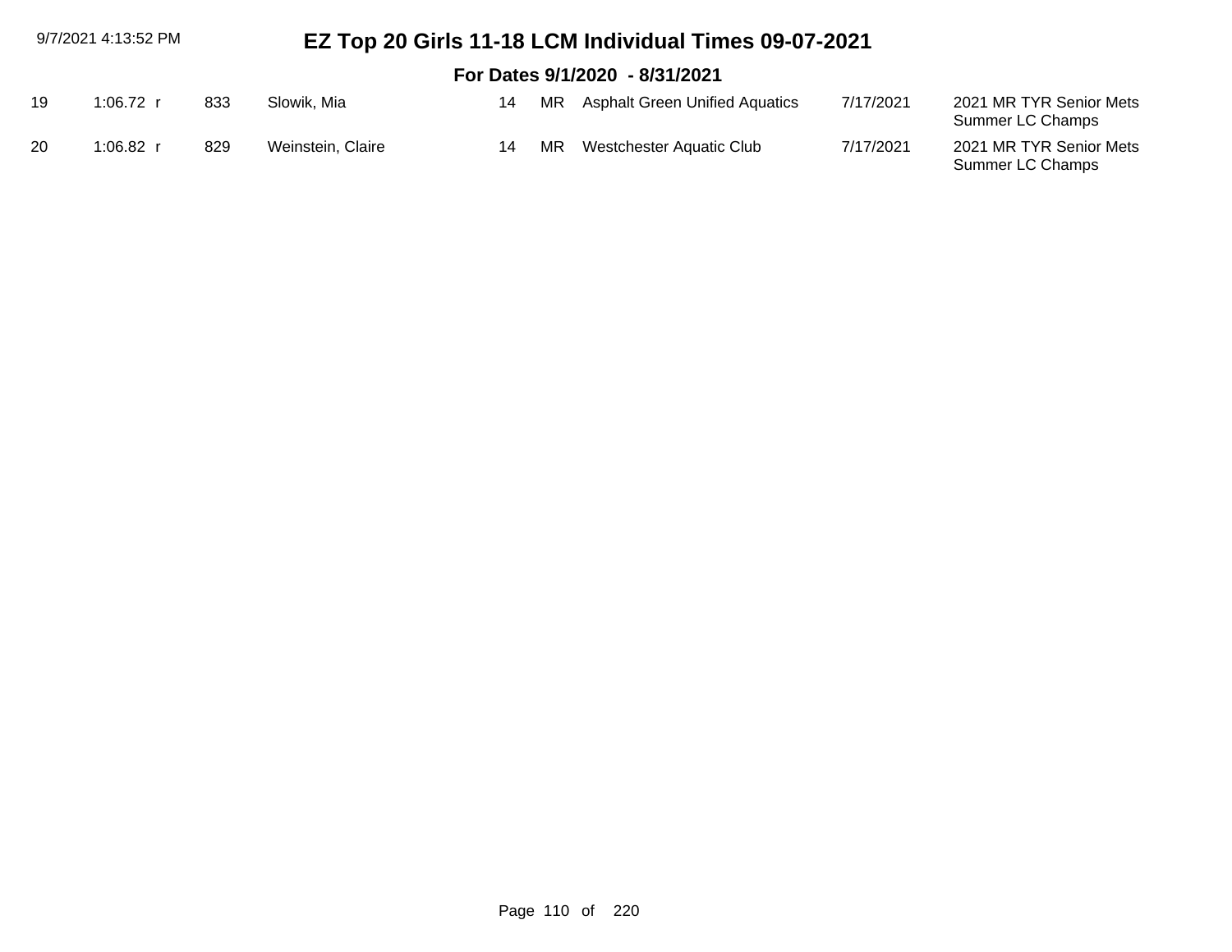# EZ Top 20 Girls 11-18 LCM Individual Times 09-07-2021

## For Dates 9/1/2020 - 8/31/2021

| | | | | | | | | |
|---|---|---|---|---|---|---|---|---|
| 19 | 1:06.72 r | 833 | Slowik, Mia | 14 | MR | Asphalt Green Unified Aquatics | 7/17/2021 | 2021 MR TYR Senior Mets Summer LC Champs |
| 20 | 1:06.82 r | 829 | Weinstein, Claire | 14 | MR | Westchester Aquatic Club | 7/17/2021 | 2021 MR TYR Senior Mets Summer LC Champs |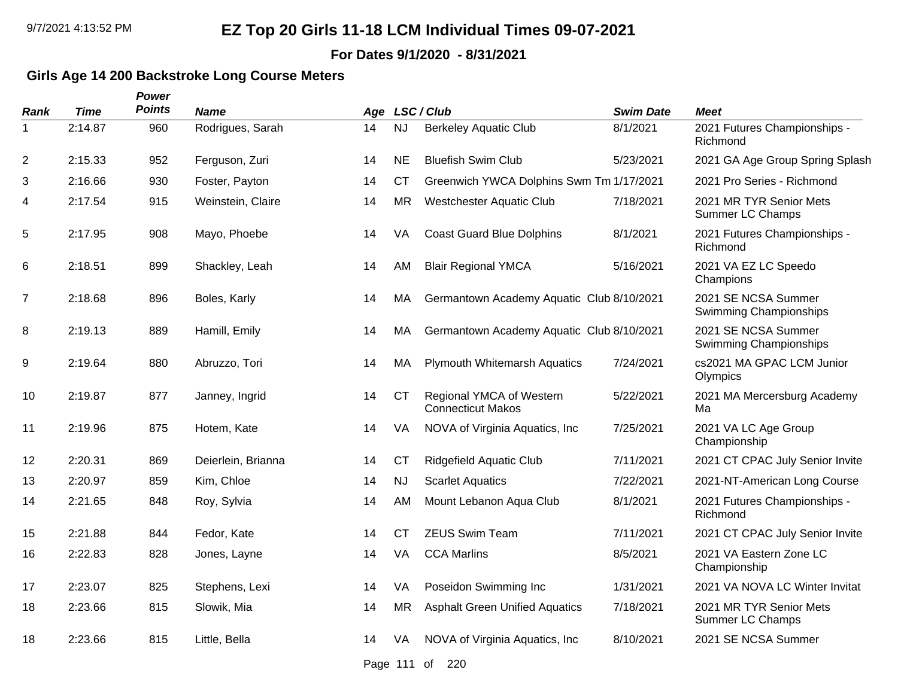# EZ Top 20 Girls 11-18 LCM Individual Times 09-07-2021

**For Dates 9/1/2020 - 8/31/2021**

## Girls Age 14 200 Backstroke Long Course Meters

| Rank | Time | Power Points | Name | Age | LSC | Club | Swim Date | Meet |
|---|---|---|---|---|---|---|---|---|
| 1 | 2:14.87 | 960 | Rodrigues, Sarah | 14 | NJ | Berkeley Aquatic Club | 8/1/2021 | 2021 Futures Championships - Richmond |
| 2 | 2:15.33 | 952 | Ferguson, Zuri | 14 | NE | Bluefish Swim Club | 5/23/2021 | 2021 GA Age Group Spring Splash |
| 3 | 2:16.66 | 930 | Foster, Payton | 14 | CT | Greenwich YWCA Dolphins Swm Tm | 1/17/2021 | 2021 Pro Series - Richmond |
| 4 | 2:17.54 | 915 | Weinstein, Claire | 14 | MR | Westchester Aquatic Club | 7/18/2021 | 2021 MR TYR Senior Mets Summer LC Champs |
| 5 | 2:17.95 | 908 | Mayo, Phoebe | 14 | VA | Coast Guard Blue Dolphins | 8/1/2021 | 2021 Futures Championships - Richmond |
| 6 | 2:18.51 | 899 | Shackley, Leah | 14 | AM | Blair Regional YMCA | 5/16/2021 | 2021 VA EZ LC Speedo Champions |
| 7 | 2:18.68 | 896 | Boles, Karly | 14 | MA | Germantown Academy Aquatic Club | 8/10/2021 | 2021 SE NCSA Summer Swimming Championships |
| 8 | 2:19.13 | 889 | Hamill, Emily | 14 | MA | Germantown Academy Aquatic Club | 8/10/2021 | 2021 SE NCSA Summer Swimming Championships |
| 9 | 2:19.64 | 880 | Abruzzo, Tori | 14 | MA | Plymouth Whitemarsh Aquatics | 7/24/2021 | cs2021 MA GPAC LCM Junior Olympics |
| 10 | 2:19.87 | 877 | Janney, Ingrid | 14 | CT | Regional YMCA of Western Connecticut Makos | 5/22/2021 | 2021 MA Mercersburg Academy Ma |
| 11 | 2:19.96 | 875 | Hotem, Kate | 14 | VA | NOVA of Virginia Aquatics, Inc | 7/25/2021 | 2021 VA LC Age Group Championship |
| 12 | 2:20.31 | 869 | Deierlein, Brianna | 14 | CT | Ridgefield Aquatic Club | 7/11/2021 | 2021 CT CPAC July Senior Invite |
| 13 | 2:20.97 | 859 | Kim, Chloe | 14 | NJ | Scarlet Aquatics | 7/22/2021 | 2021-NT-American Long Course |
| 14 | 2:21.65 | 848 | Roy, Sylvia | 14 | AM | Mount Lebanon Aqua Club | 8/1/2021 | 2021 Futures Championships - Richmond |
| 15 | 2:21.88 | 844 | Fedor, Kate | 14 | CT | ZEUS Swim Team | 7/11/2021 | 2021 CT CPAC July Senior Invite |
| 16 | 2:22.83 | 828 | Jones, Layne | 14 | VA | CCA Marlins | 8/5/2021 | 2021 VA Eastern Zone LC Championship |
| 17 | 2:23.07 | 825 | Stephens, Lexi | 14 | VA | Poseidon Swimming Inc | 1/31/2021 | 2021 VA NOVA LC Winter Invitat |
| 18 | 2:23.66 | 815 | Slowik, Mia | 14 | MR | Asphalt Green Unified Aquatics | 7/18/2021 | 2021 MR TYR Senior Mets Summer LC Champs |
| 18 | 2:23.66 | 815 | Little, Bella | 14 | VA | NOVA of Virginia Aquatics, Inc | 8/10/2021 | 2021 SE NCSA Summer |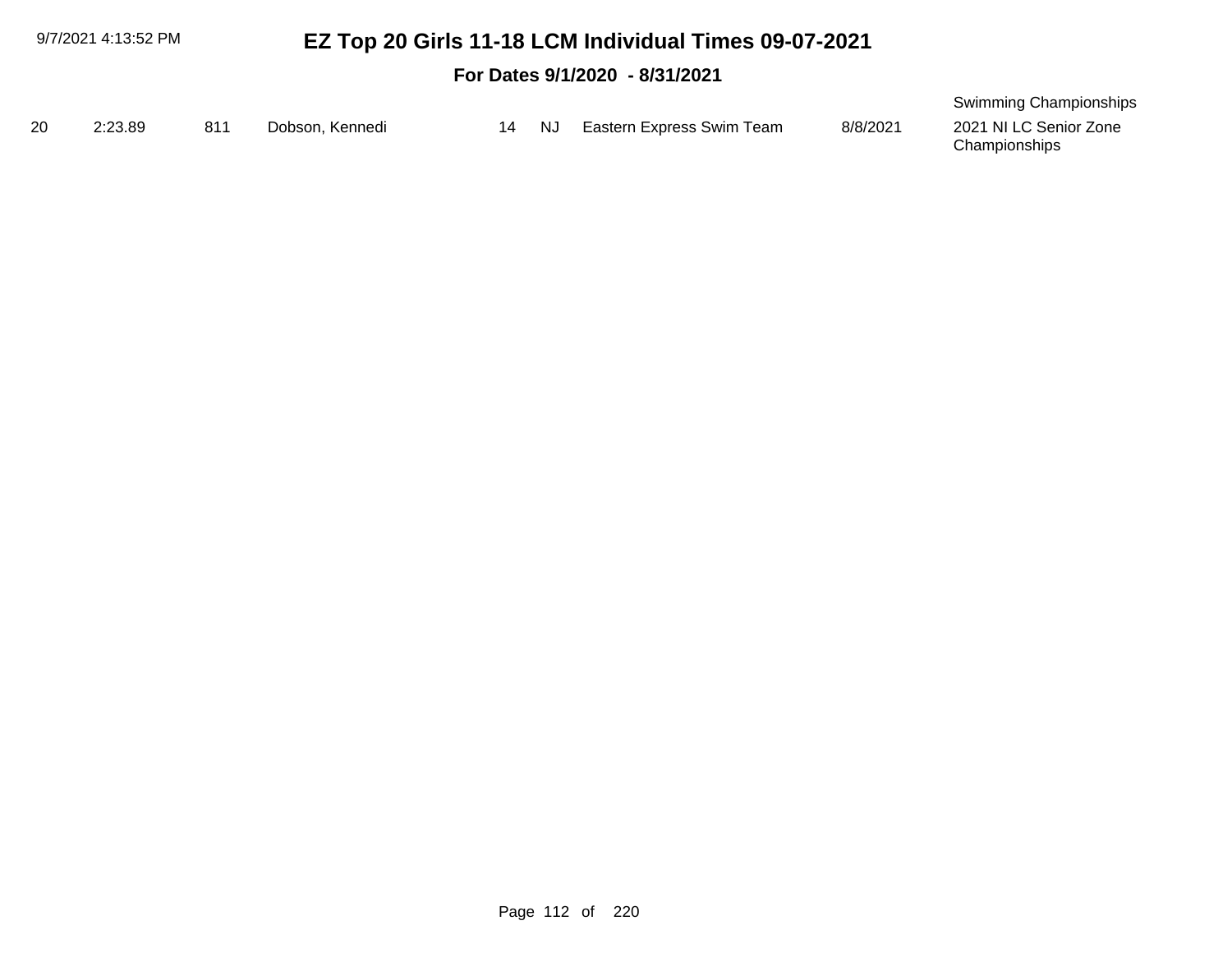# EZ Top 20 Girls 11-18 LCM Individual Times 09-07-2021

## For Dates 9/1/2020 - 8/31/2021

| | | | | | | | | |
|---|---|---|---|---|---|---|---|---|
| | | | | | | | | Swimming Championships |
| 20 | 2:23.89 | 811 | Dobson, Kennedi | 14 | NJ | Eastern Express Swim Team | 8/8/2021 | 2021 NI LC Senior Zone Championships |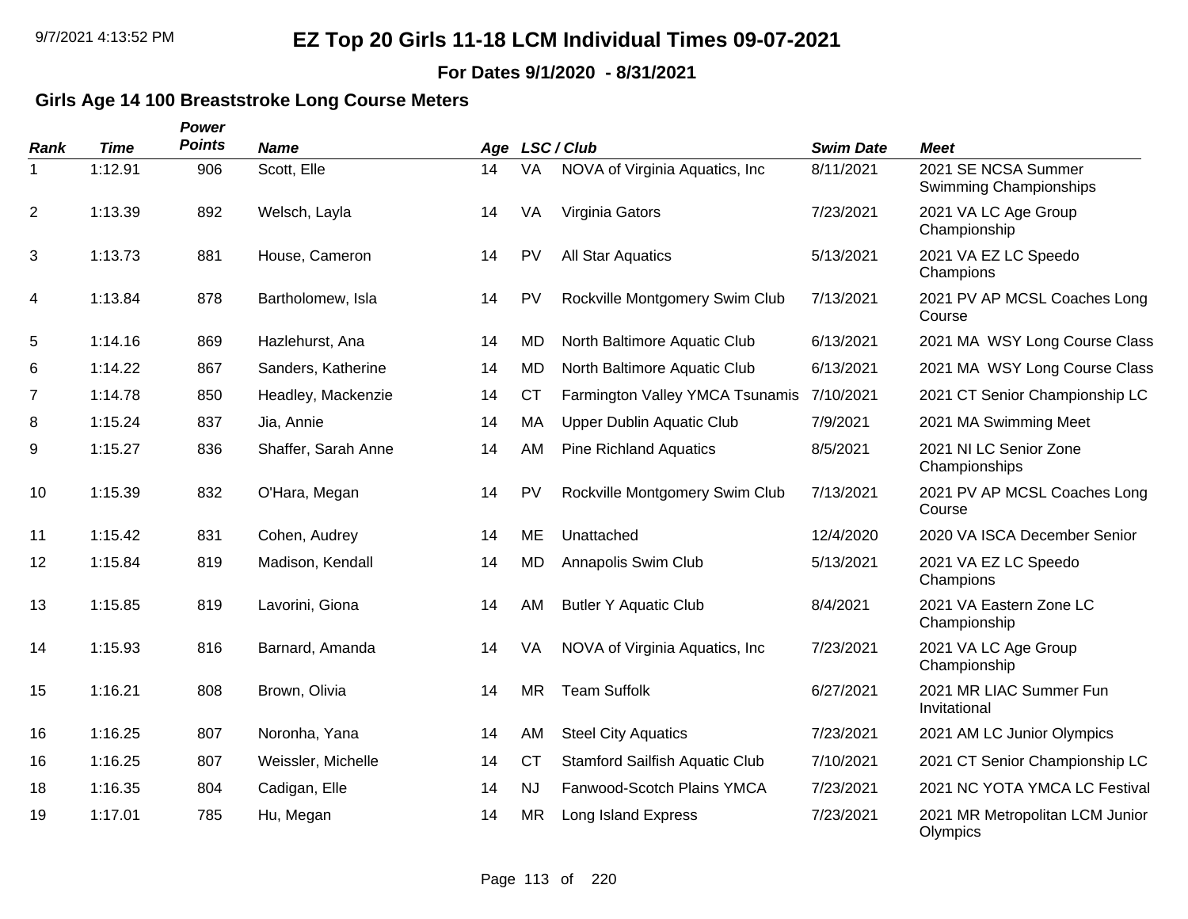# EZ Top 20 Girls 11-18 LCM Individual Times 09-07-2021

**For Dates 9/1/2020 - 8/31/2021**

### Girls Age 14 100 Breaststroke Long Course Meters

| Rank | Time | Power Points | Name | Age | LSC | Club | Swim Date | Meet |
|---|---|---|---|---|---|---|---|---|
| 1 | 1:12.91 | 906 | Scott, Elle | 14 | VA | NOVA of Virginia Aquatics, Inc | 8/11/2021 | 2021 SE NCSA Summer Swimming Championships |
| 2 | 1:13.39 | 892 | Welsch, Layla | 14 | VA | Virginia Gators | 7/23/2021 | 2021 VA LC Age Group Championship |
| 3 | 1:13.73 | 881 | House, Cameron | 14 | PV | All Star Aquatics | 5/13/2021 | 2021 VA EZ LC Speedo Champions |
| 4 | 1:13.84 | 878 | Bartholomew, Isla | 14 | PV | Rockville Montgomery Swim Club | 7/13/2021 | 2021 PV AP MCSL Coaches Long Course |
| 5 | 1:14.16 | 869 | Hazlehurst, Ana | 14 | MD | North Baltimore Aquatic Club | 6/13/2021 | 2021 MA WSY Long Course Class |
| 6 | 1:14.22 | 867 | Sanders, Katherine | 14 | MD | North Baltimore Aquatic Club | 6/13/2021 | 2021 MA WSY Long Course Class |
| 7 | 1:14.78 | 850 | Headley, Mackenzie | 14 | CT | Farmington Valley YMCA Tsunamis | 7/10/2021 | 2021 CT Senior Championship LC |
| 8 | 1:15.24 | 837 | Jia, Annie | 14 | MA | Upper Dublin Aquatic Club | 7/9/2021 | 2021 MA Swimming Meet |
| 9 | 1:15.27 | 836 | Shaffer, Sarah Anne | 14 | AM | Pine Richland Aquatics | 8/5/2021 | 2021 NI LC Senior Zone Championships |
| 10 | 1:15.39 | 832 | O'Hara, Megan | 14 | PV | Rockville Montgomery Swim Club | 7/13/2021 | 2021 PV AP MCSL Coaches Long Course |
| 11 | 1:15.42 | 831 | Cohen, Audrey | 14 | ME | Unattached | 12/4/2020 | 2020 VA ISCA December Senior |
| 12 | 1:15.84 | 819 | Madison, Kendall | 14 | MD | Annapolis Swim Club | 5/13/2021 | 2021 VA EZ LC Speedo Champions |
| 13 | 1:15.85 | 819 | Lavorini, Giona | 14 | AM | Butler Y Aquatic Club | 8/4/2021 | 2021 VA Eastern Zone LC Championship |
| 14 | 1:15.93 | 816 | Barnard, Amanda | 14 | VA | NOVA of Virginia Aquatics, Inc | 7/23/2021 | 2021 VA LC Age Group Championship |
| 15 | 1:16.21 | 808 | Brown, Olivia | 14 | MR | Team Suffolk | 6/27/2021 | 2021 MR LIAC Summer Fun Invitational |
| 16 | 1:16.25 | 807 | Noronha, Yana | 14 | AM | Steel City Aquatics | 7/23/2021 | 2021 AM LC Junior Olympics |
| 16 | 1:16.25 | 807 | Weissler, Michelle | 14 | CT | Stamford Sailfish Aquatic Club | 7/10/2021 | 2021 CT Senior Championship LC |
| 18 | 1:16.35 | 804 | Cadigan, Elle | 14 | NJ | Fanwood-Scotch Plains YMCA | 7/23/2021 | 2021 NC YOTA YMCA LC Festival |
| 19 | 1:17.01 | 785 | Hu, Megan | 14 | MR | Long Island Express | 7/23/2021 | 2021 MR Metropolitan LCM Junior Olympics |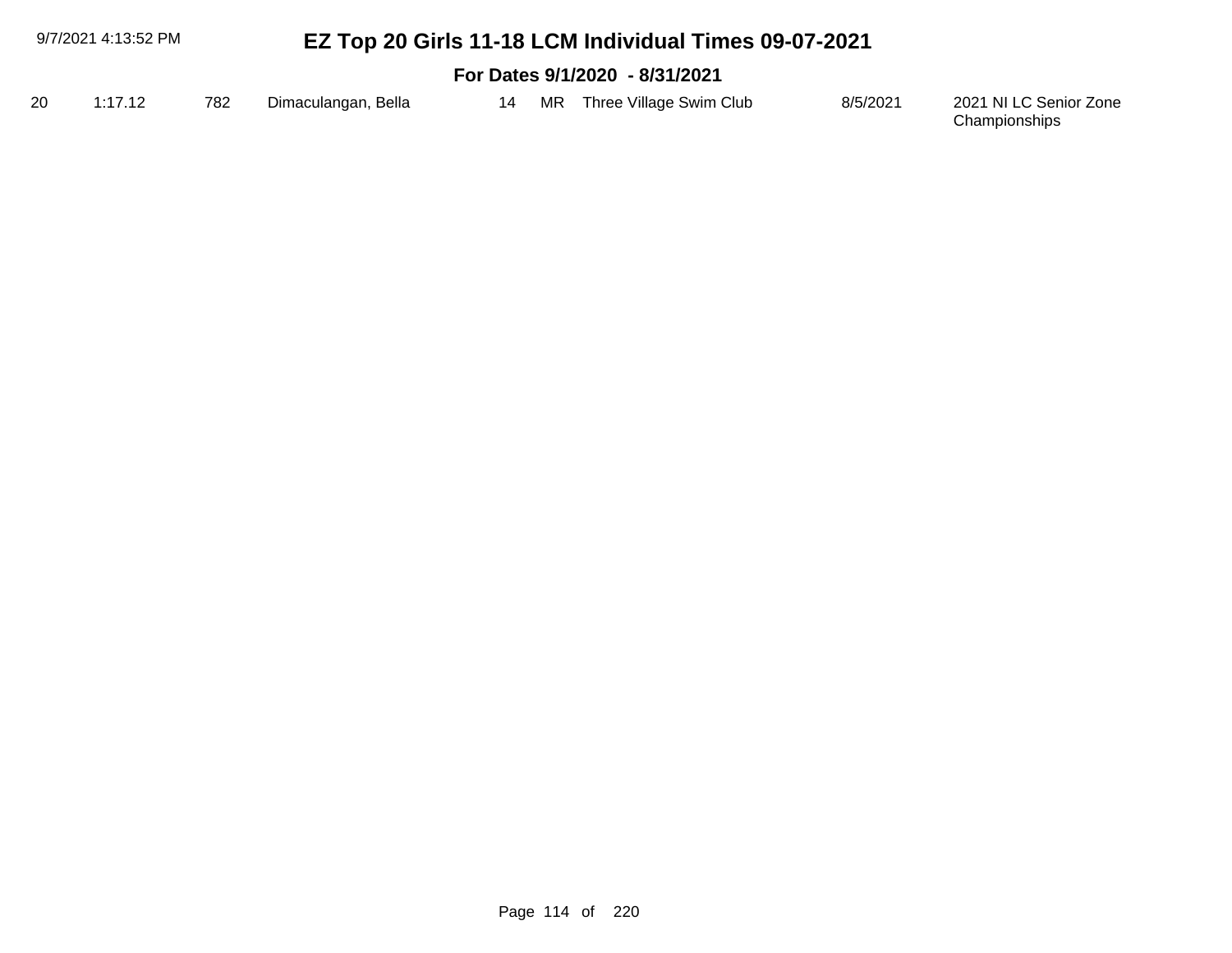# EZ Top 20 Girls 11-18 LCM Individual Times 09-07-2021

## For Dates 9/1/2020 - 8/31/2021

| | | | | | | | | |
|---|---|---|---|---|---|---|---|---|
| 20 | 1:17.12 | 782 | Dimaculangan, Bella | 14 | MR | Three Village Swim Club | 8/5/2021 | 2021 NI LC Senior Zone Championships |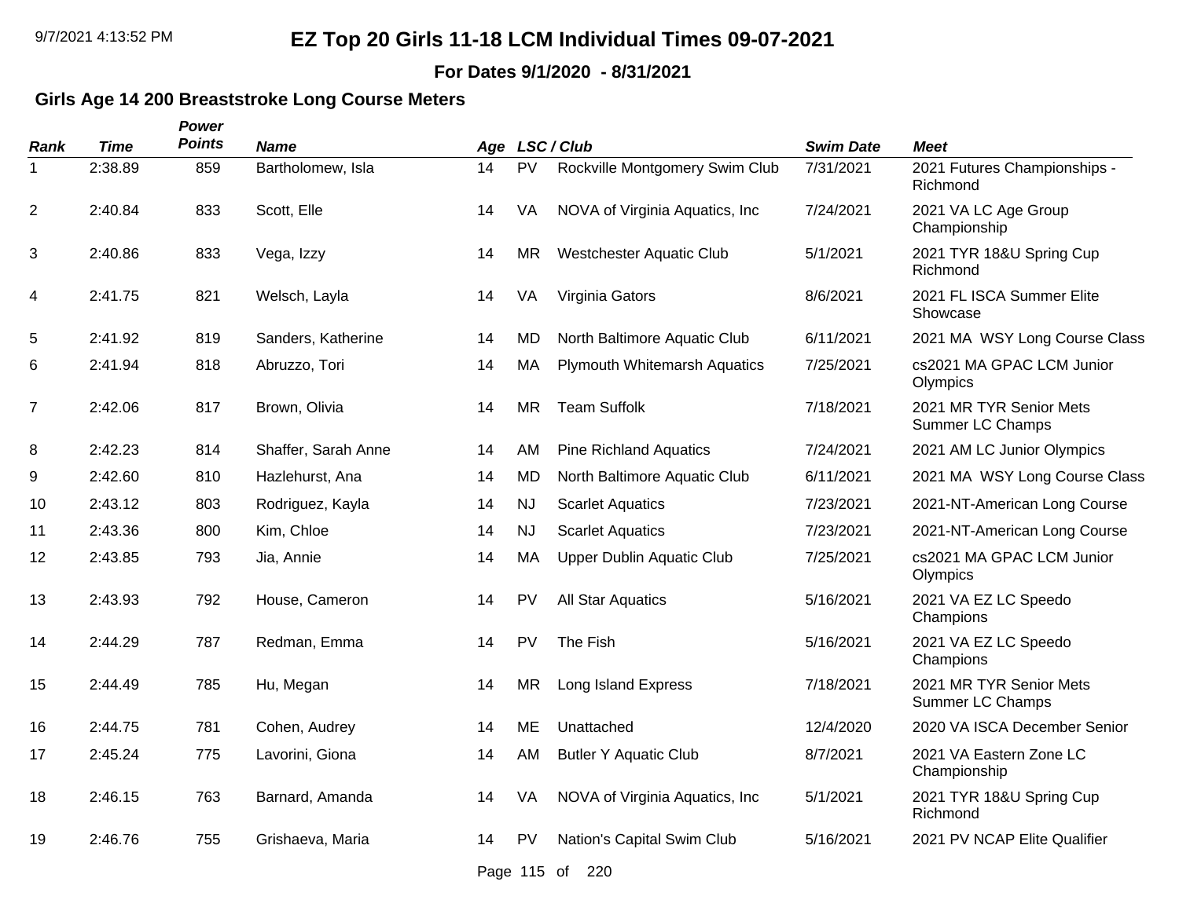# EZ Top 20 Girls 11-18 LCM Individual Times 09-07-2021

**For Dates 9/1/2020 - 8/31/2021**

## Girls Age 14 200 Breaststroke Long Course Meters

| Rank | Time | Power Points | Name | Age | LSC / Club | | Swim Date | Meet |
|---|---|---|---|---|---|---|---|---|
| 1 | 2:38.89 | 859 | Bartholomew, Isla | 14 | PV | Rockville Montgomery Swim Club | 7/31/2021 | 2021 Futures Championships - Richmond |
| 2 | 2:40.84 | 833 | Scott, Elle | 14 | VA | NOVA of Virginia Aquatics, Inc | 7/24/2021 | 2021 VA LC Age Group Championship |
| 3 | 2:40.86 | 833 | Vega, Izzy | 14 | MR | Westchester Aquatic Club | 5/1/2021 | 2021 TYR 18&U Spring Cup Richmond |
| 4 | 2:41.75 | 821 | Welsch, Layla | 14 | VA | Virginia Gators | 8/6/2021 | 2021 FL ISCA Summer Elite Showcase |
| 5 | 2:41.92 | 819 | Sanders, Katherine | 14 | MD | North Baltimore Aquatic Club | 6/11/2021 | 2021 MA WSY Long Course Class |
| 6 | 2:41.94 | 818 | Abruzzo, Tori | 14 | MA | Plymouth Whitemarsh Aquatics | 7/25/2021 | cs2021 MA GPAC LCM Junior Olympics |
| 7 | 2:42.06 | 817 | Brown, Olivia | 14 | MR | Team Suffolk | 7/18/2021 | 2021 MR TYR Senior Mets Summer LC Champs |
| 8 | 2:42.23 | 814 | Shaffer, Sarah Anne | 14 | AM | Pine Richland Aquatics | 7/24/2021 | 2021 AM LC Junior Olympics |
| 9 | 2:42.60 | 810 | Hazlehurst, Ana | 14 | MD | North Baltimore Aquatic Club | 6/11/2021 | 2021 MA WSY Long Course Class |
| 10 | 2:43.12 | 803 | Rodriguez, Kayla | 14 | NJ | Scarlet Aquatics | 7/23/2021 | 2021-NT-American Long Course |
| 11 | 2:43.36 | 800 | Kim, Chloe | 14 | NJ | Scarlet Aquatics | 7/23/2021 | 2021-NT-American Long Course |
| 12 | 2:43.85 | 793 | Jia, Annie | 14 | MA | Upper Dublin Aquatic Club | 7/25/2021 | cs2021 MA GPAC LCM Junior Olympics |
| 13 | 2:43.93 | 792 | House, Cameron | 14 | PV | All Star Aquatics | 5/16/2021 | 2021 VA EZ LC Speedo Champions |
| 14 | 2:44.29 | 787 | Redman, Emma | 14 | PV | The Fish | 5/16/2021 | 2021 VA EZ LC Speedo Champions |
| 15 | 2:44.49 | 785 | Hu, Megan | 14 | MR | Long Island Express | 7/18/2021 | 2021 MR TYR Senior Mets Summer LC Champs |
| 16 | 2:44.75 | 781 | Cohen, Audrey | 14 | ME | Unattached | 12/4/2020 | 2020 VA ISCA December Senior |
| 17 | 2:45.24 | 775 | Lavorini, Giona | 14 | AM | Butler Y Aquatic Club | 8/7/2021 | 2021 VA Eastern Zone LC Championship |
| 18 | 2:46.15 | 763 | Barnard, Amanda | 14 | VA | NOVA of Virginia Aquatics, Inc | 5/1/2021 | 2021 TYR 18&U Spring Cup Richmond |
| 19 | 2:46.76 | 755 | Grishaeva, Maria | 14 | PV | Nation's Capital Swim Club | 5/16/2021 | 2021 PV NCAP Elite Qualifier |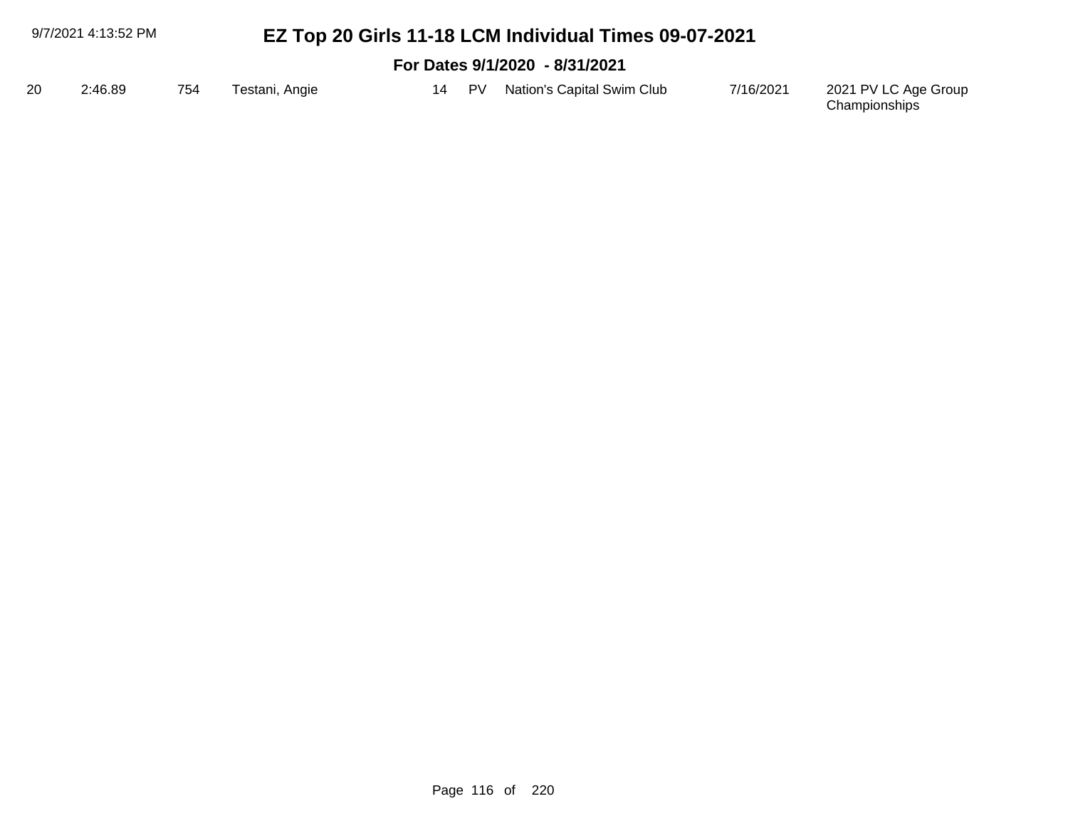# EZ Top 20 Girls 11-18 LCM Individual Times 09-07-2021

## For Dates 9/1/2020 - 8/31/2021

| | | | | | | | | |
|---|---|---|---|---|---|---|---|---|
| 20 | 2:46.89 | 754 | Testani, Angie | 14 | PV | Nation's Capital Swim Club | 7/16/2021 | 2021 PV LC Age Group Championships |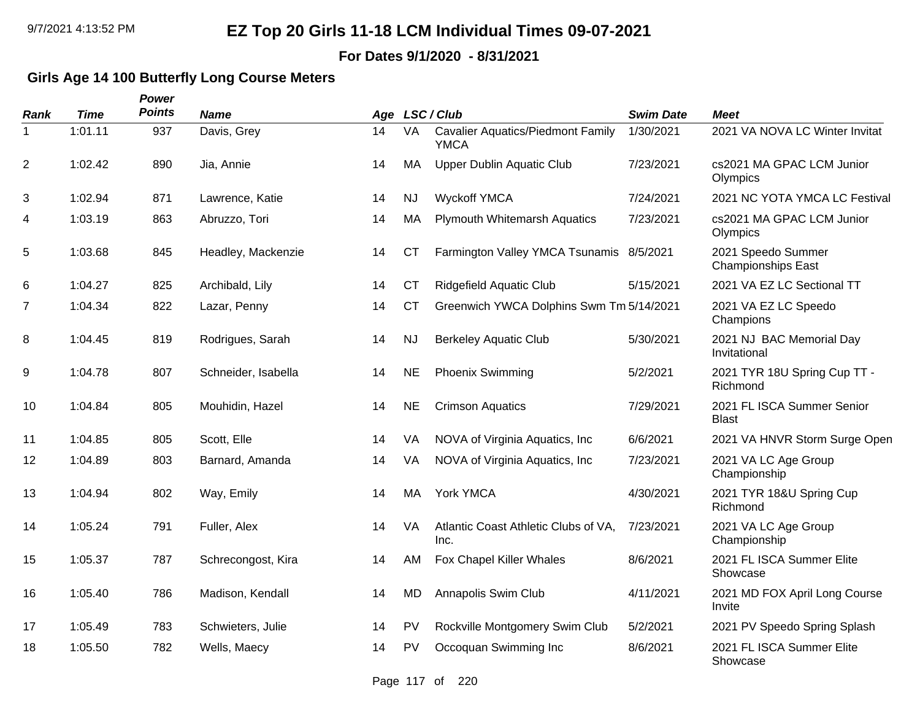# EZ Top 20 Girls 11-18 LCM Individual Times 09-07-2021

**For Dates 9/1/2020 - 8/31/2021**

## Girls Age 14 100 Butterfly Long Course Meters

| Rank | Time | Power Points | Name | Age | LSC / Club | | Swim Date | Meet |
|---|---|---|---|---|---|---|---|---|
| 1 | 1:01.11 | 937 | Davis, Grey | 14 | VA | Cavalier Aquatics/Piedmont Family YMCA | 1/30/2021 | 2021 VA NOVA LC Winter Invitat |
| 2 | 1:02.42 | 890 | Jia, Annie | 14 | MA | Upper Dublin Aquatic Club | 7/23/2021 | cs2021 MA GPAC LCM Junior Olympics |
| 3 | 1:02.94 | 871 | Lawrence, Katie | 14 | NJ | Wyckoff YMCA | 7/24/2021 | 2021 NC YOTA YMCA LC Festival |
| 4 | 1:03.19 | 863 | Abruzzo, Tori | 14 | MA | Plymouth Whitemarsh Aquatics | 7/23/2021 | cs2021 MA GPAC LCM Junior Olympics |
| 5 | 1:03.68 | 845 | Headley, Mackenzie | 14 | CT | Farmington Valley YMCA Tsunamis | 8/5/2021 | 2021 Speedo Summer Championships East |
| 6 | 1:04.27 | 825 | Archibald, Lily | 14 | CT | Ridgefield Aquatic Club | 5/15/2021 | 2021 VA EZ LC Sectional TT |
| 7 | 1:04.34 | 822 | Lazar, Penny | 14 | CT | Greenwich YWCA Dolphins Swm Tm | 5/14/2021 | 2021 VA EZ LC Speedo Champions |
| 8 | 1:04.45 | 819 | Rodrigues, Sarah | 14 | NJ | Berkeley Aquatic Club | 5/30/2021 | 2021 NJ BAC Memorial Day Invitational |
| 9 | 1:04.78 | 807 | Schneider, Isabella | 14 | NE | Phoenix Swimming | 5/2/2021 | 2021 TYR 18U Spring Cup TT - Richmond |
| 10 | 1:04.84 | 805 | Mouhidin, Hazel | 14 | NE | Crimson Aquatics | 7/29/2021 | 2021 FL ISCA Summer Senior Blast |
| 11 | 1:04.85 | 805 | Scott, Elle | 14 | VA | NOVA of Virginia Aquatics, Inc | 6/6/2021 | 2021 VA HNVR Storm Surge Open |
| 12 | 1:04.89 | 803 | Barnard, Amanda | 14 | VA | NOVA of Virginia Aquatics, Inc | 7/23/2021 | 2021 VA LC Age Group Championship |
| 13 | 1:04.94 | 802 | Way, Emily | 14 | MA | York YMCA | 4/30/2021 | 2021 TYR 18&U Spring Cup Richmond |
| 14 | 1:05.24 | 791 | Fuller, Alex | 14 | VA | Atlantic Coast Athletic Clubs of VA, Inc. | 7/23/2021 | 2021 VA LC Age Group Championship |
| 15 | 1:05.37 | 787 | Schrecongost, Kira | 14 | AM | Fox Chapel Killer Whales | 8/6/2021 | 2021 FL ISCA Summer Elite Showcase |
| 16 | 1:05.40 | 786 | Madison, Kendall | 14 | MD | Annapolis Swim Club | 4/11/2021 | 2021 MD FOX April Long Course Invite |
| 17 | 1:05.49 | 783 | Schwieters, Julie | 14 | PV | Rockville Montgomery Swim Club | 5/2/2021 | 2021 PV Speedo Spring Splash |
| 18 | 1:05.50 | 782 | Wells, Maecy | 14 | PV | Occoquan Swimming Inc | 8/6/2021 | 2021 FL ISCA Summer Elite Showcase |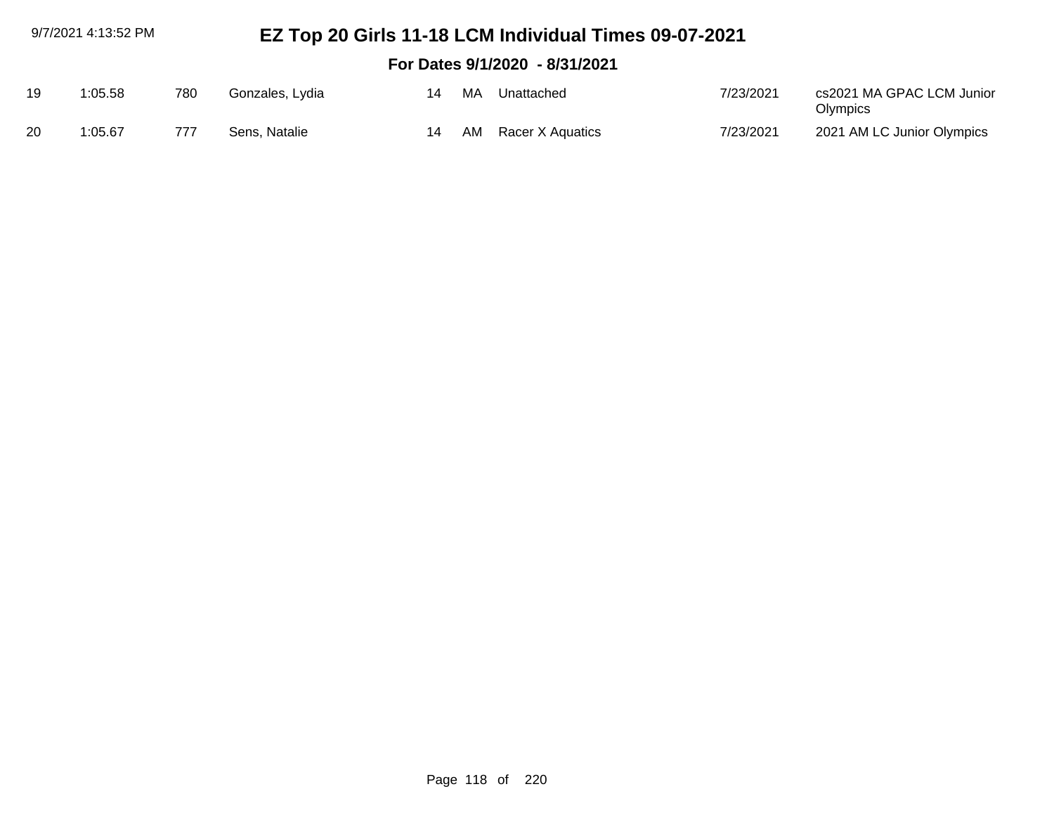# EZ Top 20 Girls 11-18 LCM Individual Times 09-07-2021

## For Dates 9/1/2020 - 8/31/2021

| | | | | | | | | |
|---|---|---|---|---|---|---|---|---|
| 19 | 1:05.58 | 780 | Gonzales, Lydia | 14 | MA | Unattached | 7/23/2021 | cs2021 MA GPAC LCM Junior Olympics |
| 20 | 1:05.67 | 777 | Sens, Natalie | 14 | AM | Racer X Aquatics | 7/23/2021 | 2021 AM LC Junior Olympics |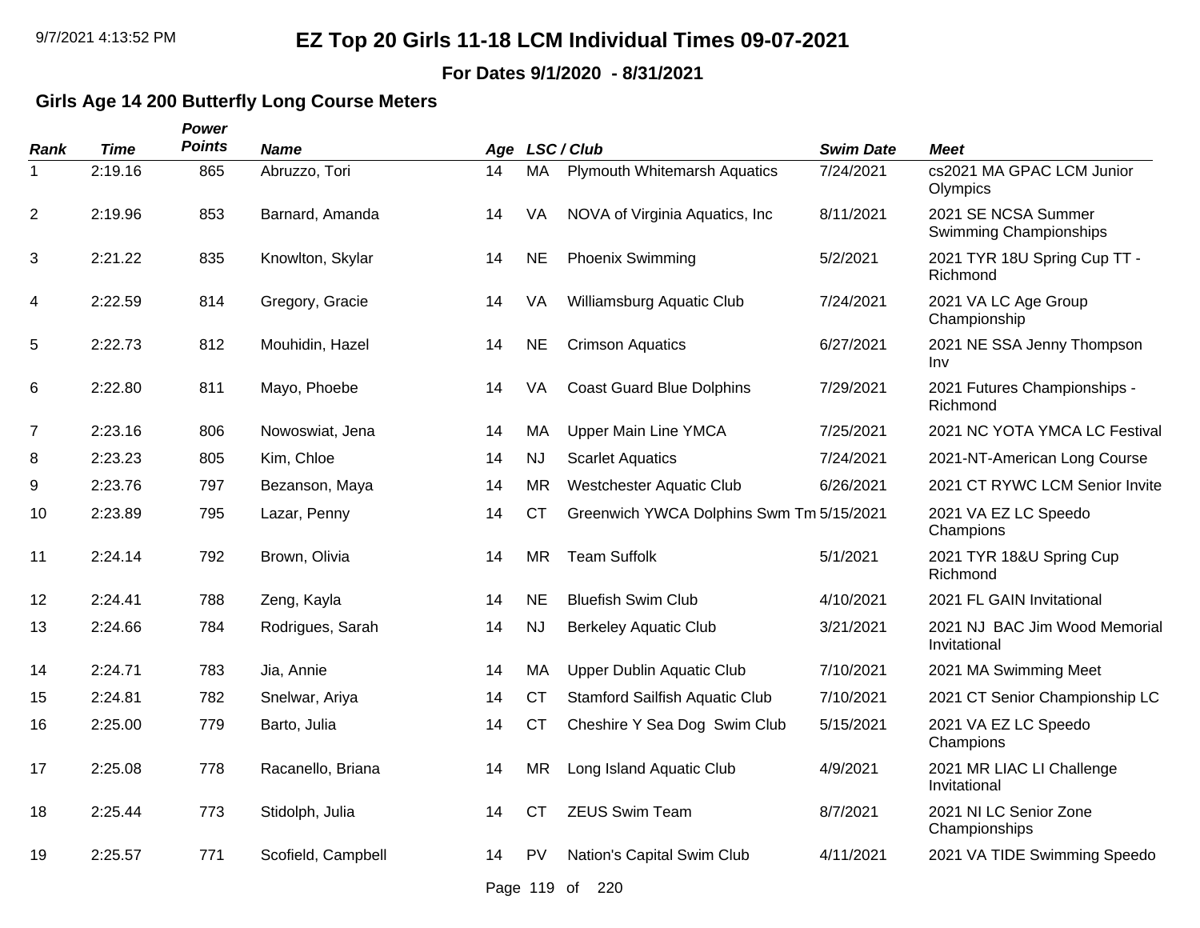# EZ Top 20 Girls 11-18 LCM Individual Times 09-07-2021

**For Dates 9/1/2020 - 8/31/2021**

### Girls Age 14 200 Butterfly Long Course Meters

| Rank | Time | Power Points | Name | Age | LSC | Club | Swim Date | Meet |
|---|---|---|---|---|---|---|---|---|
| 1 | 2:19.16 | 865 | Abruzzo, Tori | 14 | MA | Plymouth Whitemarsh Aquatics | 7/24/2021 | cs2021 MA GPAC LCM Junior Olympics |
| 2 | 2:19.96 | 853 | Barnard, Amanda | 14 | VA | NOVA of Virginia Aquatics, Inc | 8/11/2021 | 2021 SE NCSA Summer Swimming Championships |
| 3 | 2:21.22 | 835 | Knowlton, Skylar | 14 | NE | Phoenix Swimming | 5/2/2021 | 2021 TYR 18U Spring Cup TT - Richmond |
| 4 | 2:22.59 | 814 | Gregory, Gracie | 14 | VA | Williamsburg Aquatic Club | 7/24/2021 | 2021 VA LC Age Group Championship |
| 5 | 2:22.73 | 812 | Mouhidin, Hazel | 14 | NE | Crimson Aquatics | 6/27/2021 | 2021 NE SSA Jenny Thompson Inv |
| 6 | 2:22.80 | 811 | Mayo, Phoebe | 14 | VA | Coast Guard Blue Dolphins | 7/29/2021 | 2021 Futures Championships - Richmond |
| 7 | 2:23.16 | 806 | Nowoswiat, Jena | 14 | MA | Upper Main Line YMCA | 7/25/2021 | 2021 NC YOTA YMCA LC Festival |
| 8 | 2:23.23 | 805 | Kim, Chloe | 14 | NJ | Scarlet Aquatics | 7/24/2021 | 2021-NT-American Long Course |
| 9 | 2:23.76 | 797 | Bezanson, Maya | 14 | MR | Westchester Aquatic Club | 6/26/2021 | 2021 CT RYWC LCM Senior Invite |
| 10 | 2:23.89 | 795 | Lazar, Penny | 14 | CT | Greenwich YWCA Dolphins Swm Tm | 5/15/2021 | 2021 VA EZ LC Speedo Champions |
| 11 | 2:24.14 | 792 | Brown, Olivia | 14 | MR | Team Suffolk | 5/1/2021 | 2021 TYR 18&U Spring Cup Richmond |
| 12 | 2:24.41 | 788 | Zeng, Kayla | 14 | NE | Bluefish Swim Club | 4/10/2021 | 2021 FL GAIN Invitational |
| 13 | 2:24.66 | 784 | Rodrigues, Sarah | 14 | NJ | Berkeley Aquatic Club | 3/21/2021 | 2021 NJ BAC Jim Wood Memorial Invitational |
| 14 | 2:24.71 | 783 | Jia, Annie | 14 | MA | Upper Dublin Aquatic Club | 7/10/2021 | 2021 MA Swimming Meet |
| 15 | 2:24.81 | 782 | Snelwar, Ariya | 14 | CT | Stamford Sailfish Aquatic Club | 7/10/2021 | 2021 CT Senior Championship LC |
| 16 | 2:25.00 | 779 | Barto, Julia | 14 | CT | Cheshire Y Sea Dog Swim Club | 5/15/2021 | 2021 VA EZ LC Speedo Champions |
| 17 | 2:25.08 | 778 | Racanello, Briana | 14 | MR | Long Island Aquatic Club | 4/9/2021 | 2021 MR LIAC LI Challenge Invitational |
| 18 | 2:25.44 | 773 | Stidolph, Julia | 14 | CT | ZEUS Swim Team | 8/7/2021 | 2021 NI LC Senior Zone Championships |
| 19 | 2:25.57 | 771 | Scofield, Campbell | 14 | PV | Nation's Capital Swim Club | 4/11/2021 | 2021 VA TIDE Swimming Speedo |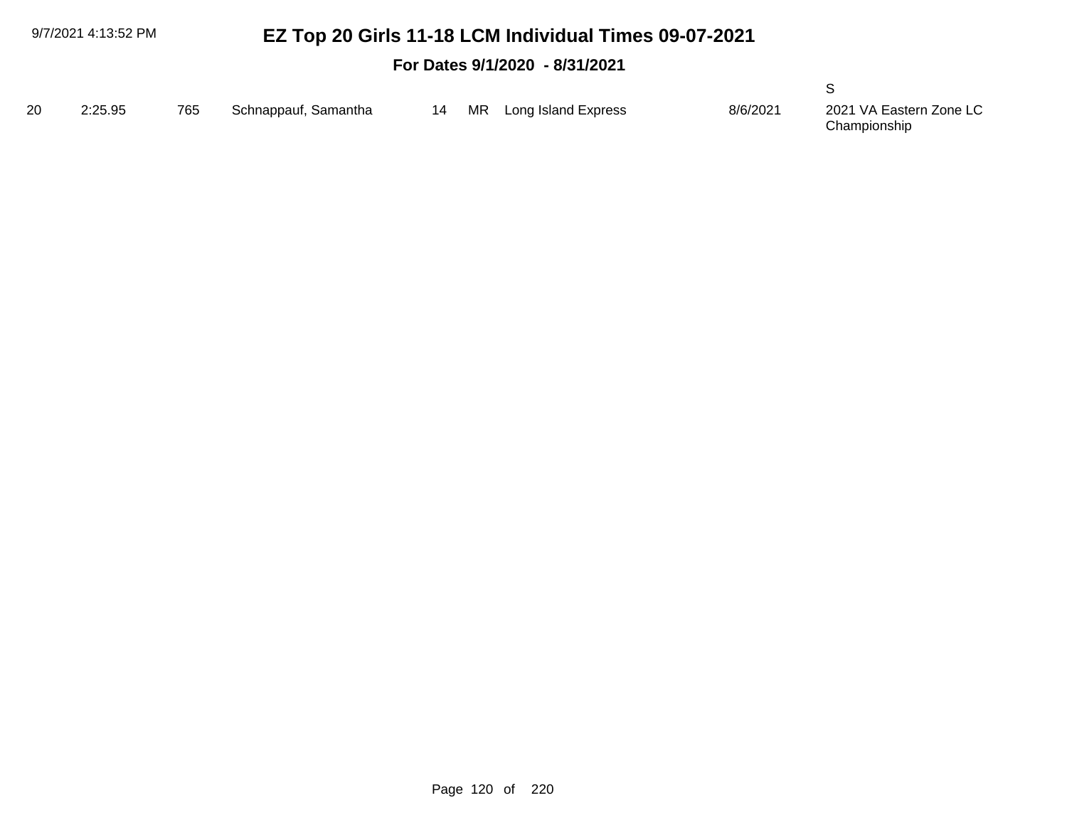# EZ Top 20 Girls 11-18 LCM Individual Times 09-07-2021

## For Dates 9/1/2020 - 8/31/2021

S

| | | | | | | | | |
|---|---|---|---|---|---|---|---|---|
| 20 | 2:25.95 | 765 | Schnappauf, Samantha | 14 | MR | Long Island Express | 8/6/2021 | 2021 VA Eastern Zone LC Championship |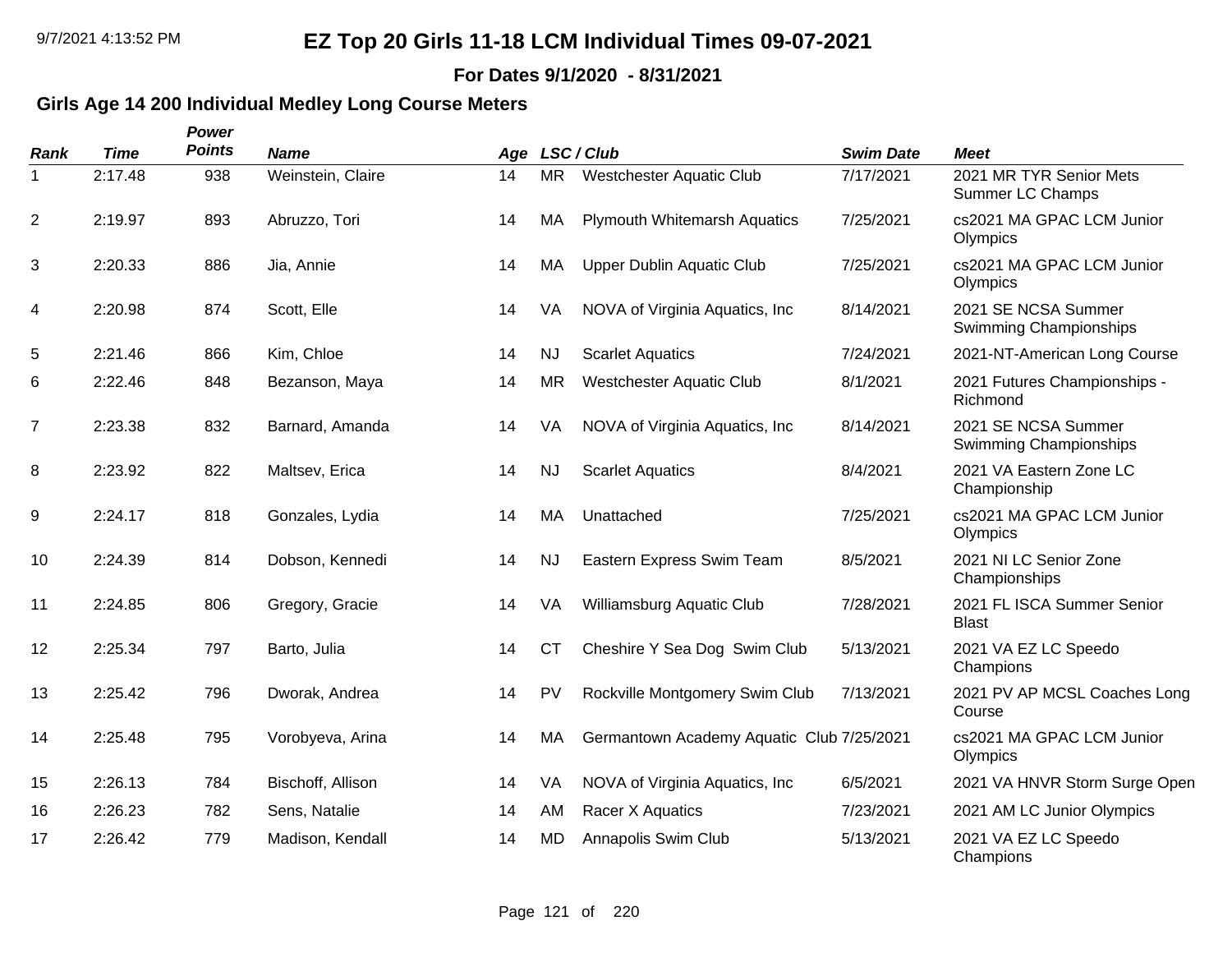# EZ Top 20 Girls 11-18 LCM Individual Times 09-07-2021

**For Dates 9/1/2020 - 8/31/2021**

### Girls Age 14 200 Individual Medley Long Course Meters

| Rank | Time | Power Points | Name | Age | LSC / Club | | Swim Date | Meet |
|---|---|---|---|---|---|---|---|---|
| 1 | 2:17.48 | 938 | Weinstein, Claire | 14 | MR | Westchester Aquatic Club | 7/17/2021 | 2021 MR TYR Senior Mets Summer LC Champs |
| 2 | 2:19.97 | 893 | Abruzzo, Tori | 14 | MA | Plymouth Whitemarsh Aquatics | 7/25/2021 | cs2021 MA GPAC LCM Junior Olympics |
| 3 | 2:20.33 | 886 | Jia, Annie | 14 | MA | Upper Dublin Aquatic Club | 7/25/2021 | cs2021 MA GPAC LCM Junior Olympics |
| 4 | 2:20.98 | 874 | Scott, Elle | 14 | VA | NOVA of Virginia Aquatics, Inc | 8/14/2021 | 2021 SE NCSA Summer Swimming Championships |
| 5 | 2:21.46 | 866 | Kim, Chloe | 14 | NJ | Scarlet Aquatics | 7/24/2021 | 2021-NT-American Long Course |
| 6 | 2:22.46 | 848 | Bezanson, Maya | 14 | MR | Westchester Aquatic Club | 8/1/2021 | 2021 Futures Championships - Richmond |
| 7 | 2:23.38 | 832 | Barnard, Amanda | 14 | VA | NOVA of Virginia Aquatics, Inc | 8/14/2021 | 2021 SE NCSA Summer Swimming Championships |
| 8 | 2:23.92 | 822 | Maltsev, Erica | 14 | NJ | Scarlet Aquatics | 8/4/2021 | 2021 VA Eastern Zone LC Championship |
| 9 | 2:24.17 | 818 | Gonzales, Lydia | 14 | MA | Unattached | 7/25/2021 | cs2021 MA GPAC LCM Junior Olympics |
| 10 | 2:24.39 | 814 | Dobson, Kennedi | 14 | NJ | Eastern Express Swim Team | 8/5/2021 | 2021 NI LC Senior Zone Championships |
| 11 | 2:24.85 | 806 | Gregory, Gracie | 14 | VA | Williamsburg Aquatic Club | 7/28/2021 | 2021 FL ISCA Summer Senior Blast |
| 12 | 2:25.34 | 797 | Barto, Julia | 14 | CT | Cheshire Y Sea Dog Swim Club | 5/13/2021 | 2021 VA EZ LC Speedo Champions |
| 13 | 2:25.42 | 796 | Dworak, Andrea | 14 | PV | Rockville Montgomery Swim Club | 7/13/2021 | 2021 PV AP MCSL Coaches Long Course |
| 14 | 2:25.48 | 795 | Vorobyeva, Arina | 14 | MA | Germantown Academy Aquatic Club | 7/25/2021 | cs2021 MA GPAC LCM Junior Olympics |
| 15 | 2:26.13 | 784 | Bischoff, Allison | 14 | VA | NOVA of Virginia Aquatics, Inc | 6/5/2021 | 2021 VA HNVR Storm Surge Open |
| 16 | 2:26.23 | 782 | Sens, Natalie | 14 | AM | Racer X Aquatics | 7/23/2021 | 2021 AM LC Junior Olympics |
| 17 | 2:26.42 | 779 | Madison, Kendall | 14 | MD | Annapolis Swim Club | 5/13/2021 | 2021 VA EZ LC Speedo Champions |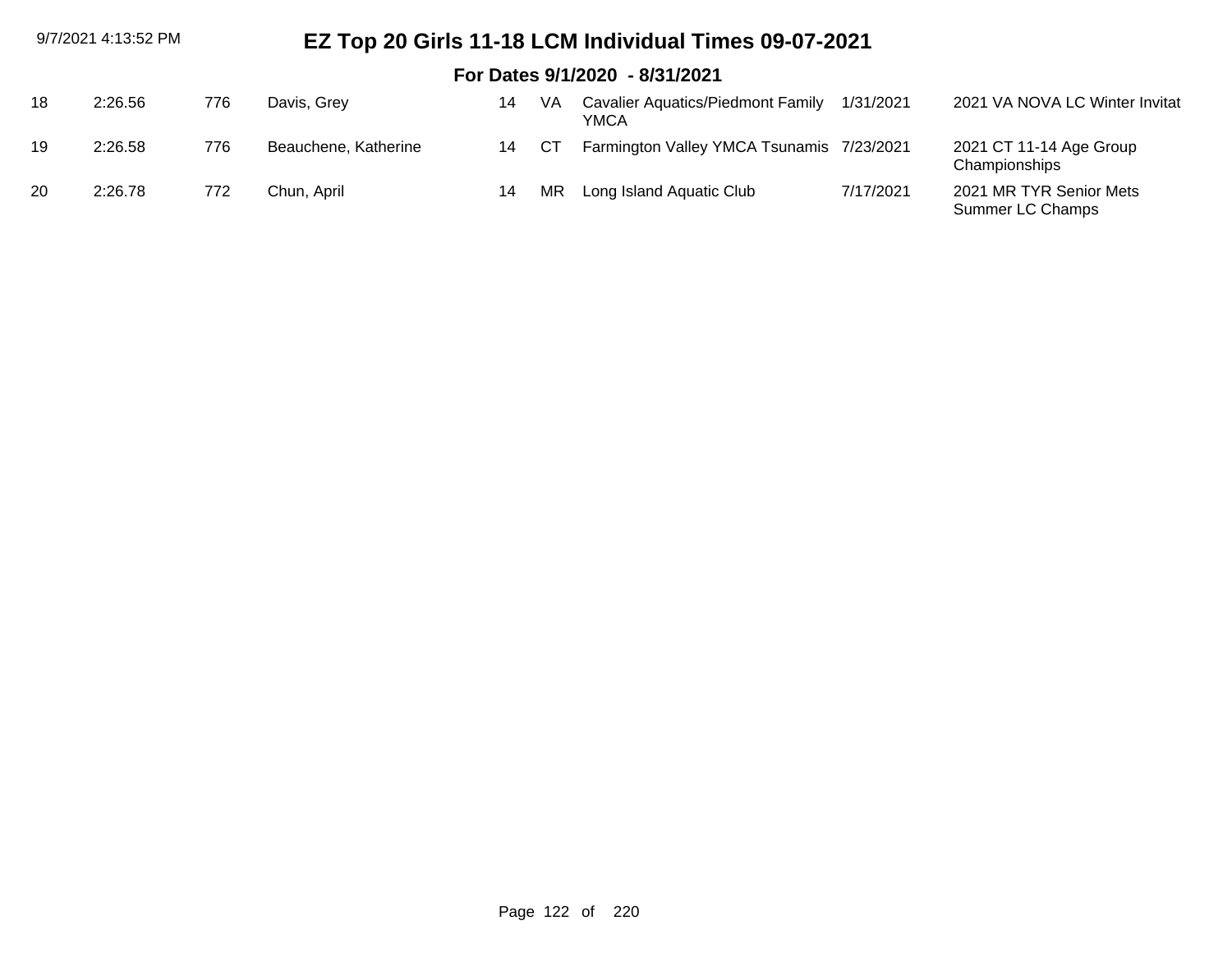# EZ Top 20 Girls 11-18 LCM Individual Times 09-07-2021

## For Dates 9/1/2020 - 8/31/2021

| | | | | | | | | |
|---|---|---|---|---|---|---|---|---|
| 18 | 2:26.56 | 776 | Davis, Grey | 14 | VA | Cavalier Aquatics/Piedmont Family YMCA | 1/31/2021 | 2021 VA NOVA LC Winter Invitat |
| 19 | 2:26.58 | 776 | Beauchene, Katherine | 14 | CT | Farmington Valley YMCA Tsunamis | 7/23/2021 | 2021 CT 11-14 Age Group Championships |
| 20 | 2:26.78 | 772 | Chun, April | 14 | MR | Long Island Aquatic Club | 7/17/2021 | 2021 MR TYR Senior Mets Summer LC Champs |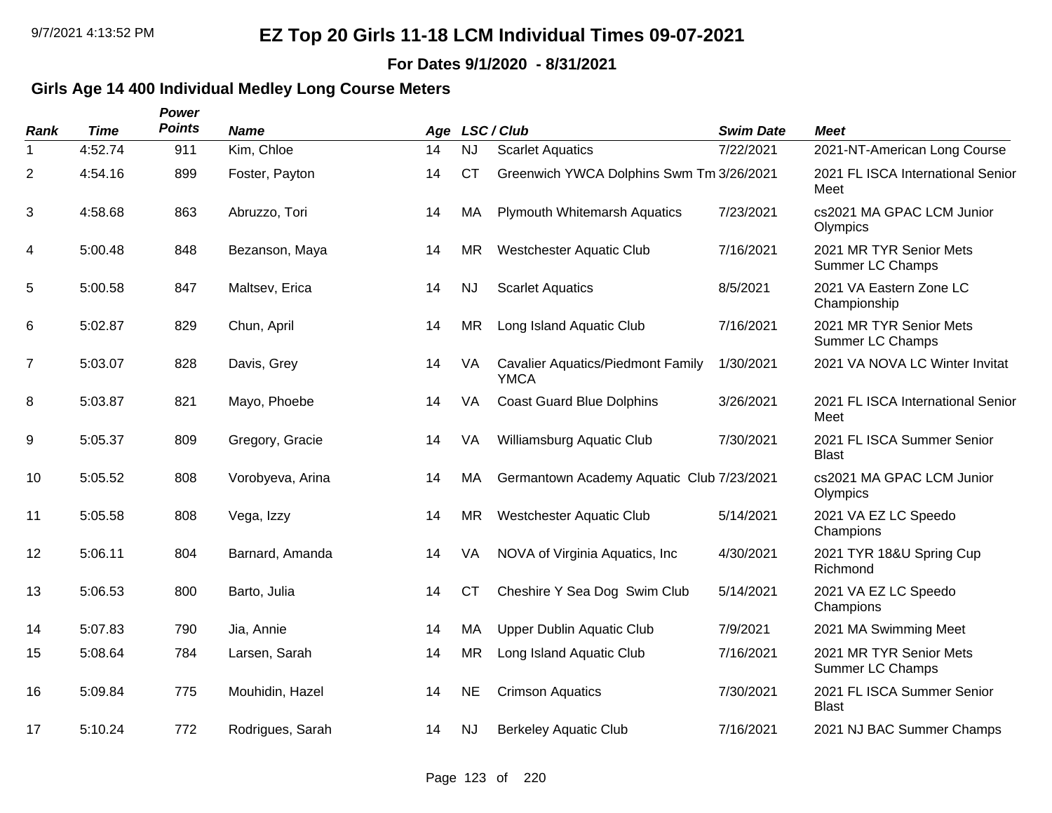# EZ Top 20 Girls 11-18 LCM Individual Times 09-07-2021

**For Dates 9/1/2020 - 8/31/2021**

## Girls Age 14 400 Individual Medley Long Course Meters

| Rank | Time | Power Points | Name | Age | LSC / Club | | Swim Date | Meet |
|---|---|---|---|---|---|---|---|---|
| 1 | 4:52.74 | 911 | Kim, Chloe | 14 | NJ | Scarlet Aquatics | 7/22/2021 | 2021-NT-American Long Course |
| 2 | 4:54.16 | 899 | Foster, Payton | 14 | CT | Greenwich YWCA Dolphins Swm Tm | 3/26/2021 | 2021 FL ISCA International Senior Meet |
| 3 | 4:58.68 | 863 | Abruzzo, Tori | 14 | MA | Plymouth Whitemarsh Aquatics | 7/23/2021 | cs2021 MA GPAC LCM Junior Olympics |
| 4 | 5:00.48 | 848 | Bezanson, Maya | 14 | MR | Westchester Aquatic Club | 7/16/2021 | 2021 MR TYR Senior Mets Summer LC Champs |
| 5 | 5:00.58 | 847 | Maltsev, Erica | 14 | NJ | Scarlet Aquatics | 8/5/2021 | 2021 VA Eastern Zone LC Championship |
| 6 | 5:02.87 | 829 | Chun, April | 14 | MR | Long Island Aquatic Club | 7/16/2021 | 2021 MR TYR Senior Mets Summer LC Champs |
| 7 | 5:03.07 | 828 | Davis, Grey | 14 | VA | Cavalier Aquatics/Piedmont Family YMCA | 1/30/2021 | 2021 VA NOVA LC Winter Invitat |
| 8 | 5:03.87 | 821 | Mayo, Phoebe | 14 | VA | Coast Guard Blue Dolphins | 3/26/2021 | 2021 FL ISCA International Senior Meet |
| 9 | 5:05.37 | 809 | Gregory, Gracie | 14 | VA | Williamsburg Aquatic Club | 7/30/2021 | 2021 FL ISCA Summer Senior Blast |
| 10 | 5:05.52 | 808 | Vorobyeva, Arina | 14 | MA | Germantown Academy Aquatic Club | 7/23/2021 | cs2021 MA GPAC LCM Junior Olympics |
| 11 | 5:05.58 | 808 | Vega, Izzy | 14 | MR | Westchester Aquatic Club | 5/14/2021 | 2021 VA EZ LC Speedo Champions |
| 12 | 5:06.11 | 804 | Barnard, Amanda | 14 | VA | NOVA of Virginia Aquatics, Inc | 4/30/2021 | 2021 TYR 18&U Spring Cup Richmond |
| 13 | 5:06.53 | 800 | Barto, Julia | 14 | CT | Cheshire Y Sea Dog Swim Club | 5/14/2021 | 2021 VA EZ LC Speedo Champions |
| 14 | 5:07.83 | 790 | Jia, Annie | 14 | MA | Upper Dublin Aquatic Club | 7/9/2021 | 2021 MA Swimming Meet |
| 15 | 5:08.64 | 784 | Larsen, Sarah | 14 | MR | Long Island Aquatic Club | 7/16/2021 | 2021 MR TYR Senior Mets Summer LC Champs |
| 16 | 5:09.84 | 775 | Mouhidin, Hazel | 14 | NE | Crimson Aquatics | 7/30/2021 | 2021 FL ISCA Summer Senior Blast |
| 17 | 5:10.24 | 772 | Rodrigues, Sarah | 14 | NJ | Berkeley Aquatic Club | 7/16/2021 | 2021 NJ BAC Summer Champs |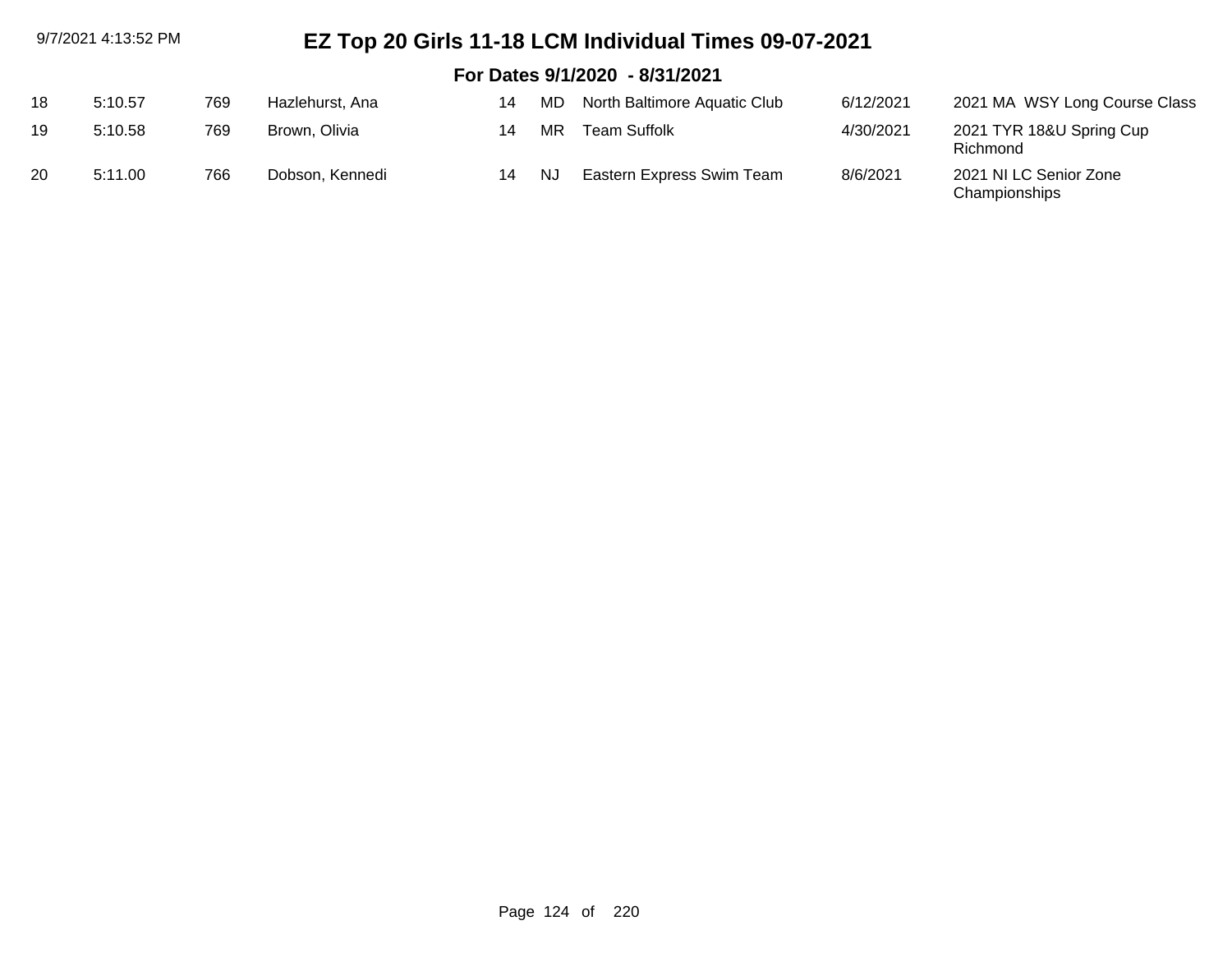# EZ Top 20 Girls 11-18 LCM Individual Times 09-07-2021

## For Dates 9/1/2020 - 8/31/2021

| | | | | | | | | |
|---|---|---|---|---|---|---|---|---|
| 18 | 5:10.57 | 769 | Hazlehurst, Ana | 14 | MD | North Baltimore Aquatic Club | 6/12/2021 | 2021 MA WSY Long Course Class |
| 19 | 5:10.58 | 769 | Brown, Olivia | 14 | MR | Team Suffolk | 4/30/2021 | 2021 TYR 18&U Spring Cup Richmond |
| 20 | 5:11.00 | 766 | Dobson, Kennedi | 14 | NJ | Eastern Express Swim Team | 8/6/2021 | 2021 NI LC Senior Zone Championships |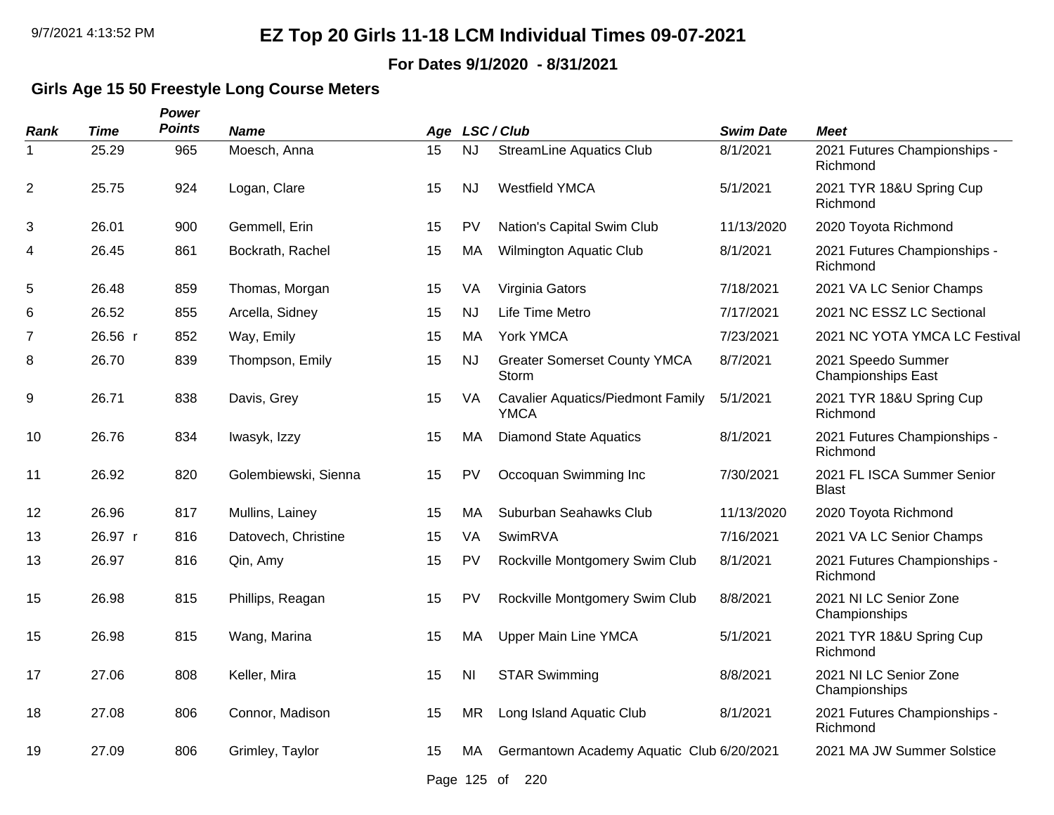# EZ Top 20 Girls 11-18 LCM Individual Times 09-07-2021

**For Dates 9/1/2020 - 8/31/2021**

## Girls Age 15 50 Freestyle Long Course Meters

| Rank | Time | Power Points | Name | Age | LSC / Club | | Swim Date | Meet |
|---|---|---|---|---|---|---|---|---|
| 1 | 25.29 | 965 | Moesch, Anna | 15 | NJ | StreamLine Aquatics Club | 8/1/2021 | 2021 Futures Championships - Richmond |
| 2 | 25.75 | 924 | Logan, Clare | 15 | NJ | Westfield YMCA | 5/1/2021 | 2021 TYR 18&U Spring Cup Richmond |
| 3 | 26.01 | 900 | Gemmell, Erin | 15 | PV | Nation's Capital Swim Club | 11/13/2020 | 2020 Toyota Richmond |
| 4 | 26.45 | 861 | Bockrath, Rachel | 15 | MA | Wilmington Aquatic Club | 8/1/2021 | 2021 Futures Championships - Richmond |
| 5 | 26.48 | 859 | Thomas, Morgan | 15 | VA | Virginia Gators | 7/18/2021 | 2021 VA LC Senior Champs |
| 6 | 26.52 | 855 | Arcella, Sidney | 15 | NJ | Life Time Metro | 7/17/2021 | 2021 NC ESSZ LC Sectional |
| 7 | 26.56 r | 852 | Way, Emily | 15 | MA | York YMCA | 7/23/2021 | 2021 NC YOTA YMCA LC Festival |
| 8 | 26.70 | 839 | Thompson, Emily | 15 | NJ | Greater Somerset County YMCA Storm | 8/7/2021 | 2021 Speedo Summer Championships East |
| 9 | 26.71 | 838 | Davis, Grey | 15 | VA | Cavalier Aquatics/Piedmont Family YMCA | 5/1/2021 | 2021 TYR 18&U Spring Cup Richmond |
| 10 | 26.76 | 834 | Iwasyk, Izzy | 15 | MA | Diamond State Aquatics | 8/1/2021 | 2021 Futures Championships - Richmond |
| 11 | 26.92 | 820 | Golembiewski, Sienna | 15 | PV | Occoquan Swimming Inc | 7/30/2021 | 2021 FL ISCA Summer Senior Blast |
| 12 | 26.96 | 817 | Mullins, Lainey | 15 | MA | Suburban Seahawks Club | 11/13/2020 | 2020 Toyota Richmond |
| 13 | 26.97 r | 816 | Datovech, Christine | 15 | VA | SwimRVA | 7/16/2021 | 2021 VA LC Senior Champs |
| 13 | 26.97 | 816 | Qin, Amy | 15 | PV | Rockville Montgomery Swim Club | 8/1/2021 | 2021 Futures Championships - Richmond |
| 15 | 26.98 | 815 | Phillips, Reagan | 15 | PV | Rockville Montgomery Swim Club | 8/8/2021 | 2021 NI LC Senior Zone Championships |
| 15 | 26.98 | 815 | Wang, Marina | 15 | MA | Upper Main Line YMCA | 5/1/2021 | 2021 TYR 18&U Spring Cup Richmond |
| 17 | 27.06 | 808 | Keller, Mira | 15 | NI | STAR Swimming | 8/8/2021 | 2021 NI LC Senior Zone Championships |
| 18 | 27.08 | 806 | Connor, Madison | 15 | MR | Long Island Aquatic Club | 8/1/2021 | 2021 Futures Championships - Richmond |
| 19 | 27.09 | 806 | Grimley, Taylor | 15 | MA | Germantown Academy Aquatic Club | 6/20/2021 | 2021 MA JW Summer Solstice |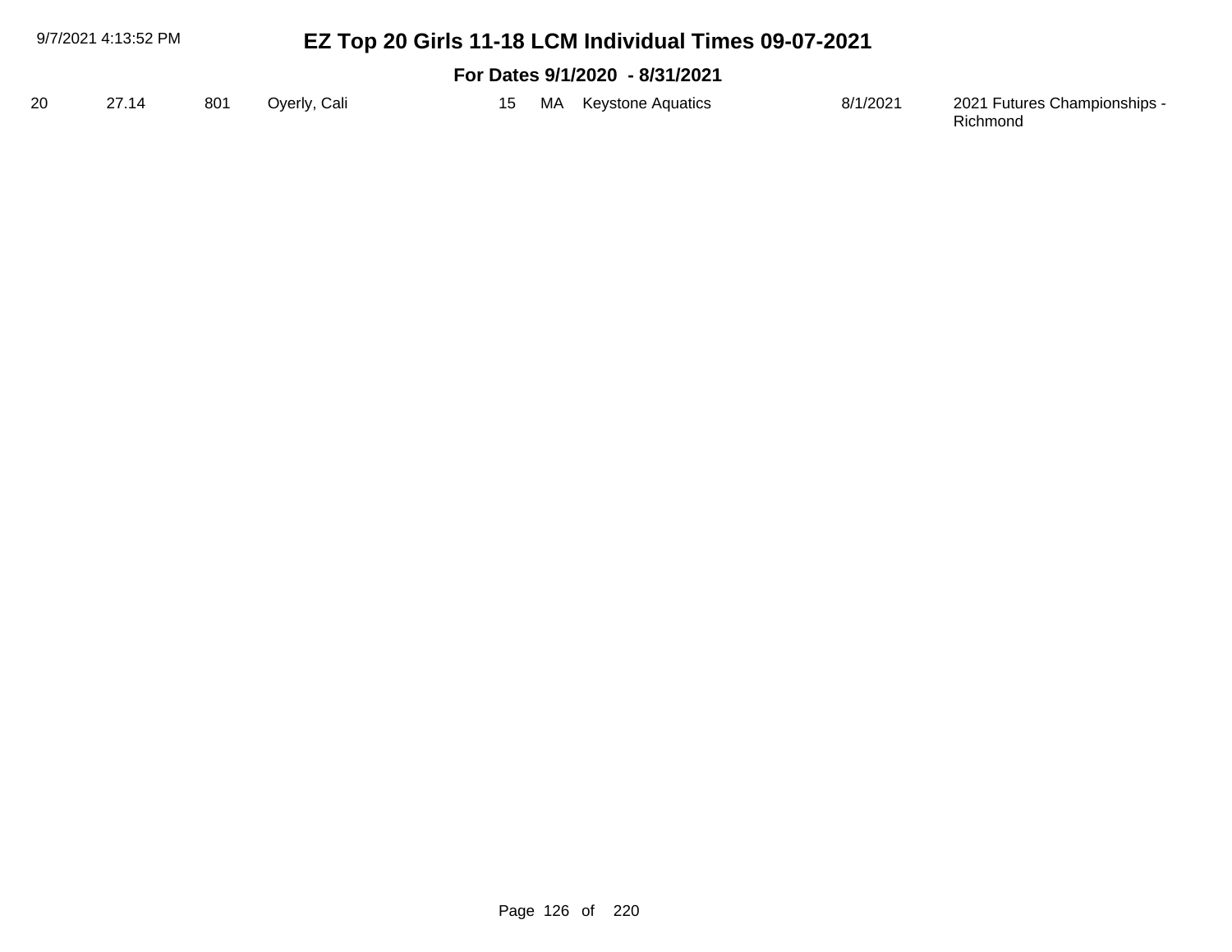# EZ Top 20 Girls 11-18 LCM Individual Times 09-07-2021

## For Dates 9/1/2020 - 8/31/2021

| | | | | | | | | |
|---|---|---|---|---|---|---|---|---|
| 20 | 27.14 | 801 | Oyerly, Cali | 15 | MA | Keystone Aquatics | 8/1/2021 | 2021 Futures Championships - Richmond |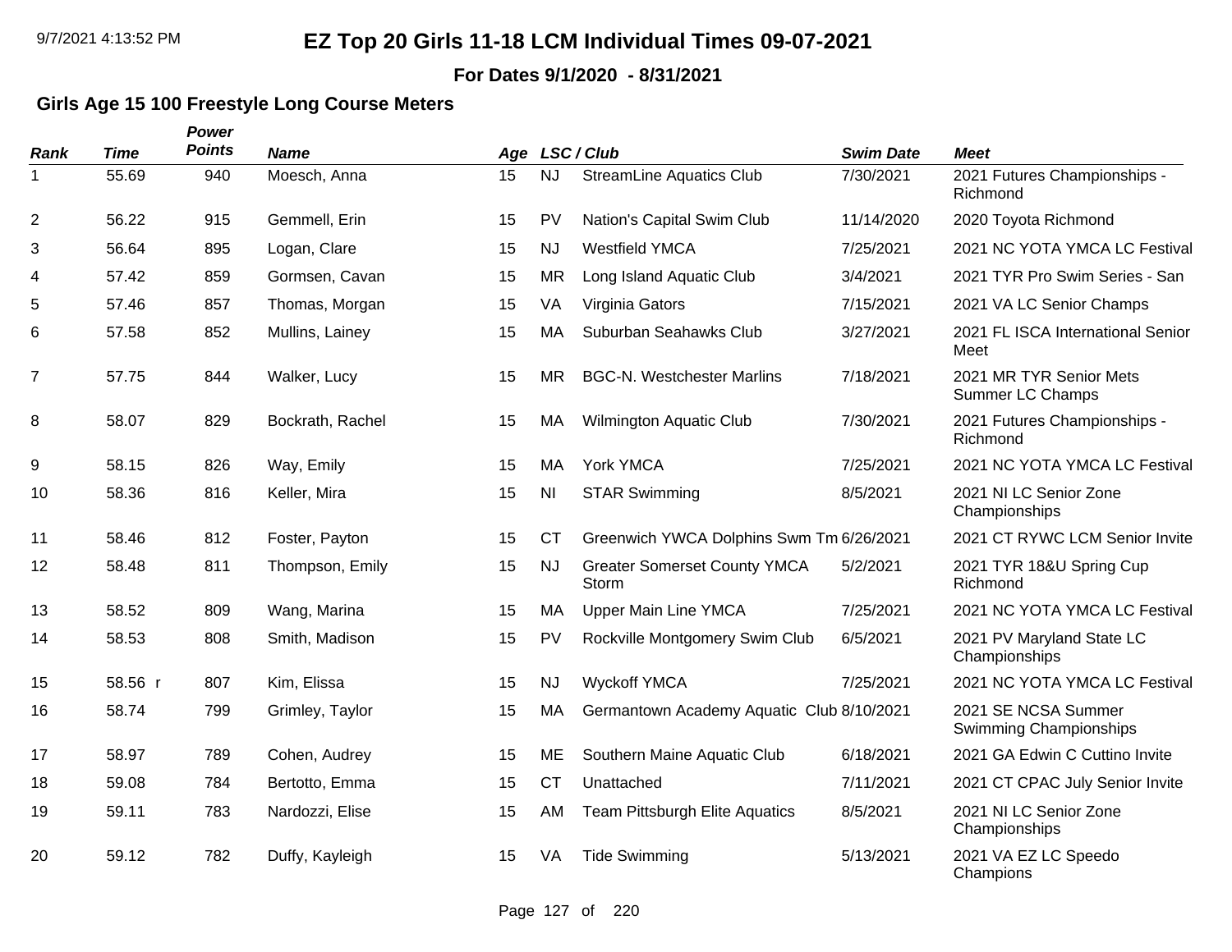# EZ Top 20 Girls 11-18 LCM Individual Times 09-07-2021

**For Dates 9/1/2020 - 8/31/2021**

## Girls Age 15 100 Freestyle Long Course Meters

| Rank | Time | Power Points | Name | Age | LSC / Club | | Swim Date | Meet |
|---|---|---|---|---|---|---|---|---|
| 1 | 55.69 | 940 | Moesch, Anna | 15 | NJ | StreamLine Aquatics Club | 7/30/2021 | 2021 Futures Championships - Richmond |
| 2 | 56.22 | 915 | Gemmell, Erin | 15 | PV | Nation's Capital Swim Club | 11/14/2020 | 2020 Toyota Richmond |
| 3 | 56.64 | 895 | Logan, Clare | 15 | NJ | Westfield YMCA | 7/25/2021 | 2021 NC YOTA YMCA LC Festival |
| 4 | 57.42 | 859 | Gormsen, Cavan | 15 | MR | Long Island Aquatic Club | 3/4/2021 | 2021 TYR Pro Swim Series - San |
| 5 | 57.46 | 857 | Thomas, Morgan | 15 | VA | Virginia Gators | 7/15/2021 | 2021 VA LC Senior Champs |
| 6 | 57.58 | 852 | Mullins, Lainey | 15 | MA | Suburban Seahawks Club | 3/27/2021 | 2021 FL ISCA International Senior Meet |
| 7 | 57.75 | 844 | Walker, Lucy | 15 | MR | BGC-N. Westchester Marlins | 7/18/2021 | 2021 MR TYR Senior Mets Summer LC Champs |
| 8 | 58.07 | 829 | Bockrath, Rachel | 15 | MA | Wilmington Aquatic Club | 7/30/2021 | 2021 Futures Championships - Richmond |
| 9 | 58.15 | 826 | Way, Emily | 15 | MA | York YMCA | 7/25/2021 | 2021 NC YOTA YMCA LC Festival |
| 10 | 58.36 | 816 | Keller, Mira | 15 | NI | STAR Swimming | 8/5/2021 | 2021 NI LC Senior Zone Championships |
| 11 | 58.46 | 812 | Foster, Payton | 15 | CT | Greenwich YWCA Dolphins Swm Tm | 6/26/2021 | 2021 CT RYWC LCM Senior Invite |
| 12 | 58.48 | 811 | Thompson, Emily | 15 | NJ | Greater Somerset County YMCA Storm | 5/2/2021 | 2021 TYR 18&U Spring Cup Richmond |
| 13 | 58.52 | 809 | Wang, Marina | 15 | MA | Upper Main Line YMCA | 7/25/2021 | 2021 NC YOTA YMCA LC Festival |
| 14 | 58.53 | 808 | Smith, Madison | 15 | PV | Rockville Montgomery Swim Club | 6/5/2021 | 2021 PV Maryland State LC Championships |
| 15 | 58.56 r | 807 | Kim, Elissa | 15 | NJ | Wyckoff YMCA | 7/25/2021 | 2021 NC YOTA YMCA LC Festival |
| 16 | 58.74 | 799 | Grimley, Taylor | 15 | MA | Germantown Academy Aquatic Club | 8/10/2021 | 2021 SE NCSA Summer Swimming Championships |
| 17 | 58.97 | 789 | Cohen, Audrey | 15 | ME | Southern Maine Aquatic Club | 6/18/2021 | 2021 GA Edwin C Cuttino Invite |
| 18 | 59.08 | 784 | Bertotto, Emma | 15 | CT | Unattached | 7/11/2021 | 2021 CT CPAC July Senior Invite |
| 19 | 59.11 | 783 | Nardozzi, Elise | 15 | AM | Team Pittsburgh Elite Aquatics | 8/5/2021 | 2021 NI LC Senior Zone Championships |
| 20 | 59.12 | 782 | Duffy, Kayleigh | 15 | VA | Tide Swimming | 5/13/2021 | 2021 VA EZ LC Speedo Champions |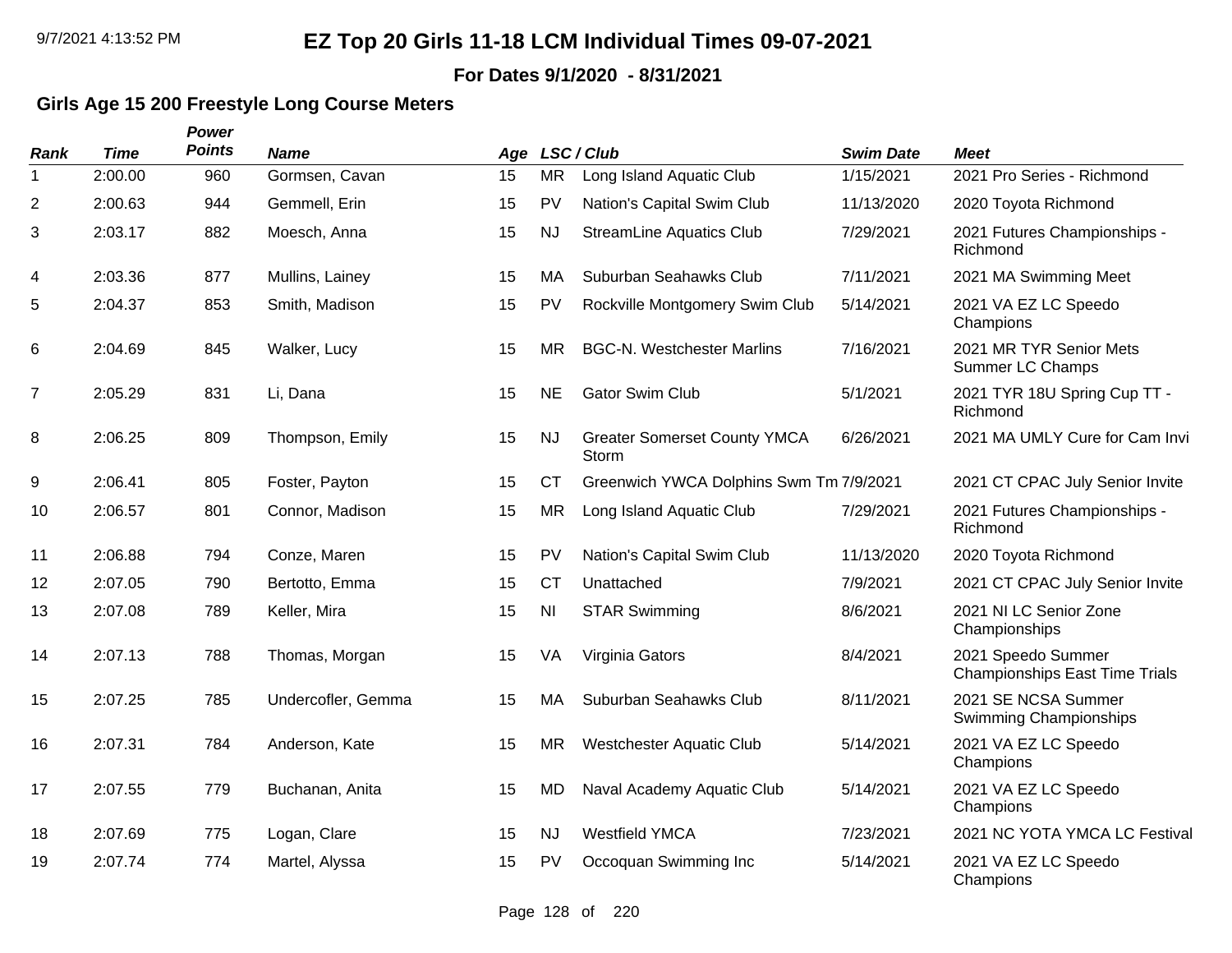# EZ Top 20 Girls 11-18 LCM Individual Times 09-07-2021

**For Dates 9/1/2020 - 8/31/2021**

## Girls Age 15 200 Freestyle Long Course Meters

| Rank | Time | Power Points | Name | Age | LSC / Club | | Swim Date | Meet |
|---|---|---|---|---|---|---|---|---|
| 1 | 2:00.00 | 960 | Gormsen, Cavan | 15 | MR | Long Island Aquatic Club | 1/15/2021 | 2021 Pro Series - Richmond |
| 2 | 2:00.63 | 944 | Gemmell, Erin | 15 | PV | Nation's Capital Swim Club | 11/13/2020 | 2020 Toyota Richmond |
| 3 | 2:03.17 | 882 | Moesch, Anna | 15 | NJ | StreamLine Aquatics Club | 7/29/2021 | 2021 Futures Championships - Richmond |
| 4 | 2:03.36 | 877 | Mullins, Lainey | 15 | MA | Suburban Seahawks Club | 7/11/2021 | 2021 MA Swimming Meet |
| 5 | 2:04.37 | 853 | Smith, Madison | 15 | PV | Rockville Montgomery Swim Club | 5/14/2021 | 2021 VA EZ LC Speedo Champions |
| 6 | 2:04.69 | 845 | Walker, Lucy | 15 | MR | BGC-N. Westchester Marlins | 7/16/2021 | 2021 MR TYR Senior Mets Summer LC Champs |
| 7 | 2:05.29 | 831 | Li, Dana | 15 | NE | Gator Swim Club | 5/1/2021 | 2021 TYR 18U Spring Cup TT - Richmond |
| 8 | 2:06.25 | 809 | Thompson, Emily | 15 | NJ | Greater Somerset County YMCA Storm | 6/26/2021 | 2021 MA UMLY Cure for Cam Invi |
| 9 | 2:06.41 | 805 | Foster, Payton | 15 | CT | Greenwich YWCA Dolphins Swm Tm | 7/9/2021 | 2021 CT CPAC July Senior Invite |
| 10 | 2:06.57 | 801 | Connor, Madison | 15 | MR | Long Island Aquatic Club | 7/29/2021 | 2021 Futures Championships - Richmond |
| 11 | 2:06.88 | 794 | Conze, Maren | 15 | PV | Nation's Capital Swim Club | 11/13/2020 | 2020 Toyota Richmond |
| 12 | 2:07.05 | 790 | Bertotto, Emma | 15 | CT | Unattached | 7/9/2021 | 2021 CT CPAC July Senior Invite |
| 13 | 2:07.08 | 789 | Keller, Mira | 15 | NI | STAR Swimming | 8/6/2021 | 2021 NI LC Senior Zone Championships |
| 14 | 2:07.13 | 788 | Thomas, Morgan | 15 | VA | Virginia Gators | 8/4/2021 | 2021 Speedo Summer Championships East Time Trials |
| 15 | 2:07.25 | 785 | Undercofler, Gemma | 15 | MA | Suburban Seahawks Club | 8/11/2021 | 2021 SE NCSA Summer Swimming Championships |
| 16 | 2:07.31 | 784 | Anderson, Kate | 15 | MR | Westchester Aquatic Club | 5/14/2021 | 2021 VA EZ LC Speedo Champions |
| 17 | 2:07.55 | 779 | Buchanan, Anita | 15 | MD | Naval Academy Aquatic Club | 5/14/2021 | 2021 VA EZ LC Speedo Champions |
| 18 | 2:07.69 | 775 | Logan, Clare | 15 | NJ | Westfield YMCA | 7/23/2021 | 2021 NC YOTA YMCA LC Festival |
| 19 | 2:07.74 | 774 | Martel, Alyssa | 15 | PV | Occoquan Swimming Inc | 5/14/2021 | 2021 VA EZ LC Speedo Champions |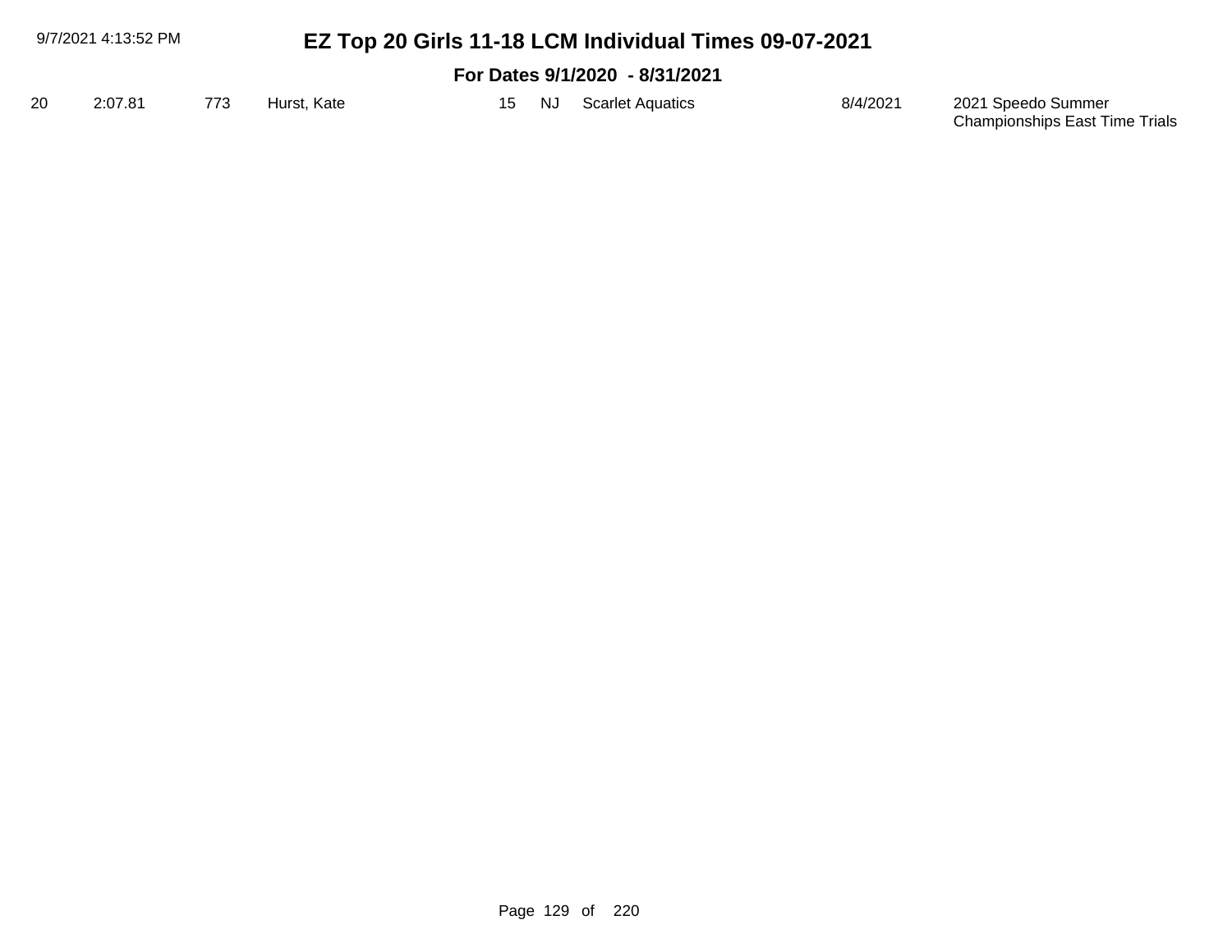# EZ Top 20 Girls 11-18 LCM Individual Times 09-07-2021

## For Dates 9/1/2020 - 8/31/2021

| | | | | | | | | |
|---|---|---|---|---|---|---|---|---|
| 20 | 2:07.81 | 773 | Hurst, Kate | 15 | NJ | Scarlet Aquatics | 8/4/2021 | 2021 Speedo Summer Championships East Time Trials |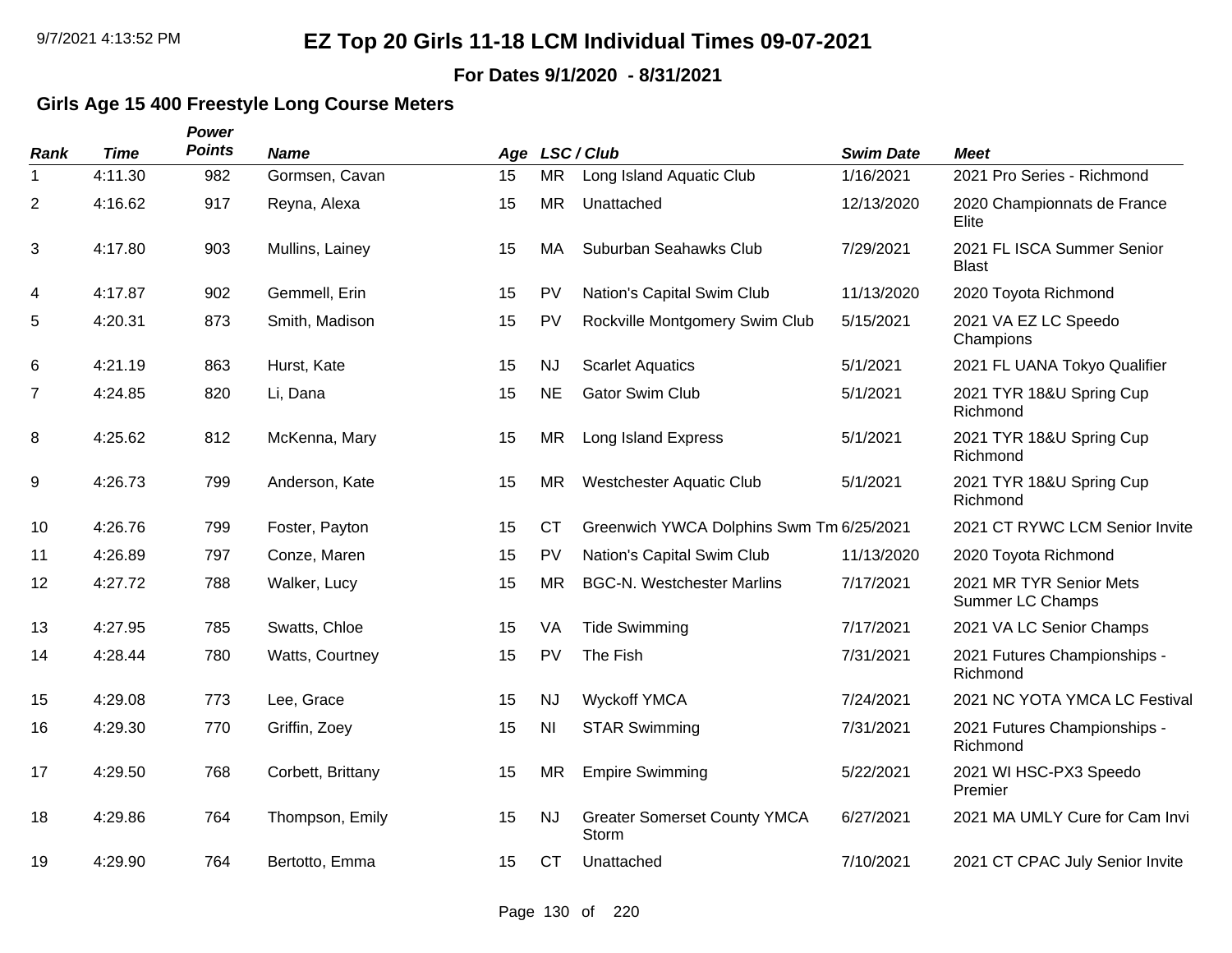# EZ Top 20 Girls 11-18 LCM Individual Times 09-07-2021

**For Dates 9/1/2020 - 8/31/2021**

## Girls Age 15 400 Freestyle Long Course Meters

| Rank | Time | Power Points | Name | Age | LSC | Club | Swim Date | Meet |
|---|---|---|---|---|---|---|---|---|
| 1 | 4:11.30 | 982 | Gormsen, Cavan | 15 | MR | Long Island Aquatic Club | 1/16/2021 | 2021 Pro Series - Richmond |
| 2 | 4:16.62 | 917 | Reyna, Alexa | 15 | MR | Unattached | 12/13/2020 | 2020 Championnats de France Elite |
| 3 | 4:17.80 | 903 | Mullins, Lainey | 15 | MA | Suburban Seahawks Club | 7/29/2021 | 2021 FL ISCA Summer Senior Blast |
| 4 | 4:17.87 | 902 | Gemmell, Erin | 15 | PV | Nation's Capital Swim Club | 11/13/2020 | 2020 Toyota Richmond |
| 5 | 4:20.31 | 873 | Smith, Madison | 15 | PV | Rockville Montgomery Swim Club | 5/15/2021 | 2021 VA EZ LC Speedo Champions |
| 6 | 4:21.19 | 863 | Hurst, Kate | 15 | NJ | Scarlet Aquatics | 5/1/2021 | 2021 FL UANA Tokyo Qualifier |
| 7 | 4:24.85 | 820 | Li, Dana | 15 | NE | Gator Swim Club | 5/1/2021 | 2021 TYR 18&U Spring Cup Richmond |
| 8 | 4:25.62 | 812 | McKenna, Mary | 15 | MR | Long Island Express | 5/1/2021 | 2021 TYR 18&U Spring Cup Richmond |
| 9 | 4:26.73 | 799 | Anderson, Kate | 15 | MR | Westchester Aquatic Club | 5/1/2021 | 2021 TYR 18&U Spring Cup Richmond |
| 10 | 4:26.76 | 799 | Foster, Payton | 15 | CT | Greenwich YWCA Dolphins Swm Tm | 6/25/2021 | 2021 CT RYWC LCM Senior Invite |
| 11 | 4:26.89 | 797 | Conze, Maren | 15 | PV | Nation's Capital Swim Club | 11/13/2020 | 2020 Toyota Richmond |
| 12 | 4:27.72 | 788 | Walker, Lucy | 15 | MR | BGC-N. Westchester Marlins | 7/17/2021 | 2021 MR TYR Senior Mets Summer LC Champs |
| 13 | 4:27.95 | 785 | Swatts, Chloe | 15 | VA | Tide Swimming | 7/17/2021 | 2021 VA LC Senior Champs |
| 14 | 4:28.44 | 780 | Watts, Courtney | 15 | PV | The Fish | 7/31/2021 | 2021 Futures Championships - Richmond |
| 15 | 4:29.08 | 773 | Lee, Grace | 15 | NJ | Wyckoff YMCA | 7/24/2021 | 2021 NC YOTA YMCA LC Festival |
| 16 | 4:29.30 | 770 | Griffin, Zoey | 15 | NI | STAR Swimming | 7/31/2021 | 2021 Futures Championships - Richmond |
| 17 | 4:29.50 | 768 | Corbett, Brittany | 15 | MR | Empire Swimming | 5/22/2021 | 2021 WI HSC-PX3 Speedo Premier |
| 18 | 4:29.86 | 764 | Thompson, Emily | 15 | NJ | Greater Somerset County YMCA Storm | 6/27/2021 | 2021 MA UMLY Cure for Cam Invi |
| 19 | 4:29.90 | 764 | Bertotto, Emma | 15 | CT | Unattached | 7/10/2021 | 2021 CT CPAC July Senior Invite |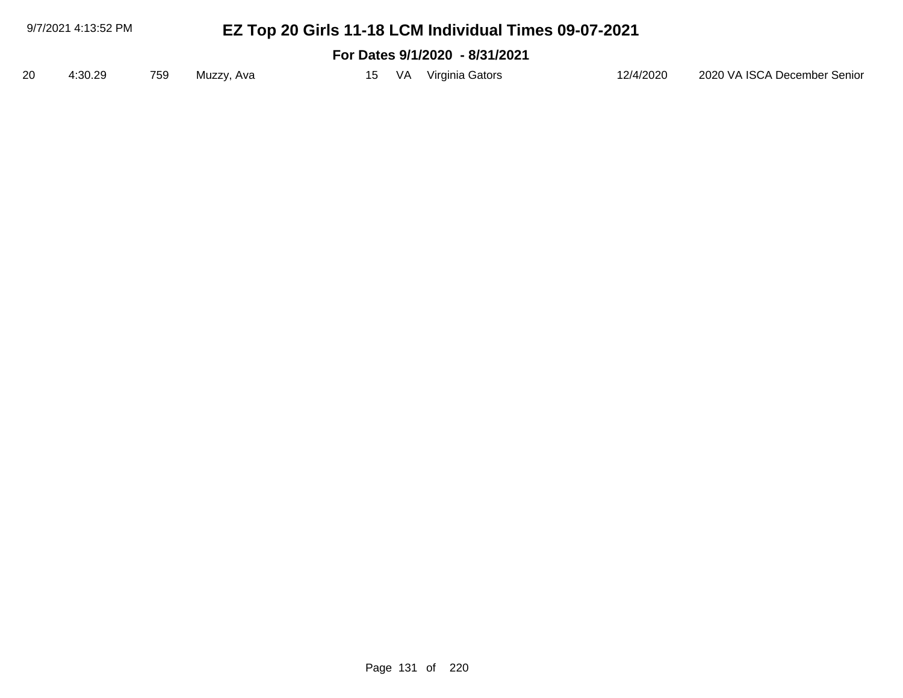# EZ Top 20 Girls 11-18 LCM Individual Times 09-07-2021

## For Dates 9/1/2020 - 8/31/2021

| | | | | | | | | |
|---|---|---|---|---|---|---|---|---|
| 20 | 4:30.29 | 759 | Muzzy, Ava | 15 | VA | Virginia Gators | 12/4/2020 | 2020 VA ISCA December Senior |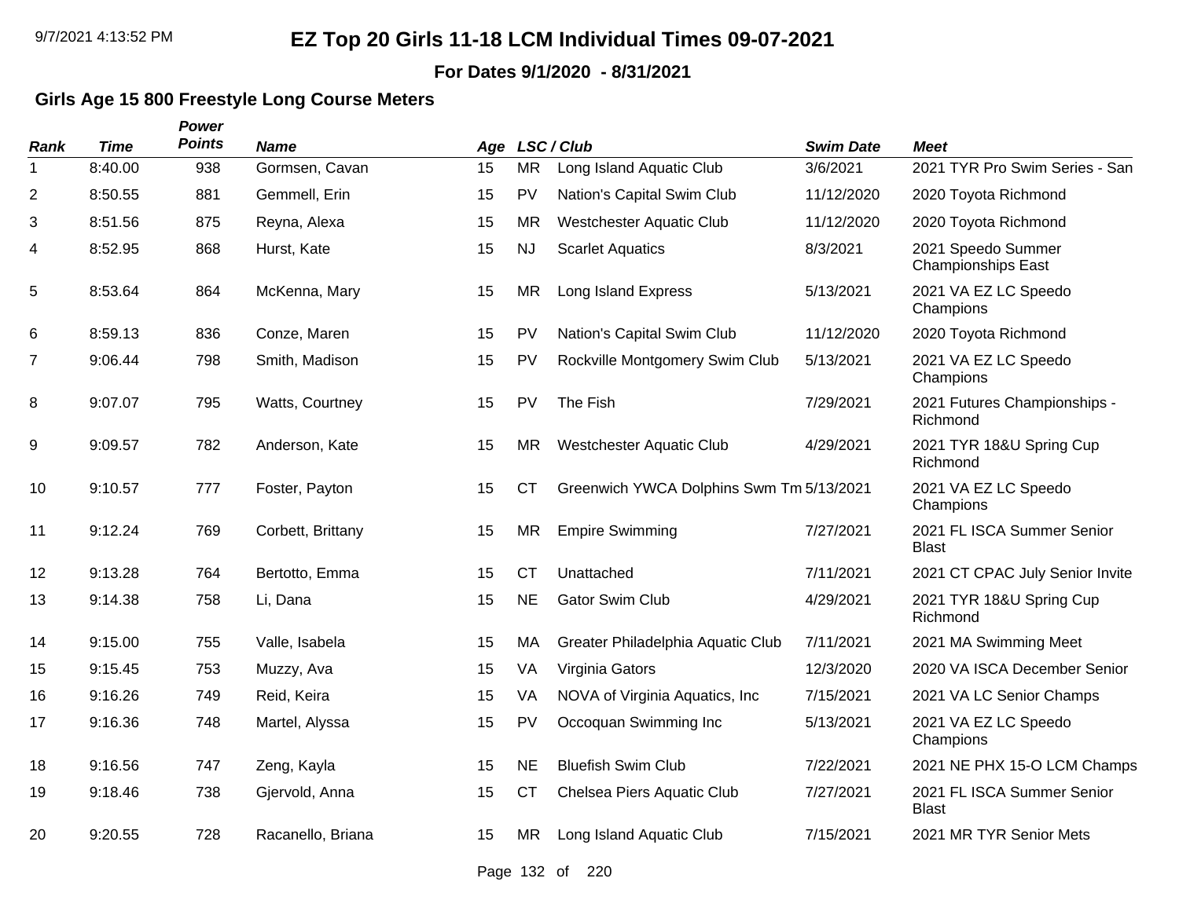# EZ Top 20 Girls 11-18 LCM Individual Times 09-07-2021

**For Dates 9/1/2020 - 8/31/2021**

## Girls Age 15 800 Freestyle Long Course Meters

| Rank | Time | Power Points | Name | Age | LSC | Club | Swim Date | Meet |
|---|---|---|---|---|---|---|---|---|
| 1 | 8:40.00 | 938 | Gormsen, Cavan | 15 | MR | Long Island Aquatic Club | 3/6/2021 | 2021 TYR Pro Swim Series - San |
| 2 | 8:50.55 | 881 | Gemmell, Erin | 15 | PV | Nation's Capital Swim Club | 11/12/2020 | 2020 Toyota Richmond |
| 3 | 8:51.56 | 875 | Reyna, Alexa | 15 | MR | Westchester Aquatic Club | 11/12/2020 | 2020 Toyota Richmond |
| 4 | 8:52.95 | 868 | Hurst, Kate | 15 | NJ | Scarlet Aquatics | 8/3/2021 | 2021 Speedo Summer Championships East |
| 5 | 8:53.64 | 864 | McKenna, Mary | 15 | MR | Long Island Express | 5/13/2021 | 2021 VA EZ LC Speedo Champions |
| 6 | 8:59.13 | 836 | Conze, Maren | 15 | PV | Nation's Capital Swim Club | 11/12/2020 | 2020 Toyota Richmond |
| 7 | 9:06.44 | 798 | Smith, Madison | 15 | PV | Rockville Montgomery Swim Club | 5/13/2021 | 2021 VA EZ LC Speedo Champions |
| 8 | 9:07.07 | 795 | Watts, Courtney | 15 | PV | The Fish | 7/29/2021 | 2021 Futures Championships - Richmond |
| 9 | 9:09.57 | 782 | Anderson, Kate | 15 | MR | Westchester Aquatic Club | 4/29/2021 | 2021 TYR 18&U Spring Cup Richmond |
| 10 | 9:10.57 | 777 | Foster, Payton | 15 | CT | Greenwich YWCA Dolphins Swm Tm | 5/13/2021 | 2021 VA EZ LC Speedo Champions |
| 11 | 9:12.24 | 769 | Corbett, Brittany | 15 | MR | Empire Swimming | 7/27/2021 | 2021 FL ISCA Summer Senior Blast |
| 12 | 9:13.28 | 764 | Bertotto, Emma | 15 | CT | Unattached | 7/11/2021 | 2021 CT CPAC July Senior Invite |
| 13 | 9:14.38 | 758 | Li, Dana | 15 | NE | Gator Swim Club | 4/29/2021 | 2021 TYR 18&U Spring Cup Richmond |
| 14 | 9:15.00 | 755 | Valle, Isabela | 15 | MA | Greater Philadelphia Aquatic Club | 7/11/2021 | 2021 MA Swimming Meet |
| 15 | 9:15.45 | 753 | Muzzy, Ava | 15 | VA | Virginia Gators | 12/3/2020 | 2020 VA ISCA December Senior |
| 16 | 9:16.26 | 749 | Reid, Keira | 15 | VA | NOVA of Virginia Aquatics, Inc | 7/15/2021 | 2021 VA LC Senior Champs |
| 17 | 9:16.36 | 748 | Martel, Alyssa | 15 | PV | Occoquan Swimming Inc | 5/13/2021 | 2021 VA EZ LC Speedo Champions |
| 18 | 9:16.56 | 747 | Zeng, Kayla | 15 | NE | Bluefish Swim Club | 7/22/2021 | 2021 NE PHX 15-O LCM Champs |
| 19 | 9:18.46 | 738 | Gjervold, Anna | 15 | CT | Chelsea Piers Aquatic Club | 7/27/2021 | 2021 FL ISCA Summer Senior Blast |
| 20 | 9:20.55 | 728 | Racanello, Briana | 15 | MR | Long Island Aquatic Club | 7/15/2021 | 2021 MR TYR Senior Mets |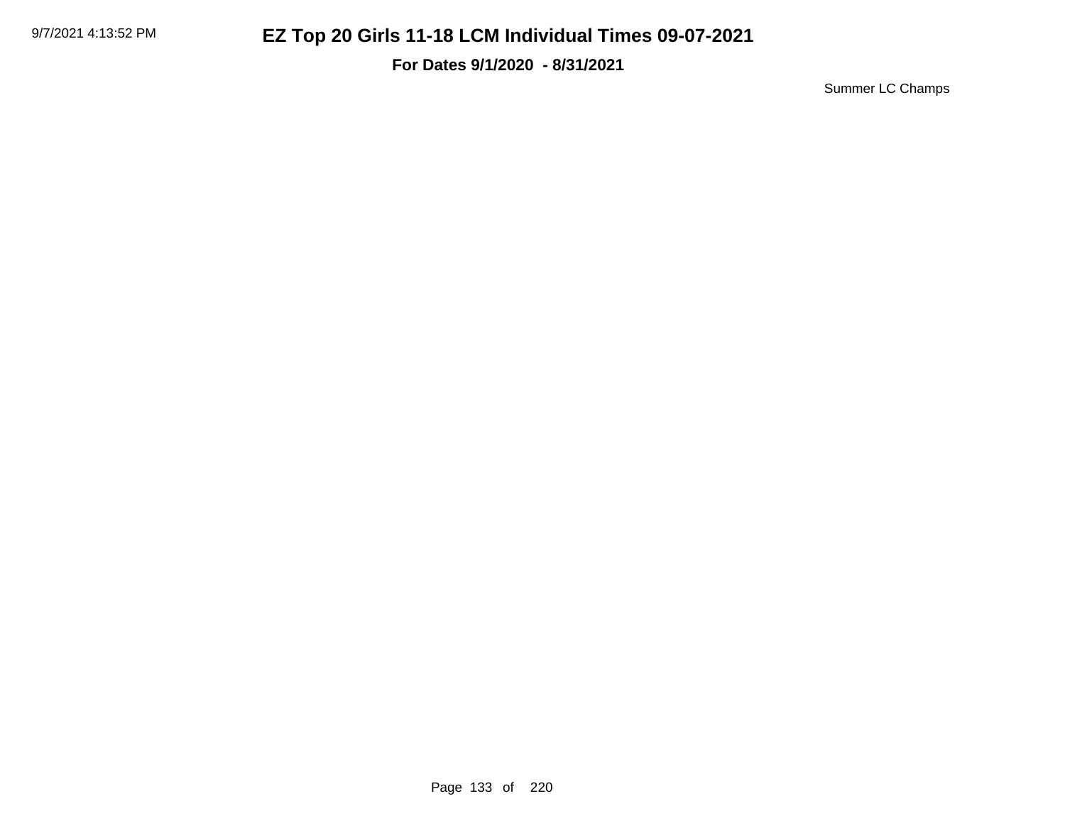Summer LC Champs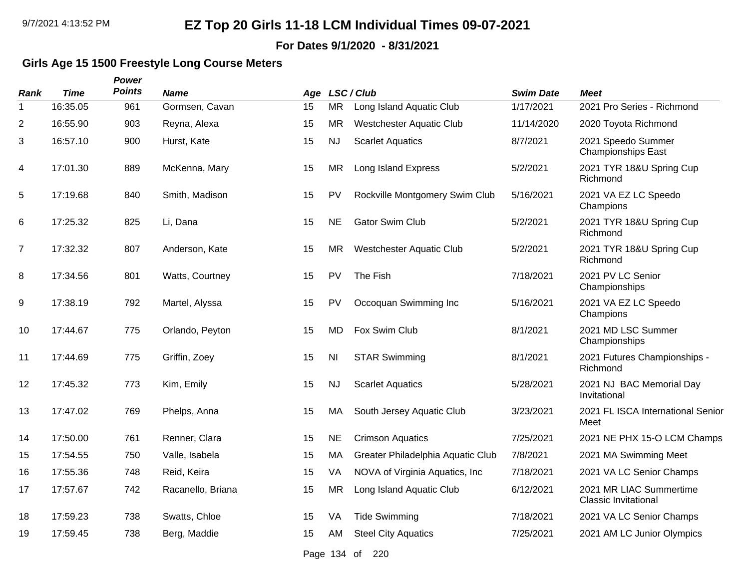# EZ Top 20 Girls 11-18 LCM Individual Times 09-07-2021

**For Dates 9/1/2020 - 8/31/2021**

## Girls Age 15 1500 Freestyle Long Course Meters

| Rank | Time | Power Points | Name | Age | LSC / Club | | Swim Date | Meet |
|---|---|---|---|---|---|---|---|---|
| 1 | 16:35.05 | 961 | Gormsen, Cavan | 15 | MR | Long Island Aquatic Club | 1/17/2021 | 2021 Pro Series - Richmond |
| 2 | 16:55.90 | 903 | Reyna, Alexa | 15 | MR | Westchester Aquatic Club | 11/14/2020 | 2020 Toyota Richmond |
| 3 | 16:57.10 | 900 | Hurst, Kate | 15 | NJ | Scarlet Aquatics | 8/7/2021 | 2021 Speedo Summer Championships East |
| 4 | 17:01.30 | 889 | McKenna, Mary | 15 | MR | Long Island Express | 5/2/2021 | 2021 TYR 18&U Spring Cup Richmond |
| 5 | 17:19.68 | 840 | Smith, Madison | 15 | PV | Rockville Montgomery Swim Club | 5/16/2021 | 2021 VA EZ LC Speedo Champions |
| 6 | 17:25.32 | 825 | Li, Dana | 15 | NE | Gator Swim Club | 5/2/2021 | 2021 TYR 18&U Spring Cup Richmond |
| 7 | 17:32.32 | 807 | Anderson, Kate | 15 | MR | Westchester Aquatic Club | 5/2/2021 | 2021 TYR 18&U Spring Cup Richmond |
| 8 | 17:34.56 | 801 | Watts, Courtney | 15 | PV | The Fish | 7/18/2021 | 2021 PV LC Senior Championships |
| 9 | 17:38.19 | 792 | Martel, Alyssa | 15 | PV | Occoquan Swimming Inc | 5/16/2021 | 2021 VA EZ LC Speedo Champions |
| 10 | 17:44.67 | 775 | Orlando, Peyton | 15 | MD | Fox Swim Club | 8/1/2021 | 2021 MD LSC Summer Championships |
| 11 | 17:44.69 | 775 | Griffin, Zoey | 15 | NI | STAR Swimming | 8/1/2021 | 2021 Futures Championships - Richmond |
| 12 | 17:45.32 | 773 | Kim, Emily | 15 | NJ | Scarlet Aquatics | 5/28/2021 | 2021 NJ BAC Memorial Day Invitational |
| 13 | 17:47.02 | 769 | Phelps, Anna | 15 | MA | South Jersey Aquatic Club | 3/23/2021 | 2021 FL ISCA International Senior Meet |
| 14 | 17:50.00 | 761 | Renner, Clara | 15 | NE | Crimson Aquatics | 7/25/2021 | 2021 NE PHX 15-O LCM Champs |
| 15 | 17:54.55 | 750 | Valle, Isabela | 15 | MA | Greater Philadelphia Aquatic Club | 7/8/2021 | 2021 MA Swimming Meet |
| 16 | 17:55.36 | 748 | Reid, Keira | 15 | VA | NOVA of Virginia Aquatics, Inc | 7/18/2021 | 2021 VA LC Senior Champs |
| 17 | 17:57.67 | 742 | Racanello, Briana | 15 | MR | Long Island Aquatic Club | 6/12/2021 | 2021 MR LIAC Summertime Classic Invitational |
| 18 | 17:59.23 | 738 | Swatts, Chloe | 15 | VA | Tide Swimming | 7/18/2021 | 2021 VA LC Senior Champs |
| 19 | 17:59.45 | 738 | Berg, Maddie | 15 | AM | Steel City Aquatics | 7/25/2021 | 2021 AM LC Junior Olympics |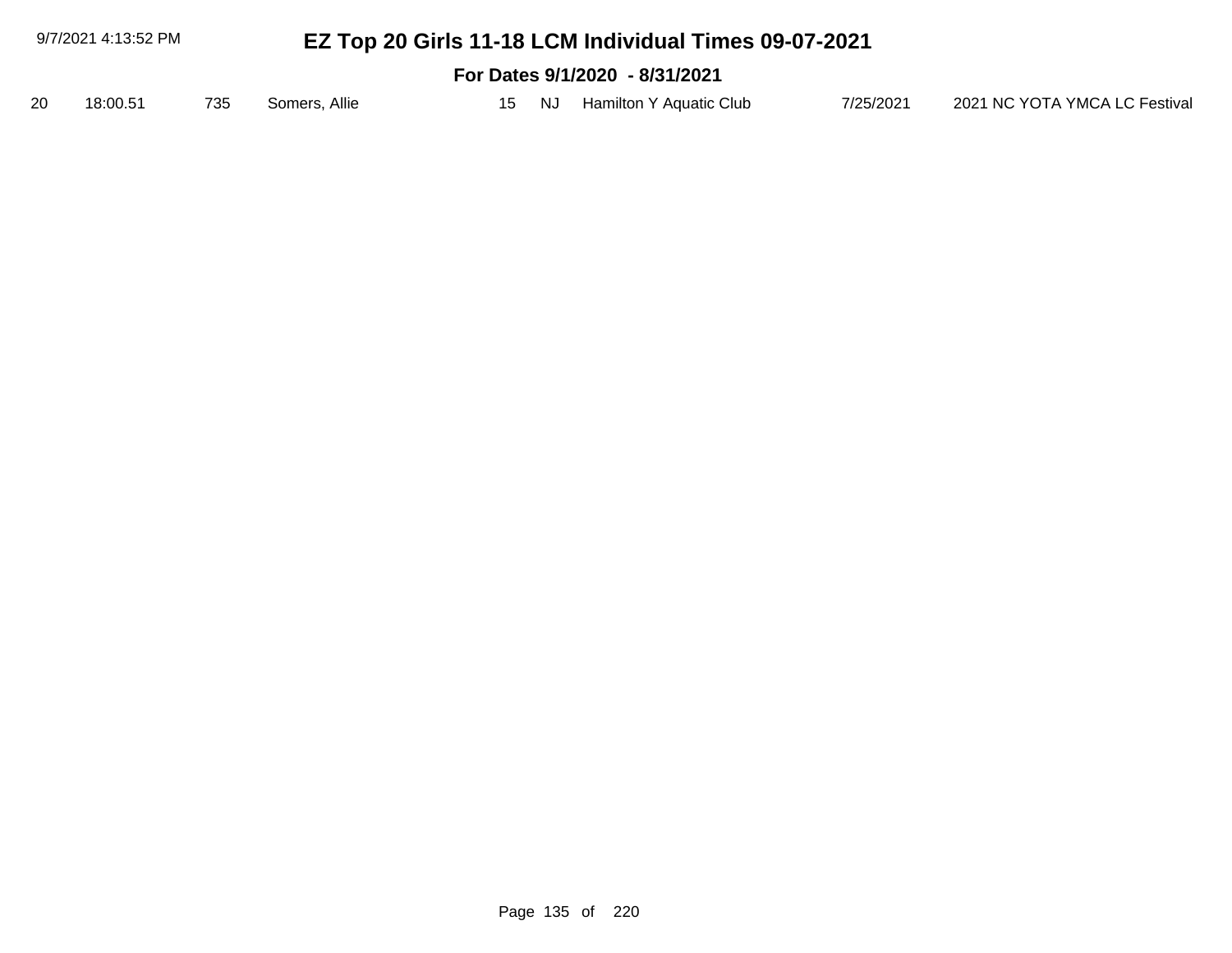# EZ Top 20 Girls 11-18 LCM Individual Times 09-07-2021

## For Dates 9/1/2020 - 8/31/2021

| | | | | | | | | |
|---|---|---|---|---|---|---|---|---|
| 20 | 18:00.51 | 735 | Somers, Allie | 15 | NJ | Hamilton Y Aquatic Club | 7/25/2021 | 2021 NC YOTA YMCA LC Festival |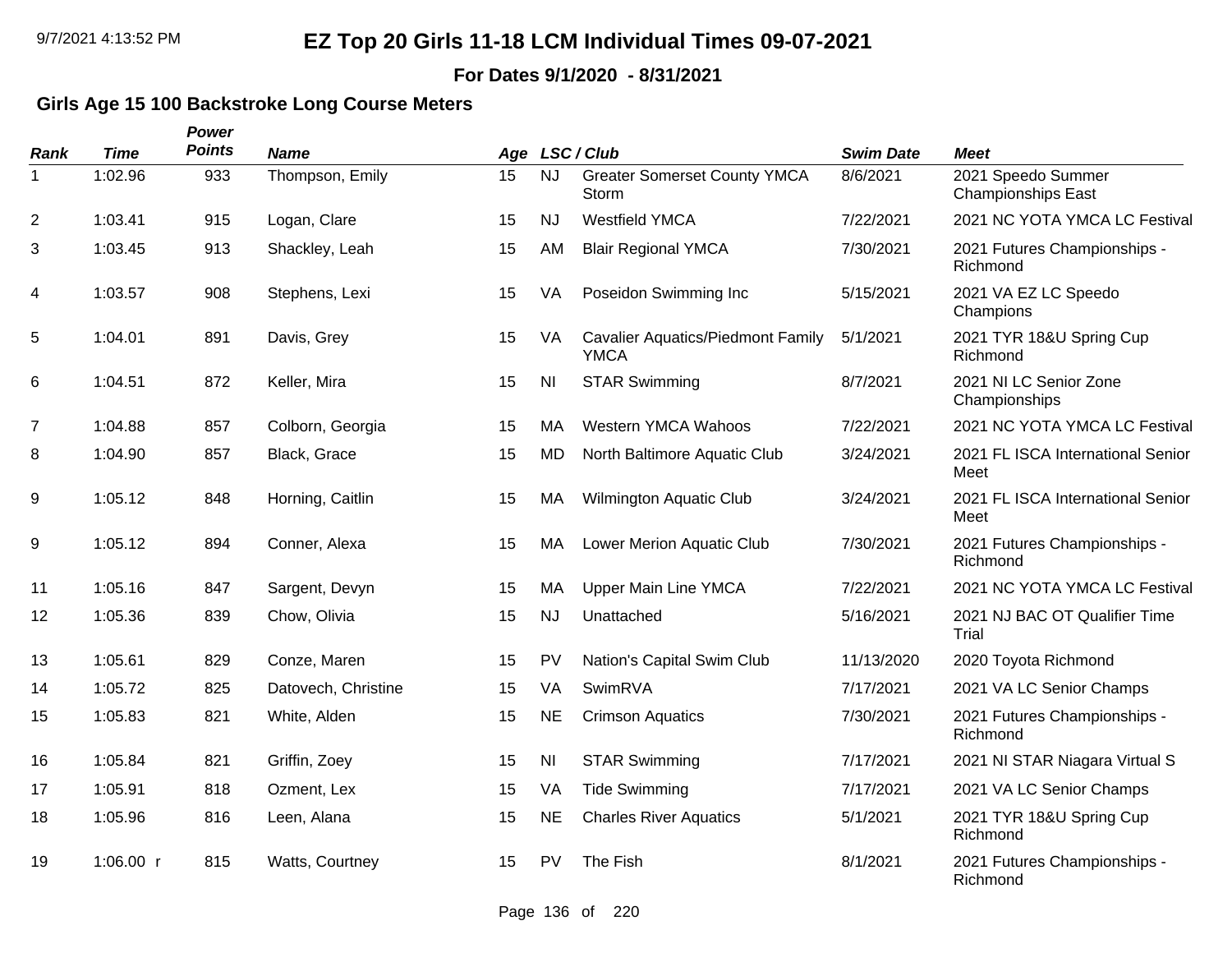# EZ Top 20 Girls 11-18 LCM Individual Times 09-07-2021

**For Dates 9/1/2020 - 8/31/2021**

### Girls Age 15 100 Backstroke Long Course Meters

| Rank | Time | Power Points | Name | Age | LSC | Club | Swim Date | Meet |
|---|---|---|---|---|---|---|---|---|
| 1 | 1:02.96 | 933 | Thompson, Emily | 15 | NJ | Greater Somerset County YMCA Storm | 8/6/2021 | 2021 Speedo Summer Championships East |
| 2 | 1:03.41 | 915 | Logan, Clare | 15 | NJ | Westfield YMCA | 7/22/2021 | 2021 NC YOTA YMCA LC Festival |
| 3 | 1:03.45 | 913 | Shackley, Leah | 15 | AM | Blair Regional YMCA | 7/30/2021 | 2021 Futures Championships - Richmond |
| 4 | 1:03.57 | 908 | Stephens, Lexi | 15 | VA | Poseidon Swimming Inc | 5/15/2021 | 2021 VA EZ LC Speedo Champions |
| 5 | 1:04.01 | 891 | Davis, Grey | 15 | VA | Cavalier Aquatics/Piedmont Family YMCA | 5/1/2021 | 2021 TYR 18&U Spring Cup Richmond |
| 6 | 1:04.51 | 872 | Keller, Mira | 15 | NI | STAR Swimming | 8/7/2021 | 2021 NI LC Senior Zone Championships |
| 7 | 1:04.88 | 857 | Colborn, Georgia | 15 | MA | Western YMCA Wahoos | 7/22/2021 | 2021 NC YOTA YMCA LC Festival |
| 8 | 1:04.90 | 857 | Black, Grace | 15 | MD | North Baltimore Aquatic Club | 3/24/2021 | 2021 FL ISCA International Senior Meet |
| 9 | 1:05.12 | 848 | Horning, Caitlin | 15 | MA | Wilmington Aquatic Club | 3/24/2021 | 2021 FL ISCA International Senior Meet |
| 9 | 1:05.12 | 894 | Conner, Alexa | 15 | MA | Lower Merion Aquatic Club | 7/30/2021 | 2021 Futures Championships - Richmond |
| 11 | 1:05.16 | 847 | Sargent, Devyn | 15 | MA | Upper Main Line YMCA | 7/22/2021 | 2021 NC YOTA YMCA LC Festival |
| 12 | 1:05.36 | 839 | Chow, Olivia | 15 | NJ | Unattached | 5/16/2021 | 2021 NJ BAC OT Qualifier Time Trial |
| 13 | 1:05.61 | 829 | Conze, Maren | 15 | PV | Nation's Capital Swim Club | 11/13/2020 | 2020 Toyota Richmond |
| 14 | 1:05.72 | 825 | Datovech, Christine | 15 | VA | SwimRVA | 7/17/2021 | 2021 VA LC Senior Champs |
| 15 | 1:05.83 | 821 | White, Alden | 15 | NE | Crimson Aquatics | 7/30/2021 | 2021 Futures Championships - Richmond |
| 16 | 1:05.84 | 821 | Griffin, Zoey | 15 | NI | STAR Swimming | 7/17/2021 | 2021 NI STAR Niagara Virtual S |
| 17 | 1:05.91 | 818 | Ozment, Lex | 15 | VA | Tide Swimming | 7/17/2021 | 2021 VA LC Senior Champs |
| 18 | 1:05.96 | 816 | Leen, Alana | 15 | NE | Charles River Aquatics | 5/1/2021 | 2021 TYR 18&U Spring Cup Richmond |
| 19 | 1:06.00 r | 815 | Watts, Courtney | 15 | PV | The Fish | 8/1/2021 | 2021 Futures Championships - Richmond |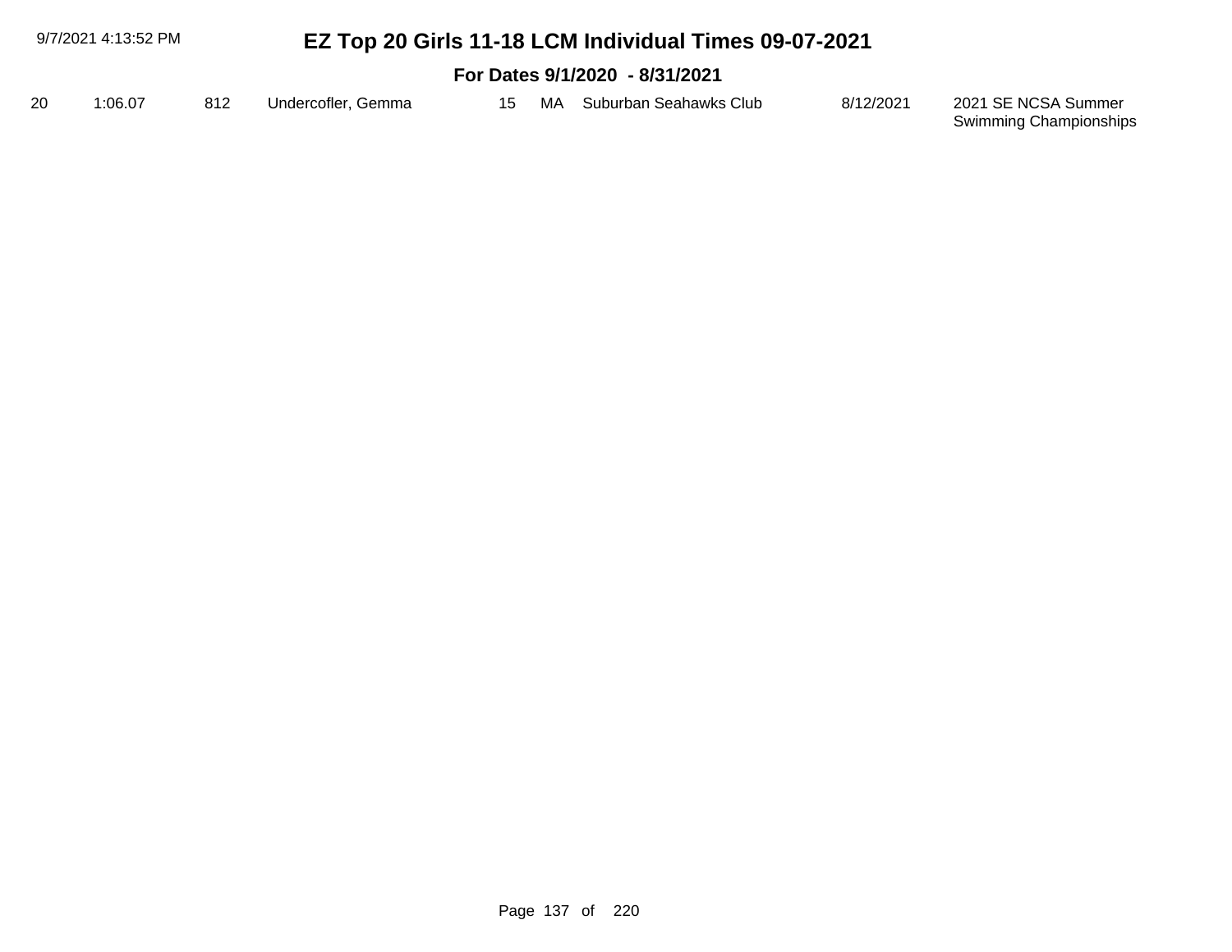# EZ Top 20 Girls 11-18 LCM Individual Times 09-07-2021

## For Dates 9/1/2020 - 8/31/2021

| | | | | | | | | |
|---|---|---|---|---|---|---|---|---|
| 20 | 1:06.07 | 812 | Undercofler, Gemma | 15 | MA | Suburban Seahawks Club | 8/12/2021 | 2021 SE NCSA Summer Swimming Championships |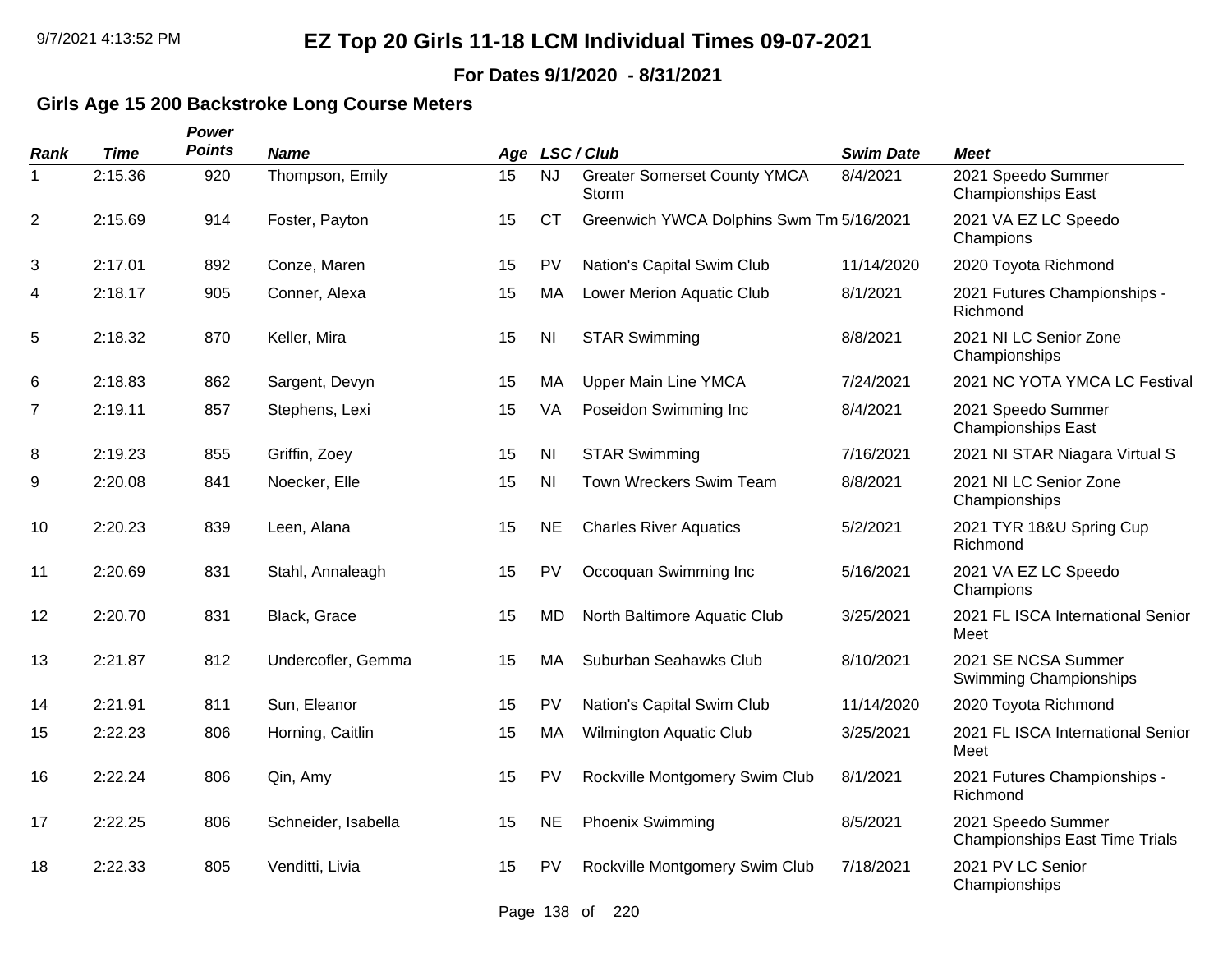# EZ Top 20 Girls 11-18 LCM Individual Times 09-07-2021

**For Dates 9/1/2020 - 8/31/2021**

### Girls Age 15 200 Backstroke Long Course Meters

| Rank | Time | Power Points | Name | Age | LSC | Club | Swim Date | Meet |
|---|---|---|---|---|---|---|---|---|
| 1 | 2:15.36 | 920 | Thompson, Emily | 15 | NJ | Greater Somerset County YMCA Storm | 8/4/2021 | 2021 Speedo Summer Championships East |
| 2 | 2:15.69 | 914 | Foster, Payton | 15 | CT | Greenwich YWCA Dolphins Swm Tm | 5/16/2021 | 2021 VA EZ LC Speedo Champions |
| 3 | 2:17.01 | 892 | Conze, Maren | 15 | PV | Nation's Capital Swim Club | 11/14/2020 | 2020 Toyota Richmond |
| 4 | 2:18.17 | 905 | Conner, Alexa | 15 | MA | Lower Merion Aquatic Club | 8/1/2021 | 2021 Futures Championships - Richmond |
| 5 | 2:18.32 | 870 | Keller, Mira | 15 | NI | STAR Swimming | 8/8/2021 | 2021 NI LC Senior Zone Championships |
| 6 | 2:18.83 | 862 | Sargent, Devyn | 15 | MA | Upper Main Line YMCA | 7/24/2021 | 2021 NC YOTA YMCA LC Festival |
| 7 | 2:19.11 | 857 | Stephens, Lexi | 15 | VA | Poseidon Swimming Inc | 8/4/2021 | 2021 Speedo Summer Championships East |
| 8 | 2:19.23 | 855 | Griffin, Zoey | 15 | NI | STAR Swimming | 7/16/2021 | 2021 NI STAR Niagara Virtual S |
| 9 | 2:20.08 | 841 | Noecker, Elle | 15 | NI | Town Wreckers Swim Team | 8/8/2021 | 2021 NI LC Senior Zone Championships |
| 10 | 2:20.23 | 839 | Leen, Alana | 15 | NE | Charles River Aquatics | 5/2/2021 | 2021 TYR 18&U Spring Cup Richmond |
| 11 | 2:20.69 | 831 | Stahl, Annaleagh | 15 | PV | Occoquan Swimming Inc | 5/16/2021 | 2021 VA EZ LC Speedo Champions |
| 12 | 2:20.70 | 831 | Black, Grace | 15 | MD | North Baltimore Aquatic Club | 3/25/2021 | 2021 FL ISCA International Senior Meet |
| 13 | 2:21.87 | 812 | Undercofler, Gemma | 15 | MA | Suburban Seahawks Club | 8/10/2021 | 2021 SE NCSA Summer Swimming Championships |
| 14 | 2:21.91 | 811 | Sun, Eleanor | 15 | PV | Nation's Capital Swim Club | 11/14/2020 | 2020 Toyota Richmond |
| 15 | 2:22.23 | 806 | Horning, Caitlin | 15 | MA | Wilmington Aquatic Club | 3/25/2021 | 2021 FL ISCA International Senior Meet |
| 16 | 2:22.24 | 806 | Qin, Amy | 15 | PV | Rockville Montgomery Swim Club | 8/1/2021 | 2021 Futures Championships - Richmond |
| 17 | 2:22.25 | 806 | Schneider, Isabella | 15 | NE | Phoenix Swimming | 8/5/2021 | 2021 Speedo Summer Championships East Time Trials |
| 18 | 2:22.33 | 805 | Venditti, Livia | 15 | PV | Rockville Montgomery Swim Club | 7/18/2021 | 2021 PV LC Senior Championships |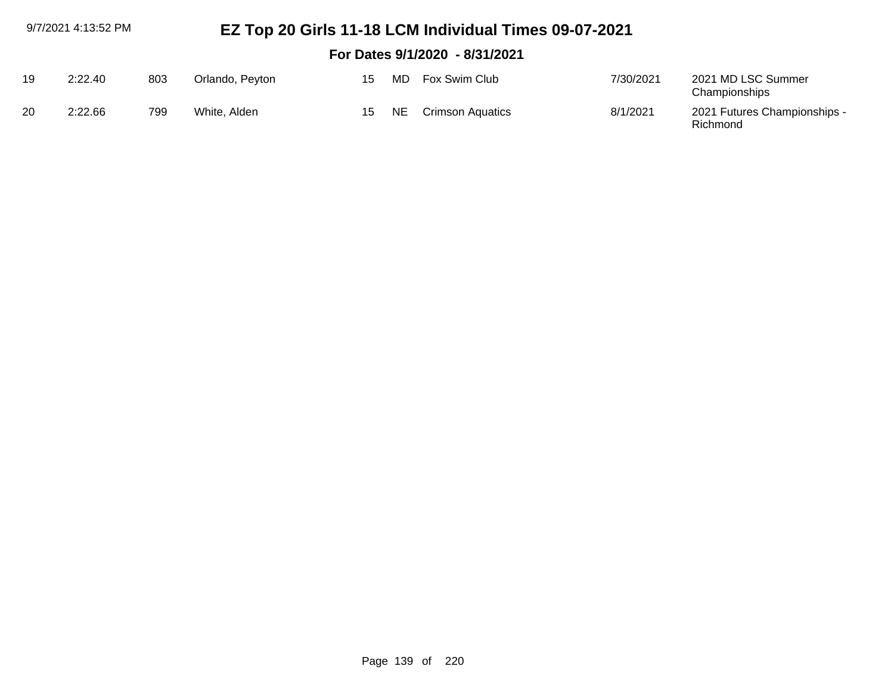# EZ Top 20 Girls 11-18 LCM Individual Times 09-07-2021

## For Dates 9/1/2020 - 8/31/2021

| | | | | | | | | |
|---|---|---|---|---|---|---|---|---|
| 19 | 2:22.40 | 803 | Orlando, Peyton | 15 | MD | Fox Swim Club | 7/30/2021 | 2021 MD LSC Summer Championships |
| 20 | 2:22.66 | 799 | White, Alden | 15 | NE | Crimson Aquatics | 8/1/2021 | 2021 Futures Championships - Richmond |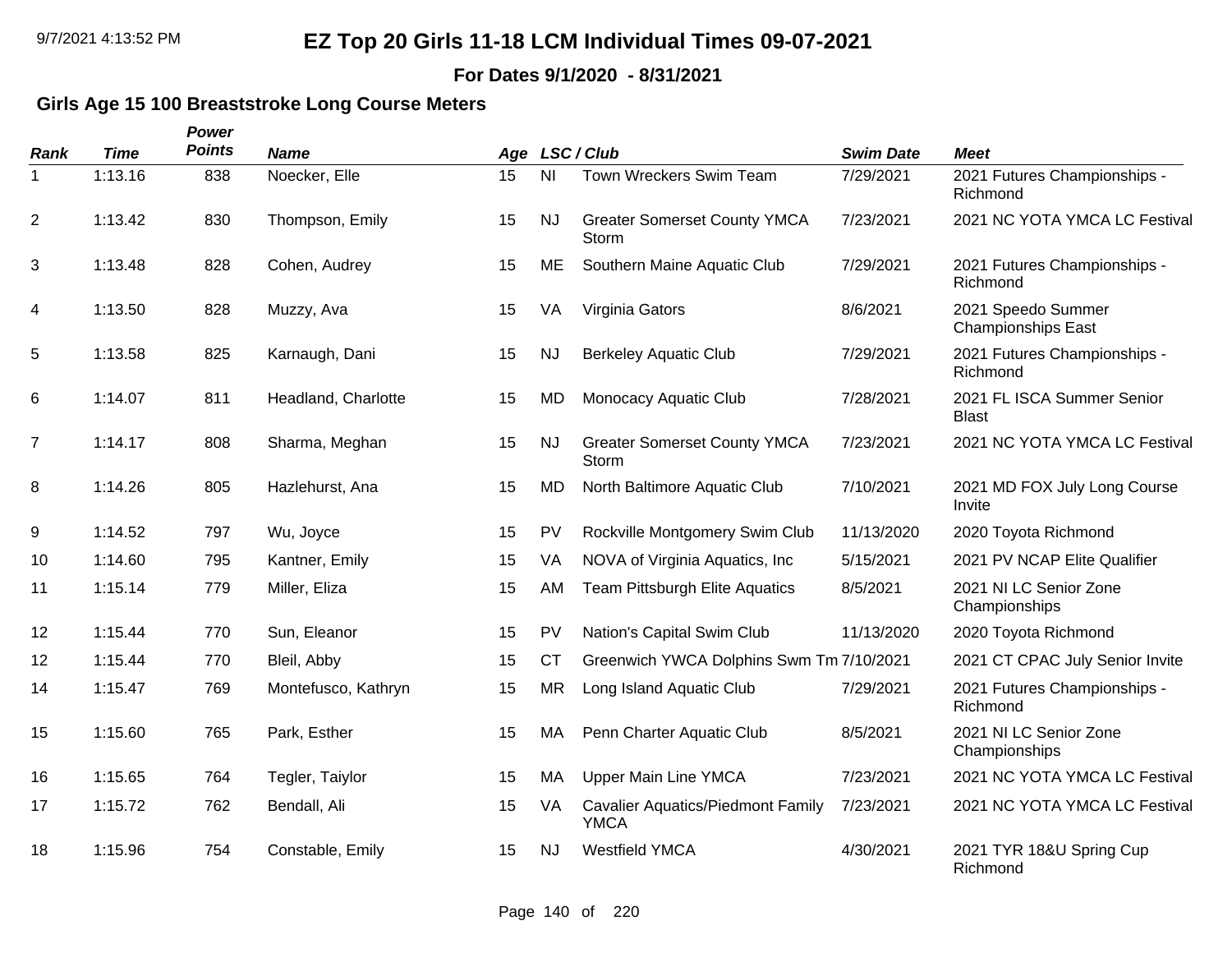# EZ Top 20 Girls 11-18 LCM Individual Times 09-07-2021

**For Dates 9/1/2020 - 8/31/2021**

## Girls Age 15 100 Breaststroke Long Course Meters

| Rank | Time | Power Points | Name | Age | LSC | Club | Swim Date | Meet |
|---|---|---|---|---|---|---|---|---|
| 1 | 1:13.16 | 838 | Noecker, Elle | 15 | NI | Town Wreckers Swim Team | 7/29/2021 | 2021 Futures Championships - Richmond |
| 2 | 1:13.42 | 830 | Thompson, Emily | 15 | NJ | Greater Somerset County YMCA Storm | 7/23/2021 | 2021 NC YOTA YMCA LC Festival |
| 3 | 1:13.48 | 828 | Cohen, Audrey | 15 | ME | Southern Maine Aquatic Club | 7/29/2021 | 2021 Futures Championships - Richmond |
| 4 | 1:13.50 | 828 | Muzzy, Ava | 15 | VA | Virginia Gators | 8/6/2021 | 2021 Speedo Summer Championships East |
| 5 | 1:13.58 | 825 | Karnaugh, Dani | 15 | NJ | Berkeley Aquatic Club | 7/29/2021 | 2021 Futures Championships - Richmond |
| 6 | 1:14.07 | 811 | Headland, Charlotte | 15 | MD | Monocacy Aquatic Club | 7/28/2021 | 2021 FL ISCA Summer Senior Blast |
| 7 | 1:14.17 | 808 | Sharma, Meghan | 15 | NJ | Greater Somerset County YMCA Storm | 7/23/2021 | 2021 NC YOTA YMCA LC Festival |
| 8 | 1:14.26 | 805 | Hazlehurst, Ana | 15 | MD | North Baltimore Aquatic Club | 7/10/2021 | 2021 MD FOX July Long Course Invite |
| 9 | 1:14.52 | 797 | Wu, Joyce | 15 | PV | Rockville Montgomery Swim Club | 11/13/2020 | 2020 Toyota Richmond |
| 10 | 1:14.60 | 795 | Kantner, Emily | 15 | VA | NOVA of Virginia Aquatics, Inc | 5/15/2021 | 2021 PV NCAP Elite Qualifier |
| 11 | 1:15.14 | 779 | Miller, Eliza | 15 | AM | Team Pittsburgh Elite Aquatics | 8/5/2021 | 2021 NI LC Senior Zone Championships |
| 12 | 1:15.44 | 770 | Sun, Eleanor | 15 | PV | Nation's Capital Swim Club | 11/13/2020 | 2020 Toyota Richmond |
| 12 | 1:15.44 | 770 | Bleil, Abby | 15 | CT | Greenwich YWCA Dolphins Swm Tm | 7/10/2021 | 2021 CT CPAC July Senior Invite |
| 14 | 1:15.47 | 769 | Montefusco, Kathryn | 15 | MR | Long Island Aquatic Club | 7/29/2021 | 2021 Futures Championships - Richmond |
| 15 | 1:15.60 | 765 | Park, Esther | 15 | MA | Penn Charter Aquatic Club | 8/5/2021 | 2021 NI LC Senior Zone Championships |
| 16 | 1:15.65 | 764 | Tegler, Taiylor | 15 | MA | Upper Main Line YMCA | 7/23/2021 | 2021 NC YOTA YMCA LC Festival |
| 17 | 1:15.72 | 762 | Bendall, Ali | 15 | VA | Cavalier Aquatics/Piedmont Family YMCA | 7/23/2021 | 2021 NC YOTA YMCA LC Festival |
| 18 | 1:15.96 | 754 | Constable, Emily | 15 | NJ | Westfield YMCA | 4/30/2021 | 2021 TYR 18&U Spring Cup Richmond |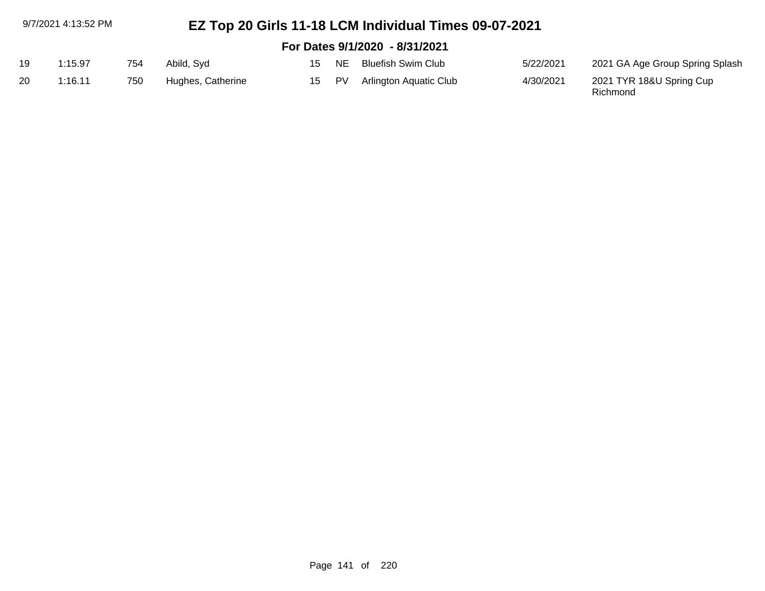# EZ Top 20 Girls 11-18 LCM Individual Times 09-07-2021

## For Dates 9/1/2020 - 8/31/2021

| | | | | | | | | |
|---|---|---|---|---|---|---|---|---|
| 19 | 1:15.97 | 754 | Abild, Syd | 15 | NE | Bluefish Swim Club | 5/22/2021 | 2021 GA Age Group Spring Splash |
| 20 | 1:16.11 | 750 | Hughes, Catherine | 15 | PV | Arlington Aquatic Club | 4/30/2021 | 2021 TYR 18&U Spring Cup Richmond |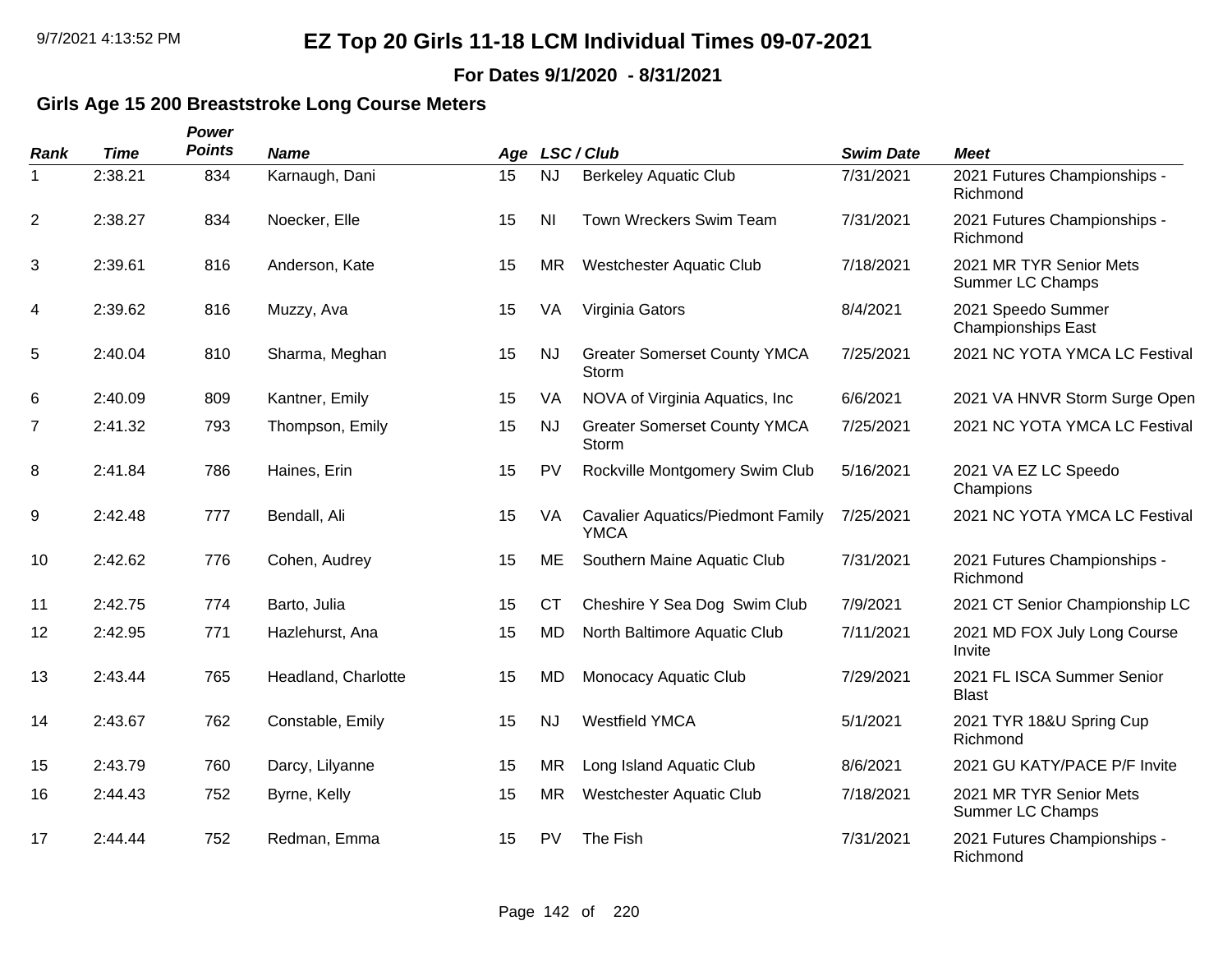# EZ Top 20 Girls 11-18 LCM Individual Times 09-07-2021

**For Dates 9/1/2020 - 8/31/2021**

### Girls Age 15 200 Breaststroke Long Course Meters

| Rank | Time | Power Points | Name | Age | LSC / Club | | Swim Date | Meet |
|---|---|---|---|---|---|---|---|---|
| 1 | 2:38.21 | 834 | Karnaugh, Dani | 15 | NJ | Berkeley Aquatic Club | 7/31/2021 | 2021 Futures Championships - Richmond |
| 2 | 2:38.27 | 834 | Noecker, Elle | 15 | NI | Town Wreckers Swim Team | 7/31/2021 | 2021 Futures Championships - Richmond |
| 3 | 2:39.61 | 816 | Anderson, Kate | 15 | MR | Westchester Aquatic Club | 7/18/2021 | 2021 MR TYR Senior Mets Summer LC Champs |
| 4 | 2:39.62 | 816 | Muzzy, Ava | 15 | VA | Virginia Gators | 8/4/2021 | 2021 Speedo Summer Championships East |
| 5 | 2:40.04 | 810 | Sharma, Meghan | 15 | NJ | Greater Somerset County YMCA Storm | 7/25/2021 | 2021 NC YOTA YMCA LC Festival |
| 6 | 2:40.09 | 809 | Kantner, Emily | 15 | VA | NOVA of Virginia Aquatics, Inc | 6/6/2021 | 2021 VA HNVR Storm Surge Open |
| 7 | 2:41.32 | 793 | Thompson, Emily | 15 | NJ | Greater Somerset County YMCA Storm | 7/25/2021 | 2021 NC YOTA YMCA LC Festival |
| 8 | 2:41.84 | 786 | Haines, Erin | 15 | PV | Rockville Montgomery Swim Club | 5/16/2021 | 2021 VA EZ LC Speedo Champions |
| 9 | 2:42.48 | 777 | Bendall, Ali | 15 | VA | Cavalier Aquatics/Piedmont Family YMCA | 7/25/2021 | 2021 NC YOTA YMCA LC Festival |
| 10 | 2:42.62 | 776 | Cohen, Audrey | 15 | ME | Southern Maine Aquatic Club | 7/31/2021 | 2021 Futures Championships - Richmond |
| 11 | 2:42.75 | 774 | Barto, Julia | 15 | CT | Cheshire Y Sea Dog Swim Club | 7/9/2021 | 2021 CT Senior Championship LC |
| 12 | 2:42.95 | 771 | Hazlehurst, Ana | 15 | MD | North Baltimore Aquatic Club | 7/11/2021 | 2021 MD FOX July Long Course Invite |
| 13 | 2:43.44 | 765 | Headland, Charlotte | 15 | MD | Monocacy Aquatic Club | 7/29/2021 | 2021 FL ISCA Summer Senior Blast |
| 14 | 2:43.67 | 762 | Constable, Emily | 15 | NJ | Westfield YMCA | 5/1/2021 | 2021 TYR 18&U Spring Cup Richmond |
| 15 | 2:43.79 | 760 | Darcy, Lilyanne | 15 | MR | Long Island Aquatic Club | 8/6/2021 | 2021 GU KATY/PACE P/F Invite |
| 16 | 2:44.43 | 752 | Byrne, Kelly | 15 | MR | Westchester Aquatic Club | 7/18/2021 | 2021 MR TYR Senior Mets Summer LC Champs |
| 17 | 2:44.44 | 752 | Redman, Emma | 15 | PV | The Fish | 7/31/2021 | 2021 Futures Championships - Richmond |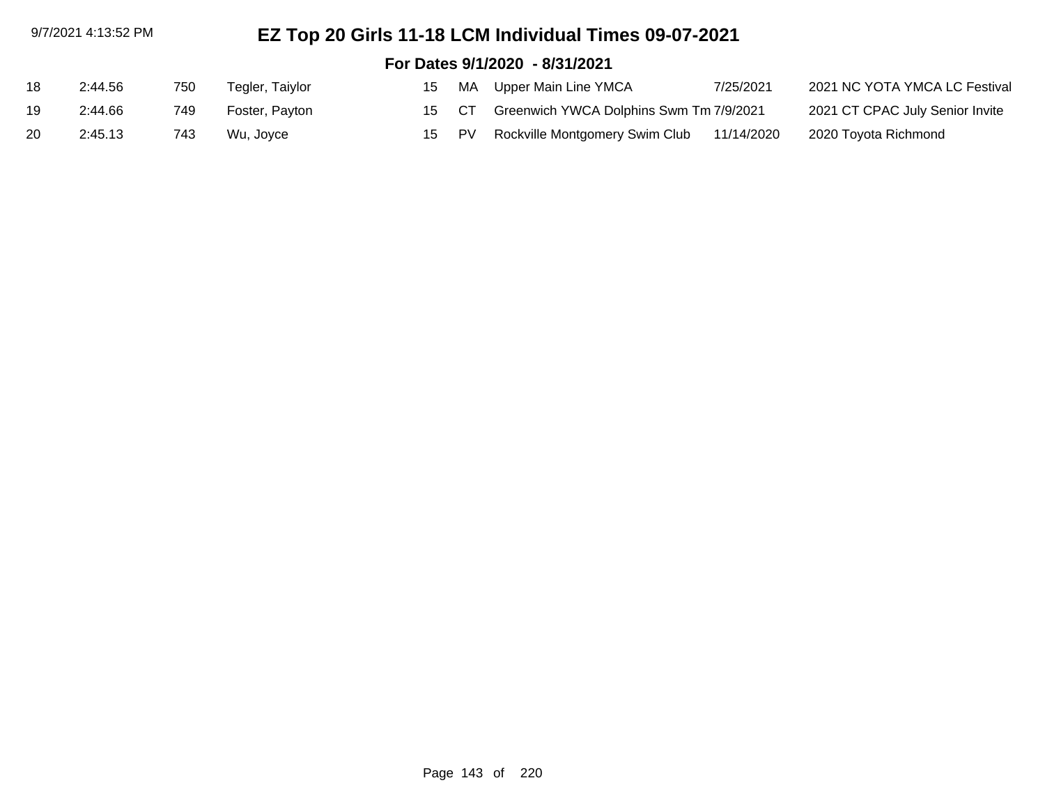# EZ Top 20 Girls 11-18 LCM Individual Times 09-07-2021

## For Dates 9/1/2020 - 8/31/2021

| | | | | | | | | |
|---|---|---|---|---|---|---|---|---|
| 18 | 2:44.56 | 750 | Tegler, Taiylor | 15 | MA | Upper Main Line YMCA | 7/25/2021 | 2021 NC YOTA YMCA LC Festival |
| 19 | 2:44.66 | 749 | Foster, Payton | 15 | CT | Greenwich YWCA Dolphins Swm Tm | 7/9/2021 | 2021 CT CPAC July Senior Invite |
| 20 | 2:45.13 | 743 | Wu, Joyce | 15 | PV | Rockville Montgomery Swim Club | 11/14/2020 | 2020 Toyota Richmond |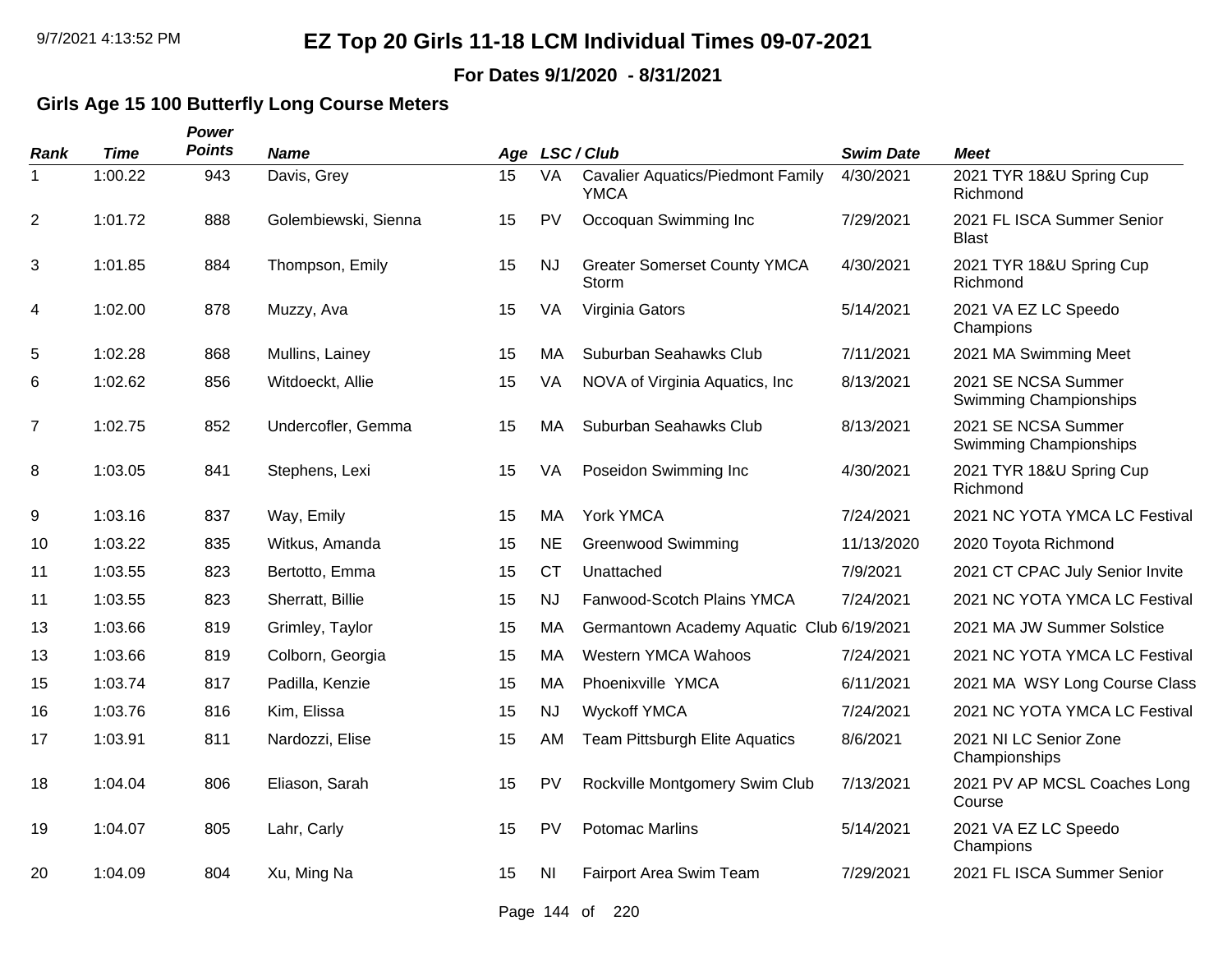# EZ Top 20 Girls 11-18 LCM Individual Times 09-07-2021

**For Dates 9/1/2020 - 8/31/2021**

## Girls Age 15 100 Butterfly Long Course Meters

| *Rank* | *Time* | *Power Points* | *Name* | *Age* | *LSC* | *Club* | *Swim Date* | *Meet* |
|---|---|---|---|---|---|---|---|---|
| 1 | 1:00.22 | 943 | Davis, Grey | 15 | VA | Cavalier Aquatics/Piedmont Family YMCA | 4/30/2021 | 2021 TYR 18&U Spring Cup Richmond |
| 2 | 1:01.72 | 888 | Golembiewski, Sienna | 15 | PV | Occoquan Swimming Inc | 7/29/2021 | 2021 FL ISCA Summer Senior Blast |
| 3 | 1:01.85 | 884 | Thompson, Emily | 15 | NJ | Greater Somerset County YMCA Storm | 4/30/2021 | 2021 TYR 18&U Spring Cup Richmond |
| 4 | 1:02.00 | 878 | Muzzy, Ava | 15 | VA | Virginia Gators | 5/14/2021 | 2021 VA EZ LC Speedo Champions |
| 5 | 1:02.28 | 868 | Mullins, Lainey | 15 | MA | Suburban Seahawks Club | 7/11/2021 | 2021 MA Swimming Meet |
| 6 | 1:02.62 | 856 | Witdoeckt, Allie | 15 | VA | NOVA of Virginia Aquatics, Inc | 8/13/2021 | 2021 SE NCSA Summer Swimming Championships |
| 7 | 1:02.75 | 852 | Undercofler, Gemma | 15 | MA | Suburban Seahawks Club | 8/13/2021 | 2021 SE NCSA Summer Swimming Championships |
| 8 | 1:03.05 | 841 | Stephens, Lexi | 15 | VA | Poseidon Swimming Inc | 4/30/2021 | 2021 TYR 18&U Spring Cup Richmond |
| 9 | 1:03.16 | 837 | Way, Emily | 15 | MA | York YMCA | 7/24/2021 | 2021 NC YOTA YMCA LC Festival |
| 10 | 1:03.22 | 835 | Witkus, Amanda | 15 | NE | Greenwood Swimming | 11/13/2020 | 2020 Toyota Richmond |
| 11 | 1:03.55 | 823 | Bertotto, Emma | 15 | CT | Unattached | 7/9/2021 | 2021 CT CPAC July Senior Invite |
| 11 | 1:03.55 | 823 | Sherratt, Billie | 15 | NJ | Fanwood-Scotch Plains YMCA | 7/24/2021 | 2021 NC YOTA YMCA LC Festival |
| 13 | 1:03.66 | 819 | Grimley, Taylor | 15 | MA | Germantown Academy Aquatic Club | 6/19/2021 | 2021 MA JW Summer Solstice |
| 13 | 1:03.66 | 819 | Colborn, Georgia | 15 | MA | Western YMCA Wahoos | 7/24/2021 | 2021 NC YOTA YMCA LC Festival |
| 15 | 1:03.74 | 817 | Padilla, Kenzie | 15 | MA | Phoenixville YMCA | 6/11/2021 | 2021 MA WSY Long Course Class |
| 16 | 1:03.76 | 816 | Kim, Elissa | 15 | NJ | Wyckoff YMCA | 7/24/2021 | 2021 NC YOTA YMCA LC Festival |
| 17 | 1:03.91 | 811 | Nardozzi, Elise | 15 | AM | Team Pittsburgh Elite Aquatics | 8/6/2021 | 2021 NI LC Senior Zone Championships |
| 18 | 1:04.04 | 806 | Eliason, Sarah | 15 | PV | Rockville Montgomery Swim Club | 7/13/2021 | 2021 PV AP MCSL Coaches Long Course |
| 19 | 1:04.07 | 805 | Lahr, Carly | 15 | PV | Potomac Marlins | 5/14/2021 | 2021 VA EZ LC Speedo Champions |
| 20 | 1:04.09 | 804 | Xu, Ming Na | 15 | NI | Fairport Area Swim Team | 7/29/2021 | 2021 FL ISCA Summer Senior |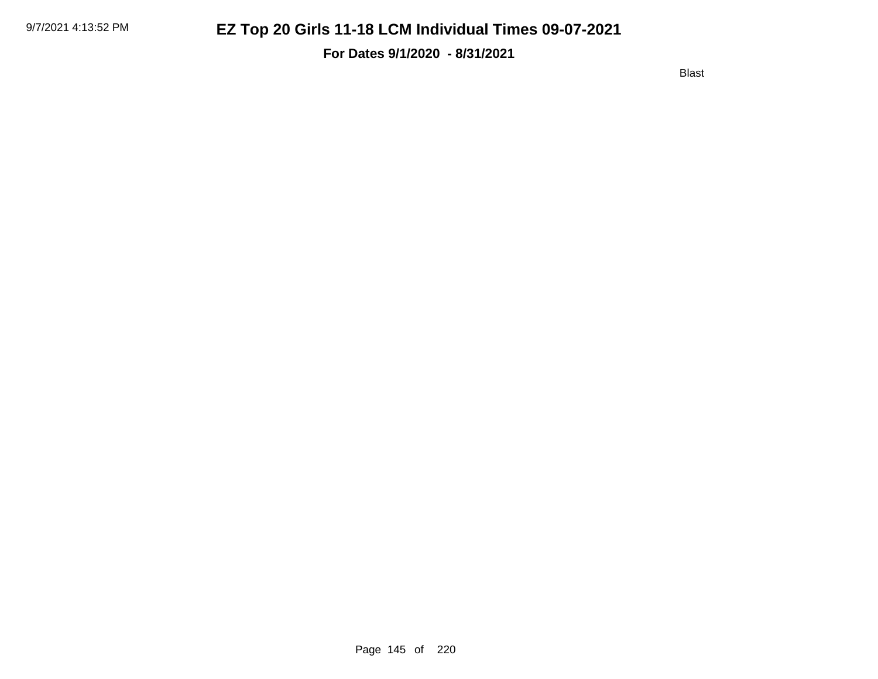# EZ Top 20 Girls 11-18 LCM Individual Times 09-07-2021

**For Dates 9/1/2020 - 8/31/2021**

Blast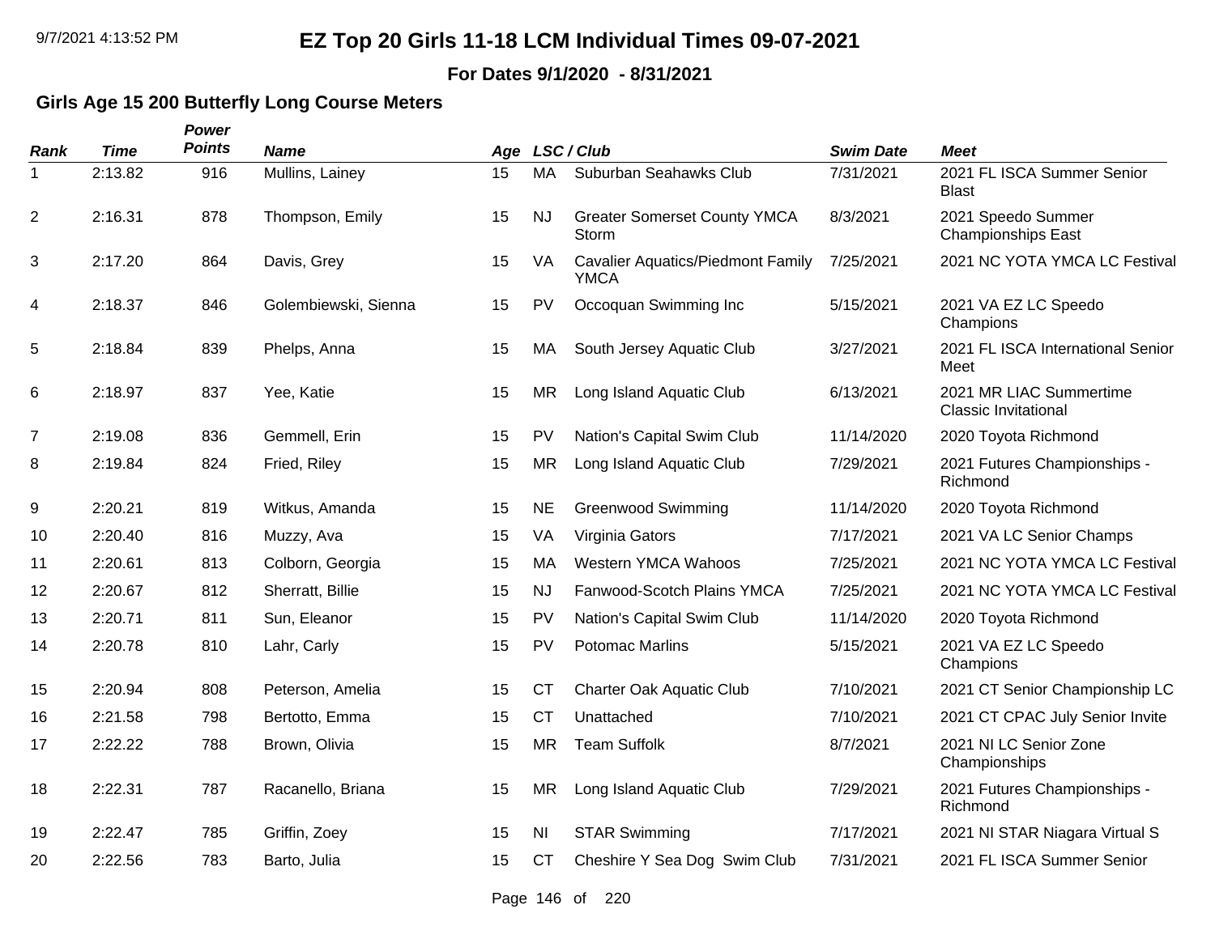# EZ Top 20 Girls 11-18 LCM Individual Times 09-07-2021

**For Dates 9/1/2020 - 8/31/2021**

## Girls Age 15 200 Butterfly Long Course Meters

| Rank | Time | Power Points | Name | Age | LSC | Club | Swim Date | Meet |
|---|---|---|---|---|---|---|---|---|
| 1 | 2:13.82 | 916 | Mullins, Lainey | 15 | MA | Suburban Seahawks Club | 7/31/2021 | 2021 FL ISCA Summer Senior Blast |
| 2 | 2:16.31 | 878 | Thompson, Emily | 15 | NJ | Greater Somerset County YMCA Storm | 8/3/2021 | 2021 Speedo Summer Championships East |
| 3 | 2:17.20 | 864 | Davis, Grey | 15 | VA | Cavalier Aquatics/Piedmont Family YMCA | 7/25/2021 | 2021 NC YOTA YMCA LC Festival |
| 4 | 2:18.37 | 846 | Golembiewski, Sienna | 15 | PV | Occoquan Swimming Inc | 5/15/2021 | 2021 VA EZ LC Speedo Champions |
| 5 | 2:18.84 | 839 | Phelps, Anna | 15 | MA | South Jersey Aquatic Club | 3/27/2021 | 2021 FL ISCA International Senior Meet |
| 6 | 2:18.97 | 837 | Yee, Katie | 15 | MR | Long Island Aquatic Club | 6/13/2021 | 2021 MR LIAC Summertime Classic Invitational |
| 7 | 2:19.08 | 836 | Gemmell, Erin | 15 | PV | Nation's Capital Swim Club | 11/14/2020 | 2020 Toyota Richmond |
| 8 | 2:19.84 | 824 | Fried, Riley | 15 | MR | Long Island Aquatic Club | 7/29/2021 | 2021 Futures Championships - Richmond |
| 9 | 2:20.21 | 819 | Witkus, Amanda | 15 | NE | Greenwood Swimming | 11/14/2020 | 2020 Toyota Richmond |
| 10 | 2:20.40 | 816 | Muzzy, Ava | 15 | VA | Virginia Gators | 7/17/2021 | 2021 VA LC Senior Champs |
| 11 | 2:20.61 | 813 | Colborn, Georgia | 15 | MA | Western YMCA Wahoos | 7/25/2021 | 2021 NC YOTA YMCA LC Festival |
| 12 | 2:20.67 | 812 | Sherratt, Billie | 15 | NJ | Fanwood-Scotch Plains YMCA | 7/25/2021 | 2021 NC YOTA YMCA LC Festival |
| 13 | 2:20.71 | 811 | Sun, Eleanor | 15 | PV | Nation's Capital Swim Club | 11/14/2020 | 2020 Toyota Richmond |
| 14 | 2:20.78 | 810 | Lahr, Carly | 15 | PV | Potomac Marlins | 5/15/2021 | 2021 VA EZ LC Speedo Champions |
| 15 | 2:20.94 | 808 | Peterson, Amelia | 15 | CT | Charter Oak Aquatic Club | 7/10/2021 | 2021 CT Senior Championship LC |
| 16 | 2:21.58 | 798 | Bertotto, Emma | 15 | CT | Unattached | 7/10/2021 | 2021 CT CPAC July Senior Invite |
| 17 | 2:22.22 | 788 | Brown, Olivia | 15 | MR | Team Suffolk | 8/7/2021 | 2021 NI LC Senior Zone Championships |
| 18 | 2:22.31 | 787 | Racanello, Briana | 15 | MR | Long Island Aquatic Club | 7/29/2021 | 2021 Futures Championships - Richmond |
| 19 | 2:22.47 | 785 | Griffin, Zoey | 15 | NI | STAR Swimming | 7/17/2021 | 2021 NI STAR Niagara Virtual S |
| 20 | 2:22.56 | 783 | Barto, Julia | 15 | CT | Cheshire Y Sea Dog Swim Club | 7/31/2021 | 2021 FL ISCA Summer Senior |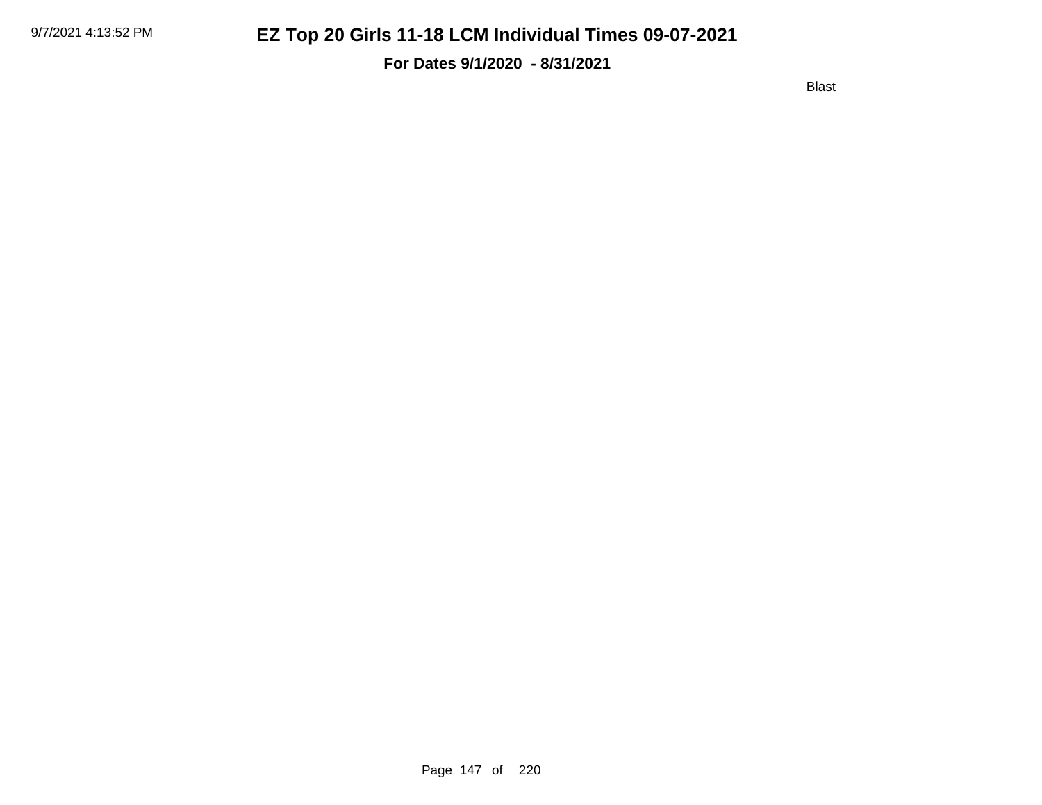# EZ Top 20 Girls 11-18 LCM Individual Times 09-07-2021

**For Dates 9/1/2020 - 8/31/2021**

Blast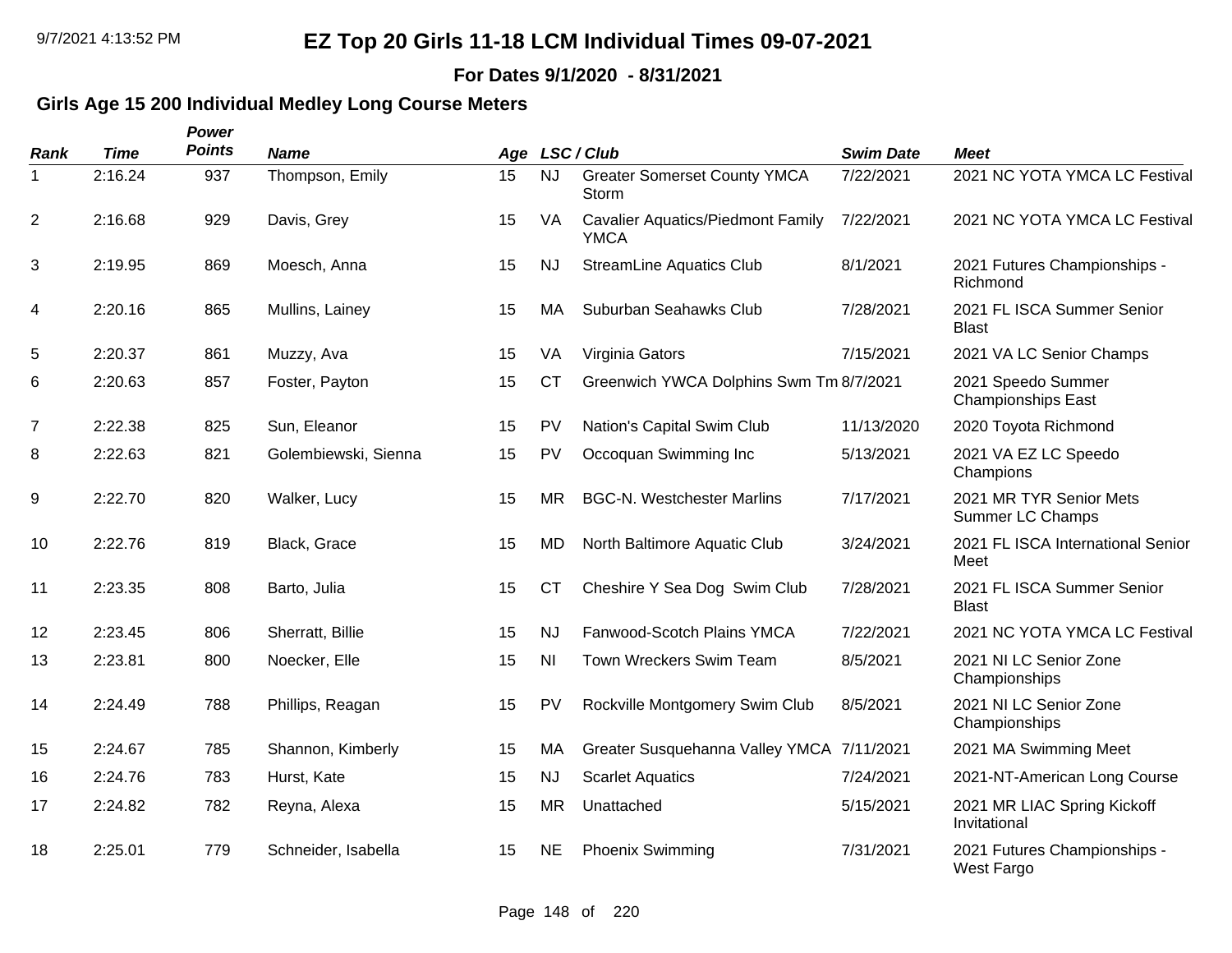# EZ Top 20 Girls 11-18 LCM Individual Times 09-07-2021

**For Dates 9/1/2020 - 8/31/2021**

## Girls Age 15 200 Individual Medley Long Course Meters

| Rank | Time | Power Points | Name | Age | LSC | Club | Swim Date | Meet |
|---|---|---|---|---|---|---|---|---|
| 1 | 2:16.24 | 937 | Thompson, Emily | 15 | NJ | Greater Somerset County YMCA Storm | 7/22/2021 | 2021 NC YOTA YMCA LC Festival |
| 2 | 2:16.68 | 929 | Davis, Grey | 15 | VA | Cavalier Aquatics/Piedmont Family YMCA | 7/22/2021 | 2021 NC YOTA YMCA LC Festival |
| 3 | 2:19.95 | 869 | Moesch, Anna | 15 | NJ | StreamLine Aquatics Club | 8/1/2021 | 2021 Futures Championships - Richmond |
| 4 | 2:20.16 | 865 | Mullins, Lainey | 15 | MA | Suburban Seahawks Club | 7/28/2021 | 2021 FL ISCA Summer Senior Blast |
| 5 | 2:20.37 | 861 | Muzzy, Ava | 15 | VA | Virginia Gators | 7/15/2021 | 2021 VA LC Senior Champs |
| 6 | 2:20.63 | 857 | Foster, Payton | 15 | CT | Greenwich YWCA Dolphins Swm Tm | 8/7/2021 | 2021 Speedo Summer Championships East |
| 7 | 2:22.38 | 825 | Sun, Eleanor | 15 | PV | Nation's Capital Swim Club | 11/13/2020 | 2020 Toyota Richmond |
| 8 | 2:22.63 | 821 | Golembiewski, Sienna | 15 | PV | Occoquan Swimming Inc | 5/13/2021 | 2021 VA EZ LC Speedo Champions |
| 9 | 2:22.70 | 820 | Walker, Lucy | 15 | MR | BGC-N. Westchester Marlins | 7/17/2021 | 2021 MR TYR Senior Mets Summer LC Champs |
| 10 | 2:22.76 | 819 | Black, Grace | 15 | MD | North Baltimore Aquatic Club | 3/24/2021 | 2021 FL ISCA International Senior Meet |
| 11 | 2:23.35 | 808 | Barto, Julia | 15 | CT | Cheshire Y Sea Dog Swim Club | 7/28/2021 | 2021 FL ISCA Summer Senior Blast |
| 12 | 2:23.45 | 806 | Sherratt, Billie | 15 | NJ | Fanwood-Scotch Plains YMCA | 7/22/2021 | 2021 NC YOTA YMCA LC Festival |
| 13 | 2:23.81 | 800 | Noecker, Elle | 15 | NI | Town Wreckers Swim Team | 8/5/2021 | 2021 NI LC Senior Zone Championships |
| 14 | 2:24.49 | 788 | Phillips, Reagan | 15 | PV | Rockville Montgomery Swim Club | 8/5/2021 | 2021 NI LC Senior Zone Championships |
| 15 | 2:24.67 | 785 | Shannon, Kimberly | 15 | MA | Greater Susquehanna Valley YMCA | 7/11/2021 | 2021 MA Swimming Meet |
| 16 | 2:24.76 | 783 | Hurst, Kate | 15 | NJ | Scarlet Aquatics | 7/24/2021 | 2021-NT-American Long Course |
| 17 | 2:24.82 | 782 | Reyna, Alexa | 15 | MR | Unattached | 5/15/2021 | 2021 MR LIAC Spring Kickoff Invitational |
| 18 | 2:25.01 | 779 | Schneider, Isabella | 15 | NE | Phoenix Swimming | 7/31/2021 | 2021 Futures Championships - West Fargo |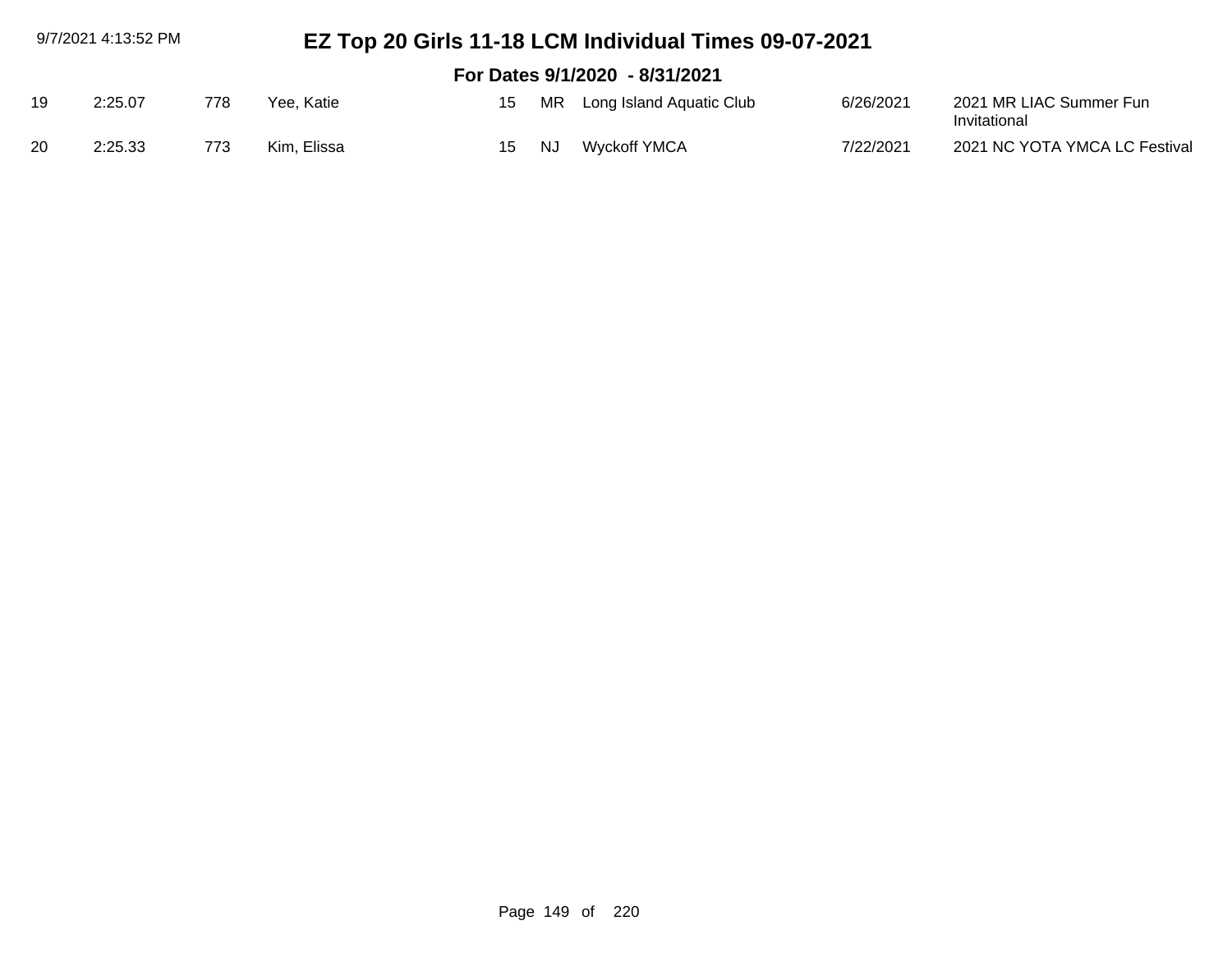| | | | | | | | | |
|---|---|---|---|---|---|---|---|---|
| 19 | 2:25.07 | 778 | Yee, Katie | 15 | MR | Long Island Aquatic Club | 6/26/2021 | 2021 MR LIAC Summer Fun Invitational |
| 20 | 2:25.33 | 773 | Kim, Elissa | 15 | NJ | Wyckoff YMCA | 7/22/2021 | 2021 NC YOTA YMCA LC Festival |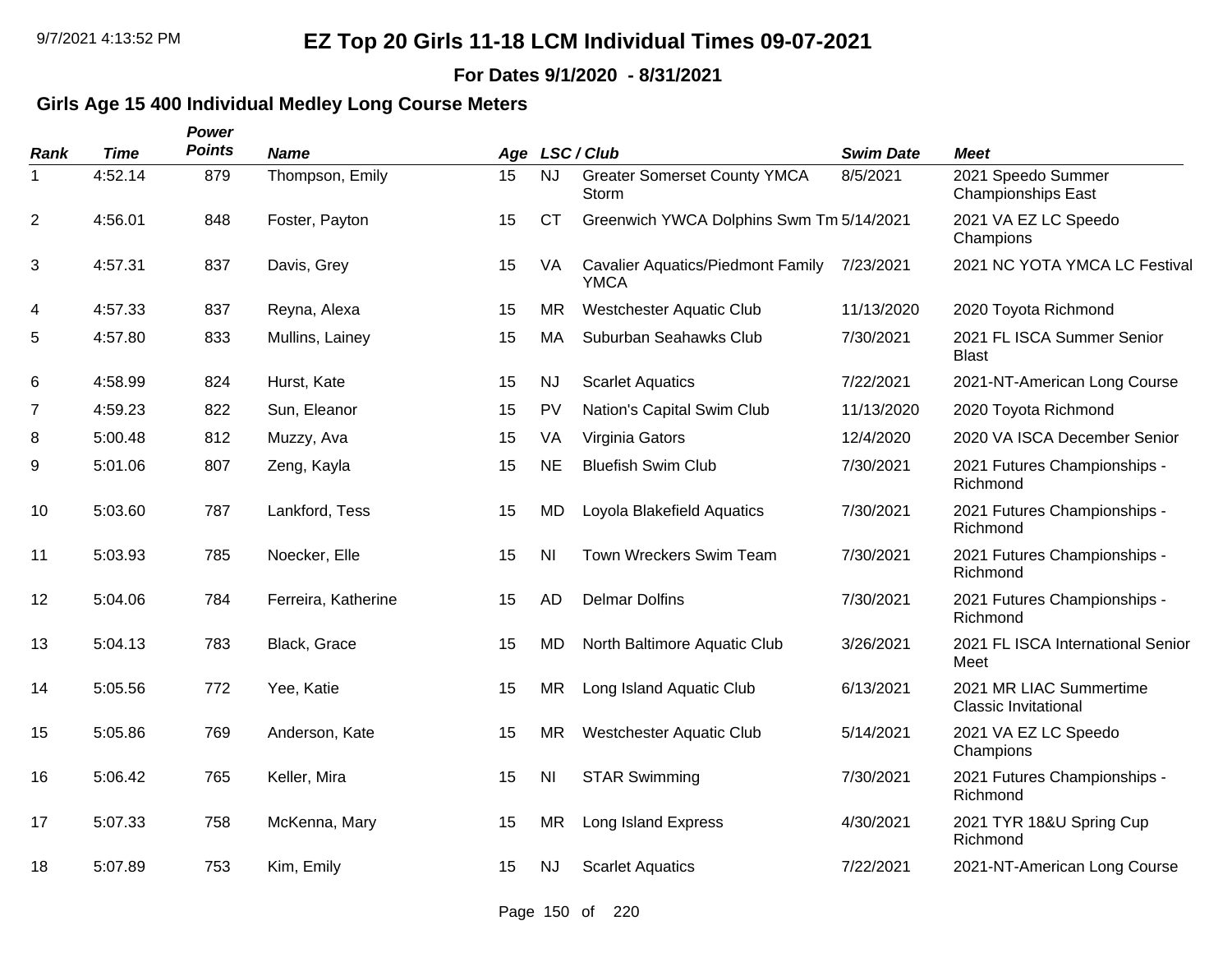# EZ Top 20 Girls 11-18 LCM Individual Times 09-07-2021

**For Dates 9/1/2020 - 8/31/2021**

## Girls Age 15 400 Individual Medley Long Course Meters

| Rank | Time | Power Points | Name | Age | LSC | Club | Swim Date | Meet |
|---|---|---|---|---|---|---|---|---|
| 1 | 4:52.14 | 879 | Thompson, Emily | 15 | NJ | Greater Somerset County YMCA Storm | 8/5/2021 | 2021 Speedo Summer Championships East |
| 2 | 4:56.01 | 848 | Foster, Payton | 15 | CT | Greenwich YWCA Dolphins Swm Tm | 5/14/2021 | 2021 VA EZ LC Speedo Champions |
| 3 | 4:57.31 | 837 | Davis, Grey | 15 | VA | Cavalier Aquatics/Piedmont Family YMCA | 7/23/2021 | 2021 NC YOTA YMCA LC Festival |
| 4 | 4:57.33 | 837 | Reyna, Alexa | 15 | MR | Westchester Aquatic Club | 11/13/2020 | 2020 Toyota Richmond |
| 5 | 4:57.80 | 833 | Mullins, Lainey | 15 | MA | Suburban Seahawks Club | 7/30/2021 | 2021 FL ISCA Summer Senior Blast |
| 6 | 4:58.99 | 824 | Hurst, Kate | 15 | NJ | Scarlet Aquatics | 7/22/2021 | 2021-NT-American Long Course |
| 7 | 4:59.23 | 822 | Sun, Eleanor | 15 | PV | Nation's Capital Swim Club | 11/13/2020 | 2020 Toyota Richmond |
| 8 | 5:00.48 | 812 | Muzzy, Ava | 15 | VA | Virginia Gators | 12/4/2020 | 2020 VA ISCA December Senior |
| 9 | 5:01.06 | 807 | Zeng, Kayla | 15 | NE | Bluefish Swim Club | 7/30/2021 | 2021 Futures Championships - Richmond |
| 10 | 5:03.60 | 787 | Lankford, Tess | 15 | MD | Loyola Blakefield Aquatics | 7/30/2021 | 2021 Futures Championships - Richmond |
| 11 | 5:03.93 | 785 | Noecker, Elle | 15 | NI | Town Wreckers Swim Team | 7/30/2021 | 2021 Futures Championships - Richmond |
| 12 | 5:04.06 | 784 | Ferreira, Katherine | 15 | AD | Delmar Dolfins | 7/30/2021 | 2021 Futures Championships - Richmond |
| 13 | 5:04.13 | 783 | Black, Grace | 15 | MD | North Baltimore Aquatic Club | 3/26/2021 | 2021 FL ISCA International Senior Meet |
| 14 | 5:05.56 | 772 | Yee, Katie | 15 | MR | Long Island Aquatic Club | 6/13/2021 | 2021 MR LIAC Summertime Classic Invitational |
| 15 | 5:05.86 | 769 | Anderson, Kate | 15 | MR | Westchester Aquatic Club | 5/14/2021 | 2021 VA EZ LC Speedo Champions |
| 16 | 5:06.42 | 765 | Keller, Mira | 15 | NI | STAR Swimming | 7/30/2021 | 2021 Futures Championships - Richmond |
| 17 | 5:07.33 | 758 | McKenna, Mary | 15 | MR | Long Island Express | 4/30/2021 | 2021 TYR 18&U Spring Cup Richmond |
| 18 | 5:07.89 | 753 | Kim, Emily | 15 | NJ | Scarlet Aquatics | 7/22/2021 | 2021-NT-American Long Course |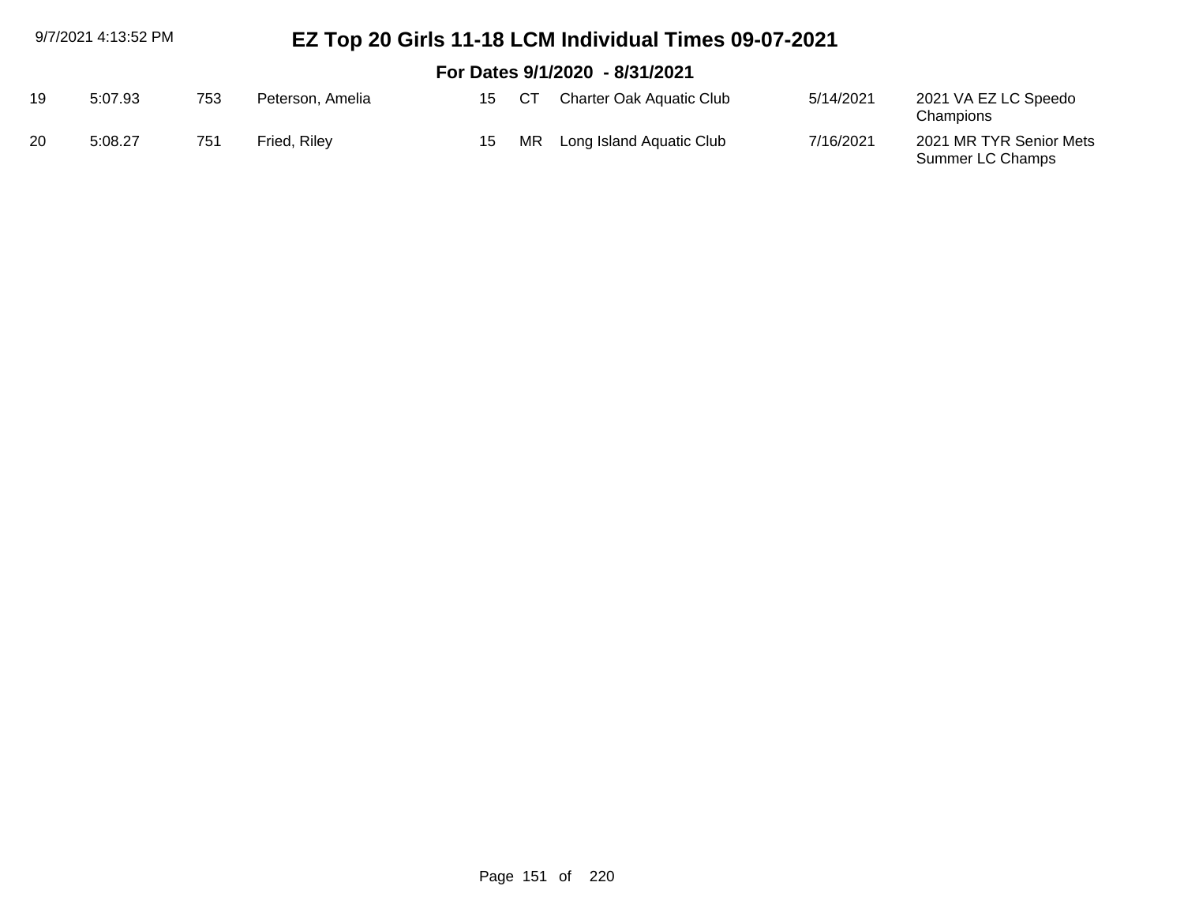# EZ Top 20 Girls 11-18 LCM Individual Times 09-07-2021

## For Dates 9/1/2020 - 8/31/2021

| | | | | | | | | |
|---|---|---|---|---|---|---|---|---|
| 19 | 5:07.93 | 753 | Peterson, Amelia | 15 | CT | Charter Oak Aquatic Club | 5/14/2021 | 2021 VA EZ LC Speedo Champions |
| 20 | 5:08.27 | 751 | Fried, Riley | 15 | MR | Long Island Aquatic Club | 7/16/2021 | 2021 MR TYR Senior Mets Summer LC Champs |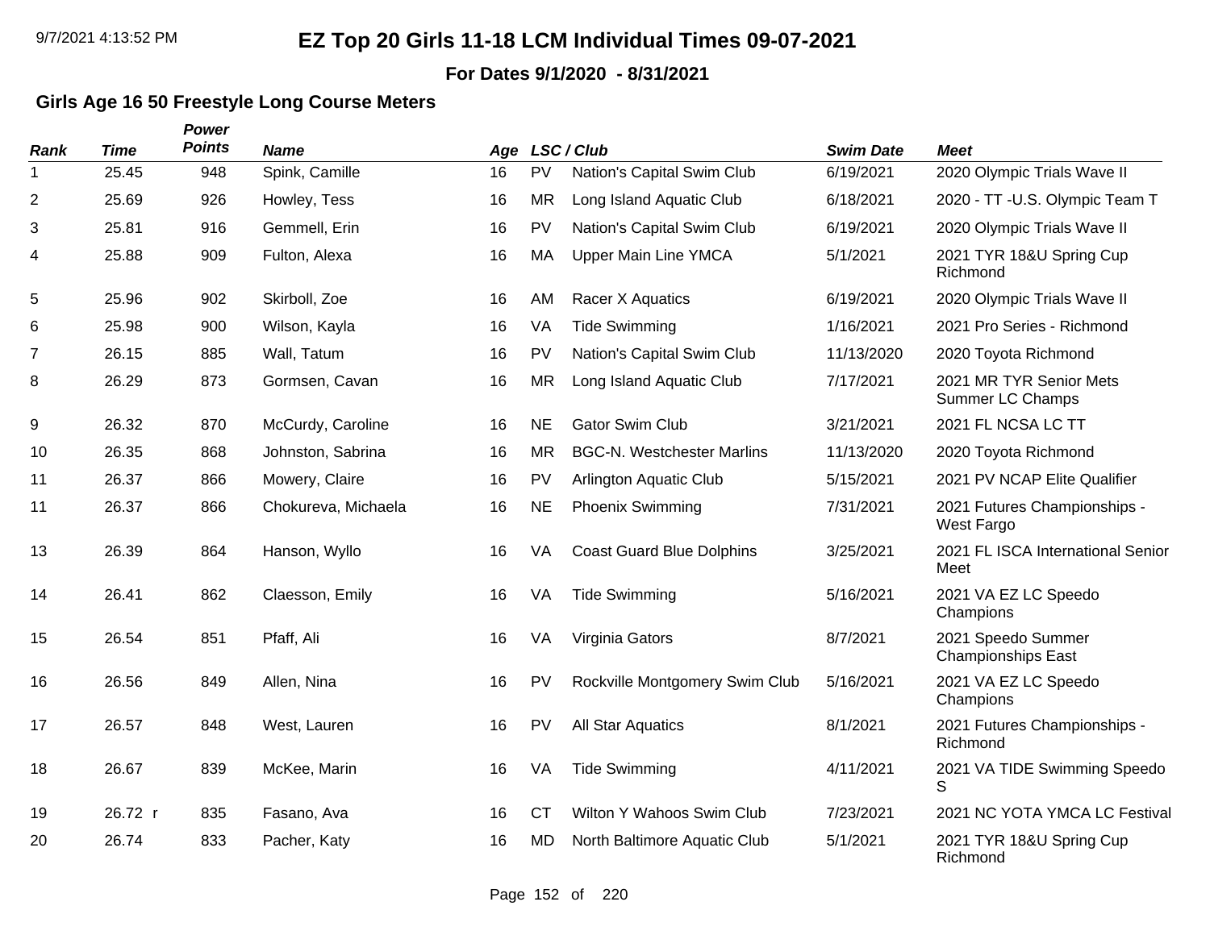# EZ Top 20 Girls 11-18 LCM Individual Times 09-07-2021

**For Dates 9/1/2020 - 8/31/2021**

## Girls Age 16 50 Freestyle Long Course Meters

| Rank | Time | Power Points | Name | Age | LSC / Club | | Swim Date | Meet |
|---|---|---|---|---|---|---|---|---|
| 1 | 25.45 | 948 | Spink, Camille | 16 | PV | Nation's Capital Swim Club | 6/19/2021 | 2020 Olympic Trials Wave II |
| 2 | 25.69 | 926 | Howley, Tess | 16 | MR | Long Island Aquatic Club | 6/18/2021 | 2020 - TT -U.S. Olympic Team T |
| 3 | 25.81 | 916 | Gemmell, Erin | 16 | PV | Nation's Capital Swim Club | 6/19/2021 | 2020 Olympic Trials Wave II |
| 4 | 25.88 | 909 | Fulton, Alexa | 16 | MA | Upper Main Line YMCA | 5/1/2021 | 2021 TYR 18&U Spring Cup Richmond |
| 5 | 25.96 | 902 | Skirboll, Zoe | 16 | AM | Racer X Aquatics | 6/19/2021 | 2020 Olympic Trials Wave II |
| 6 | 25.98 | 900 | Wilson, Kayla | 16 | VA | Tide Swimming | 1/16/2021 | 2021 Pro Series - Richmond |
| 7 | 26.15 | 885 | Wall, Tatum | 16 | PV | Nation's Capital Swim Club | 11/13/2020 | 2020 Toyota Richmond |
| 8 | 26.29 | 873 | Gormsen, Cavan | 16 | MR | Long Island Aquatic Club | 7/17/2021 | 2021 MR TYR Senior Mets Summer LC Champs |
| 9 | 26.32 | 870 | McCurdy, Caroline | 16 | NE | Gator Swim Club | 3/21/2021 | 2021 FL NCSA LC TT |
| 10 | 26.35 | 868 | Johnston, Sabrina | 16 | MR | BGC-N. Westchester Marlins | 11/13/2020 | 2020 Toyota Richmond |
| 11 | 26.37 | 866 | Mowery, Claire | 16 | PV | Arlington Aquatic Club | 5/15/2021 | 2021 PV NCAP Elite Qualifier |
| 11 | 26.37 | 866 | Chokureva, Michaela | 16 | NE | Phoenix Swimming | 7/31/2021 | 2021 Futures Championships - West Fargo |
| 13 | 26.39 | 864 | Hanson, Wyllo | 16 | VA | Coast Guard Blue Dolphins | 3/25/2021 | 2021 FL ISCA International Senior Meet |
| 14 | 26.41 | 862 | Claesson, Emily | 16 | VA | Tide Swimming | 5/16/2021 | 2021 VA EZ LC Speedo Champions |
| 15 | 26.54 | 851 | Pfaff, Ali | 16 | VA | Virginia Gators | 8/7/2021 | 2021 Speedo Summer Championships East |
| 16 | 26.56 | 849 | Allen, Nina | 16 | PV | Rockville Montgomery Swim Club | 5/16/2021 | 2021 VA EZ LC Speedo Champions |
| 17 | 26.57 | 848 | West, Lauren | 16 | PV | All Star Aquatics | 8/1/2021 | 2021 Futures Championships - Richmond |
| 18 | 26.67 | 839 | McKee, Marin | 16 | VA | Tide Swimming | 4/11/2021 | 2021 VA TIDE Swimming Speedo S |
| 19 | 26.72 r | 835 | Fasano, Ava | 16 | CT | Wilton Y Wahoos Swim Club | 7/23/2021 | 2021 NC YOTA YMCA LC Festival |
| 20 | 26.74 | 833 | Pacher, Katy | 16 | MD | North Baltimore Aquatic Club | 5/1/2021 | 2021 TYR 18&U Spring Cup Richmond |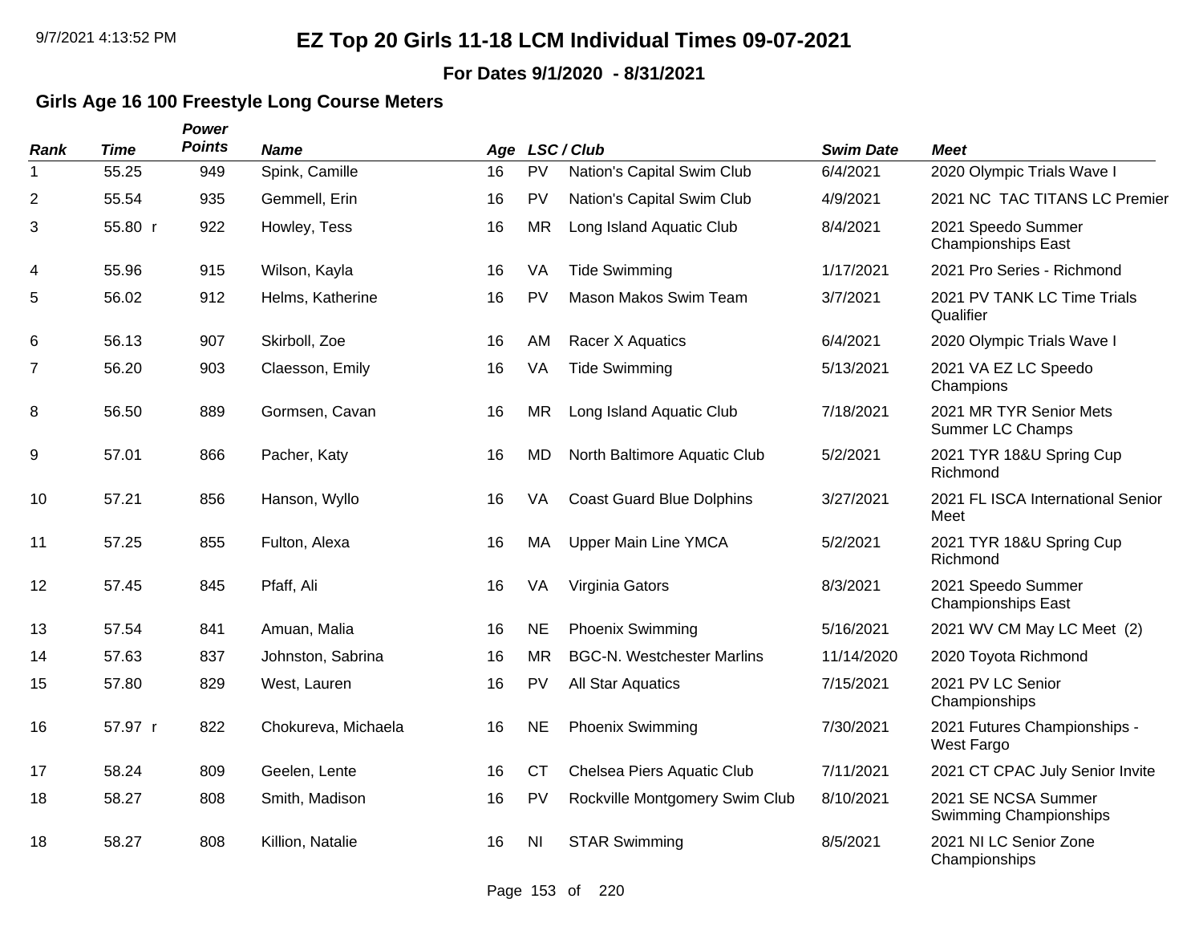# EZ Top 20 Girls 11-18 LCM Individual Times 09-07-2021

**For Dates 9/1/2020 - 8/31/2021**

## Girls Age 16 100 Freestyle Long Course Meters

| Rank | Time | Power Points | Name | Age | LSC / Club | | Swim Date | Meet |
|---|---|---|---|---|---|---|---|---|
| 1 | 55.25 | 949 | Spink, Camille | 16 | PV | Nation's Capital Swim Club | 6/4/2021 | 2020 Olympic Trials Wave I |
| 2 | 55.54 | 935 | Gemmell, Erin | 16 | PV | Nation's Capital Swim Club | 4/9/2021 | 2021 NC TAC TITANS LC Premier |
| 3 | 55.80 r | 922 | Howley, Tess | 16 | MR | Long Island Aquatic Club | 8/4/2021 | 2021 Speedo Summer Championships East |
| 4 | 55.96 | 915 | Wilson, Kayla | 16 | VA | Tide Swimming | 1/17/2021 | 2021 Pro Series - Richmond |
| 5 | 56.02 | 912 | Helms, Katherine | 16 | PV | Mason Makos Swim Team | 3/7/2021 | 2021 PV TANK LC Time Trials Qualifier |
| 6 | 56.13 | 907 | Skirboll, Zoe | 16 | AM | Racer X Aquatics | 6/4/2021 | 2020 Olympic Trials Wave I |
| 7 | 56.20 | 903 | Claesson, Emily | 16 | VA | Tide Swimming | 5/13/2021 | 2021 VA EZ LC Speedo Champions |
| 8 | 56.50 | 889 | Gormsen, Cavan | 16 | MR | Long Island Aquatic Club | 7/18/2021 | 2021 MR TYR Senior Mets Summer LC Champs |
| 9 | 57.01 | 866 | Pacher, Katy | 16 | MD | North Baltimore Aquatic Club | 5/2/2021 | 2021 TYR 18&U Spring Cup Richmond |
| 10 | 57.21 | 856 | Hanson, Wyllo | 16 | VA | Coast Guard Blue Dolphins | 3/27/2021 | 2021 FL ISCA International Senior Meet |
| 11 | 57.25 | 855 | Fulton, Alexa | 16 | MA | Upper Main Line YMCA | 5/2/2021 | 2021 TYR 18&U Spring Cup Richmond |
| 12 | 57.45 | 845 | Pfaff, Ali | 16 | VA | Virginia Gators | 8/3/2021 | 2021 Speedo Summer Championships East |
| 13 | 57.54 | 841 | Amuan, Malia | 16 | NE | Phoenix Swimming | 5/16/2021 | 2021 WV CM May LC Meet (2) |
| 14 | 57.63 | 837 | Johnston, Sabrina | 16 | MR | BGC-N. Westchester Marlins | 11/14/2020 | 2020 Toyota Richmond |
| 15 | 57.80 | 829 | West, Lauren | 16 | PV | All Star Aquatics | 7/15/2021 | 2021 PV LC Senior Championships |
| 16 | 57.97 r | 822 | Chokureva, Michaela | 16 | NE | Phoenix Swimming | 7/30/2021 | 2021 Futures Championships - West Fargo |
| 17 | 58.24 | 809 | Geelen, Lente | 16 | CT | Chelsea Piers Aquatic Club | 7/11/2021 | 2021 CT CPAC July Senior Invite |
| 18 | 58.27 | 808 | Smith, Madison | 16 | PV | Rockville Montgomery Swim Club | 8/10/2021 | 2021 SE NCSA Summer Swimming Championships |
| 18 | 58.27 | 808 | Killion, Natalie | 16 | NI | STAR Swimming | 8/5/2021 | 2021 NI LC Senior Zone Championships |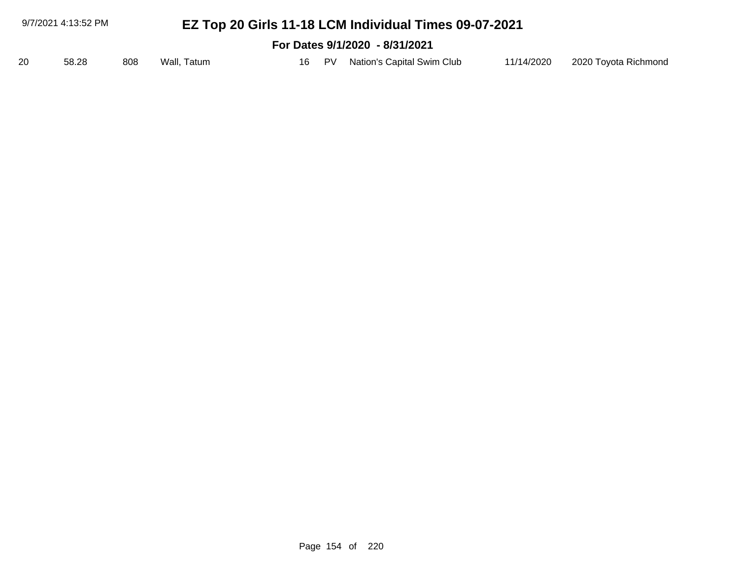# EZ Top 20 Girls 11-18 LCM Individual Times 09-07-2021

## For Dates 9/1/2020 - 8/31/2021

| | | | | | | | | |
|---|---|---|---|---|---|---|---|---|
| 20 | 58.28 | 808 | Wall, Tatum | 16 | PV | Nation's Capital Swim Club | 11/14/2020 | 2020 Toyota Richmond |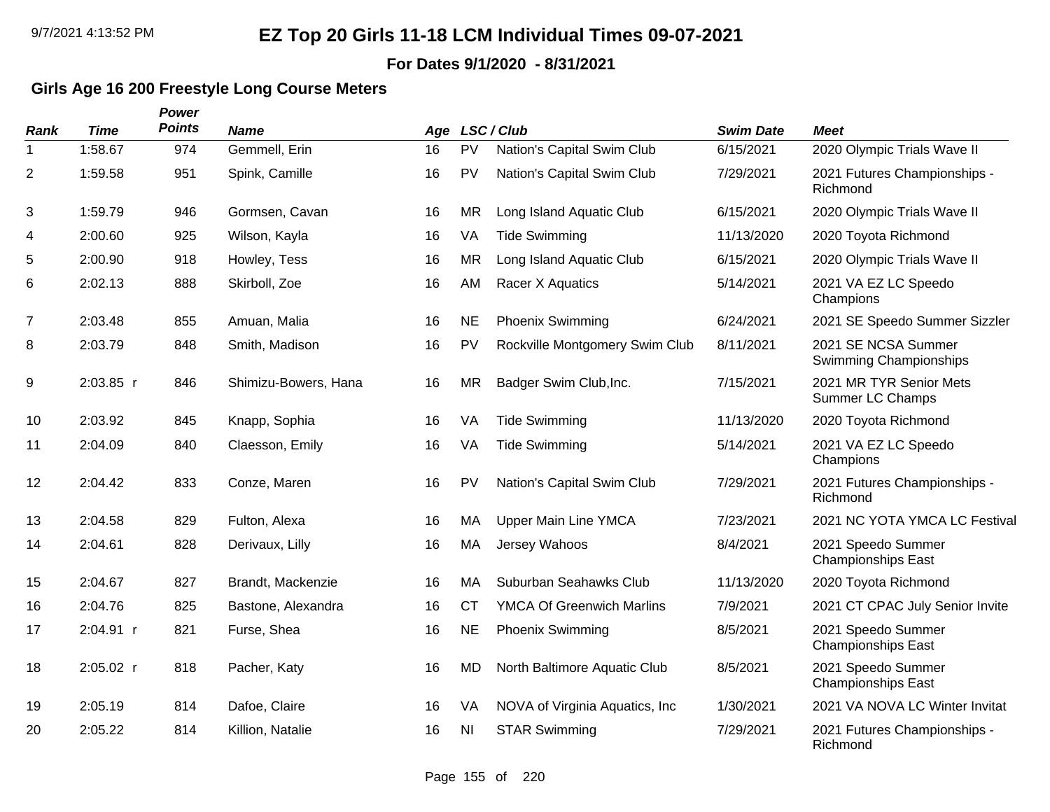# EZ Top 20 Girls 11-18 LCM Individual Times 09-07-2021

**For Dates 9/1/2020 - 8/31/2021**

## Girls Age 16 200 Freestyle Long Course Meters

| Rank | Time | Power Points | Name | Age | LSC | Club | Swim Date | Meet |
|---|---|---|---|---|---|---|---|---|
| 1 | 1:58.67 | 974 | Gemmell, Erin | 16 | PV | Nation's Capital Swim Club | 6/15/2021 | 2020 Olympic Trials Wave II |
| 2 | 1:59.58 | 951 | Spink, Camille | 16 | PV | Nation's Capital Swim Club | 7/29/2021 | 2021 Futures Championships - Richmond |
| 3 | 1:59.79 | 946 | Gormsen, Cavan | 16 | MR | Long Island Aquatic Club | 6/15/2021 | 2020 Olympic Trials Wave II |
| 4 | 2:00.60 | 925 | Wilson, Kayla | 16 | VA | Tide Swimming | 11/13/2020 | 2020 Toyota Richmond |
| 5 | 2:00.90 | 918 | Howley, Tess | 16 | MR | Long Island Aquatic Club | 6/15/2021 | 2020 Olympic Trials Wave II |
| 6 | 2:02.13 | 888 | Skirboll, Zoe | 16 | AM | Racer X Aquatics | 5/14/2021 | 2021 VA EZ LC Speedo Champions |
| 7 | 2:03.48 | 855 | Amuan, Malia | 16 | NE | Phoenix Swimming | 6/24/2021 | 2021 SE Speedo Summer Sizzler |
| 8 | 2:03.79 | 848 | Smith, Madison | 16 | PV | Rockville Montgomery Swim Club | 8/11/2021 | 2021 SE NCSA Summer Swimming Championships |
| 9 | 2:03.85 r | 846 | Shimizu-Bowers, Hana | 16 | MR | Badger Swim Club,Inc. | 7/15/2021 | 2021 MR TYR Senior Mets Summer LC Champs |
| 10 | 2:03.92 | 845 | Knapp, Sophia | 16 | VA | Tide Swimming | 11/13/2020 | 2020 Toyota Richmond |
| 11 | 2:04.09 | 840 | Claesson, Emily | 16 | VA | Tide Swimming | 5/14/2021 | 2021 VA EZ LC Speedo Champions |
| 12 | 2:04.42 | 833 | Conze, Maren | 16 | PV | Nation's Capital Swim Club | 7/29/2021 | 2021 Futures Championships - Richmond |
| 13 | 2:04.58 | 829 | Fulton, Alexa | 16 | MA | Upper Main Line YMCA | 7/23/2021 | 2021 NC YOTA YMCA LC Festival |
| 14 | 2:04.61 | 828 | Derivaux, Lilly | 16 | MA | Jersey Wahoos | 8/4/2021 | 2021 Speedo Summer Championships East |
| 15 | 2:04.67 | 827 | Brandt, Mackenzie | 16 | MA | Suburban Seahawks Club | 11/13/2020 | 2020 Toyota Richmond |
| 16 | 2:04.76 | 825 | Bastone, Alexandra | 16 | CT | YMCA Of Greenwich Marlins | 7/9/2021 | 2021 CT CPAC July Senior Invite |
| 17 | 2:04.91 r | 821 | Furse, Shea | 16 | NE | Phoenix Swimming | 8/5/2021 | 2021 Speedo Summer Championships East |
| 18 | 2:05.02 r | 818 | Pacher, Katy | 16 | MD | North Baltimore Aquatic Club | 8/5/2021 | 2021 Speedo Summer Championships East |
| 19 | 2:05.19 | 814 | Dafoe, Claire | 16 | VA | NOVA of Virginia Aquatics, Inc | 1/30/2021 | 2021 VA NOVA LC Winter Invitat |
| 20 | 2:05.22 | 814 | Killion, Natalie | 16 | NI | STAR Swimming | 7/29/2021 | 2021 Futures Championships - Richmond |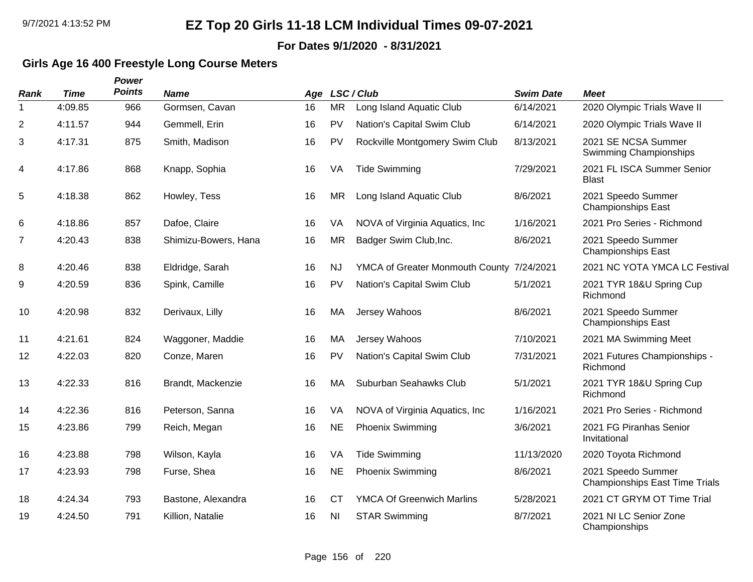# EZ Top 20 Girls 11-18 LCM Individual Times 09-07-2021

**For Dates 9/1/2020 - 8/31/2021**

## Girls Age 16 400 Freestyle Long Course Meters

| Rank | Time | Power Points | Name | Age | LSC / Club | | Swim Date | Meet |
|---|---|---|---|---|---|---|---|---|
| 1 | 4:09.85 | 966 | Gormsen, Cavan | 16 | MR | Long Island Aquatic Club | 6/14/2021 | 2020 Olympic Trials Wave II |
| 2 | 4:11.57 | 944 | Gemmell, Erin | 16 | PV | Nation's Capital Swim Club | 6/14/2021 | 2020 Olympic Trials Wave II |
| 3 | 4:17.31 | 875 | Smith, Madison | 16 | PV | Rockville Montgomery Swim Club | 8/13/2021 | 2021 SE NCSA Summer Swimming Championships |
| 4 | 4:17.86 | 868 | Knapp, Sophia | 16 | VA | Tide Swimming | 7/29/2021 | 2021 FL ISCA Summer Senior Blast |
| 5 | 4:18.38 | 862 | Howley, Tess | 16 | MR | Long Island Aquatic Club | 8/6/2021 | 2021 Speedo Summer Championships East |
| 6 | 4:18.86 | 857 | Dafoe, Claire | 16 | VA | NOVA of Virginia Aquatics, Inc | 1/16/2021 | 2021 Pro Series - Richmond |
| 7 | 4:20.43 | 838 | Shimizu-Bowers, Hana | 16 | MR | Badger Swim Club,Inc. | 8/6/2021 | 2021 Speedo Summer Championships East |
| 8 | 4:20.46 | 838 | Eldridge, Sarah | 16 | NJ | YMCA of Greater Monmouth County | 7/24/2021 | 2021 NC YOTA YMCA LC Festival |
| 9 | 4:20.59 | 836 | Spink, Camille | 16 | PV | Nation's Capital Swim Club | 5/1/2021 | 2021 TYR 18&U Spring Cup Richmond |
| 10 | 4:20.98 | 832 | Derivaux, Lilly | 16 | MA | Jersey Wahoos | 8/6/2021 | 2021 Speedo Summer Championships East |
| 11 | 4:21.61 | 824 | Waggoner, Maddie | 16 | MA | Jersey Wahoos | 7/10/2021 | 2021 MA Swimming Meet |
| 12 | 4:22.03 | 820 | Conze, Maren | 16 | PV | Nation's Capital Swim Club | 7/31/2021 | 2021 Futures Championships - Richmond |
| 13 | 4:22.33 | 816 | Brandt, Mackenzie | 16 | MA | Suburban Seahawks Club | 5/1/2021 | 2021 TYR 18&U Spring Cup Richmond |
| 14 | 4:22.36 | 816 | Peterson, Sanna | 16 | VA | NOVA of Virginia Aquatics, Inc | 1/16/2021 | 2021 Pro Series - Richmond |
| 15 | 4:23.86 | 799 | Reich, Megan | 16 | NE | Phoenix Swimming | 3/6/2021 | 2021 FG Piranhas Senior Invitational |
| 16 | 4:23.88 | 798 | Wilson, Kayla | 16 | VA | Tide Swimming | 11/13/2020 | 2020 Toyota Richmond |
| 17 | 4:23.93 | 798 | Furse, Shea | 16 | NE | Phoenix Swimming | 8/6/2021 | 2021 Speedo Summer Championships East Time Trials |
| 18 | 4:24.34 | 793 | Bastone, Alexandra | 16 | CT | YMCA Of Greenwich Marlins | 5/28/2021 | 2021 CT GRYM OT Time Trial |
| 19 | 4:24.50 | 791 | Killion, Natalie | 16 | NI | STAR Swimming | 8/7/2021 | 2021 NI LC Senior Zone Championships |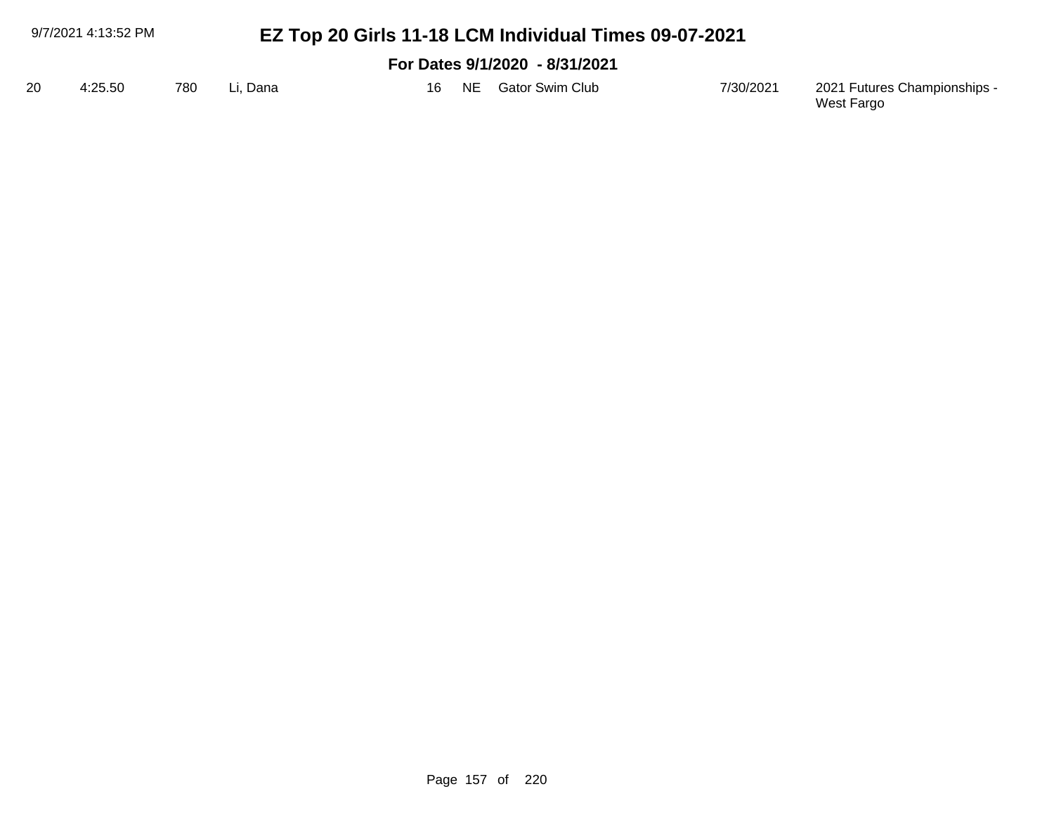# EZ Top 20 Girls 11-18 LCM Individual Times 09-07-2021

**For Dates 9/1/2020 - 8/31/2021**

| | | | | | | | | |
|---|---|---|---|---|---|---|---|---|
| 20 | 4:25.50 | 780 | Li, Dana | 16 | NE | Gator Swim Club | 7/30/2021 | 2021 Futures Championships - West Fargo |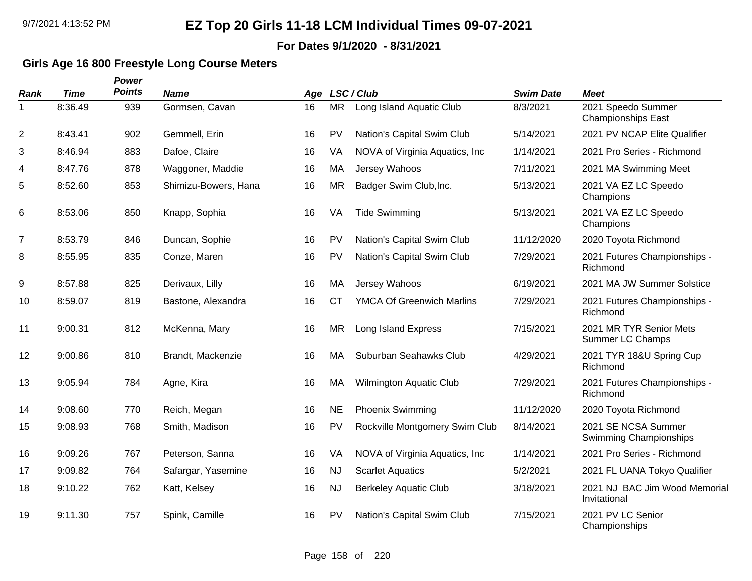# EZ Top 20 Girls 11-18 LCM Individual Times 09-07-2021

**For Dates 9/1/2020 - 8/31/2021**

### Girls Age 16 800 Freestyle Long Course Meters

| Rank | Time | Power Points | Name | Age | LSC / Club | | Swim Date | Meet |
|---|---|---|---|---|---|---|---|---|
| 1 | 8:36.49 | 939 | Gormsen, Cavan | 16 | MR | Long Island Aquatic Club | 8/3/2021 | 2021 Speedo Summer Championships East |
| 2 | 8:43.41 | 902 | Gemmell, Erin | 16 | PV | Nation's Capital Swim Club | 5/14/2021 | 2021 PV NCAP Elite Qualifier |
| 3 | 8:46.94 | 883 | Dafoe, Claire | 16 | VA | NOVA of Virginia Aquatics, Inc | 1/14/2021 | 2021 Pro Series - Richmond |
| 4 | 8:47.76 | 878 | Waggoner, Maddie | 16 | MA | Jersey Wahoos | 7/11/2021 | 2021 MA Swimming Meet |
| 5 | 8:52.60 | 853 | Shimizu-Bowers, Hana | 16 | MR | Badger Swim Club,Inc. | 5/13/2021 | 2021 VA EZ LC Speedo Champions |
| 6 | 8:53.06 | 850 | Knapp, Sophia | 16 | VA | Tide Swimming | 5/13/2021 | 2021 VA EZ LC Speedo Champions |
| 7 | 8:53.79 | 846 | Duncan, Sophie | 16 | PV | Nation's Capital Swim Club | 11/12/2020 | 2020 Toyota Richmond |
| 8 | 8:55.95 | 835 | Conze, Maren | 16 | PV | Nation's Capital Swim Club | 7/29/2021 | 2021 Futures Championships - Richmond |
| 9 | 8:57.88 | 825 | Derivaux, Lilly | 16 | MA | Jersey Wahoos | 6/19/2021 | 2021 MA JW Summer Solstice |
| 10 | 8:59.07 | 819 | Bastone, Alexandra | 16 | CT | YMCA Of Greenwich Marlins | 7/29/2021 | 2021 Futures Championships - Richmond |
| 11 | 9:00.31 | 812 | McKenna, Mary | 16 | MR | Long Island Express | 7/15/2021 | 2021 MR TYR Senior Mets Summer LC Champs |
| 12 | 9:00.86 | 810 | Brandt, Mackenzie | 16 | MA | Suburban Seahawks Club | 4/29/2021 | 2021 TYR 18&U Spring Cup Richmond |
| 13 | 9:05.94 | 784 | Agne, Kira | 16 | MA | Wilmington Aquatic Club | 7/29/2021 | 2021 Futures Championships - Richmond |
| 14 | 9:08.60 | 770 | Reich, Megan | 16 | NE | Phoenix Swimming | 11/12/2020 | 2020 Toyota Richmond |
| 15 | 9:08.93 | 768 | Smith, Madison | 16 | PV | Rockville Montgomery Swim Club | 8/14/2021 | 2021 SE NCSA Summer Swimming Championships |
| 16 | 9:09.26 | 767 | Peterson, Sanna | 16 | VA | NOVA of Virginia Aquatics, Inc | 1/14/2021 | 2021 Pro Series - Richmond |
| 17 | 9:09.82 | 764 | Safargar, Yasemine | 16 | NJ | Scarlet Aquatics | 5/2/2021 | 2021 FL UANA Tokyo Qualifier |
| 18 | 9:10.22 | 762 | Katt, Kelsey | 16 | NJ | Berkeley Aquatic Club | 3/18/2021 | 2021 NJ BAC Jim Wood Memorial Invitational |
| 19 | 9:11.30 | 757 | Spink, Camille | 16 | PV | Nation's Capital Swim Club | 7/15/2021 | 2021 PV LC Senior Championships |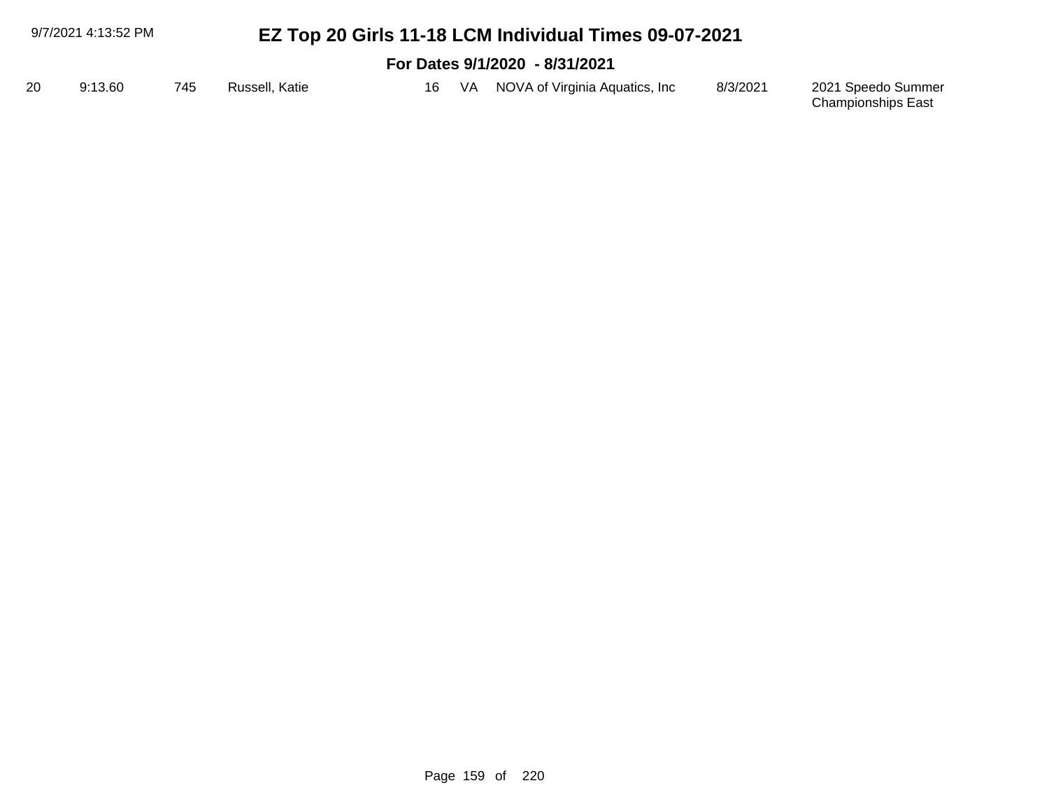| 20 | 9:13.60 | 745 | Russell, Katie | 16 | VA | NOVA of Virginia Aquatics, Inc | 8/3/2021 | 2021 Speedo Summer Championships East |
|---|---|---|---|---|---|---|---|---|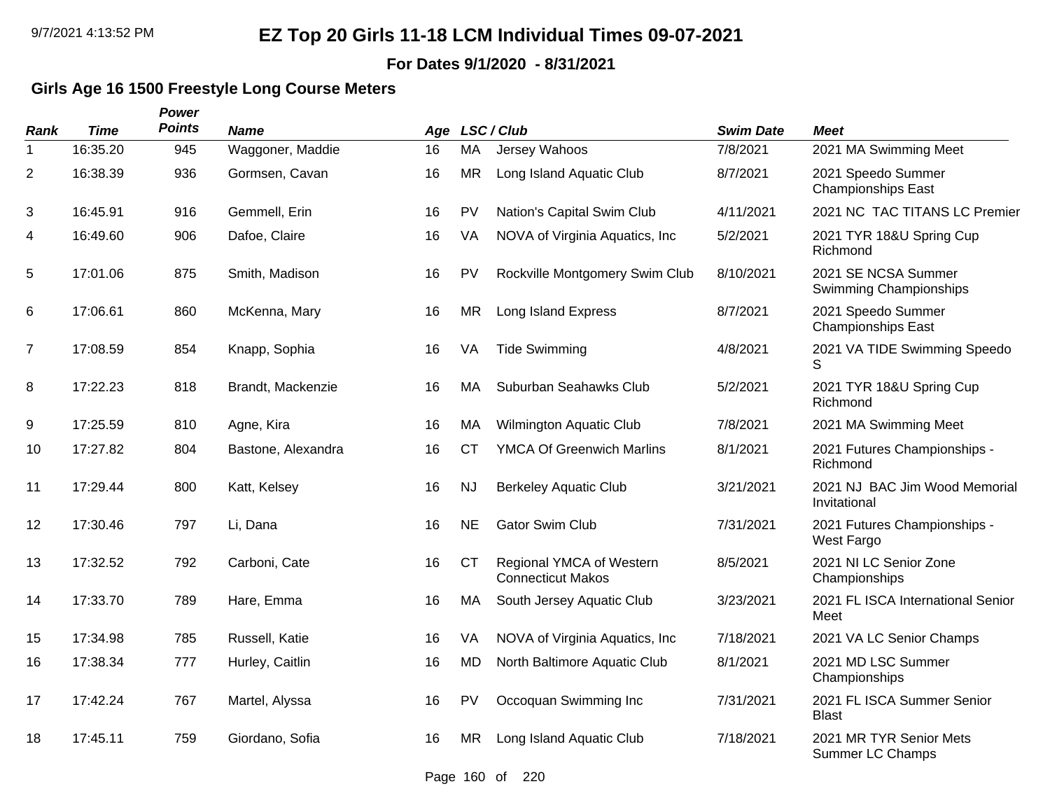# EZ Top 20 Girls 11-18 LCM Individual Times 09-07-2021

**For Dates 9/1/2020 - 8/31/2021**

### Girls Age 16 1500 Freestyle Long Course Meters

| Rank | Time | Power Points | Name | Age | LSC | Club | Swim Date | Meet |
|---|---|---|---|---|---|---|---|---|
| 1 | 16:35.20 | 945 | Waggoner, Maddie | 16 | MA | Jersey Wahoos | 7/8/2021 | 2021 MA Swimming Meet |
| 2 | 16:38.39 | 936 | Gormsen, Cavan | 16 | MR | Long Island Aquatic Club | 8/7/2021 | 2021 Speedo Summer Championships East |
| 3 | 16:45.91 | 916 | Gemmell, Erin | 16 | PV | Nation's Capital Swim Club | 4/11/2021 | 2021 NC TAC TITANS LC Premier |
| 4 | 16:49.60 | 906 | Dafoe, Claire | 16 | VA | NOVA of Virginia Aquatics, Inc | 5/2/2021 | 2021 TYR 18&U Spring Cup Richmond |
| 5 | 17:01.06 | 875 | Smith, Madison | 16 | PV | Rockville Montgomery Swim Club | 8/10/2021 | 2021 SE NCSA Summer Swimming Championships |
| 6 | 17:06.61 | 860 | McKenna, Mary | 16 | MR | Long Island Express | 8/7/2021 | 2021 Speedo Summer Championships East |
| 7 | 17:08.59 | 854 | Knapp, Sophia | 16 | VA | Tide Swimming | 4/8/2021 | 2021 VA TIDE Swimming Speedo S |
| 8 | 17:22.23 | 818 | Brandt, Mackenzie | 16 | MA | Suburban Seahawks Club | 5/2/2021 | 2021 TYR 18&U Spring Cup Richmond |
| 9 | 17:25.59 | 810 | Agne, Kira | 16 | MA | Wilmington Aquatic Club | 7/8/2021 | 2021 MA Swimming Meet |
| 10 | 17:27.82 | 804 | Bastone, Alexandra | 16 | CT | YMCA Of Greenwich Marlins | 8/1/2021 | 2021 Futures Championships - Richmond |
| 11 | 17:29.44 | 800 | Katt, Kelsey | 16 | NJ | Berkeley Aquatic Club | 3/21/2021 | 2021 NJ BAC Jim Wood Memorial Invitational |
| 12 | 17:30.46 | 797 | Li, Dana | 16 | NE | Gator Swim Club | 7/31/2021 | 2021 Futures Championships - West Fargo |
| 13 | 17:32.52 | 792 | Carboni, Cate | 16 | CT | Regional YMCA of Western Connecticut Makos | 8/5/2021 | 2021 NI LC Senior Zone Championships |
| 14 | 17:33.70 | 789 | Hare, Emma | 16 | MA | South Jersey Aquatic Club | 3/23/2021 | 2021 FL ISCA International Senior Meet |
| 15 | 17:34.98 | 785 | Russell, Katie | 16 | VA | NOVA of Virginia Aquatics, Inc | 7/18/2021 | 2021 VA LC Senior Champs |
| 16 | 17:38.34 | 777 | Hurley, Caitlin | 16 | MD | North Baltimore Aquatic Club | 8/1/2021 | 2021 MD LSC Summer Championships |
| 17 | 17:42.24 | 767 | Martel, Alyssa | 16 | PV | Occoquan Swimming Inc | 7/31/2021 | 2021 FL ISCA Summer Senior Blast |
| 18 | 17:45.11 | 759 | Giordano, Sofia | 16 | MR | Long Island Aquatic Club | 7/18/2021 | 2021 MR TYR Senior Mets Summer LC Champs |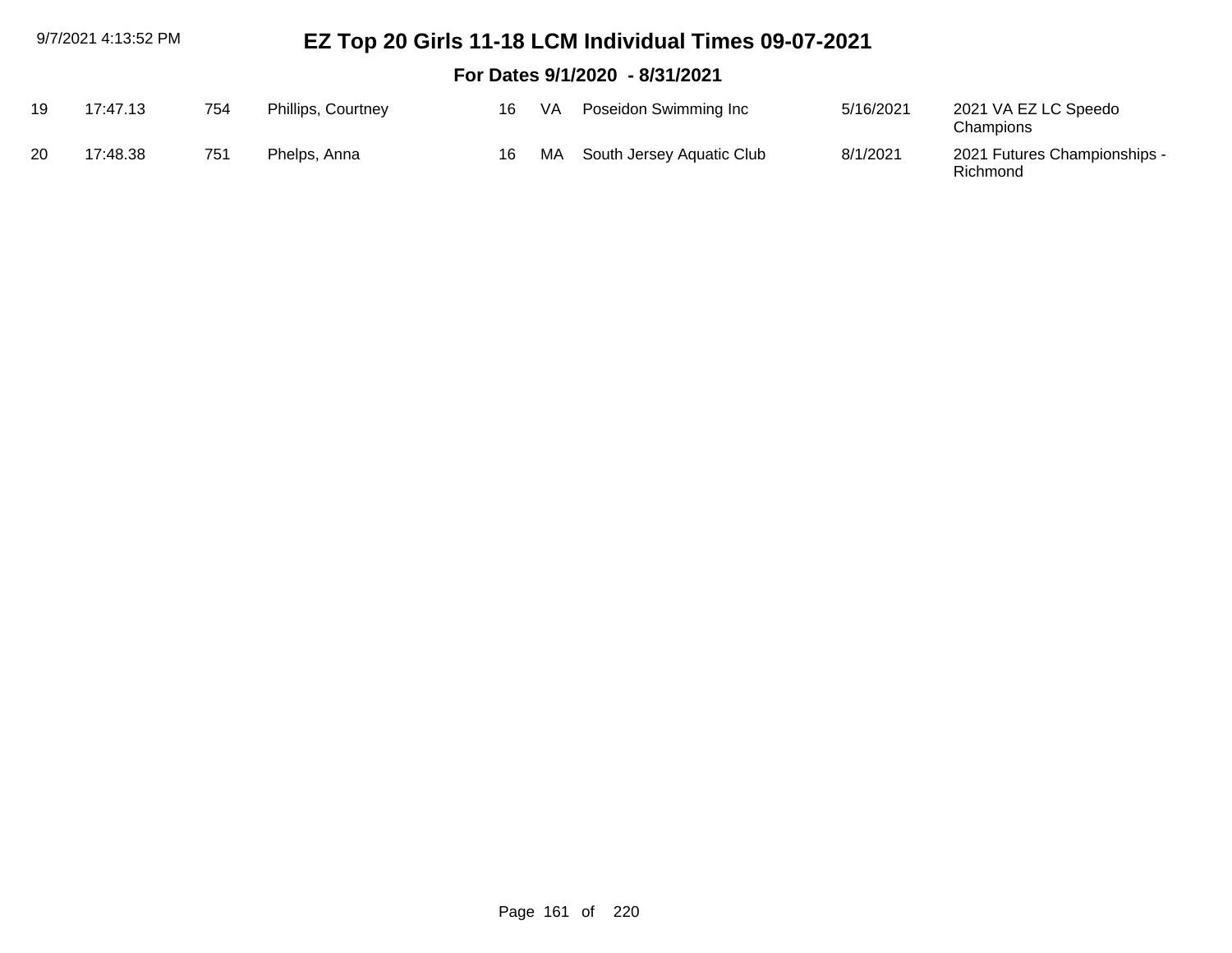# EZ Top 20 Girls 11-18 LCM Individual Times 09-07-2021

## For Dates 9/1/2020 - 8/31/2021

| | | | | | | | | |
|---|---|---|---|---|---|---|---|---|
| 19 | 17:47.13 | 754 | Phillips, Courtney | 16 | VA | Poseidon Swimming Inc | 5/16/2021 | 2021 VA EZ LC Speedo Champions |
| 20 | 17:48.38 | 751 | Phelps, Anna | 16 | MA | South Jersey Aquatic Club | 8/1/2021 | 2021 Futures Championships - Richmond |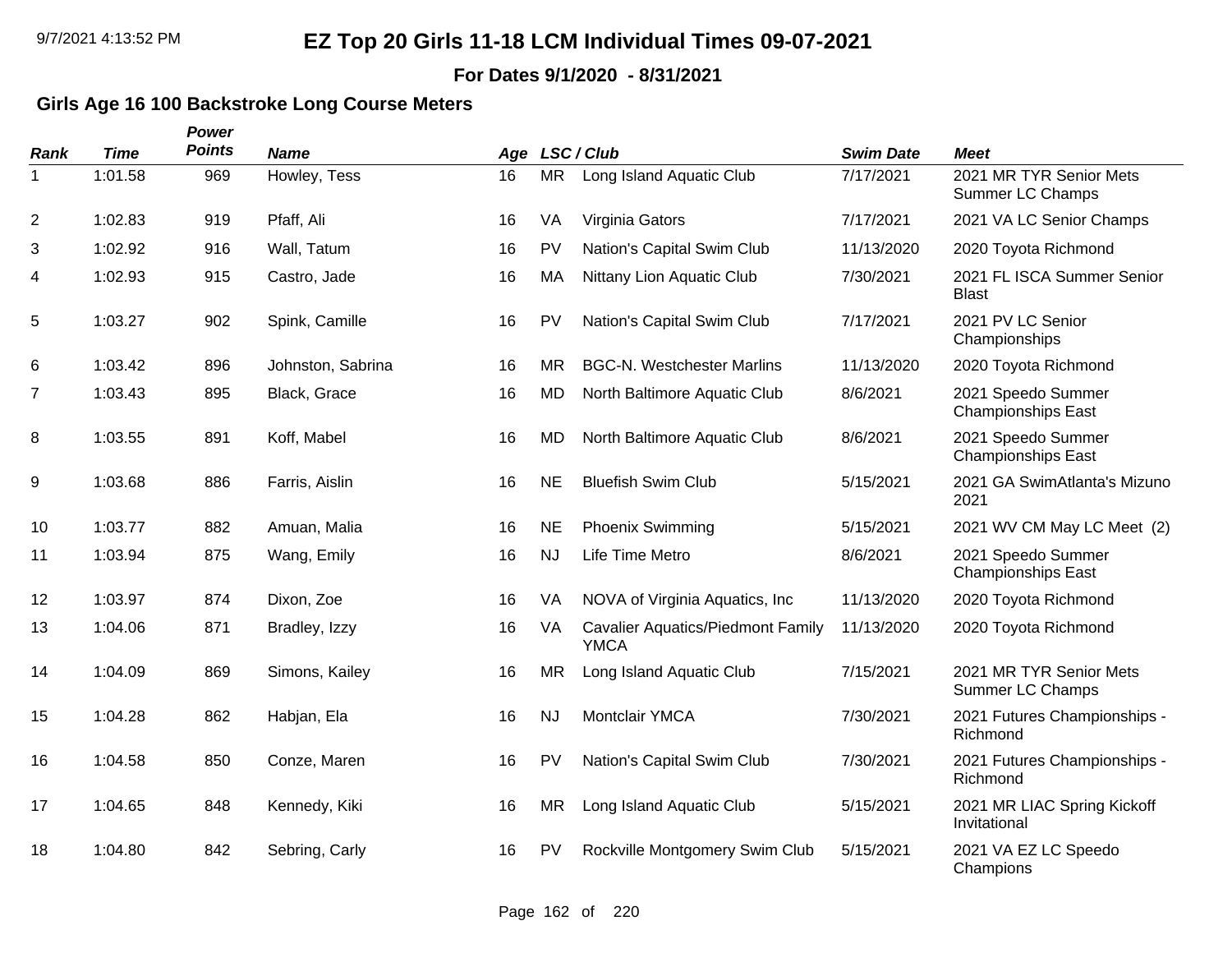# EZ Top 20 Girls 11-18 LCM Individual Times 09-07-2021

**For Dates 9/1/2020 - 8/31/2021**

### Girls Age 16 100 Backstroke Long Course Meters

| Rank | Time | Power Points | Name | Age | LSC | Club | Swim Date | Meet |
|---|---|---|---|---|---|---|---|---|
| 1 | 1:01.58 | 969 | Howley, Tess | 16 | MR | Long Island Aquatic Club | 7/17/2021 | 2021 MR TYR Senior Mets Summer LC Champs |
| 2 | 1:02.83 | 919 | Pfaff, Ali | 16 | VA | Virginia Gators | 7/17/2021 | 2021 VA LC Senior Champs |
| 3 | 1:02.92 | 916 | Wall, Tatum | 16 | PV | Nation's Capital Swim Club | 11/13/2020 | 2020 Toyota Richmond |
| 4 | 1:02.93 | 915 | Castro, Jade | 16 | MA | Nittany Lion Aquatic Club | 7/30/2021 | 2021 FL ISCA Summer Senior Blast |
| 5 | 1:03.27 | 902 | Spink, Camille | 16 | PV | Nation's Capital Swim Club | 7/17/2021 | 2021 PV LC Senior Championships |
| 6 | 1:03.42 | 896 | Johnston, Sabrina | 16 | MR | BGC-N. Westchester Marlins | 11/13/2020 | 2020 Toyota Richmond |
| 7 | 1:03.43 | 895 | Black, Grace | 16 | MD | North Baltimore Aquatic Club | 8/6/2021 | 2021 Speedo Summer Championships East |
| 8 | 1:03.55 | 891 | Koff, Mabel | 16 | MD | North Baltimore Aquatic Club | 8/6/2021 | 2021 Speedo Summer Championships East |
| 9 | 1:03.68 | 886 | Farris, Aislin | 16 | NE | Bluefish Swim Club | 5/15/2021 | 2021 GA SwimAtlanta's Mizuno 2021 |
| 10 | 1:03.77 | 882 | Amuan, Malia | 16 | NE | Phoenix Swimming | 5/15/2021 | 2021 WV CM May LC Meet (2) |
| 11 | 1:03.94 | 875 | Wang, Emily | 16 | NJ | Life Time Metro | 8/6/2021 | 2021 Speedo Summer Championships East |
| 12 | 1:03.97 | 874 | Dixon, Zoe | 16 | VA | NOVA of Virginia Aquatics, Inc | 11/13/2020 | 2020 Toyota Richmond |
| 13 | 1:04.06 | 871 | Bradley, Izzy | 16 | VA | Cavalier Aquatics/Piedmont Family YMCA | 11/13/2020 | 2020 Toyota Richmond |
| 14 | 1:04.09 | 869 | Simons, Kailey | 16 | MR | Long Island Aquatic Club | 7/15/2021 | 2021 MR TYR Senior Mets Summer LC Champs |
| 15 | 1:04.28 | 862 | Habjan, Ela | 16 | NJ | Montclair YMCA | 7/30/2021 | 2021 Futures Championships - Richmond |
| 16 | 1:04.58 | 850 | Conze, Maren | 16 | PV | Nation's Capital Swim Club | 7/30/2021 | 2021 Futures Championships - Richmond |
| 17 | 1:04.65 | 848 | Kennedy, Kiki | 16 | MR | Long Island Aquatic Club | 5/15/2021 | 2021 MR LIAC Spring Kickoff Invitational |
| 18 | 1:04.80 | 842 | Sebring, Carly | 16 | PV | Rockville Montgomery Swim Club | 5/15/2021 | 2021 VA EZ LC Speedo Champions |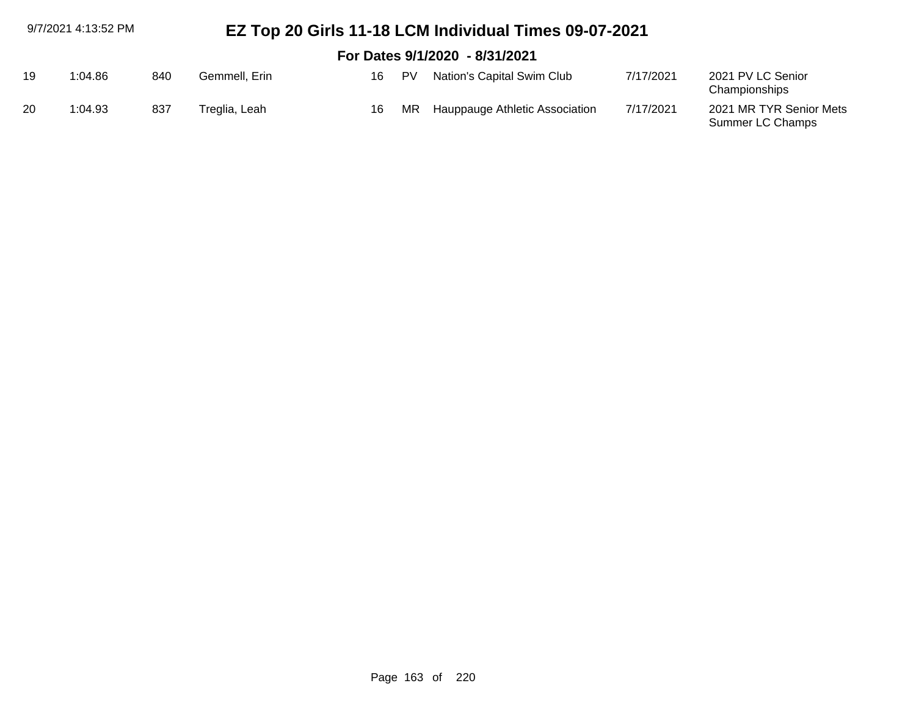| | | | | | | | | |
|---|---|---|---|---|---|---|---|---|
| 19 | 1:04.86 | 840 | Gemmell, Erin | 16 | PV | Nation's Capital Swim Club | 7/17/2021 | 2021 PV LC Senior Championships |
| 20 | 1:04.93 | 837 | Treglia, Leah | 16 | MR | Hauppauge Athletic Association | 7/17/2021 | 2021 MR TYR Senior Mets Summer LC Champs |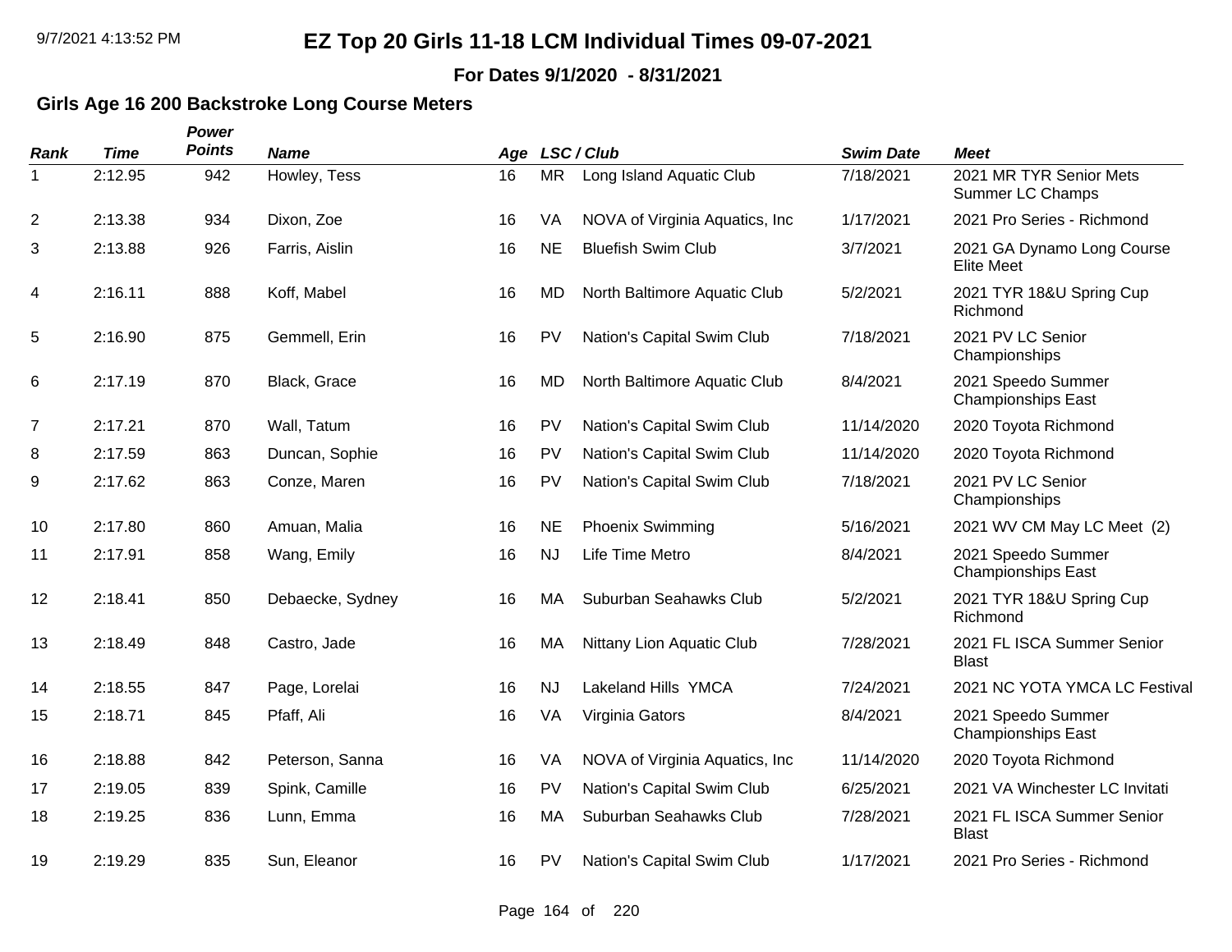# EZ Top 20 Girls 11-18 LCM Individual Times 09-07-2021

**For Dates 9/1/2020 - 8/31/2021**

## Girls Age 16 200 Backstroke Long Course Meters

| Rank | Time | Power Points | Name | Age | LSC / Club | | Swim Date | Meet |
|---|---|---|---|---|---|---|---|---|
| 1 | 2:12.95 | 942 | Howley, Tess | 16 | MR | Long Island Aquatic Club | 7/18/2021 | 2021 MR TYR Senior Mets Summer LC Champs |
| 2 | 2:13.38 | 934 | Dixon, Zoe | 16 | VA | NOVA of Virginia Aquatics, Inc | 1/17/2021 | 2021 Pro Series - Richmond |
| 3 | 2:13.88 | 926 | Farris, Aislin | 16 | NE | Bluefish Swim Club | 3/7/2021 | 2021 GA Dynamo Long Course Elite Meet |
| 4 | 2:16.11 | 888 | Koff, Mabel | 16 | MD | North Baltimore Aquatic Club | 5/2/2021 | 2021 TYR 18&U Spring Cup Richmond |
| 5 | 2:16.90 | 875 | Gemmell, Erin | 16 | PV | Nation's Capital Swim Club | 7/18/2021 | 2021 PV LC Senior Championships |
| 6 | 2:17.19 | 870 | Black, Grace | 16 | MD | North Baltimore Aquatic Club | 8/4/2021 | 2021 Speedo Summer Championships East |
| 7 | 2:17.21 | 870 | Wall, Tatum | 16 | PV | Nation's Capital Swim Club | 11/14/2020 | 2020 Toyota Richmond |
| 8 | 2:17.59 | 863 | Duncan, Sophie | 16 | PV | Nation's Capital Swim Club | 11/14/2020 | 2020 Toyota Richmond |
| 9 | 2:17.62 | 863 | Conze, Maren | 16 | PV | Nation's Capital Swim Club | 7/18/2021 | 2021 PV LC Senior Championships |
| 10 | 2:17.80 | 860 | Amuan, Malia | 16 | NE | Phoenix Swimming | 5/16/2021 | 2021 WV CM May LC Meet (2) |
| 11 | 2:17.91 | 858 | Wang, Emily | 16 | NJ | Life Time Metro | 8/4/2021 | 2021 Speedo Summer Championships East |
| 12 | 2:18.41 | 850 | Debaecke, Sydney | 16 | MA | Suburban Seahawks Club | 5/2/2021 | 2021 TYR 18&U Spring Cup Richmond |
| 13 | 2:18.49 | 848 | Castro, Jade | 16 | MA | Nittany Lion Aquatic Club | 7/28/2021 | 2021 FL ISCA Summer Senior Blast |
| 14 | 2:18.55 | 847 | Page, Lorelai | 16 | NJ | Lakeland Hills YMCA | 7/24/2021 | 2021 NC YOTA YMCA LC Festival |
| 15 | 2:18.71 | 845 | Pfaff, Ali | 16 | VA | Virginia Gators | 8/4/2021 | 2021 Speedo Summer Championships East |
| 16 | 2:18.88 | 842 | Peterson, Sanna | 16 | VA | NOVA of Virginia Aquatics, Inc | 11/14/2020 | 2020 Toyota Richmond |
| 17 | 2:19.05 | 839 | Spink, Camille | 16 | PV | Nation's Capital Swim Club | 6/25/2021 | 2021 VA Winchester LC Invitati |
| 18 | 2:19.25 | 836 | Lunn, Emma | 16 | MA | Suburban Seahawks Club | 7/28/2021 | 2021 FL ISCA Summer Senior Blast |
| 19 | 2:19.29 | 835 | Sun, Eleanor | 16 | PV | Nation's Capital Swim Club | 1/17/2021 | 2021 Pro Series - Richmond |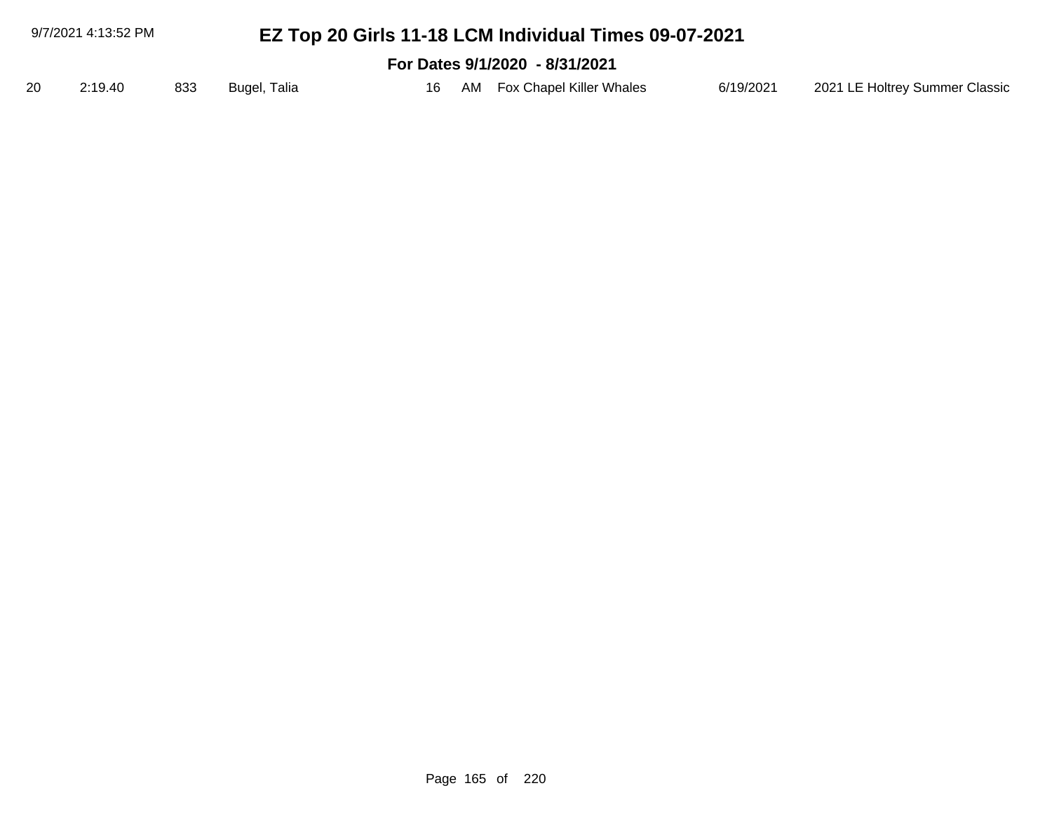# EZ Top 20 Girls 11-18 LCM Individual Times 09-07-2021

## For Dates 9/1/2020 - 8/31/2021

| | | | | | | | | |
|---|---|---|---|---|---|---|---|---|
| 20 | 2:19.40 | 833 | Bugel, Talia | 16 | AM | Fox Chapel Killer Whales | 6/19/2021 | 2021 LE Holtrey Summer Classic |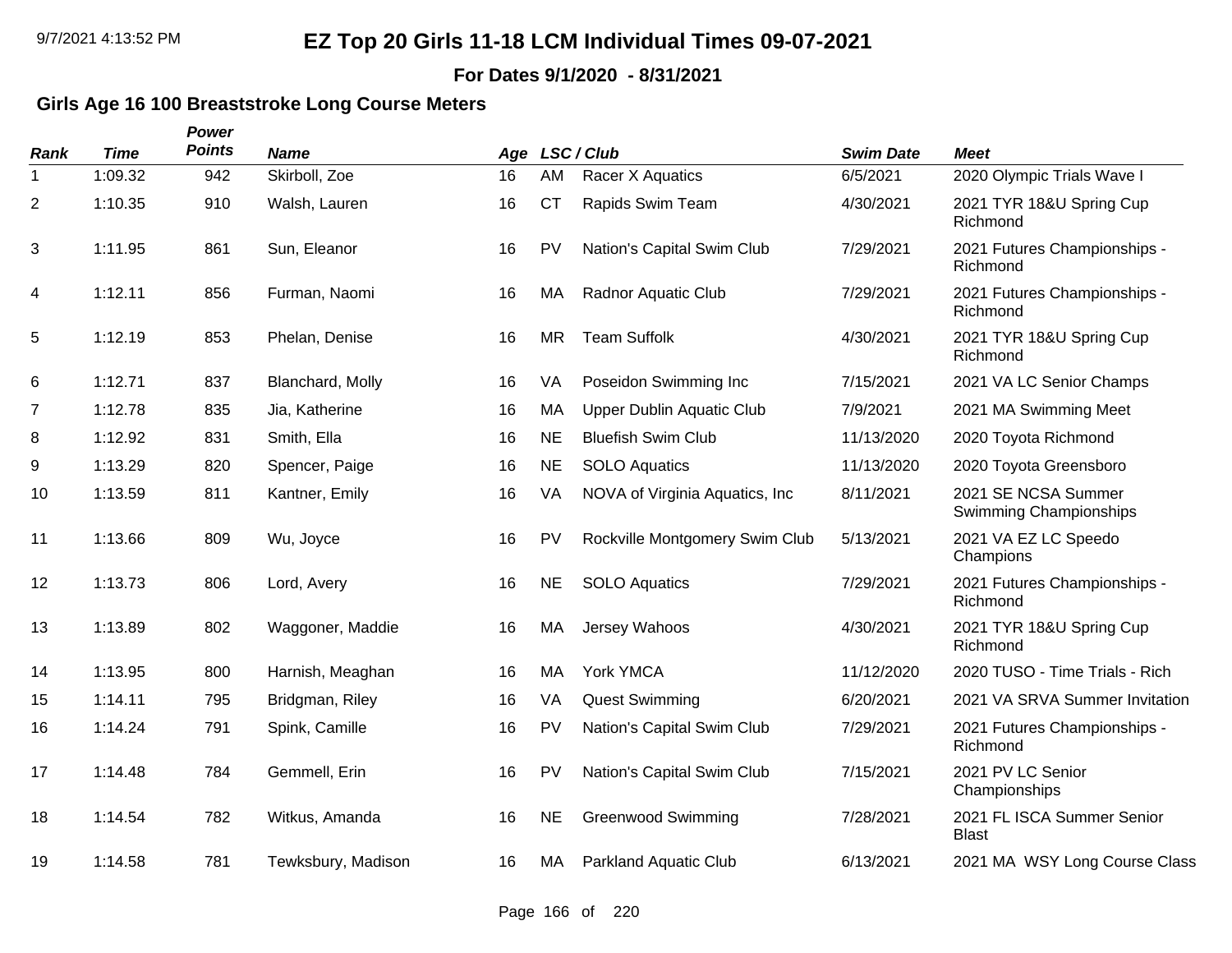# EZ Top 20 Girls 11-18 LCM Individual Times 09-07-2021

**For Dates 9/1/2020 - 8/31/2021**

### Girls Age 16 100 Breaststroke Long Course Meters

| Rank | Time | Power Points | Name | Age | LSC | Club | Swim Date | Meet |
|---|---|---|---|---|---|---|---|---|
| 1 | 1:09.32 | 942 | Skirboll, Zoe | 16 | AM | Racer X Aquatics | 6/5/2021 | 2020 Olympic Trials Wave I |
| 2 | 1:10.35 | 910 | Walsh, Lauren | 16 | CT | Rapids Swim Team | 4/30/2021 | 2021 TYR 18&U Spring Cup Richmond |
| 3 | 1:11.95 | 861 | Sun, Eleanor | 16 | PV | Nation's Capital Swim Club | 7/29/2021 | 2021 Futures Championships - Richmond |
| 4 | 1:12.11 | 856 | Furman, Naomi | 16 | MA | Radnor Aquatic Club | 7/29/2021 | 2021 Futures Championships - Richmond |
| 5 | 1:12.19 | 853 | Phelan, Denise | 16 | MR | Team Suffolk | 4/30/2021 | 2021 TYR 18&U Spring Cup Richmond |
| 6 | 1:12.71 | 837 | Blanchard, Molly | 16 | VA | Poseidon Swimming Inc | 7/15/2021 | 2021 VA LC Senior Champs |
| 7 | 1:12.78 | 835 | Jia, Katherine | 16 | MA | Upper Dublin Aquatic Club | 7/9/2021 | 2021 MA Swimming Meet |
| 8 | 1:12.92 | 831 | Smith, Ella | 16 | NE | Bluefish Swim Club | 11/13/2020 | 2020 Toyota Richmond |
| 9 | 1:13.29 | 820 | Spencer, Paige | 16 | NE | SOLO Aquatics | 11/13/2020 | 2020 Toyota Greensboro |
| 10 | 1:13.59 | 811 | Kantner, Emily | 16 | VA | NOVA of Virginia Aquatics, Inc | 8/11/2021 | 2021 SE NCSA Summer Swimming Championships |
| 11 | 1:13.66 | 809 | Wu, Joyce | 16 | PV | Rockville Montgomery Swim Club | 5/13/2021 | 2021 VA EZ LC Speedo Champions |
| 12 | 1:13.73 | 806 | Lord, Avery | 16 | NE | SOLO Aquatics | 7/29/2021 | 2021 Futures Championships - Richmond |
| 13 | 1:13.89 | 802 | Waggoner, Maddie | 16 | MA | Jersey Wahoos | 4/30/2021 | 2021 TYR 18&U Spring Cup Richmond |
| 14 | 1:13.95 | 800 | Harnish, Meaghan | 16 | MA | York YMCA | 11/12/2020 | 2020 TUSO - Time Trials - Rich |
| 15 | 1:14.11 | 795 | Bridgman, Riley | 16 | VA | Quest Swimming | 6/20/2021 | 2021 VA SRVA Summer Invitation |
| 16 | 1:14.24 | 791 | Spink, Camille | 16 | PV | Nation's Capital Swim Club | 7/29/2021 | 2021 Futures Championships - Richmond |
| 17 | 1:14.48 | 784 | Gemmell, Erin | 16 | PV | Nation's Capital Swim Club | 7/15/2021 | 2021 PV LC Senior Championships |
| 18 | 1:14.54 | 782 | Witkus, Amanda | 16 | NE | Greenwood Swimming | 7/28/2021 | 2021 FL ISCA Summer Senior Blast |
| 19 | 1:14.58 | 781 | Tewksbury, Madison | 16 | MA | Parkland Aquatic Club | 6/13/2021 | 2021 MA WSY Long Course Class |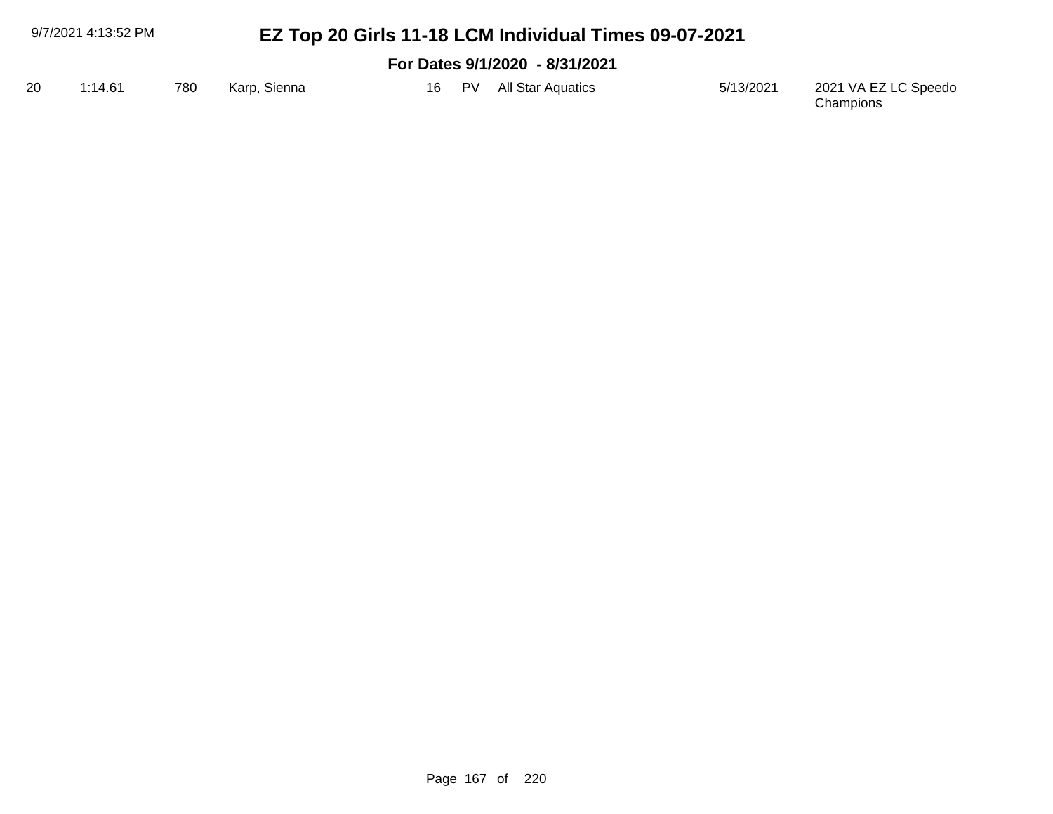# EZ Top 20 Girls 11-18 LCM Individual Times 09-07-2021

## For Dates 9/1/2020 - 8/31/2021

| | | | | | | | | |
|---|---|---|---|---|---|---|---|---|
| 20 | 1:14.61 | 780 | Karp, Sienna | 16 | PV | All Star Aquatics | 5/13/2021 | 2021 VA EZ LC Speedo Champions |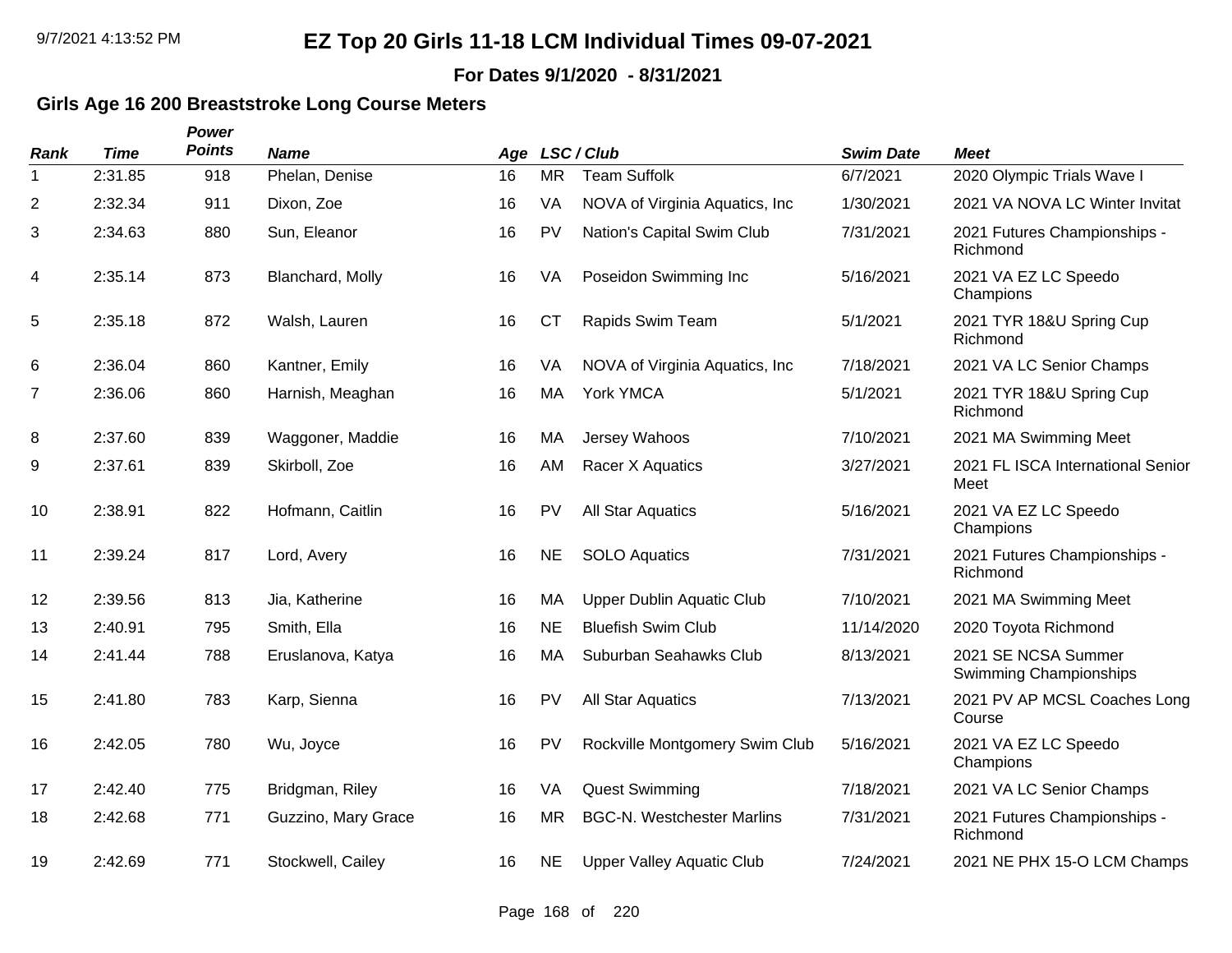# EZ Top 20 Girls 11-18 LCM Individual Times 09-07-2021

**For Dates 9/1/2020 - 8/31/2021**

## Girls Age 16 200 Breaststroke Long Course Meters

| Rank | Time | Power Points | Name | Age | LSC | Club | Swim Date | Meet |
|---|---|---|---|---|---|---|---|---|
| 1 | 2:31.85 | 918 | Phelan, Denise | 16 | MR | Team Suffolk | 6/7/2021 | 2020 Olympic Trials Wave I |
| 2 | 2:32.34 | 911 | Dixon, Zoe | 16 | VA | NOVA of Virginia Aquatics, Inc | 1/30/2021 | 2021 VA NOVA LC Winter Invitat |
| 3 | 2:34.63 | 880 | Sun, Eleanor | 16 | PV | Nation's Capital Swim Club | 7/31/2021 | 2021 Futures Championships - Richmond |
| 4 | 2:35.14 | 873 | Blanchard, Molly | 16 | VA | Poseidon Swimming Inc | 5/16/2021 | 2021 VA EZ LC Speedo Champions |
| 5 | 2:35.18 | 872 | Walsh, Lauren | 16 | CT | Rapids Swim Team | 5/1/2021 | 2021 TYR 18&U Spring Cup Richmond |
| 6 | 2:36.04 | 860 | Kantner, Emily | 16 | VA | NOVA of Virginia Aquatics, Inc | 7/18/2021 | 2021 VA LC Senior Champs |
| 7 | 2:36.06 | 860 | Harnish, Meaghan | 16 | MA | York YMCA | 5/1/2021 | 2021 TYR 18&U Spring Cup Richmond |
| 8 | 2:37.60 | 839 | Waggoner, Maddie | 16 | MA | Jersey Wahoos | 7/10/2021 | 2021 MA Swimming Meet |
| 9 | 2:37.61 | 839 | Skirboll, Zoe | 16 | AM | Racer X Aquatics | 3/27/2021 | 2021 FL ISCA International Senior Meet |
| 10 | 2:38.91 | 822 | Hofmann, Caitlin | 16 | PV | All Star Aquatics | 5/16/2021 | 2021 VA EZ LC Speedo Champions |
| 11 | 2:39.24 | 817 | Lord, Avery | 16 | NE | SOLO Aquatics | 7/31/2021 | 2021 Futures Championships - Richmond |
| 12 | 2:39.56 | 813 | Jia, Katherine | 16 | MA | Upper Dublin Aquatic Club | 7/10/2021 | 2021 MA Swimming Meet |
| 13 | 2:40.91 | 795 | Smith, Ella | 16 | NE | Bluefish Swim Club | 11/14/2020 | 2020 Toyota Richmond |
| 14 | 2:41.44 | 788 | Eruslanova, Katya | 16 | MA | Suburban Seahawks Club | 8/13/2021 | 2021 SE NCSA Summer Swimming Championships |
| 15 | 2:41.80 | 783 | Karp, Sienna | 16 | PV | All Star Aquatics | 7/13/2021 | 2021 PV AP MCSL Coaches Long Course |
| 16 | 2:42.05 | 780 | Wu, Joyce | 16 | PV | Rockville Montgomery Swim Club | 5/16/2021 | 2021 VA EZ LC Speedo Champions |
| 17 | 2:42.40 | 775 | Bridgman, Riley | 16 | VA | Quest Swimming | 7/18/2021 | 2021 VA LC Senior Champs |
| 18 | 2:42.68 | 771 | Guzzino, Mary Grace | 16 | MR | BGC-N. Westchester Marlins | 7/31/2021 | 2021 Futures Championships - Richmond |
| 19 | 2:42.69 | 771 | Stockwell, Cailey | 16 | NE | Upper Valley Aquatic Club | 7/24/2021 | 2021 NE PHX 15-O LCM Champs |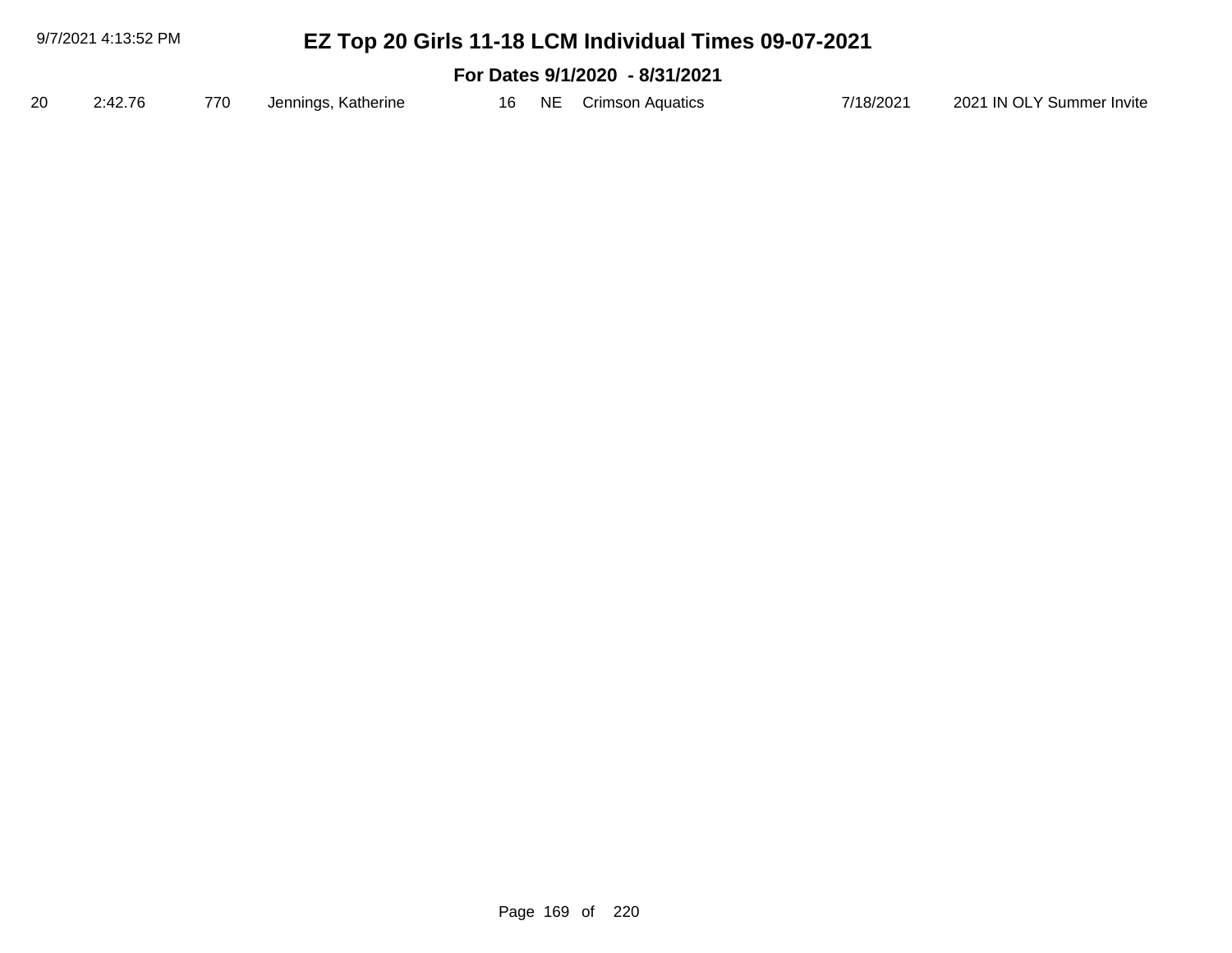# EZ Top 20 Girls 11-18 LCM Individual Times 09-07-2021

## For Dates 9/1/2020 - 8/31/2021

| | | | | | | | | |
|---|---|---|---|---|---|---|---|---|
| 20 | 2:42.76 | 770 | Jennings, Katherine | 16 | NE | Crimson Aquatics | 7/18/2021 | 2021 IN OLY Summer Invite |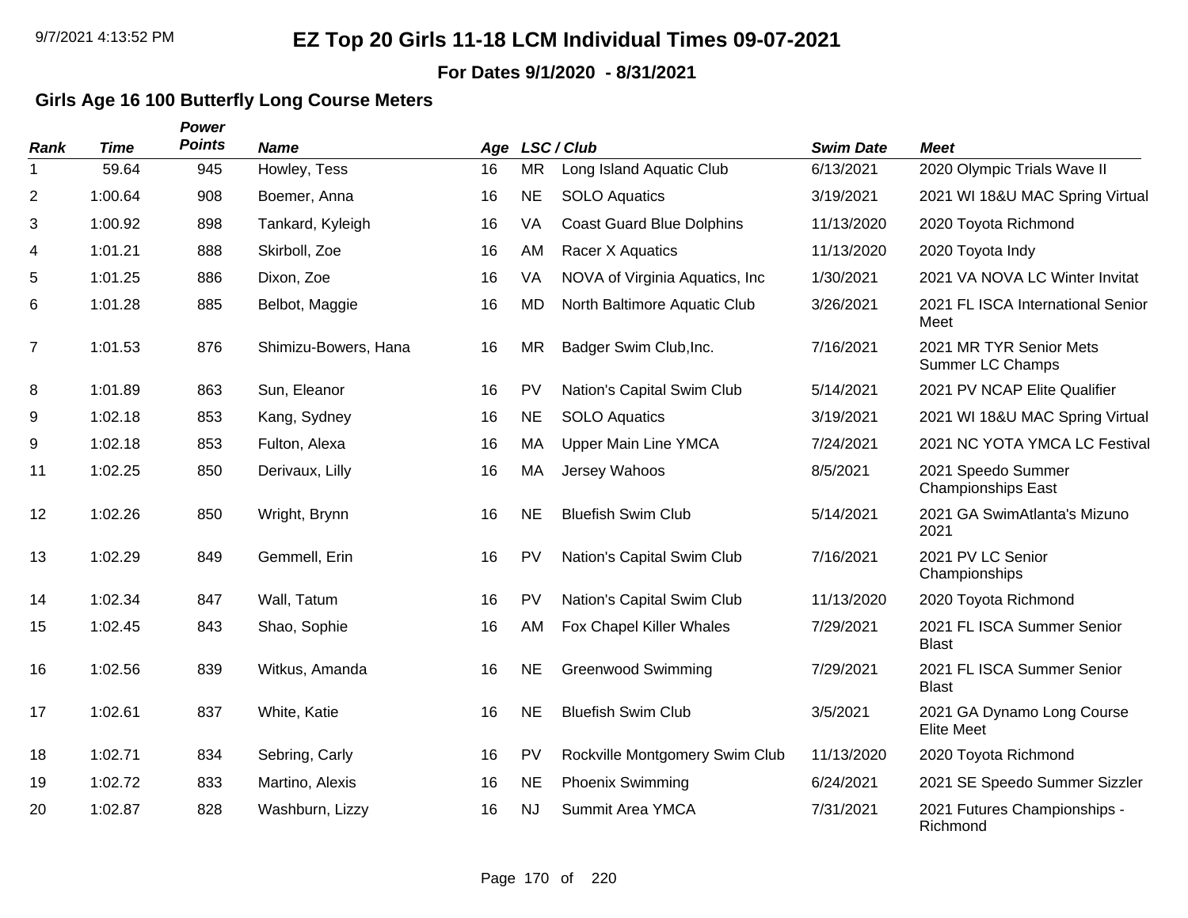# EZ Top 20 Girls 11-18 LCM Individual Times 09-07-2021

**For Dates 9/1/2020 - 8/31/2021**

## Girls Age 16 100 Butterfly Long Course Meters

| Rank | Time | Power Points | Name | Age | LSC | Club | Swim Date | Meet |
|---|---|---|---|---|---|---|---|---|
| 1 | 59.64 | 945 | Howley, Tess | 16 | MR | Long Island Aquatic Club | 6/13/2021 | 2020 Olympic Trials Wave II |
| 2 | 1:00.64 | 908 | Boemer, Anna | 16 | NE | SOLO Aquatics | 3/19/2021 | 2021 WI 18&U MAC Spring Virtual |
| 3 | 1:00.92 | 898 | Tankard, Kyleigh | 16 | VA | Coast Guard Blue Dolphins | 11/13/2020 | 2020 Toyota Richmond |
| 4 | 1:01.21 | 888 | Skirboll, Zoe | 16 | AM | Racer X Aquatics | 11/13/2020 | 2020 Toyota Indy |
| 5 | 1:01.25 | 886 | Dixon, Zoe | 16 | VA | NOVA of Virginia Aquatics, Inc | 1/30/2021 | 2021 VA NOVA LC Winter Invitat |
| 6 | 1:01.28 | 885 | Belbot, Maggie | 16 | MD | North Baltimore Aquatic Club | 3/26/2021 | 2021 FL ISCA International Senior Meet |
| 7 | 1:01.53 | 876 | Shimizu-Bowers, Hana | 16 | MR | Badger Swim Club,Inc. | 7/16/2021 | 2021 MR TYR Senior Mets Summer LC Champs |
| 8 | 1:01.89 | 863 | Sun, Eleanor | 16 | PV | Nation's Capital Swim Club | 5/14/2021 | 2021 PV NCAP Elite Qualifier |
| 9 | 1:02.18 | 853 | Kang, Sydney | 16 | NE | SOLO Aquatics | 3/19/2021 | 2021 WI 18&U MAC Spring Virtual |
| 9 | 1:02.18 | 853 | Fulton, Alexa | 16 | MA | Upper Main Line YMCA | 7/24/2021 | 2021 NC YOTA YMCA LC Festival |
| 11 | 1:02.25 | 850 | Derivaux, Lilly | 16 | MA | Jersey Wahoos | 8/5/2021 | 2021 Speedo Summer Championships East |
| 12 | 1:02.26 | 850 | Wright, Brynn | 16 | NE | Bluefish Swim Club | 5/14/2021 | 2021 GA SwimAtlanta's Mizuno 2021 |
| 13 | 1:02.29 | 849 | Gemmell, Erin | 16 | PV | Nation's Capital Swim Club | 7/16/2021 | 2021 PV LC Senior Championships |
| 14 | 1:02.34 | 847 | Wall, Tatum | 16 | PV | Nation's Capital Swim Club | 11/13/2020 | 2020 Toyota Richmond |
| 15 | 1:02.45 | 843 | Shao, Sophie | 16 | AM | Fox Chapel Killer Whales | 7/29/2021 | 2021 FL ISCA Summer Senior Blast |
| 16 | 1:02.56 | 839 | Witkus, Amanda | 16 | NE | Greenwood Swimming | 7/29/2021 | 2021 FL ISCA Summer Senior Blast |
| 17 | 1:02.61 | 837 | White, Katie | 16 | NE | Bluefish Swim Club | 3/5/2021 | 2021 GA Dynamo Long Course Elite Meet |
| 18 | 1:02.71 | 834 | Sebring, Carly | 16 | PV | Rockville Montgomery Swim Club | 11/13/2020 | 2020 Toyota Richmond |
| 19 | 1:02.72 | 833 | Martino, Alexis | 16 | NE | Phoenix Swimming | 6/24/2021 | 2021 SE Speedo Summer Sizzler |
| 20 | 1:02.87 | 828 | Washburn, Lizzy | 16 | NJ | Summit Area YMCA | 7/31/2021 | 2021 Futures Championships - Richmond |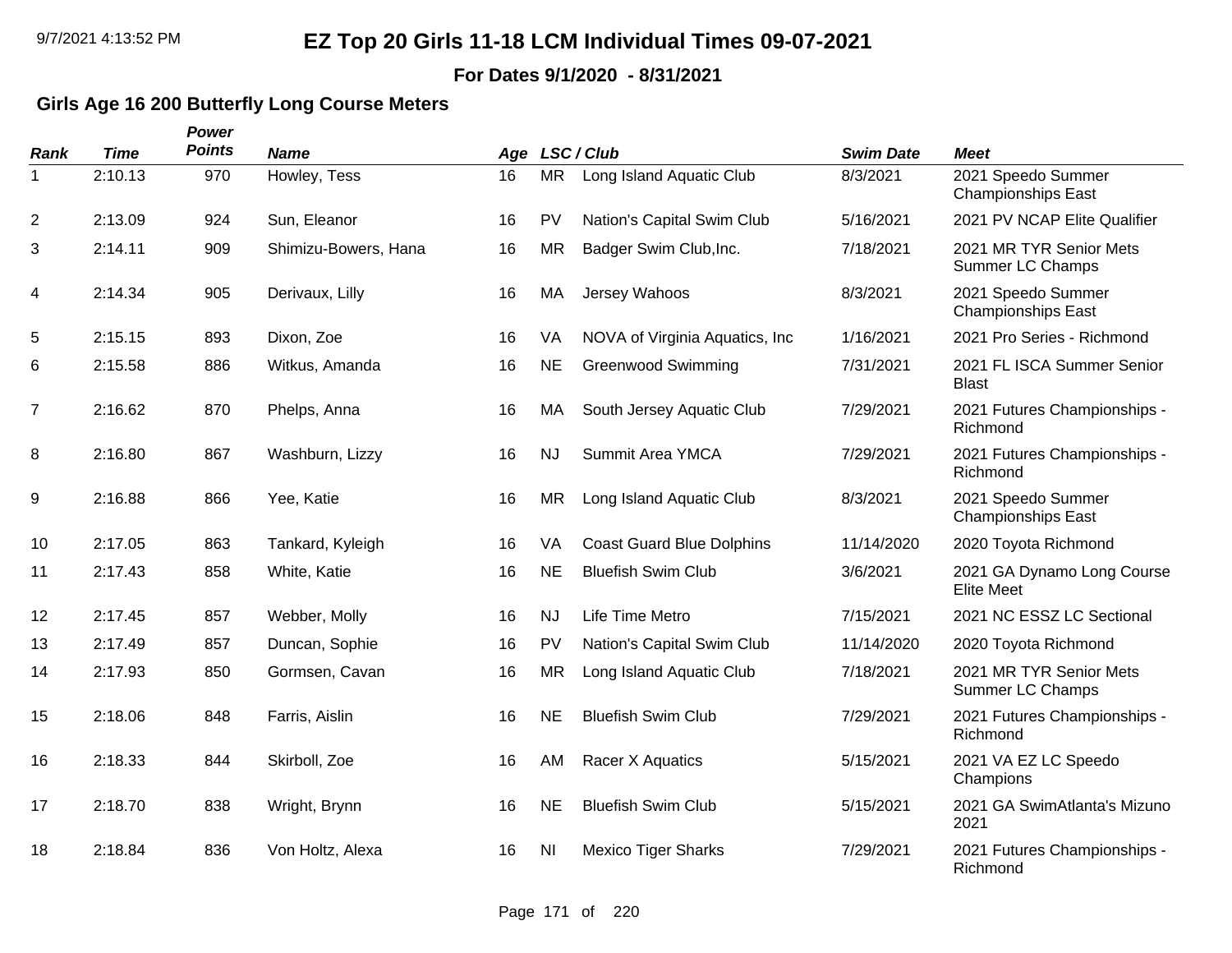# EZ Top 20 Girls 11-18 LCM Individual Times 09-07-2021

**For Dates 9/1/2020 - 8/31/2021**

## Girls Age 16 200 Butterfly Long Course Meters

| Rank | Time | Power Points | Name | Age | LSC / Club | | Swim Date | Meet |
|---|---|---|---|---|---|---|---|---|
| 1 | 2:10.13 | 970 | Howley, Tess | 16 | MR | Long Island Aquatic Club | 8/3/2021 | 2021 Speedo Summer Championships East |
| 2 | 2:13.09 | 924 | Sun, Eleanor | 16 | PV | Nation's Capital Swim Club | 5/16/2021 | 2021 PV NCAP Elite Qualifier |
| 3 | 2:14.11 | 909 | Shimizu-Bowers, Hana | 16 | MR | Badger Swim Club,Inc. | 7/18/2021 | 2021 MR TYR Senior Mets Summer LC Champs |
| 4 | 2:14.34 | 905 | Derivaux, Lilly | 16 | MA | Jersey Wahoos | 8/3/2021 | 2021 Speedo Summer Championships East |
| 5 | 2:15.15 | 893 | Dixon, Zoe | 16 | VA | NOVA of Virginia Aquatics, Inc | 1/16/2021 | 2021 Pro Series - Richmond |
| 6 | 2:15.58 | 886 | Witkus, Amanda | 16 | NE | Greenwood Swimming | 7/31/2021 | 2021 FL ISCA Summer Senior Blast |
| 7 | 2:16.62 | 870 | Phelps, Anna | 16 | MA | South Jersey Aquatic Club | 7/29/2021 | 2021 Futures Championships - Richmond |
| 8 | 2:16.80 | 867 | Washburn, Lizzy | 16 | NJ | Summit Area YMCA | 7/29/2021 | 2021 Futures Championships - Richmond |
| 9 | 2:16.88 | 866 | Yee, Katie | 16 | MR | Long Island Aquatic Club | 8/3/2021 | 2021 Speedo Summer Championships East |
| 10 | 2:17.05 | 863 | Tankard, Kyleigh | 16 | VA | Coast Guard Blue Dolphins | 11/14/2020 | 2020 Toyota Richmond |
| 11 | 2:17.43 | 858 | White, Katie | 16 | NE | Bluefish Swim Club | 3/6/2021 | 2021 GA Dynamo Long Course Elite Meet |
| 12 | 2:17.45 | 857 | Webber, Molly | 16 | NJ | Life Time Metro | 7/15/2021 | 2021 NC ESSZ LC Sectional |
| 13 | 2:17.49 | 857 | Duncan, Sophie | 16 | PV | Nation's Capital Swim Club | 11/14/2020 | 2020 Toyota Richmond |
| 14 | 2:17.93 | 850 | Gormsen, Cavan | 16 | MR | Long Island Aquatic Club | 7/18/2021 | 2021 MR TYR Senior Mets Summer LC Champs |
| 15 | 2:18.06 | 848 | Farris, Aislin | 16 | NE | Bluefish Swim Club | 7/29/2021 | 2021 Futures Championships - Richmond |
| 16 | 2:18.33 | 844 | Skirboll, Zoe | 16 | AM | Racer X Aquatics | 5/15/2021 | 2021 VA EZ LC Speedo Champions |
| 17 | 2:18.70 | 838 | Wright, Brynn | 16 | NE | Bluefish Swim Club | 5/15/2021 | 2021 GA SwimAtlanta's Mizuno 2021 |
| 18 | 2:18.84 | 836 | Von Holtz, Alexa | 16 | NI | Mexico Tiger Sharks | 7/29/2021 | 2021 Futures Championships - Richmond |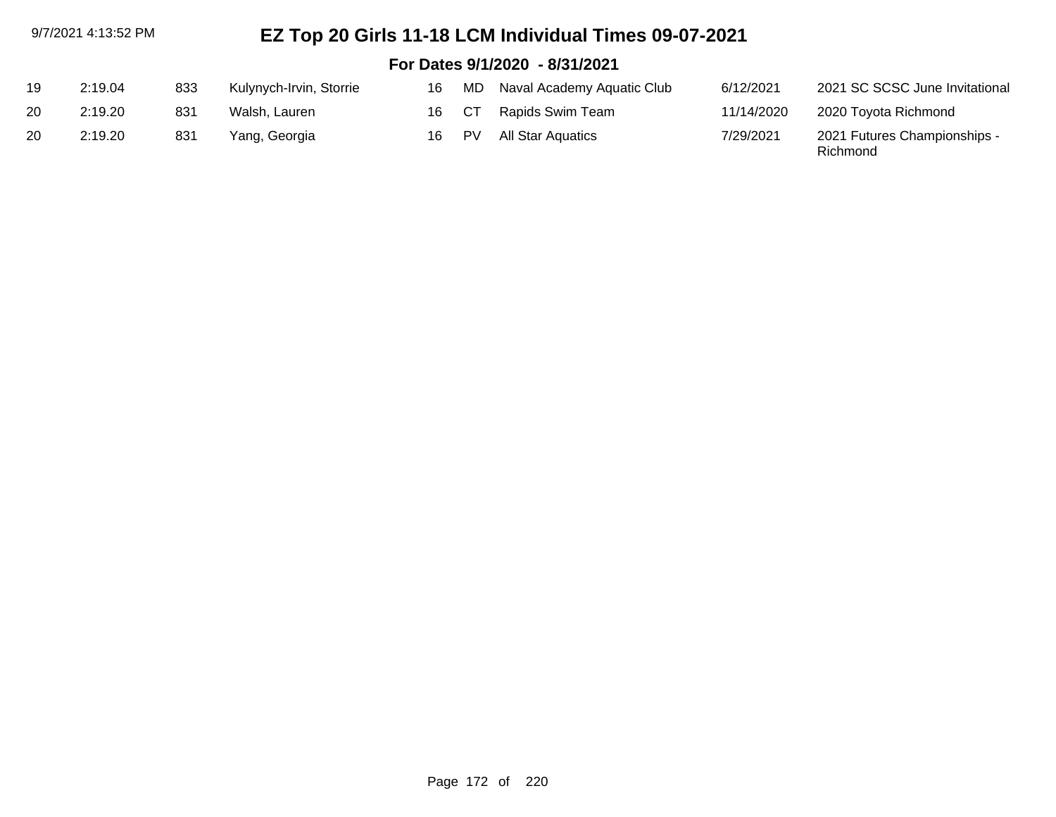# EZ Top 20 Girls 11-18 LCM Individual Times 09-07-2021

## For Dates 9/1/2020 - 8/31/2021

| | | | | | | | | |
|---|---|---|---|---|---|---|---|---|
| 19 | 2:19.04 | 833 | Kulynych-Irvin, Storrie | 16 | MD | Naval Academy Aquatic Club | 6/12/2021 | 2021 SC SCSC June Invitational |
| 20 | 2:19.20 | 831 | Walsh, Lauren | 16 | CT | Rapids Swim Team | 11/14/2020 | 2020 Toyota Richmond |
| 20 | 2:19.20 | 831 | Yang, Georgia | 16 | PV | All Star Aquatics | 7/29/2021 | 2021 Futures Championships - Richmond |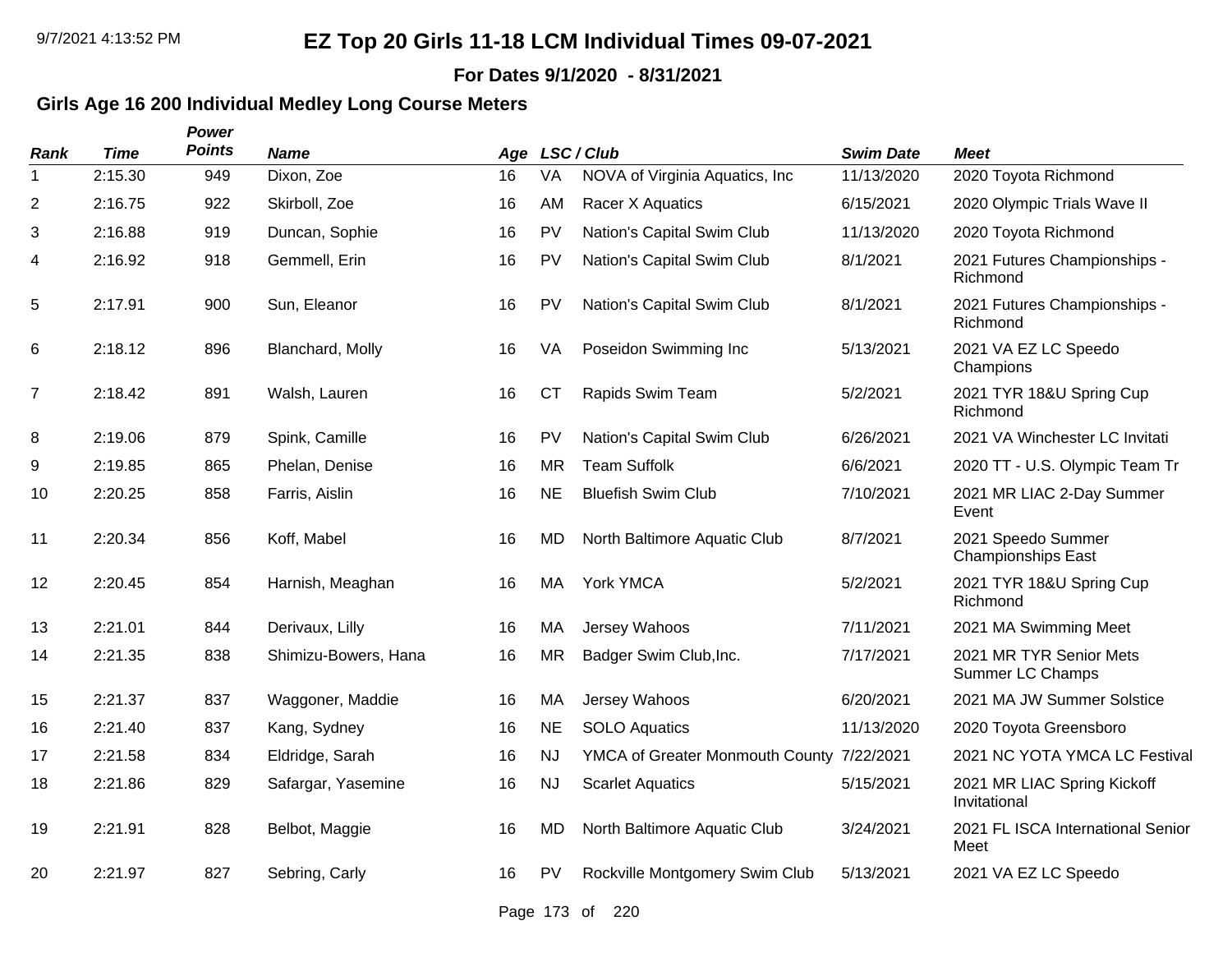# EZ Top 20 Girls 11-18 LCM Individual Times 09-07-2021

**For Dates 9/1/2020 - 8/31/2021**

## Girls Age 16 200 Individual Medley Long Course Meters

| Rank | Time | Power Points | Name | Age | LSC | Club | Swim Date | Meet |
|---|---|---|---|---|---|---|---|---|
| 1 | 2:15.30 | 949 | Dixon, Zoe | 16 | VA | NOVA of Virginia Aquatics, Inc | 11/13/2020 | 2020 Toyota Richmond |
| 2 | 2:16.75 | 922 | Skirboll, Zoe | 16 | AM | Racer X Aquatics | 6/15/2021 | 2020 Olympic Trials Wave II |
| 3 | 2:16.88 | 919 | Duncan, Sophie | 16 | PV | Nation's Capital Swim Club | 11/13/2020 | 2020 Toyota Richmond |
| 4 | 2:16.92 | 918 | Gemmell, Erin | 16 | PV | Nation's Capital Swim Club | 8/1/2021 | 2021 Futures Championships - Richmond |
| 5 | 2:17.91 | 900 | Sun, Eleanor | 16 | PV | Nation's Capital Swim Club | 8/1/2021 | 2021 Futures Championships - Richmond |
| 6 | 2:18.12 | 896 | Blanchard, Molly | 16 | VA | Poseidon Swimming Inc | 5/13/2021 | 2021 VA EZ LC Speedo Champions |
| 7 | 2:18.42 | 891 | Walsh, Lauren | 16 | CT | Rapids Swim Team | 5/2/2021 | 2021 TYR 18&U Spring Cup Richmond |
| 8 | 2:19.06 | 879 | Spink, Camille | 16 | PV | Nation's Capital Swim Club | 6/26/2021 | 2021 VA Winchester LC Invitati |
| 9 | 2:19.85 | 865 | Phelan, Denise | 16 | MR | Team Suffolk | 6/6/2021 | 2020 TT - U.S. Olympic Team Tr |
| 10 | 2:20.25 | 858 | Farris, Aislin | 16 | NE | Bluefish Swim Club | 7/10/2021 | 2021 MR LIAC 2-Day Summer Event |
| 11 | 2:20.34 | 856 | Koff, Mabel | 16 | MD | North Baltimore Aquatic Club | 8/7/2021 | 2021 Speedo Summer Championships East |
| 12 | 2:20.45 | 854 | Harnish, Meaghan | 16 | MA | York YMCA | 5/2/2021 | 2021 TYR 18&U Spring Cup Richmond |
| 13 | 2:21.01 | 844 | Derivaux, Lilly | 16 | MA | Jersey Wahoos | 7/11/2021 | 2021 MA Swimming Meet |
| 14 | 2:21.35 | 838 | Shimizu-Bowers, Hana | 16 | MR | Badger Swim Club,Inc. | 7/17/2021 | 2021 MR TYR Senior Mets Summer LC Champs |
| 15 | 2:21.37 | 837 | Waggoner, Maddie | 16 | MA | Jersey Wahoos | 6/20/2021 | 2021 MA JW Summer Solstice |
| 16 | 2:21.40 | 837 | Kang, Sydney | 16 | NE | SOLO Aquatics | 11/13/2020 | 2020 Toyota Greensboro |
| 17 | 2:21.58 | 834 | Eldridge, Sarah | 16 | NJ | YMCA of Greater Monmouth County | 7/22/2021 | 2021 NC YOTA YMCA LC Festival |
| 18 | 2:21.86 | 829 | Safargar, Yasemine | 16 | NJ | Scarlet Aquatics | 5/15/2021 | 2021 MR LIAC Spring Kickoff Invitational |
| 19 | 2:21.91 | 828 | Belbot, Maggie | 16 | MD | North Baltimore Aquatic Club | 3/24/2021 | 2021 FL ISCA International Senior Meet |
| 20 | 2:21.97 | 827 | Sebring, Carly | 16 | PV | Rockville Montgomery Swim Club | 5/13/2021 | 2021 VA EZ LC Speedo |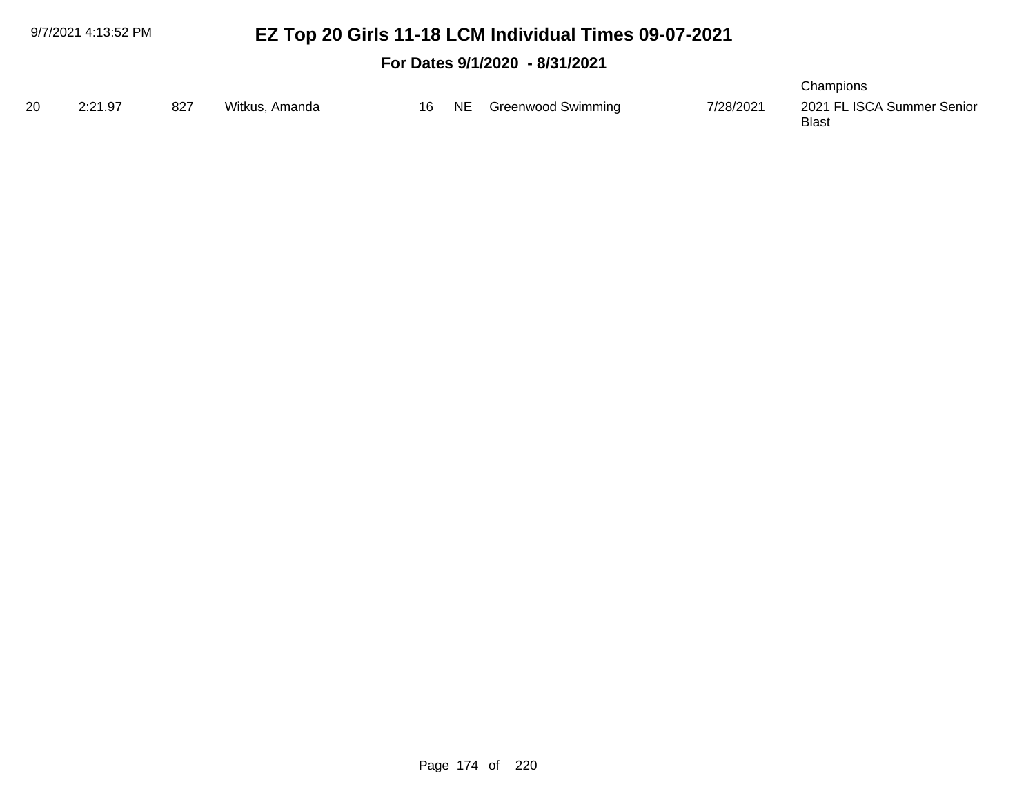# EZ Top 20 Girls 11-18 LCM Individual Times 09-07-2021

**For Dates 9/1/2020 - 8/31/2021**

| | | | | | | | | |
|---|---|---|---|---|---|---|---|---|
| | | | | | | | | Champions |
| 20 | 2:21.97 | 827 | Witkus, Amanda | 16 | NE | Greenwood Swimming | 7/28/2021 | 2021 FL ISCA Summer Senior Blast |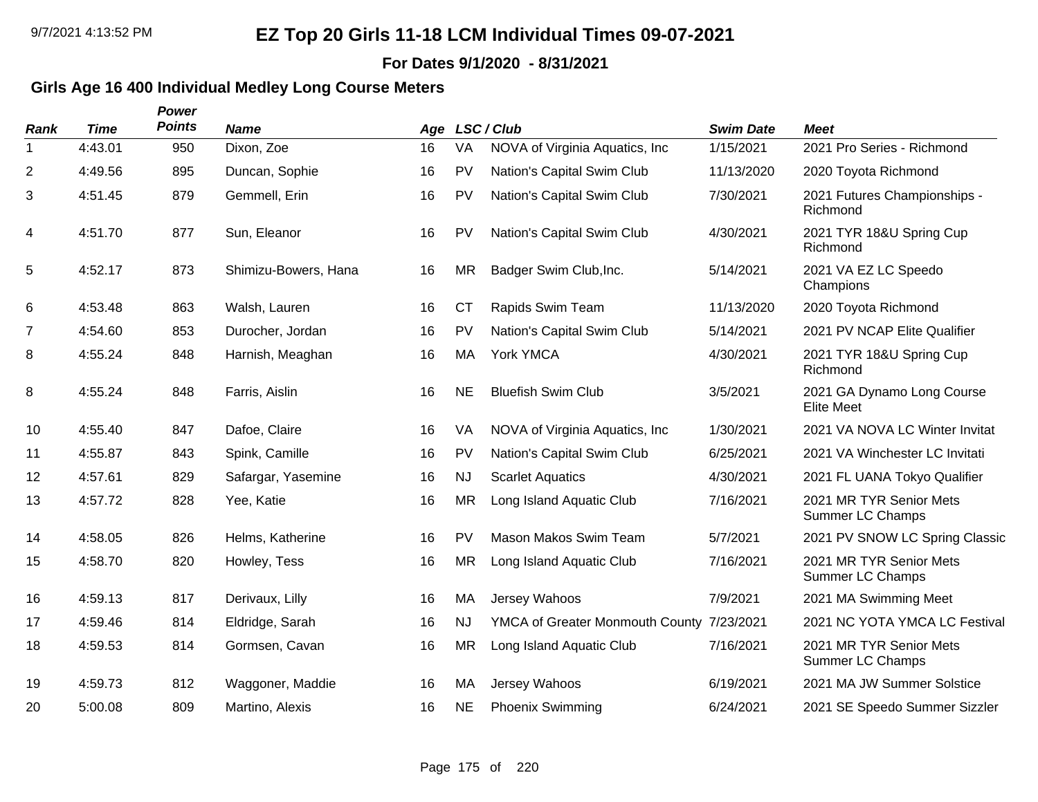# EZ Top 20 Girls 11-18 LCM Individual Times 09-07-2021

**For Dates 9/1/2020 - 8/31/2021**

## Girls Age 16 400 Individual Medley Long Course Meters

| Rank | Time | Power Points | Name | Age | LSC | Club | Swim Date | Meet |
|---|---|---|---|---|---|---|---|---|
| 1 | 4:43.01 | 950 | Dixon, Zoe | 16 | VA | NOVA of Virginia Aquatics, Inc | 1/15/2021 | 2021 Pro Series - Richmond |
| 2 | 4:49.56 | 895 | Duncan, Sophie | 16 | PV | Nation's Capital Swim Club | 11/13/2020 | 2020 Toyota Richmond |
| 3 | 4:51.45 | 879 | Gemmell, Erin | 16 | PV | Nation's Capital Swim Club | 7/30/2021 | 2021 Futures Championships - Richmond |
| 4 | 4:51.70 | 877 | Sun, Eleanor | 16 | PV | Nation's Capital Swim Club | 4/30/2021 | 2021 TYR 18&U Spring Cup Richmond |
| 5 | 4:52.17 | 873 | Shimizu-Bowers, Hana | 16 | MR | Badger Swim Club,Inc. | 5/14/2021 | 2021 VA EZ LC Speedo Champions |
| 6 | 4:53.48 | 863 | Walsh, Lauren | 16 | CT | Rapids Swim Team | 11/13/2020 | 2020 Toyota Richmond |
| 7 | 4:54.60 | 853 | Durocher, Jordan | 16 | PV | Nation's Capital Swim Club | 5/14/2021 | 2021 PV NCAP Elite Qualifier |
| 8 | 4:55.24 | 848 | Harnish, Meaghan | 16 | MA | York YMCA | 4/30/2021 | 2021 TYR 18&U Spring Cup Richmond |
| 8 | 4:55.24 | 848 | Farris, Aislin | 16 | NE | Bluefish Swim Club | 3/5/2021 | 2021 GA Dynamo Long Course Elite Meet |
| 10 | 4:55.40 | 847 | Dafoe, Claire | 16 | VA | NOVA of Virginia Aquatics, Inc | 1/30/2021 | 2021 VA NOVA LC Winter Invitat |
| 11 | 4:55.87 | 843 | Spink, Camille | 16 | PV | Nation's Capital Swim Club | 6/25/2021 | 2021 VA Winchester LC Invitati |
| 12 | 4:57.61 | 829 | Safargar, Yasemine | 16 | NJ | Scarlet Aquatics | 4/30/2021 | 2021 FL UANA Tokyo Qualifier |
| 13 | 4:57.72 | 828 | Yee, Katie | 16 | MR | Long Island Aquatic Club | 7/16/2021 | 2021 MR TYR Senior Mets Summer LC Champs |
| 14 | 4:58.05 | 826 | Helms, Katherine | 16 | PV | Mason Makos Swim Team | 5/7/2021 | 2021 PV SNOW LC Spring Classic |
| 15 | 4:58.70 | 820 | Howley, Tess | 16 | MR | Long Island Aquatic Club | 7/16/2021 | 2021 MR TYR Senior Mets Summer LC Champs |
| 16 | 4:59.13 | 817 | Derivaux, Lilly | 16 | MA | Jersey Wahoos | 7/9/2021 | 2021 MA Swimming Meet |
| 17 | 4:59.46 | 814 | Eldridge, Sarah | 16 | NJ | YMCA of Greater Monmouth County | 7/23/2021 | 2021 NC YOTA YMCA LC Festival |
| 18 | 4:59.53 | 814 | Gormsen, Cavan | 16 | MR | Long Island Aquatic Club | 7/16/2021 | 2021 MR TYR Senior Mets Summer LC Champs |
| 19 | 4:59.73 | 812 | Waggoner, Maddie | 16 | MA | Jersey Wahoos | 6/19/2021 | 2021 MA JW Summer Solstice |
| 20 | 5:00.08 | 809 | Martino, Alexis | 16 | NE | Phoenix Swimming | 6/24/2021 | 2021 SE Speedo Summer Sizzler |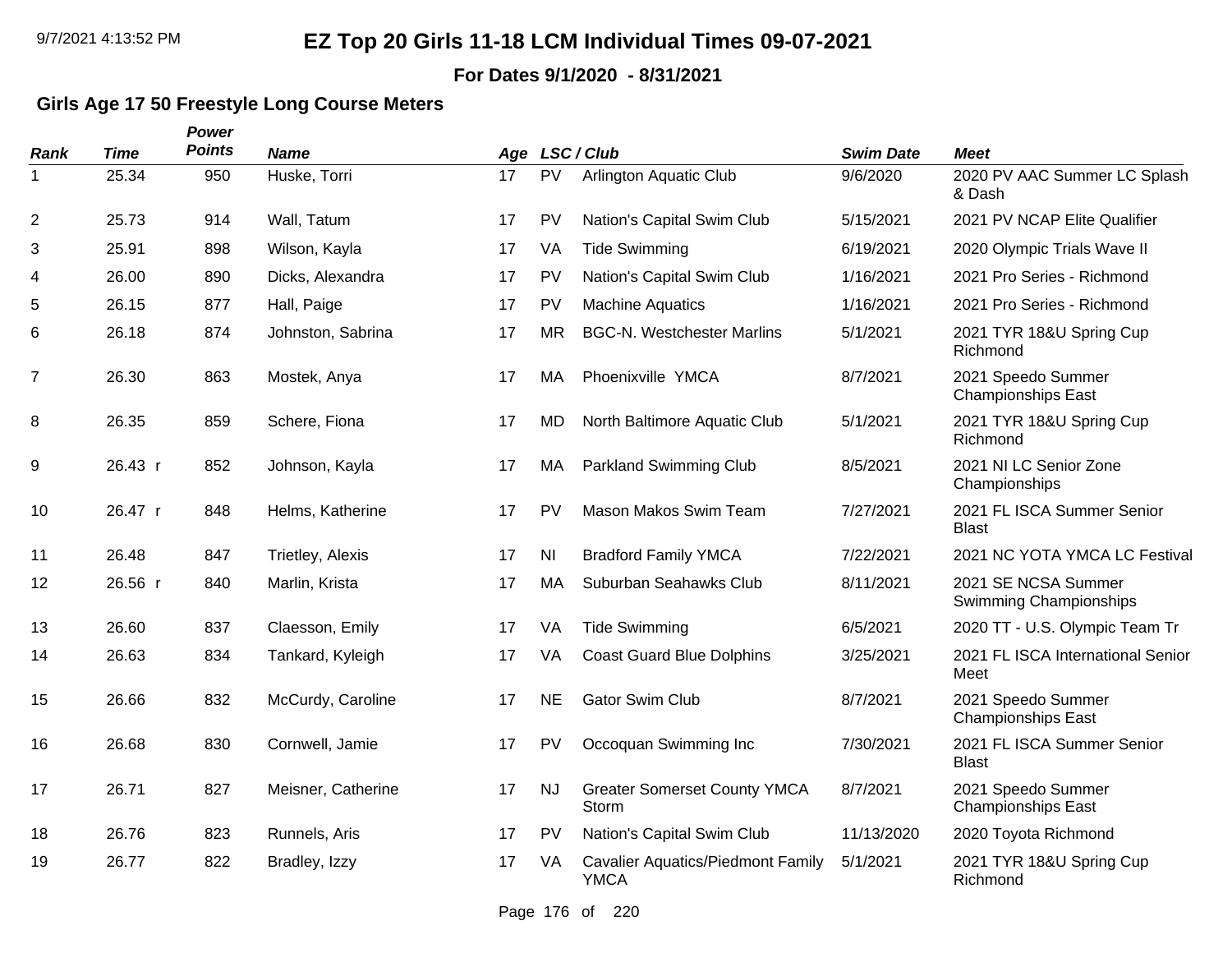# EZ Top 20 Girls 11-18 LCM Individual Times 09-07-2021

**For Dates 9/1/2020 - 8/31/2021**

### Girls Age 17 50 Freestyle Long Course Meters

| Rank | Time | Power Points | Name | Age | LSC / Club | | Swim Date | Meet |
|---|---|---|---|---|---|---|---|---|
| 1 | 25.34 | 950 | Huske, Torri | 17 | PV | Arlington Aquatic Club | 9/6/2020 | 2020 PV AAC Summer LC Splash & Dash |
| 2 | 25.73 | 914 | Wall, Tatum | 17 | PV | Nation's Capital Swim Club | 5/15/2021 | 2021 PV NCAP Elite Qualifier |
| 3 | 25.91 | 898 | Wilson, Kayla | 17 | VA | Tide Swimming | 6/19/2021 | 2020 Olympic Trials Wave II |
| 4 | 26.00 | 890 | Dicks, Alexandra | 17 | PV | Nation's Capital Swim Club | 1/16/2021 | 2021 Pro Series - Richmond |
| 5 | 26.15 | 877 | Hall, Paige | 17 | PV | Machine Aquatics | 1/16/2021 | 2021 Pro Series - Richmond |
| 6 | 26.18 | 874 | Johnston, Sabrina | 17 | MR | BGC-N. Westchester Marlins | 5/1/2021 | 2021 TYR 18&U Spring Cup Richmond |
| 7 | 26.30 | 863 | Mostek, Anya | 17 | MA | Phoenixville YMCA | 8/7/2021 | 2021 Speedo Summer Championships East |
| 8 | 26.35 | 859 | Schere, Fiona | 17 | MD | North Baltimore Aquatic Club | 5/1/2021 | 2021 TYR 18&U Spring Cup Richmond |
| 9 | 26.43 r | 852 | Johnson, Kayla | 17 | MA | Parkland Swimming Club | 8/5/2021 | 2021 NI LC Senior Zone Championships |
| 10 | 26.47 r | 848 | Helms, Katherine | 17 | PV | Mason Makos Swim Team | 7/27/2021 | 2021 FL ISCA Summer Senior Blast |
| 11 | 26.48 | 847 | Trietley, Alexis | 17 | NI | Bradford Family YMCA | 7/22/2021 | 2021 NC YOTA YMCA LC Festival |
| 12 | 26.56 r | 840 | Marlin, Krista | 17 | MA | Suburban Seahawks Club | 8/11/2021 | 2021 SE NCSA Summer Swimming Championships |
| 13 | 26.60 | 837 | Claesson, Emily | 17 | VA | Tide Swimming | 6/5/2021 | 2020 TT - U.S. Olympic Team Tr |
| 14 | 26.63 | 834 | Tankard, Kyleigh | 17 | VA | Coast Guard Blue Dolphins | 3/25/2021 | 2021 FL ISCA International Senior Meet |
| 15 | 26.66 | 832 | McCurdy, Caroline | 17 | NE | Gator Swim Club | 8/7/2021 | 2021 Speedo Summer Championships East |
| 16 | 26.68 | 830 | Cornwell, Jamie | 17 | PV | Occoquan Swimming Inc | 7/30/2021 | 2021 FL ISCA Summer Senior Blast |
| 17 | 26.71 | 827 | Meisner, Catherine | 17 | NJ | Greater Somerset County YMCA Storm | 8/7/2021 | 2021 Speedo Summer Championships East |
| 18 | 26.76 | 823 | Runnels, Aris | 17 | PV | Nation's Capital Swim Club | 11/13/2020 | 2020 Toyota Richmond |
| 19 | 26.77 | 822 | Bradley, Izzy | 17 | VA | Cavalier Aquatics/Piedmont Family YMCA | 5/1/2021 | 2021 TYR 18&U Spring Cup Richmond |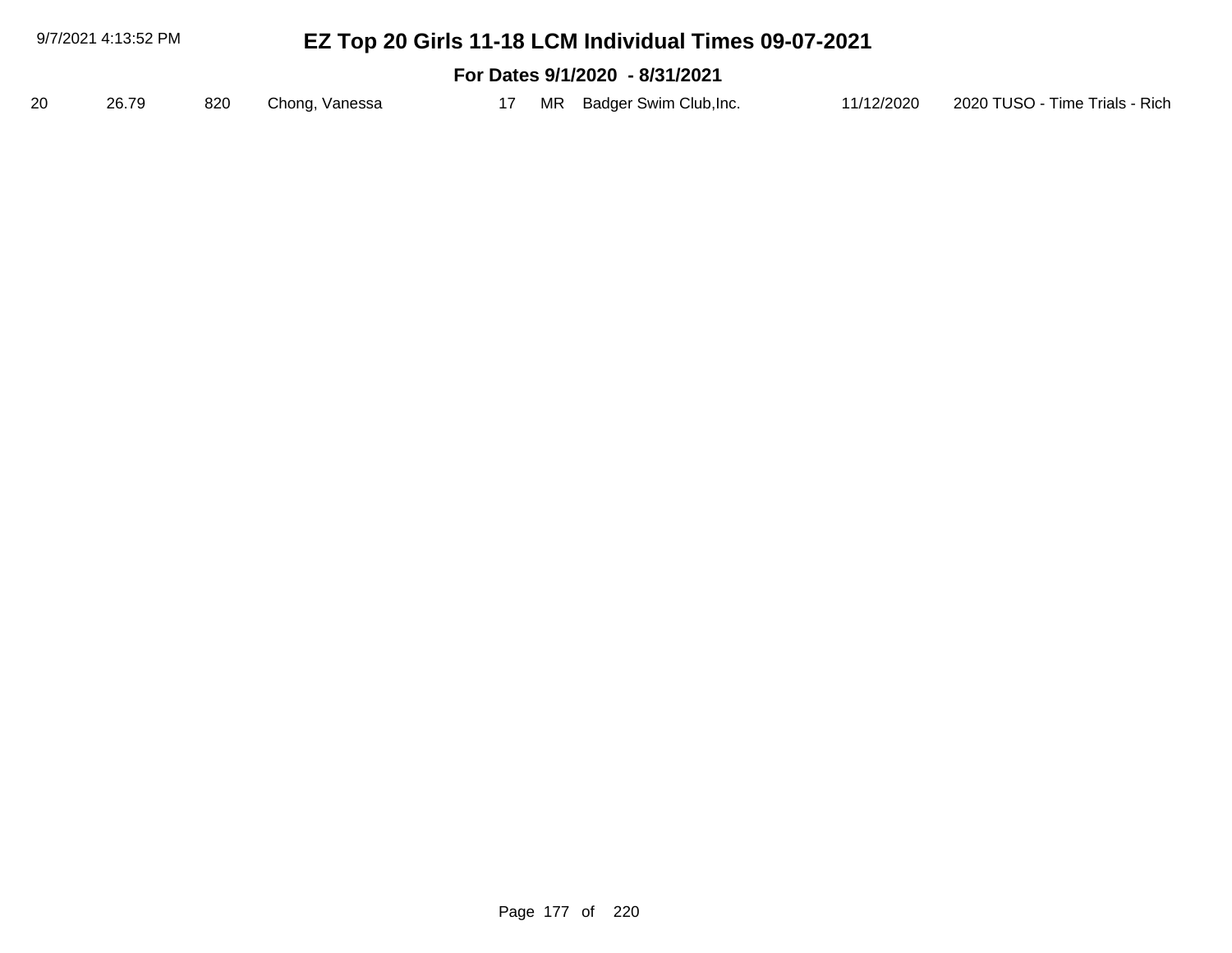| 20 | 26.79 | 820 | Chong, Vanessa | 17 | MR | Badger Swim Club,Inc. | 11/12/2020 | 2020 TUSO - Time Trials - Rich |
|---|---|---|---|---|---|---|---|---|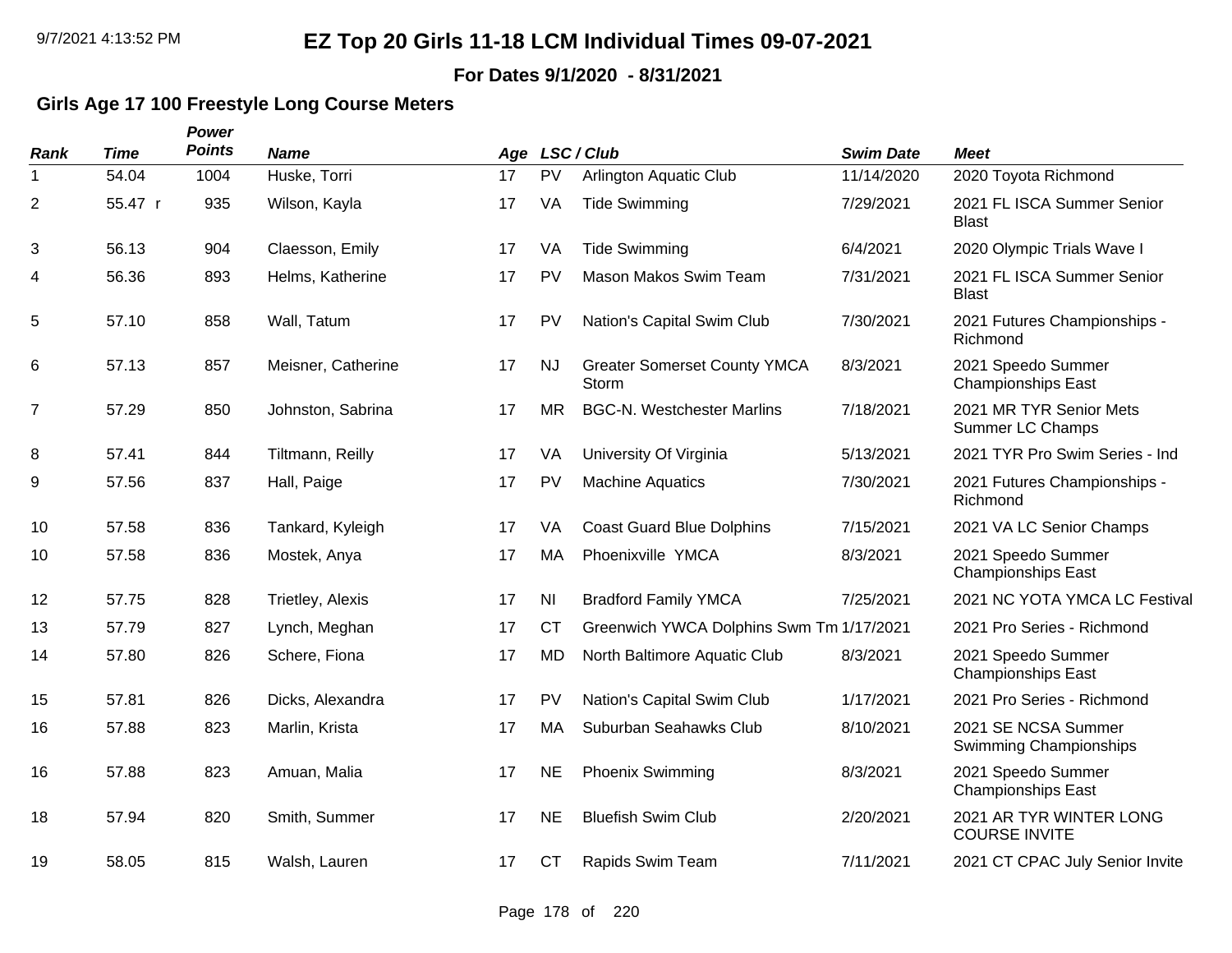# EZ Top 20 Girls 11-18 LCM Individual Times 09-07-2021

**For Dates 9/1/2020 - 8/31/2021**

## Girls Age 17 100 Freestyle Long Course Meters

| Rank | Time | Power Points | Name | Age | LSC / Club | | Swim Date | Meet |
|---|---|---|---|---|---|---|---|---|
| 1 | 54.04 | 1004 | Huske, Torri | 17 | PV | Arlington Aquatic Club | 11/14/2020 | 2020 Toyota Richmond |
| 2 | 55.47 r | 935 | Wilson, Kayla | 17 | VA | Tide Swimming | 7/29/2021 | 2021 FL ISCA Summer Senior Blast |
| 3 | 56.13 | 904 | Claesson, Emily | 17 | VA | Tide Swimming | 6/4/2021 | 2020 Olympic Trials Wave I |
| 4 | 56.36 | 893 | Helms, Katherine | 17 | PV | Mason Makos Swim Team | 7/31/2021 | 2021 FL ISCA Summer Senior Blast |
| 5 | 57.10 | 858 | Wall, Tatum | 17 | PV | Nation's Capital Swim Club | 7/30/2021 | 2021 Futures Championships - Richmond |
| 6 | 57.13 | 857 | Meisner, Catherine | 17 | NJ | Greater Somerset County YMCA Storm | 8/3/2021 | 2021 Speedo Summer Championships East |
| 7 | 57.29 | 850 | Johnston, Sabrina | 17 | MR | BGC-N. Westchester Marlins | 7/18/2021 | 2021 MR TYR Senior Mets Summer LC Champs |
| 8 | 57.41 | 844 | Tiltmann, Reilly | 17 | VA | University Of Virginia | 5/13/2021 | 2021 TYR Pro Swim Series - Ind |
| 9 | 57.56 | 837 | Hall, Paige | 17 | PV | Machine Aquatics | 7/30/2021 | 2021 Futures Championships - Richmond |
| 10 | 57.58 | 836 | Tankard, Kyleigh | 17 | VA | Coast Guard Blue Dolphins | 7/15/2021 | 2021 VA LC Senior Champs |
| 10 | 57.58 | 836 | Mostek, Anya | 17 | MA | Phoenixville YMCA | 8/3/2021 | 2021 Speedo Summer Championships East |
| 12 | 57.75 | 828 | Trietley, Alexis | 17 | NI | Bradford Family YMCA | 7/25/2021 | 2021 NC YOTA YMCA LC Festival |
| 13 | 57.79 | 827 | Lynch, Meghan | 17 | CT | Greenwich YWCA Dolphins Swm Tm | 1/17/2021 | 2021 Pro Series - Richmond |
| 14 | 57.80 | 826 | Schere, Fiona | 17 | MD | North Baltimore Aquatic Club | 8/3/2021 | 2021 Speedo Summer Championships East |
| 15 | 57.81 | 826 | Dicks, Alexandra | 17 | PV | Nation's Capital Swim Club | 1/17/2021 | 2021 Pro Series - Richmond |
| 16 | 57.88 | 823 | Marlin, Krista | 17 | MA | Suburban Seahawks Club | 8/10/2021 | 2021 SE NCSA Summer Swimming Championships |
| 16 | 57.88 | 823 | Amuan, Malia | 17 | NE | Phoenix Swimming | 8/3/2021 | 2021 Speedo Summer Championships East |
| 18 | 57.94 | 820 | Smith, Summer | 17 | NE | Bluefish Swim Club | 2/20/2021 | 2021 AR TYR WINTER LONG COURSE INVITE |
| 19 | 58.05 | 815 | Walsh, Lauren | 17 | CT | Rapids Swim Team | 7/11/2021 | 2021 CT CPAC July Senior Invite |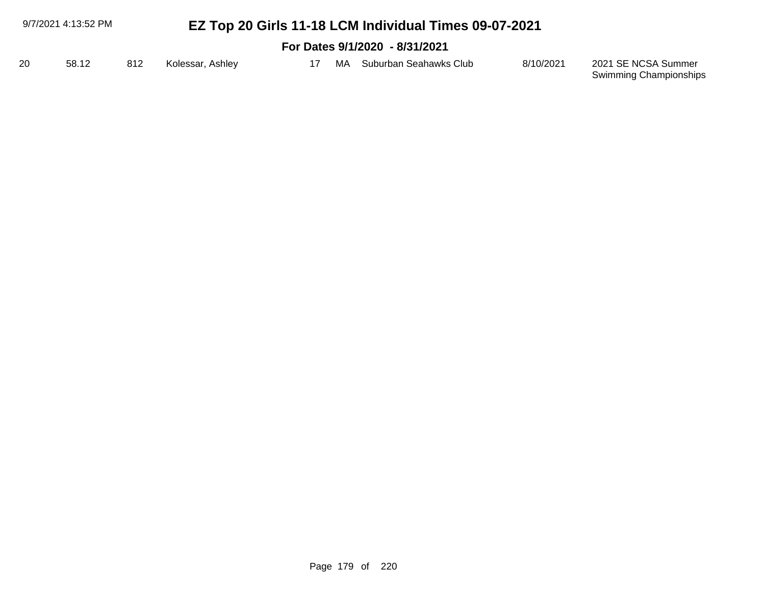# EZ Top 20 Girls 11-18 LCM Individual Times 09-07-2021

## For Dates 9/1/2020 - 8/31/2021

| | | | | | | | | |
|---|---|---|---|---|---|---|---|---|
| 20 | 58.12 | 812 | Kolessar, Ashley | 17 | MA | Suburban Seahawks Club | 8/10/2021 | 2021 SE NCSA Summer Swimming Championships |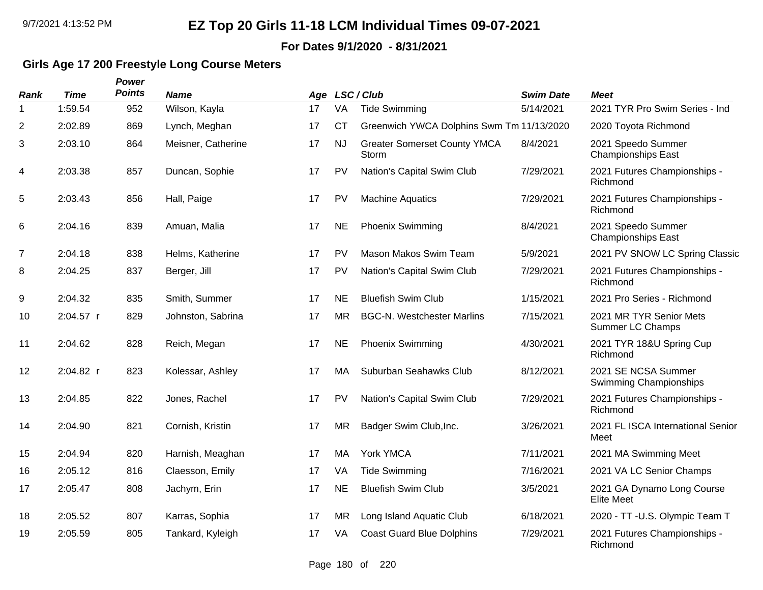# EZ Top 20 Girls 11-18 LCM Individual Times 09-07-2021

**For Dates 9/1/2020 - 8/31/2021**

## Girls Age 17 200 Freestyle Long Course Meters

| Rank | Time | Power Points | Name | Age | LSC | Club | Swim Date | Meet |
|---|---|---|---|---|---|---|---|---|
| 1 | 1:59.54 | 952 | Wilson, Kayla | 17 | VA | Tide Swimming | 5/14/2021 | 2021 TYR Pro Swim Series - Ind |
| 2 | 2:02.89 | 869 | Lynch, Meghan | 17 | CT | Greenwich YWCA Dolphins Swm Tm | 11/13/2020 | 2020 Toyota Richmond |
| 3 | 2:03.10 | 864 | Meisner, Catherine | 17 | NJ | Greater Somerset County YMCA Storm | 8/4/2021 | 2021 Speedo Summer Championships East |
| 4 | 2:03.38 | 857 | Duncan, Sophie | 17 | PV | Nation's Capital Swim Club | 7/29/2021 | 2021 Futures Championships - Richmond |
| 5 | 2:03.43 | 856 | Hall, Paige | 17 | PV | Machine Aquatics | 7/29/2021 | 2021 Futures Championships - Richmond |
| 6 | 2:04.16 | 839 | Amuan, Malia | 17 | NE | Phoenix Swimming | 8/4/2021 | 2021 Speedo Summer Championships East |
| 7 | 2:04.18 | 838 | Helms, Katherine | 17 | PV | Mason Makos Swim Team | 5/9/2021 | 2021 PV SNOW LC Spring Classic |
| 8 | 2:04.25 | 837 | Berger, Jill | 17 | PV | Nation's Capital Swim Club | 7/29/2021 | 2021 Futures Championships - Richmond |
| 9 | 2:04.32 | 835 | Smith, Summer | 17 | NE | Bluefish Swim Club | 1/15/2021 | 2021 Pro Series - Richmond |
| 10 | 2:04.57 r | 829 | Johnston, Sabrina | 17 | MR | BGC-N. Westchester Marlins | 7/15/2021 | 2021 MR TYR Senior Mets Summer LC Champs |
| 11 | 2:04.62 | 828 | Reich, Megan | 17 | NE | Phoenix Swimming | 4/30/2021 | 2021 TYR 18&U Spring Cup Richmond |
| 12 | 2:04.82 r | 823 | Kolessar, Ashley | 17 | MA | Suburban Seahawks Club | 8/12/2021 | 2021 SE NCSA Summer Swimming Championships |
| 13 | 2:04.85 | 822 | Jones, Rachel | 17 | PV | Nation's Capital Swim Club | 7/29/2021 | 2021 Futures Championships - Richmond |
| 14 | 2:04.90 | 821 | Cornish, Kristin | 17 | MR | Badger Swim Club,Inc. | 3/26/2021 | 2021 FL ISCA International Senior Meet |
| 15 | 2:04.94 | 820 | Harnish, Meaghan | 17 | MA | York YMCA | 7/11/2021 | 2021 MA Swimming Meet |
| 16 | 2:05.12 | 816 | Claesson, Emily | 17 | VA | Tide Swimming | 7/16/2021 | 2021 VA LC Senior Champs |
| 17 | 2:05.47 | 808 | Jachym, Erin | 17 | NE | Bluefish Swim Club | 3/5/2021 | 2021 GA Dynamo Long Course Elite Meet |
| 18 | 2:05.52 | 807 | Karras, Sophia | 17 | MR | Long Island Aquatic Club | 6/18/2021 | 2020 - TT -U.S. Olympic Team T |
| 19 | 2:05.59 | 805 | Tankard, Kyleigh | 17 | VA | Coast Guard Blue Dolphins | 7/29/2021 | 2021 Futures Championships - Richmond |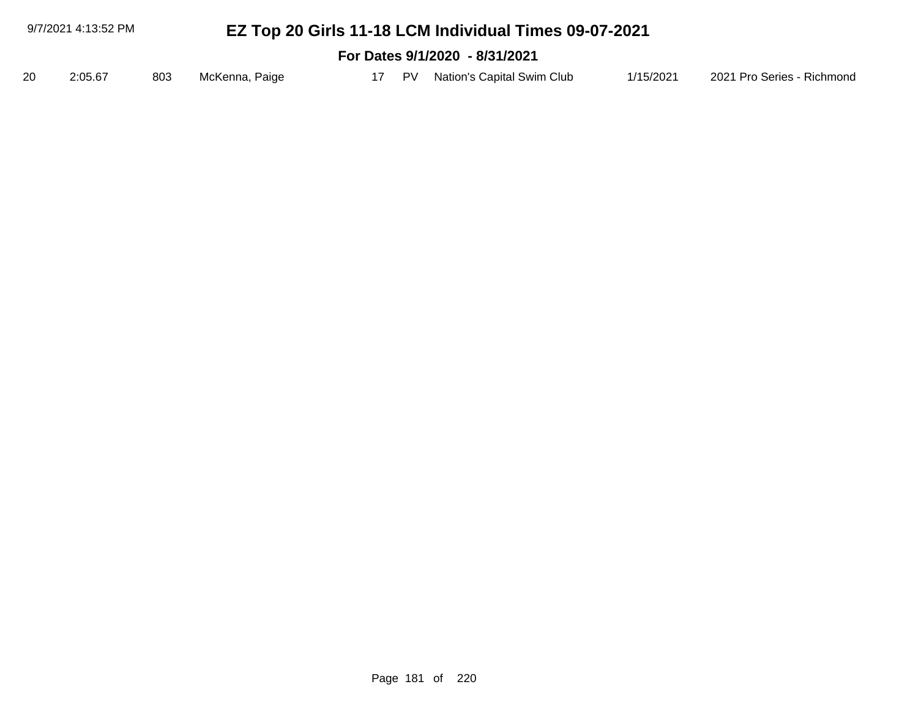# EZ Top 20 Girls 11-18 LCM Individual Times 09-07-2021

## For Dates 9/1/2020 - 8/31/2021

| | | | | | | | | |
|---|---|---|---|---|---|---|---|---|
| 20 | 2:05.67 | 803 | McKenna, Paige | 17 | PV | Nation's Capital Swim Club | 1/15/2021 | 2021 Pro Series - Richmond |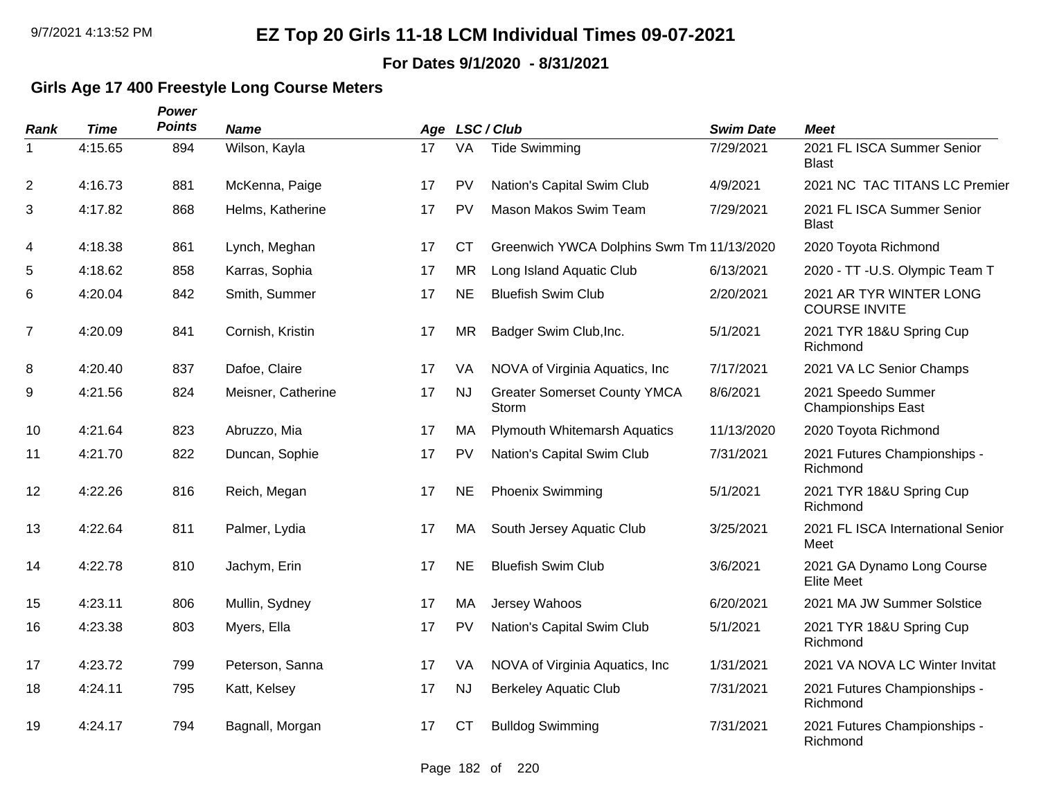# EZ Top 20 Girls 11-18 LCM Individual Times 09-07-2021

**For Dates 9/1/2020 - 8/31/2021**

## Girls Age 17 400 Freestyle Long Course Meters

| Rank | Time | Power Points | Name | Age | LSC | Club | Swim Date | Meet |
|---|---|---|---|---|---|---|---|---|
| 1 | 4:15.65 | 894 | Wilson, Kayla | 17 | VA | Tide Swimming | 7/29/2021 | 2021 FL ISCA Summer Senior Blast |
| 2 | 4:16.73 | 881 | McKenna, Paige | 17 | PV | Nation's Capital Swim Club | 4/9/2021 | 2021 NC TAC TITANS LC Premier |
| 3 | 4:17.82 | 868 | Helms, Katherine | 17 | PV | Mason Makos Swim Team | 7/29/2021 | 2021 FL ISCA Summer Senior Blast |
| 4 | 4:18.38 | 861 | Lynch, Meghan | 17 | CT | Greenwich YWCA Dolphins Swm Tm | 11/13/2020 | 2020 Toyota Richmond |
| 5 | 4:18.62 | 858 | Karras, Sophia | 17 | MR | Long Island Aquatic Club | 6/13/2021 | 2020 - TT -U.S. Olympic Team T |
| 6 | 4:20.04 | 842 | Smith, Summer | 17 | NE | Bluefish Swim Club | 2/20/2021 | 2021 AR TYR WINTER LONG COURSE INVITE |
| 7 | 4:20.09 | 841 | Cornish, Kristin | 17 | MR | Badger Swim Club,Inc. | 5/1/2021 | 2021 TYR 18&U Spring Cup Richmond |
| 8 | 4:20.40 | 837 | Dafoe, Claire | 17 | VA | NOVA of Virginia Aquatics, Inc | 7/17/2021 | 2021 VA LC Senior Champs |
| 9 | 4:21.56 | 824 | Meisner, Catherine | 17 | NJ | Greater Somerset County YMCA Storm | 8/6/2021 | 2021 Speedo Summer Championships East |
| 10 | 4:21.64 | 823 | Abruzzo, Mia | 17 | MA | Plymouth Whitemarsh Aquatics | 11/13/2020 | 2020 Toyota Richmond |
| 11 | 4:21.70 | 822 | Duncan, Sophie | 17 | PV | Nation's Capital Swim Club | 7/31/2021 | 2021 Futures Championships - Richmond |
| 12 | 4:22.26 | 816 | Reich, Megan | 17 | NE | Phoenix Swimming | 5/1/2021 | 2021 TYR 18&U Spring Cup Richmond |
| 13 | 4:22.64 | 811 | Palmer, Lydia | 17 | MA | South Jersey Aquatic Club | 3/25/2021 | 2021 FL ISCA International Senior Meet |
| 14 | 4:22.78 | 810 | Jachym, Erin | 17 | NE | Bluefish Swim Club | 3/6/2021 | 2021 GA Dynamo Long Course Elite Meet |
| 15 | 4:23.11 | 806 | Mullin, Sydney | 17 | MA | Jersey Wahoos | 6/20/2021 | 2021 MA JW Summer Solstice |
| 16 | 4:23.38 | 803 | Myers, Ella | 17 | PV | Nation's Capital Swim Club | 5/1/2021 | 2021 TYR 18&U Spring Cup Richmond |
| 17 | 4:23.72 | 799 | Peterson, Sanna | 17 | VA | NOVA of Virginia Aquatics, Inc | 1/31/2021 | 2021 VA NOVA LC Winter Invitat |
| 18 | 4:24.11 | 795 | Katt, Kelsey | 17 | NJ | Berkeley Aquatic Club | 7/31/2021 | 2021 Futures Championships - Richmond |
| 19 | 4:24.17 | 794 | Bagnall, Morgan | 17 | CT | Bulldog Swimming | 7/31/2021 | 2021 Futures Championships - Richmond |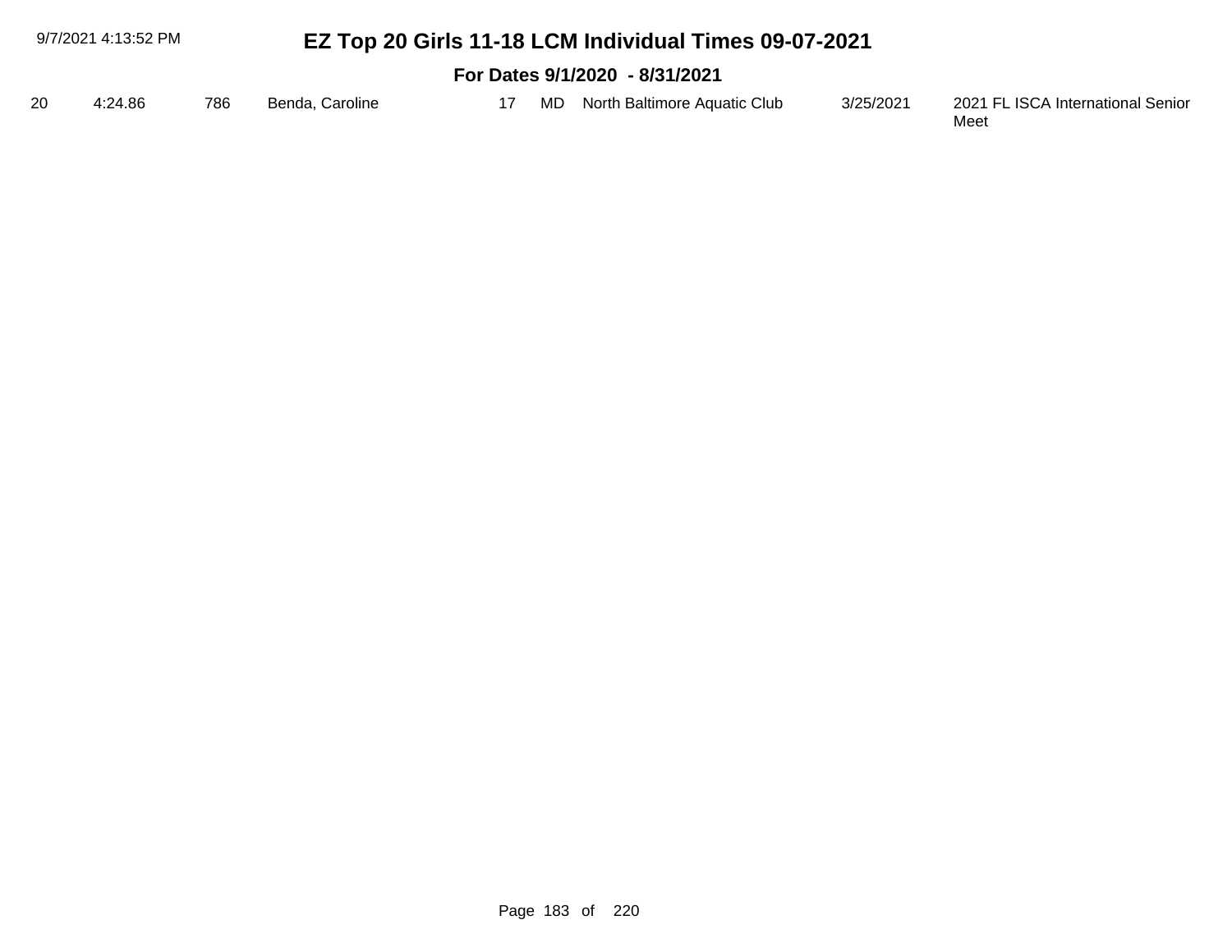# EZ Top 20 Girls 11-18 LCM Individual Times 09-07-2021

## For Dates 9/1/2020 - 8/31/2021

| | | | | | | | | |
|---|---|---|---|---|---|---|---|---|
| 20 | 4:24.86 | 786 | Benda, Caroline | 17 | MD | North Baltimore Aquatic Club | 3/25/2021 | 2021 FL ISCA International Senior Meet |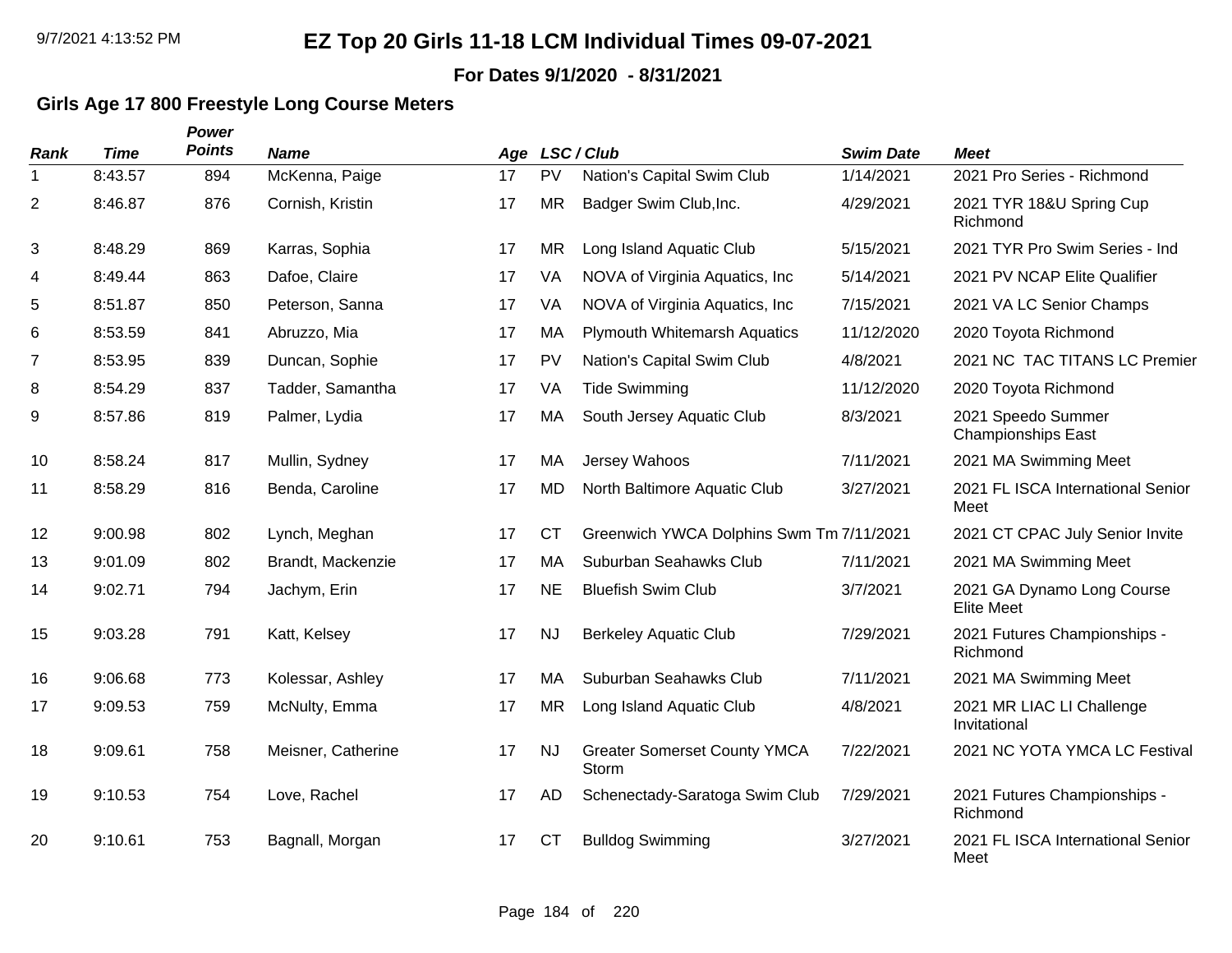# EZ Top 20 Girls 11-18 LCM Individual Times 09-07-2021

**For Dates 9/1/2020 - 8/31/2021**

### Girls Age 17 800 Freestyle Long Course Meters

| Rank | Time | Power Points | Name | Age | LSC | Club | Swim Date | Meet |
|---|---|---|---|---|---|---|---|---|
| 1 | 8:43.57 | 894 | McKenna, Paige | 17 | PV | Nation's Capital Swim Club | 1/14/2021 | 2021 Pro Series - Richmond |
| 2 | 8:46.87 | 876 | Cornish, Kristin | 17 | MR | Badger Swim Club,Inc. | 4/29/2021 | 2021 TYR 18&U Spring Cup Richmond |
| 3 | 8:48.29 | 869 | Karras, Sophia | 17 | MR | Long Island Aquatic Club | 5/15/2021 | 2021 TYR Pro Swim Series - Ind |
| 4 | 8:49.44 | 863 | Dafoe, Claire | 17 | VA | NOVA of Virginia Aquatics, Inc | 5/14/2021 | 2021 PV NCAP Elite Qualifier |
| 5 | 8:51.87 | 850 | Peterson, Sanna | 17 | VA | NOVA of Virginia Aquatics, Inc | 7/15/2021 | 2021 VA LC Senior Champs |
| 6 | 8:53.59 | 841 | Abruzzo, Mia | 17 | MA | Plymouth Whitemarsh Aquatics | 11/12/2020 | 2020 Toyota Richmond |
| 7 | 8:53.95 | 839 | Duncan, Sophie | 17 | PV | Nation's Capital Swim Club | 4/8/2021 | 2021 NC TAC TITANS LC Premier |
| 8 | 8:54.29 | 837 | Tadder, Samantha | 17 | VA | Tide Swimming | 11/12/2020 | 2020 Toyota Richmond |
| 9 | 8:57.86 | 819 | Palmer, Lydia | 17 | MA | South Jersey Aquatic Club | 8/3/2021 | 2021 Speedo Summer Championships East |
| 10 | 8:58.24 | 817 | Mullin, Sydney | 17 | MA | Jersey Wahoos | 7/11/2021 | 2021 MA Swimming Meet |
| 11 | 8:58.29 | 816 | Benda, Caroline | 17 | MD | North Baltimore Aquatic Club | 3/27/2021 | 2021 FL ISCA International Senior Meet |
| 12 | 9:00.98 | 802 | Lynch, Meghan | 17 | CT | Greenwich YWCA Dolphins Swm Tm | 7/11/2021 | 2021 CT CPAC July Senior Invite |
| 13 | 9:01.09 | 802 | Brandt, Mackenzie | 17 | MA | Suburban Seahawks Club | 7/11/2021 | 2021 MA Swimming Meet |
| 14 | 9:02.71 | 794 | Jachym, Erin | 17 | NE | Bluefish Swim Club | 3/7/2021 | 2021 GA Dynamo Long Course Elite Meet |
| 15 | 9:03.28 | 791 | Katt, Kelsey | 17 | NJ | Berkeley Aquatic Club | 7/29/2021 | 2021 Futures Championships - Richmond |
| 16 | 9:06.68 | 773 | Kolessar, Ashley | 17 | MA | Suburban Seahawks Club | 7/11/2021 | 2021 MA Swimming Meet |
| 17 | 9:09.53 | 759 | McNulty, Emma | 17 | MR | Long Island Aquatic Club | 4/8/2021 | 2021 MR LIAC LI Challenge Invitational |
| 18 | 9:09.61 | 758 | Meisner, Catherine | 17 | NJ | Greater Somerset County YMCA Storm | 7/22/2021 | 2021 NC YOTA YMCA LC Festival |
| 19 | 9:10.53 | 754 | Love, Rachel | 17 | AD | Schenectady-Saratoga Swim Club | 7/29/2021 | 2021 Futures Championships - Richmond |
| 20 | 9:10.61 | 753 | Bagnall, Morgan | 17 | CT | Bulldog Swimming | 3/27/2021 | 2021 FL ISCA International Senior Meet |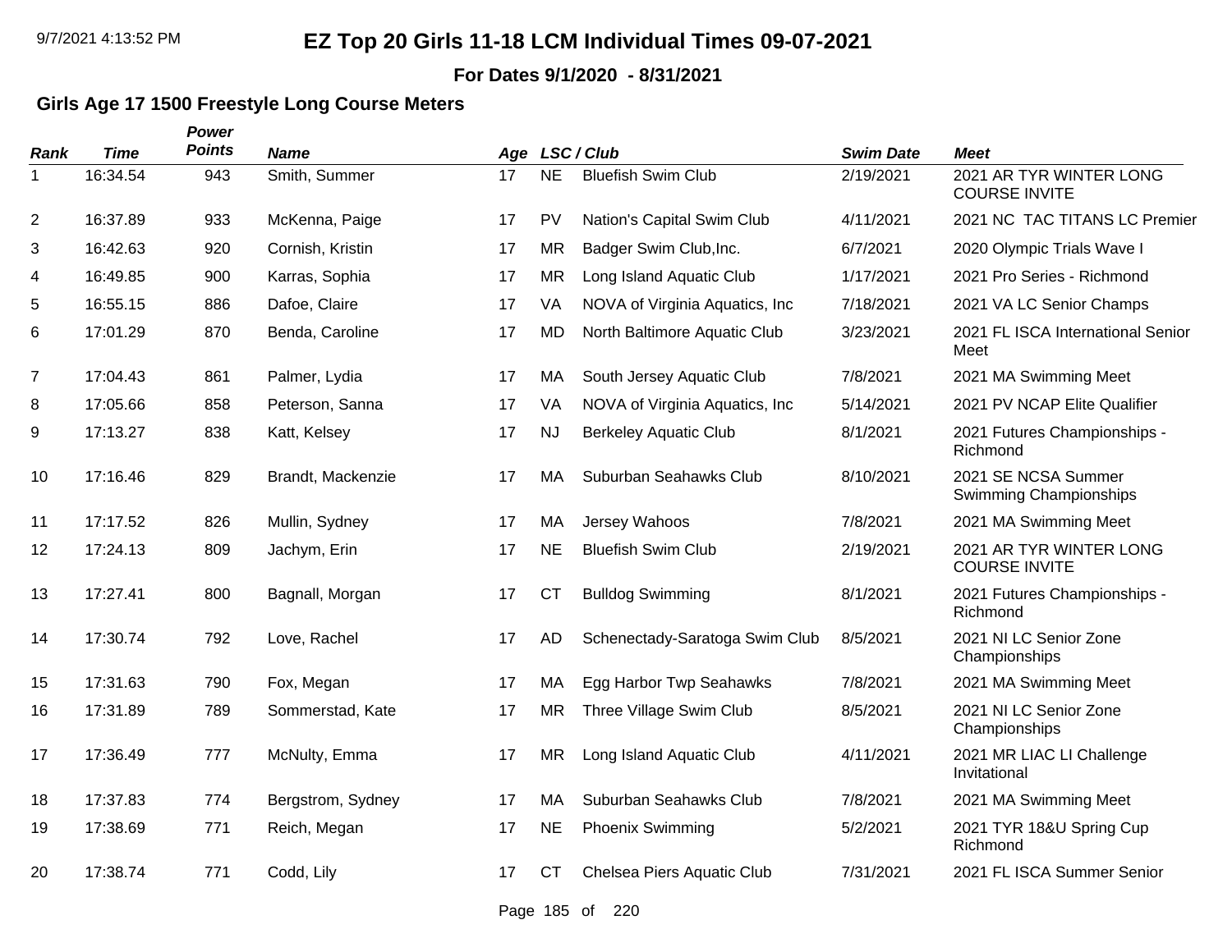# EZ Top 20 Girls 11-18 LCM Individual Times 09-07-2021

**For Dates 9/1/2020 - 8/31/2021**

### Girls Age 17 1500 Freestyle Long Course Meters

| Rank | Time | Power Points | Name | Age | LSC | Club | Swim Date | Meet |
|---|---|---|---|---|---|---|---|---|
| 1 | 16:34.54 | 943 | Smith, Summer | 17 | NE | Bluefish Swim Club | 2/19/2021 | 2021 AR TYR WINTER LONG COURSE INVITE |
| 2 | 16:37.89 | 933 | McKenna, Paige | 17 | PV | Nation's Capital Swim Club | 4/11/2021 | 2021 NC TAC TITANS LC Premier |
| 3 | 16:42.63 | 920 | Cornish, Kristin | 17 | MR | Badger Swim Club,Inc. | 6/7/2021 | 2020 Olympic Trials Wave I |
| 4 | 16:49.85 | 900 | Karras, Sophia | 17 | MR | Long Island Aquatic Club | 1/17/2021 | 2021 Pro Series - Richmond |
| 5 | 16:55.15 | 886 | Dafoe, Claire | 17 | VA | NOVA of Virginia Aquatics, Inc | 7/18/2021 | 2021 VA LC Senior Champs |
| 6 | 17:01.29 | 870 | Benda, Caroline | 17 | MD | North Baltimore Aquatic Club | 3/23/2021 | 2021 FL ISCA International Senior Meet |
| 7 | 17:04.43 | 861 | Palmer, Lydia | 17 | MA | South Jersey Aquatic Club | 7/8/2021 | 2021 MA Swimming Meet |
| 8 | 17:05.66 | 858 | Peterson, Sanna | 17 | VA | NOVA of Virginia Aquatics, Inc | 5/14/2021 | 2021 PV NCAP Elite Qualifier |
| 9 | 17:13.27 | 838 | Katt, Kelsey | 17 | NJ | Berkeley Aquatic Club | 8/1/2021 | 2021 Futures Championships - Richmond |
| 10 | 17:16.46 | 829 | Brandt, Mackenzie | 17 | MA | Suburban Seahawks Club | 8/10/2021 | 2021 SE NCSA Summer Swimming Championships |
| 11 | 17:17.52 | 826 | Mullin, Sydney | 17 | MA | Jersey Wahoos | 7/8/2021 | 2021 MA Swimming Meet |
| 12 | 17:24.13 | 809 | Jachym, Erin | 17 | NE | Bluefish Swim Club | 2/19/2021 | 2021 AR TYR WINTER LONG COURSE INVITE |
| 13 | 17:27.41 | 800 | Bagnall, Morgan | 17 | CT | Bulldog Swimming | 8/1/2021 | 2021 Futures Championships - Richmond |
| 14 | 17:30.74 | 792 | Love, Rachel | 17 | AD | Schenectady-Saratoga Swim Club | 8/5/2021 | 2021 NI LC Senior Zone Championships |
| 15 | 17:31.63 | 790 | Fox, Megan | 17 | MA | Egg Harbor Twp Seahawks | 7/8/2021 | 2021 MA Swimming Meet |
| 16 | 17:31.89 | 789 | Sommerstad, Kate | 17 | MR | Three Village Swim Club | 8/5/2021 | 2021 NI LC Senior Zone Championships |
| 17 | 17:36.49 | 777 | McNulty, Emma | 17 | MR | Long Island Aquatic Club | 4/11/2021 | 2021 MR LIAC LI Challenge Invitational |
| 18 | 17:37.83 | 774 | Bergstrom, Sydney | 17 | MA | Suburban Seahawks Club | 7/8/2021 | 2021 MA Swimming Meet |
| 19 | 17:38.69 | 771 | Reich, Megan | 17 | NE | Phoenix Swimming | 5/2/2021 | 2021 TYR 18&U Spring Cup Richmond |
| 20 | 17:38.74 | 771 | Codd, Lily | 17 | CT | Chelsea Piers Aquatic Club | 7/31/2021 | 2021 FL ISCA Summer Senior |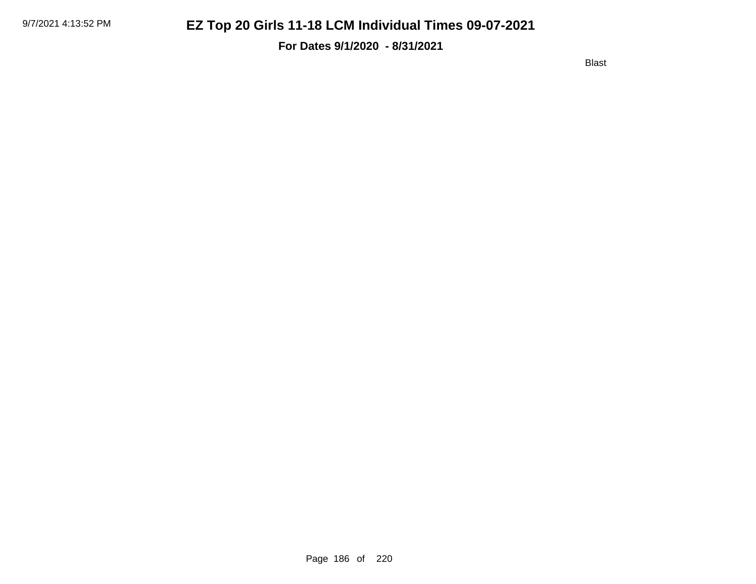Blast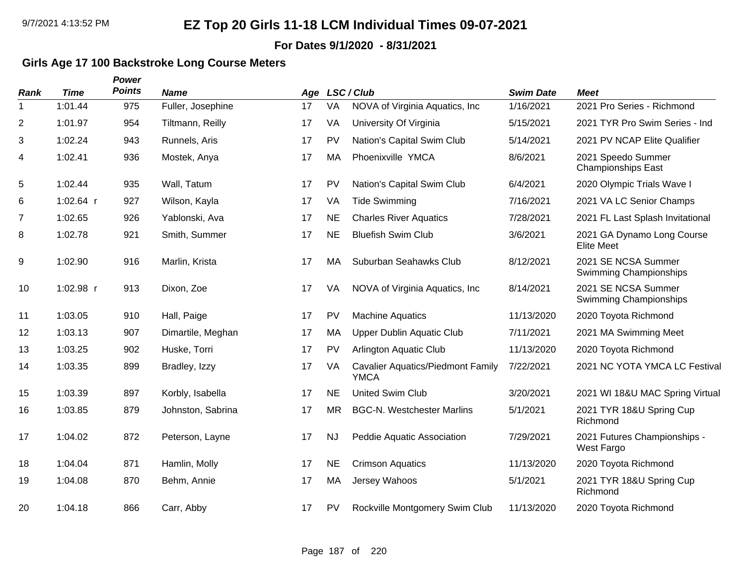# EZ Top 20 Girls 11-18 LCM Individual Times 09-07-2021

**For Dates 9/1/2020 - 8/31/2021**

## Girls Age 17 100 Backstroke Long Course Meters

| Rank | Time | Power Points | Name | Age | LSC | Club | Swim Date | Meet |
|---|---|---|---|---|---|---|---|---|
| 1 | 1:01.44 | 975 | Fuller, Josephine | 17 | VA | NOVA of Virginia Aquatics, Inc | 1/16/2021 | 2021 Pro Series - Richmond |
| 2 | 1:01.97 | 954 | Tiltmann, Reilly | 17 | VA | University Of Virginia | 5/15/2021 | 2021 TYR Pro Swim Series - Ind |
| 3 | 1:02.24 | 943 | Runnels, Aris | 17 | PV | Nation's Capital Swim Club | 5/14/2021 | 2021 PV NCAP Elite Qualifier |
| 4 | 1:02.41 | 936 | Mostek, Anya | 17 | MA | Phoenixville YMCA | 8/6/2021 | 2021 Speedo Summer Championships East |
| 5 | 1:02.44 | 935 | Wall, Tatum | 17 | PV | Nation's Capital Swim Club | 6/4/2021 | 2020 Olympic Trials Wave I |
| 6 | 1:02.64 r | 927 | Wilson, Kayla | 17 | VA | Tide Swimming | 7/16/2021 | 2021 VA LC Senior Champs |
| 7 | 1:02.65 | 926 | Yablonski, Ava | 17 | NE | Charles River Aquatics | 7/28/2021 | 2021 FL Last Splash Invitational |
| 8 | 1:02.78 | 921 | Smith, Summer | 17 | NE | Bluefish Swim Club | 3/6/2021 | 2021 GA Dynamo Long Course Elite Meet |
| 9 | 1:02.90 | 916 | Marlin, Krista | 17 | MA | Suburban Seahawks Club | 8/12/2021 | 2021 SE NCSA Summer Swimming Championships |
| 10 | 1:02.98 r | 913 | Dixon, Zoe | 17 | VA | NOVA of Virginia Aquatics, Inc | 8/14/2021 | 2021 SE NCSA Summer Swimming Championships |
| 11 | 1:03.05 | 910 | Hall, Paige | 17 | PV | Machine Aquatics | 11/13/2020 | 2020 Toyota Richmond |
| 12 | 1:03.13 | 907 | Dimartile, Meghan | 17 | MA | Upper Dublin Aquatic Club | 7/11/2021 | 2021 MA Swimming Meet |
| 13 | 1:03.25 | 902 | Huske, Torri | 17 | PV | Arlington Aquatic Club | 11/13/2020 | 2020 Toyota Richmond |
| 14 | 1:03.35 | 899 | Bradley, Izzy | 17 | VA | Cavalier Aquatics/Piedmont Family YMCA | 7/22/2021 | 2021 NC YOTA YMCA LC Festival |
| 15 | 1:03.39 | 897 | Korbly, Isabella | 17 | NE | United Swim Club | 3/20/2021 | 2021 WI 18&U MAC Spring Virtual |
| 16 | 1:03.85 | 879 | Johnston, Sabrina | 17 | MR | BGC-N. Westchester Marlins | 5/1/2021 | 2021 TYR 18&U Spring Cup Richmond |
| 17 | 1:04.02 | 872 | Peterson, Layne | 17 | NJ | Peddie Aquatic Association | 7/29/2021 | 2021 Futures Championships - West Fargo |
| 18 | 1:04.04 | 871 | Hamlin, Molly | 17 | NE | Crimson Aquatics | 11/13/2020 | 2020 Toyota Richmond |
| 19 | 1:04.08 | 870 | Behm, Annie | 17 | MA | Jersey Wahoos | 5/1/2021 | 2021 TYR 18&U Spring Cup Richmond |
| 20 | 1:04.18 | 866 | Carr, Abby | 17 | PV | Rockville Montgomery Swim Club | 11/13/2020 | 2020 Toyota Richmond |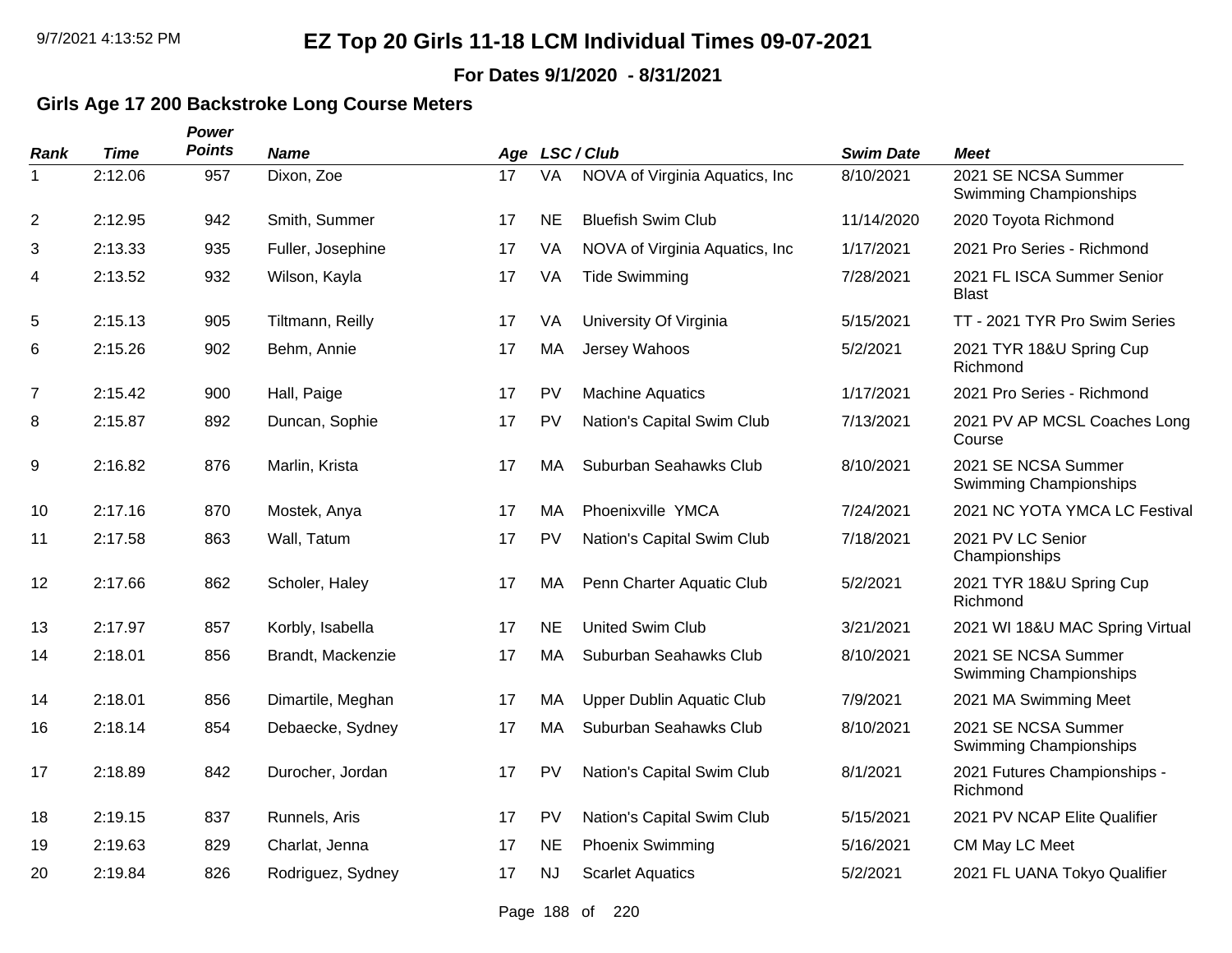# EZ Top 20 Girls 11-18 LCM Individual Times 09-07-2021

**For Dates 9/1/2020 - 8/31/2021**

### Girls Age 17 200 Backstroke Long Course Meters

| Rank | Time | Power Points | Name | Age | LSC / Club | | Swim Date | Meet |
|---|---|---|---|---|---|---|---|---|
| 1 | 2:12.06 | 957 | Dixon, Zoe | 17 | VA | NOVA of Virginia Aquatics, Inc | 8/10/2021 | 2021 SE NCSA Summer Swimming Championships |
| 2 | 2:12.95 | 942 | Smith, Summer | 17 | NE | Bluefish Swim Club | 11/14/2020 | 2020 Toyota Richmond |
| 3 | 2:13.33 | 935 | Fuller, Josephine | 17 | VA | NOVA of Virginia Aquatics, Inc | 1/17/2021 | 2021 Pro Series - Richmond |
| 4 | 2:13.52 | 932 | Wilson, Kayla | 17 | VA | Tide Swimming | 7/28/2021 | 2021 FL ISCA Summer Senior Blast |
| 5 | 2:15.13 | 905 | Tiltmann, Reilly | 17 | VA | University Of Virginia | 5/15/2021 | TT - 2021 TYR Pro Swim Series |
| 6 | 2:15.26 | 902 | Behm, Annie | 17 | MA | Jersey Wahoos | 5/2/2021 | 2021 TYR 18&U Spring Cup Richmond |
| 7 | 2:15.42 | 900 | Hall, Paige | 17 | PV | Machine Aquatics | 1/17/2021 | 2021 Pro Series - Richmond |
| 8 | 2:15.87 | 892 | Duncan, Sophie | 17 | PV | Nation's Capital Swim Club | 7/13/2021 | 2021 PV AP MCSL Coaches Long Course |
| 9 | 2:16.82 | 876 | Marlin, Krista | 17 | MA | Suburban Seahawks Club | 8/10/2021 | 2021 SE NCSA Summer Swimming Championships |
| 10 | 2:17.16 | 870 | Mostek, Anya | 17 | MA | Phoenixville YMCA | 7/24/2021 | 2021 NC YOTA YMCA LC Festival |
| 11 | 2:17.58 | 863 | Wall, Tatum | 17 | PV | Nation's Capital Swim Club | 7/18/2021 | 2021 PV LC Senior Championships |
| 12 | 2:17.66 | 862 | Scholer, Haley | 17 | MA | Penn Charter Aquatic Club | 5/2/2021 | 2021 TYR 18&U Spring Cup Richmond |
| 13 | 2:17.97 | 857 | Korbly, Isabella | 17 | NE | United Swim Club | 3/21/2021 | 2021 WI 18&U MAC Spring Virtual |
| 14 | 2:18.01 | 856 | Brandt, Mackenzie | 17 | MA | Suburban Seahawks Club | 8/10/2021 | 2021 SE NCSA Summer Swimming Championships |
| 14 | 2:18.01 | 856 | Dimartile, Meghan | 17 | MA | Upper Dublin Aquatic Club | 7/9/2021 | 2021 MA Swimming Meet |
| 16 | 2:18.14 | 854 | Debaecke, Sydney | 17 | MA | Suburban Seahawks Club | 8/10/2021 | 2021 SE NCSA Summer Swimming Championships |
| 17 | 2:18.89 | 842 | Durocher, Jordan | 17 | PV | Nation's Capital Swim Club | 8/1/2021 | 2021 Futures Championships - Richmond |
| 18 | 2:19.15 | 837 | Runnels, Aris | 17 | PV | Nation's Capital Swim Club | 5/15/2021 | 2021 PV NCAP Elite Qualifier |
| 19 | 2:19.63 | 829 | Charlat, Jenna | 17 | NE | Phoenix Swimming | 5/16/2021 | CM May LC Meet |
| 20 | 2:19.84 | 826 | Rodriguez, Sydney | 17 | NJ | Scarlet Aquatics | 5/2/2021 | 2021 FL UANA Tokyo Qualifier |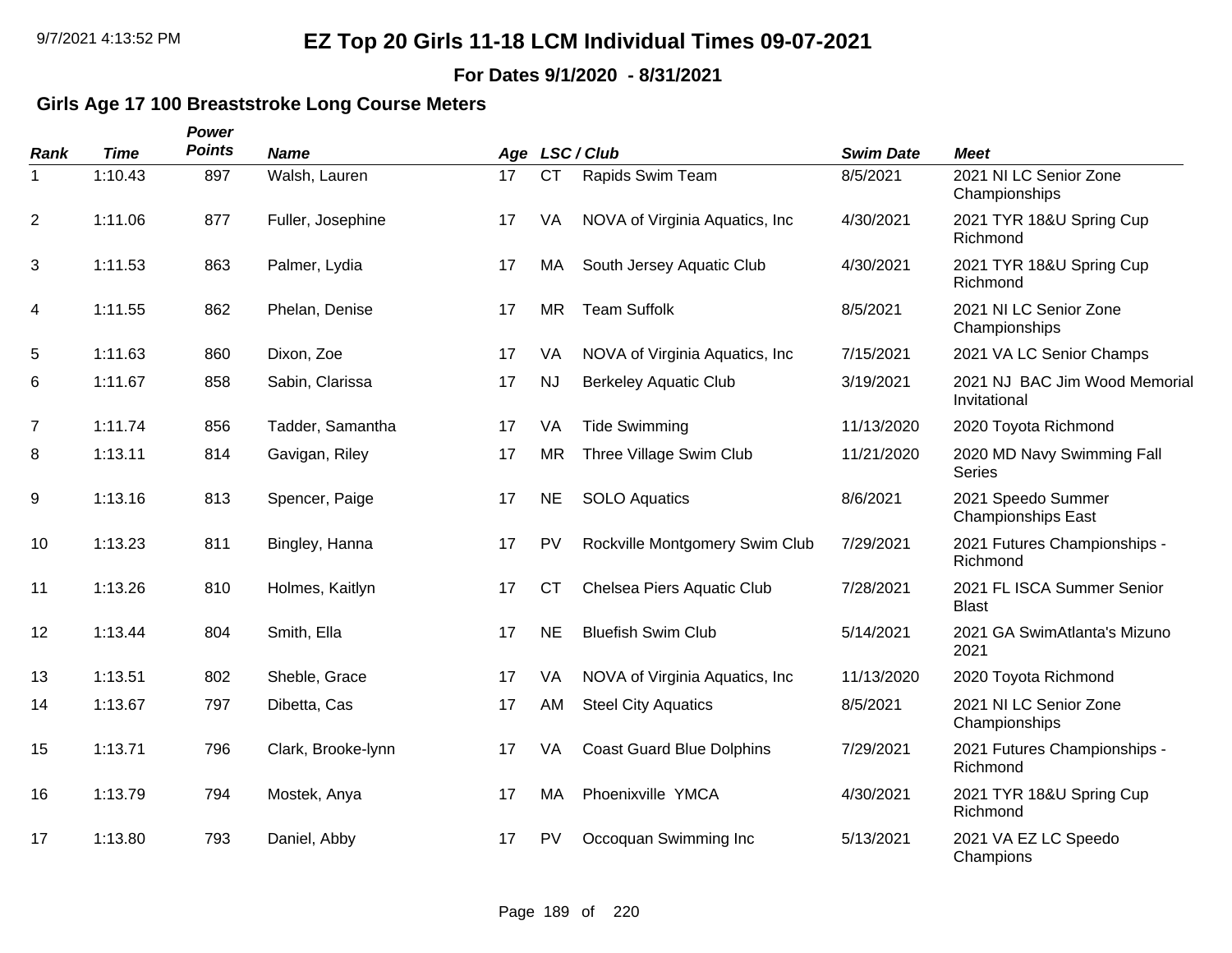# EZ Top 20 Girls 11-18 LCM Individual Times 09-07-2021

**For Dates 9/1/2020 - 8/31/2021**

## Girls Age 17 100 Breaststroke Long Course Meters

| Rank | Time | Power Points | Name | Age | LSC | Club | Swim Date | Meet |
|---|---|---|---|---|---|---|---|---|
| 1 | 1:10.43 | 897 | Walsh, Lauren | 17 | CT | Rapids Swim Team | 8/5/2021 | 2021 NI LC Senior Zone Championships |
| 2 | 1:11.06 | 877 | Fuller, Josephine | 17 | VA | NOVA of Virginia Aquatics, Inc | 4/30/2021 | 2021 TYR 18&U Spring Cup Richmond |
| 3 | 1:11.53 | 863 | Palmer, Lydia | 17 | MA | South Jersey Aquatic Club | 4/30/2021 | 2021 TYR 18&U Spring Cup Richmond |
| 4 | 1:11.55 | 862 | Phelan, Denise | 17 | MR | Team Suffolk | 8/5/2021 | 2021 NI LC Senior Zone Championships |
| 5 | 1:11.63 | 860 | Dixon, Zoe | 17 | VA | NOVA of Virginia Aquatics, Inc | 7/15/2021 | 2021 VA LC Senior Champs |
| 6 | 1:11.67 | 858 | Sabin, Clarissa | 17 | NJ | Berkeley Aquatic Club | 3/19/2021 | 2021 NJ BAC Jim Wood Memorial Invitational |
| 7 | 1:11.74 | 856 | Tadder, Samantha | 17 | VA | Tide Swimming | 11/13/2020 | 2020 Toyota Richmond |
| 8 | 1:13.11 | 814 | Gavigan, Riley | 17 | MR | Three Village Swim Club | 11/21/2020 | 2020 MD Navy Swimming Fall Series |
| 9 | 1:13.16 | 813 | Spencer, Paige | 17 | NE | SOLO Aquatics | 8/6/2021 | 2021 Speedo Summer Championships East |
| 10 | 1:13.23 | 811 | Bingley, Hanna | 17 | PV | Rockville Montgomery Swim Club | 7/29/2021 | 2021 Futures Championships - Richmond |
| 11 | 1:13.26 | 810 | Holmes, Kaitlyn | 17 | CT | Chelsea Piers Aquatic Club | 7/28/2021 | 2021 FL ISCA Summer Senior Blast |
| 12 | 1:13.44 | 804 | Smith, Ella | 17 | NE | Bluefish Swim Club | 5/14/2021 | 2021 GA SwimAtlanta's Mizuno 2021 |
| 13 | 1:13.51 | 802 | Sheble, Grace | 17 | VA | NOVA of Virginia Aquatics, Inc | 11/13/2020 | 2020 Toyota Richmond |
| 14 | 1:13.67 | 797 | Dibetta, Cas | 17 | AM | Steel City Aquatics | 8/5/2021 | 2021 NI LC Senior Zone Championships |
| 15 | 1:13.71 | 796 | Clark, Brooke-lynn | 17 | VA | Coast Guard Blue Dolphins | 7/29/2021 | 2021 Futures Championships - Richmond |
| 16 | 1:13.79 | 794 | Mostek, Anya | 17 | MA | Phoenixville YMCA | 4/30/2021 | 2021 TYR 18&U Spring Cup Richmond |
| 17 | 1:13.80 | 793 | Daniel, Abby | 17 | PV | Occoquan Swimming Inc | 5/13/2021 | 2021 VA EZ LC Speedo Champions |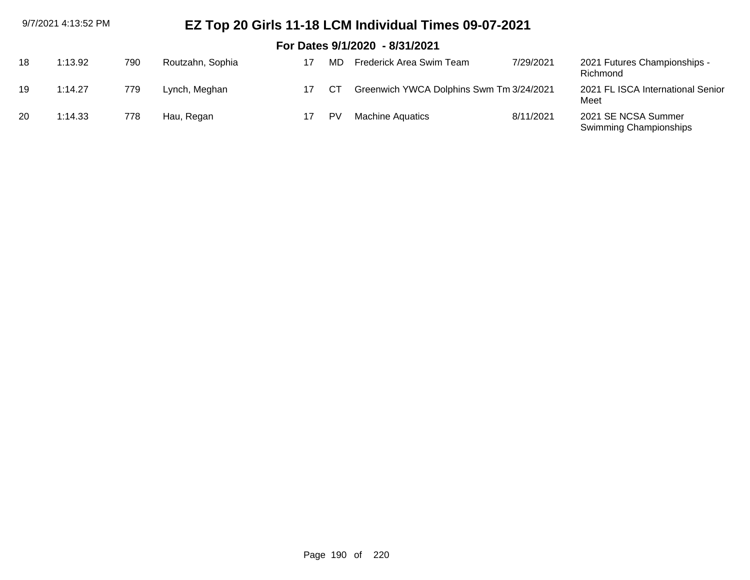# EZ Top 20 Girls 11-18 LCM Individual Times 09-07-2021

## For Dates 9/1/2020 - 8/31/2021

| | | | | | | | | |
|---|---|---|---|---|---|---|---|---|
| 18 | 1:13.92 | 790 | Routzahn, Sophia | 17 | MD | Frederick Area Swim Team | 7/29/2021 | 2021 Futures Championships - Richmond |
| 19 | 1:14.27 | 779 | Lynch, Meghan | 17 | CT | Greenwich YWCA Dolphins Swm Tm | 3/24/2021 | 2021 FL ISCA International Senior Meet |
| 20 | 1:14.33 | 778 | Hau, Regan | 17 | PV | Machine Aquatics | 8/11/2021 | 2021 SE NCSA Summer Swimming Championships |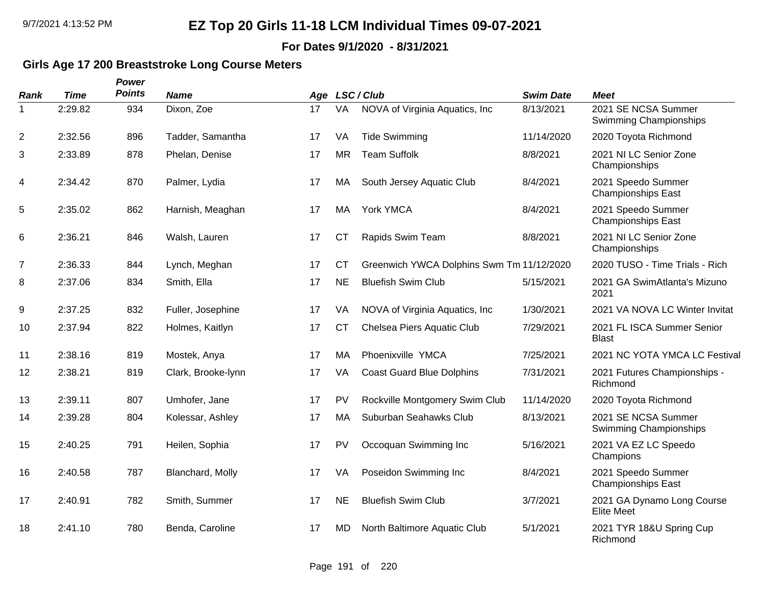# EZ Top 20 Girls 11-18 LCM Individual Times 09-07-2021

**For Dates 9/1/2020 - 8/31/2021**

### Girls Age 17 200 Breaststroke Long Course Meters

| Rank | Time | Power Points | Name | Age | LSC / Club | | Swim Date | Meet |
|---|---|---|---|---|---|---|---|---|
| 1 | 2:29.82 | 934 | Dixon, Zoe | 17 | VA | NOVA of Virginia Aquatics, Inc | 8/13/2021 | 2021 SE NCSA Summer Swimming Championships |
| 2 | 2:32.56 | 896 | Tadder, Samantha | 17 | VA | Tide Swimming | 11/14/2020 | 2020 Toyota Richmond |
| 3 | 2:33.89 | 878 | Phelan, Denise | 17 | MR | Team Suffolk | 8/8/2021 | 2021 NI LC Senior Zone Championships |
| 4 | 2:34.42 | 870 | Palmer, Lydia | 17 | MA | South Jersey Aquatic Club | 8/4/2021 | 2021 Speedo Summer Championships East |
| 5 | 2:35.02 | 862 | Harnish, Meaghan | 17 | MA | York YMCA | 8/4/2021 | 2021 Speedo Summer Championships East |
| 6 | 2:36.21 | 846 | Walsh, Lauren | 17 | CT | Rapids Swim Team | 8/8/2021 | 2021 NI LC Senior Zone Championships |
| 7 | 2:36.33 | 844 | Lynch, Meghan | 17 | CT | Greenwich YWCA Dolphins Swm Tm | 11/12/2020 | 2020 TUSO - Time Trials - Rich |
| 8 | 2:37.06 | 834 | Smith, Ella | 17 | NE | Bluefish Swim Club | 5/15/2021 | 2021 GA SwimAtlanta's Mizuno 2021 |
| 9 | 2:37.25 | 832 | Fuller, Josephine | 17 | VA | NOVA of Virginia Aquatics, Inc | 1/30/2021 | 2021 VA NOVA LC Winter Invitat |
| 10 | 2:37.94 | 822 | Holmes, Kaitlyn | 17 | CT | Chelsea Piers Aquatic Club | 7/29/2021 | 2021 FL ISCA Summer Senior Blast |
| 11 | 2:38.16 | 819 | Mostek, Anya | 17 | MA | Phoenixville YMCA | 7/25/2021 | 2021 NC YOTA YMCA LC Festival |
| 12 | 2:38.21 | 819 | Clark, Brooke-lynn | 17 | VA | Coast Guard Blue Dolphins | 7/31/2021 | 2021 Futures Championships - Richmond |
| 13 | 2:39.11 | 807 | Umhofer, Jane | 17 | PV | Rockville Montgomery Swim Club | 11/14/2020 | 2020 Toyota Richmond |
| 14 | 2:39.28 | 804 | Kolessar, Ashley | 17 | MA | Suburban Seahawks Club | 8/13/2021 | 2021 SE NCSA Summer Swimming Championships |
| 15 | 2:40.25 | 791 | Heilen, Sophia | 17 | PV | Occoquan Swimming Inc | 5/16/2021 | 2021 VA EZ LC Speedo Champions |
| 16 | 2:40.58 | 787 | Blanchard, Molly | 17 | VA | Poseidon Swimming Inc | 8/4/2021 | 2021 Speedo Summer Championships East |
| 17 | 2:40.91 | 782 | Smith, Summer | 17 | NE | Bluefish Swim Club | 3/7/2021 | 2021 GA Dynamo Long Course Elite Meet |
| 18 | 2:41.10 | 780 | Benda, Caroline | 17 | MD | North Baltimore Aquatic Club | 5/1/2021 | 2021 TYR 18&U Spring Cup Richmond |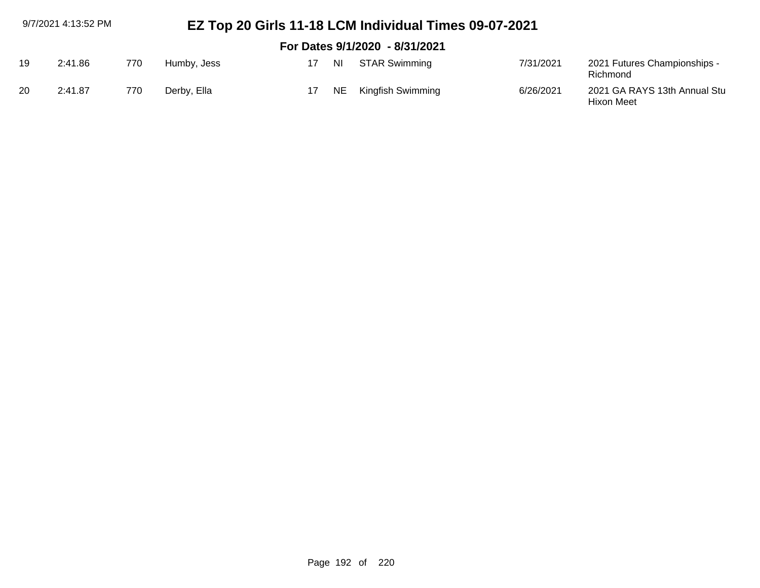# EZ Top 20 Girls 11-18 LCM Individual Times 09-07-2021

## For Dates 9/1/2020 - 8/31/2021

| | | | | | | | | |
|---|---|---|---|---|---|---|---|---|
| 19 | 2:41.86 | 770 | Humby, Jess | 17 | NI | STAR Swimming | 7/31/2021 | 2021 Futures Championships - Richmond |
| 20 | 2:41.87 | 770 | Derby, Ella | 17 | NE | Kingfish Swimming | 6/26/2021 | 2021 GA RAYS 13th Annual Stu Hixon Meet |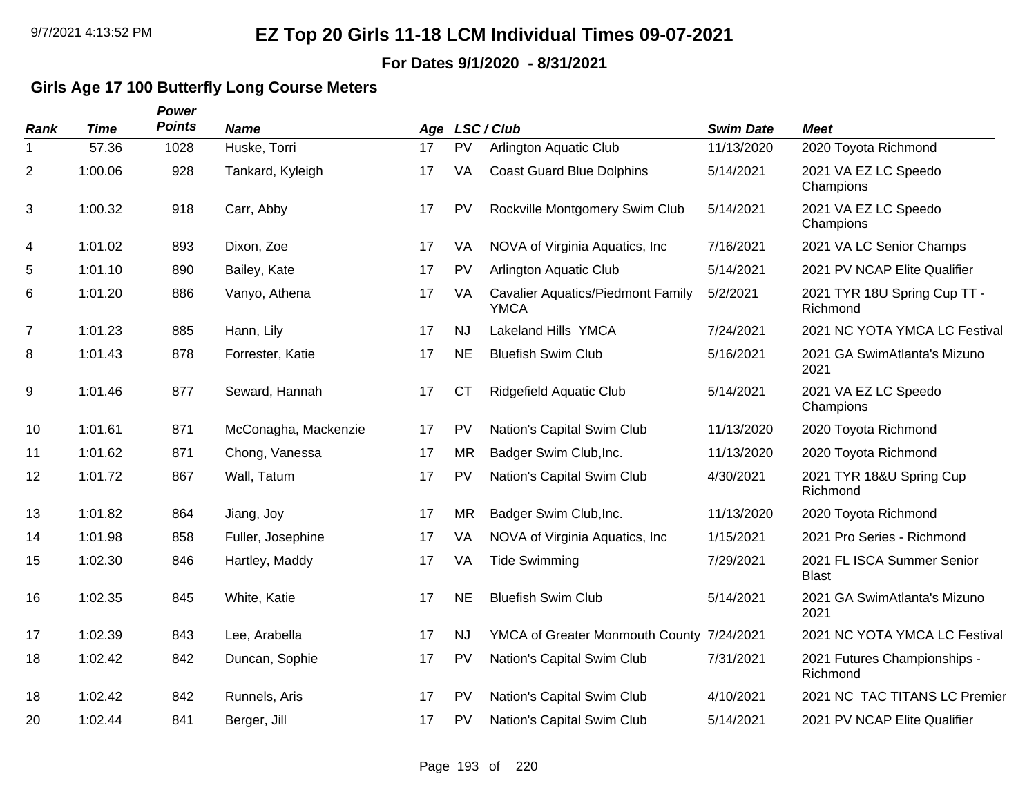# EZ Top 20 Girls 11-18 LCM Individual Times 09-07-2021

**For Dates 9/1/2020 - 8/31/2021**

## Girls Age 17 100 Butterfly Long Course Meters

| Rank | Time | Power Points | Name | Age | LSC | Club | Swim Date | Meet |
|---|---|---|---|---|---|---|---|---|
| 1 | 57.36 | 1028 | Huske, Torri | 17 | PV | Arlington Aquatic Club | 11/13/2020 | 2020 Toyota Richmond |
| 2 | 1:00.06 | 928 | Tankard, Kyleigh | 17 | VA | Coast Guard Blue Dolphins | 5/14/2021 | 2021 VA EZ LC Speedo Champions |
| 3 | 1:00.32 | 918 | Carr, Abby | 17 | PV | Rockville Montgomery Swim Club | 5/14/2021 | 2021 VA EZ LC Speedo Champions |
| 4 | 1:01.02 | 893 | Dixon, Zoe | 17 | VA | NOVA of Virginia Aquatics, Inc | 7/16/2021 | 2021 VA LC Senior Champs |
| 5 | 1:01.10 | 890 | Bailey, Kate | 17 | PV | Arlington Aquatic Club | 5/14/2021 | 2021 PV NCAP Elite Qualifier |
| 6 | 1:01.20 | 886 | Vanyo, Athena | 17 | VA | Cavalier Aquatics/Piedmont Family YMCA | 5/2/2021 | 2021 TYR 18U Spring Cup TT - Richmond |
| 7 | 1:01.23 | 885 | Hann, Lily | 17 | NJ | Lakeland Hills YMCA | 7/24/2021 | 2021 NC YOTA YMCA LC Festival |
| 8 | 1:01.43 | 878 | Forrester, Katie | 17 | NE | Bluefish Swim Club | 5/16/2021 | 2021 GA SwimAtlanta's Mizuno 2021 |
| 9 | 1:01.46 | 877 | Seward, Hannah | 17 | CT | Ridgefield Aquatic Club | 5/14/2021 | 2021 VA EZ LC Speedo Champions |
| 10 | 1:01.61 | 871 | McConagha, Mackenzie | 17 | PV | Nation's Capital Swim Club | 11/13/2020 | 2020 Toyota Richmond |
| 11 | 1:01.62 | 871 | Chong, Vanessa | 17 | MR | Badger Swim Club,Inc. | 11/13/2020 | 2020 Toyota Richmond |
| 12 | 1:01.72 | 867 | Wall, Tatum | 17 | PV | Nation's Capital Swim Club | 4/30/2021 | 2021 TYR 18&U Spring Cup Richmond |
| 13 | 1:01.82 | 864 | Jiang, Joy | 17 | MR | Badger Swim Club,Inc. | 11/13/2020 | 2020 Toyota Richmond |
| 14 | 1:01.98 | 858 | Fuller, Josephine | 17 | VA | NOVA of Virginia Aquatics, Inc | 1/15/2021 | 2021 Pro Series - Richmond |
| 15 | 1:02.30 | 846 | Hartley, Maddy | 17 | VA | Tide Swimming | 7/29/2021 | 2021 FL ISCA Summer Senior Blast |
| 16 | 1:02.35 | 845 | White, Katie | 17 | NE | Bluefish Swim Club | 5/14/2021 | 2021 GA SwimAtlanta's Mizuno 2021 |
| 17 | 1:02.39 | 843 | Lee, Arabella | 17 | NJ | YMCA of Greater Monmouth County | 7/24/2021 | 2021 NC YOTA YMCA LC Festival |
| 18 | 1:02.42 | 842 | Duncan, Sophie | 17 | PV | Nation's Capital Swim Club | 7/31/2021 | 2021 Futures Championships - Richmond |
| 18 | 1:02.42 | 842 | Runnels, Aris | 17 | PV | Nation's Capital Swim Club | 4/10/2021 | 2021 NC TAC TITANS LC Premier |
| 20 | 1:02.44 | 841 | Berger, Jill | 17 | PV | Nation's Capital Swim Club | 5/14/2021 | 2021 PV NCAP Elite Qualifier |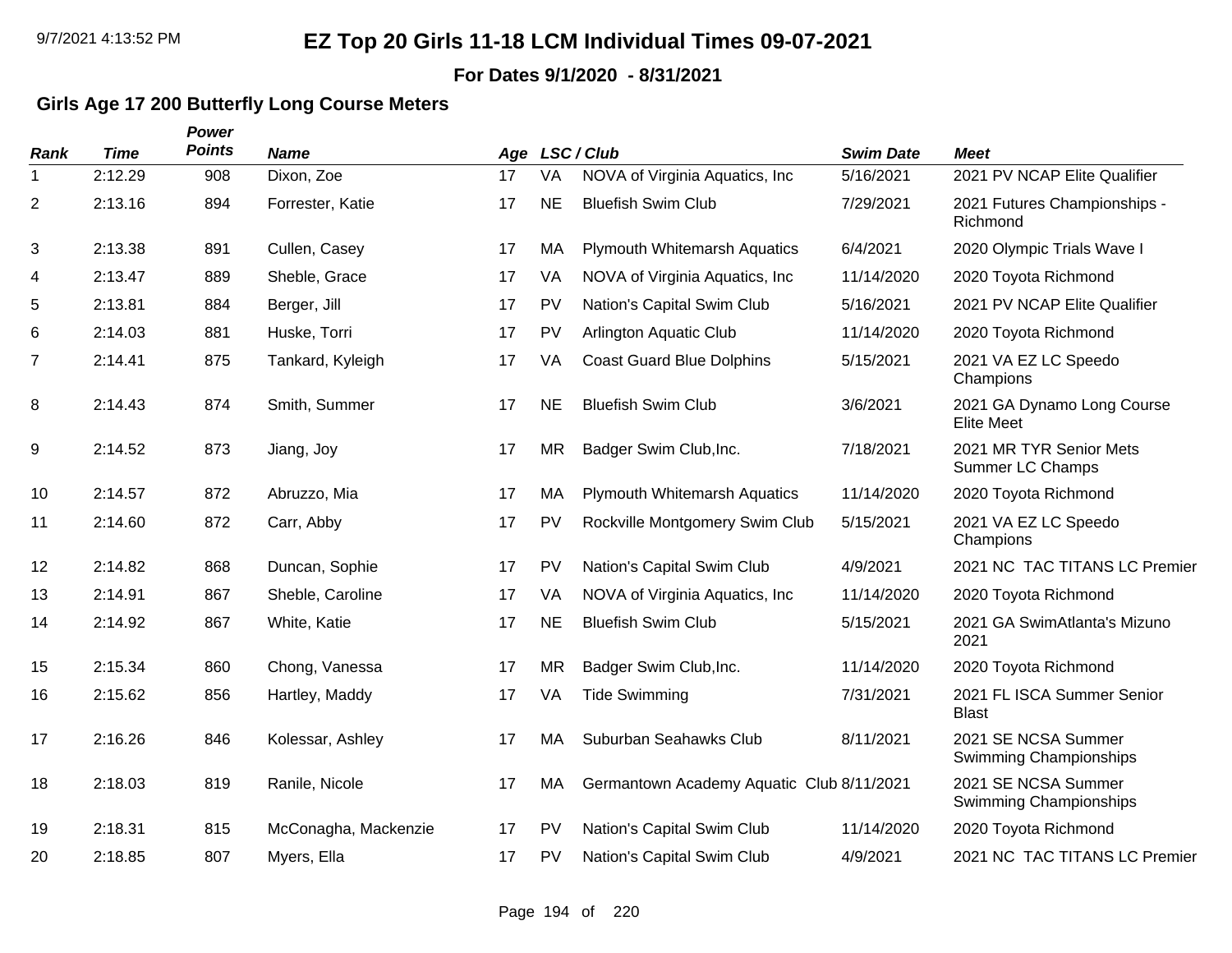# EZ Top 20 Girls 11-18 LCM Individual Times 09-07-2021

**For Dates 9/1/2020 - 8/31/2021**

## Girls Age 17 200 Butterfly Long Course Meters

| Rank | Time | Power Points | Name | Age | LSC | Club | Swim Date | Meet |
|---|---|---|---|---|---|---|---|---|
| 1 | 2:12.29 | 908 | Dixon, Zoe | 17 | VA | NOVA of Virginia Aquatics, Inc | 5/16/2021 | 2021 PV NCAP Elite Qualifier |
| 2 | 2:13.16 | 894 | Forrester, Katie | 17 | NE | Bluefish Swim Club | 7/29/2021 | 2021 Futures Championships - Richmond |
| 3 | 2:13.38 | 891 | Cullen, Casey | 17 | MA | Plymouth Whitemarsh Aquatics | 6/4/2021 | 2020 Olympic Trials Wave I |
| 4 | 2:13.47 | 889 | Sheble, Grace | 17 | VA | NOVA of Virginia Aquatics, Inc | 11/14/2020 | 2020 Toyota Richmond |
| 5 | 2:13.81 | 884 | Berger, Jill | 17 | PV | Nation's Capital Swim Club | 5/16/2021 | 2021 PV NCAP Elite Qualifier |
| 6 | 2:14.03 | 881 | Huske, Torri | 17 | PV | Arlington Aquatic Club | 11/14/2020 | 2020 Toyota Richmond |
| 7 | 2:14.41 | 875 | Tankard, Kyleigh | 17 | VA | Coast Guard Blue Dolphins | 5/15/2021 | 2021 VA EZ LC Speedo Champions |
| 8 | 2:14.43 | 874 | Smith, Summer | 17 | NE | Bluefish Swim Club | 3/6/2021 | 2021 GA Dynamo Long Course Elite Meet |
| 9 | 2:14.52 | 873 | Jiang, Joy | 17 | MR | Badger Swim Club,Inc. | 7/18/2021 | 2021 MR TYR Senior Mets Summer LC Champs |
| 10 | 2:14.57 | 872 | Abruzzo, Mia | 17 | MA | Plymouth Whitemarsh Aquatics | 11/14/2020 | 2020 Toyota Richmond |
| 11 | 2:14.60 | 872 | Carr, Abby | 17 | PV | Rockville Montgomery Swim Club | 5/15/2021 | 2021 VA EZ LC Speedo Champions |
| 12 | 2:14.82 | 868 | Duncan, Sophie | 17 | PV | Nation's Capital Swim Club | 4/9/2021 | 2021 NC TAC TITANS LC Premier |
| 13 | 2:14.91 | 867 | Sheble, Caroline | 17 | VA | NOVA of Virginia Aquatics, Inc | 11/14/2020 | 2020 Toyota Richmond |
| 14 | 2:14.92 | 867 | White, Katie | 17 | NE | Bluefish Swim Club | 5/15/2021 | 2021 GA SwimAtlanta's Mizuno 2021 |
| 15 | 2:15.34 | 860 | Chong, Vanessa | 17 | MR | Badger Swim Club,Inc. | 11/14/2020 | 2020 Toyota Richmond |
| 16 | 2:15.62 | 856 | Hartley, Maddy | 17 | VA | Tide Swimming | 7/31/2021 | 2021 FL ISCA Summer Senior Blast |
| 17 | 2:16.26 | 846 | Kolessar, Ashley | 17 | MA | Suburban Seahawks Club | 8/11/2021 | 2021 SE NCSA Summer Swimming Championships |
| 18 | 2:18.03 | 819 | Ranile, Nicole | 17 | MA | Germantown Academy Aquatic Club | 8/11/2021 | 2021 SE NCSA Summer Swimming Championships |
| 19 | 2:18.31 | 815 | McConagha, Mackenzie | 17 | PV | Nation's Capital Swim Club | 11/14/2020 | 2020 Toyota Richmond |
| 20 | 2:18.85 | 807 | Myers, Ella | 17 | PV | Nation's Capital Swim Club | 4/9/2021 | 2021 NC TAC TITANS LC Premier |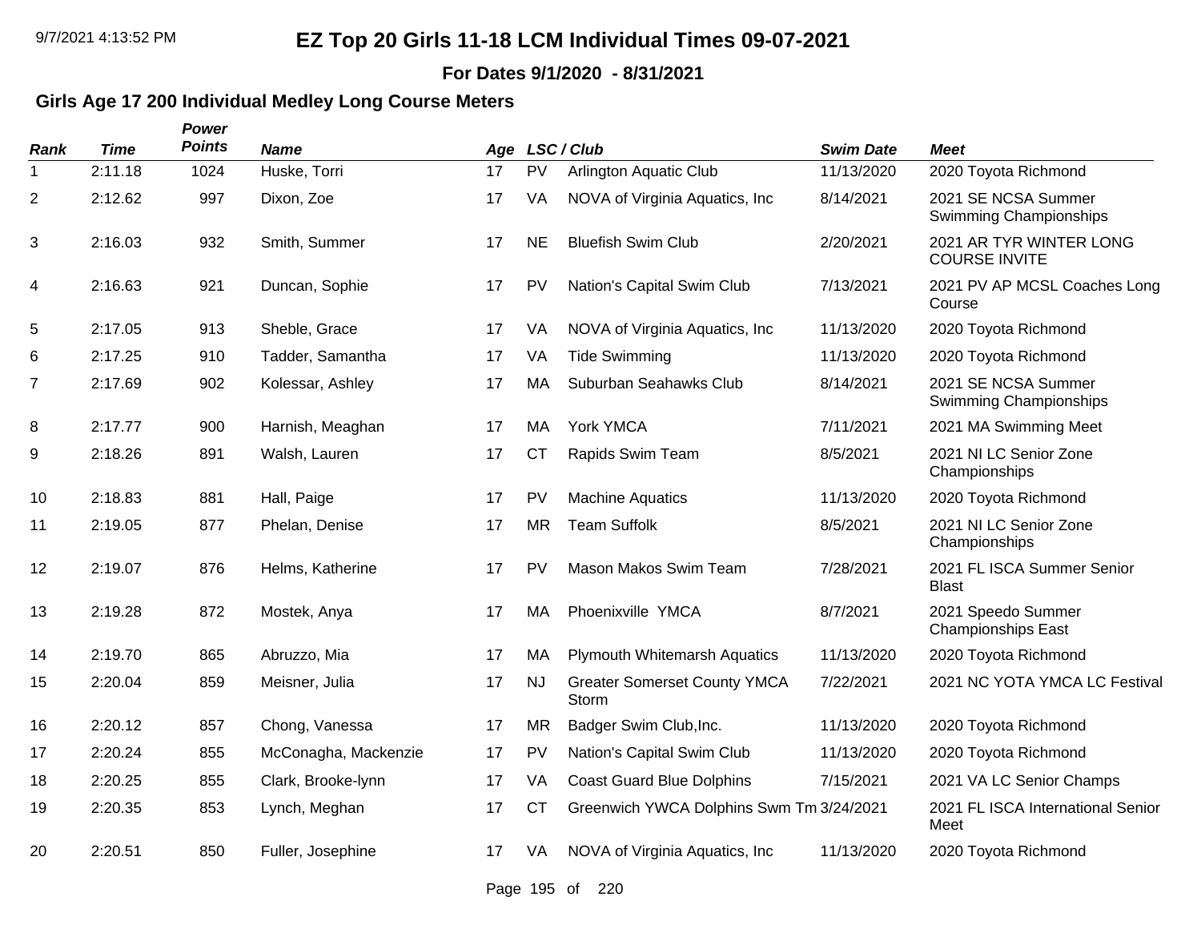# EZ Top 20 Girls 11-18 LCM Individual Times 09-07-2021

**For Dates 9/1/2020 - 8/31/2021**

## Girls Age 17 200 Individual Medley Long Course Meters

| Rank | Time | Power Points | Name | Age | LSC / Club | | Swim Date | Meet |
|---|---|---|---|---|---|---|---|---|
| 1 | 2:11.18 | 1024 | Huske, Torri | 17 | PV | Arlington Aquatic Club | 11/13/2020 | 2020 Toyota Richmond |
| 2 | 2:12.62 | 997 | Dixon, Zoe | 17 | VA | NOVA of Virginia Aquatics, Inc | 8/14/2021 | 2021 SE NCSA Summer Swimming Championships |
| 3 | 2:16.03 | 932 | Smith, Summer | 17 | NE | Bluefish Swim Club | 2/20/2021 | 2021 AR TYR WINTER LONG COURSE INVITE |
| 4 | 2:16.63 | 921 | Duncan, Sophie | 17 | PV | Nation's Capital Swim Club | 7/13/2021 | 2021 PV AP MCSL Coaches Long Course |
| 5 | 2:17.05 | 913 | Sheble, Grace | 17 | VA | NOVA of Virginia Aquatics, Inc | 11/13/2020 | 2020 Toyota Richmond |
| 6 | 2:17.25 | 910 | Tadder, Samantha | 17 | VA | Tide Swimming | 11/13/2020 | 2020 Toyota Richmond |
| 7 | 2:17.69 | 902 | Kolessar, Ashley | 17 | MA | Suburban Seahawks Club | 8/14/2021 | 2021 SE NCSA Summer Swimming Championships |
| 8 | 2:17.77 | 900 | Harnish, Meaghan | 17 | MA | York YMCA | 7/11/2021 | 2021 MA Swimming Meet |
| 9 | 2:18.26 | 891 | Walsh, Lauren | 17 | CT | Rapids Swim Team | 8/5/2021 | 2021 NI LC Senior Zone Championships |
| 10 | 2:18.83 | 881 | Hall, Paige | 17 | PV | Machine Aquatics | 11/13/2020 | 2020 Toyota Richmond |
| 11 | 2:19.05 | 877 | Phelan, Denise | 17 | MR | Team Suffolk | 8/5/2021 | 2021 NI LC Senior Zone Championships |
| 12 | 2:19.07 | 876 | Helms, Katherine | 17 | PV | Mason Makos Swim Team | 7/28/2021 | 2021 FL ISCA Summer Senior Blast |
| 13 | 2:19.28 | 872 | Mostek, Anya | 17 | MA | Phoenixville YMCA | 8/7/2021 | 2021 Speedo Summer Championships East |
| 14 | 2:19.70 | 865 | Abruzzo, Mia | 17 | MA | Plymouth Whitemarsh Aquatics | 11/13/2020 | 2020 Toyota Richmond |
| 15 | 2:20.04 | 859 | Meisner, Julia | 17 | NJ | Greater Somerset County YMCA Storm | 7/22/2021 | 2021 NC YOTA YMCA LC Festival |
| 16 | 2:20.12 | 857 | Chong, Vanessa | 17 | MR | Badger Swim Club,Inc. | 11/13/2020 | 2020 Toyota Richmond |
| 17 | 2:20.24 | 855 | McConagha, Mackenzie | 17 | PV | Nation's Capital Swim Club | 11/13/2020 | 2020 Toyota Richmond |
| 18 | 2:20.25 | 855 | Clark, Brooke-lynn | 17 | VA | Coast Guard Blue Dolphins | 7/15/2021 | 2021 VA LC Senior Champs |
| 19 | 2:20.35 | 853 | Lynch, Meghan | 17 | CT | Greenwich YWCA Dolphins Swm Tm | 3/24/2021 | 2021 FL ISCA International Senior Meet |
| 20 | 2:20.51 | 850 | Fuller, Josephine | 17 | VA | NOVA of Virginia Aquatics, Inc | 11/13/2020 | 2020 Toyota Richmond |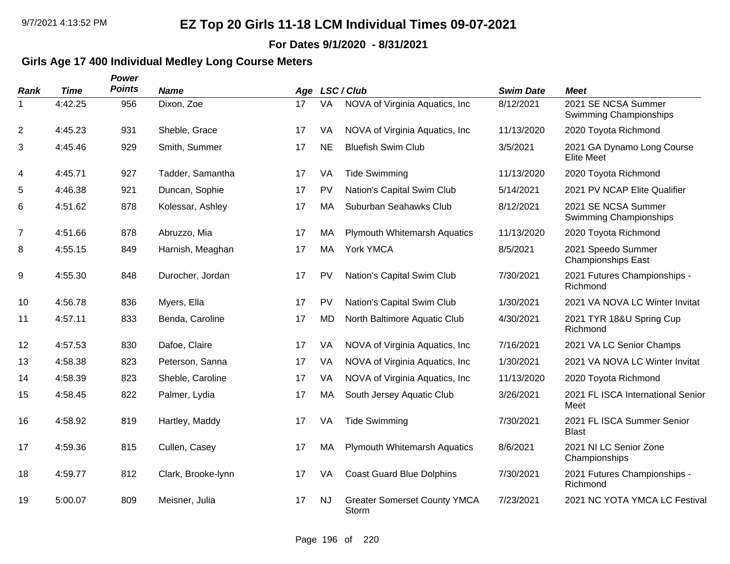# EZ Top 20 Girls 11-18 LCM Individual Times 09-07-2021

**For Dates 9/1/2020 - 8/31/2021**

### Girls Age 17 400 Individual Medley Long Course Meters

| Rank | Time | Power Points | Name | Age | LSC / Club | | Swim Date | Meet |
|---|---|---|---|---|---|---|---|---|
| 1 | 4:42.25 | 956 | Dixon, Zoe | 17 | VA | NOVA of Virginia Aquatics, Inc | 8/12/2021 | 2021 SE NCSA Summer Swimming Championships |
| 2 | 4:45.23 | 931 | Sheble, Grace | 17 | VA | NOVA of Virginia Aquatics, Inc | 11/13/2020 | 2020 Toyota Richmond |
| 3 | 4:45.46 | 929 | Smith, Summer | 17 | NE | Bluefish Swim Club | 3/5/2021 | 2021 GA Dynamo Long Course Elite Meet |
| 4 | 4:45.71 | 927 | Tadder, Samantha | 17 | VA | Tide Swimming | 11/13/2020 | 2020 Toyota Richmond |
| 5 | 4:46.38 | 921 | Duncan, Sophie | 17 | PV | Nation's Capital Swim Club | 5/14/2021 | 2021 PV NCAP Elite Qualifier |
| 6 | 4:51.62 | 878 | Kolessar, Ashley | 17 | MA | Suburban Seahawks Club | 8/12/2021 | 2021 SE NCSA Summer Swimming Championships |
| 7 | 4:51.66 | 878 | Abruzzo, Mia | 17 | MA | Plymouth Whitemarsh Aquatics | 11/13/2020 | 2020 Toyota Richmond |
| 8 | 4:55.15 | 849 | Harnish, Meaghan | 17 | MA | York YMCA | 8/5/2021 | 2021 Speedo Summer Championships East |
| 9 | 4:55.30 | 848 | Durocher, Jordan | 17 | PV | Nation's Capital Swim Club | 7/30/2021 | 2021 Futures Championships - Richmond |
| 10 | 4:56.78 | 836 | Myers, Ella | 17 | PV | Nation's Capital Swim Club | 1/30/2021 | 2021 VA NOVA LC Winter Invitat |
| 11 | 4:57.11 | 833 | Benda, Caroline | 17 | MD | North Baltimore Aquatic Club | 4/30/2021 | 2021 TYR 18&U Spring Cup Richmond |
| 12 | 4:57.53 | 830 | Dafoe, Claire | 17 | VA | NOVA of Virginia Aquatics, Inc | 7/16/2021 | 2021 VA LC Senior Champs |
| 13 | 4:58.38 | 823 | Peterson, Sanna | 17 | VA | NOVA of Virginia Aquatics, Inc | 1/30/2021 | 2021 VA NOVA LC Winter Invitat |
| 14 | 4:58.39 | 823 | Sheble, Caroline | 17 | VA | NOVA of Virginia Aquatics, Inc | 11/13/2020 | 2020 Toyota Richmond |
| 15 | 4:58.45 | 822 | Palmer, Lydia | 17 | MA | South Jersey Aquatic Club | 3/26/2021 | 2021 FL ISCA International Senior Meet |
| 16 | 4:58.92 | 819 | Hartley, Maddy | 17 | VA | Tide Swimming | 7/30/2021 | 2021 FL ISCA Summer Senior Blast |
| 17 | 4:59.36 | 815 | Cullen, Casey | 17 | MA | Plymouth Whitemarsh Aquatics | 8/6/2021 | 2021 NI LC Senior Zone Championships |
| 18 | 4:59.77 | 812 | Clark, Brooke-lynn | 17 | VA | Coast Guard Blue Dolphins | 7/30/2021 | 2021 Futures Championships - Richmond |
| 19 | 5:00.07 | 809 | Meisner, Julia | 17 | NJ | Greater Somerset County YMCA Storm | 7/23/2021 | 2021 NC YOTA YMCA LC Festival |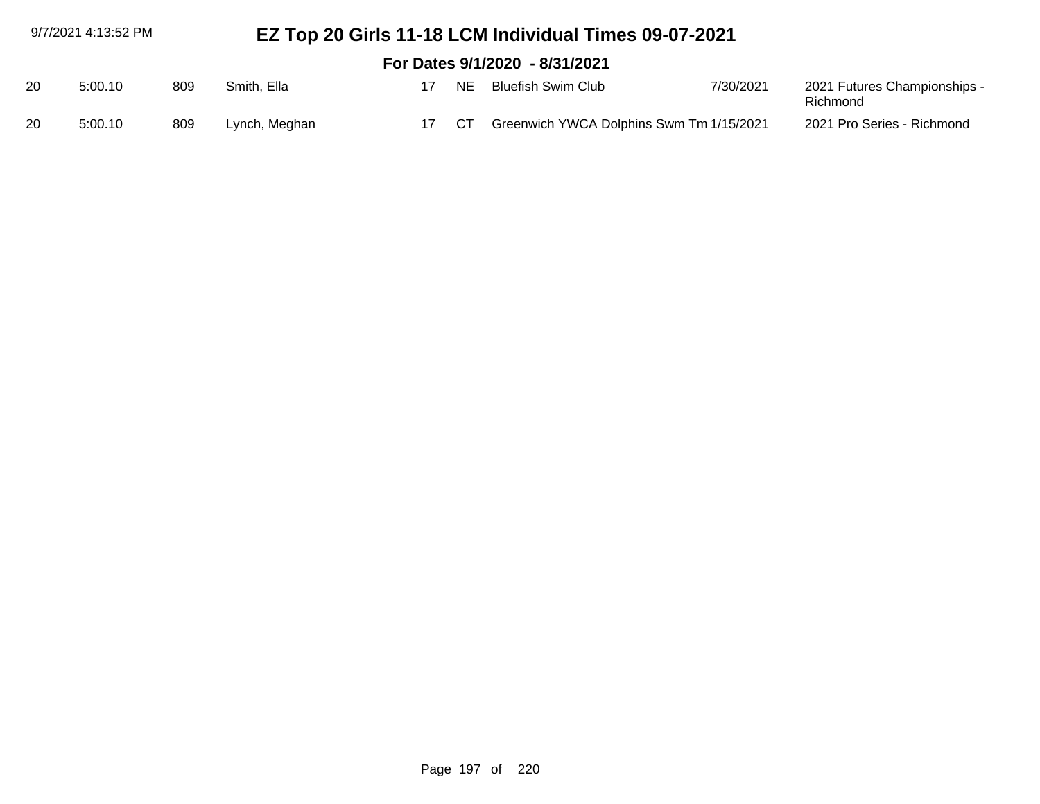# EZ Top 20 Girls 11-18 LCM Individual Times 09-07-2021

## For Dates 9/1/2020 - 8/31/2021

| | | | | | | | | |
|---|---|---|---|---|---|---|---|---|
| 20 | 5:00.10 | 809 | Smith, Ella | 17 | NE | Bluefish Swim Club | 7/30/2021 | 2021 Futures Championships - Richmond |
| 20 | 5:00.10 | 809 | Lynch, Meghan | 17 | CT | Greenwich YWCA Dolphins Swm Tm | 1/15/2021 | 2021 Pro Series - Richmond |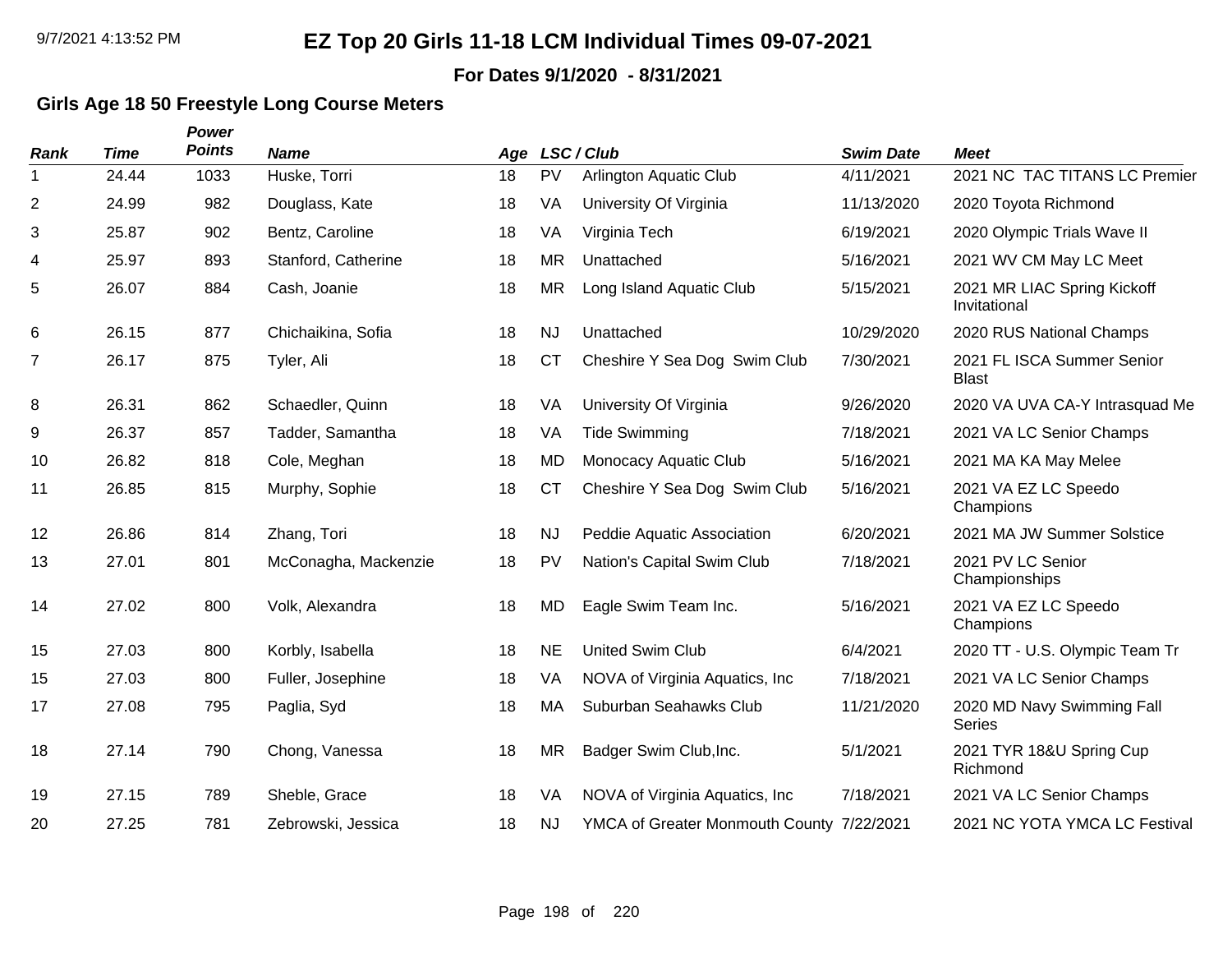# EZ Top 20 Girls 11-18 LCM Individual Times 09-07-2021

**For Dates 9/1/2020 - 8/31/2021**

### Girls Age 18 50 Freestyle Long Course Meters

| Rank | Time | Power Points | Name | Age | LSC | Club | Swim Date | Meet |
|---|---|---|---|---|---|---|---|---|
| 1 | 24.44 | 1033 | Huske, Torri | 18 | PV | Arlington Aquatic Club | 4/11/2021 | 2021 NC TAC TITANS LC Premier |
| 2 | 24.99 | 982 | Douglass, Kate | 18 | VA | University Of Virginia | 11/13/2020 | 2020 Toyota Richmond |
| 3 | 25.87 | 902 | Bentz, Caroline | 18 | VA | Virginia Tech | 6/19/2021 | 2020 Olympic Trials Wave II |
| 4 | 25.97 | 893 | Stanford, Catherine | 18 | MR | Unattached | 5/16/2021 | 2021 WV CM May LC Meet |
| 5 | 26.07 | 884 | Cash, Joanie | 18 | MR | Long Island Aquatic Club | 5/15/2021 | 2021 MR LIAC Spring Kickoff Invitational |
| 6 | 26.15 | 877 | Chichaikina, Sofia | 18 | NJ | Unattached | 10/29/2020 | 2020 RUS National Champs |
| 7 | 26.17 | 875 | Tyler, Ali | 18 | CT | Cheshire Y Sea Dog Swim Club | 7/30/2021 | 2021 FL ISCA Summer Senior Blast |
| 8 | 26.31 | 862 | Schaedler, Quinn | 18 | VA | University Of Virginia | 9/26/2020 | 2020 VA UVA CA-Y Intrasquad Me |
| 9 | 26.37 | 857 | Tadder, Samantha | 18 | VA | Tide Swimming | 7/18/2021 | 2021 VA LC Senior Champs |
| 10 | 26.82 | 818 | Cole, Meghan | 18 | MD | Monocacy Aquatic Club | 5/16/2021 | 2021 MA KA May Melee |
| 11 | 26.85 | 815 | Murphy, Sophie | 18 | CT | Cheshire Y Sea Dog Swim Club | 5/16/2021 | 2021 VA EZ LC Speedo Champions |
| 12 | 26.86 | 814 | Zhang, Tori | 18 | NJ | Peddie Aquatic Association | 6/20/2021 | 2021 MA JW Summer Solstice |
| 13 | 27.01 | 801 | McConagha, Mackenzie | 18 | PV | Nation's Capital Swim Club | 7/18/2021 | 2021 PV LC Senior Championships |
| 14 | 27.02 | 800 | Volk, Alexandra | 18 | MD | Eagle Swim Team Inc. | 5/16/2021 | 2021 VA EZ LC Speedo Champions |
| 15 | 27.03 | 800 | Korbly, Isabella | 18 | NE | United Swim Club | 6/4/2021 | 2020 TT - U.S. Olympic Team Tr |
| 15 | 27.03 | 800 | Fuller, Josephine | 18 | VA | NOVA of Virginia Aquatics, Inc | 7/18/2021 | 2021 VA LC Senior Champs |
| 17 | 27.08 | 795 | Paglia, Syd | 18 | MA | Suburban Seahawks Club | 11/21/2020 | 2020 MD Navy Swimming Fall Series |
| 18 | 27.14 | 790 | Chong, Vanessa | 18 | MR | Badger Swim Club,Inc. | 5/1/2021 | 2021 TYR 18&U Spring Cup Richmond |
| 19 | 27.15 | 789 | Sheble, Grace | 18 | VA | NOVA of Virginia Aquatics, Inc | 7/18/2021 | 2021 VA LC Senior Champs |
| 20 | 27.25 | 781 | Zebrowski, Jessica | 18 | NJ | YMCA of Greater Monmouth County | 7/22/2021 | 2021 NC YOTA YMCA LC Festival |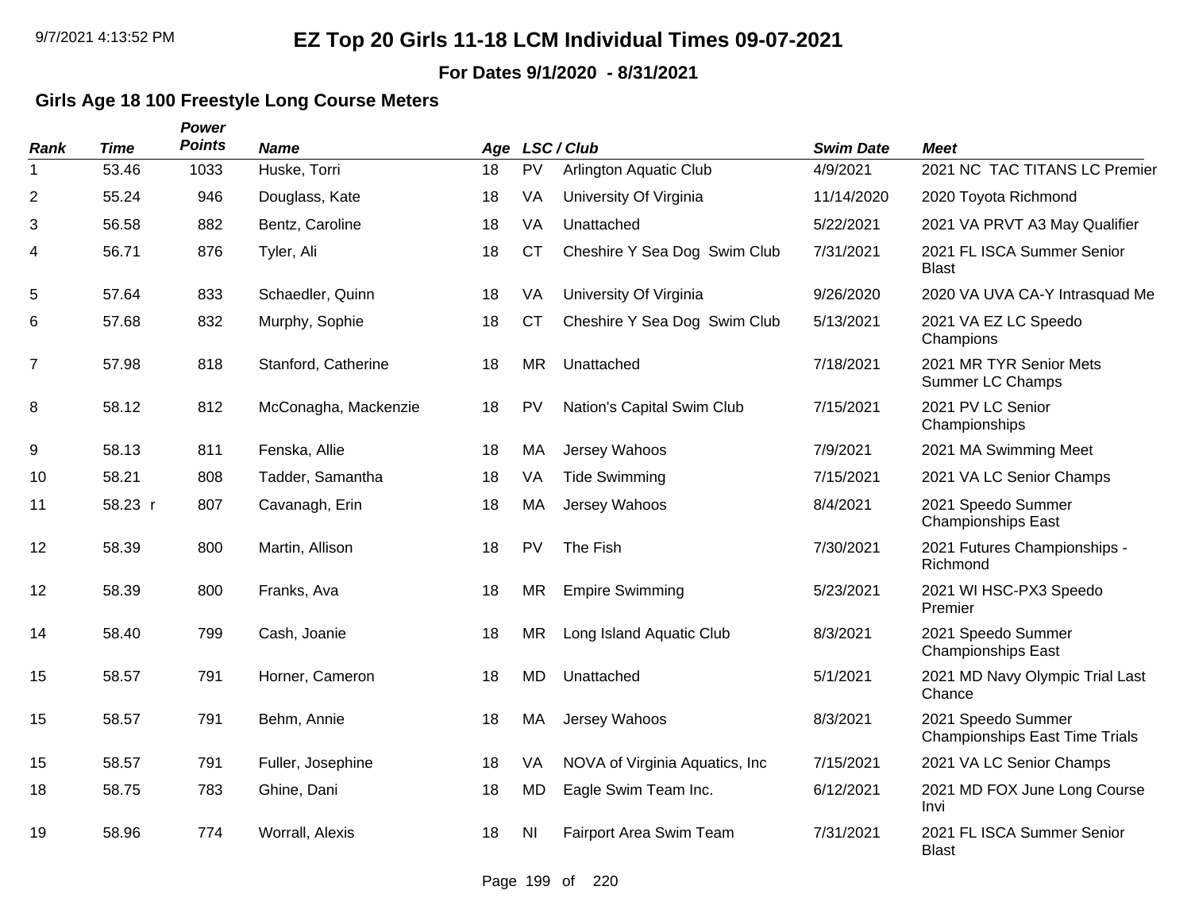# EZ Top 20 Girls 11-18 LCM Individual Times 09-07-2021

**For Dates 9/1/2020 - 8/31/2021**

## Girls Age 18 100 Freestyle Long Course Meters

| Rank | Time | Power Points | Name | Age | LSC | Club | Swim Date | Meet |
|---|---|---|---|---|---|---|---|---|
| 1 | 53.46 | 1033 | Huske, Torri | 18 | PV | Arlington Aquatic Club | 4/9/2021 | 2021 NC TAC TITANS LC Premier |
| 2 | 55.24 | 946 | Douglass, Kate | 18 | VA | University Of Virginia | 11/14/2020 | 2020 Toyota Richmond |
| 3 | 56.58 | 882 | Bentz, Caroline | 18 | VA | Unattached | 5/22/2021 | 2021 VA PRVT A3 May Qualifier |
| 4 | 56.71 | 876 | Tyler, Ali | 18 | CT | Cheshire Y Sea Dog Swim Club | 7/31/2021 | 2021 FL ISCA Summer Senior Blast |
| 5 | 57.64 | 833 | Schaedler, Quinn | 18 | VA | University Of Virginia | 9/26/2020 | 2020 VA UVA CA-Y Intrasquad Me |
| 6 | 57.68 | 832 | Murphy, Sophie | 18 | CT | Cheshire Y Sea Dog Swim Club | 5/13/2021 | 2021 VA EZ LC Speedo Champions |
| 7 | 57.98 | 818 | Stanford, Catherine | 18 | MR | Unattached | 7/18/2021 | 2021 MR TYR Senior Mets Summer LC Champs |
| 8 | 58.12 | 812 | McConagha, Mackenzie | 18 | PV | Nation's Capital Swim Club | 7/15/2021 | 2021 PV LC Senior Championships |
| 9 | 58.13 | 811 | Fenska, Allie | 18 | MA | Jersey Wahoos | 7/9/2021 | 2021 MA Swimming Meet |
| 10 | 58.21 | 808 | Tadder, Samantha | 18 | VA | Tide Swimming | 7/15/2021 | 2021 VA LC Senior Champs |
| 11 | 58.23 r | 807 | Cavanagh, Erin | 18 | MA | Jersey Wahoos | 8/4/2021 | 2021 Speedo Summer Championships East |
| 12 | 58.39 | 800 | Martin, Allison | 18 | PV | The Fish | 7/30/2021 | 2021 Futures Championships - Richmond |
| 12 | 58.39 | 800 | Franks, Ava | 18 | MR | Empire Swimming | 5/23/2021 | 2021 WI HSC-PX3 Speedo Premier |
| 14 | 58.40 | 799 | Cash, Joanie | 18 | MR | Long Island Aquatic Club | 8/3/2021 | 2021 Speedo Summer Championships East |
| 15 | 58.57 | 791 | Horner, Cameron | 18 | MD | Unattached | 5/1/2021 | 2021 MD Navy Olympic Trial Last Chance |
| 15 | 58.57 | 791 | Behm, Annie | 18 | MA | Jersey Wahoos | 8/3/2021 | 2021 Speedo Summer Championships East Time Trials |
| 15 | 58.57 | 791 | Fuller, Josephine | 18 | VA | NOVA of Virginia Aquatics, Inc | 7/15/2021 | 2021 VA LC Senior Champs |
| 18 | 58.75 | 783 | Ghine, Dani | 18 | MD | Eagle Swim Team Inc. | 6/12/2021 | 2021 MD FOX June Long Course Invi |
| 19 | 58.96 | 774 | Worrall, Alexis | 18 | NI | Fairport Area Swim Team | 7/31/2021 | 2021 FL ISCA Summer Senior Blast |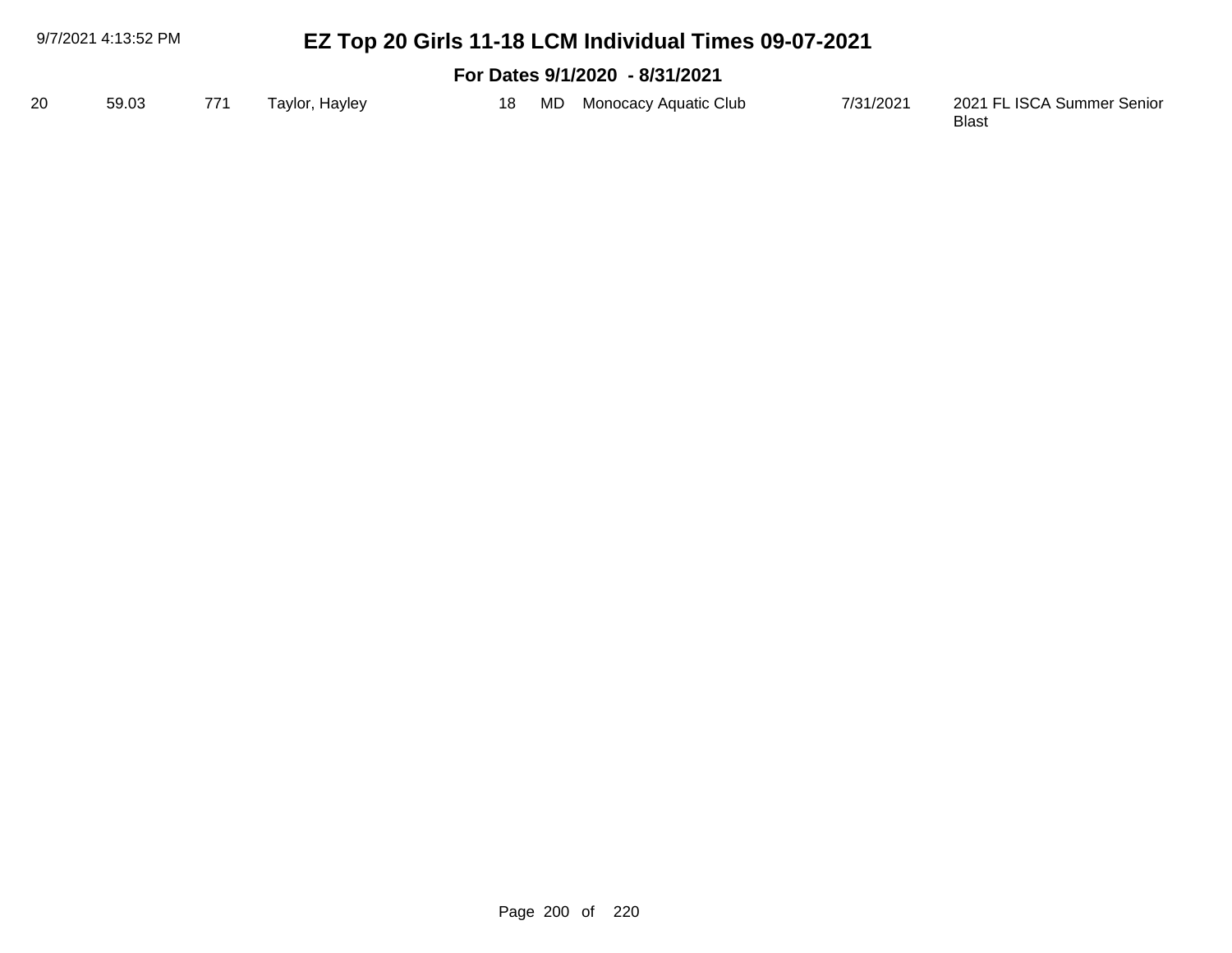# EZ Top 20 Girls 11-18 LCM Individual Times 09-07-2021

## For Dates 9/1/2020 - 8/31/2021

| | | | | | | | | |
|---|---|---|---|---|---|---|---|---|
| 20 | 59.03 | 771 | Taylor, Hayley | 18 | MD | Monocacy Aquatic Club | 7/31/2021 | 2021 FL ISCA Summer Senior Blast |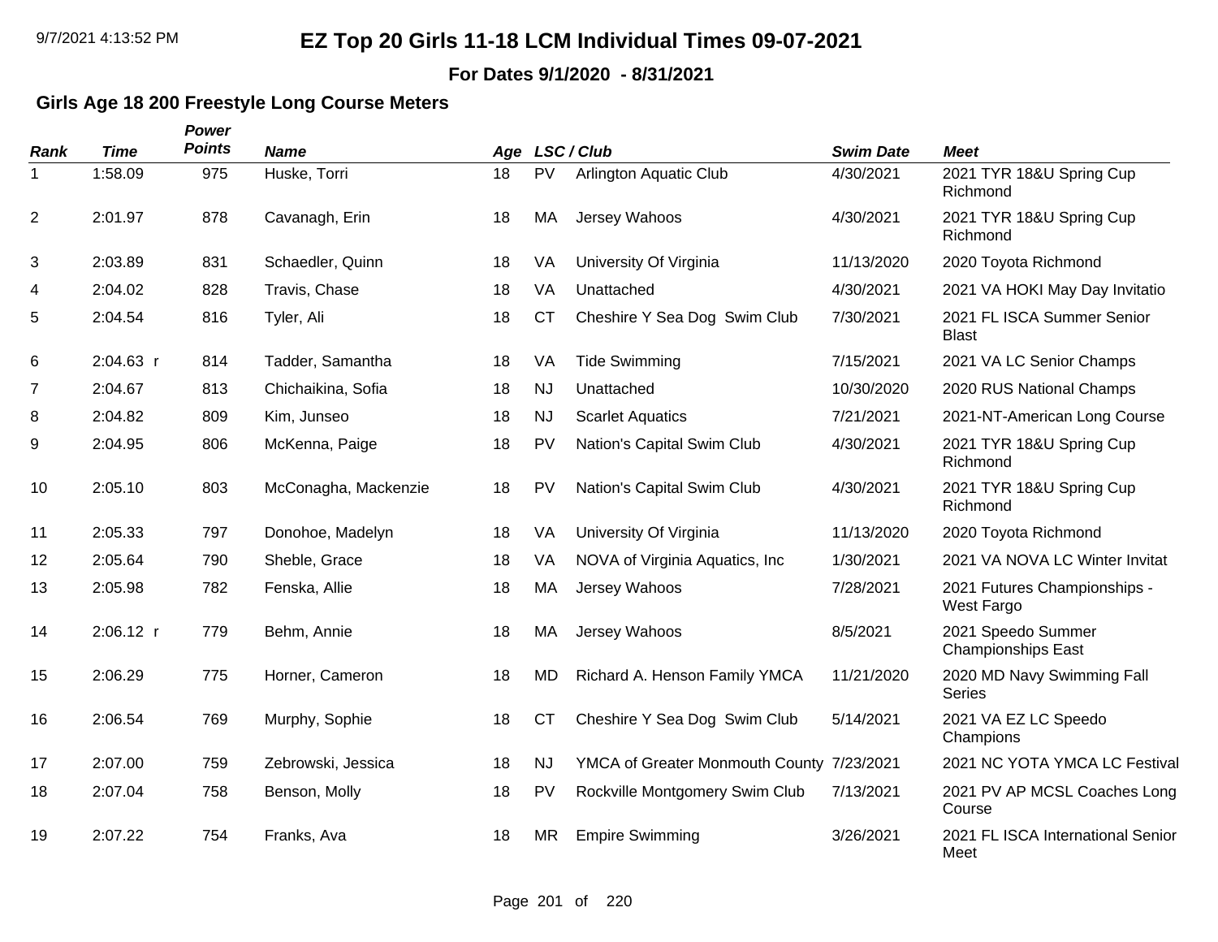# EZ Top 20 Girls 11-18 LCM Individual Times 09-07-2021

**For Dates 9/1/2020 - 8/31/2021**

## Girls Age 18 200 Freestyle Long Course Meters

| Rank | Time | Power Points | Name | Age | LSC | Club | Swim Date | Meet |
|---|---|---|---|---|---|---|---|---|
| 1 | 1:58.09 | 975 | Huske, Torri | 18 | PV | Arlington Aquatic Club | 4/30/2021 | 2021 TYR 18&U Spring Cup Richmond |
| 2 | 2:01.97 | 878 | Cavanagh, Erin | 18 | MA | Jersey Wahoos | 4/30/2021 | 2021 TYR 18&U Spring Cup Richmond |
| 3 | 2:03.89 | 831 | Schaedler, Quinn | 18 | VA | University Of Virginia | 11/13/2020 | 2020 Toyota Richmond |
| 4 | 2:04.02 | 828 | Travis, Chase | 18 | VA | Unattached | 4/30/2021 | 2021 VA HOKI May Day Invitatio |
| 5 | 2:04.54 | 816 | Tyler, Ali | 18 | CT | Cheshire Y Sea Dog Swim Club | 7/30/2021 | 2021 FL ISCA Summer Senior Blast |
| 6 | 2:04.63 r | 814 | Tadder, Samantha | 18 | VA | Tide Swimming | 7/15/2021 | 2021 VA LC Senior Champs |
| 7 | 2:04.67 | 813 | Chichaikina, Sofia | 18 | NJ | Unattached | 10/30/2020 | 2020 RUS National Champs |
| 8 | 2:04.82 | 809 | Kim, Junseo | 18 | NJ | Scarlet Aquatics | 7/21/2021 | 2021-NT-American Long Course |
| 9 | 2:04.95 | 806 | McKenna, Paige | 18 | PV | Nation's Capital Swim Club | 4/30/2021 | 2021 TYR 18&U Spring Cup Richmond |
| 10 | 2:05.10 | 803 | McConagha, Mackenzie | 18 | PV | Nation's Capital Swim Club | 4/30/2021 | 2021 TYR 18&U Spring Cup Richmond |
| 11 | 2:05.33 | 797 | Donohoe, Madelyn | 18 | VA | University Of Virginia | 11/13/2020 | 2020 Toyota Richmond |
| 12 | 2:05.64 | 790 | Sheble, Grace | 18 | VA | NOVA of Virginia Aquatics, Inc | 1/30/2021 | 2021 VA NOVA LC Winter Invitat |
| 13 | 2:05.98 | 782 | Fenska, Allie | 18 | MA | Jersey Wahoos | 7/28/2021 | 2021 Futures Championships - West Fargo |
| 14 | 2:06.12 r | 779 | Behm, Annie | 18 | MA | Jersey Wahoos | 8/5/2021 | 2021 Speedo Summer Championships East |
| 15 | 2:06.29 | 775 | Horner, Cameron | 18 | MD | Richard A. Henson Family YMCA | 11/21/2020 | 2020 MD Navy Swimming Fall Series |
| 16 | 2:06.54 | 769 | Murphy, Sophie | 18 | CT | Cheshire Y Sea Dog Swim Club | 5/14/2021 | 2021 VA EZ LC Speedo Champions |
| 17 | 2:07.00 | 759 | Zebrowski, Jessica | 18 | NJ | YMCA of Greater Monmouth County | 7/23/2021 | 2021 NC YOTA YMCA LC Festival |
| 18 | 2:07.04 | 758 | Benson, Molly | 18 | PV | Rockville Montgomery Swim Club | 7/13/2021 | 2021 PV AP MCSL Coaches Long Course |
| 19 | 2:07.22 | 754 | Franks, Ava | 18 | MR | Empire Swimming | 3/26/2021 | 2021 FL ISCA International Senior Meet |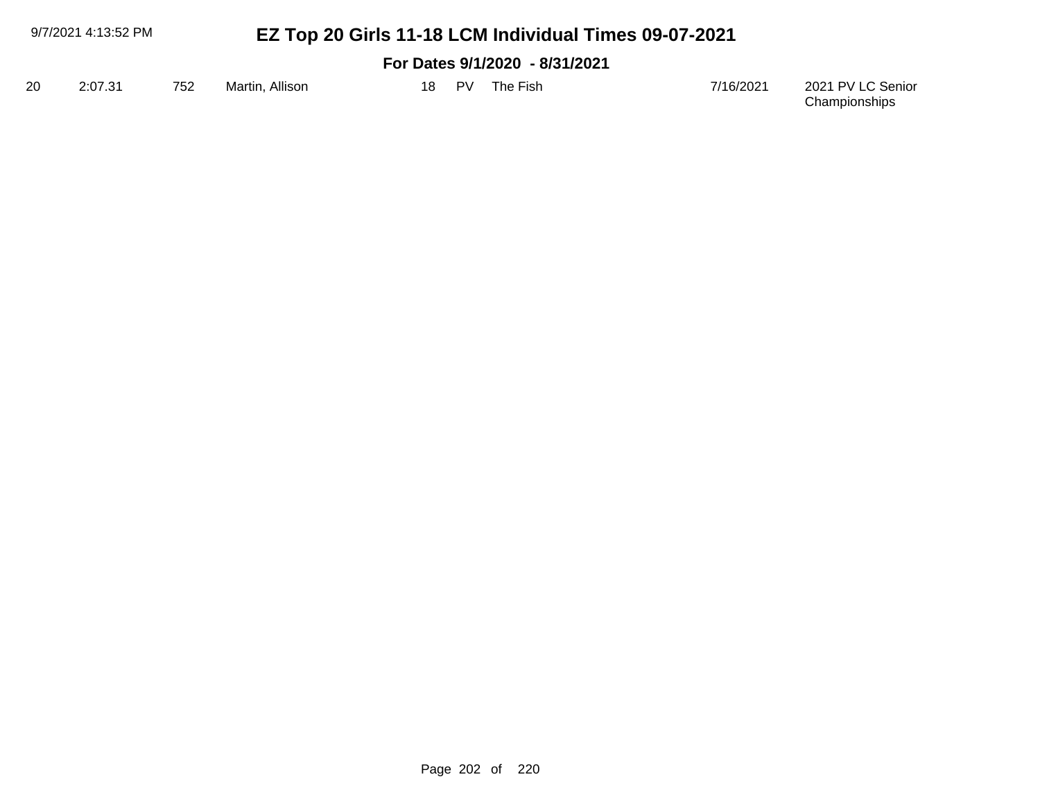| 20 | 2:07.31 | 752 | Martin, Allison | 18 | PV | The Fish | 7/16/2021 | 2021 PV LC Senior Championships |
|---|---|---|---|---|---|---|---|---|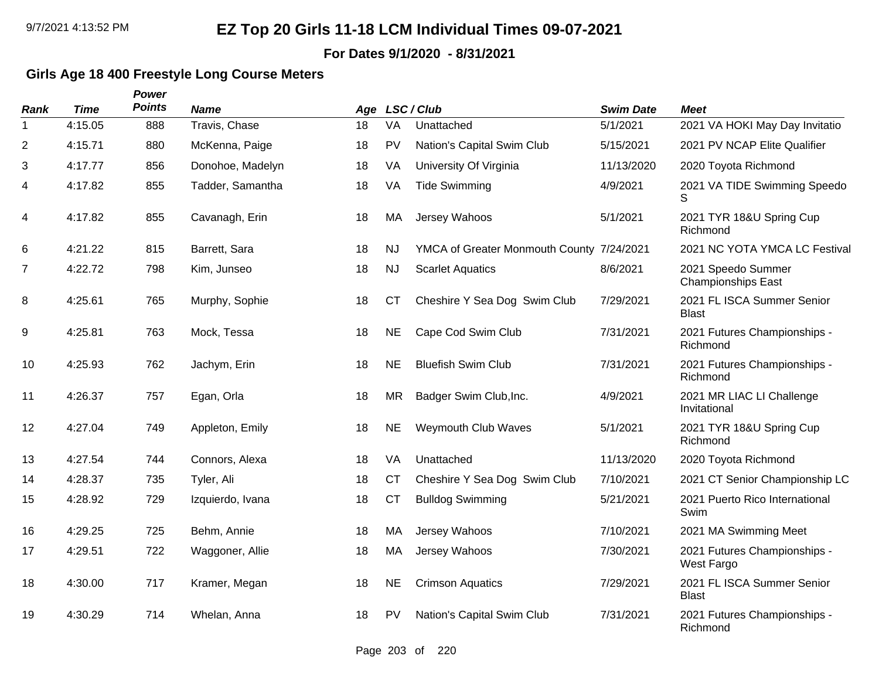# EZ Top 20 Girls 11-18 LCM Individual Times 09-07-2021

**For Dates 9/1/2020 - 8/31/2021**

## Girls Age 18 400 Freestyle Long Course Meters

| Rank | Time | Power Points | Name | Age | LSC | Club | Swim Date | Meet |
|---|---|---|---|---|---|---|---|---|
| 1 | 4:15.05 | 888 | Travis, Chase | 18 | VA | Unattached | 5/1/2021 | 2021 VA HOKI May Day Invitatio |
| 2 | 4:15.71 | 880 | McKenna, Paige | 18 | PV | Nation's Capital Swim Club | 5/15/2021 | 2021 PV NCAP Elite Qualifier |
| 3 | 4:17.77 | 856 | Donohoe, Madelyn | 18 | VA | University Of Virginia | 11/13/2020 | 2020 Toyota Richmond |
| 4 | 4:17.82 | 855 | Tadder, Samantha | 18 | VA | Tide Swimming | 4/9/2021 | 2021 VA TIDE Swimming Speedo S |
| 4 | 4:17.82 | 855 | Cavanagh, Erin | 18 | MA | Jersey Wahoos | 5/1/2021 | 2021 TYR 18&U Spring Cup Richmond |
| 6 | 4:21.22 | 815 | Barrett, Sara | 18 | NJ | YMCA of Greater Monmouth County | 7/24/2021 | 2021 NC YOTA YMCA LC Festival |
| 7 | 4:22.72 | 798 | Kim, Junseo | 18 | NJ | Scarlet Aquatics | 8/6/2021 | 2021 Speedo Summer Championships East |
| 8 | 4:25.61 | 765 | Murphy, Sophie | 18 | CT | Cheshire Y Sea Dog Swim Club | 7/29/2021 | 2021 FL ISCA Summer Senior Blast |
| 9 | 4:25.81 | 763 | Mock, Tessa | 18 | NE | Cape Cod Swim Club | 7/31/2021 | 2021 Futures Championships - Richmond |
| 10 | 4:25.93 | 762 | Jachym, Erin | 18 | NE | Bluefish Swim Club | 7/31/2021 | 2021 Futures Championships - Richmond |
| 11 | 4:26.37 | 757 | Egan, Orla | 18 | MR | Badger Swim Club,Inc. | 4/9/2021 | 2021 MR LIAC LI Challenge Invitational |
| 12 | 4:27.04 | 749 | Appleton, Emily | 18 | NE | Weymouth Club Waves | 5/1/2021 | 2021 TYR 18&U Spring Cup Richmond |
| 13 | 4:27.54 | 744 | Connors, Alexa | 18 | VA | Unattached | 11/13/2020 | 2020 Toyota Richmond |
| 14 | 4:28.37 | 735 | Tyler, Ali | 18 | CT | Cheshire Y Sea Dog Swim Club | 7/10/2021 | 2021 CT Senior Championship LC |
| 15 | 4:28.92 | 729 | Izquierdo, Ivana | 18 | CT | Bulldog Swimming | 5/21/2021 | 2021 Puerto Rico International Swim |
| 16 | 4:29.25 | 725 | Behm, Annie | 18 | MA | Jersey Wahoos | 7/10/2021 | 2021 MA Swimming Meet |
| 17 | 4:29.51 | 722 | Waggoner, Allie | 18 | MA | Jersey Wahoos | 7/30/2021 | 2021 Futures Championships - West Fargo |
| 18 | 4:30.00 | 717 | Kramer, Megan | 18 | NE | Crimson Aquatics | 7/29/2021 | 2021 FL ISCA Summer Senior Blast |
| 19 | 4:30.29 | 714 | Whelan, Anna | 18 | PV | Nation's Capital Swim Club | 7/31/2021 | 2021 Futures Championships - Richmond |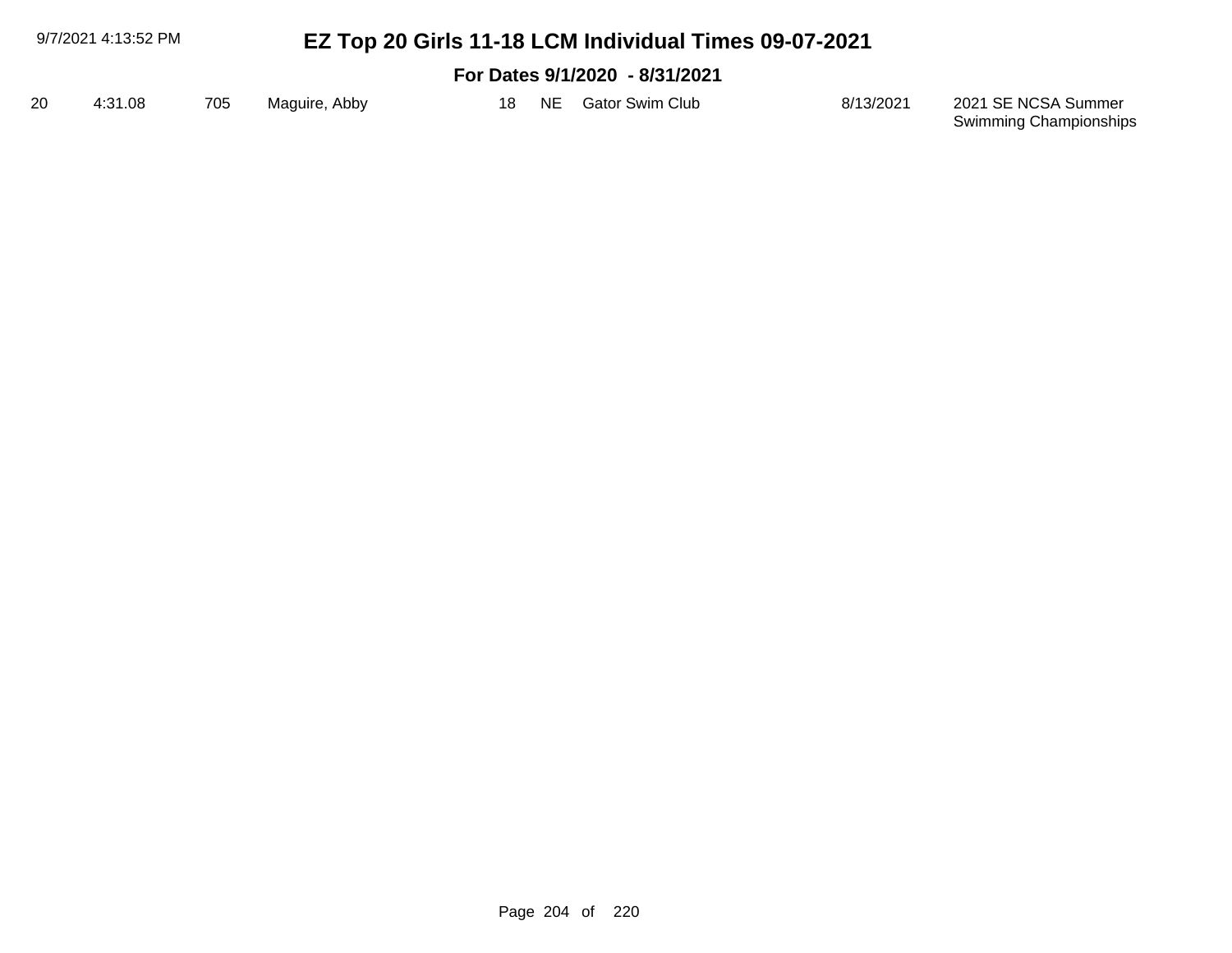# EZ Top 20 Girls 11-18 LCM Individual Times 09-07-2021

## For Dates 9/1/2020 - 8/31/2021

| | | | | | | | | |
|---|---|---|---|---|---|---|---|---|
| 20 | 4:31.08 | 705 | Maguire, Abby | 18 | NE | Gator Swim Club | 8/13/2021 | 2021 SE NCSA Summer Swimming Championships |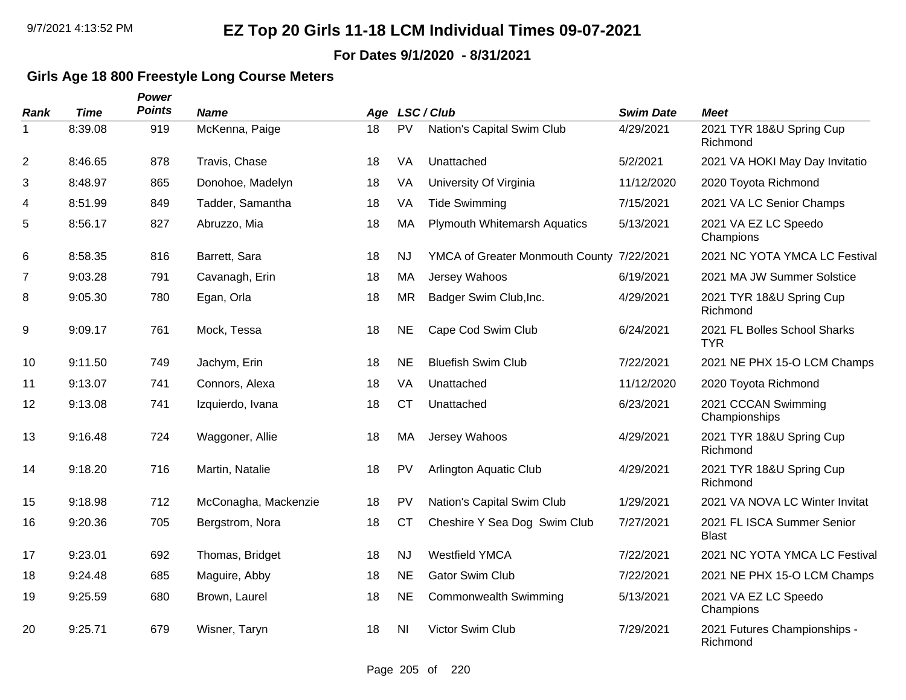# EZ Top 20 Girls 11-18 LCM Individual Times 09-07-2021

**For Dates 9/1/2020 - 8/31/2021**

### Girls Age 18 800 Freestyle Long Course Meters

| Rank | Time | Power Points | Name | Age | LSC | Club | Swim Date | Meet |
|---|---|---|---|---|---|---|---|---|
| 1 | 8:39.08 | 919 | McKenna, Paige | 18 | PV | Nation's Capital Swim Club | 4/29/2021 | 2021 TYR 18&U Spring Cup Richmond |
| 2 | 8:46.65 | 878 | Travis, Chase | 18 | VA | Unattached | 5/2/2021 | 2021 VA HOKI May Day Invitatio |
| 3 | 8:48.97 | 865 | Donohoe, Madelyn | 18 | VA | University Of Virginia | 11/12/2020 | 2020 Toyota Richmond |
| 4 | 8:51.99 | 849 | Tadder, Samantha | 18 | VA | Tide Swimming | 7/15/2021 | 2021 VA LC Senior Champs |
| 5 | 8:56.17 | 827 | Abruzzo, Mia | 18 | MA | Plymouth Whitemarsh Aquatics | 5/13/2021 | 2021 VA EZ LC Speedo Champions |
| 6 | 8:58.35 | 816 | Barrett, Sara | 18 | NJ | YMCA of Greater Monmouth County | 7/22/2021 | 2021 NC YOTA YMCA LC Festival |
| 7 | 9:03.28 | 791 | Cavanagh, Erin | 18 | MA | Jersey Wahoos | 6/19/2021 | 2021 MA JW Summer Solstice |
| 8 | 9:05.30 | 780 | Egan, Orla | 18 | MR | Badger Swim Club,Inc. | 4/29/2021 | 2021 TYR 18&U Spring Cup Richmond |
| 9 | 9:09.17 | 761 | Mock, Tessa | 18 | NE | Cape Cod Swim Club | 6/24/2021 | 2021 FL Bolles School Sharks TYR |
| 10 | 9:11.50 | 749 | Jachym, Erin | 18 | NE | Bluefish Swim Club | 7/22/2021 | 2021 NE PHX 15-O LCM Champs |
| 11 | 9:13.07 | 741 | Connors, Alexa | 18 | VA | Unattached | 11/12/2020 | 2020 Toyota Richmond |
| 12 | 9:13.08 | 741 | Izquierdo, Ivana | 18 | CT | Unattached | 6/23/2021 | 2021 CCCAN Swimming Championships |
| 13 | 9:16.48 | 724 | Waggoner, Allie | 18 | MA | Jersey Wahoos | 4/29/2021 | 2021 TYR 18&U Spring Cup Richmond |
| 14 | 9:18.20 | 716 | Martin, Natalie | 18 | PV | Arlington Aquatic Club | 4/29/2021 | 2021 TYR 18&U Spring Cup Richmond |
| 15 | 9:18.98 | 712 | McConagha, Mackenzie | 18 | PV | Nation's Capital Swim Club | 1/29/2021 | 2021 VA NOVA LC Winter Invitat |
| 16 | 9:20.36 | 705 | Bergstrom, Nora | 18 | CT | Cheshire Y Sea Dog Swim Club | 7/27/2021 | 2021 FL ISCA Summer Senior Blast |
| 17 | 9:23.01 | 692 | Thomas, Bridget | 18 | NJ | Westfield YMCA | 7/22/2021 | 2021 NC YOTA YMCA LC Festival |
| 18 | 9:24.48 | 685 | Maguire, Abby | 18 | NE | Gator Swim Club | 7/22/2021 | 2021 NE PHX 15-O LCM Champs |
| 19 | 9:25.59 | 680 | Brown, Laurel | 18 | NE | Commonwealth Swimming | 5/13/2021 | 2021 VA EZ LC Speedo Champions |
| 20 | 9:25.71 | 679 | Wisner, Taryn | 18 | NI | Victor Swim Club | 7/29/2021 | 2021 Futures Championships - Richmond |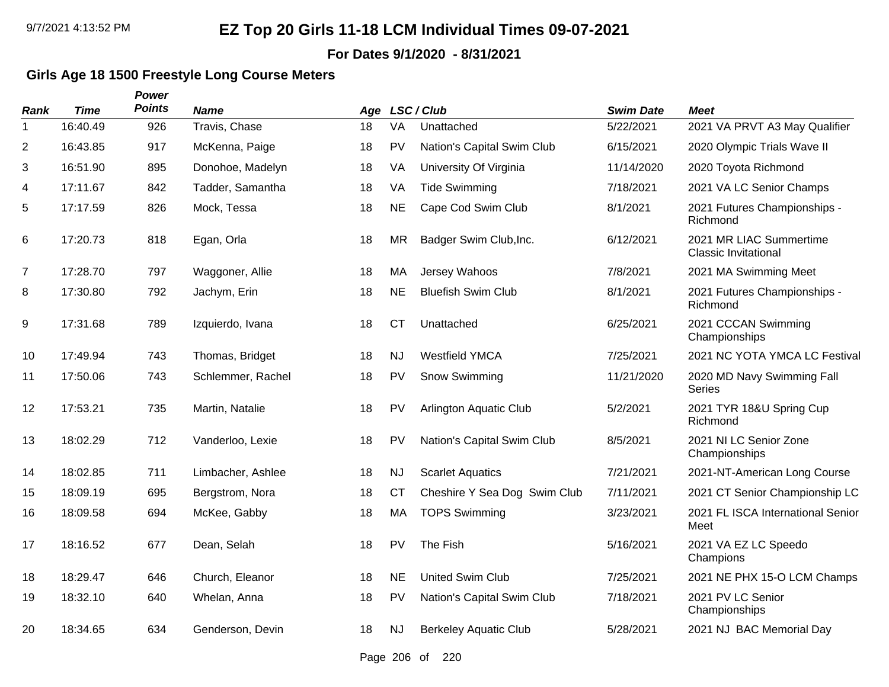# EZ Top 20 Girls 11-18 LCM Individual Times 09-07-2021

**For Dates 9/1/2020 - 8/31/2021**

### Girls Age 18 1500 Freestyle Long Course Meters

| Rank | Time | Power Points | Name | Age | LSC / Club | | Swim Date | Meet |
|---|---|---|---|---|---|---|---|---|
| 1 | 16:40.49 | 926 | Travis, Chase | 18 | VA | Unattached | 5/22/2021 | 2021 VA PRVT A3 May Qualifier |
| 2 | 16:43.85 | 917 | McKenna, Paige | 18 | PV | Nation's Capital Swim Club | 6/15/2021 | 2020 Olympic Trials Wave II |
| 3 | 16:51.90 | 895 | Donohoe, Madelyn | 18 | VA | University Of Virginia | 11/14/2020 | 2020 Toyota Richmond |
| 4 | 17:11.67 | 842 | Tadder, Samantha | 18 | VA | Tide Swimming | 7/18/2021 | 2021 VA LC Senior Champs |
| 5 | 17:17.59 | 826 | Mock, Tessa | 18 | NE | Cape Cod Swim Club | 8/1/2021 | 2021 Futures Championships - Richmond |
| 6 | 17:20.73 | 818 | Egan, Orla | 18 | MR | Badger Swim Club,Inc. | 6/12/2021 | 2021 MR LIAC Summertime Classic Invitational |
| 7 | 17:28.70 | 797 | Waggoner, Allie | 18 | MA | Jersey Wahoos | 7/8/2021 | 2021 MA Swimming Meet |
| 8 | 17:30.80 | 792 | Jachym, Erin | 18 | NE | Bluefish Swim Club | 8/1/2021 | 2021 Futures Championships - Richmond |
| 9 | 17:31.68 | 789 | Izquierdo, Ivana | 18 | CT | Unattached | 6/25/2021 | 2021 CCCAN Swimming Championships |
| 10 | 17:49.94 | 743 | Thomas, Bridget | 18 | NJ | Westfield YMCA | 7/25/2021 | 2021 NC YOTA YMCA LC Festival |
| 11 | 17:50.06 | 743 | Schlemmer, Rachel | 18 | PV | Snow Swimming | 11/21/2020 | 2020 MD Navy Swimming Fall Series |
| 12 | 17:53.21 | 735 | Martin, Natalie | 18 | PV | Arlington Aquatic Club | 5/2/2021 | 2021 TYR 18&U Spring Cup Richmond |
| 13 | 18:02.29 | 712 | Vanderloo, Lexie | 18 | PV | Nation's Capital Swim Club | 8/5/2021 | 2021 NI LC Senior Zone Championships |
| 14 | 18:02.85 | 711 | Limbacher, Ashlee | 18 | NJ | Scarlet Aquatics | 7/21/2021 | 2021-NT-American Long Course |
| 15 | 18:09.19 | 695 | Bergstrom, Nora | 18 | CT | Cheshire Y Sea Dog Swim Club | 7/11/2021 | 2021 CT Senior Championship LC |
| 16 | 18:09.58 | 694 | McKee, Gabby | 18 | MA | TOPS Swimming | 3/23/2021 | 2021 FL ISCA International Senior Meet |
| 17 | 18:16.52 | 677 | Dean, Selah | 18 | PV | The Fish | 5/16/2021 | 2021 VA EZ LC Speedo Champions |
| 18 | 18:29.47 | 646 | Church, Eleanor | 18 | NE | United Swim Club | 7/25/2021 | 2021 NE PHX 15-O LCM Champs |
| 19 | 18:32.10 | 640 | Whelan, Anna | 18 | PV | Nation's Capital Swim Club | 7/18/2021 | 2021 PV LC Senior Championships |
| 20 | 18:34.65 | 634 | Genderson, Devin | 18 | NJ | Berkeley Aquatic Club | 5/28/2021 | 2021 NJ BAC Memorial Day |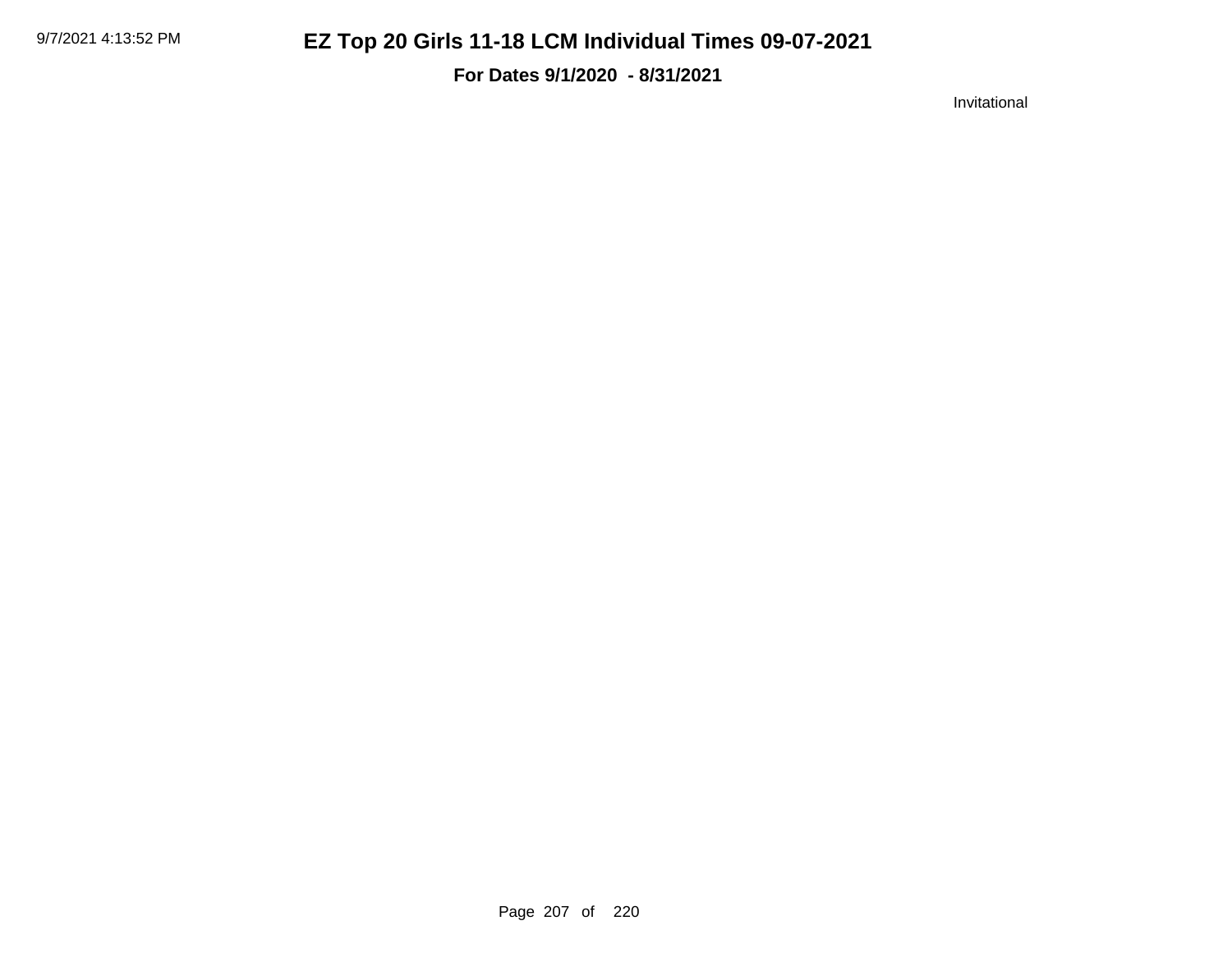# EZ Top 20 Girls 11-18 LCM Individual Times 09-07-2021

**For Dates 9/1/2020 - 8/31/2021**

Invitational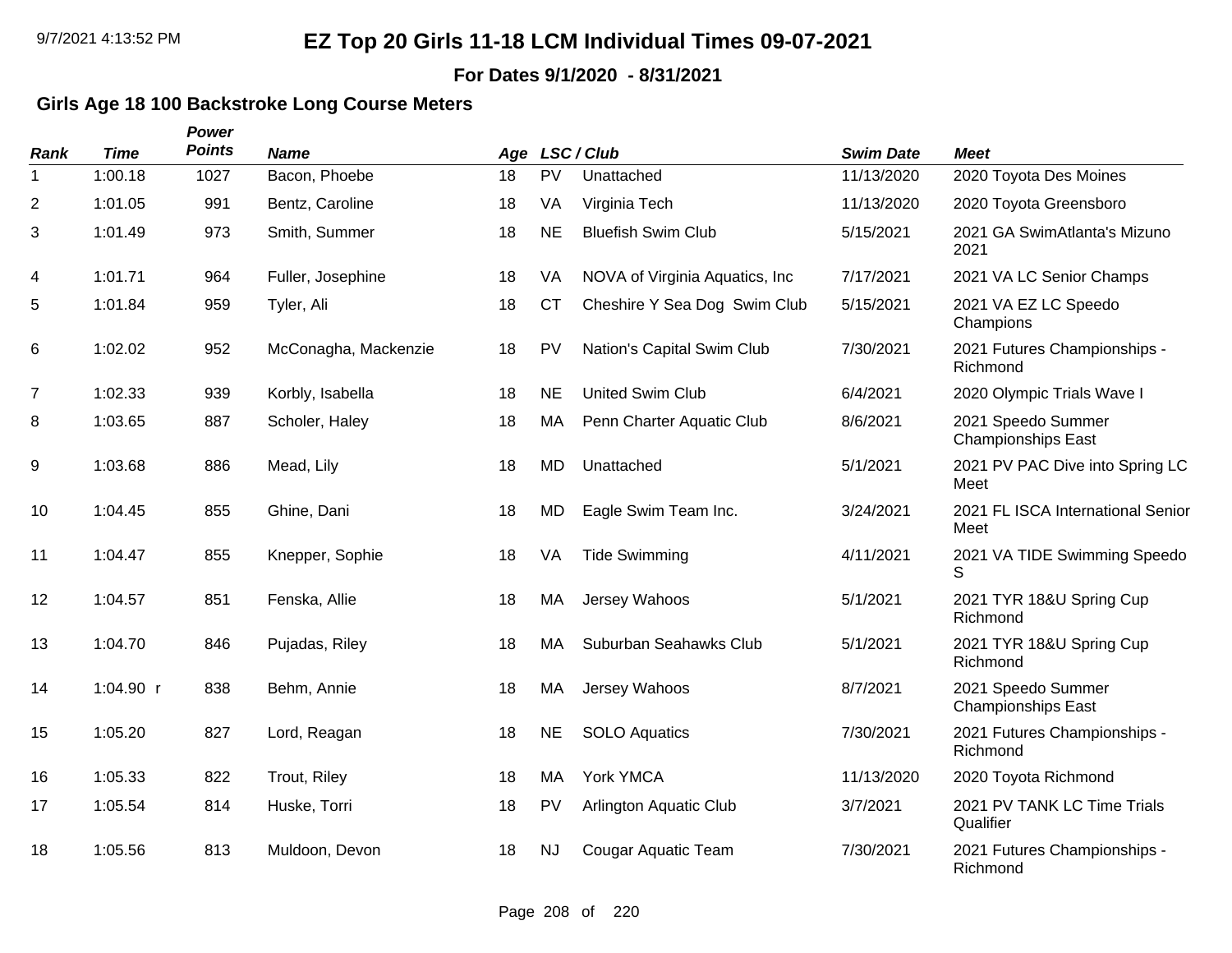# EZ Top 20 Girls 11-18 LCM Individual Times 09-07-2021

**For Dates 9/1/2020 - 8/31/2021**

### Girls Age 18 100 Backstroke Long Course Meters

| Rank | Time | Power Points | Name | Age | LSC / Club | | Swim Date | Meet |
|---|---|---|---|---|---|---|---|---|
| 1 | 1:00.18 | 1027 | Bacon, Phoebe | 18 | PV | Unattached | 11/13/2020 | 2020 Toyota Des Moines |
| 2 | 1:01.05 | 991 | Bentz, Caroline | 18 | VA | Virginia Tech | 11/13/2020 | 2020 Toyota Greensboro |
| 3 | 1:01.49 | 973 | Smith, Summer | 18 | NE | Bluefish Swim Club | 5/15/2021 | 2021 GA SwimAtlanta's Mizuno 2021 |
| 4 | 1:01.71 | 964 | Fuller, Josephine | 18 | VA | NOVA of Virginia Aquatics, Inc | 7/17/2021 | 2021 VA LC Senior Champs |
| 5 | 1:01.84 | 959 | Tyler, Ali | 18 | CT | Cheshire Y Sea Dog Swim Club | 5/15/2021 | 2021 VA EZ LC Speedo Champions |
| 6 | 1:02.02 | 952 | McConagha, Mackenzie | 18 | PV | Nation's Capital Swim Club | 7/30/2021 | 2021 Futures Championships - Richmond |
| 7 | 1:02.33 | 939 | Korbly, Isabella | 18 | NE | United Swim Club | 6/4/2021 | 2020 Olympic Trials Wave I |
| 8 | 1:03.65 | 887 | Scholer, Haley | 18 | MA | Penn Charter Aquatic Club | 8/6/2021 | 2021 Speedo Summer Championships East |
| 9 | 1:03.68 | 886 | Mead, Lily | 18 | MD | Unattached | 5/1/2021 | 2021 PV PAC Dive into Spring LC Meet |
| 10 | 1:04.45 | 855 | Ghine, Dani | 18 | MD | Eagle Swim Team Inc. | 3/24/2021 | 2021 FL ISCA International Senior Meet |
| 11 | 1:04.47 | 855 | Knepper, Sophie | 18 | VA | Tide Swimming | 4/11/2021 | 2021 VA TIDE Swimming Speedo S |
| 12 | 1:04.57 | 851 | Fenska, Allie | 18 | MA | Jersey Wahoos | 5/1/2021 | 2021 TYR 18&U Spring Cup Richmond |
| 13 | 1:04.70 | 846 | Pujadas, Riley | 18 | MA | Suburban Seahawks Club | 5/1/2021 | 2021 TYR 18&U Spring Cup Richmond |
| 14 | 1:04.90 r | 838 | Behm, Annie | 18 | MA | Jersey Wahoos | 8/7/2021 | 2021 Speedo Summer Championships East |
| 15 | 1:05.20 | 827 | Lord, Reagan | 18 | NE | SOLO Aquatics | 7/30/2021 | 2021 Futures Championships - Richmond |
| 16 | 1:05.33 | 822 | Trout, Riley | 18 | MA | York YMCA | 11/13/2020 | 2020 Toyota Richmond |
| 17 | 1:05.54 | 814 | Huske, Torri | 18 | PV | Arlington Aquatic Club | 3/7/2021 | 2021 PV TANK LC Time Trials Qualifier |
| 18 | 1:05.56 | 813 | Muldoon, Devon | 18 | NJ | Cougar Aquatic Team | 7/30/2021 | 2021 Futures Championships - Richmond |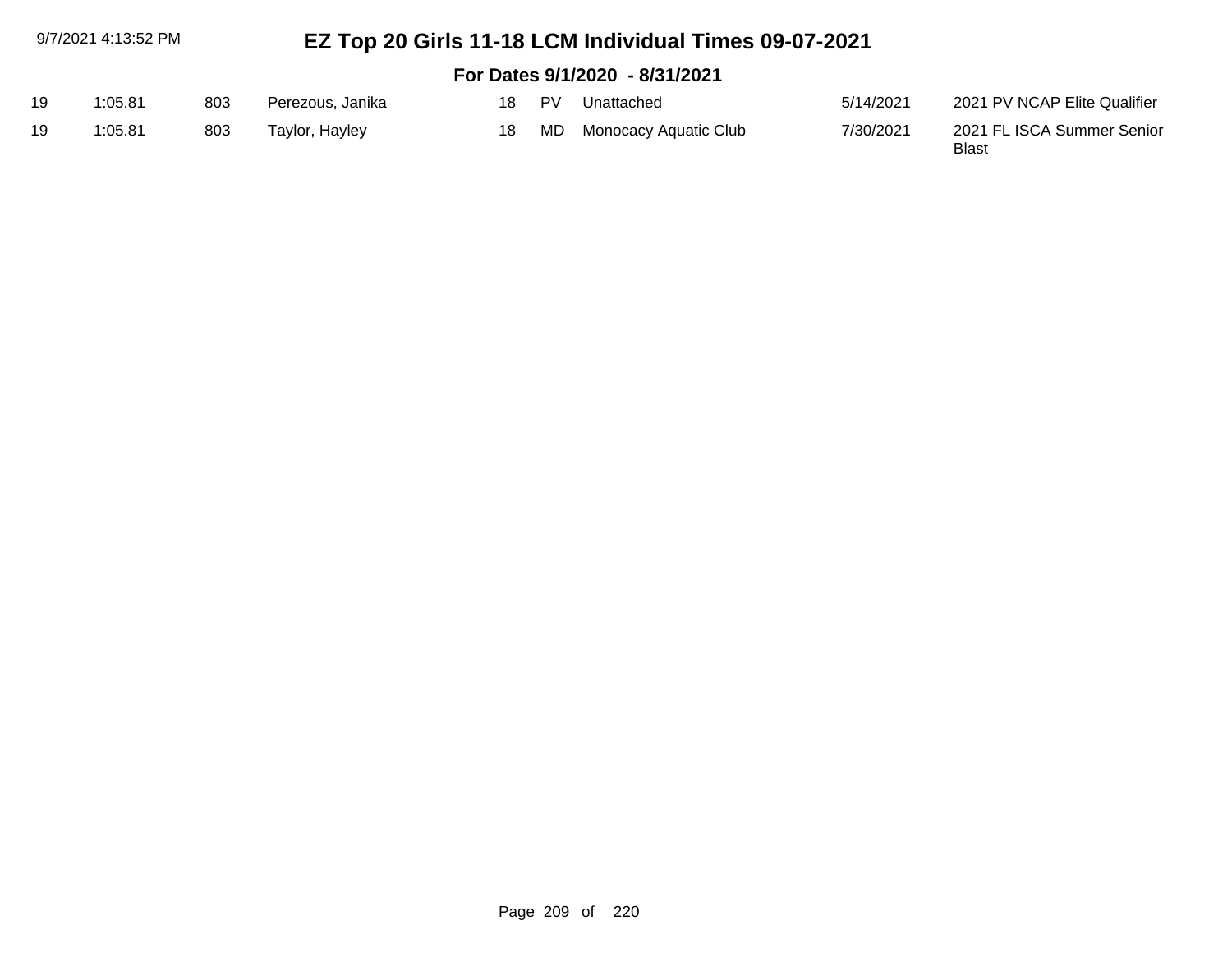# EZ Top 20 Girls 11-18 LCM Individual Times 09-07-2021

## For Dates 9/1/2020 - 8/31/2021

| | | | | | | | | |
|---|---|---|---|---|---|---|---|---|
| 19 | 1:05.81 | 803 | Perezous, Janika | 18 | PV | Unattached | 5/14/2021 | 2021 PV NCAP Elite Qualifier |
| 19 | 1:05.81 | 803 | Taylor, Hayley | 18 | MD | Monocacy Aquatic Club | 7/30/2021 | 2021 FL ISCA Summer Senior Blast |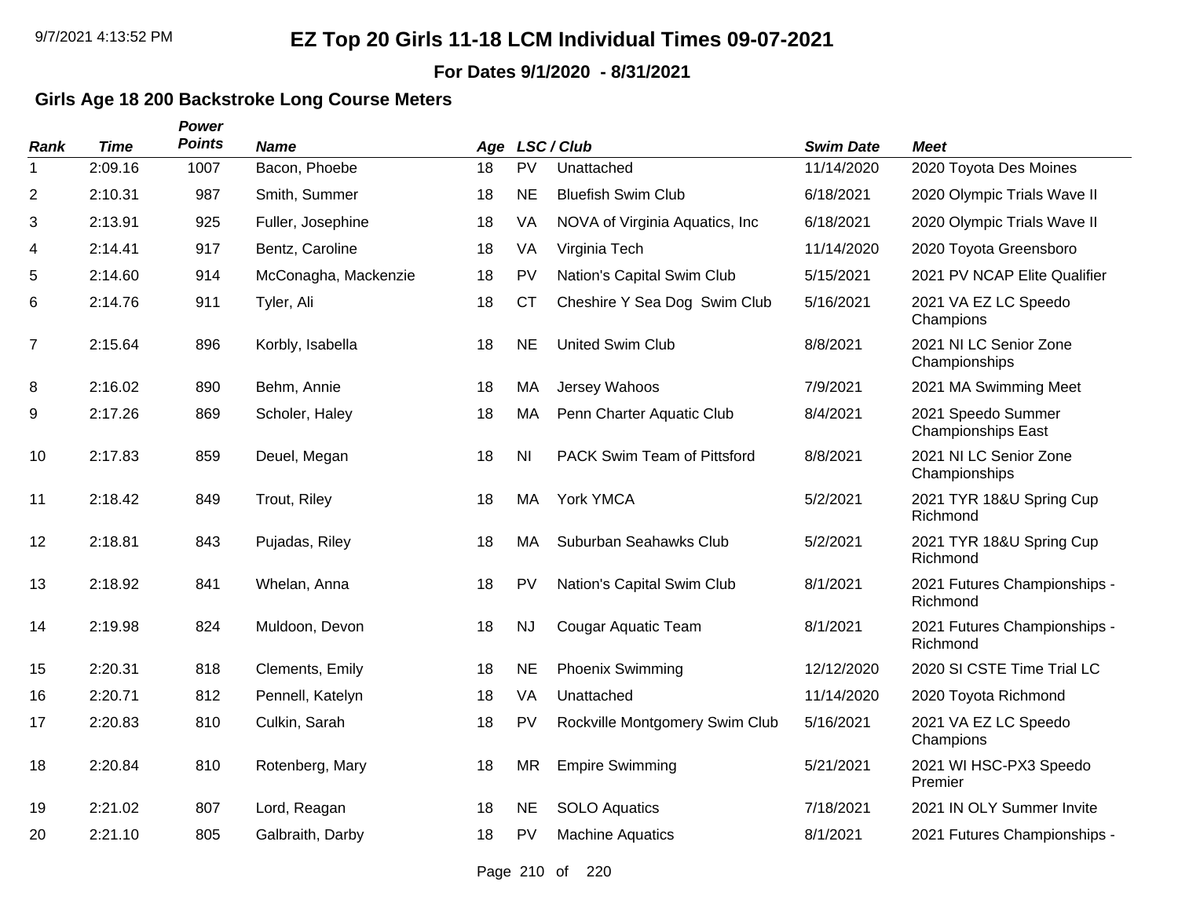# EZ Top 20 Girls 11-18 LCM Individual Times 09-07-2021

**For Dates 9/1/2020 - 8/31/2021**

### Girls Age 18 200 Backstroke Long Course Meters

| Rank | Time | Power Points | Name | Age | LSC | Club | Swim Date | Meet |
|---|---|---|---|---|---|---|---|---|
| 1 | 2:09.16 | 1007 | Bacon, Phoebe | 18 | PV | Unattached | 11/14/2020 | 2020 Toyota Des Moines |
| 2 | 2:10.31 | 987 | Smith, Summer | 18 | NE | Bluefish Swim Club | 6/18/2021 | 2020 Olympic Trials Wave II |
| 3 | 2:13.91 | 925 | Fuller, Josephine | 18 | VA | NOVA of Virginia Aquatics, Inc | 6/18/2021 | 2020 Olympic Trials Wave II |
| 4 | 2:14.41 | 917 | Bentz, Caroline | 18 | VA | Virginia Tech | 11/14/2020 | 2020 Toyota Greensboro |
| 5 | 2:14.60 | 914 | McConagha, Mackenzie | 18 | PV | Nation's Capital Swim Club | 5/15/2021 | 2021 PV NCAP Elite Qualifier |
| 6 | 2:14.76 | 911 | Tyler, Ali | 18 | CT | Cheshire Y Sea Dog Swim Club | 5/16/2021 | 2021 VA EZ LC Speedo Champions |
| 7 | 2:15.64 | 896 | Korbly, Isabella | 18 | NE | United Swim Club | 8/8/2021 | 2021 NI LC Senior Zone Championships |
| 8 | 2:16.02 | 890 | Behm, Annie | 18 | MA | Jersey Wahoos | 7/9/2021 | 2021 MA Swimming Meet |
| 9 | 2:17.26 | 869 | Scholer, Haley | 18 | MA | Penn Charter Aquatic Club | 8/4/2021 | 2021 Speedo Summer Championships East |
| 10 | 2:17.83 | 859 | Deuel, Megan | 18 | NI | PACK Swim Team of Pittsford | 8/8/2021 | 2021 NI LC Senior Zone Championships |
| 11 | 2:18.42 | 849 | Trout, Riley | 18 | MA | York YMCA | 5/2/2021 | 2021 TYR 18&U Spring Cup Richmond |
| 12 | 2:18.81 | 843 | Pujadas, Riley | 18 | MA | Suburban Seahawks Club | 5/2/2021 | 2021 TYR 18&U Spring Cup Richmond |
| 13 | 2:18.92 | 841 | Whelan, Anna | 18 | PV | Nation's Capital Swim Club | 8/1/2021 | 2021 Futures Championships - Richmond |
| 14 | 2:19.98 | 824 | Muldoon, Devon | 18 | NJ | Cougar Aquatic Team | 8/1/2021 | 2021 Futures Championships - Richmond |
| 15 | 2:20.31 | 818 | Clements, Emily | 18 | NE | Phoenix Swimming | 12/12/2020 | 2020 SI CSTE Time Trial LC |
| 16 | 2:20.71 | 812 | Pennell, Katelyn | 18 | VA | Unattached | 11/14/2020 | 2020 Toyota Richmond |
| 17 | 2:20.83 | 810 | Culkin, Sarah | 18 | PV | Rockville Montgomery Swim Club | 5/16/2021 | 2021 VA EZ LC Speedo Champions |
| 18 | 2:20.84 | 810 | Rotenberg, Mary | 18 | MR | Empire Swimming | 5/21/2021 | 2021 WI HSC-PX3 Speedo Premier |
| 19 | 2:21.02 | 807 | Lord, Reagan | 18 | NE | SOLO Aquatics | 7/18/2021 | 2021 IN OLY Summer Invite |
| 20 | 2:21.10 | 805 | Galbraith, Darby | 18 | PV | Machine Aquatics | 8/1/2021 | 2021 Futures Championships - |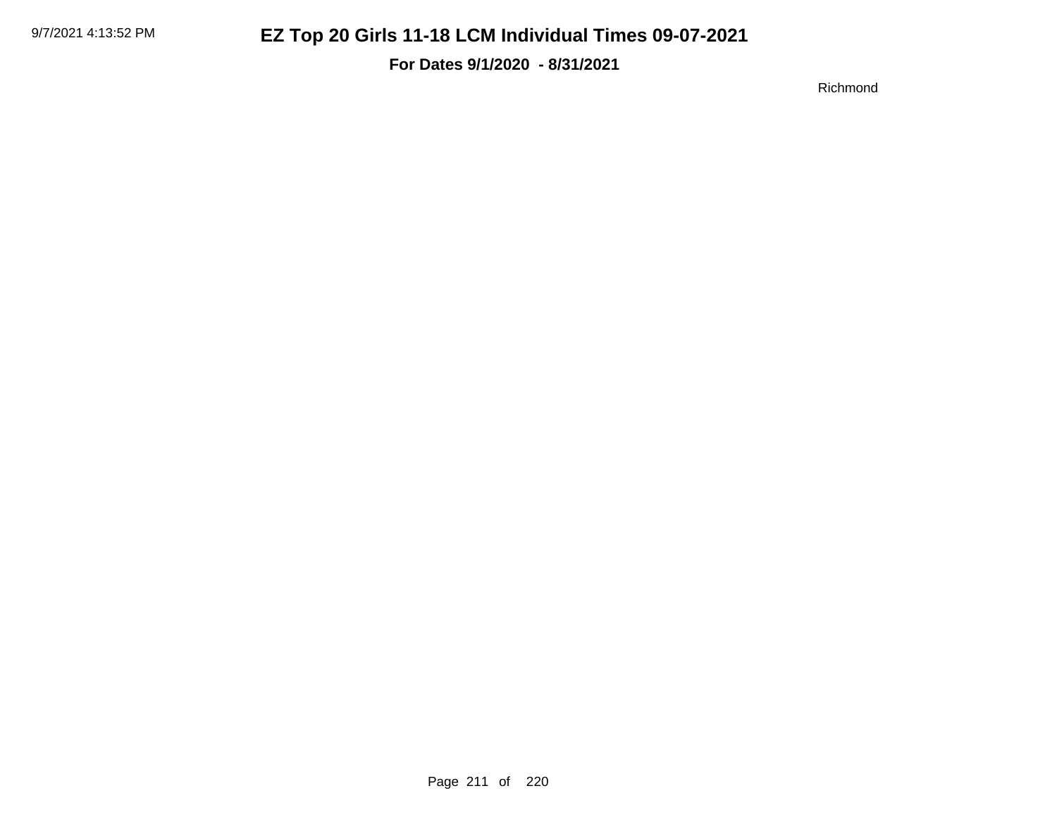# EZ Top 20 Girls 11-18 LCM Individual Times 09-07-2021

**For Dates 9/1/2020 - 8/31/2021**

Richmond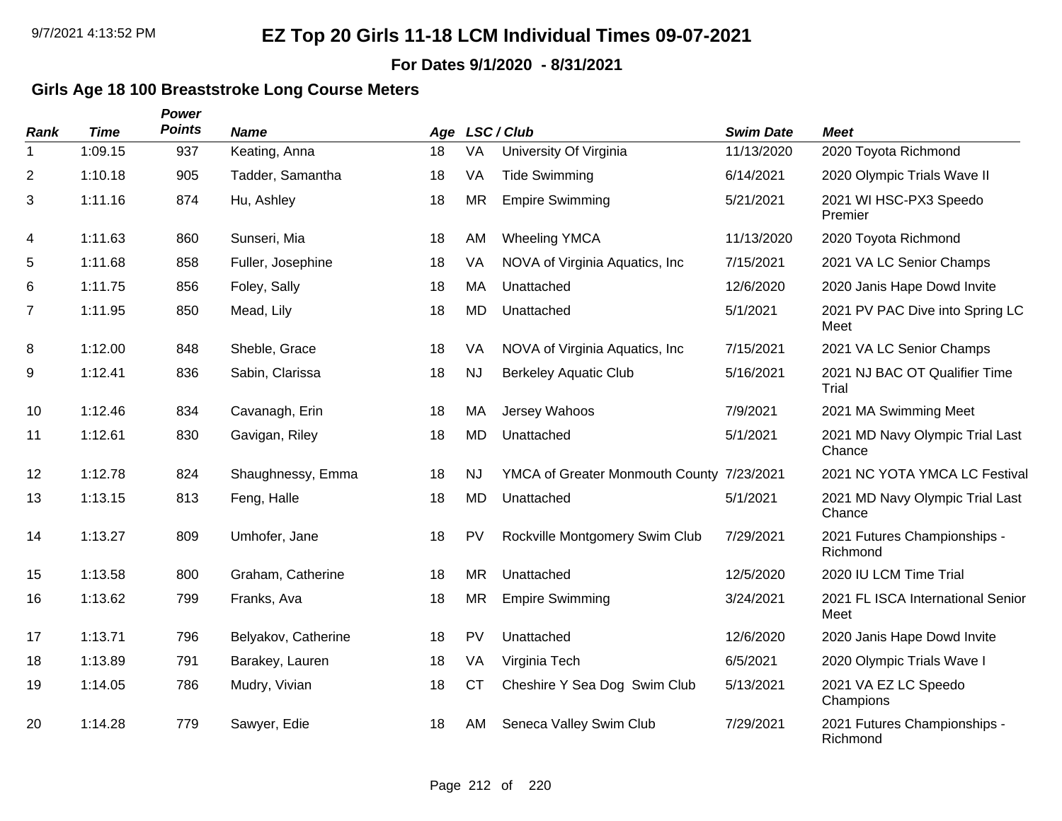# EZ Top 20 Girls 11-18 LCM Individual Times 09-07-2021

**For Dates 9/1/2020 - 8/31/2021**

### Girls Age 18 100 Breaststroke Long Course Meters

| Rank | Time | Power Points | Name | Age | LSC | Club | Swim Date | Meet |
|---|---|---|---|---|---|---|---|---|
| 1 | 1:09.15 | 937 | Keating, Anna | 18 | VA | University Of Virginia | 11/13/2020 | 2020 Toyota Richmond |
| 2 | 1:10.18 | 905 | Tadder, Samantha | 18 | VA | Tide Swimming | 6/14/2021 | 2020 Olympic Trials Wave II |
| 3 | 1:11.16 | 874 | Hu, Ashley | 18 | MR | Empire Swimming | 5/21/2021 | 2021 WI HSC-PX3 Speedo Premier |
| 4 | 1:11.63 | 860 | Sunseri, Mia | 18 | AM | Wheeling YMCA | 11/13/2020 | 2020 Toyota Richmond |
| 5 | 1:11.68 | 858 | Fuller, Josephine | 18 | VA | NOVA of Virginia Aquatics, Inc | 7/15/2021 | 2021 VA LC Senior Champs |
| 6 | 1:11.75 | 856 | Foley, Sally | 18 | MA | Unattached | 12/6/2020 | 2020 Janis Hape Dowd Invite |
| 7 | 1:11.95 | 850 | Mead, Lily | 18 | MD | Unattached | 5/1/2021 | 2021 PV PAC Dive into Spring LC Meet |
| 8 | 1:12.00 | 848 | Sheble, Grace | 18 | VA | NOVA of Virginia Aquatics, Inc | 7/15/2021 | 2021 VA LC Senior Champs |
| 9 | 1:12.41 | 836 | Sabin, Clarissa | 18 | NJ | Berkeley Aquatic Club | 5/16/2021 | 2021 NJ BAC OT Qualifier Time Trial |
| 10 | 1:12.46 | 834 | Cavanagh, Erin | 18 | MA | Jersey Wahoos | 7/9/2021 | 2021 MA Swimming Meet |
| 11 | 1:12.61 | 830 | Gavigan, Riley | 18 | MD | Unattached | 5/1/2021 | 2021 MD Navy Olympic Trial Last Chance |
| 12 | 1:12.78 | 824 | Shaughnessy, Emma | 18 | NJ | YMCA of Greater Monmouth County | 7/23/2021 | 2021 NC YOTA YMCA LC Festival |
| 13 | 1:13.15 | 813 | Feng, Halle | 18 | MD | Unattached | 5/1/2021 | 2021 MD Navy Olympic Trial Last Chance |
| 14 | 1:13.27 | 809 | Umhofer, Jane | 18 | PV | Rockville Montgomery Swim Club | 7/29/2021 | 2021 Futures Championships - Richmond |
| 15 | 1:13.58 | 800 | Graham, Catherine | 18 | MR | Unattached | 12/5/2020 | 2020 IU LCM Time Trial |
| 16 | 1:13.62 | 799 | Franks, Ava | 18 | MR | Empire Swimming | 3/24/2021 | 2021 FL ISCA International Senior Meet |
| 17 | 1:13.71 | 796 | Belyakov, Catherine | 18 | PV | Unattached | 12/6/2020 | 2020 Janis Hape Dowd Invite |
| 18 | 1:13.89 | 791 | Barakey, Lauren | 18 | VA | Virginia Tech | 6/5/2021 | 2020 Olympic Trials Wave I |
| 19 | 1:14.05 | 786 | Mudry, Vivian | 18 | CT | Cheshire Y Sea Dog Swim Club | 5/13/2021 | 2021 VA EZ LC Speedo Champions |
| 20 | 1:14.28 | 779 | Sawyer, Edie | 18 | AM | Seneca Valley Swim Club | 7/29/2021 | 2021 Futures Championships - Richmond |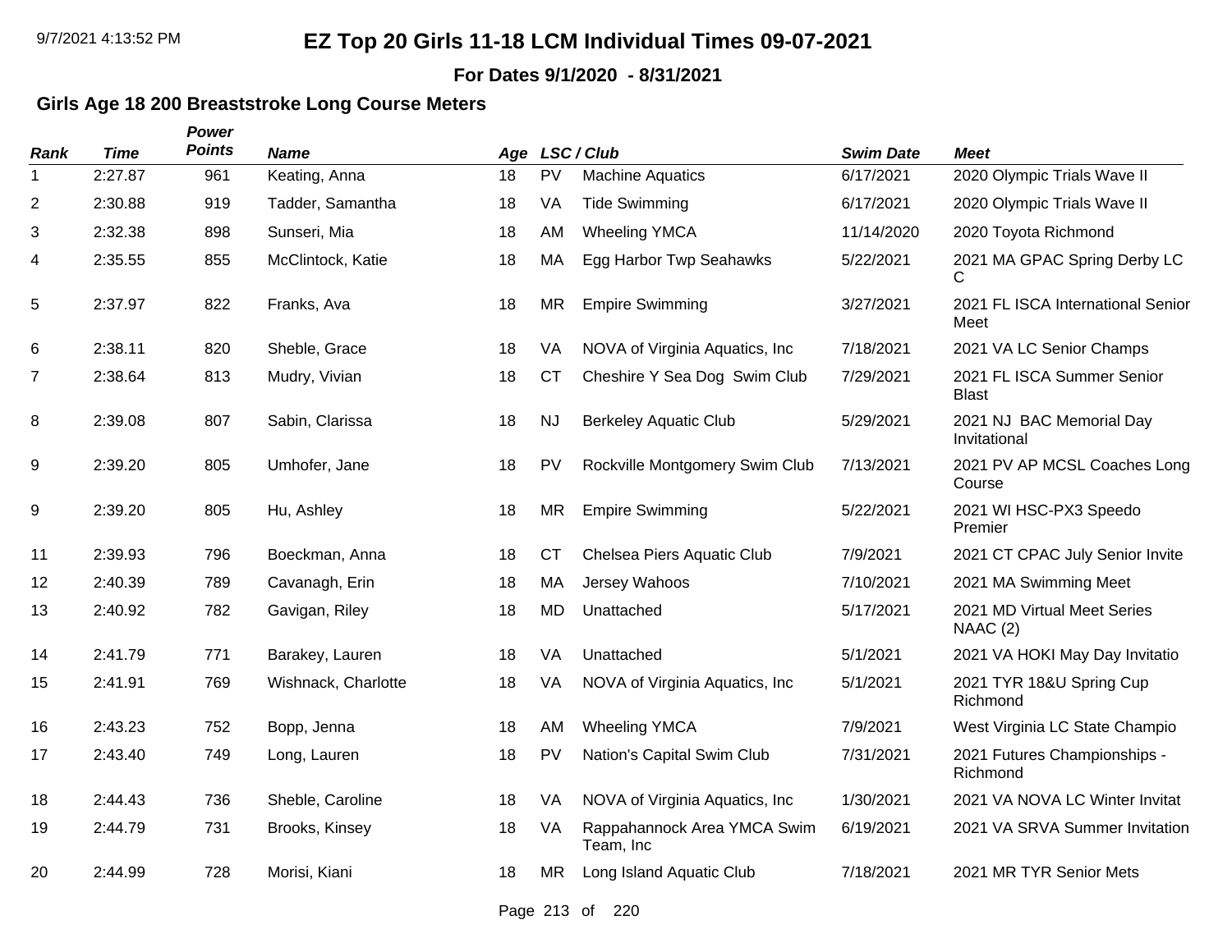# EZ Top 20 Girls 11-18 LCM Individual Times 09-07-2021

**For Dates 9/1/2020 - 8/31/2021**

## Girls Age 18 200 Breaststroke Long Course Meters

| *Rank* | *Time* | *Power Points* | *Name* | *Age* | *LSC / Club* | | *Swim Date* | *Meet* |
|---|---|---|---|---|---|---|---|---|
| 1 | 2:27.87 | 961 | Keating, Anna | 18 | PV | Machine Aquatics | 6/17/2021 | 2020 Olympic Trials Wave II |
| 2 | 2:30.88 | 919 | Tadder, Samantha | 18 | VA | Tide Swimming | 6/17/2021 | 2020 Olympic Trials Wave II |
| 3 | 2:32.38 | 898 | Sunseri, Mia | 18 | AM | Wheeling YMCA | 11/14/2020 | 2020 Toyota Richmond |
| 4 | 2:35.55 | 855 | McClintock, Katie | 18 | MA | Egg Harbor Twp Seahawks | 5/22/2021 | 2021 MA GPAC Spring Derby LC C |
| 5 | 2:37.97 | 822 | Franks, Ava | 18 | MR | Empire Swimming | 3/27/2021 | 2021 FL ISCA International Senior Meet |
| 6 | 2:38.11 | 820 | Sheble, Grace | 18 | VA | NOVA of Virginia Aquatics, Inc | 7/18/2021 | 2021 VA LC Senior Champs |
| 7 | 2:38.64 | 813 | Mudry, Vivian | 18 | CT | Cheshire Y Sea Dog Swim Club | 7/29/2021 | 2021 FL ISCA Summer Senior Blast |
| 8 | 2:39.08 | 807 | Sabin, Clarissa | 18 | NJ | Berkeley Aquatic Club | 5/29/2021 | 2021 NJ BAC Memorial Day Invitational |
| 9 | 2:39.20 | 805 | Umhofer, Jane | 18 | PV | Rockville Montgomery Swim Club | 7/13/2021 | 2021 PV AP MCSL Coaches Long Course |
| 9 | 2:39.20 | 805 | Hu, Ashley | 18 | MR | Empire Swimming | 5/22/2021 | 2021 WI HSC-PX3 Speedo Premier |
| 11 | 2:39.93 | 796 | Boeckman, Anna | 18 | CT | Chelsea Piers Aquatic Club | 7/9/2021 | 2021 CT CPAC July Senior Invite |
| 12 | 2:40.39 | 789 | Cavanagh, Erin | 18 | MA | Jersey Wahoos | 7/10/2021 | 2021 MA Swimming Meet |
| 13 | 2:40.92 | 782 | Gavigan, Riley | 18 | MD | Unattached | 5/17/2021 | 2021 MD Virtual Meet Series NAAC (2) |
| 14 | 2:41.79 | 771 | Barakey, Lauren | 18 | VA | Unattached | 5/1/2021 | 2021 VA HOKI May Day Invitatio |
| 15 | 2:41.91 | 769 | Wishnack, Charlotte | 18 | VA | NOVA of Virginia Aquatics, Inc | 5/1/2021 | 2021 TYR 18&U Spring Cup Richmond |
| 16 | 2:43.23 | 752 | Bopp, Jenna | 18 | AM | Wheeling YMCA | 7/9/2021 | West Virginia LC State Champio |
| 17 | 2:43.40 | 749 | Long, Lauren | 18 | PV | Nation's Capital Swim Club | 7/31/2021 | 2021 Futures Championships - Richmond |
| 18 | 2:44.43 | 736 | Sheble, Caroline | 18 | VA | NOVA of Virginia Aquatics, Inc | 1/30/2021 | 2021 VA NOVA LC Winter Invitat |
| 19 | 2:44.79 | 731 | Brooks, Kinsey | 18 | VA | Rappahannock Area YMCA Swim Team, Inc | 6/19/2021 | 2021 VA SRVA Summer Invitation |
| 20 | 2:44.99 | 728 | Morisi, Kiani | 18 | MR | Long Island Aquatic Club | 7/18/2021 | 2021 MR TYR Senior Mets |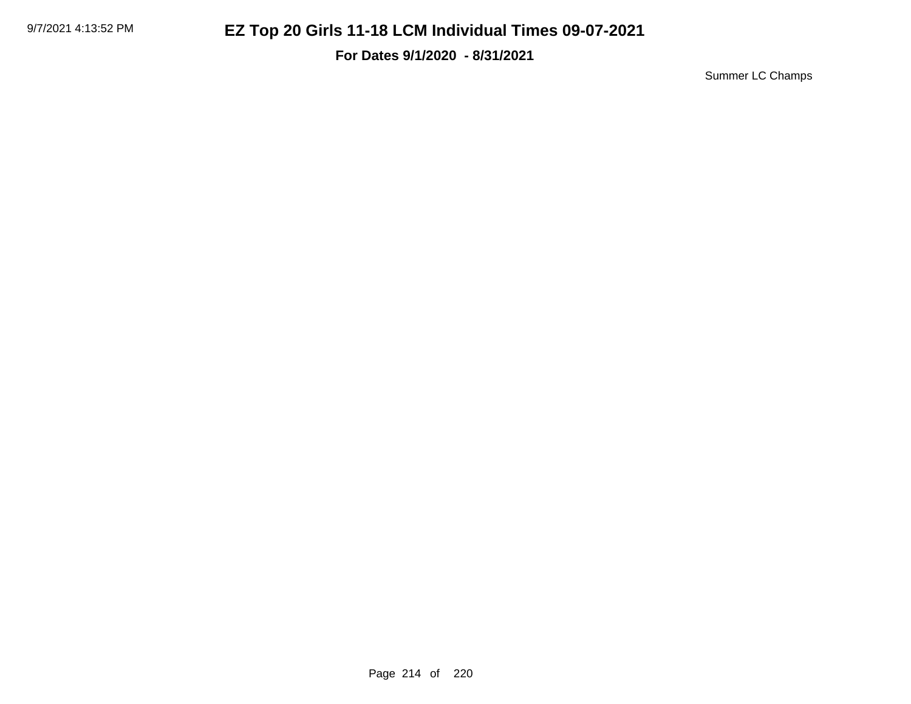# EZ Top 20 Girls 11-18 LCM Individual Times 09-07-2021

**For Dates 9/1/2020 - 8/31/2021**

Summer LC Champs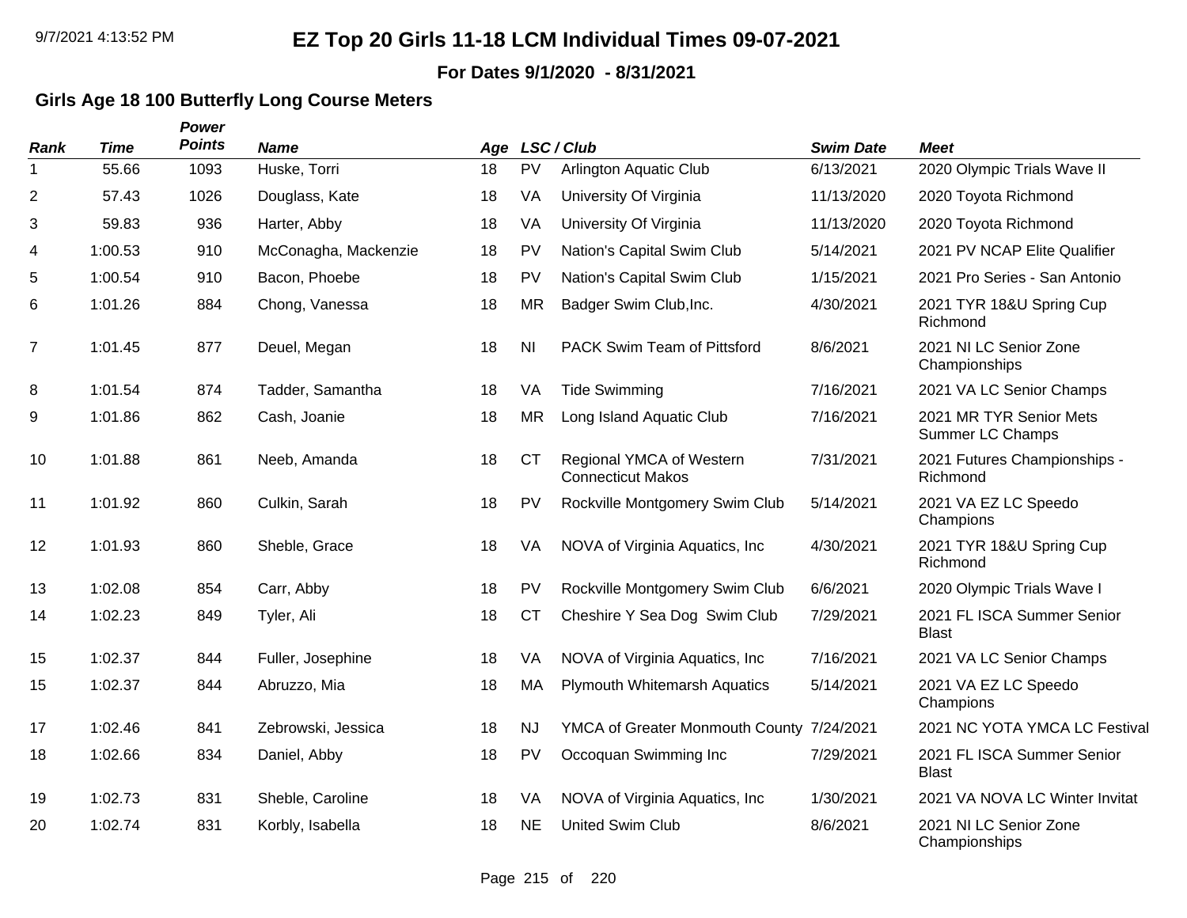# EZ Top 20 Girls 11-18 LCM Individual Times 09-07-2021

**For Dates 9/1/2020 - 8/31/2021**

## Girls Age 18 100 Butterfly Long Course Meters

| Rank | Time | Power Points | Name | Age | LSC / Club | | Swim Date | Meet |
|---|---|---|---|---|---|---|---|---|
| 1 | 55.66 | 1093 | Huske, Torri | 18 | PV | Arlington Aquatic Club | 6/13/2021 | 2020 Olympic Trials Wave II |
| 2 | 57.43 | 1026 | Douglass, Kate | 18 | VA | University Of Virginia | 11/13/2020 | 2020 Toyota Richmond |
| 3 | 59.83 | 936 | Harter, Abby | 18 | VA | University Of Virginia | 11/13/2020 | 2020 Toyota Richmond |
| 4 | 1:00.53 | 910 | McConagha, Mackenzie | 18 | PV | Nation's Capital Swim Club | 5/14/2021 | 2021 PV NCAP Elite Qualifier |
| 5 | 1:00.54 | 910 | Bacon, Phoebe | 18 | PV | Nation's Capital Swim Club | 1/15/2021 | 2021 Pro Series - San Antonio |
| 6 | 1:01.26 | 884 | Chong, Vanessa | 18 | MR | Badger Swim Club,Inc. | 4/30/2021 | 2021 TYR 18&U Spring Cup Richmond |
| 7 | 1:01.45 | 877 | Deuel, Megan | 18 | NI | PACK Swim Team of Pittsford | 8/6/2021 | 2021 NI LC Senior Zone Championships |
| 8 | 1:01.54 | 874 | Tadder, Samantha | 18 | VA | Tide Swimming | 7/16/2021 | 2021 VA LC Senior Champs |
| 9 | 1:01.86 | 862 | Cash, Joanie | 18 | MR | Long Island Aquatic Club | 7/16/2021 | 2021 MR TYR Senior Mets Summer LC Champs |
| 10 | 1:01.88 | 861 | Neeb, Amanda | 18 | CT | Regional YMCA of Western Connecticut Makos | 7/31/2021 | 2021 Futures Championships - Richmond |
| 11 | 1:01.92 | 860 | Culkin, Sarah | 18 | PV | Rockville Montgomery Swim Club | 5/14/2021 | 2021 VA EZ LC Speedo Champions |
| 12 | 1:01.93 | 860 | Sheble, Grace | 18 | VA | NOVA of Virginia Aquatics, Inc | 4/30/2021 | 2021 TYR 18&U Spring Cup Richmond |
| 13 | 1:02.08 | 854 | Carr, Abby | 18 | PV | Rockville Montgomery Swim Club | 6/6/2021 | 2020 Olympic Trials Wave I |
| 14 | 1:02.23 | 849 | Tyler, Ali | 18 | CT | Cheshire Y Sea Dog Swim Club | 7/29/2021 | 2021 FL ISCA Summer Senior Blast |
| 15 | 1:02.37 | 844 | Fuller, Josephine | 18 | VA | NOVA of Virginia Aquatics, Inc | 7/16/2021 | 2021 VA LC Senior Champs |
| 15 | 1:02.37 | 844 | Abruzzo, Mia | 18 | MA | Plymouth Whitemarsh Aquatics | 5/14/2021 | 2021 VA EZ LC Speedo Champions |
| 17 | 1:02.46 | 841 | Zebrowski, Jessica | 18 | NJ | YMCA of Greater Monmouth County | 7/24/2021 | 2021 NC YOTA YMCA LC Festival |
| 18 | 1:02.66 | 834 | Daniel, Abby | 18 | PV | Occoquan Swimming Inc | 7/29/2021 | 2021 FL ISCA Summer Senior Blast |
| 19 | 1:02.73 | 831 | Sheble, Caroline | 18 | VA | NOVA of Virginia Aquatics, Inc | 1/30/2021 | 2021 VA NOVA LC Winter Invitat |
| 20 | 1:02.74 | 831 | Korbly, Isabella | 18 | NE | United Swim Club | 8/6/2021 | 2021 NI LC Senior Zone Championships |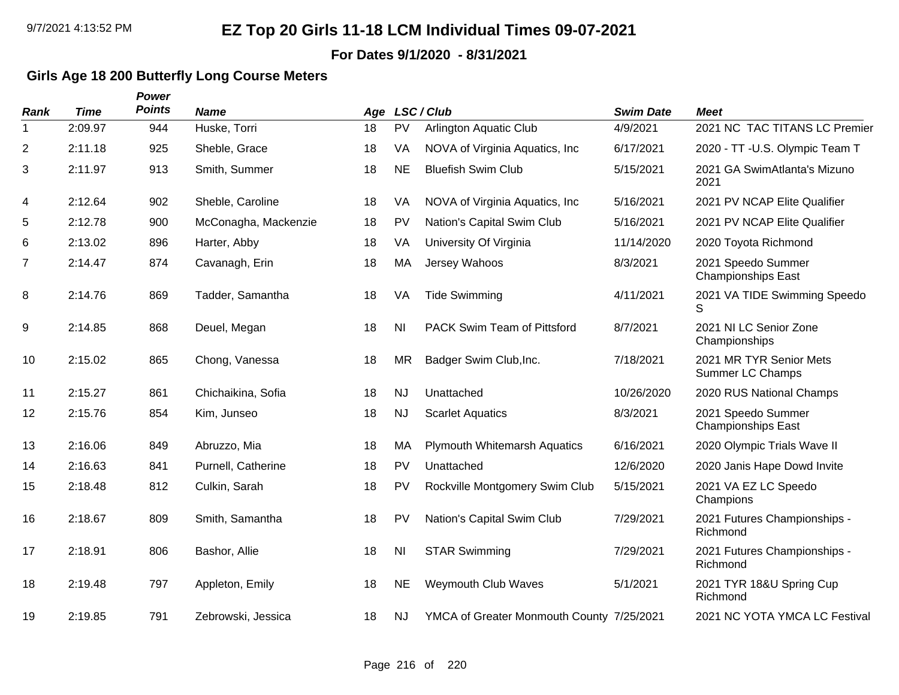# EZ Top 20 Girls 11-18 LCM Individual Times 09-07-2021

**For Dates 9/1/2020 - 8/31/2021**

### Girls Age 18 200 Butterfly Long Course Meters

| Rank | Time | Power Points | Name | Age | LSC / Club | | Swim Date | Meet |
|---|---|---|---|---|---|---|---|---|
| 1 | 2:09.97 | 944 | Huske, Torri | 18 | PV | Arlington Aquatic Club | 4/9/2021 | 2021 NC TAC TITANS LC Premier |
| 2 | 2:11.18 | 925 | Sheble, Grace | 18 | VA | NOVA of Virginia Aquatics, Inc | 6/17/2021 | 2020 - TT -U.S. Olympic Team T |
| 3 | 2:11.97 | 913 | Smith, Summer | 18 | NE | Bluefish Swim Club | 5/15/2021 | 2021 GA SwimAtlanta's Mizuno 2021 |
| 4 | 2:12.64 | 902 | Sheble, Caroline | 18 | VA | NOVA of Virginia Aquatics, Inc | 5/16/2021 | 2021 PV NCAP Elite Qualifier |
| 5 | 2:12.78 | 900 | McConagha, Mackenzie | 18 | PV | Nation's Capital Swim Club | 5/16/2021 | 2021 PV NCAP Elite Qualifier |
| 6 | 2:13.02 | 896 | Harter, Abby | 18 | VA | University Of Virginia | 11/14/2020 | 2020 Toyota Richmond |
| 7 | 2:14.47 | 874 | Cavanagh, Erin | 18 | MA | Jersey Wahoos | 8/3/2021 | 2021 Speedo Summer Championships East |
| 8 | 2:14.76 | 869 | Tadder, Samantha | 18 | VA | Tide Swimming | 4/11/2021 | 2021 VA TIDE Swimming Speedo S |
| 9 | 2:14.85 | 868 | Deuel, Megan | 18 | NI | PACK Swim Team of Pittsford | 8/7/2021 | 2021 NI LC Senior Zone Championships |
| 10 | 2:15.02 | 865 | Chong, Vanessa | 18 | MR | Badger Swim Club,Inc. | 7/18/2021 | 2021 MR TYR Senior Mets Summer LC Champs |
| 11 | 2:15.27 | 861 | Chichaikina, Sofia | 18 | NJ | Unattached | 10/26/2020 | 2020 RUS National Champs |
| 12 | 2:15.76 | 854 | Kim, Junseo | 18 | NJ | Scarlet Aquatics | 8/3/2021 | 2021 Speedo Summer Championships East |
| 13 | 2:16.06 | 849 | Abruzzo, Mia | 18 | MA | Plymouth Whitemarsh Aquatics | 6/16/2021 | 2020 Olympic Trials Wave II |
| 14 | 2:16.63 | 841 | Purnell, Catherine | 18 | PV | Unattached | 12/6/2020 | 2020 Janis Hape Dowd Invite |
| 15 | 2:18.48 | 812 | Culkin, Sarah | 18 | PV | Rockville Montgomery Swim Club | 5/15/2021 | 2021 VA EZ LC Speedo Champions |
| 16 | 2:18.67 | 809 | Smith, Samantha | 18 | PV | Nation's Capital Swim Club | 7/29/2021 | 2021 Futures Championships - Richmond |
| 17 | 2:18.91 | 806 | Bashor, Allie | 18 | NI | STAR Swimming | 7/29/2021 | 2021 Futures Championships - Richmond |
| 18 | 2:19.48 | 797 | Appleton, Emily | 18 | NE | Weymouth Club Waves | 5/1/2021 | 2021 TYR 18&U Spring Cup Richmond |
| 19 | 2:19.85 | 791 | Zebrowski, Jessica | 18 | NJ | YMCA of Greater Monmouth County | 7/25/2021 | 2021 NC YOTA YMCA LC Festival |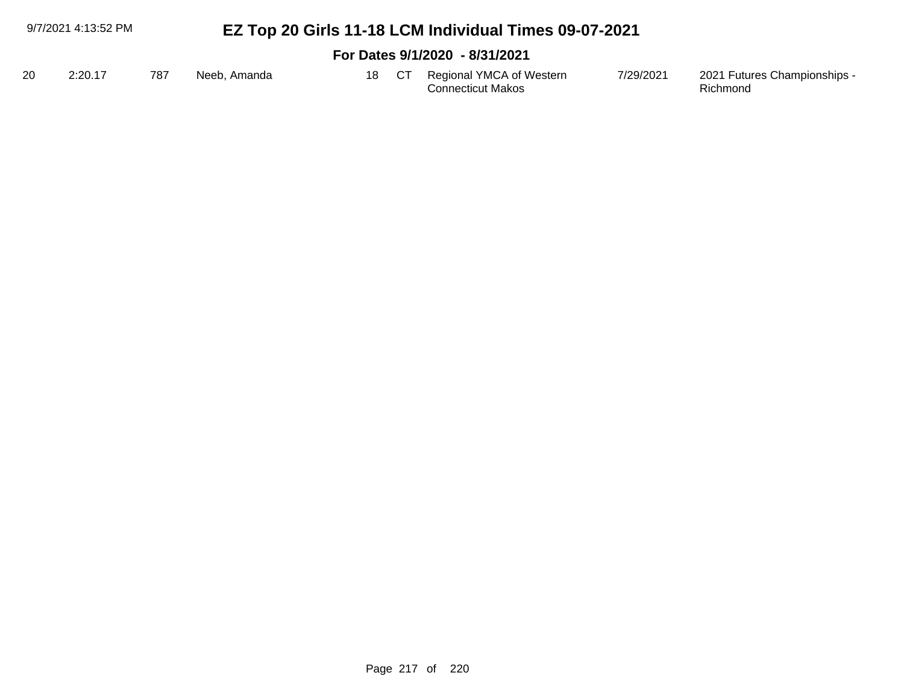# EZ Top 20 Girls 11-18 LCM Individual Times 09-07-2021

## For Dates 9/1/2020 - 8/31/2021

| | | | | | | | | |
|---|---|---|---|---|---|---|---|---|
| 20 | 2:20.17 | 787 | Neeb, Amanda | 18 | CT | Regional YMCA of Western Connecticut Makos | 7/29/2021 | 2021 Futures Championships - Richmond |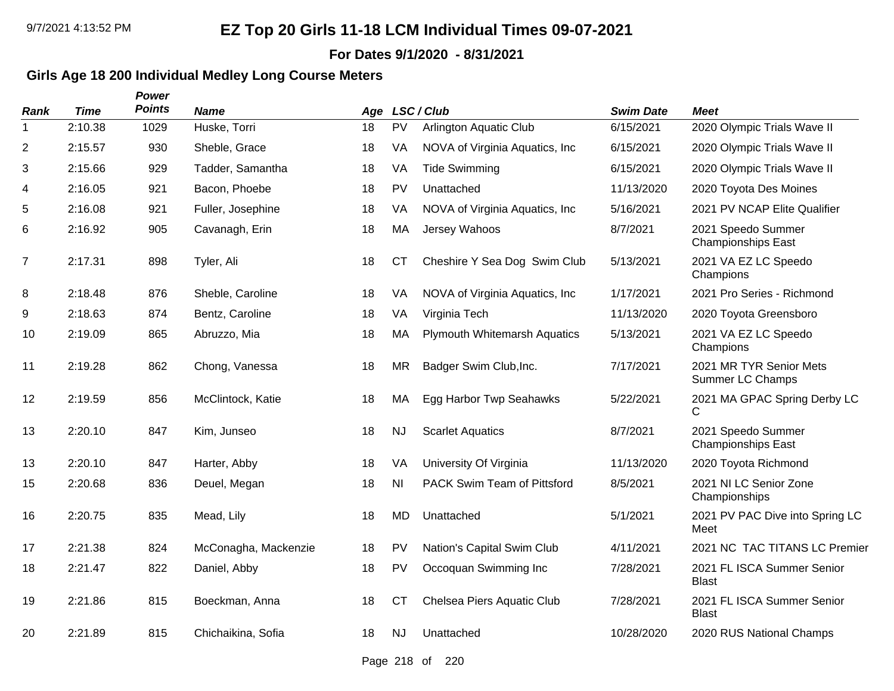# EZ Top 20 Girls 11-18 LCM Individual Times 09-07-2021

**For Dates 9/1/2020 - 8/31/2021**

## Girls Age 18 200 Individual Medley Long Course Meters

| Rank | Time | Power Points | Name | Age | LSC / Club | | Swim Date | Meet |
|---|---|---|---|---|---|---|---|---|
| 1 | 2:10.38 | 1029 | Huske, Torri | 18 | PV | Arlington Aquatic Club | 6/15/2021 | 2020 Olympic Trials Wave II |
| 2 | 2:15.57 | 930 | Sheble, Grace | 18 | VA | NOVA of Virginia Aquatics, Inc | 6/15/2021 | 2020 Olympic Trials Wave II |
| 3 | 2:15.66 | 929 | Tadder, Samantha | 18 | VA | Tide Swimming | 6/15/2021 | 2020 Olympic Trials Wave II |
| 4 | 2:16.05 | 921 | Bacon, Phoebe | 18 | PV | Unattached | 11/13/2020 | 2020 Toyota Des Moines |
| 5 | 2:16.08 | 921 | Fuller, Josephine | 18 | VA | NOVA of Virginia Aquatics, Inc | 5/16/2021 | 2021 PV NCAP Elite Qualifier |
| 6 | 2:16.92 | 905 | Cavanagh, Erin | 18 | MA | Jersey Wahoos | 8/7/2021 | 2021 Speedo Summer Championships East |
| 7 | 2:17.31 | 898 | Tyler, Ali | 18 | CT | Cheshire Y Sea Dog Swim Club | 5/13/2021 | 2021 VA EZ LC Speedo Champions |
| 8 | 2:18.48 | 876 | Sheble, Caroline | 18 | VA | NOVA of Virginia Aquatics, Inc | 1/17/2021 | 2021 Pro Series - Richmond |
| 9 | 2:18.63 | 874 | Bentz, Caroline | 18 | VA | Virginia Tech | 11/13/2020 | 2020 Toyota Greensboro |
| 10 | 2:19.09 | 865 | Abruzzo, Mia | 18 | MA | Plymouth Whitemarsh Aquatics | 5/13/2021 | 2021 VA EZ LC Speedo Champions |
| 11 | 2:19.28 | 862 | Chong, Vanessa | 18 | MR | Badger Swim Club,Inc. | 7/17/2021 | 2021 MR TYR Senior Mets Summer LC Champs |
| 12 | 2:19.59 | 856 | McClintock, Katie | 18 | MA | Egg Harbor Twp Seahawks | 5/22/2021 | 2021 MA GPAC Spring Derby LC C |
| 13 | 2:20.10 | 847 | Kim, Junseo | 18 | NJ | Scarlet Aquatics | 8/7/2021 | 2021 Speedo Summer Championships East |
| 13 | 2:20.10 | 847 | Harter, Abby | 18 | VA | University Of Virginia | 11/13/2020 | 2020 Toyota Richmond |
| 15 | 2:20.68 | 836 | Deuel, Megan | 18 | NI | PACK Swim Team of Pittsford | 8/5/2021 | 2021 NI LC Senior Zone Championships |
| 16 | 2:20.75 | 835 | Mead, Lily | 18 | MD | Unattached | 5/1/2021 | 2021 PV PAC Dive into Spring LC Meet |
| 17 | 2:21.38 | 824 | McConagha, Mackenzie | 18 | PV | Nation's Capital Swim Club | 4/11/2021 | 2021 NC TAC TITANS LC Premier |
| 18 | 2:21.47 | 822 | Daniel, Abby | 18 | PV | Occoquan Swimming Inc | 7/28/2021 | 2021 FL ISCA Summer Senior Blast |
| 19 | 2:21.86 | 815 | Boeckman, Anna | 18 | CT | Chelsea Piers Aquatic Club | 7/28/2021 | 2021 FL ISCA Summer Senior Blast |
| 20 | 2:21.89 | 815 | Chichaikina, Sofia | 18 | NJ | Unattached | 10/28/2020 | 2020 RUS National Champs |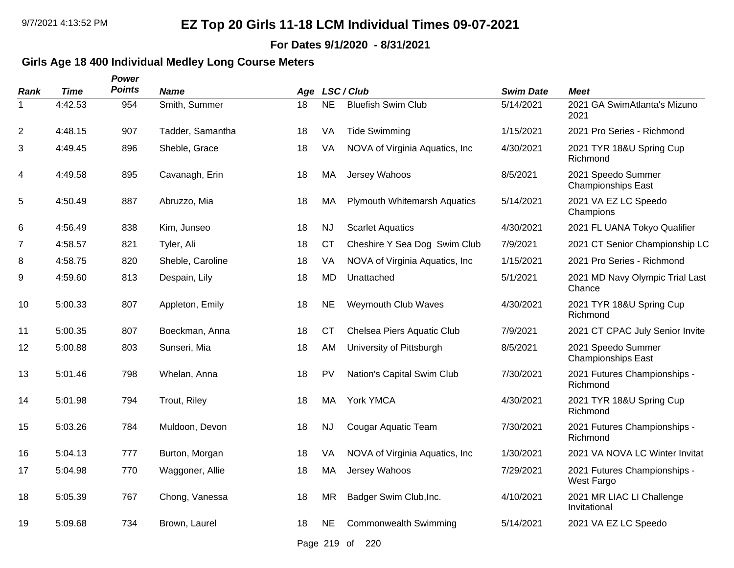# EZ Top 20 Girls 11-18 LCM Individual Times 09-07-2021

**For Dates 9/1/2020 - 8/31/2021**

## Girls Age 18 400 Individual Medley Long Course Meters

| Rank | Time | Power Points | Name | Age | LSC / Club | | Swim Date | Meet |
|---|---|---|---|---|---|---|---|---|
| 1 | 4:42.53 | 954 | Smith, Summer | 18 | NE | Bluefish Swim Club | 5/14/2021 | 2021 GA SwimAtlanta's Mizuno 2021 |
| 2 | 4:48.15 | 907 | Tadder, Samantha | 18 | VA | Tide Swimming | 1/15/2021 | 2021 Pro Series - Richmond |
| 3 | 4:49.45 | 896 | Sheble, Grace | 18 | VA | NOVA of Virginia Aquatics, Inc | 4/30/2021 | 2021 TYR 18&U Spring Cup Richmond |
| 4 | 4:49.58 | 895 | Cavanagh, Erin | 18 | MA | Jersey Wahoos | 8/5/2021 | 2021 Speedo Summer Championships East |
| 5 | 4:50.49 | 887 | Abruzzo, Mia | 18 | MA | Plymouth Whitemarsh Aquatics | 5/14/2021 | 2021 VA EZ LC Speedo Champions |
| 6 | 4:56.49 | 838 | Kim, Junseo | 18 | NJ | Scarlet Aquatics | 4/30/2021 | 2021 FL UANA Tokyo Qualifier |
| 7 | 4:58.57 | 821 | Tyler, Ali | 18 | CT | Cheshire Y Sea Dog Swim Club | 7/9/2021 | 2021 CT Senior Championship LC |
| 8 | 4:58.75 | 820 | Sheble, Caroline | 18 | VA | NOVA of Virginia Aquatics, Inc | 1/15/2021 | 2021 Pro Series - Richmond |
| 9 | 4:59.60 | 813 | Despain, Lily | 18 | MD | Unattached | 5/1/2021 | 2021 MD Navy Olympic Trial Last Chance |
| 10 | 5:00.33 | 807 | Appleton, Emily | 18 | NE | Weymouth Club Waves | 4/30/2021 | 2021 TYR 18&U Spring Cup Richmond |
| 11 | 5:00.35 | 807 | Boeckman, Anna | 18 | CT | Chelsea Piers Aquatic Club | 7/9/2021 | 2021 CT CPAC July Senior Invite |
| 12 | 5:00.88 | 803 | Sunseri, Mia | 18 | AM | University of Pittsburgh | 8/5/2021 | 2021 Speedo Summer Championships East |
| 13 | 5:01.46 | 798 | Whelan, Anna | 18 | PV | Nation's Capital Swim Club | 7/30/2021 | 2021 Futures Championships - Richmond |
| 14 | 5:01.98 | 794 | Trout, Riley | 18 | MA | York YMCA | 4/30/2021 | 2021 TYR 18&U Spring Cup Richmond |
| 15 | 5:03.26 | 784 | Muldoon, Devon | 18 | NJ | Cougar Aquatic Team | 7/30/2021 | 2021 Futures Championships - Richmond |
| 16 | 5:04.13 | 777 | Burton, Morgan | 18 | VA | NOVA of Virginia Aquatics, Inc | 1/30/2021 | 2021 VA NOVA LC Winter Invitat |
| 17 | 5:04.98 | 770 | Waggoner, Allie | 18 | MA | Jersey Wahoos | 7/29/2021 | 2021 Futures Championships - West Fargo |
| 18 | 5:05.39 | 767 | Chong, Vanessa | 18 | MR | Badger Swim Club,Inc. | 4/10/2021 | 2021 MR LIAC LI Challenge Invitational |
| 19 | 5:09.68 | 734 | Brown, Laurel | 18 | NE | Commonwealth Swimming | 5/14/2021 | 2021 VA EZ LC Speedo |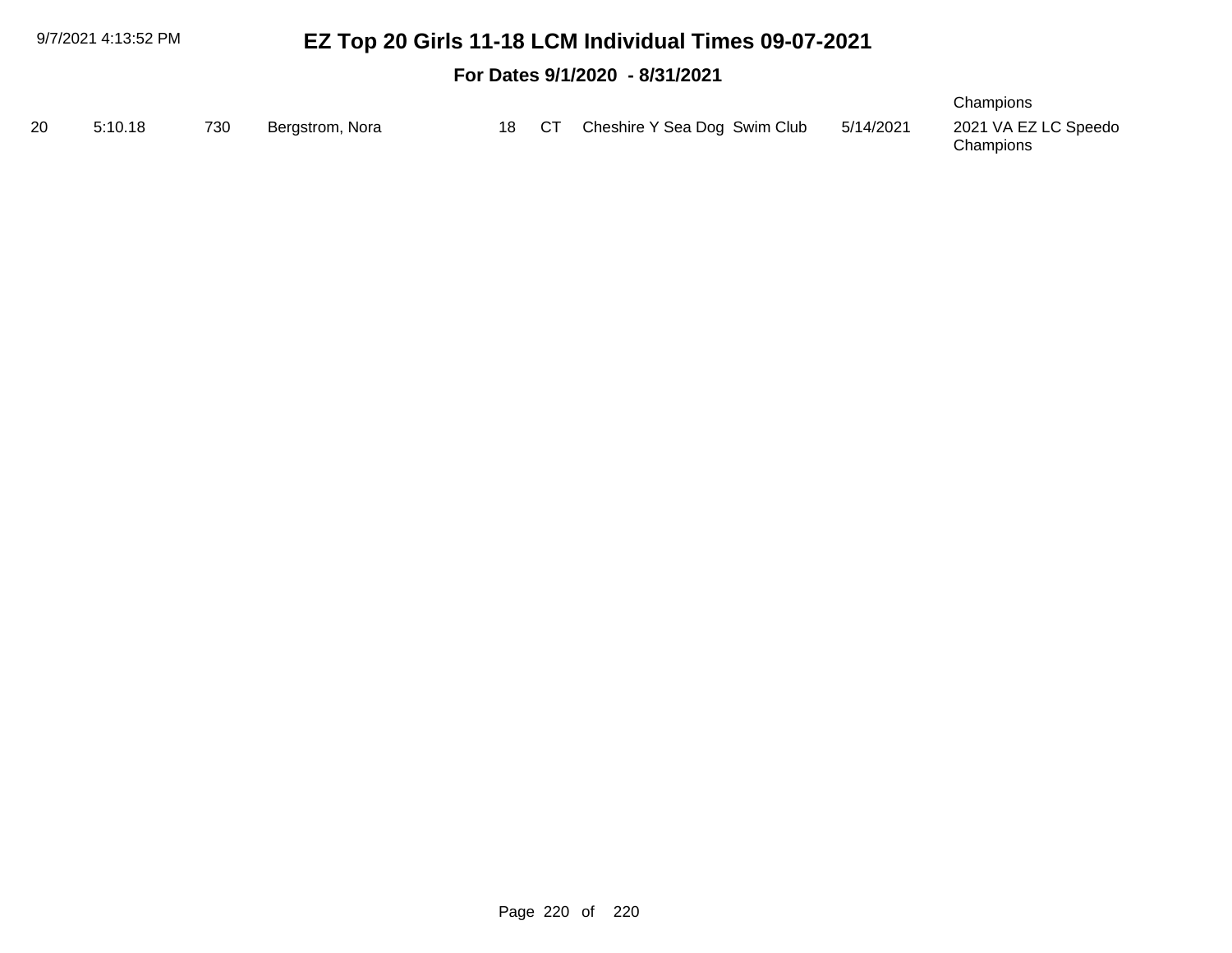Champions

| | | | | | | | | |
|---|---|---|---|---|---|---|---|---|
| 20 | 5:10.18 | 730 | Bergstrom, Nora | 18 | CT | Cheshire Y Sea Dog Swim Club | 5/14/2021 | 2021 VA EZ LC Speedo Champions |